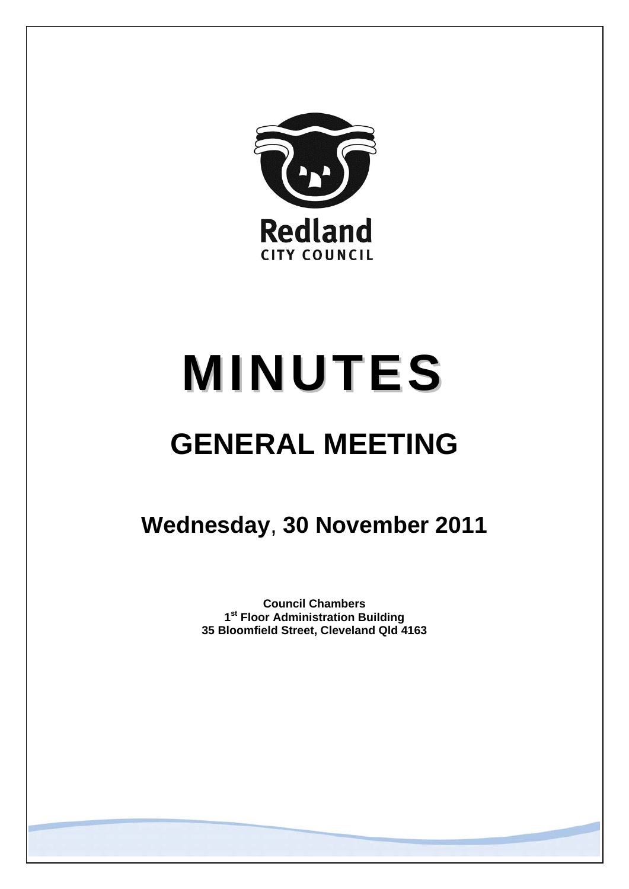Redland

CITY COUNCIL

# MINUTES

# GENERAL MEETING

## Wednesday, 30 November 2011

**Council Chambers**
**1st Floor Administration Building**
**35 Bloomfield Street, Cleveland Qld 4163**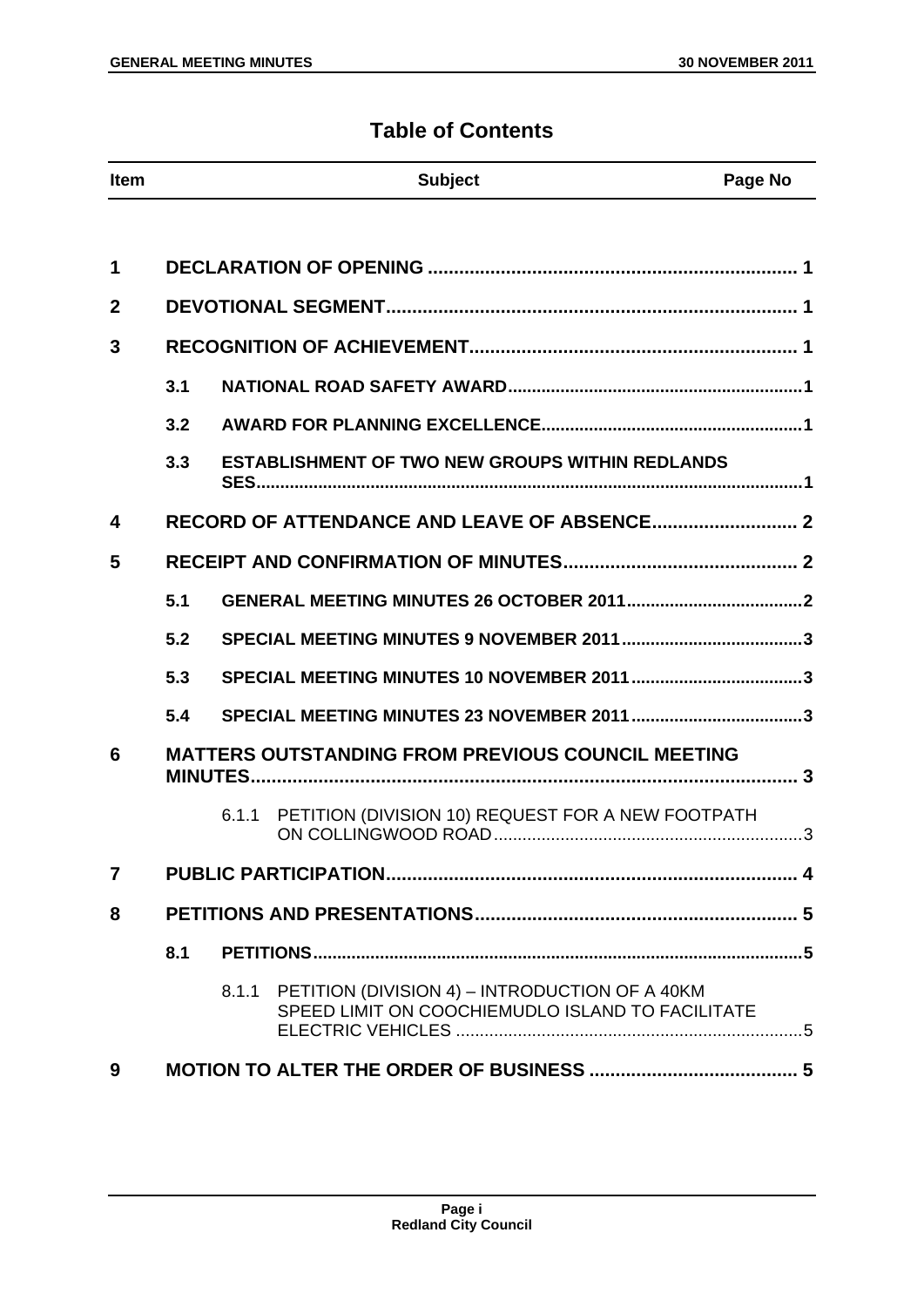# Table of Contents

| Item | | | Subject | Page No |
|---|---|---|---|---|
| 1 | | | **DECLARATION OF OPENING** | 1 |
| 2 | | | **DEVOTIONAL SEGMENT** | 1 |
| 3 | | | **RECOGNITION OF ACHIEVEMENT** | 1 |
| | 3.1 | | **NATIONAL ROAD SAFETY AWARD** | 1 |
| | 3.2 | | **AWARD FOR PLANNING EXCELLENCE** | 1 |
| | 3.3 | | **ESTABLISHMENT OF TWO NEW GROUPS WITHIN REDLANDS SES** | 1 |
| 4 | | | **RECORD OF ATTENDANCE AND LEAVE OF ABSENCE** | 2 |
| 5 | | | **RECEIPT AND CONFIRMATION OF MINUTES** | 2 |
| | 5.1 | | **GENERAL MEETING MINUTES 26 OCTOBER 2011** | 2 |
| | 5.2 | | **SPECIAL MEETING MINUTES 9 NOVEMBER 2011** | 3 |
| | 5.3 | | **SPECIAL MEETING MINUTES 10 NOVEMBER 2011** | 3 |
| | 5.4 | | **SPECIAL MEETING MINUTES 23 NOVEMBER 2011** | 3 |
| 6 | | | **MATTERS OUTSTANDING FROM PREVIOUS COUNCIL MEETING MINUTES** | 3 |
| | | 6.1.1 | PETITION (DIVISION 10) REQUEST FOR A NEW FOOTPATH ON COLLINGWOOD ROAD | 3 |
| 7 | | | **PUBLIC PARTICIPATION** | 4 |
| 8 | | | **PETITIONS AND PRESENTATIONS** | 5 |
| | 8.1 | | **PETITIONS** | 5 |
| | | 8.1.1 | PETITION (DIVISION 4) – INTRODUCTION OF A 40KM SPEED LIMIT ON COOCHIEMUDLO ISLAND TO FACILITATE ELECTRIC VEHICLES | 5 |
| 9 | | | **MOTION TO ALTER THE ORDER OF BUSINESS** | 5 |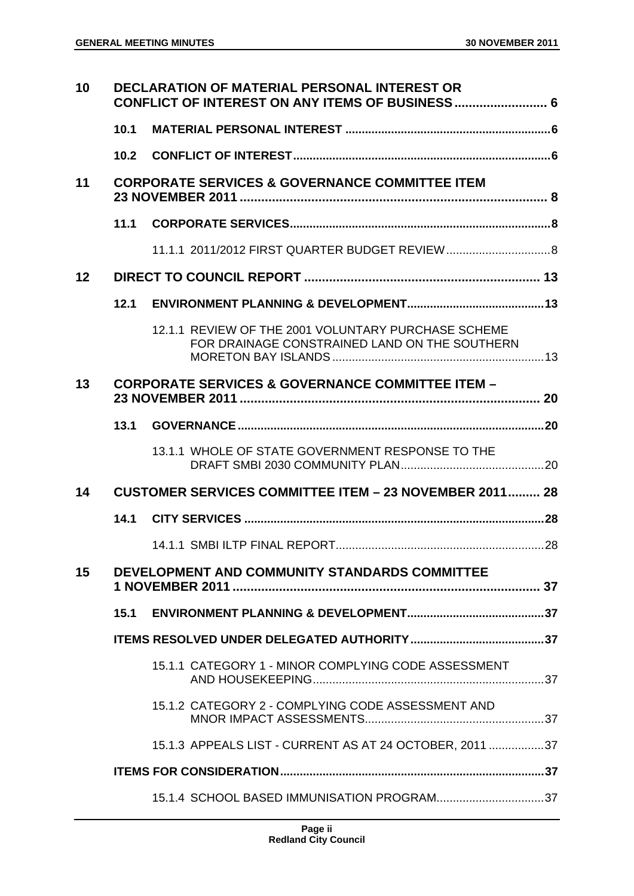| | | | |
|---|---|---|---|
| **10** | **DECLARATION OF MATERIAL PERSONAL INTEREST OR CONFLICT OF INTEREST ON ANY ITEMS OF BUSINESS** | | **6** |
| | **10.1** | **MATERIAL PERSONAL INTEREST** | **6** |
| | **10.2** | **CONFLICT OF INTEREST** | **6** |
| **11** | **CORPORATE SERVICES & GOVERNANCE COMMITTEE ITEM 23 NOVEMBER 2011** | | **8** |
| | **11.1** | **CORPORATE SERVICES** | **8** |
| | | 11.1.1 2011/2012 FIRST QUARTER BUDGET REVIEW | 8 |
| **12** | **DIRECT TO COUNCIL REPORT** | | **13** |
| | **12.1** | **ENVIRONMENT PLANNING & DEVELOPMENT** | **13** |
| | | 12.1.1 REVIEW OF THE 2001 VOLUNTARY PURCHASE SCHEME FOR DRAINAGE CONSTRAINED LAND ON THE SOUTHERN MORETON BAY ISLANDS | 13 |
| **13** | **CORPORATE SERVICES & GOVERNANCE COMMITTEE ITEM – 23 NOVEMBER 2011** | | **20** |
| | **13.1** | **GOVERNANCE** | **20** |
| | | 13.1.1 WHOLE OF STATE GOVERNMENT RESPONSE TO THE DRAFT SMBI 2030 COMMUNITY PLAN | 20 |
| **14** | **CUSTOMER SERVICES COMMITTEE ITEM – 23 NOVEMBER 2011** | | **28** |
| | **14.1** | **CITY SERVICES** | **28** |
| | | 14.1.1 SMBI ILTP FINAL REPORT | 28 |
| **15** | **DEVELOPMENT AND COMMUNITY STANDARDS COMMITTEE 1 NOVEMBER 2011** | | **37** |
| | **15.1** | **ENVIRONMENT PLANNING & DEVELOPMENT** | **37** |
| | **ITEMS RESOLVED UNDER DELEGATED AUTHORITY** | | **37** |
| | | 15.1.1 CATEGORY 1 - MINOR COMPLYING CODE ASSESSMENT AND HOUSEKEEPING | 37 |
| | | 15.1.2 CATEGORY 2 - COMPLYING CODE ASSESSMENT AND MNOR IMPACT ASSESSMENTS | 37 |
| | | 15.1.3 APPEALS LIST - CURRENT AS AT 24 OCTOBER, 2011 | 37 |
| | **ITEMS FOR CONSIDERATION** | | **37** |
| | | 15.1.4 SCHOOL BASED IMMUNISATION PROGRAM | 37 |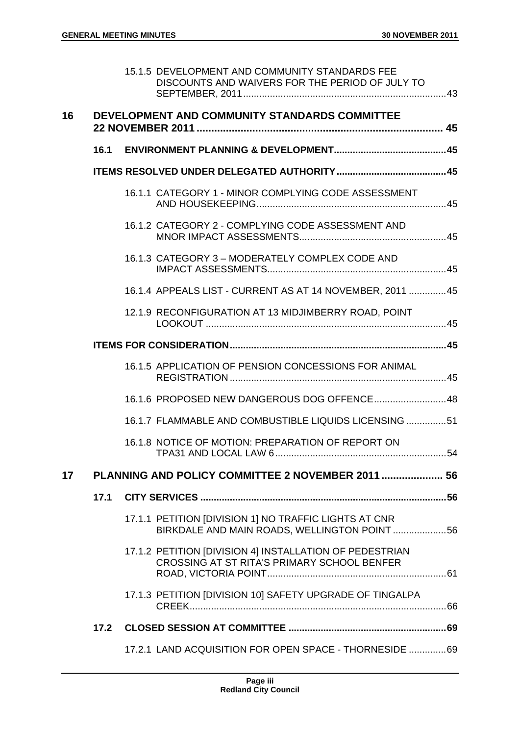15.1.5 DEVELOPMENT AND COMMUNITY STANDARDS FEE DISCOUNTS AND WAIVERS FOR THE PERIOD OF JULY TO SEPTEMBER, 2011 ........ 43

**16 DEVELOPMENT AND COMMUNITY STANDARDS COMMITTEE 22 NOVEMBER 2011 ........ 45**

**16.1 ENVIRONMENT PLANNING & DEVELOPMENT ........ 45**

**ITEMS RESOLVED UNDER DELEGATED AUTHORITY ........ 45**

16.1.1 CATEGORY 1 - MINOR COMPLYING CODE ASSESSMENT AND HOUSEKEEPING ........ 45

16.1.2 CATEGORY 2 - COMPLYING CODE ASSESSMENT AND MNOR IMPACT ASSESSMENTS ........ 45

16.1.3 CATEGORY 3 – MODERATELY COMPLEX CODE AND IMPACT ASSESSMENTS ........ 45

16.1.4 APPEALS LIST - CURRENT AS AT 14 NOVEMBER, 2011 ........ 45

12.1.9 RECONFIGURATION AT 13 MIDJIMBERRY ROAD, POINT LOOKOUT ........ 45

**ITEMS FOR CONSIDERATION ........ 45**

16.1.5 APPLICATION OF PENSION CONCESSIONS FOR ANIMAL REGISTRATION ........ 45

16.1.6 PROPOSED NEW DANGEROUS DOG OFFENCE ........ 48

16.1.7 FLAMMABLE AND COMBUSTIBLE LIQUIDS LICENSING ........ 51

16.1.8 NOTICE OF MOTION: PREPARATION OF REPORT ON TPA31 AND LOCAL LAW 6 ........ 54

**17 PLANNING AND POLICY COMMITTEE 2 NOVEMBER 2011 ........ 56**

**17.1 CITY SERVICES ........ 56**

17.1.1 PETITION [DIVISION 1] NO TRAFFIC LIGHTS AT CNR BIRKDALE AND MAIN ROADS, WELLINGTON POINT ........ 56

17.1.2 PETITION [DIVISION 4] INSTALLATION OF PEDESTRIAN CROSSING AT ST RITA'S PRIMARY SCHOOL BENFER ROAD, VICTORIA POINT ........ 61

17.1.3 PETITION [DIVISION 10] SAFETY UPGRADE OF TINGALPA CREEK ........ 66

**17.2 CLOSED SESSION AT COMMITTEE ........ 69**

17.2.1 LAND ACQUISITION FOR OPEN SPACE - THORNESIDE ........ 69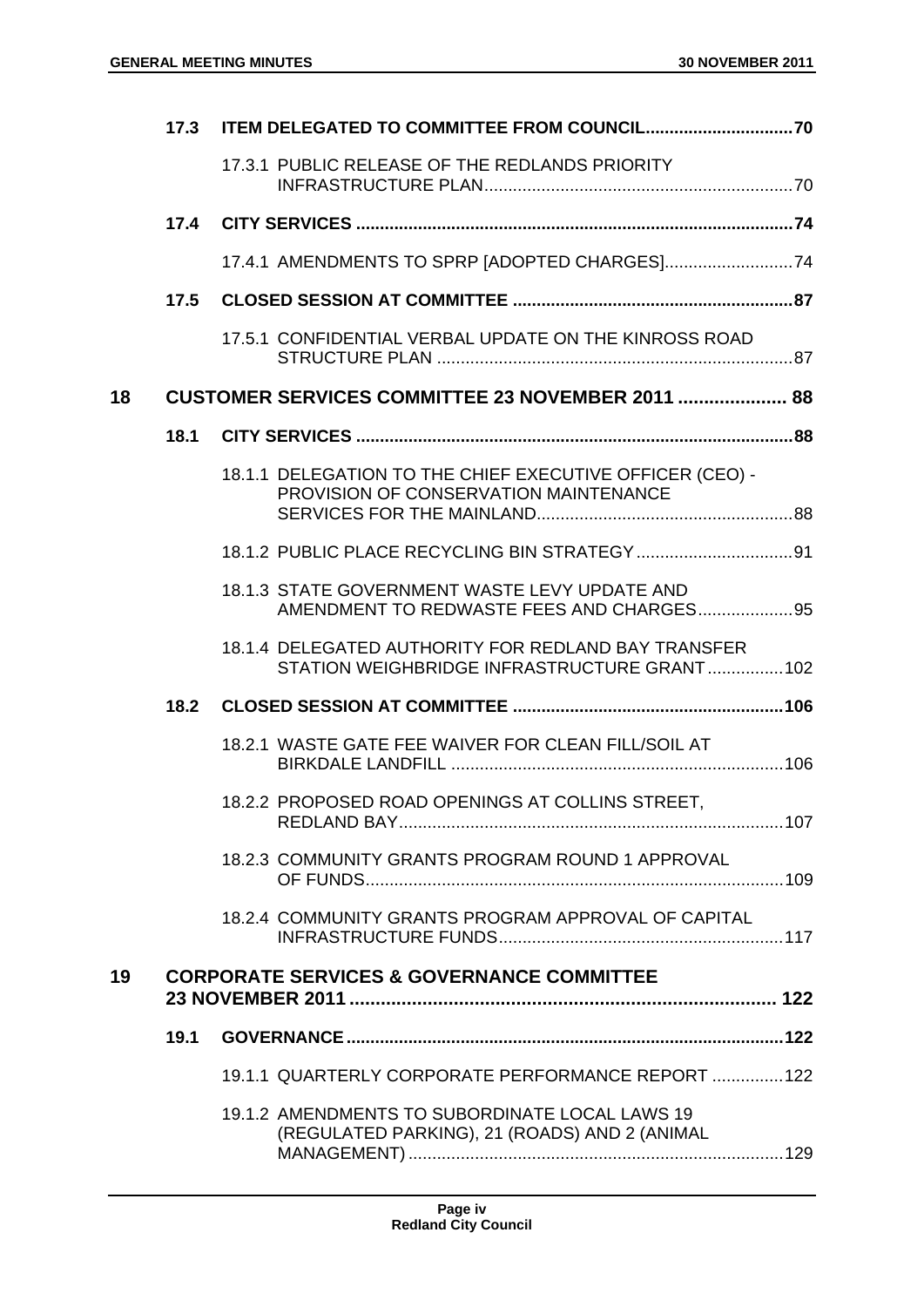| | | | |
|---|---|---|---|
| | **17.3** | **ITEM DELEGATED TO COMMITTEE FROM COUNCIL** | **70** |
| | | 17.3.1 PUBLIC RELEASE OF THE REDLANDS PRIORITY INFRASTRUCTURE PLAN | 70 |
| | **17.4** | **CITY SERVICES** | **74** |
| | | 17.4.1 AMENDMENTS TO SPRP [ADOPTED CHARGES] | 74 |
| | **17.5** | **CLOSED SESSION AT COMMITTEE** | **87** |
| | | 17.5.1 CONFIDENTIAL VERBAL UPDATE ON THE KINROSS ROAD STRUCTURE PLAN | 87 |
| **18** | | **CUSTOMER SERVICES COMMITTEE 23 NOVEMBER 2011** | **88** |
| | **18.1** | **CITY SERVICES** | **88** |
| | | 18.1.1 DELEGATION TO THE CHIEF EXECUTIVE OFFICER (CEO) - PROVISION OF CONSERVATION MAINTENANCE SERVICES FOR THE MAINLAND | 88 |
| | | 18.1.2 PUBLIC PLACE RECYCLING BIN STRATEGY | 91 |
| | | 18.1.3 STATE GOVERNMENT WASTE LEVY UPDATE AND AMENDMENT TO REDWASTE FEES AND CHARGES | 95 |
| | | 18.1.4 DELEGATED AUTHORITY FOR REDLAND BAY TRANSFER STATION WEIGHBRIDGE INFRASTRUCTURE GRANT | 102 |
| | **18.2** | **CLOSED SESSION AT COMMITTEE** | **106** |
| | | 18.2.1 WASTE GATE FEE WAIVER FOR CLEAN FILL/SOIL AT BIRKDALE LANDFILL | 106 |
| | | 18.2.2 PROPOSED ROAD OPENINGS AT COLLINS STREET, REDLAND BAY | 107 |
| | | 18.2.3 COMMUNITY GRANTS PROGRAM ROUND 1 APPROVAL OF FUNDS | 109 |
| | | 18.2.4 COMMUNITY GRANTS PROGRAM APPROVAL OF CAPITAL INFRASTRUCTURE FUNDS | 117 |
| **19** | | **CORPORATE SERVICES & GOVERNANCE COMMITTEE 23 NOVEMBER 2011** | **122** |
| | **19.1** | **GOVERNANCE** | **122** |
| | | 19.1.1 QUARTERLY CORPORATE PERFORMANCE REPORT | 122 |
| | | 19.1.2 AMENDMENTS TO SUBORDINATE LOCAL LAWS 19 (REGULATED PARKING), 21 (ROADS) AND 2 (ANIMAL MANAGEMENT) | 129 |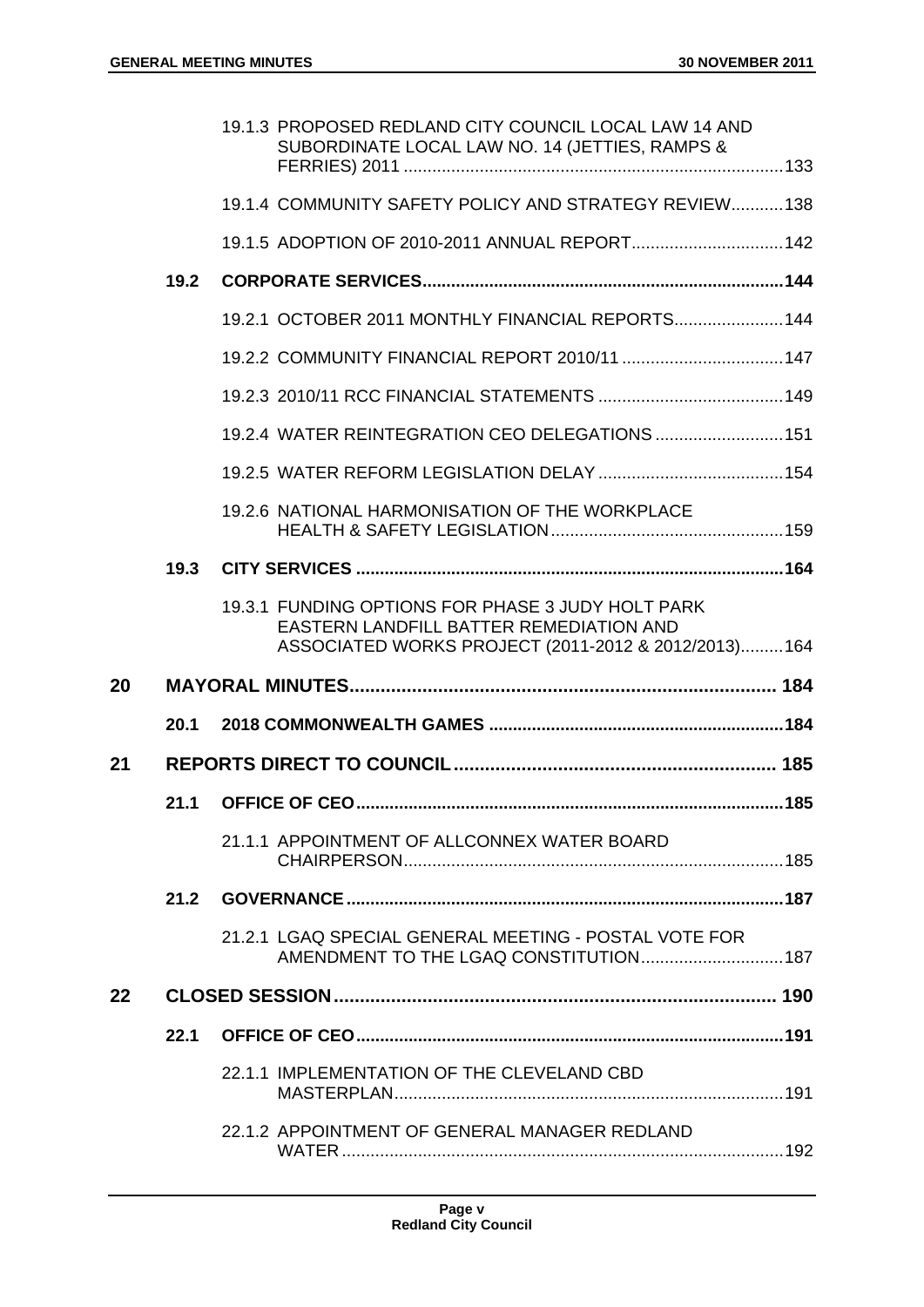19.1.3 PROPOSED REDLAND CITY COUNCIL LOCAL LAW 14 AND SUBORDINATE LOCAL LAW NO. 14 (JETTIES, RAMPS & FERRIES) 2011 ....133

19.1.4 COMMUNITY SAFETY POLICY AND STRATEGY REVIEW....138

19.1.5 ADOPTION OF 2010-2011 ANNUAL REPORT....142

**19.2 CORPORATE SERVICES....144**

19.2.1 OCTOBER 2011 MONTHLY FINANCIAL REPORTS....144

19.2.2 COMMUNITY FINANCIAL REPORT 2010/11....147

19.2.3 2010/11 RCC FINANCIAL STATEMENTS....149

19.2.4 WATER REINTEGRATION CEO DELEGATIONS....151

19.2.5 WATER REFORM LEGISLATION DELAY....154

19.2.6 NATIONAL HARMONISATION OF THE WORKPLACE HEALTH & SAFETY LEGISLATION....159

**19.3 CITY SERVICES....164**

19.3.1 FUNDING OPTIONS FOR PHASE 3 JUDY HOLT PARK EASTERN LANDFILL BATTER REMEDIATION AND ASSOCIATED WORKS PROJECT (2011-2012 & 2012/2013)....164

**20 MAYORAL MINUTES....184**

**20.1 2018 COMMONWEALTH GAMES....184**

**21 REPORTS DIRECT TO COUNCIL....185**

**21.1 OFFICE OF CEO....185**

21.1.1 APPOINTMENT OF ALLCONNEX WATER BOARD CHAIRPERSON....185

**21.2 GOVERNANCE....187**

21.2.1 LGAQ SPECIAL GENERAL MEETING - POSTAL VOTE FOR AMENDMENT TO THE LGAQ CONSTITUTION....187

**22 CLOSED SESSION....190**

**22.1 OFFICE OF CEO....191**

22.1.1 IMPLEMENTATION OF THE CLEVELAND CBD MASTERPLAN....191

22.1.2 APPOINTMENT OF GENERAL MANAGER REDLAND WATER....192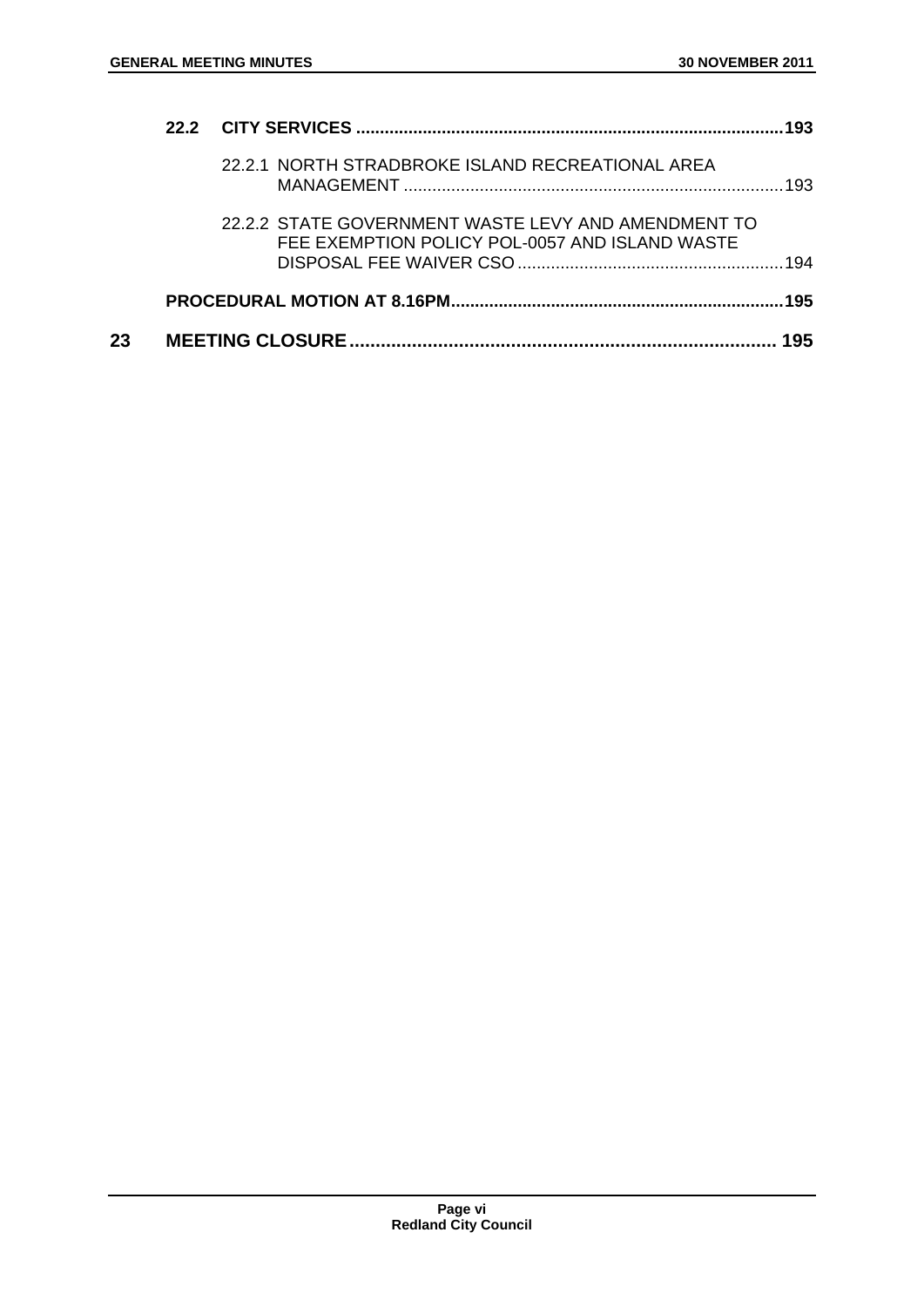**22.2 CITY SERVICES ......................................................................................193**

22.2.1 NORTH STRADBROKE ISLAND RECREATIONAL AREA MANAGEMENT ..............................................................................193

22.2.2 STATE GOVERNMENT WASTE LEVY AND AMENDMENT TO FEE EXEMPTION POLICY POL-0057 AND ISLAND WASTE DISPOSAL FEE WAIVER CSO .......................................................194

**PROCEDURAL MOTION AT 8.16PM.....................................................................195**

**23 MEETING CLOSURE ................................................................................ 195**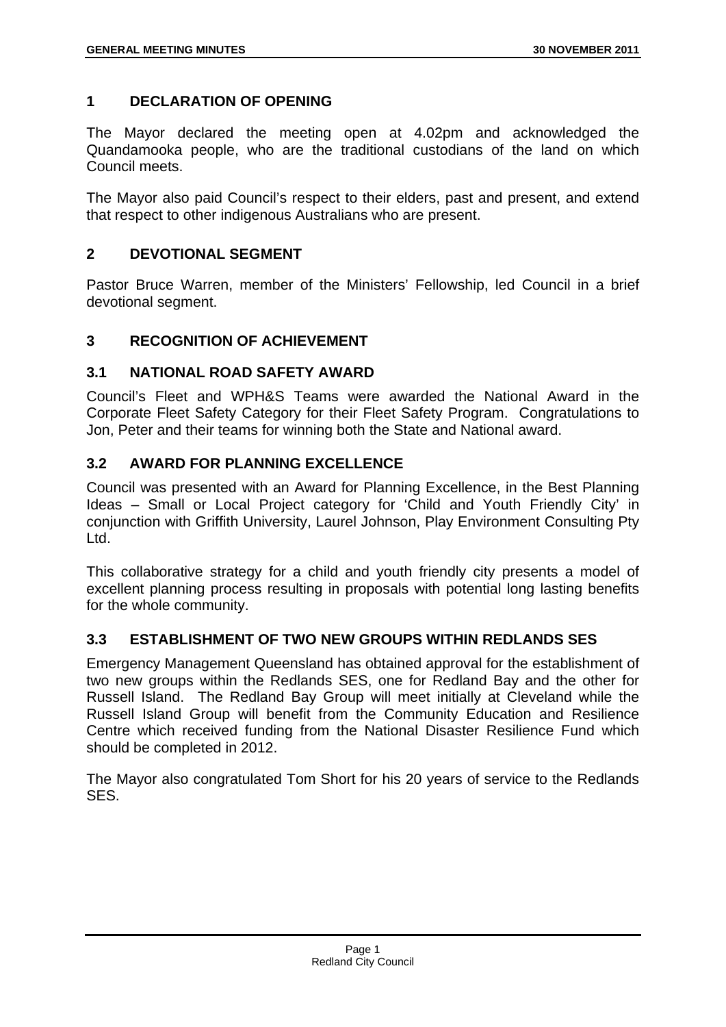## 1 DECLARATION OF OPENING

The Mayor declared the meeting open at 4.02pm and acknowledged the Quandamooka people, who are the traditional custodians of the land on which Council meets.

The Mayor also paid Council's respect to their elders, past and present, and extend that respect to other indigenous Australians who are present.

## 2 DEVOTIONAL SEGMENT

Pastor Bruce Warren, member of the Ministers' Fellowship, led Council in a brief devotional segment.

## 3 RECOGNITION OF ACHIEVEMENT

### 3.1 NATIONAL ROAD SAFETY AWARD

Council's Fleet and WPH&S Teams were awarded the National Award in the Corporate Fleet Safety Category for their Fleet Safety Program. Congratulations to Jon, Peter and their teams for winning both the State and National award.

### 3.2 AWARD FOR PLANNING EXCELLENCE

Council was presented with an Award for Planning Excellence, in the Best Planning Ideas – Small or Local Project category for 'Child and Youth Friendly City' in conjunction with Griffith University, Laurel Johnson, Play Environment Consulting Pty Ltd.

This collaborative strategy for a child and youth friendly city presents a model of excellent planning process resulting in proposals with potential long lasting benefits for the whole community.

### 3.3 ESTABLISHMENT OF TWO NEW GROUPS WITHIN REDLANDS SES

Emergency Management Queensland has obtained approval for the establishment of two new groups within the Redlands SES, one for Redland Bay and the other for Russell Island. The Redland Bay Group will meet initially at Cleveland while the Russell Island Group will benefit from the Community Education and Resilience Centre which received funding from the National Disaster Resilience Fund which should be completed in 2012.

The Mayor also congratulated Tom Short for his 20 years of service to the Redlands SES.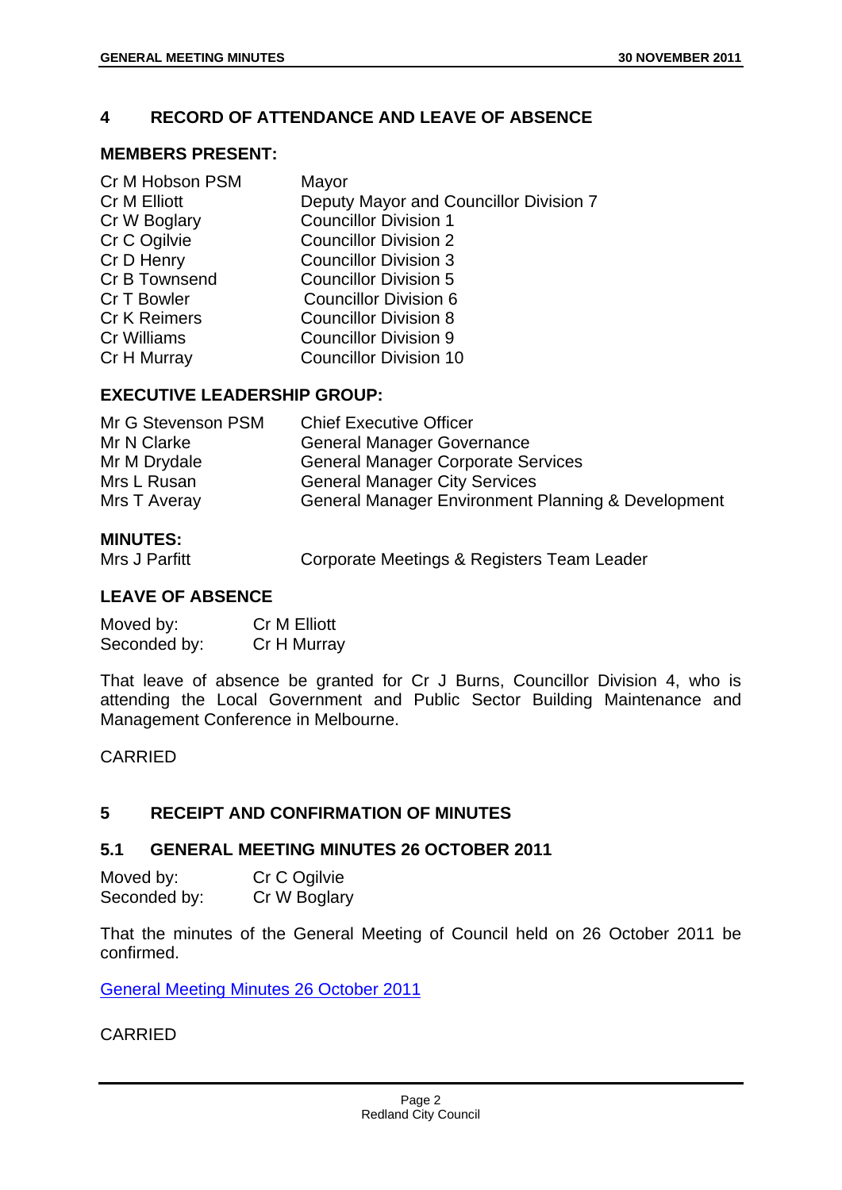## 4 RECORD OF ATTENDANCE AND LEAVE OF ABSENCE

### MEMBERS PRESENT:

| | |
|---|---|
| Cr M Hobson PSM | Mayor |
| Cr M Elliott | Deputy Mayor and Councillor Division 7 |
| Cr W Boglary | Councillor Division 1 |
| Cr C Ogilvie | Councillor Division 2 |
| Cr D Henry | Councillor Division 3 |
| Cr B Townsend | Councillor Division 5 |
| Cr T Bowler | Councillor Division 6 |
| Cr K Reimers | Councillor Division 8 |
| Cr Williams | Councillor Division 9 |
| Cr H Murray | Councillor Division 10 |

### EXECUTIVE LEADERSHIP GROUP:

| | |
|---|---|
| Mr G Stevenson PSM | Chief Executive Officer |
| Mr N Clarke | General Manager Governance |
| Mr M Drydale | General Manager Corporate Services |
| Mrs L Rusan | General Manager City Services |
| Mrs T Averay | General Manager Environment Planning & Development |

### MINUTES:

| | |
|---|---|
| Mrs J Parfitt | Corporate Meetings & Registers Team Leader |

### LEAVE OF ABSENCE

Moved by: Cr M Elliott
Seconded by: Cr H Murray

That leave of absence be granted for Cr J Burns, Councillor Division 4, who is attending the Local Government and Public Sector Building Maintenance and Management Conference in Melbourne.

CARRIED

## 5 RECEIPT AND CONFIRMATION OF MINUTES

### 5.1 GENERAL MEETING MINUTES 26 OCTOBER 2011

Moved by: Cr C Ogilvie
Seconded by: Cr W Boglary

That the minutes of the General Meeting of Council held on 26 October 2011 be confirmed.

General Meeting Minutes 26 October 2011

CARRIED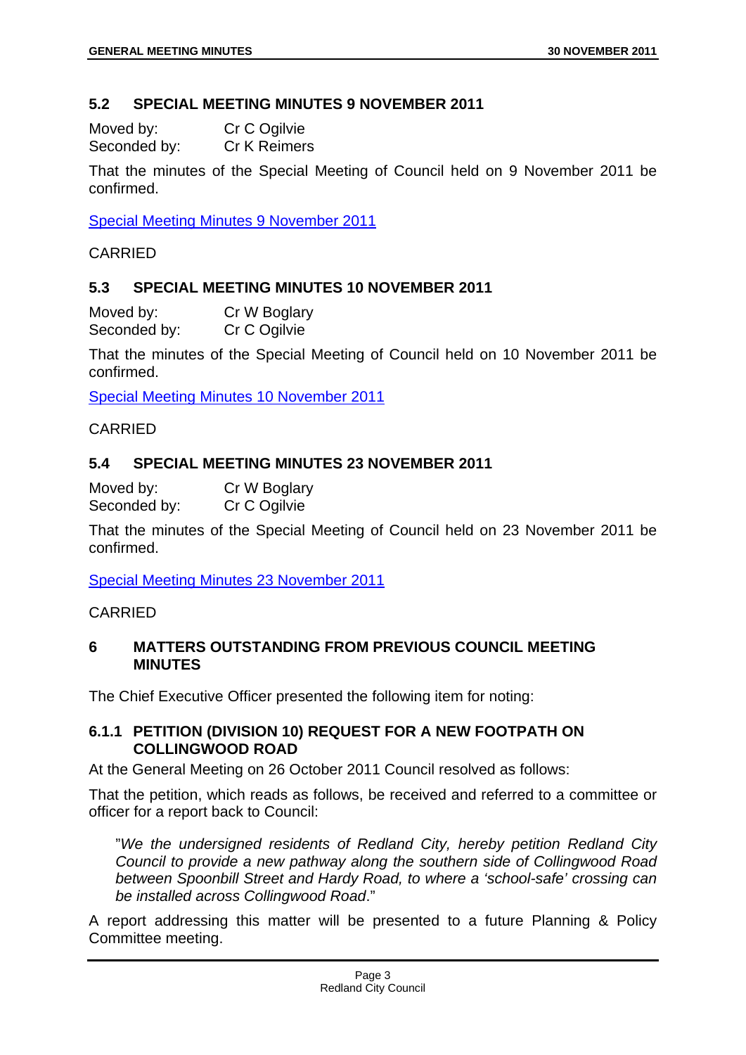## 5.2 SPECIAL MEETING MINUTES 9 NOVEMBER 2011

Moved by: Cr C Ogilvie
Seconded by: Cr K Reimers

That the minutes of the Special Meeting of Council held on 9 November 2011 be confirmed.

Special Meeting Minutes 9 November 2011

CARRIED

## 5.3 SPECIAL MEETING MINUTES 10 NOVEMBER 2011

Moved by: Cr W Boglary
Seconded by: Cr C Ogilvie

That the minutes of the Special Meeting of Council held on 10 November 2011 be confirmed.

Special Meeting Minutes 10 November 2011

CARRIED

## 5.4 SPECIAL MEETING MINUTES 23 NOVEMBER 2011

Moved by: Cr W Boglary
Seconded by: Cr C Ogilvie

That the minutes of the Special Meeting of Council held on 23 November 2011 be confirmed.

Special Meeting Minutes 23 November 2011

CARRIED

# 6 MATTERS OUTSTANDING FROM PREVIOUS COUNCIL MEETING MINUTES

The Chief Executive Officer presented the following item for noting:

### 6.1.1 PETITION (DIVISION 10) REQUEST FOR A NEW FOOTPATH ON COLLINGWOOD ROAD

At the General Meeting on 26 October 2011 Council resolved as follows:

That the petition, which reads as follows, be received and referred to a committee or officer for a report back to Council:

> "*We the undersigned residents of Redland City, hereby petition Redland City Council to provide a new pathway along the southern side of Collingwood Road between Spoonbill Street and Hardy Road, to where a 'school-safe' crossing can be installed across Collingwood Road*."

A report addressing this matter will be presented to a future Planning & Policy Committee meeting.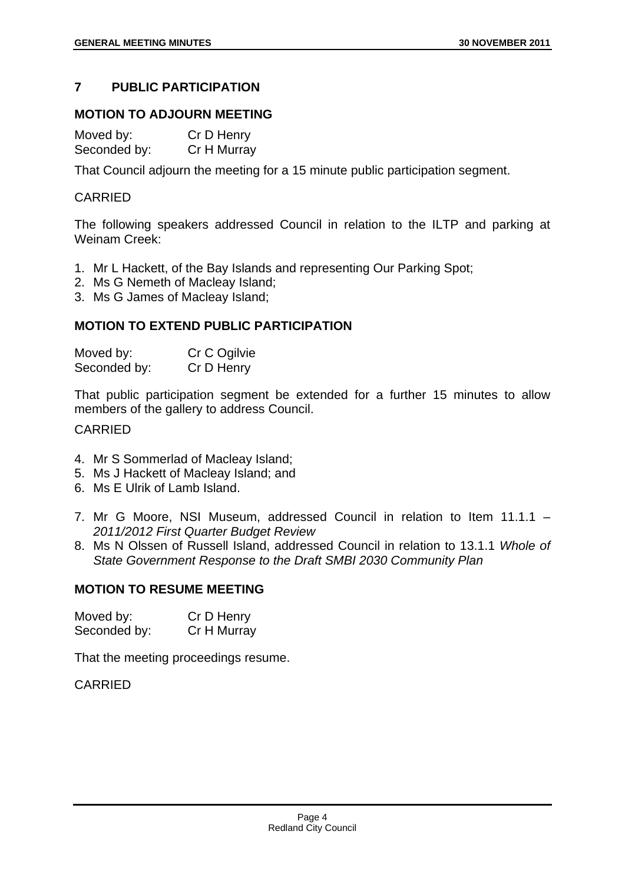## 7 PUBLIC PARTICIPATION

### MOTION TO ADJOURN MEETING

Moved by: Cr D Henry
Seconded by: Cr H Murray

That Council adjourn the meeting for a 15 minute public participation segment.

CARRIED

The following speakers addressed Council in relation to the ILTP and parking at Weinam Creek:

1. Mr L Hackett, of the Bay Islands and representing Our Parking Spot;
2. Ms G Nemeth of Macleay Island;
3. Ms G James of Macleay Island;

### MOTION TO EXTEND PUBLIC PARTICIPATION

Moved by: Cr C Ogilvie
Seconded by: Cr D Henry

That public participation segment be extended for a further 15 minutes to allow members of the gallery to address Council.

CARRIED

4. Mr S Sommerlad of Macleay Island;
5. Ms J Hackett of Macleay Island; and
6. Ms E Ulrik of Lamb Island.

7. Mr G Moore, NSI Museum, addressed Council in relation to Item 11.1.1 – *2011/2012 First Quarter Budget Review*
8. Ms N Olssen of Russell Island, addressed Council in relation to 13.1.1 *Whole of State Government Response to the Draft SMBI 2030 Community Plan*

### MOTION TO RESUME MEETING

Moved by: Cr D Henry
Seconded by: Cr H Murray

That the meeting proceedings resume.

CARRIED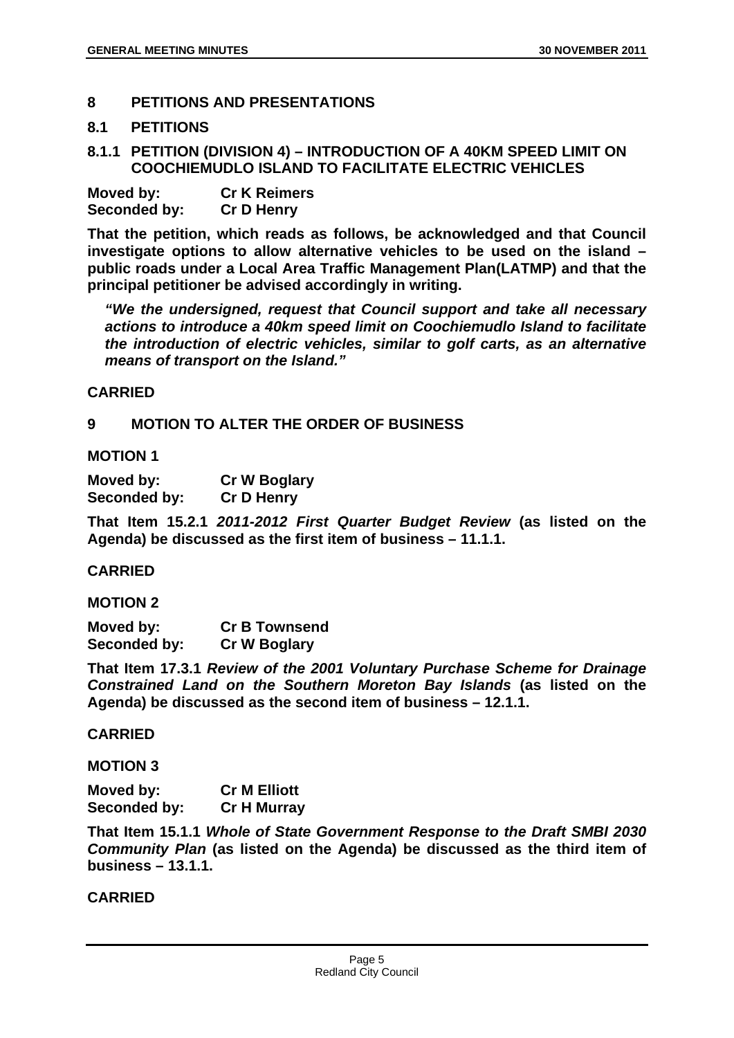## 8 PETITIONS AND PRESENTATIONS

### 8.1 PETITIONS

### 8.1.1 PETITION (DIVISION 4) – INTRODUCTION OF A 40KM SPEED LIMIT ON COOCHIEMUDLO ISLAND TO FACILITATE ELECTRIC VEHICLES

**Moved by:** **Cr K Reimers**
**Seconded by:** **Cr D Henry**

**That the petition, which reads as follows, be acknowledged and that Council investigate options to allow alternative vehicles to be used on the island – public roads under a Local Area Traffic Management Plan(LATMP) and that the principal petitioner be advised accordingly in writing.**

> ***"We the undersigned, request that Council support and take all necessary actions to introduce a 40km speed limit on Coochiemudlo Island to facilitate the introduction of electric vehicles, similar to golf carts, as an alternative means of transport on the Island."***

**CARRIED**

## 9 MOTION TO ALTER THE ORDER OF BUSINESS

**MOTION 1**

**Moved by:** **Cr W Boglary**
**Seconded by:** **Cr D Henry**

**That Item 15.2.1 *2011-2012 First Quarter Budget Review* (as listed on the Agenda) be discussed as the first item of business – 11.1.1.**

**CARRIED**

**MOTION 2**

**Moved by:** **Cr B Townsend**
**Seconded by:** **Cr W Boglary**

**That Item 17.3.1 *Review of the 2001 Voluntary Purchase Scheme for Drainage Constrained Land on the Southern Moreton Bay Islands* (as listed on the Agenda) be discussed as the second item of business – 12.1.1.**

**CARRIED**

**MOTION 3**

**Moved by:** **Cr M Elliott**
**Seconded by:** **Cr H Murray**

**That Item 15.1.1 *Whole of State Government Response to the Draft SMBI 2030 Community Plan* (as listed on the Agenda) be discussed as the third item of business – 13.1.1.**

**CARRIED**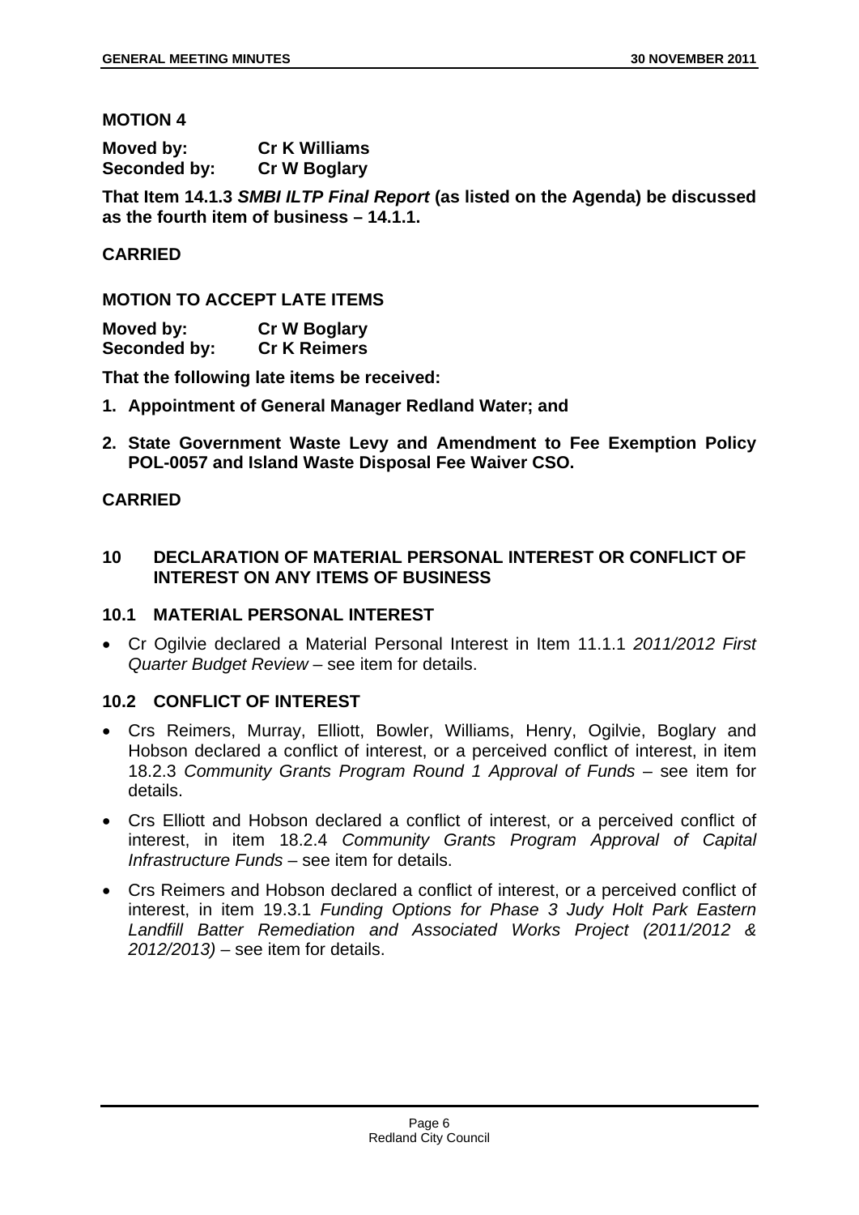**MOTION 4**

**Moved by: Cr K Williams**
**Seconded by: Cr W Boglary**

**That Item 14.1.3 *SMBI ILTP Final Report* (as listed on the Agenda) be discussed as the fourth item of business – 14.1.1.**

**CARRIED**

**MOTION TO ACCEPT LATE ITEMS**

**Moved by: Cr W Boglary**
**Seconded by: Cr K Reimers**

**That the following late items be received:**

1. **Appointment of General Manager Redland Water; and**
2. **State Government Waste Levy and Amendment to Fee Exemption Policy POL-0057 and Island Waste Disposal Fee Waiver CSO.**

**CARRIED**

## 10 DECLARATION OF MATERIAL PERSONAL INTEREST OR CONFLICT OF INTEREST ON ANY ITEMS OF BUSINESS

### 10.1 MATERIAL PERSONAL INTEREST

- Cr Ogilvie declared a Material Personal Interest in Item 11.1.1 *2011/2012 First Quarter Budget Review* – see item for details.

### 10.2 CONFLICT OF INTEREST

- Crs Reimers, Murray, Elliott, Bowler, Williams, Henry, Ogilvie, Boglary and Hobson declared a conflict of interest, or a perceived conflict of interest, in item 18.2.3 *Community Grants Program Round 1 Approval of Funds* – see item for details.
- Crs Elliott and Hobson declared a conflict of interest, or a perceived conflict of interest, in item 18.2.4 *Community Grants Program Approval of Capital Infrastructure Funds* – see item for details.
- Crs Reimers and Hobson declared a conflict of interest, or a perceived conflict of interest, in item 19.3.1 *Funding Options for Phase 3 Judy Holt Park Eastern Landfill Batter Remediation and Associated Works Project (2011/2012 & 2012/2013)* – see item for details.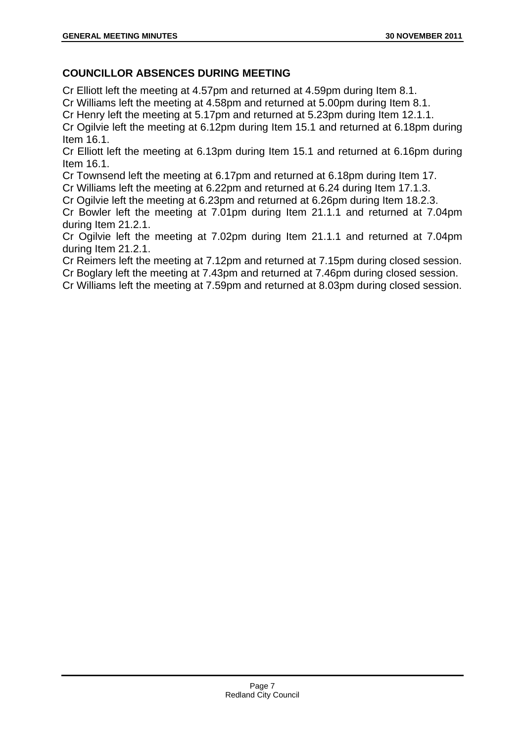## COUNCILLOR ABSENCES DURING MEETING

Cr Elliott left the meeting at 4.57pm and returned at 4.59pm during Item 8.1.
Cr Williams left the meeting at 4.58pm and returned at 5.00pm during Item 8.1.
Cr Henry left the meeting at 5.17pm and returned at 5.23pm during Item 12.1.1.
Cr Ogilvie left the meeting at 6.12pm during Item 15.1 and returned at 6.18pm during Item 16.1.
Cr Elliott left the meeting at 6.13pm during Item 15.1 and returned at 6.16pm during Item 16.1.
Cr Townsend left the meeting at 6.17pm and returned at 6.18pm during Item 17.
Cr Williams left the meeting at 6.22pm and returned at 6.24 during Item 17.1.3.
Cr Ogilvie left the meeting at 6.23pm and returned at 6.26pm during Item 18.2.3.
Cr Bowler left the meeting at 7.01pm during Item 21.1.1 and returned at 7.04pm during Item 21.2.1.
Cr Ogilvie left the meeting at 7.02pm during Item 21.1.1 and returned at 7.04pm during Item 21.2.1.
Cr Reimers left the meeting at 7.12pm and returned at 7.15pm during closed session.
Cr Boglary left the meeting at 7.43pm and returned at 7.46pm during closed session.
Cr Williams left the meeting at 7.59pm and returned at 8.03pm during closed session.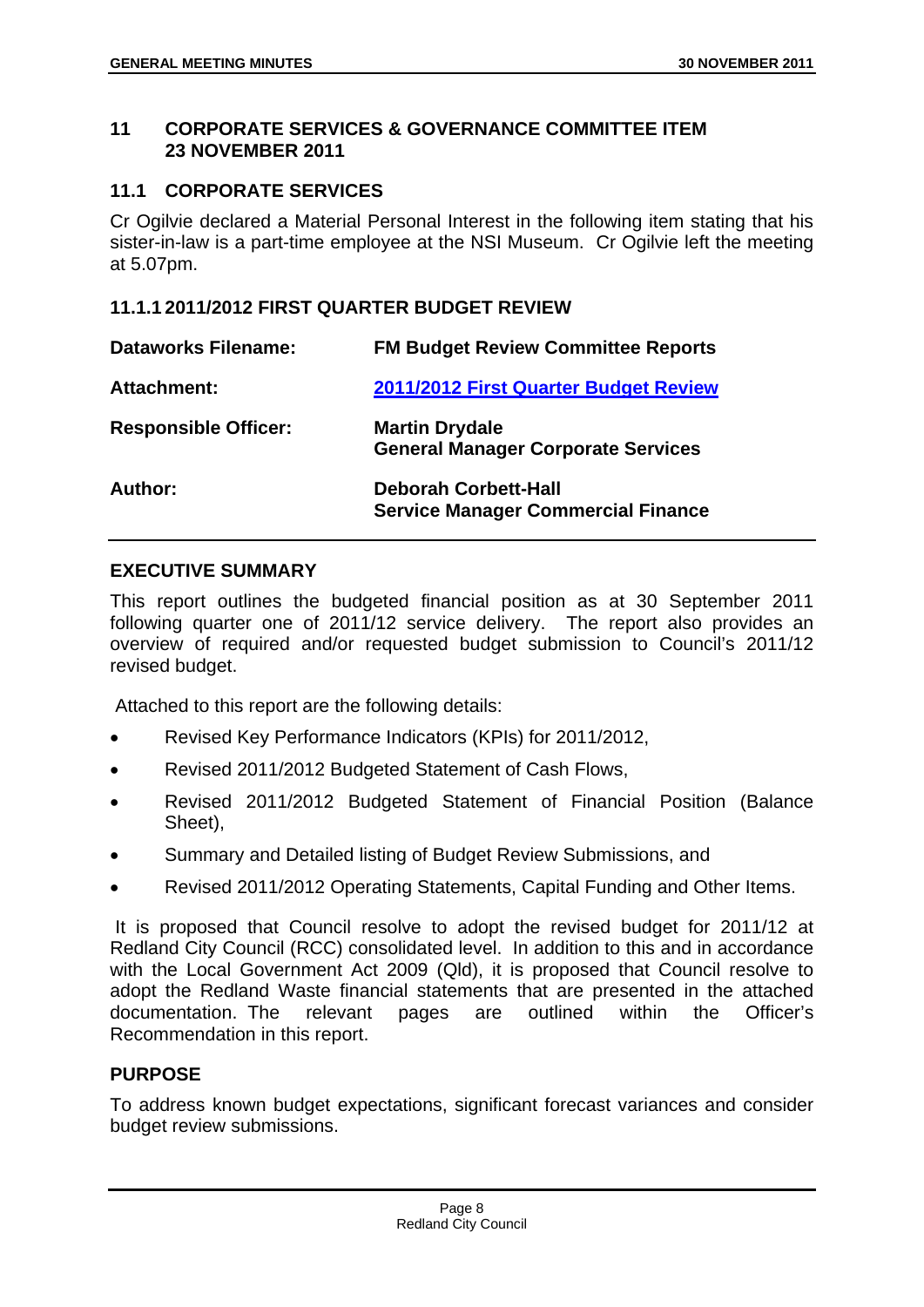## 11 CORPORATE SERVICES & GOVERNANCE COMMITTEE ITEM 23 NOVEMBER 2011

### 11.1 CORPORATE SERVICES

Cr Ogilvie declared a Material Personal Interest in the following item stating that his sister-in-law is a part-time employee at the NSI Museum. Cr Ogilvie left the meeting at 5.07pm.

#### 11.1.1 2011/2012 FIRST QUARTER BUDGET REVIEW

| | |
|---|---|
| **Dataworks Filename:** | **FM Budget Review Committee Reports** |
| **Attachment:** | **2011/2012 First Quarter Budget Review** |
| **Responsible Officer:** | **Martin Drydale**<br>**General Manager Corporate Services** |
| **Author:** | **Deborah Corbett-Hall**<br>**Service Manager Commercial Finance** |

**EXECUTIVE SUMMARY**

This report outlines the budgeted financial position as at 30 September 2011 following quarter one of 2011/12 service delivery. The report also provides an overview of required and/or requested budget submission to Council's 2011/12 revised budget.

Attached to this report are the following details:

- Revised Key Performance Indicators (KPIs) for 2011/2012,
- Revised 2011/2012 Budgeted Statement of Cash Flows,
- Revised 2011/2012 Budgeted Statement of Financial Position (Balance Sheet),
- Summary and Detailed listing of Budget Review Submissions, and
- Revised 2011/2012 Operating Statements, Capital Funding and Other Items.

It is proposed that Council resolve to adopt the revised budget for 2011/12 at Redland City Council (RCC) consolidated level. In addition to this and in accordance with the Local Government Act 2009 (Qld), it is proposed that Council resolve to adopt the Redland Waste financial statements that are presented in the attached documentation. The relevant pages are outlined within the Officer's Recommendation in this report.

**PURPOSE**

To address known budget expectations, significant forecast variances and consider budget review submissions.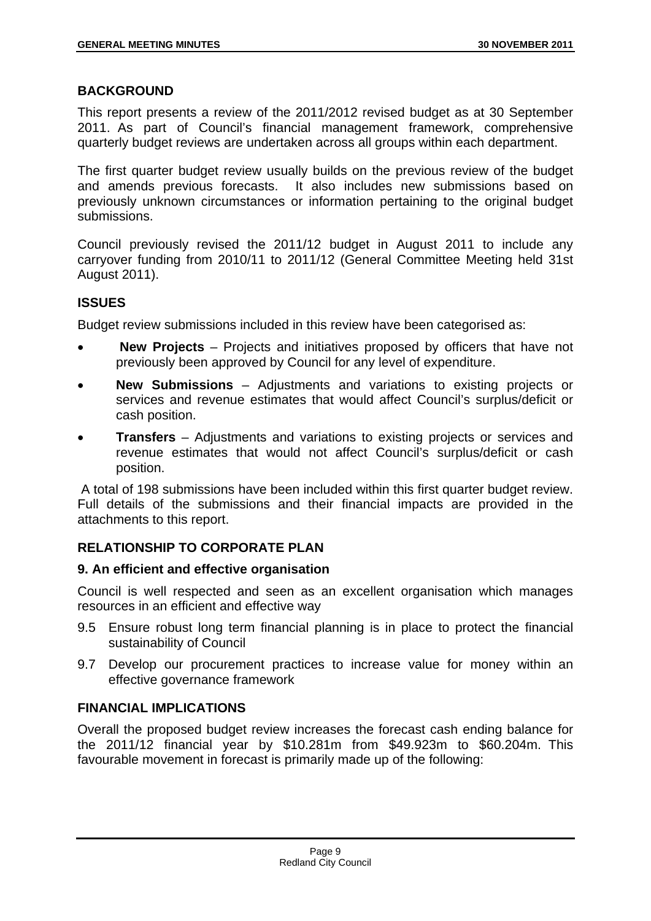## BACKGROUND

This report presents a review of the 2011/2012 revised budget as at 30 September 2011. As part of Council's financial management framework, comprehensive quarterly budget reviews are undertaken across all groups within each department.

The first quarter budget review usually builds on the previous review of the budget and amends previous forecasts. It also includes new submissions based on previously unknown circumstances or information pertaining to the original budget submissions.

Council previously revised the 2011/12 budget in August 2011 to include any carryover funding from 2010/11 to 2011/12 (General Committee Meeting held 31st August 2011).

## ISSUES

Budget review submissions included in this review have been categorised as:

- **New Projects** – Projects and initiatives proposed by officers that have not previously been approved by Council for any level of expenditure.
- **New Submissions** – Adjustments and variations to existing projects or services and revenue estimates that would affect Council's surplus/deficit or cash position.
- **Transfers** – Adjustments and variations to existing projects or services and revenue estimates that would not affect Council's surplus/deficit or cash position.

A total of 198 submissions have been included within this first quarter budget review. Full details of the submissions and their financial impacts are provided in the attachments to this report.

## RELATIONSHIP TO CORPORATE PLAN

### 9. An efficient and effective organisation

Council is well respected and seen as an excellent organisation which manages resources in an efficient and effective way

9.5 Ensure robust long term financial planning is in place to protect the financial sustainability of Council

9.7 Develop our procurement practices to increase value for money within an effective governance framework

## FINANCIAL IMPLICATIONS

Overall the proposed budget review increases the forecast cash ending balance for the 2011/12 financial year by $10.281m from $49.923m to $60.204m. This favourable movement in forecast is primarily made up of the following: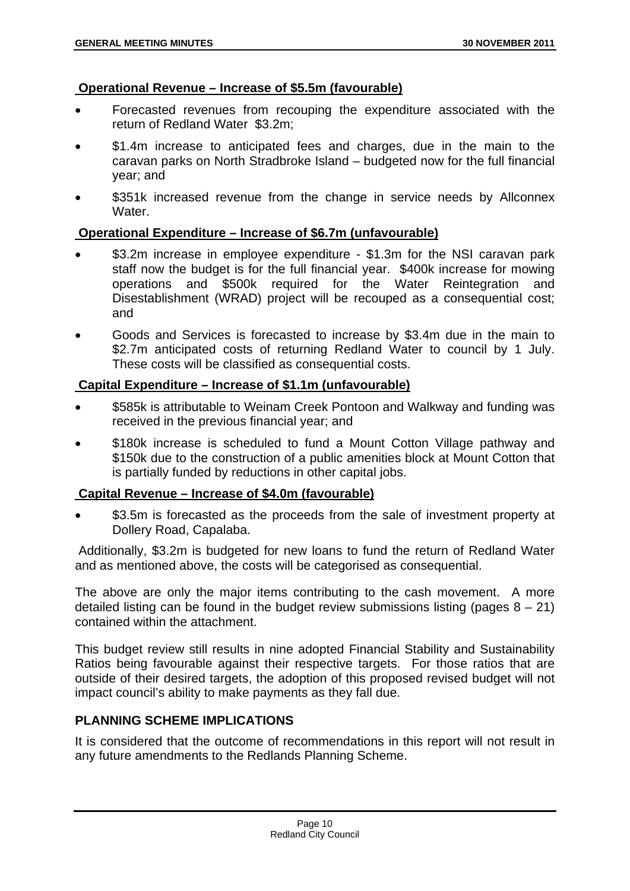**Operational Revenue – Increase of $5.5m (favourable)**

- Forecasted revenues from recouping the expenditure associated with the return of Redland Water $3.2m;
- $1.4m increase to anticipated fees and charges, due in the main to the caravan parks on North Stradbroke Island – budgeted now for the full financial year; and
- $351k increased revenue from the change in service needs by Allconnex Water.

**Operational Expenditure – Increase of $6.7m (unfavourable)**

- $3.2m increase in employee expenditure - $1.3m for the NSI caravan park staff now the budget is for the full financial year. $400k increase for mowing operations and $500k required for the Water Reintegration and Disestablishment (WRAD) project will be recouped as a consequential cost; and
- Goods and Services is forecasted to increase by $3.4m due in the main to $2.7m anticipated costs of returning Redland Water to council by 1 July. These costs will be classified as consequential costs.

**Capital Expenditure – Increase of $1.1m (unfavourable)**

- $585k is attributable to Weinam Creek Pontoon and Walkway and funding was received in the previous financial year; and
- $180k increase is scheduled to fund a Mount Cotton Village pathway and $150k due to the construction of a public amenities block at Mount Cotton that is partially funded by reductions in other capital jobs.

**Capital Revenue – Increase of $4.0m (favourable)**

- $3.5m is forecasted as the proceeds from the sale of investment property at Dollery Road, Capalaba.

Additionally, $3.2m is budgeted for new loans to fund the return of Redland Water and as mentioned above, the costs will be categorised as consequential.

The above are only the major items contributing to the cash movement. A more detailed listing can be found in the budget review submissions listing (pages 8 – 21) contained within the attachment.

This budget review still results in nine adopted Financial Stability and Sustainability Ratios being favourable against their respective targets. For those ratios that are outside of their desired targets, the adoption of this proposed revised budget will not impact council's ability to make payments as they fall due.

## PLANNING SCHEME IMPLICATIONS

It is considered that the outcome of recommendations in this report will not result in any future amendments to the Redlands Planning Scheme.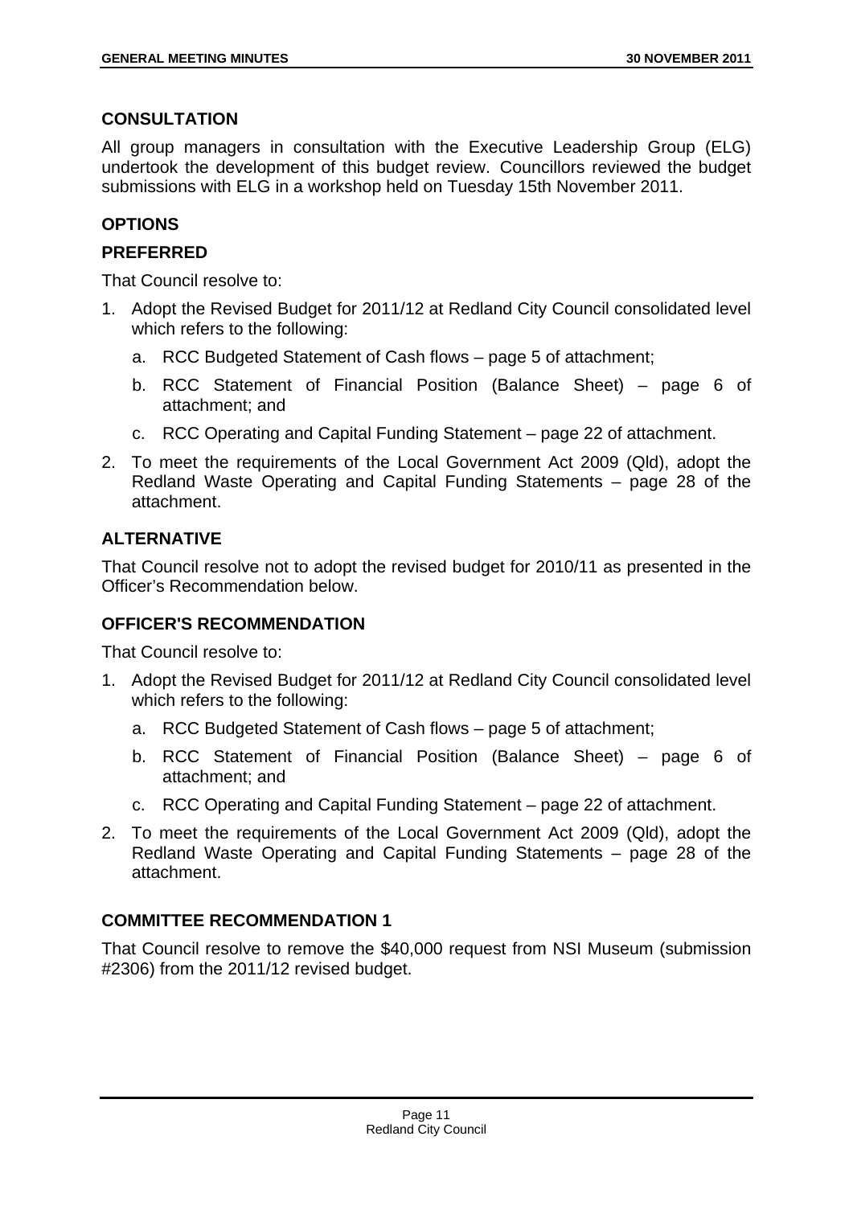## CONSULTATION

All group managers in consultation with the Executive Leadership Group (ELG) undertook the development of this budget review. Councillors reviewed the budget submissions with ELG in a workshop held on Tuesday 15th November 2011.

## OPTIONS

### PREFERRED

That Council resolve to:

1. Adopt the Revised Budget for 2011/12 at Redland City Council consolidated level which refers to the following:
   a. RCC Budgeted Statement of Cash flows – page 5 of attachment;
   b. RCC Statement of Financial Position (Balance Sheet) – page 6 of attachment; and
   c. RCC Operating and Capital Funding Statement – page 22 of attachment.
2. To meet the requirements of the Local Government Act 2009 (Qld), adopt the Redland Waste Operating and Capital Funding Statements – page 28 of the attachment.

### ALTERNATIVE

That Council resolve not to adopt the revised budget for 2010/11 as presented in the Officer's Recommendation below.

## OFFICER'S RECOMMENDATION

That Council resolve to:

1. Adopt the Revised Budget for 2011/12 at Redland City Council consolidated level which refers to the following:
   a. RCC Budgeted Statement of Cash flows – page 5 of attachment;
   b. RCC Statement of Financial Position (Balance Sheet) – page 6 of attachment; and
   c. RCC Operating and Capital Funding Statement – page 22 of attachment.
2. To meet the requirements of the Local Government Act 2009 (Qld), adopt the Redland Waste Operating and Capital Funding Statements – page 28 of the attachment.

## COMMITTEE RECOMMENDATION 1

That Council resolve to remove the $40,000 request from NSI Museum (submission #2306) from the 2011/12 revised budget.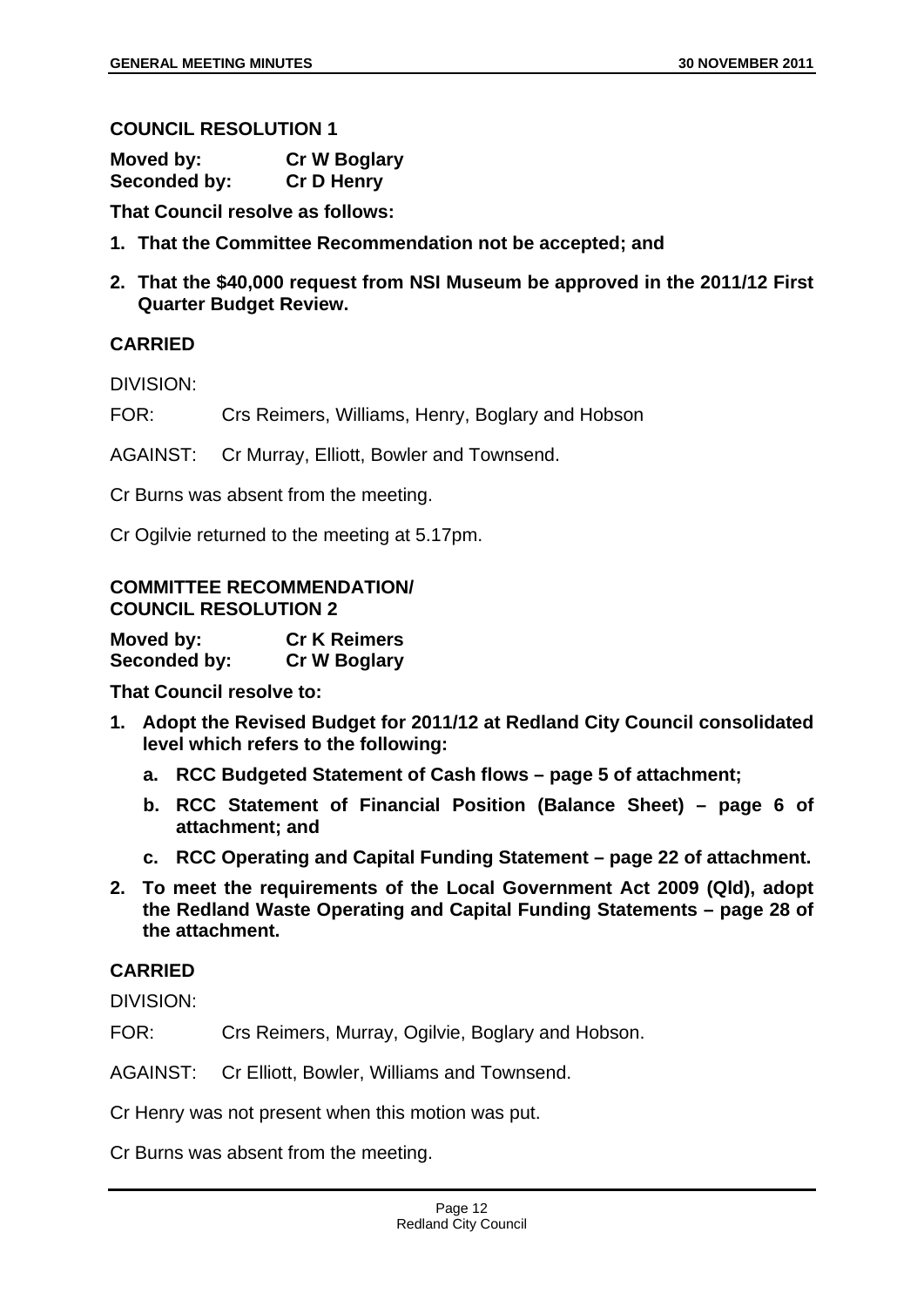**COUNCIL RESOLUTION 1**

**Moved by:** **Cr W Boglary**
**Seconded by:** **Cr D Henry**

**That Council resolve as follows:**

1. **That the Committee Recommendation not be accepted; and**
2. **That the $40,000 request from NSI Museum be approved in the 2011/12 First Quarter Budget Review.**

**CARRIED**

DIVISION:

FOR: Crs Reimers, Williams, Henry, Boglary and Hobson

AGAINST: Cr Murray, Elliott, Bowler and Townsend.

Cr Burns was absent from the meeting.

Cr Ogilvie returned to the meeting at 5.17pm.

**COMMITTEE RECOMMENDATION/**
**COUNCIL RESOLUTION 2**

**Moved by:** **Cr K Reimers**
**Seconded by:** **Cr W Boglary**

**That Council resolve to:**

1. **Adopt the Revised Budget for 2011/12 at Redland City Council consolidated level which refers to the following:**
   a. **RCC Budgeted Statement of Cash flows – page 5 of attachment;**
   b. **RCC Statement of Financial Position (Balance Sheet) – page 6 of attachment; and**
   c. **RCC Operating and Capital Funding Statement – page 22 of attachment.**
2. **To meet the requirements of the Local Government Act 2009 (Qld), adopt the Redland Waste Operating and Capital Funding Statements – page 28 of the attachment.**

**CARRIED**

DIVISION:

FOR: Crs Reimers, Murray, Ogilvie, Boglary and Hobson.

AGAINST: Cr Elliott, Bowler, Williams and Townsend.

Cr Henry was not present when this motion was put.

Cr Burns was absent from the meeting.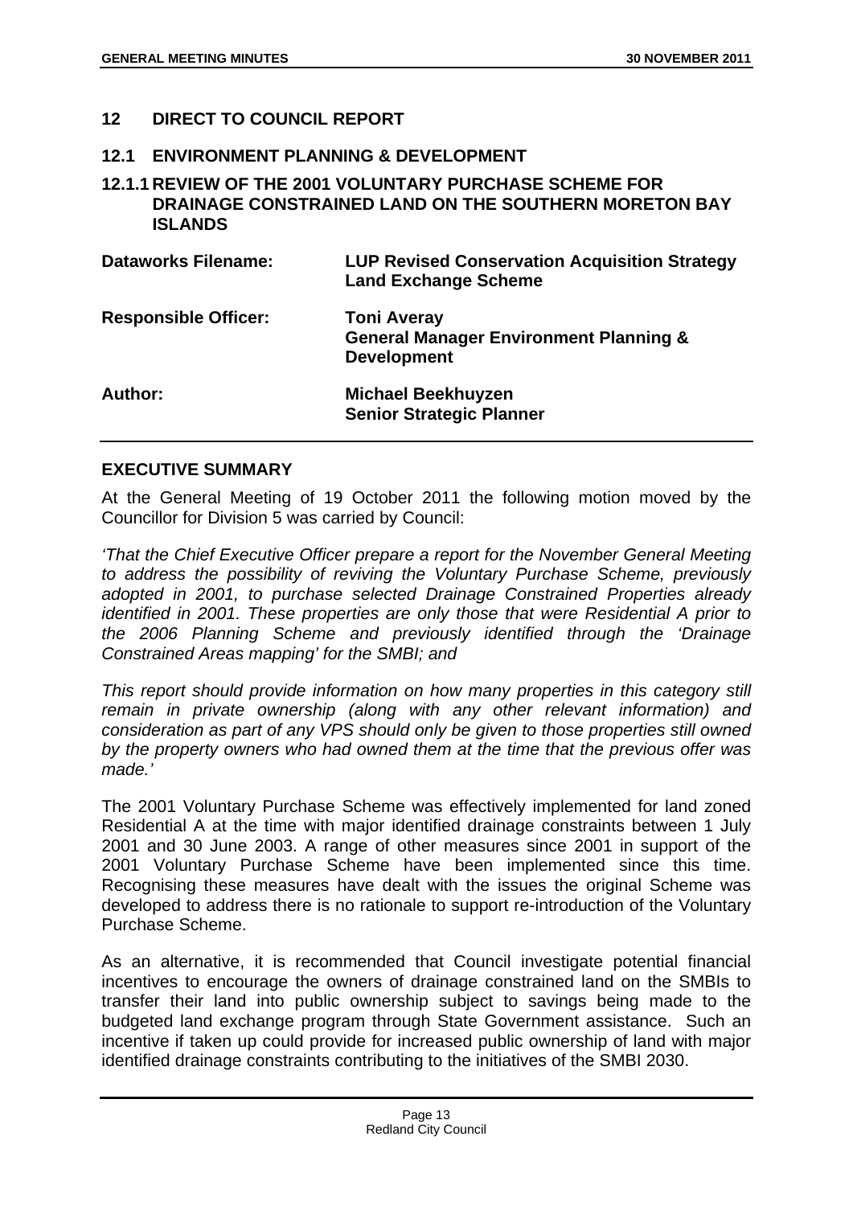## 12 DIRECT TO COUNCIL REPORT

### 12.1 ENVIRONMENT PLANNING & DEVELOPMENT

### 12.1.1 REVIEW OF THE 2001 VOLUNTARY PURCHASE SCHEME FOR DRAINAGE CONSTRAINED LAND ON THE SOUTHERN MORETON BAY ISLANDS

| | |
|---|---|
| **Dataworks Filename:** | **LUP Revised Conservation Acquisition Strategy Land Exchange Scheme** |
| **Responsible Officer:** | **Toni Averay**<br>**General Manager Environment Planning & Development** |
| **Author:** | **Michael Beekhuyzen**<br>**Senior Strategic Planner** |

**EXECUTIVE SUMMARY**

At the General Meeting of 19 October 2011 the following motion moved by the Councillor for Division 5 was carried by Council:

*'That the Chief Executive Officer prepare a report for the November General Meeting to address the possibility of reviving the Voluntary Purchase Scheme, previously adopted in 2001, to purchase selected Drainage Constrained Properties already identified in 2001. These properties are only those that were Residential A prior to the 2006 Planning Scheme and previously identified through the 'Drainage Constrained Areas mapping' for the SMBI; and*

*This report should provide information on how many properties in this category still remain in private ownership (along with any other relevant information) and consideration as part of any VPS should only be given to those properties still owned by the property owners who had owned them at the time that the previous offer was made.'*

The 2001 Voluntary Purchase Scheme was effectively implemented for land zoned Residential A at the time with major identified drainage constraints between 1 July 2001 and 30 June 2003. A range of other measures since 2001 in support of the 2001 Voluntary Purchase Scheme have been implemented since this time. Recognising these measures have dealt with the issues the original Scheme was developed to address there is no rationale to support re-introduction of the Voluntary Purchase Scheme.

As an alternative, it is recommended that Council investigate potential financial incentives to encourage the owners of drainage constrained land on the SMBIs to transfer their land into public ownership subject to savings being made to the budgeted land exchange program through State Government assistance. Such an incentive if taken up could provide for increased public ownership of land with major identified drainage constraints contributing to the initiatives of the SMBI 2030.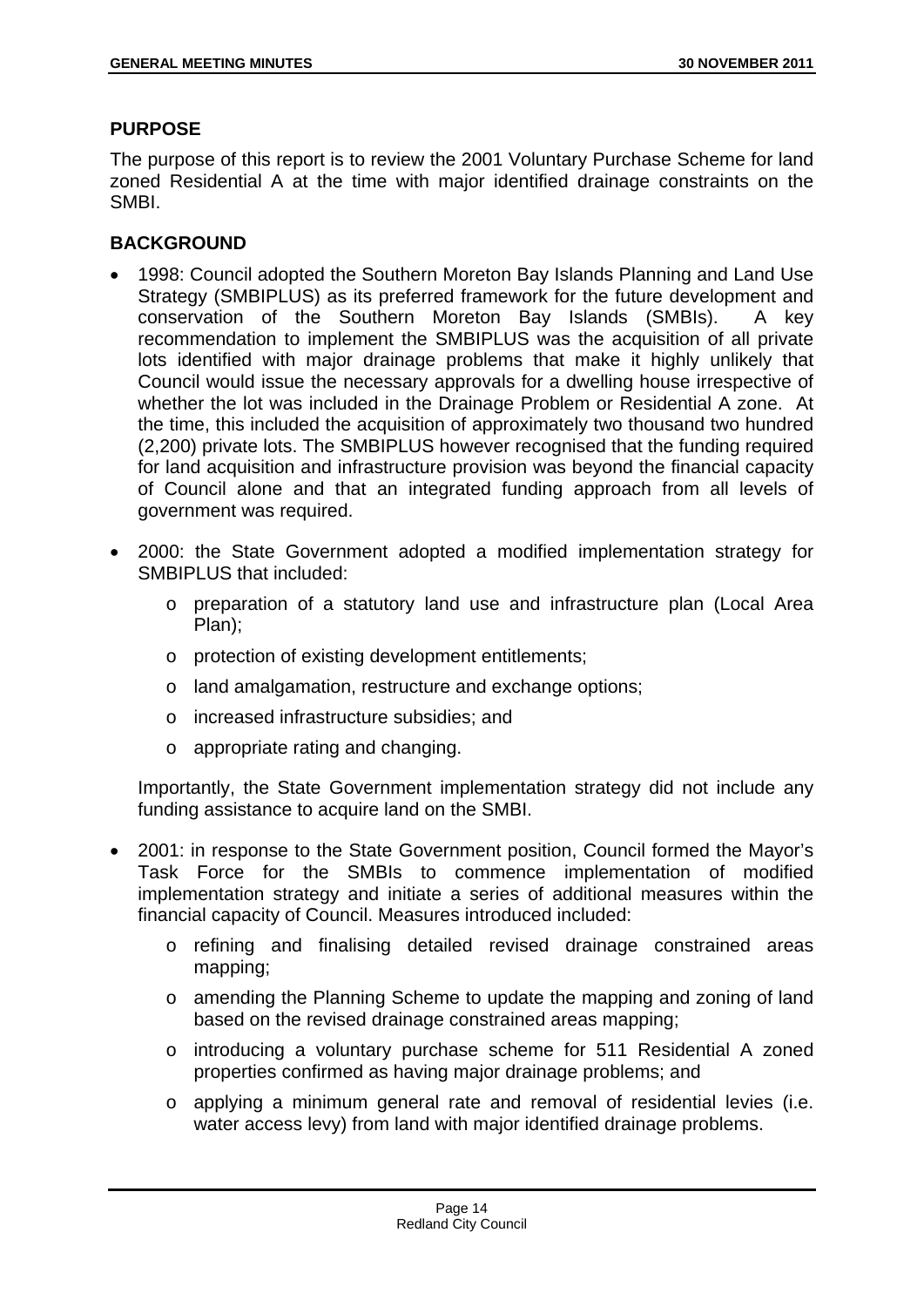## PURPOSE

The purpose of this report is to review the 2001 Voluntary Purchase Scheme for land zoned Residential A at the time with major identified drainage constraints on the SMBI.

## BACKGROUND

- 1998: Council adopted the Southern Moreton Bay Islands Planning and Land Use Strategy (SMBIPLUS) as its preferred framework for the future development and conservation of the Southern Moreton Bay Islands (SMBIs). A key recommendation to implement the SMBIPLUS was the acquisition of all private lots identified with major drainage problems that make it highly unlikely that Council would issue the necessary approvals for a dwelling house irrespective of whether the lot was included in the Drainage Problem or Residential A zone. At the time, this included the acquisition of approximately two thousand two hundred (2,200) private lots. The SMBIPLUS however recognised that the funding required for land acquisition and infrastructure provision was beyond the financial capacity of Council alone and that an integrated funding approach from all levels of government was required.

- 2000: the State Government adopted a modified implementation strategy for SMBIPLUS that included:
  - preparation of a statutory land use and infrastructure plan (Local Area Plan);
  - protection of existing development entitlements;
  - land amalgamation, restructure and exchange options;
  - increased infrastructure subsidies; and
  - appropriate rating and changing.

  Importantly, the State Government implementation strategy did not include any funding assistance to acquire land on the SMBI.

- 2001: in response to the State Government position, Council formed the Mayor's Task Force for the SMBIs to commence implementation of modified implementation strategy and initiate a series of additional measures within the financial capacity of Council. Measures introduced included:
  - refining and finalising detailed revised drainage constrained areas mapping;
  - amending the Planning Scheme to update the mapping and zoning of land based on the revised drainage constrained areas mapping;
  - introducing a voluntary purchase scheme for 511 Residential A zoned properties confirmed as having major drainage problems; and
  - applying a minimum general rate and removal of residential levies (i.e. water access levy) from land with major identified drainage problems.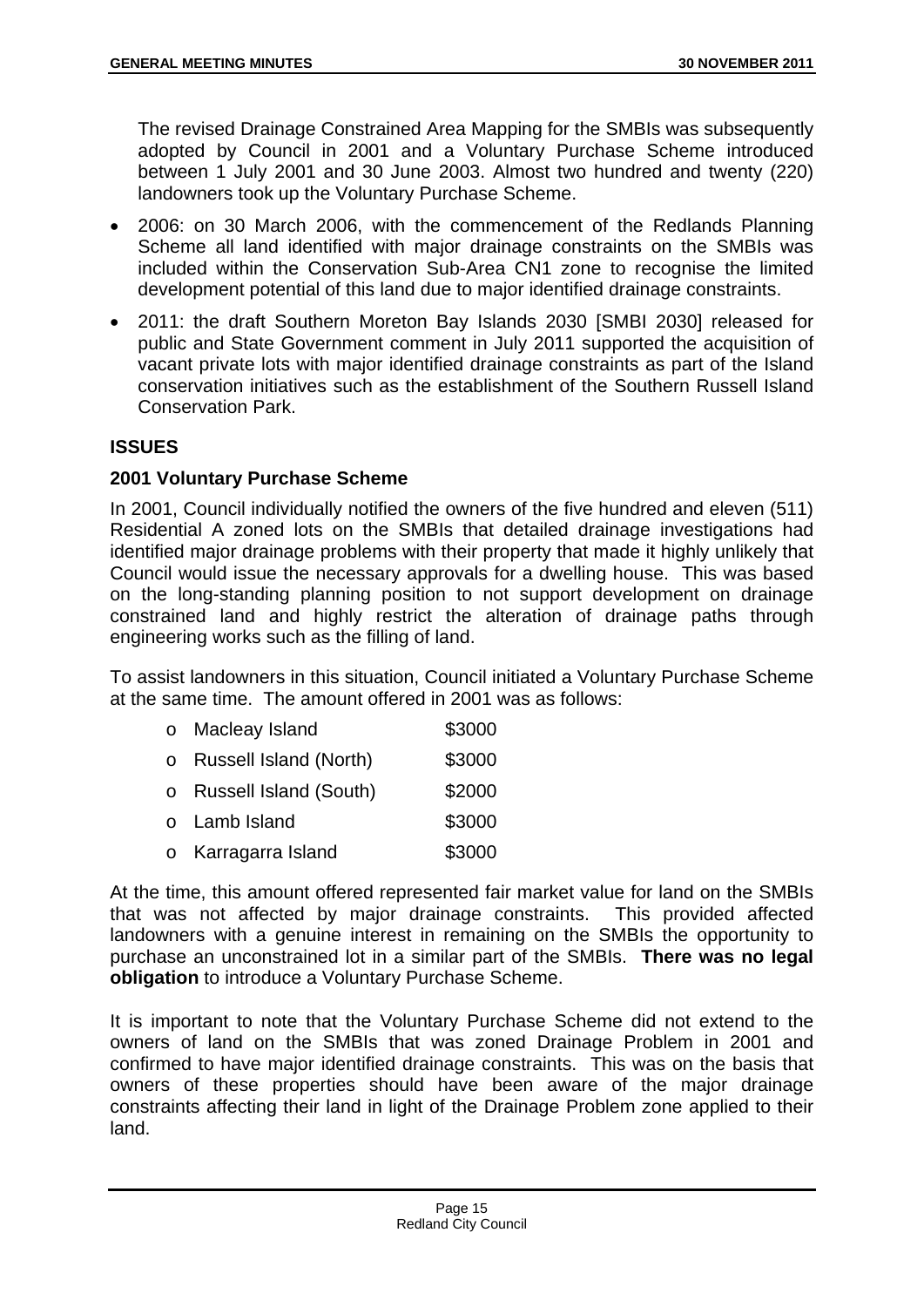The revised Drainage Constrained Area Mapping for the SMBIs was subsequently adopted by Council in 2001 and a Voluntary Purchase Scheme introduced between 1 July 2001 and 30 June 2003. Almost two hundred and twenty (220) landowners took up the Voluntary Purchase Scheme.

- 2006: on 30 March 2006, with the commencement of the Redlands Planning Scheme all land identified with major drainage constraints on the SMBIs was included within the Conservation Sub-Area CN1 zone to recognise the limited development potential of this land due to major identified drainage constraints.
- 2011: the draft Southern Moreton Bay Islands 2030 [SMBI 2030] released for public and State Government comment in July 2011 supported the acquisition of vacant private lots with major identified drainage constraints as part of the Island conservation initiatives such as the establishment of the Southern Russell Island Conservation Park.

## ISSUES

### 2001 Voluntary Purchase Scheme

In 2001, Council individually notified the owners of the five hundred and eleven (511) Residential A zoned lots on the SMBIs that detailed drainage investigations had identified major drainage problems with their property that made it highly unlikely that Council would issue the necessary approvals for a dwelling house. This was based on the long-standing planning position to not support development on drainage constrained land and highly restrict the alteration of drainage paths through engineering works such as the filling of land.

To assist landowners in this situation, Council initiated a Voluntary Purchase Scheme at the same time. The amount offered in 2001 was as follows:

- Macleay Island $3000
- Russell Island (North) $3000
- Russell Island (South) $2000
- Lamb Island $3000
- Karragarra Island $3000

At the time, this amount offered represented fair market value for land on the SMBIs that was not affected by major drainage constraints. This provided affected landowners with a genuine interest in remaining on the SMBIs the opportunity to purchase an unconstrained lot in a similar part of the SMBIs. **There was no legal obligation** to introduce a Voluntary Purchase Scheme.

It is important to note that the Voluntary Purchase Scheme did not extend to the owners of land on the SMBIs that was zoned Drainage Problem in 2001 and confirmed to have major identified drainage constraints. This was on the basis that owners of these properties should have been aware of the major drainage constraints affecting their land in light of the Drainage Problem zone applied to their land.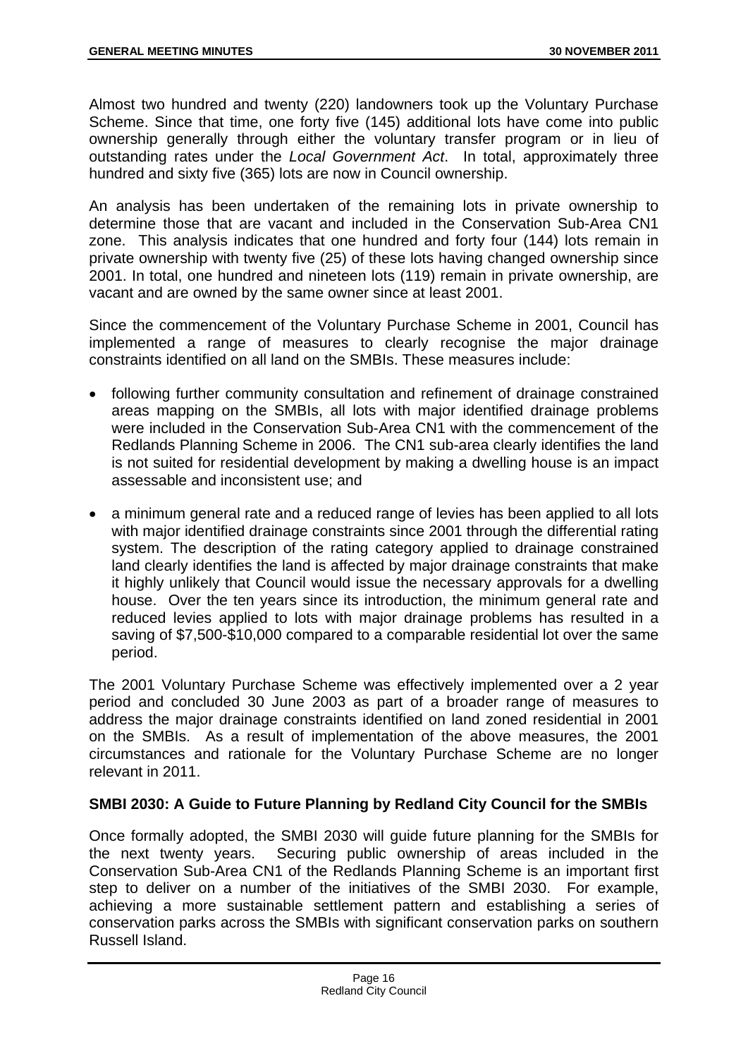Almost two hundred and twenty (220) landowners took up the Voluntary Purchase Scheme. Since that time, one forty five (145) additional lots have come into public ownership generally through either the voluntary transfer program or in lieu of outstanding rates under the *Local Government Act*. In total, approximately three hundred and sixty five (365) lots are now in Council ownership.

An analysis has been undertaken of the remaining lots in private ownership to determine those that are vacant and included in the Conservation Sub-Area CN1 zone. This analysis indicates that one hundred and forty four (144) lots remain in private ownership with twenty five (25) of these lots having changed ownership since 2001. In total, one hundred and nineteen lots (119) remain in private ownership, are vacant and are owned by the same owner since at least 2001.

Since the commencement of the Voluntary Purchase Scheme in 2001, Council has implemented a range of measures to clearly recognise the major drainage constraints identified on all land on the SMBIs. These measures include:

- following further community consultation and refinement of drainage constrained areas mapping on the SMBIs, all lots with major identified drainage problems were included in the Conservation Sub-Area CN1 with the commencement of the Redlands Planning Scheme in 2006. The CN1 sub-area clearly identifies the land is not suited for residential development by making a dwelling house is an impact assessable and inconsistent use; and
- a minimum general rate and a reduced range of levies has been applied to all lots with major identified drainage constraints since 2001 through the differential rating system. The description of the rating category applied to drainage constrained land clearly identifies the land is affected by major drainage constraints that make it highly unlikely that Council would issue the necessary approvals for a dwelling house. Over the ten years since its introduction, the minimum general rate and reduced levies applied to lots with major drainage problems has resulted in a saving of $7,500-$10,000 compared to a comparable residential lot over the same period.

The 2001 Voluntary Purchase Scheme was effectively implemented over a 2 year period and concluded 30 June 2003 as part of a broader range of measures to address the major drainage constraints identified on land zoned residential in 2001 on the SMBIs. As a result of implementation of the above measures, the 2001 circumstances and rationale for the Voluntary Purchase Scheme are no longer relevant in 2011.

**SMBI 2030: A Guide to Future Planning by Redland City Council for the SMBIs**

Once formally adopted, the SMBI 2030 will guide future planning for the SMBIs for the next twenty years. Securing public ownership of areas included in the Conservation Sub-Area CN1 of the Redlands Planning Scheme is an important first step to deliver on a number of the initiatives of the SMBI 2030. For example, achieving a more sustainable settlement pattern and establishing a series of conservation parks across the SMBIs with significant conservation parks on southern Russell Island.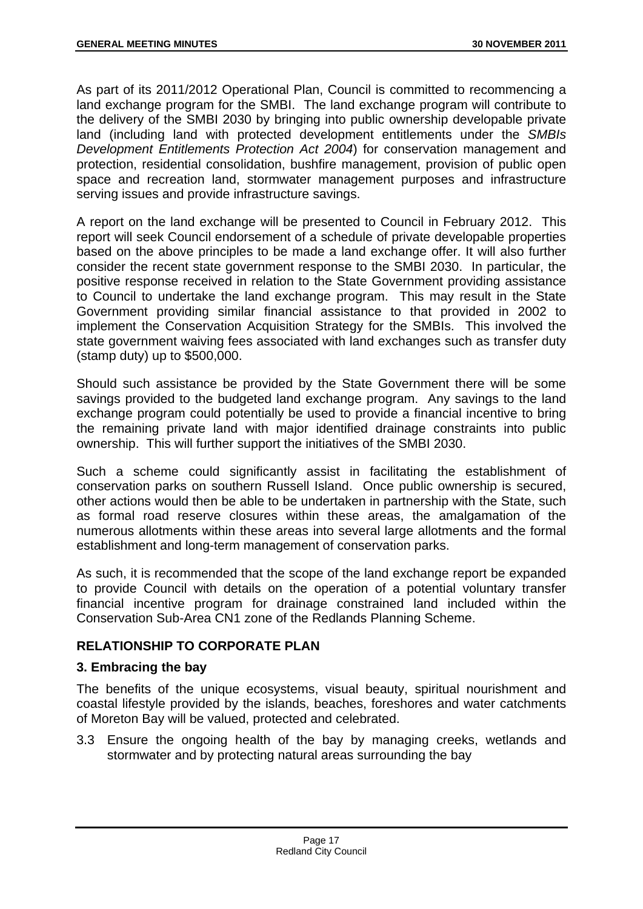As part of its 2011/2012 Operational Plan, Council is committed to recommencing a land exchange program for the SMBI. The land exchange program will contribute to the delivery of the SMBI 2030 by bringing into public ownership developable private land (including land with protected development entitlements under the *SMBIs Development Entitlements Protection Act 2004*) for conservation management and protection, residential consolidation, bushfire management, provision of public open space and recreation land, stormwater management purposes and infrastructure serving issues and provide infrastructure savings.

A report on the land exchange will be presented to Council in February 2012. This report will seek Council endorsement of a schedule of private developable properties based on the above principles to be made a land exchange offer. It will also further consider the recent state government response to the SMBI 2030. In particular, the positive response received in relation to the State Government providing assistance to Council to undertake the land exchange program. This may result in the State Government providing similar financial assistance to that provided in 2002 to implement the Conservation Acquisition Strategy for the SMBIs. This involved the state government waiving fees associated with land exchanges such as transfer duty (stamp duty) up to $500,000.

Should such assistance be provided by the State Government there will be some savings provided to the budgeted land exchange program. Any savings to the land exchange program could potentially be used to provide a financial incentive to bring the remaining private land with major identified drainage constraints into public ownership. This will further support the initiatives of the SMBI 2030.

Such a scheme could significantly assist in facilitating the establishment of conservation parks on southern Russell Island. Once public ownership is secured, other actions would then be able to be undertaken in partnership with the State, such as formal road reserve closures within these areas, the amalgamation of the numerous allotments within these areas into several large allotments and the formal establishment and long-term management of conservation parks.

As such, it is recommended that the scope of the land exchange report be expanded to provide Council with details on the operation of a potential voluntary transfer financial incentive program for drainage constrained land included within the Conservation Sub-Area CN1 zone of the Redlands Planning Scheme.

## RELATIONSHIP TO CORPORATE PLAN

### 3. Embracing the bay

The benefits of the unique ecosystems, visual beauty, spiritual nourishment and coastal lifestyle provided by the islands, beaches, foreshores and water catchments of Moreton Bay will be valued, protected and celebrated.

3.3 Ensure the ongoing health of the bay by managing creeks, wetlands and stormwater and by protecting natural areas surrounding the bay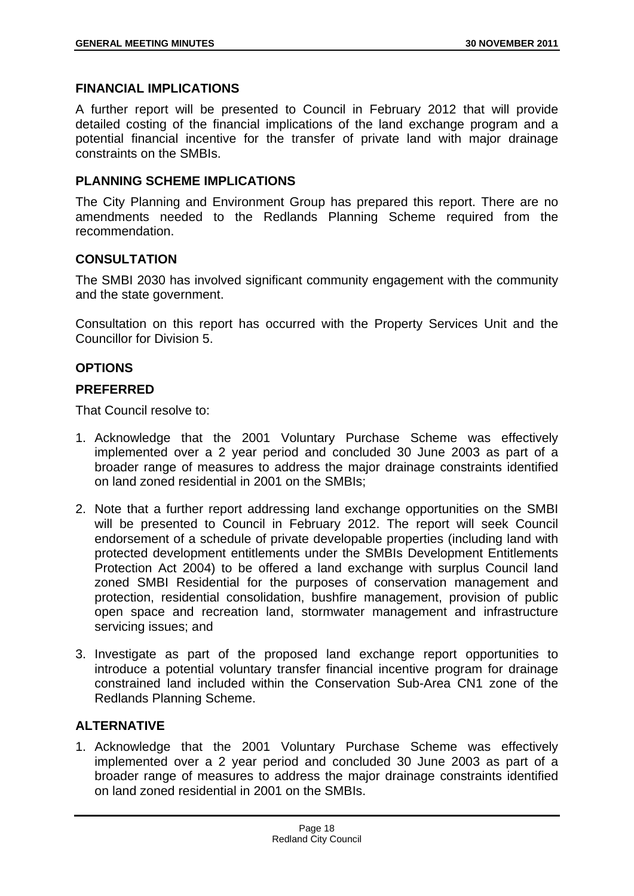### FINANCIAL IMPLICATIONS

A further report will be presented to Council in February 2012 that will provide detailed costing of the financial implications of the land exchange program and a potential financial incentive for the transfer of private land with major drainage constraints on the SMBIs.

### PLANNING SCHEME IMPLICATIONS

The City Planning and Environment Group has prepared this report. There are no amendments needed to the Redlands Planning Scheme required from the recommendation.

### CONSULTATION

The SMBI 2030 has involved significant community engagement with the community and the state government.

Consultation on this report has occurred with the Property Services Unit and the Councillor for Division 5.

### OPTIONS

### PREFERRED

That Council resolve to:

1. Acknowledge that the 2001 Voluntary Purchase Scheme was effectively implemented over a 2 year period and concluded 30 June 2003 as part of a broader range of measures to address the major drainage constraints identified on land zoned residential in 2001 on the SMBIs;
2. Note that a further report addressing land exchange opportunities on the SMBI will be presented to Council in February 2012. The report will seek Council endorsement of a schedule of private developable properties (including land with protected development entitlements under the SMBIs Development Entitlements Protection Act 2004) to be offered a land exchange with surplus Council land zoned SMBI Residential for the purposes of conservation management and protection, residential consolidation, bushfire management, provision of public open space and recreation land, stormwater management and infrastructure servicing issues; and
3. Investigate as part of the proposed land exchange report opportunities to introduce a potential voluntary transfer financial incentive program for drainage constrained land included within the Conservation Sub-Area CN1 zone of the Redlands Planning Scheme.

### ALTERNATIVE

1. Acknowledge that the 2001 Voluntary Purchase Scheme was effectively implemented over a 2 year period and concluded 30 June 2003 as part of a broader range of measures to address the major drainage constraints identified on land zoned residential in 2001 on the SMBIs.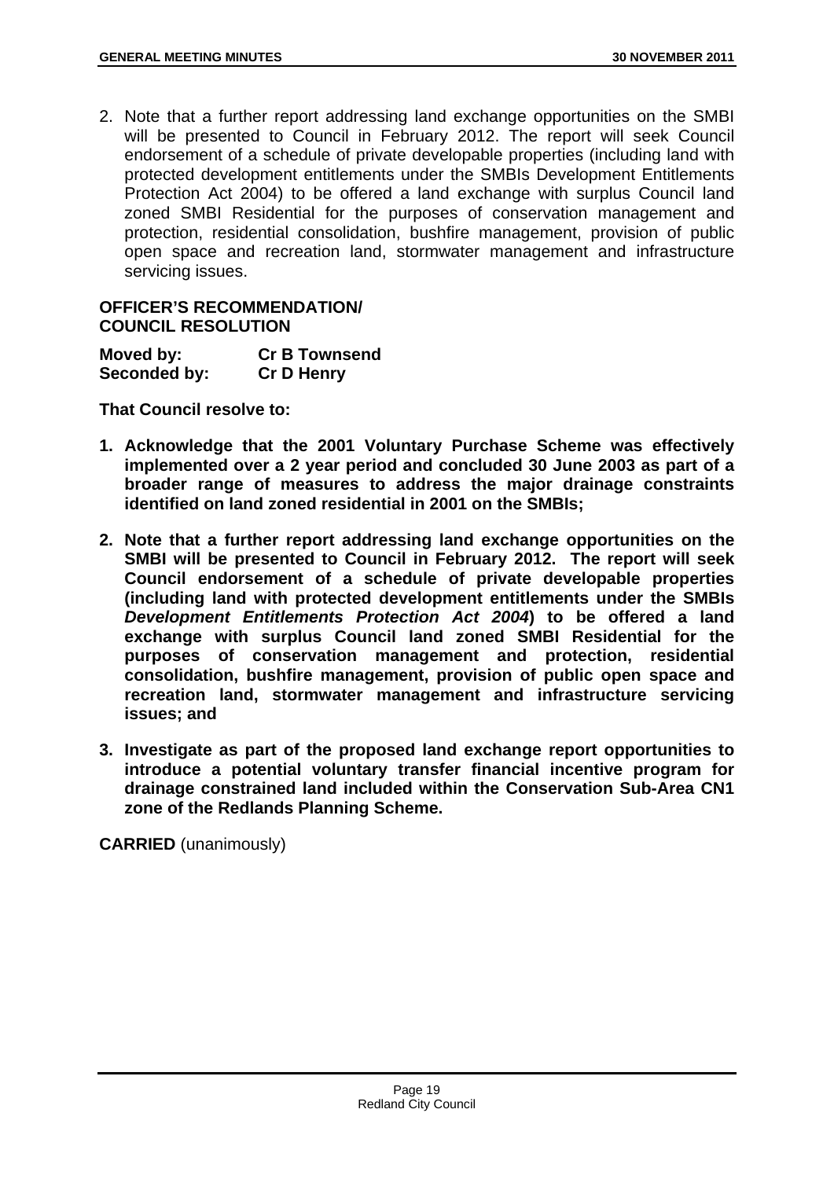2. Note that a further report addressing land exchange opportunities on the SMBI will be presented to Council in February 2012. The report will seek Council endorsement of a schedule of private developable properties (including land with protected development entitlements under the SMBIs Development Entitlements Protection Act 2004) to be offered a land exchange with surplus Council land zoned SMBI Residential for the purposes of conservation management and protection, residential consolidation, bushfire management, provision of public open space and recreation land, stormwater management and infrastructure servicing issues.

**OFFICER'S RECOMMENDATION/**
**COUNCIL RESOLUTION**

| | |
|---|---|
| **Moved by:** | **Cr B Townsend** |
| **Seconded by:** | **Cr D Henry** |

**That Council resolve to:**

1. **Acknowledge that the 2001 Voluntary Purchase Scheme was effectively implemented over a 2 year period and concluded 30 June 2003 as part of a broader range of measures to address the major drainage constraints identified on land zoned residential in 2001 on the SMBIs;**

2. **Note that a further report addressing land exchange opportunities on the SMBI will be presented to Council in February 2012. The report will seek Council endorsement of a schedule of private developable properties (including land with protected development entitlements under the SMBIs *Development Entitlements Protection Act 2004*) to be offered a land exchange with surplus Council land zoned SMBI Residential for the purposes of conservation management and protection, residential consolidation, bushfire management, provision of public open space and recreation land, stormwater management and infrastructure servicing issues; and**

3. **Investigate as part of the proposed land exchange report opportunities to introduce a potential voluntary transfer financial incentive program for drainage constrained land included within the Conservation Sub-Area CN1 zone of the Redlands Planning Scheme.**

**CARRIED** (unanimously)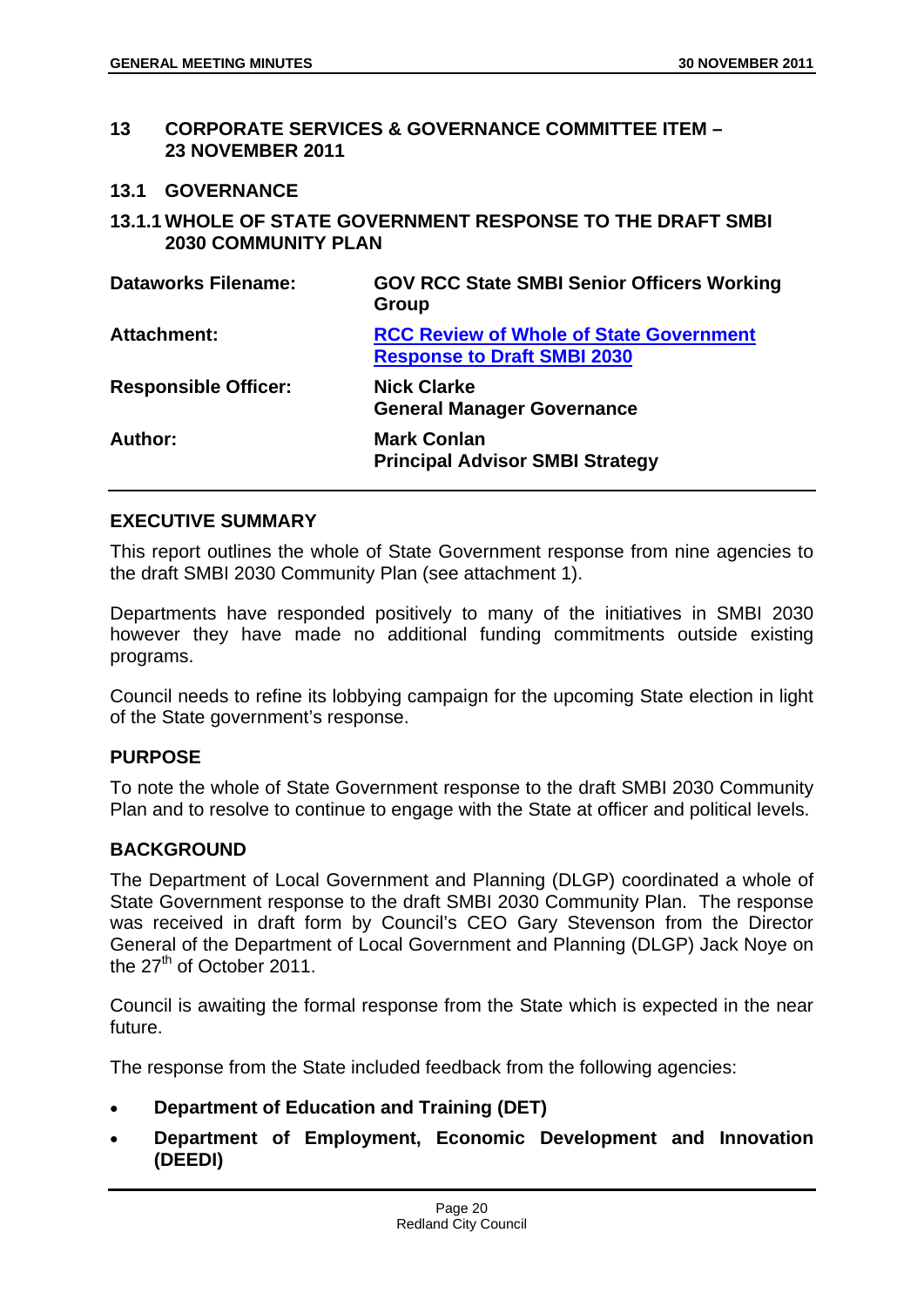## 13 CORPORATE SERVICES & GOVERNANCE COMMITTEE ITEM – 23 NOVEMBER 2011

### 13.1 GOVERNANCE

### 13.1.1 WHOLE OF STATE GOVERNMENT RESPONSE TO THE DRAFT SMBI 2030 COMMUNITY PLAN

| | |
|---|---|
| **Dataworks Filename:** | **GOV RCC State SMBI Senior Officers Working Group** |
| **Attachment:** | **RCC Review of Whole of State Government Response to Draft SMBI 2030** |
| **Responsible Officer:** | **Nick Clarke**<br>**General Manager Governance** |
| **Author:** | **Mark Conlan**<br>**Principal Advisor SMBI Strategy** |

#### EXECUTIVE SUMMARY

This report outlines the whole of State Government response from nine agencies to the draft SMBI 2030 Community Plan (see attachment 1).

Departments have responded positively to many of the initiatives in SMBI 2030 however they have made no additional funding commitments outside existing programs.

Council needs to refine its lobbying campaign for the upcoming State election in light of the State government's response.

#### PURPOSE

To note the whole of State Government response to the draft SMBI 2030 Community Plan and to resolve to continue to engage with the State at officer and political levels.

#### BACKGROUND

The Department of Local Government and Planning (DLGP) coordinated a whole of State Government response to the draft SMBI 2030 Community Plan. The response was received in draft form by Council's CEO Gary Stevenson from the Director General of the Department of Local Government and Planning (DLGP) Jack Noye on the 27th of October 2011.

Council is awaiting the formal response from the State which is expected in the near future.

The response from the State included feedback from the following agencies:

- **Department of Education and Training (DET)**
- **Department of Employment, Economic Development and Innovation (DEEDI)**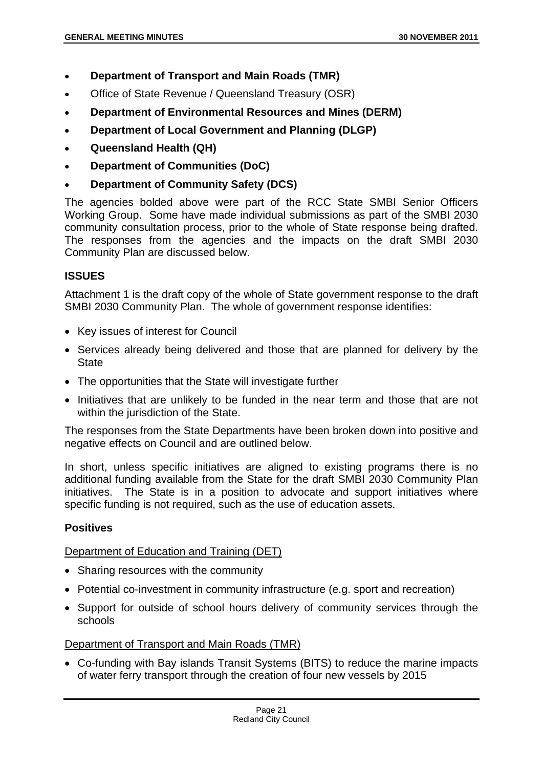- **Department of Transport and Main Roads (TMR)**
- Office of State Revenue / Queensland Treasury (OSR)
- **Department of Environmental Resources and Mines (DERM)**
- **Department of Local Government and Planning (DLGP)**
- **Queensland Health (QH)**
- **Department of Communities (DoC)**
- **Department of Community Safety (DCS)**

The agencies bolded above were part of the RCC State SMBI Senior Officers Working Group. Some have made individual submissions as part of the SMBI 2030 community consultation process, prior to the whole of State response being drafted. The responses from the agencies and the impacts on the draft SMBI 2030 Community Plan are discussed below.

## ISSUES

Attachment 1 is the draft copy of the whole of State government response to the draft SMBI 2030 Community Plan. The whole of government response identifies:

- Key issues of interest for Council
- Services already being delivered and those that are planned for delivery by the State
- The opportunities that the State will investigate further
- Initiatives that are unlikely to be funded in the near term and those that are not within the jurisdiction of the State.

The responses from the State Departments have been broken down into positive and negative effects on Council and are outlined below.

In short, unless specific initiatives are aligned to existing programs there is no additional funding available from the State for the draft SMBI 2030 Community Plan initiatives. The State is in a position to advocate and support initiatives where specific funding is not required, such as the use of education assets.

### Positives

Department of Education and Training (DET)

- Sharing resources with the community
- Potential co-investment in community infrastructure (e.g. sport and recreation)
- Support for outside of school hours delivery of community services through the schools

Department of Transport and Main Roads (TMR)

- Co-funding with Bay islands Transit Systems (BITS) to reduce the marine impacts of water ferry transport through the creation of four new vessels by 2015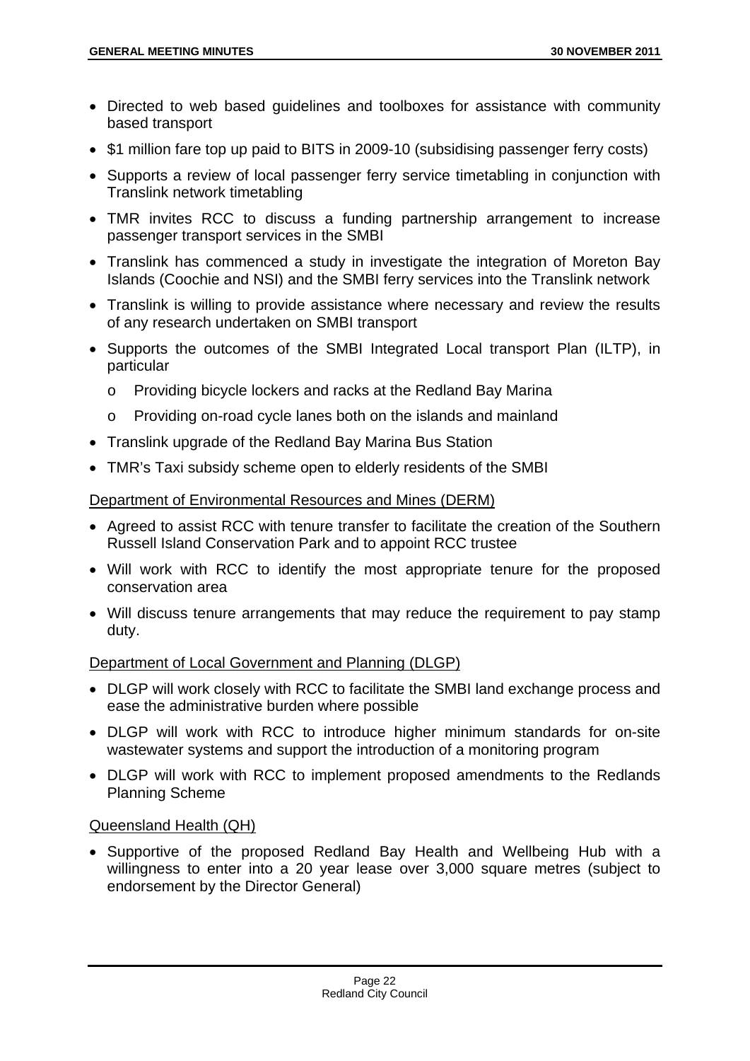- Directed to web based guidelines and toolboxes for assistance with community based transport
- $1 million fare top up paid to BITS in 2009-10 (subsidising passenger ferry costs)
- Supports a review of local passenger ferry service timetabling in conjunction with Translink network timetabling
- TMR invites RCC to discuss a funding partnership arrangement to increase passenger transport services in the SMBI
- Translink has commenced a study in investigate the integration of Moreton Bay Islands (Coochie and NSI) and the SMBI ferry services into the Translink network
- Translink is willing to provide assistance where necessary and review the results of any research undertaken on SMBI transport
- Supports the outcomes of the SMBI Integrated Local transport Plan (ILTP), in particular
  - Providing bicycle lockers and racks at the Redland Bay Marina
  - Providing on-road cycle lanes both on the islands and mainland
- Translink upgrade of the Redland Bay Marina Bus Station
- TMR's Taxi subsidy scheme open to elderly residents of the SMBI

Department of Environmental Resources and Mines (DERM)

- Agreed to assist RCC with tenure transfer to facilitate the creation of the Southern Russell Island Conservation Park and to appoint RCC trustee
- Will work with RCC to identify the most appropriate tenure for the proposed conservation area
- Will discuss tenure arrangements that may reduce the requirement to pay stamp duty.

Department of Local Government and Planning (DLGP)

- DLGP will work closely with RCC to facilitate the SMBI land exchange process and ease the administrative burden where possible
- DLGP will work with RCC to introduce higher minimum standards for on-site wastewater systems and support the introduction of a monitoring program
- DLGP will work with RCC to implement proposed amendments to the Redlands Planning Scheme

Queensland Health (QH)

- Supportive of the proposed Redland Bay Health and Wellbeing Hub with a willingness to enter into a 20 year lease over 3,000 square metres (subject to endorsement by the Director General)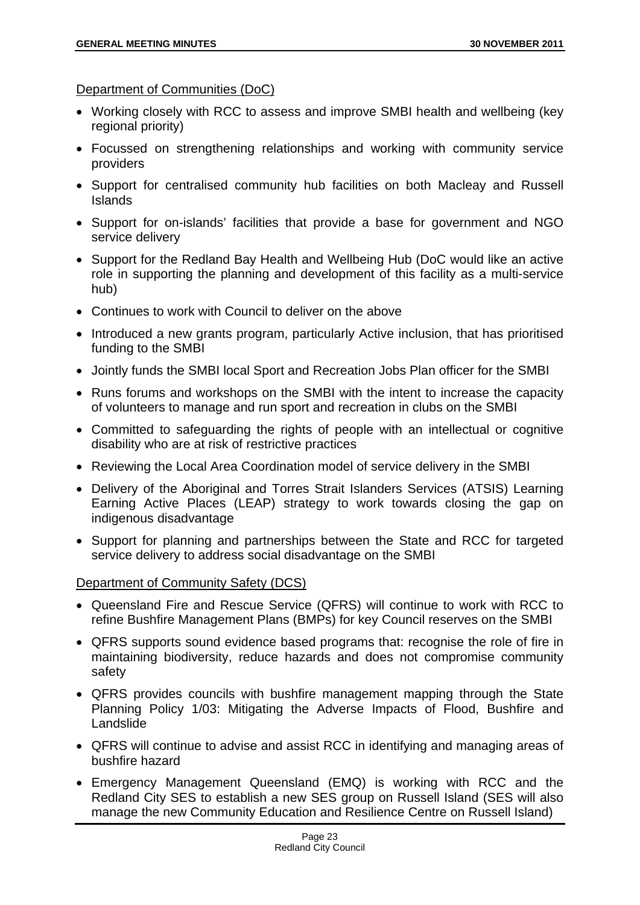Department of Communities (DoC)

- Working closely with RCC to assess and improve SMBI health and wellbeing (key regional priority)
- Focussed on strengthening relationships and working with community service providers
- Support for centralised community hub facilities on both Macleay and Russell Islands
- Support for on-islands' facilities that provide a base for government and NGO service delivery
- Support for the Redland Bay Health and Wellbeing Hub (DoC would like an active role in supporting the planning and development of this facility as a multi-service hub)
- Continues to work with Council to deliver on the above
- Introduced a new grants program, particularly Active inclusion, that has prioritised funding to the SMBI
- Jointly funds the SMBI local Sport and Recreation Jobs Plan officer for the SMBI
- Runs forums and workshops on the SMBI with the intent to increase the capacity of volunteers to manage and run sport and recreation in clubs on the SMBI
- Committed to safeguarding the rights of people with an intellectual or cognitive disability who are at risk of restrictive practices
- Reviewing the Local Area Coordination model of service delivery in the SMBI
- Delivery of the Aboriginal and Torres Strait Islanders Services (ATSIS) Learning Earning Active Places (LEAP) strategy to work towards closing the gap on indigenous disadvantage
- Support for planning and partnerships between the State and RCC for targeted service delivery to address social disadvantage on the SMBI

Department of Community Safety (DCS)

- Queensland Fire and Rescue Service (QFRS) will continue to work with RCC to refine Bushfire Management Plans (BMPs) for key Council reserves on the SMBI
- QFRS supports sound evidence based programs that: recognise the role of fire in maintaining biodiversity, reduce hazards and does not compromise community safety
- QFRS provides councils with bushfire management mapping through the State Planning Policy 1/03: Mitigating the Adverse Impacts of Flood, Bushfire and Landslide
- QFRS will continue to advise and assist RCC in identifying and managing areas of bushfire hazard
- Emergency Management Queensland (EMQ) is working with RCC and the Redland City SES to establish a new SES group on Russell Island (SES will also manage the new Community Education and Resilience Centre on Russell Island)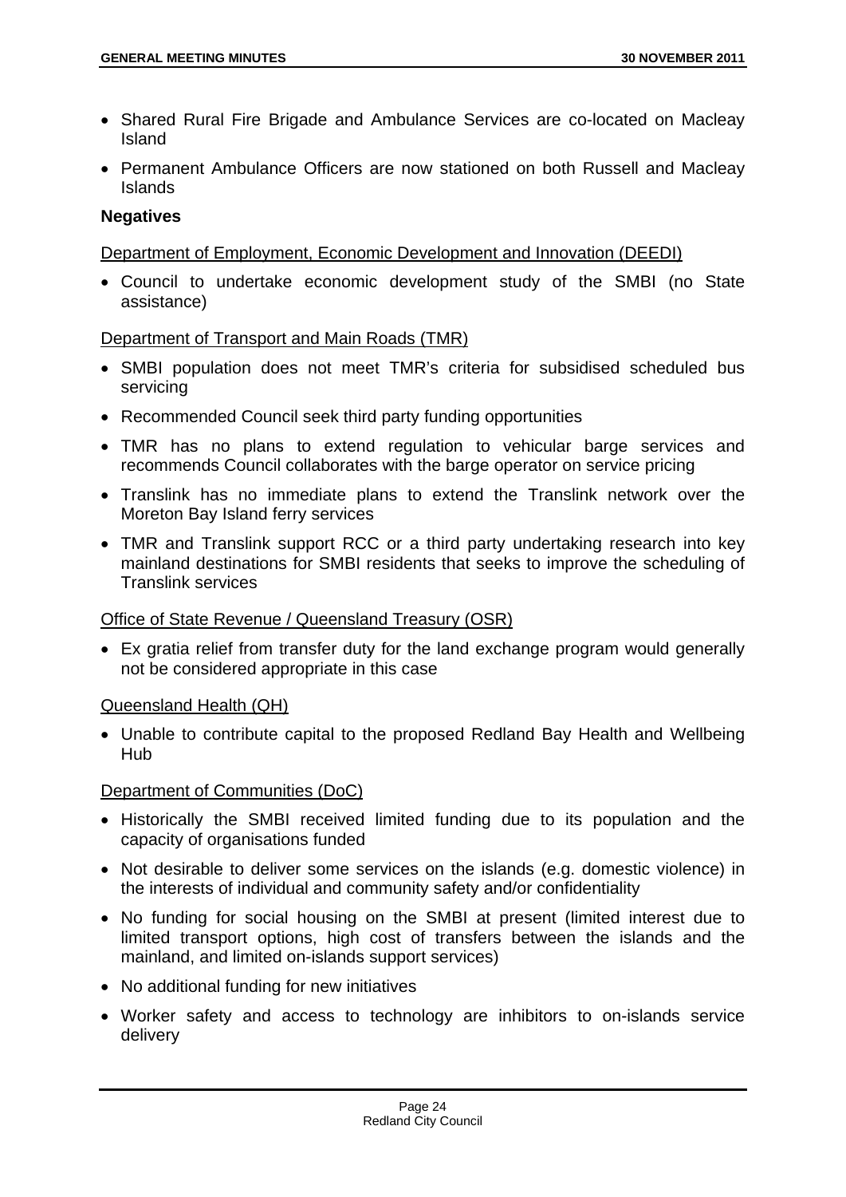- Shared Rural Fire Brigade and Ambulance Services are co-located on Macleay Island
- Permanent Ambulance Officers are now stationed on both Russell and Macleay Islands

**Negatives**

Department of Employment, Economic Development and Innovation (DEEDI)

- Council to undertake economic development study of the SMBI (no State assistance)

Department of Transport and Main Roads (TMR)

- SMBI population does not meet TMR's criteria for subsidised scheduled bus servicing
- Recommended Council seek third party funding opportunities
- TMR has no plans to extend regulation to vehicular barge services and recommends Council collaborates with the barge operator on service pricing
- Translink has no immediate plans to extend the Translink network over the Moreton Bay Island ferry services
- TMR and Translink support RCC or a third party undertaking research into key mainland destinations for SMBI residents that seeks to improve the scheduling of Translink services

Office of State Revenue / Queensland Treasury (OSR)

- Ex gratia relief from transfer duty for the land exchange program would generally not be considered appropriate in this case

Queensland Health (QH)

- Unable to contribute capital to the proposed Redland Bay Health and Wellbeing Hub

Department of Communities (DoC)

- Historically the SMBI received limited funding due to its population and the capacity of organisations funded
- Not desirable to deliver some services on the islands (e.g. domestic violence) in the interests of individual and community safety and/or confidentiality
- No funding for social housing on the SMBI at present (limited interest due to limited transport options, high cost of transfers between the islands and the mainland, and limited on-islands support services)
- No additional funding for new initiatives
- Worker safety and access to technology are inhibitors to on-islands service delivery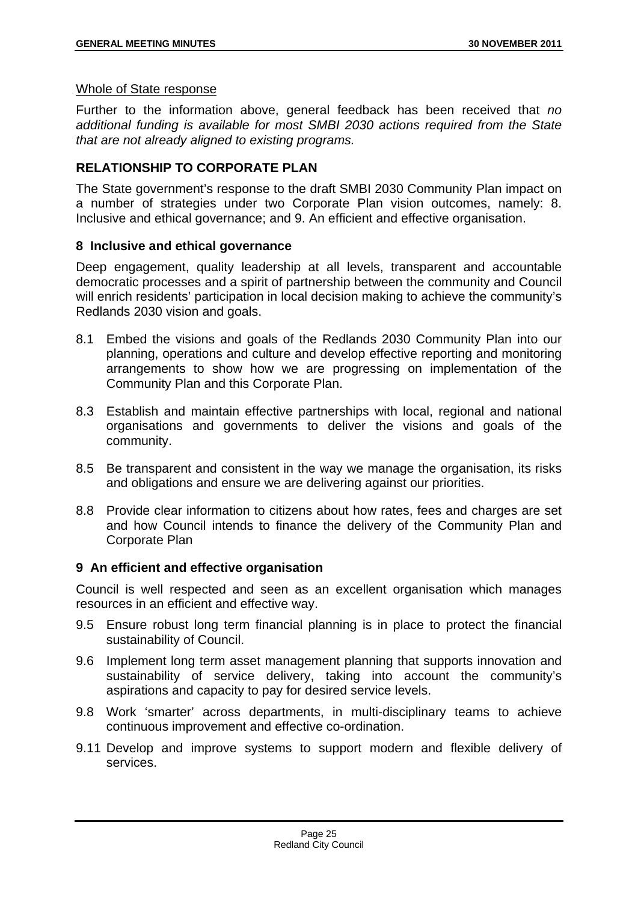Whole of State response

Further to the information above, general feedback has been received that *no additional funding is available for most SMBI 2030 actions required from the State that are not already aligned to existing programs.*

## RELATIONSHIP TO CORPORATE PLAN

The State government's response to the draft SMBI 2030 Community Plan impact on a number of strategies under two Corporate Plan vision outcomes, namely: 8. Inclusive and ethical governance; and 9. An efficient and effective organisation.

### 8 Inclusive and ethical governance

Deep engagement, quality leadership at all levels, transparent and accountable democratic processes and a spirit of partnership between the community and Council will enrich residents' participation in local decision making to achieve the community's Redlands 2030 vision and goals.

8.1 Embed the visions and goals of the Redlands 2030 Community Plan into our planning, operations and culture and develop effective reporting and monitoring arrangements to show how we are progressing on implementation of the Community Plan and this Corporate Plan.

8.3 Establish and maintain effective partnerships with local, regional and national organisations and governments to deliver the visions and goals of the community.

8.5 Be transparent and consistent in the way we manage the organisation, its risks and obligations and ensure we are delivering against our priorities.

8.8 Provide clear information to citizens about how rates, fees and charges are set and how Council intends to finance the delivery of the Community Plan and Corporate Plan

### 9 An efficient and effective organisation

Council is well respected and seen as an excellent organisation which manages resources in an efficient and effective way.

9.5 Ensure robust long term financial planning is in place to protect the financial sustainability of Council.

9.6 Implement long term asset management planning that supports innovation and sustainability of service delivery, taking into account the community's aspirations and capacity to pay for desired service levels.

9.8 Work 'smarter' across departments, in multi-disciplinary teams to achieve continuous improvement and effective co-ordination.

9.11 Develop and improve systems to support modern and flexible delivery of services.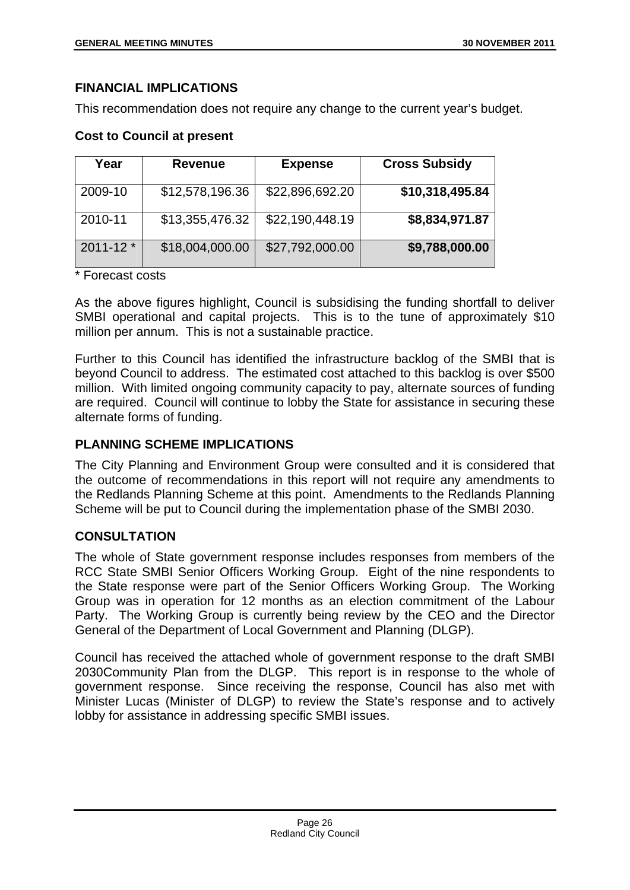## FINANCIAL IMPLICATIONS

This recommendation does not require any change to the current year's budget.

**Cost to Council at present**

| Year | Revenue | Expense | Cross Subsidy |
|---|---|---|---|
| 2009-10 | $12,578,196.36 | $22,896,692.20 | **$10,318,495.84** |
| 2010-11 | $13,355,476.32 | $22,190,448.19 | **$8,834,971.87** |
| 2011-12 * | $18,004,000.00 | $27,792,000.00 | **$9,788,000.00** |

* Forecast costs

As the above figures highlight, Council is subsidising the funding shortfall to deliver SMBI operational and capital projects. This is to the tune of approximately $10 million per annum. This is not a sustainable practice.

Further to this Council has identified the infrastructure backlog of the SMBI that is beyond Council to address. The estimated cost attached to this backlog is over $500 million. With limited ongoing community capacity to pay, alternate sources of funding are required. Council will continue to lobby the State for assistance in securing these alternate forms of funding.

## PLANNING SCHEME IMPLICATIONS

The City Planning and Environment Group were consulted and it is considered that the outcome of recommendations in this report will not require any amendments to the Redlands Planning Scheme at this point. Amendments to the Redlands Planning Scheme will be put to Council during the implementation phase of the SMBI 2030.

## CONSULTATION

The whole of State government response includes responses from members of the RCC State SMBI Senior Officers Working Group. Eight of the nine respondents to the State response were part of the Senior Officers Working Group. The Working Group was in operation for 12 months as an election commitment of the Labour Party. The Working Group is currently being review by the CEO and the Director General of the Department of Local Government and Planning (DLGP).

Council has received the attached whole of government response to the draft SMBI 2030Community Plan from the DLGP. This report is in response to the whole of government response. Since receiving the response, Council has also met with Minister Lucas (Minister of DLGP) to review the State's response and to actively lobby for assistance in addressing specific SMBI issues.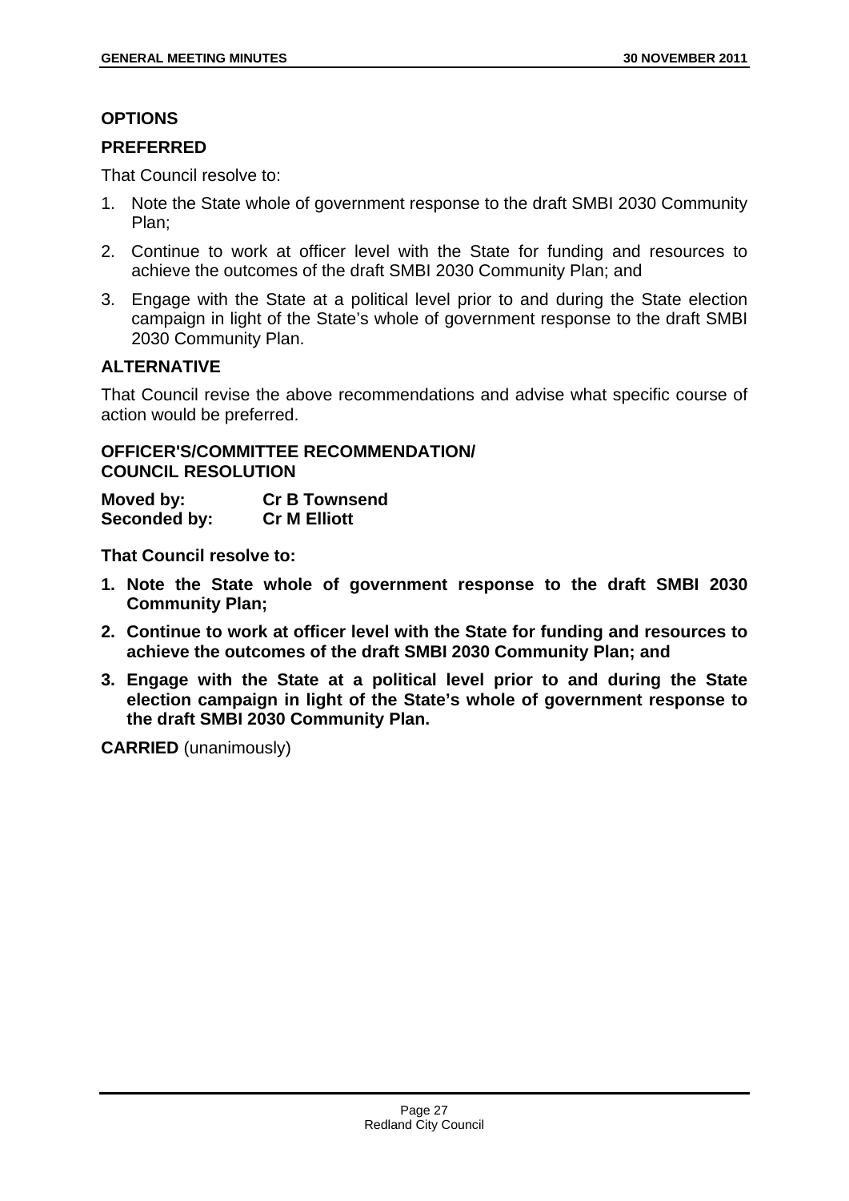## OPTIONS

### PREFERRED

That Council resolve to:

1. Note the State whole of government response to the draft SMBI 2030 Community Plan;
2. Continue to work at officer level with the State for funding and resources to achieve the outcomes of the draft SMBI 2030 Community Plan; and
3. Engage with the State at a political level prior to and during the State election campaign in light of the State's whole of government response to the draft SMBI 2030 Community Plan.

### ALTERNATIVE

That Council revise the above recommendations and advise what specific course of action would be preferred.

## OFFICER'S/COMMITTEE RECOMMENDATION/ COUNCIL RESOLUTION

**Moved by:** **Cr B Townsend**
**Seconded by:** **Cr M Elliott**

**That Council resolve to:**

1. **Note the State whole of government response to the draft SMBI 2030 Community Plan;**
2. **Continue to work at officer level with the State for funding and resources to achieve the outcomes of the draft SMBI 2030 Community Plan; and**
3. **Engage with the State at a political level prior to and during the State election campaign in light of the State's whole of government response to the draft SMBI 2030 Community Plan.**

**CARRIED** (unanimously)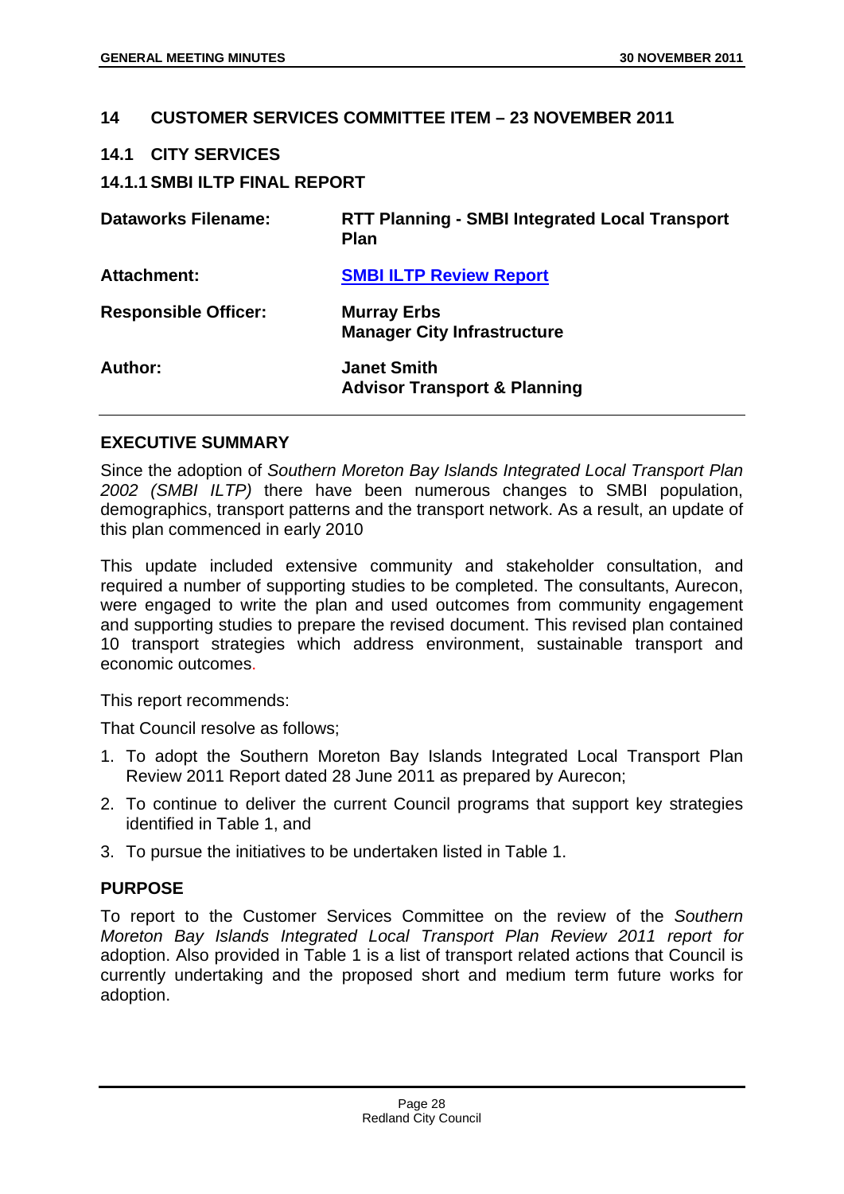## 14 CUSTOMER SERVICES COMMITTEE ITEM – 23 NOVEMBER 2011

### 14.1 CITY SERVICES

#### 14.1.1 SMBI ILTP FINAL REPORT

| | |
|---|---|
| **Dataworks Filename:** | **RTT Planning - SMBI Integrated Local Transport Plan** |
| **Attachment:** | **SMBI ILTP Review Report** |
| **Responsible Officer:** | **Murray Erbs**<br>**Manager City Infrastructure** |
| **Author:** | **Janet Smith**<br>**Advisor Transport & Planning** |

### EXECUTIVE SUMMARY

Since the adoption of *Southern Moreton Bay Islands Integrated Local Transport Plan 2002 (SMBI ILTP)* there have been numerous changes to SMBI population, demographics, transport patterns and the transport network. As a result, an update of this plan commenced in early 2010

This update included extensive community and stakeholder consultation, and required a number of supporting studies to be completed. The consultants, Aurecon, were engaged to write the plan and used outcomes from community engagement and supporting studies to prepare the revised document. This revised plan contained 10 transport strategies which address environment, sustainable transport and economic outcomes.

This report recommends:

That Council resolve as follows;

1. To adopt the Southern Moreton Bay Islands Integrated Local Transport Plan Review 2011 Report dated 28 June 2011 as prepared by Aurecon;
2. To continue to deliver the current Council programs that support key strategies identified in Table 1, and
3. To pursue the initiatives to be undertaken listed in Table 1.

### PURPOSE

To report to the Customer Services Committee on the review of the *Southern Moreton Bay Islands Integrated Local Transport Plan Review 2011 report for* adoption. Also provided in Table 1 is a list of transport related actions that Council is currently undertaking and the proposed short and medium term future works for adoption.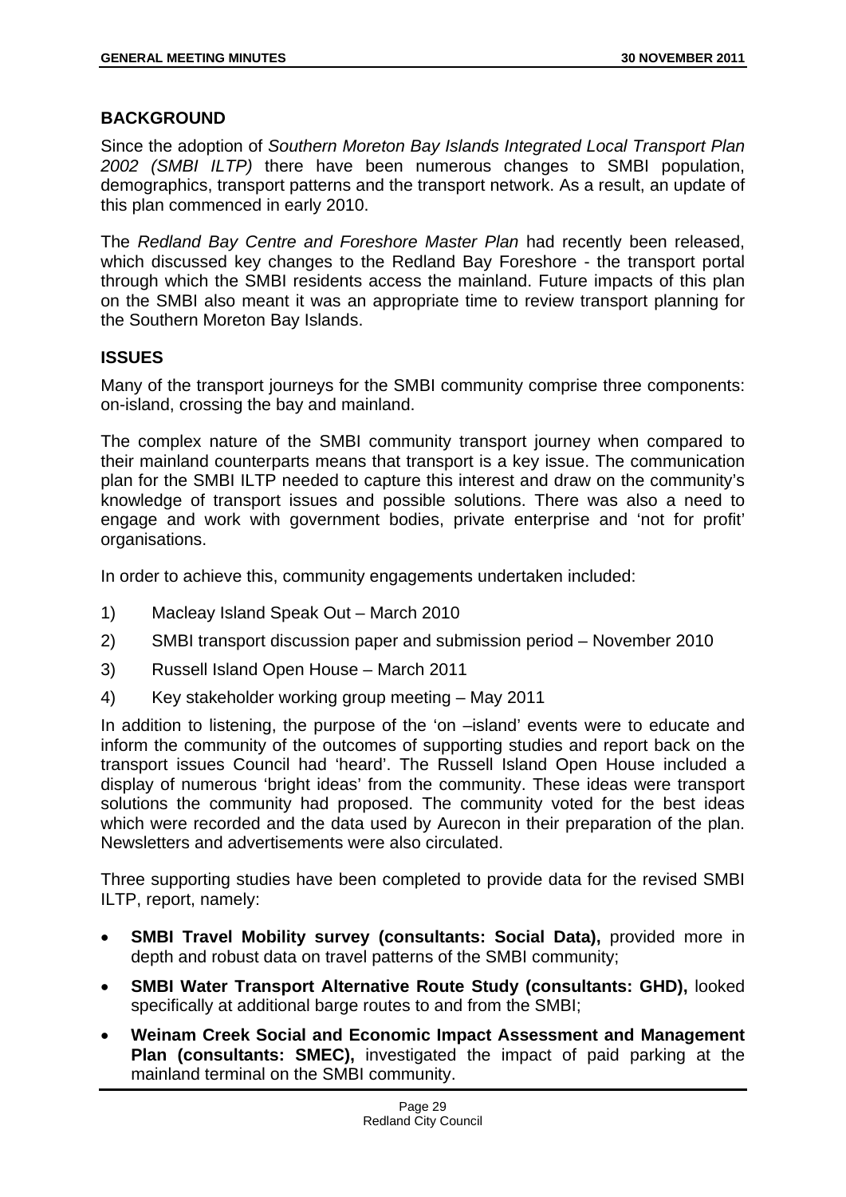## BACKGROUND

Since the adoption of *Southern Moreton Bay Islands Integrated Local Transport Plan 2002 (SMBI ILTP)* there have been numerous changes to SMBI population, demographics, transport patterns and the transport network. As a result, an update of this plan commenced in early 2010.

The *Redland Bay Centre and Foreshore Master Plan* had recently been released, which discussed key changes to the Redland Bay Foreshore - the transport portal through which the SMBI residents access the mainland. Future impacts of this plan on the SMBI also meant it was an appropriate time to review transport planning for the Southern Moreton Bay Islands.

## ISSUES

Many of the transport journeys for the SMBI community comprise three components: on-island, crossing the bay and mainland.

The complex nature of the SMBI community transport journey when compared to their mainland counterparts means that transport is a key issue. The communication plan for the SMBI ILTP needed to capture this interest and draw on the community's knowledge of transport issues and possible solutions. There was also a need to engage and work with government bodies, private enterprise and 'not for profit' organisations.

In order to achieve this, community engagements undertaken included:

1) Macleay Island Speak Out – March 2010
2) SMBI transport discussion paper and submission period – November 2010
3) Russell Island Open House – March 2011
4) Key stakeholder working group meeting – May 2011

In addition to listening, the purpose of the 'on –island' events were to educate and inform the community of the outcomes of supporting studies and report back on the transport issues Council had 'heard'. The Russell Island Open House included a display of numerous 'bright ideas' from the community. These ideas were transport solutions the community had proposed. The community voted for the best ideas which were recorded and the data used by Aurecon in their preparation of the plan. Newsletters and advertisements were also circulated.

Three supporting studies have been completed to provide data for the revised SMBI ILTP, report, namely:

- **SMBI Travel Mobility survey (consultants: Social Data),** provided more in depth and robust data on travel patterns of the SMBI community;
- **SMBI Water Transport Alternative Route Study (consultants: GHD),** looked specifically at additional barge routes to and from the SMBI;
- **Weinam Creek Social and Economic Impact Assessment and Management Plan (consultants: SMEC),** investigated the impact of paid parking at the mainland terminal on the SMBI community.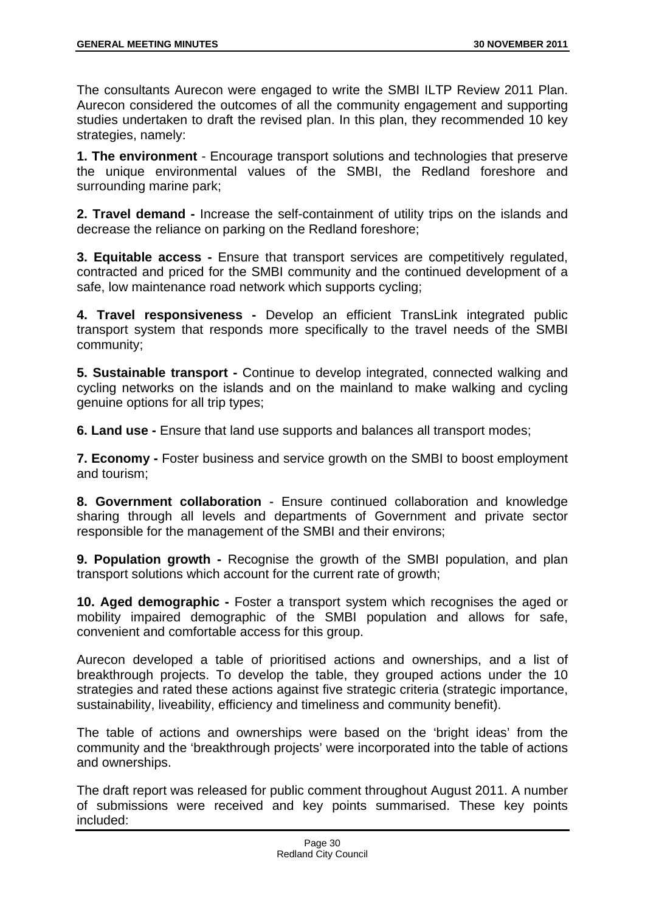The consultants Aurecon were engaged to write the SMBI ILTP Review 2011 Plan. Aurecon considered the outcomes of all the community engagement and supporting studies undertaken to draft the revised plan. In this plan, they recommended 10 key strategies, namely:

**1. The environment** - Encourage transport solutions and technologies that preserve the unique environmental values of the SMBI, the Redland foreshore and surrounding marine park;

**2. Travel demand -** Increase the self-containment of utility trips on the islands and decrease the reliance on parking on the Redland foreshore;

**3. Equitable access -** Ensure that transport services are competitively regulated, contracted and priced for the SMBI community and the continued development of a safe, low maintenance road network which supports cycling;

**4. Travel responsiveness -** Develop an efficient TransLink integrated public transport system that responds more specifically to the travel needs of the SMBI community;

**5. Sustainable transport -** Continue to develop integrated, connected walking and cycling networks on the islands and on the mainland to make walking and cycling genuine options for all trip types;

**6. Land use -** Ensure that land use supports and balances all transport modes;

**7. Economy -** Foster business and service growth on the SMBI to boost employment and tourism;

**8. Government collaboration** - Ensure continued collaboration and knowledge sharing through all levels and departments of Government and private sector responsible for the management of the SMBI and their environs;

**9. Population growth -** Recognise the growth of the SMBI population, and plan transport solutions which account for the current rate of growth;

**10. Aged demographic -** Foster a transport system which recognises the aged or mobility impaired demographic of the SMBI population and allows for safe, convenient and comfortable access for this group.

Aurecon developed a table of prioritised actions and ownerships, and a list of breakthrough projects. To develop the table, they grouped actions under the 10 strategies and rated these actions against five strategic criteria (strategic importance, sustainability, liveability, efficiency and timeliness and community benefit).

The table of actions and ownerships were based on the 'bright ideas' from the community and the 'breakthrough projects' were incorporated into the table of actions and ownerships.

The draft report was released for public comment throughout August 2011. A number of submissions were received and key points summarised. These key points included: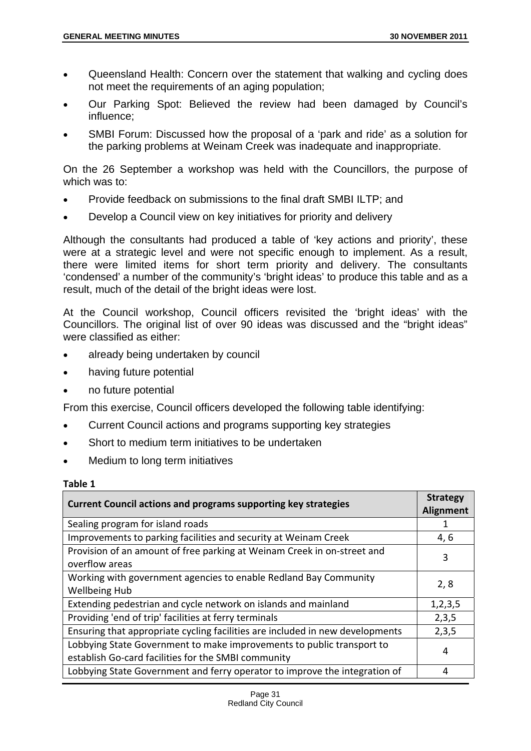- Queensland Health: Concern over the statement that walking and cycling does not meet the requirements of an aging population;
- Our Parking Spot: Believed the review had been damaged by Council's influence;
- SMBI Forum: Discussed how the proposal of a 'park and ride' as a solution for the parking problems at Weinam Creek was inadequate and inappropriate.

On the 26 September a workshop was held with the Councillors, the purpose of which was to:

- Provide feedback on submissions to the final draft SMBI ILTP; and
- Develop a Council view on key initiatives for priority and delivery

Although the consultants had produced a table of 'key actions and priority', these were at a strategic level and were not specific enough to implement. As a result, there were limited items for short term priority and delivery. The consultants 'condensed' a number of the community's 'bright ideas' to produce this table and as a result, much of the detail of the bright ideas were lost.

At the Council workshop, Council officers revisited the 'bright ideas' with the Councillors. The original list of over 90 ideas was discussed and the "bright ideas" were classified as either:

- already being undertaken by council
- having future potential
- no future potential

From this exercise, Council officers developed the following table identifying:

- Current Council actions and programs supporting key strategies
- Short to medium term initiatives to be undertaken
- Medium to long term initiatives

**Table 1**

| Current Council actions and programs supporting key strategies | Strategy Alignment |
|---|---|
| Sealing program for island roads | 1 |
| Improvements to parking facilities and security at Weinam Creek | 4, 6 |
| Provision of an amount of free parking at Weinam Creek in on-street and overflow areas | 3 |
| Working with government agencies to enable Redland Bay Community Wellbeing Hub | 2, 8 |
| Extending pedestrian and cycle network on islands and mainland | 1,2,3,5 |
| Providing 'end of trip' facilities at ferry terminals | 2,3,5 |
| Ensuring that appropriate cycling facilities are included in new developments | 2,3,5 |
| Lobbying State Government to make improvements to public transport to establish Go-card facilities for the SMBI community | 4 |
| Lobbying State Government and ferry operator to improve the integration of | 4 |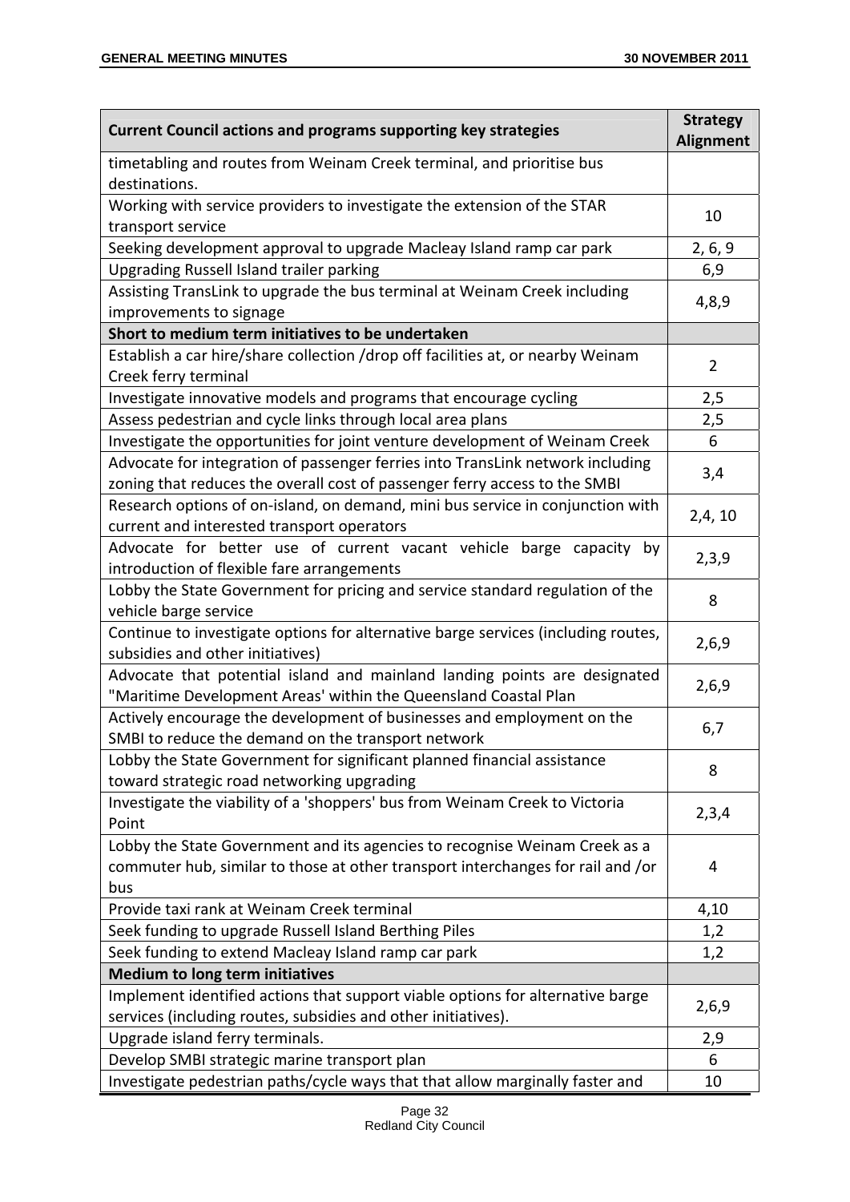| Current Council actions and programs supporting key strategies | Strategy Alignment |
|---|---|
| timetabling and routes from Weinam Creek terminal, and prioritise bus destinations. | |
| Working with service providers to investigate the extension of the STAR transport service | 10 |
| Seeking development approval to upgrade Macleay Island ramp car park | 2, 6, 9 |
| Upgrading Russell Island trailer parking | 6,9 |
| Assisting TransLink to upgrade the bus terminal at Weinam Creek including improvements to signage | 4,8,9 |
| **Short to medium term initiatives to be undertaken** | |
| Establish a car hire/share collection /drop off facilities at, or nearby Weinam Creek ferry terminal | 2 |
| Investigate innovative models and programs that encourage cycling | 2,5 |
| Assess pedestrian and cycle links through local area plans | 2,5 |
| Investigate the opportunities for joint venture development of Weinam Creek | 6 |
| Advocate for integration of passenger ferries into TransLink network including zoning that reduces the overall cost of passenger ferry access to the SMBI | 3,4 |
| Research options of on-island, on demand, mini bus service in conjunction with current and interested transport operators | 2,4, 10 |
| Advocate for better use of current vacant vehicle barge capacity by introduction of flexible fare arrangements | 2,3,9 |
| Lobby the State Government for pricing and service standard regulation of the vehicle barge service | 8 |
| Continue to investigate options for alternative barge services (including routes, subsidies and other initiatives) | 2,6,9 |
| Advocate that potential island and mainland landing points are designated "Maritime Development Areas' within the Queensland Coastal Plan | 2,6,9 |
| Actively encourage the development of businesses and employment on the SMBI to reduce the demand on the transport network | 6,7 |
| Lobby the State Government for significant planned financial assistance toward strategic road networking upgrading | 8 |
| Investigate the viability of a 'shoppers' bus from Weinam Creek to Victoria Point | 2,3,4 |
| Lobby the State Government and its agencies to recognise Weinam Creek as a commuter hub, similar to those at other transport interchanges for rail and /or bus | 4 |
| Provide taxi rank at Weinam Creek terminal | 4,10 |
| Seek funding to upgrade Russell Island Berthing Piles | 1,2 |
| Seek funding to extend Macleay Island ramp car park | 1,2 |
| **Medium to long term initiatives** | |
| Implement identified actions that support viable options for alternative barge services (including routes, subsidies and other initiatives). | 2,6,9 |
| Upgrade island ferry terminals. | 2,9 |
| Develop SMBI strategic marine transport plan | 6 |
| Investigate pedestrian paths/cycle ways that that allow marginally faster and | 10 |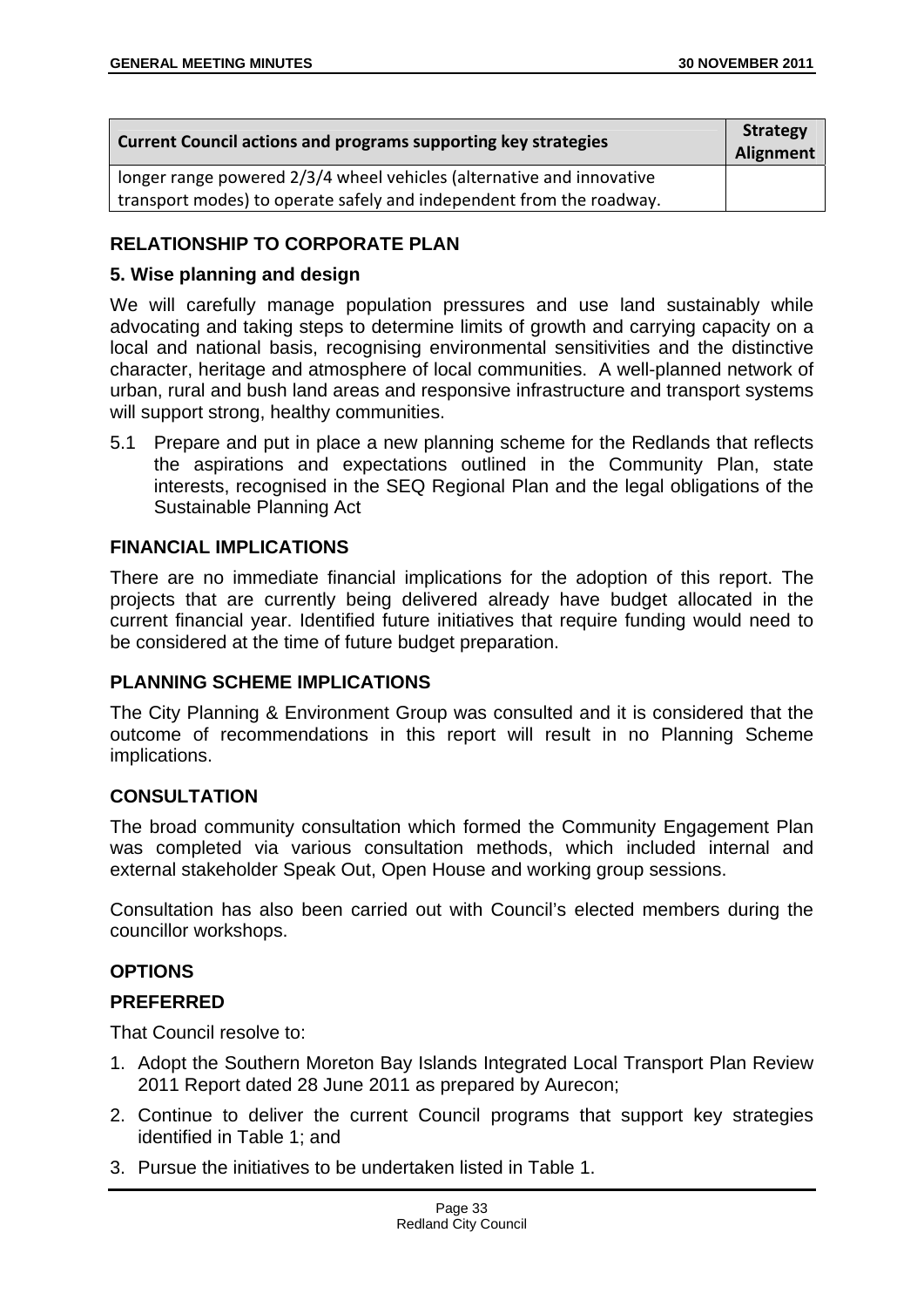| Current Council actions and programs supporting key strategies | Strategy Alignment |
| --- | --- |
| longer range powered 2/3/4 wheel vehicles (alternative and innovative transport modes) to operate safely and independent from the roadway. | |

## RELATIONSHIP TO CORPORATE PLAN

### 5. Wise planning and design

We will carefully manage population pressures and use land sustainably while advocating and taking steps to determine limits of growth and carrying capacity on a local and national basis, recognising environmental sensitivities and the distinctive character, heritage and atmosphere of local communities. A well-planned network of urban, rural and bush land areas and responsive infrastructure and transport systems will support strong, healthy communities.

5.1 Prepare and put in place a new planning scheme for the Redlands that reflects the aspirations and expectations outlined in the Community Plan, state interests, recognised in the SEQ Regional Plan and the legal obligations of the Sustainable Planning Act

## FINANCIAL IMPLICATIONS

There are no immediate financial implications for the adoption of this report. The projects that are currently being delivered already have budget allocated in the current financial year. Identified future initiatives that require funding would need to be considered at the time of future budget preparation.

## PLANNING SCHEME IMPLICATIONS

The City Planning & Environment Group was consulted and it is considered that the outcome of recommendations in this report will result in no Planning Scheme implications.

## CONSULTATION

The broad community consultation which formed the Community Engagement Plan was completed via various consultation methods, which included internal and external stakeholder Speak Out, Open House and working group sessions.

Consultation has also been carried out with Council's elected members during the councillor workshops.

## OPTIONS

### PREFERRED

That Council resolve to:

1. Adopt the Southern Moreton Bay Islands Integrated Local Transport Plan Review 2011 Report dated 28 June 2011 as prepared by Aurecon;
2. Continue to deliver the current Council programs that support key strategies identified in Table 1; and
3. Pursue the initiatives to be undertaken listed in Table 1.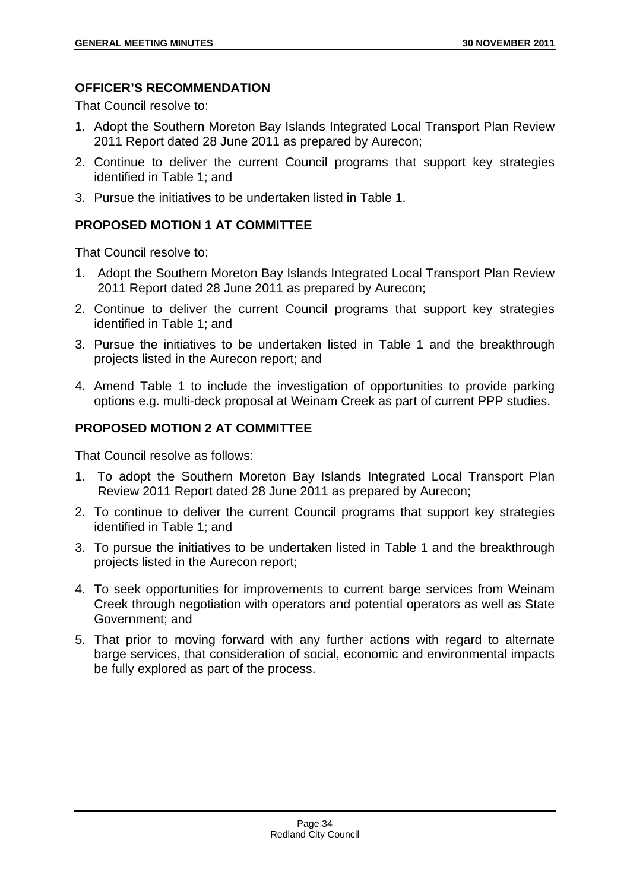### OFFICER'S RECOMMENDATION

That Council resolve to:

1. Adopt the Southern Moreton Bay Islands Integrated Local Transport Plan Review 2011 Report dated 28 June 2011 as prepared by Aurecon;
2. Continue to deliver the current Council programs that support key strategies identified in Table 1; and
3. Pursue the initiatives to be undertaken listed in Table 1.

### PROPOSED MOTION 1 AT COMMITTEE

That Council resolve to:

1. Adopt the Southern Moreton Bay Islands Integrated Local Transport Plan Review 2011 Report dated 28 June 2011 as prepared by Aurecon;
2. Continue to deliver the current Council programs that support key strategies identified in Table 1; and
3. Pursue the initiatives to be undertaken listed in Table 1 and the breakthrough projects listed in the Aurecon report; and
4. Amend Table 1 to include the investigation of opportunities to provide parking options e.g. multi-deck proposal at Weinam Creek as part of current PPP studies.

### PROPOSED MOTION 2 AT COMMITTEE

That Council resolve as follows:

1. To adopt the Southern Moreton Bay Islands Integrated Local Transport Plan Review 2011 Report dated 28 June 2011 as prepared by Aurecon;
2. To continue to deliver the current Council programs that support key strategies identified in Table 1; and
3. To pursue the initiatives to be undertaken listed in Table 1 and the breakthrough projects listed in the Aurecon report;
4. To seek opportunities for improvements to current barge services from Weinam Creek through negotiation with operators and potential operators as well as State Government; and
5. That prior to moving forward with any further actions with regard to alternate barge services, that consideration of social, economic and environmental impacts be fully explored as part of the process.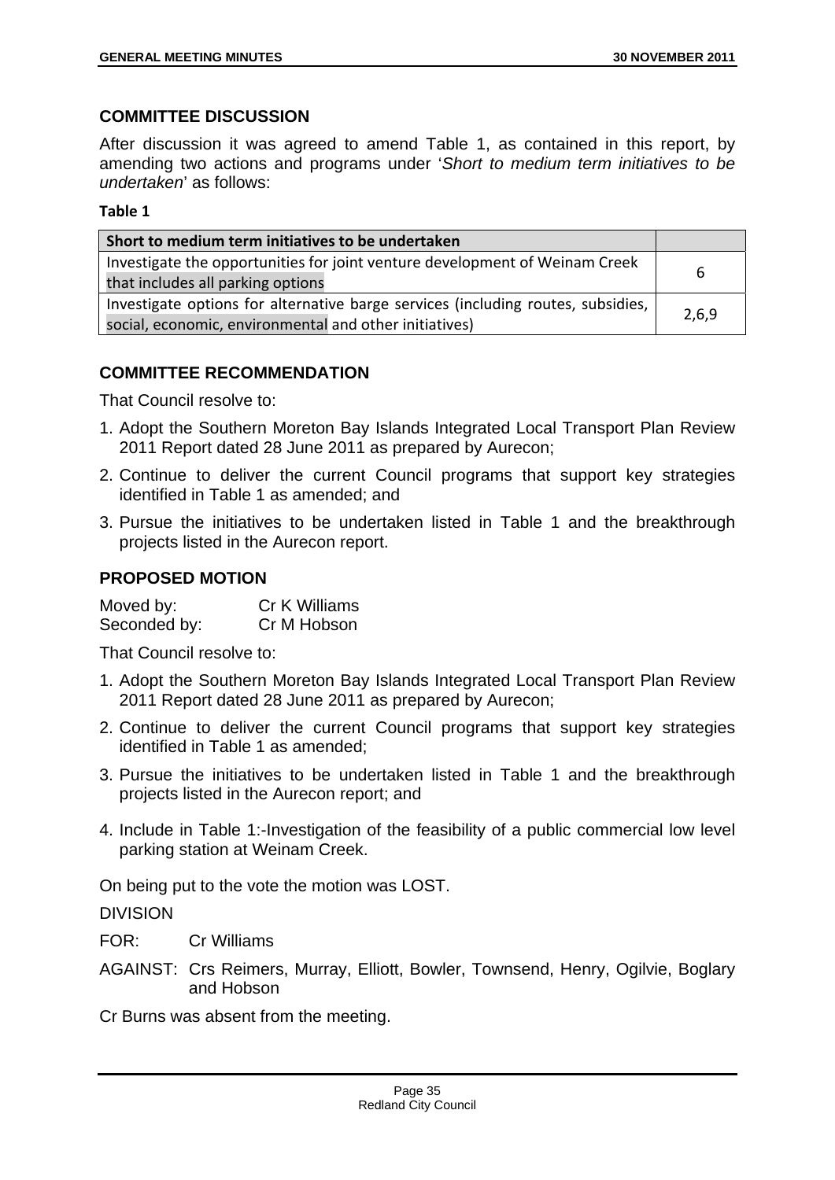### COMMITTEE DISCUSSION

After discussion it was agreed to amend Table 1, as contained in this report, by amending two actions and programs under '*Short to medium term initiatives to be undertaken*' as follows:

**Table 1**

| Short to medium term initiatives to be undertaken | |
|---|---|
| Investigate the opportunities for joint venture development of Weinam Creek that includes all parking options | 6 |
| Investigate options for alternative barge services (including routes, subsidies, social, economic, environmental and other initiatives) | 2,6,9 |

### COMMITTEE RECOMMENDATION

That Council resolve to:

1. Adopt the Southern Moreton Bay Islands Integrated Local Transport Plan Review 2011 Report dated 28 June 2011 as prepared by Aurecon;
2. Continue to deliver the current Council programs that support key strategies identified in Table 1 as amended; and
3. Pursue the initiatives to be undertaken listed in Table 1 and the breakthrough projects listed in the Aurecon report.

### PROPOSED MOTION

Moved by: Cr K Williams
Seconded by: Cr M Hobson

That Council resolve to:

1. Adopt the Southern Moreton Bay Islands Integrated Local Transport Plan Review 2011 Report dated 28 June 2011 as prepared by Aurecon;
2. Continue to deliver the current Council programs that support key strategies identified in Table 1 as amended;
3. Pursue the initiatives to be undertaken listed in Table 1 and the breakthrough projects listed in the Aurecon report; and
4. Include in Table 1:-Investigation of the feasibility of a public commercial low level parking station at Weinam Creek.

On being put to the vote the motion was LOST.

DIVISION

FOR: Cr Williams

AGAINST: Crs Reimers, Murray, Elliott, Bowler, Townsend, Henry, Ogilvie, Boglary and Hobson

Cr Burns was absent from the meeting.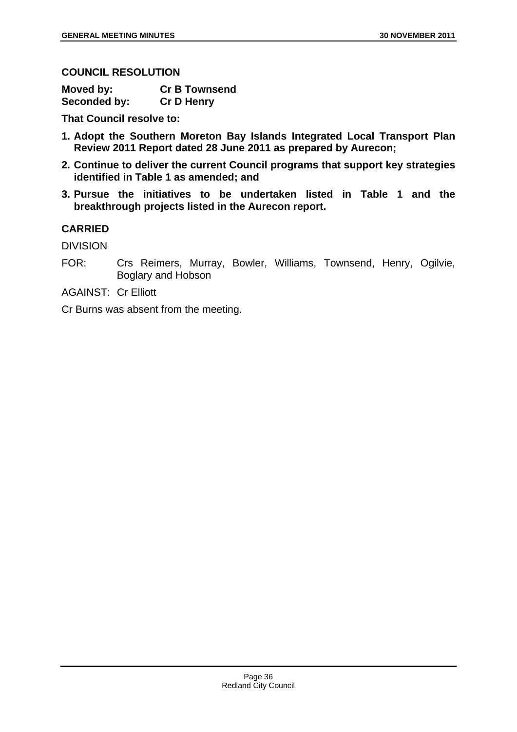**COUNCIL RESOLUTION**

**Moved by:** **Cr B Townsend**
**Seconded by:** **Cr D Henry**

**That Council resolve to:**

1. **Adopt the Southern Moreton Bay Islands Integrated Local Transport Plan Review 2011 Report dated 28 June 2011 as prepared by Aurecon;**
2. **Continue to deliver the current Council programs that support key strategies identified in Table 1 as amended; and**
3. **Pursue the initiatives to be undertaken listed in Table 1 and the breakthrough projects listed in the Aurecon report.**

**CARRIED**

DIVISION

FOR: Crs Reimers, Murray, Bowler, Williams, Townsend, Henry, Ogilvie, Boglary and Hobson

AGAINST: Cr Elliott

Cr Burns was absent from the meeting.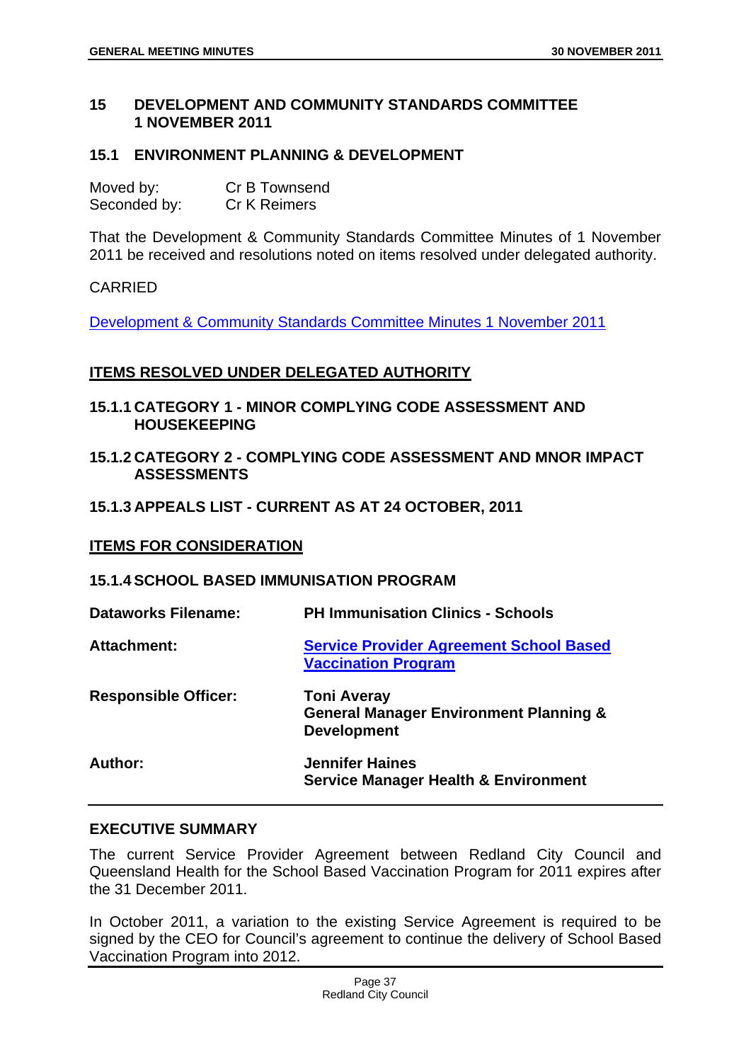## 15 DEVELOPMENT AND COMMUNITY STANDARDS COMMITTEE 1 NOVEMBER 2011

### 15.1 ENVIRONMENT PLANNING & DEVELOPMENT

Moved by: Cr B Townsend
Seconded by: Cr K Reimers

That the Development & Community Standards Committee Minutes of 1 November 2011 be received and resolutions noted on items resolved under delegated authority.

CARRIED

Development & Community Standards Committee Minutes 1 November 2011

**ITEMS RESOLVED UNDER DELEGATED AUTHORITY**

#### 15.1.1 CATEGORY 1 - MINOR COMPLYING CODE ASSESSMENT AND HOUSEKEEPING

#### 15.1.2 CATEGORY 2 - COMPLYING CODE ASSESSMENT AND MNOR IMPACT ASSESSMENTS

#### 15.1.3 APPEALS LIST - CURRENT AS AT 24 OCTOBER, 2011

**ITEMS FOR CONSIDERATION**

#### 15.1.4 SCHOOL BASED IMMUNISATION PROGRAM

| | |
|---|---|
| **Dataworks Filename:** | **PH Immunisation Clinics - Schools** |
| **Attachment:** | **Service Provider Agreement School Based Vaccination Program** |
| **Responsible Officer:** | **Toni Averay**<br>**General Manager Environment Planning & Development** |
| **Author:** | **Jennifer Haines**<br>**Service Manager Health & Environment** |

### EXECUTIVE SUMMARY

The current Service Provider Agreement between Redland City Council and Queensland Health for the School Based Vaccination Program for 2011 expires after the 31 December 2011.

In October 2011, a variation to the existing Service Agreement is required to be signed by the CEO for Council's agreement to continue the delivery of School Based Vaccination Program into 2012.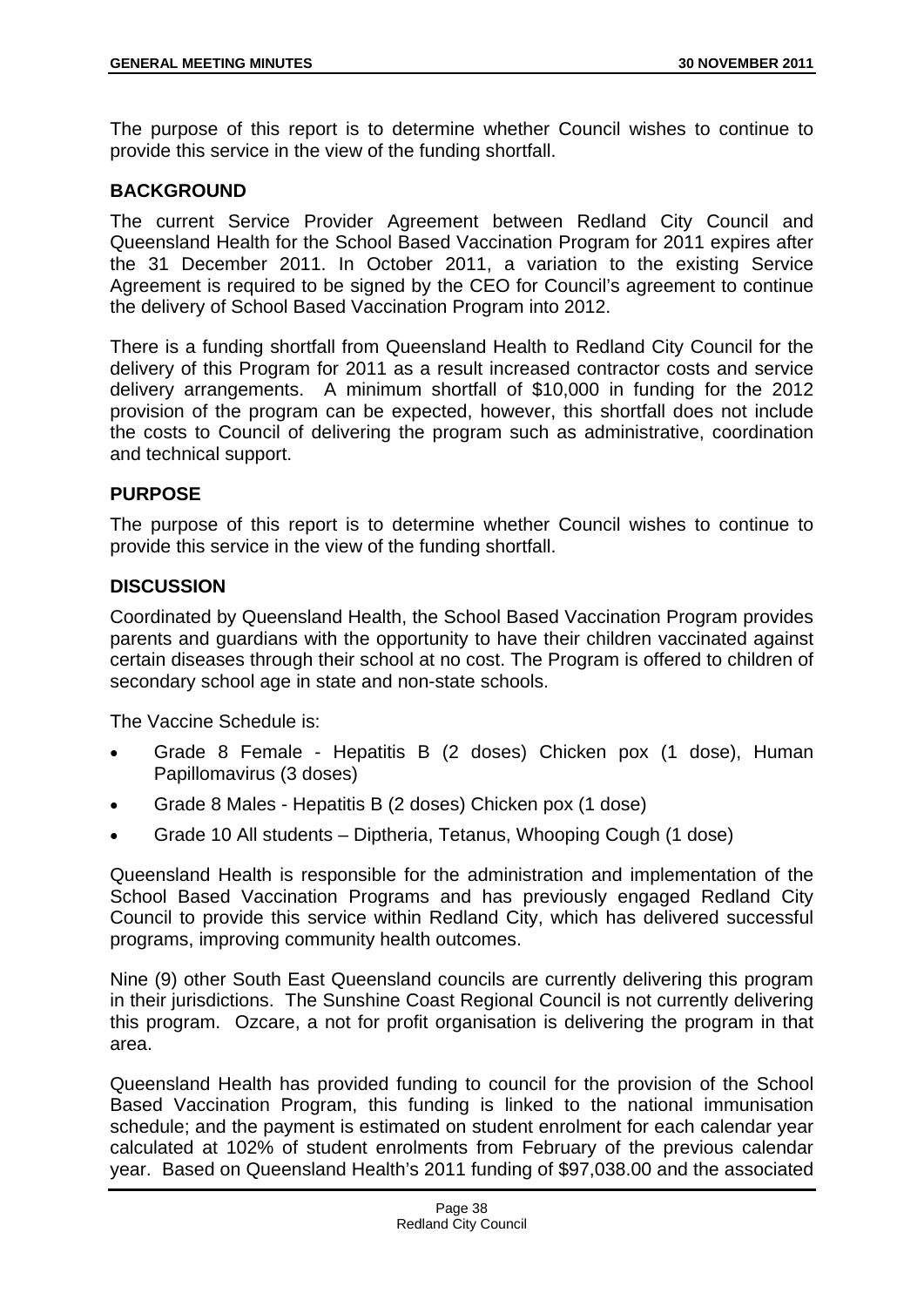The purpose of this report is to determine whether Council wishes to continue to provide this service in the view of the funding shortfall.

## BACKGROUND

The current Service Provider Agreement between Redland City Council and Queensland Health for the School Based Vaccination Program for 2011 expires after the 31 December 2011. In October 2011, a variation to the existing Service Agreement is required to be signed by the CEO for Council's agreement to continue the delivery of School Based Vaccination Program into 2012.

There is a funding shortfall from Queensland Health to Redland City Council for the delivery of this Program for 2011 as a result increased contractor costs and service delivery arrangements. A minimum shortfall of $10,000 in funding for the 2012 provision of the program can be expected, however, this shortfall does not include the costs to Council of delivering the program such as administrative, coordination and technical support.

## PURPOSE

The purpose of this report is to determine whether Council wishes to continue to provide this service in the view of the funding shortfall.

## DISCUSSION

Coordinated by Queensland Health, the School Based Vaccination Program provides parents and guardians with the opportunity to have their children vaccinated against certain diseases through their school at no cost. The Program is offered to children of secondary school age in state and non-state schools.

The Vaccine Schedule is:

- Grade 8 Female - Hepatitis B (2 doses) Chicken pox (1 dose), Human Papillomavirus (3 doses)
- Grade 8 Males - Hepatitis B (2 doses) Chicken pox (1 dose)
- Grade 10 All students – Diptheria, Tetanus, Whooping Cough (1 dose)

Queensland Health is responsible for the administration and implementation of the School Based Vaccination Programs and has previously engaged Redland City Council to provide this service within Redland City, which has delivered successful programs, improving community health outcomes.

Nine (9) other South East Queensland councils are currently delivering this program in their jurisdictions. The Sunshine Coast Regional Council is not currently delivering this program. Ozcare, a not for profit organisation is delivering the program in that area.

Queensland Health has provided funding to council for the provision of the School Based Vaccination Program, this funding is linked to the national immunisation schedule; and the payment is estimated on student enrolment for each calendar year calculated at 102% of student enrolments from February of the previous calendar year. Based on Queensland Health's 2011 funding of $97,038.00 and the associated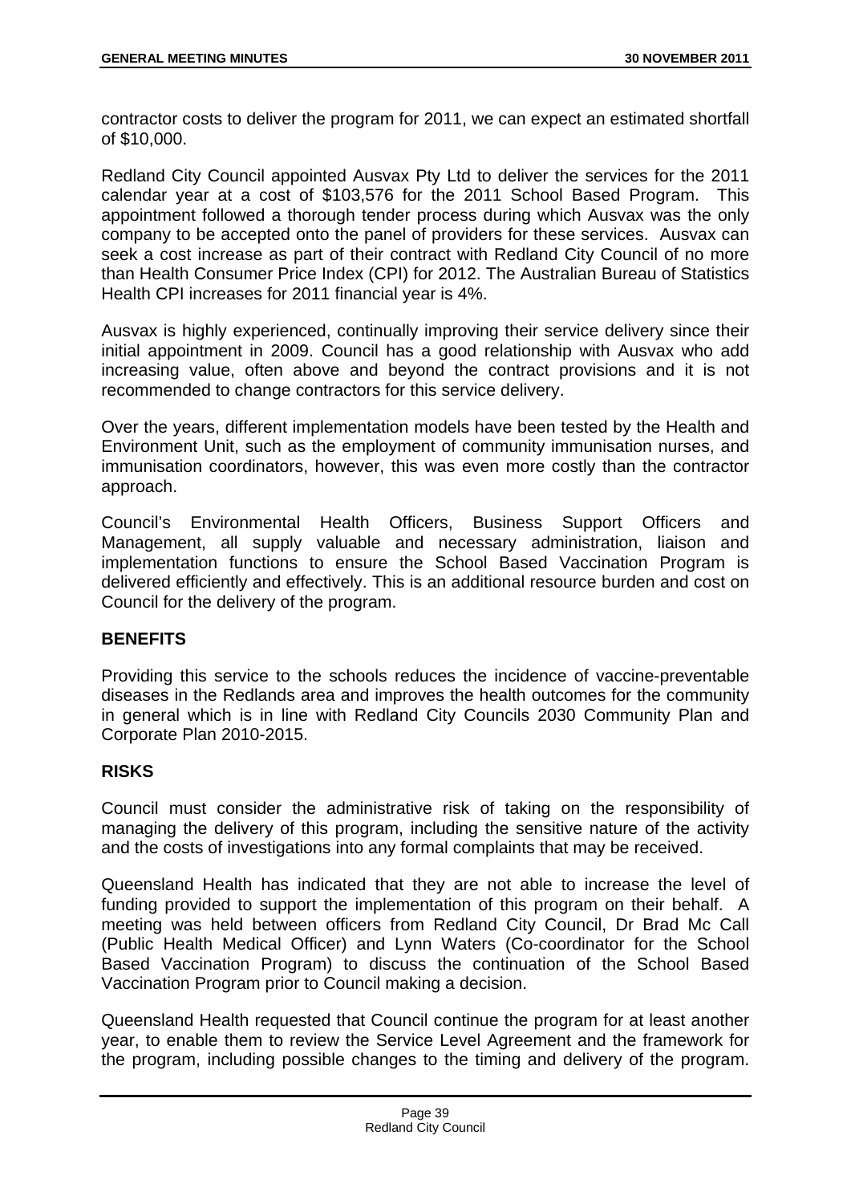contractor costs to deliver the program for 2011, we can expect an estimated shortfall of $10,000.

Redland City Council appointed Ausvax Pty Ltd to deliver the services for the 2011 calendar year at a cost of $103,576 for the 2011 School Based Program. This appointment followed a thorough tender process during which Ausvax was the only company to be accepted onto the panel of providers for these services. Ausvax can seek a cost increase as part of their contract with Redland City Council of no more than Health Consumer Price Index (CPI) for 2012. The Australian Bureau of Statistics Health CPI increases for 2011 financial year is 4%.

Ausvax is highly experienced, continually improving their service delivery since their initial appointment in 2009. Council has a good relationship with Ausvax who add increasing value, often above and beyond the contract provisions and it is not recommended to change contractors for this service delivery.

Over the years, different implementation models have been tested by the Health and Environment Unit, such as the employment of community immunisation nurses, and immunisation coordinators, however, this was even more costly than the contractor approach.

Council's Environmental Health Officers, Business Support Officers and Management, all supply valuable and necessary administration, liaison and implementation functions to ensure the School Based Vaccination Program is delivered efficiently and effectively. This is an additional resource burden and cost on Council for the delivery of the program.

## BENEFITS

Providing this service to the schools reduces the incidence of vaccine-preventable diseases in the Redlands area and improves the health outcomes for the community in general which is in line with Redland City Councils 2030 Community Plan and Corporate Plan 2010-2015.

## RISKS

Council must consider the administrative risk of taking on the responsibility of managing the delivery of this program, including the sensitive nature of the activity and the costs of investigations into any formal complaints that may be received.

Queensland Health has indicated that they are not able to increase the level of funding provided to support the implementation of this program on their behalf. A meeting was held between officers from Redland City Council, Dr Brad Mc Call (Public Health Medical Officer) and Lynn Waters (Co-coordinator for the School Based Vaccination Program) to discuss the continuation of the School Based Vaccination Program prior to Council making a decision.

Queensland Health requested that Council continue the program for at least another year, to enable them to review the Service Level Agreement and the framework for the program, including possible changes to the timing and delivery of the program.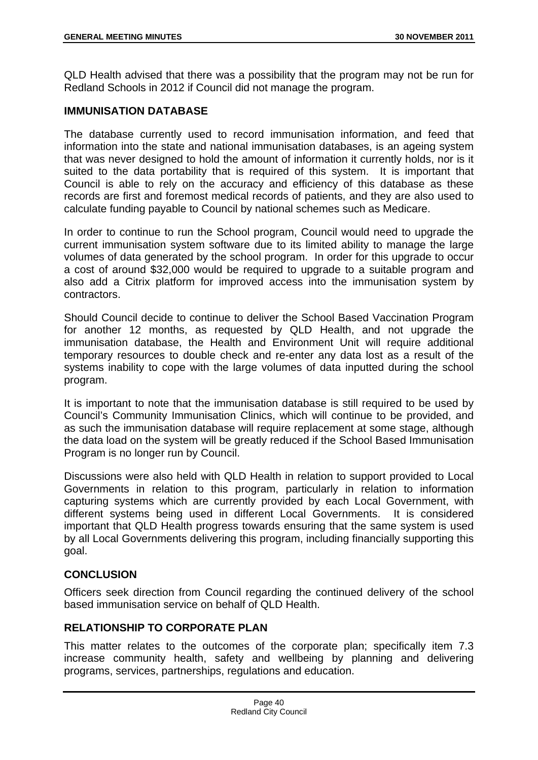QLD Health advised that there was a possibility that the program may not be run for Redland Schools in 2012 if Council did not manage the program.

## IMMUNISATION DATABASE

The database currently used to record immunisation information, and feed that information into the state and national immunisation databases, is an ageing system that was never designed to hold the amount of information it currently holds, nor is it suited to the data portability that is required of this system. It is important that Council is able to rely on the accuracy and efficiency of this database as these records are first and foremost medical records of patients, and they are also used to calculate funding payable to Council by national schemes such as Medicare.

In order to continue to run the School program, Council would need to upgrade the current immunisation system software due to its limited ability to manage the large volumes of data generated by the school program. In order for this upgrade to occur a cost of around $32,000 would be required to upgrade to a suitable program and also add a Citrix platform for improved access into the immunisation system by contractors.

Should Council decide to continue to deliver the School Based Vaccination Program for another 12 months, as requested by QLD Health, and not upgrade the immunisation database, the Health and Environment Unit will require additional temporary resources to double check and re-enter any data lost as a result of the systems inability to cope with the large volumes of data inputted during the school program.

It is important to note that the immunisation database is still required to be used by Council's Community Immunisation Clinics, which will continue to be provided, and as such the immunisation database will require replacement at some stage, although the data load on the system will be greatly reduced if the School Based Immunisation Program is no longer run by Council.

Discussions were also held with QLD Health in relation to support provided to Local Governments in relation to this program, particularly in relation to information capturing systems which are currently provided by each Local Government, with different systems being used in different Local Governments. It is considered important that QLD Health progress towards ensuring that the same system is used by all Local Governments delivering this program, including financially supporting this goal.

## CONCLUSION

Officers seek direction from Council regarding the continued delivery of the school based immunisation service on behalf of QLD Health.

## RELATIONSHIP TO CORPORATE PLAN

This matter relates to the outcomes of the corporate plan; specifically item 7.3 increase community health, safety and wellbeing by planning and delivering programs, services, partnerships, regulations and education.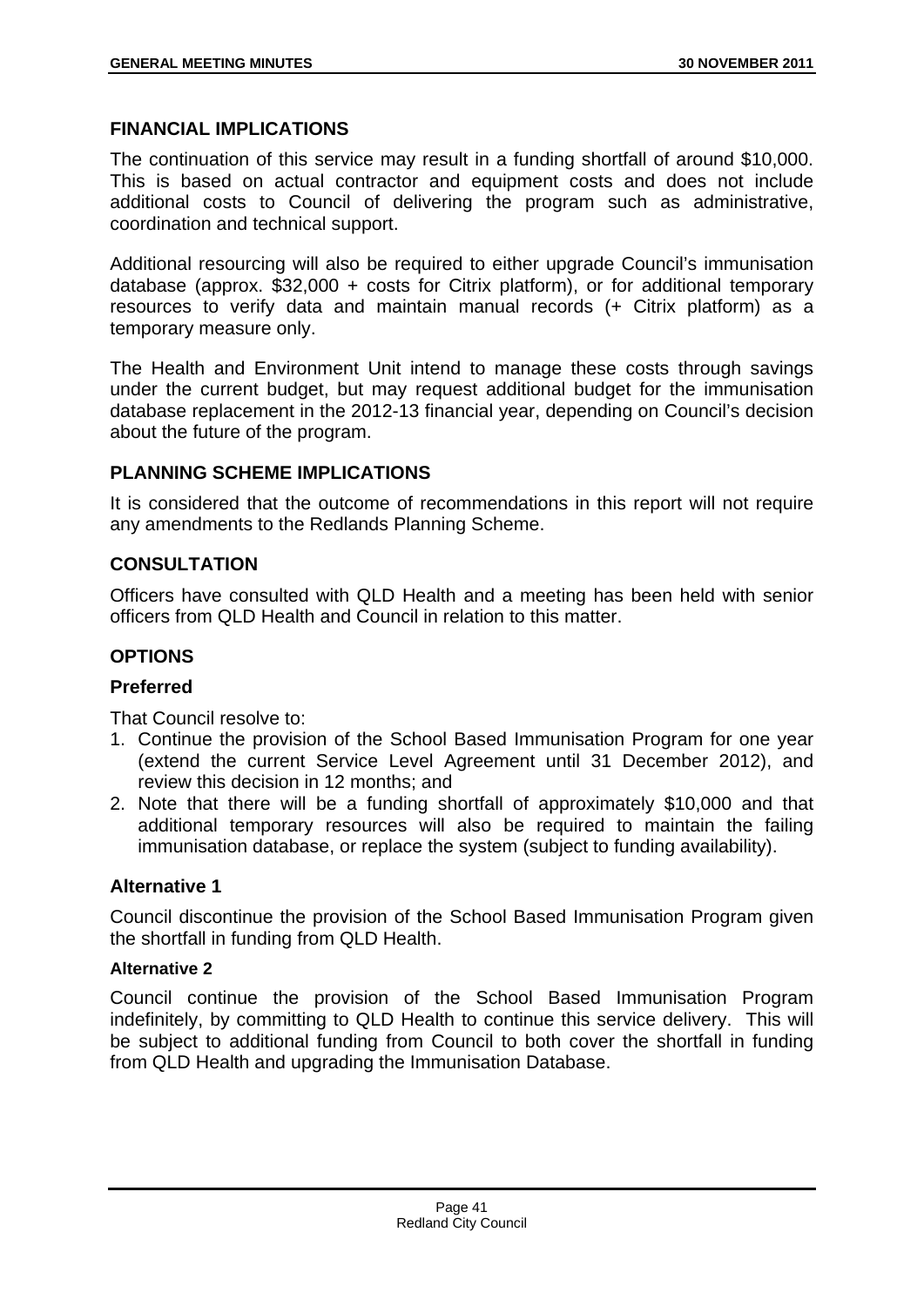## FINANCIAL IMPLICATIONS

The continuation of this service may result in a funding shortfall of around $10,000. This is based on actual contractor and equipment costs and does not include additional costs to Council of delivering the program such as administrative, coordination and technical support.

Additional resourcing will also be required to either upgrade Council's immunisation database (approx. $32,000 + costs for Citrix platform), or for additional temporary resources to verify data and maintain manual records (+ Citrix platform) as a temporary measure only.

The Health and Environment Unit intend to manage these costs through savings under the current budget, but may request additional budget for the immunisation database replacement in the 2012-13 financial year, depending on Council's decision about the future of the program.

## PLANNING SCHEME IMPLICATIONS

It is considered that the outcome of recommendations in this report will not require any amendments to the Redlands Planning Scheme.

## CONSULTATION

Officers have consulted with QLD Health and a meeting has been held with senior officers from QLD Health and Council in relation to this matter.

## OPTIONS

### Preferred

That Council resolve to:

1. Continue the provision of the School Based Immunisation Program for one year (extend the current Service Level Agreement until 31 December 2012), and review this decision in 12 months; and
2. Note that there will be a funding shortfall of approximately $10,000 and that additional temporary resources will also be required to maintain the failing immunisation database, or replace the system (subject to funding availability).

### Alternative 1

Council discontinue the provision of the School Based Immunisation Program given the shortfall in funding from QLD Health.

#### Alternative 2

Council continue the provision of the School Based Immunisation Program indefinitely, by committing to QLD Health to continue this service delivery. This will be subject to additional funding from Council to both cover the shortfall in funding from QLD Health and upgrading the Immunisation Database.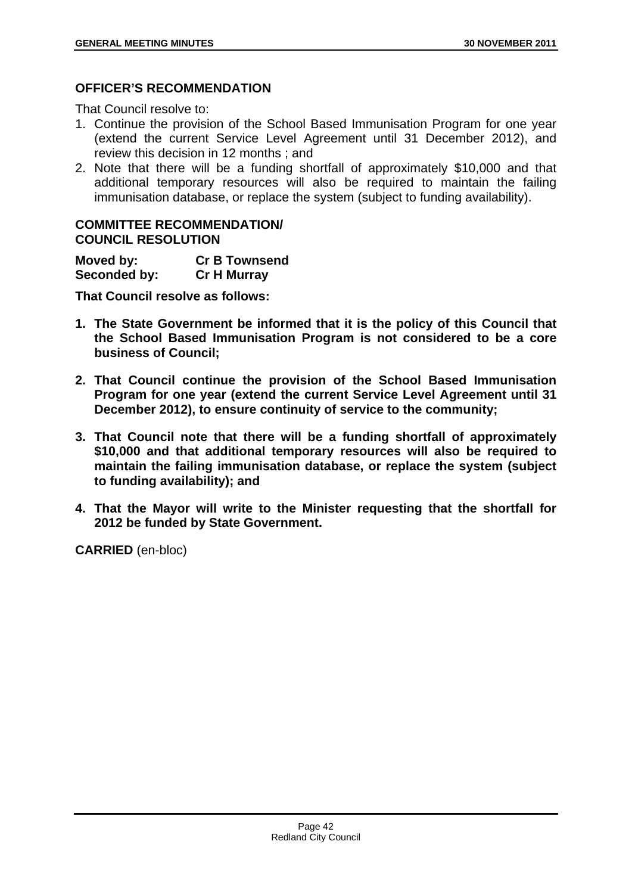### OFFICER'S RECOMMENDATION

That Council resolve to:

1. Continue the provision of the School Based Immunisation Program for one year (extend the current Service Level Agreement until 31 December 2012), and review this decision in 12 months ; and
2. Note that there will be a funding shortfall of approximately $10,000 and that additional temporary resources will also be required to maintain the failing immunisation database, or replace the system (subject to funding availability).

### COMMITTEE RECOMMENDATION/ COUNCIL RESOLUTION

**Moved by:** **Cr B Townsend**
**Seconded by:** **Cr H Murray**

**That Council resolve as follows:**

1. **The State Government be informed that it is the policy of this Council that the School Based Immunisation Program is not considered to be a core business of Council;**
2. **That Council continue the provision of the School Based Immunisation Program for one year (extend the current Service Level Agreement until 31 December 2012), to ensure continuity of service to the community;**
3. **That Council note that there will be a funding shortfall of approximately $10,000 and that additional temporary resources will also be required to maintain the failing immunisation database, or replace the system (subject to funding availability); and**
4. **That the Mayor will write to the Minister requesting that the shortfall for 2012 be funded by State Government.**

**CARRIED** (en-bloc)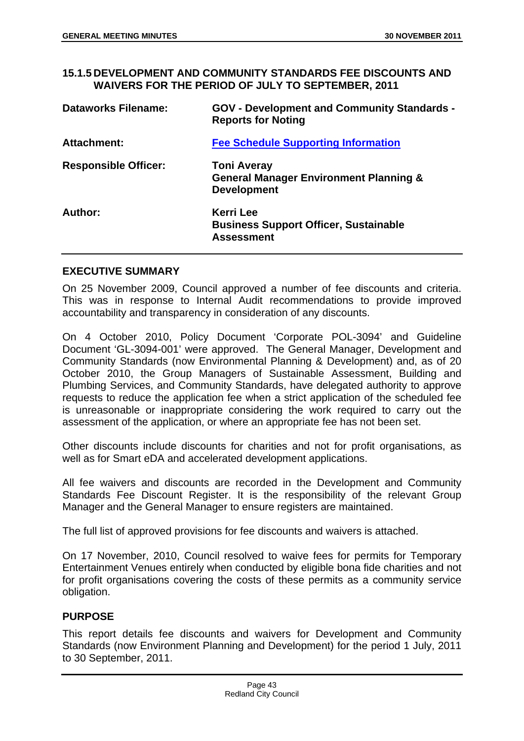### 15.1.5 DEVELOPMENT AND COMMUNITY STANDARDS FEE DISCOUNTS AND WAIVERS FOR THE PERIOD OF JULY TO SEPTEMBER, 2011

| | |
|---|---|
| **Dataworks Filename:** | **GOV - Development and Community Standards - Reports for Noting** |
| **Attachment:** | **Fee Schedule Supporting Information** |
| **Responsible Officer:** | **Toni Averay**<br>**General Manager Environment Planning & Development** |
| **Author:** | **Kerri Lee**<br>**Business Support Officer, Sustainable Assessment** |

#### EXECUTIVE SUMMARY

On 25 November 2009, Council approved a number of fee discounts and criteria. This was in response to Internal Audit recommendations to provide improved accountability and transparency in consideration of any discounts.

On 4 October 2010, Policy Document 'Corporate POL-3094' and Guideline Document 'GL-3094-001' were approved. The General Manager, Development and Community Standards (now Environmental Planning & Development) and, as of 20 October 2010, the Group Managers of Sustainable Assessment, Building and Plumbing Services, and Community Standards, have delegated authority to approve requests to reduce the application fee when a strict application of the scheduled fee is unreasonable or inappropriate considering the work required to carry out the assessment of the application, or where an appropriate fee has not been set.

Other discounts include discounts for charities and not for profit organisations, as well as for Smart eDA and accelerated development applications.

All fee waivers and discounts are recorded in the Development and Community Standards Fee Discount Register. It is the responsibility of the relevant Group Manager and the General Manager to ensure registers are maintained.

The full list of approved provisions for fee discounts and waivers is attached.

On 17 November, 2010, Council resolved to waive fees for permits for Temporary Entertainment Venues entirely when conducted by eligible bona fide charities and not for profit organisations covering the costs of these permits as a community service obligation.

#### PURPOSE

This report details fee discounts and waivers for Development and Community Standards (now Environment Planning and Development) for the period 1 July, 2011 to 30 September, 2011.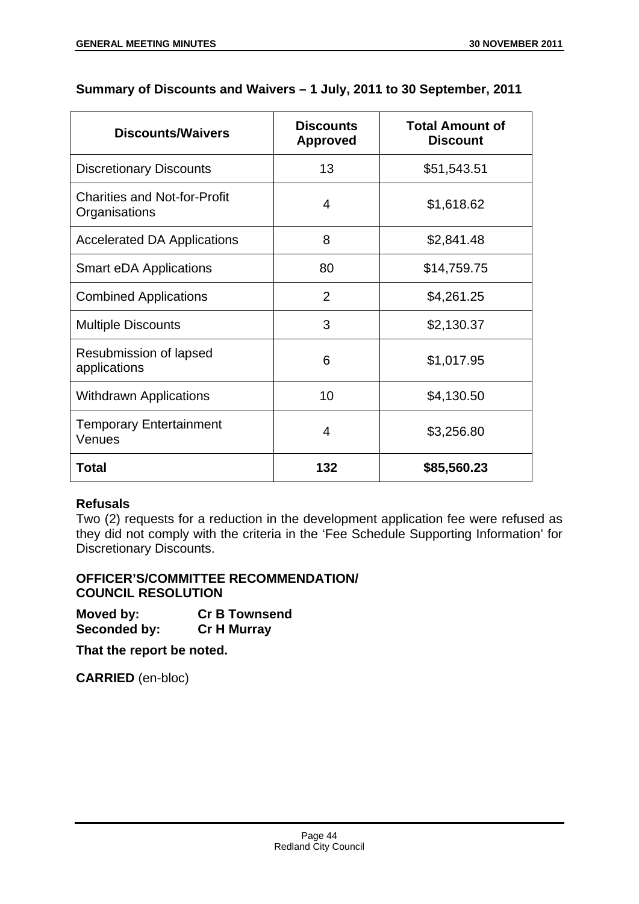**Summary of Discounts and Waivers – 1 July, 2011 to 30 September, 2011**

| Discounts/Waivers | Discounts Approved | Total Amount of Discount |
|---|---|---|
| Discretionary Discounts | 13 | $51,543.51 |
| Charities and Not-for-Profit Organisations | 4 | $1,618.62 |
| Accelerated DA Applications | 8 | $2,841.48 |
| Smart eDA Applications | 80 | $14,759.75 |
| Combined Applications | 2 | $4,261.25 |
| Multiple Discounts | 3 | $2,130.37 |
| Resubmission of lapsed applications | 6 | $1,017.95 |
| Withdrawn Applications | 10 | $4,130.50 |
| Temporary Entertainment Venues | 4 | $3,256.80 |
| **Total** | **132** | **$85,560.23** |

**Refusals**

Two (2) requests for a reduction in the development application fee were refused as they did not comply with the criteria in the 'Fee Schedule Supporting Information' for Discretionary Discounts.

**OFFICER'S/COMMITTEE RECOMMENDATION/ COUNCIL RESOLUTION**

**Moved by:** **Cr B Townsend**
**Seconded by:** **Cr H Murray**

**That the report be noted.**

**CARRIED** (en-bloc)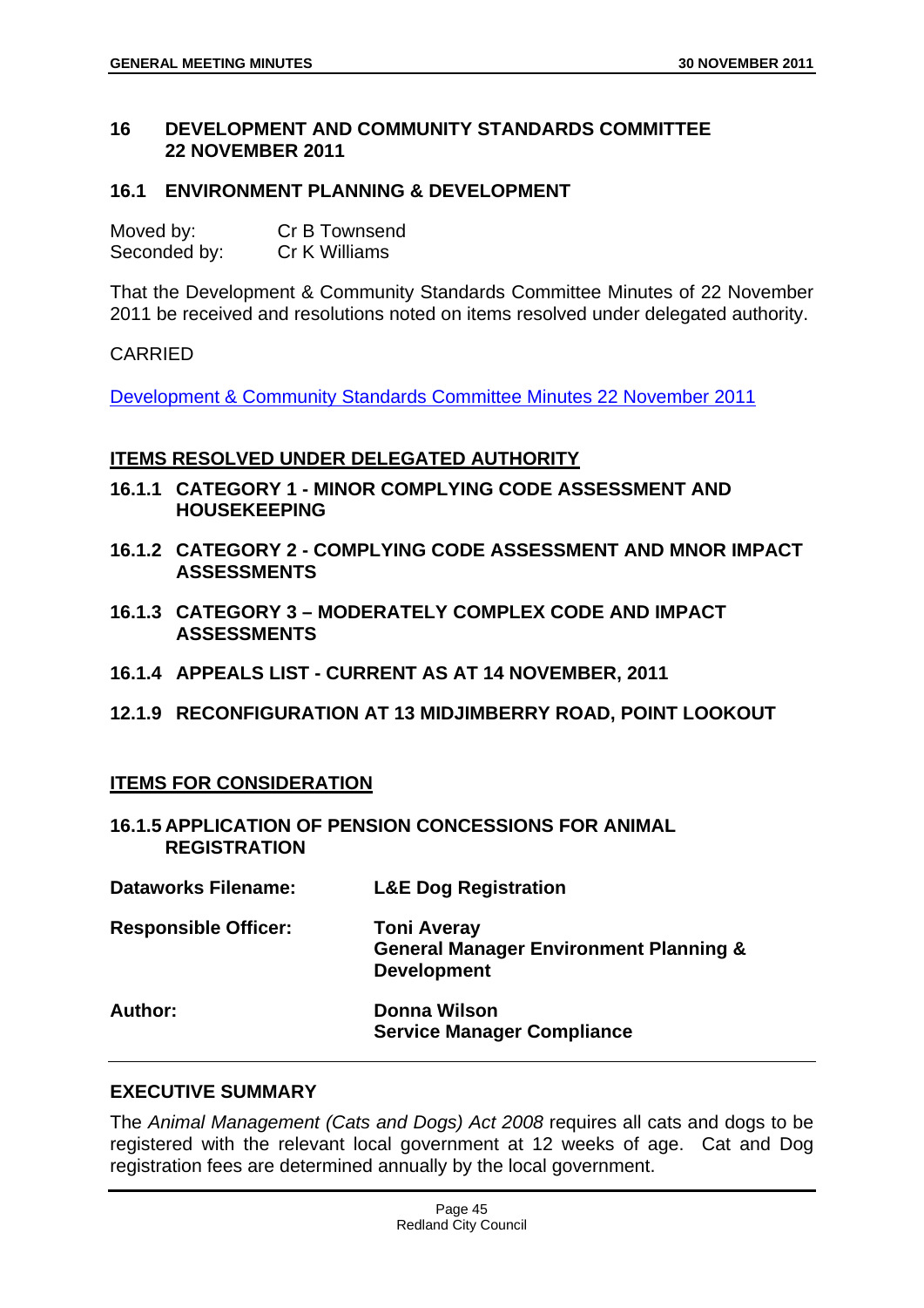## 16 DEVELOPMENT AND COMMUNITY STANDARDS COMMITTEE 22 NOVEMBER 2011

### 16.1 ENVIRONMENT PLANNING & DEVELOPMENT

Moved by: Cr B Townsend
Seconded by: Cr K Williams

That the Development & Community Standards Committee Minutes of 22 November 2011 be received and resolutions noted on items resolved under delegated authority.

CARRIED

Development & Community Standards Committee Minutes 22 November 2011

**ITEMS RESOLVED UNDER DELEGATED AUTHORITY**

#### 16.1.1 CATEGORY 1 - MINOR COMPLYING CODE ASSESSMENT AND HOUSEKEEPING

#### 16.1.2 CATEGORY 2 - COMPLYING CODE ASSESSMENT AND MNOR IMPACT ASSESSMENTS

#### 16.1.3 CATEGORY 3 – MODERATELY COMPLEX CODE AND IMPACT ASSESSMENTS

#### 16.1.4 APPEALS LIST - CURRENT AS AT 14 NOVEMBER, 2011

#### 12.1.9 RECONFIGURATION AT 13 MIDJIMBERRY ROAD, POINT LOOKOUT

**ITEMS FOR CONSIDERATION**

#### 16.1.5 APPLICATION OF PENSION CONCESSIONS FOR ANIMAL REGISTRATION

**Dataworks Filename:** L&E Dog Registration

**Responsible Officer:** Toni Averay
General Manager Environment Planning & Development

**Author:** Donna Wilson
Service Manager Compliance

**EXECUTIVE SUMMARY**

The *Animal Management (Cats and Dogs) Act 2008* requires all cats and dogs to be registered with the relevant local government at 12 weeks of age. Cat and Dog registration fees are determined annually by the local government.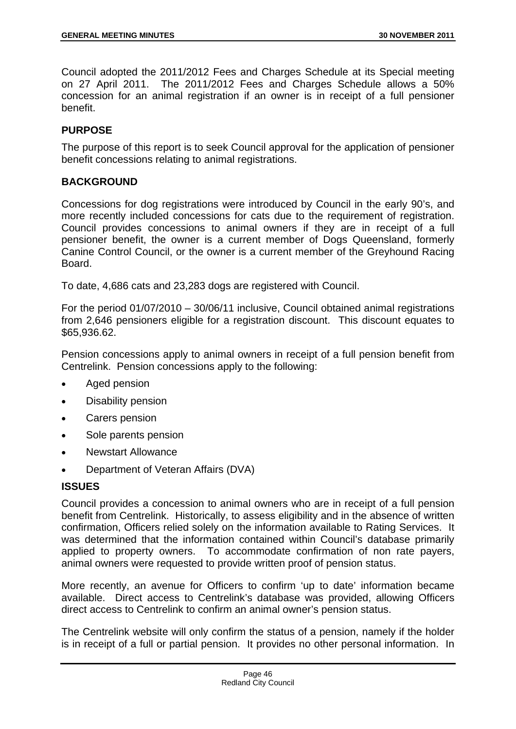Council adopted the 2011/2012 Fees and Charges Schedule at its Special meeting on 27 April 2011. The 2011/2012 Fees and Charges Schedule allows a 50% concession for an animal registration if an owner is in receipt of a full pensioner benefit.

## PURPOSE

The purpose of this report is to seek Council approval for the application of pensioner benefit concessions relating to animal registrations.

## BACKGROUND

Concessions for dog registrations were introduced by Council in the early 90's, and more recently included concessions for cats due to the requirement of registration. Council provides concessions to animal owners if they are in receipt of a full pensioner benefit, the owner is a current member of Dogs Queensland, formerly Canine Control Council, or the owner is a current member of the Greyhound Racing Board.

To date, 4,686 cats and 23,283 dogs are registered with Council.

For the period 01/07/2010 – 30/06/11 inclusive, Council obtained animal registrations from 2,646 pensioners eligible for a registration discount. This discount equates to $65,936.62.

Pension concessions apply to animal owners in receipt of a full pension benefit from Centrelink. Pension concessions apply to the following:

- Aged pension
- Disability pension
- Carers pension
- Sole parents pension
- Newstart Allowance
- Department of Veteran Affairs (DVA)

## ISSUES

Council provides a concession to animal owners who are in receipt of a full pension benefit from Centrelink. Historically, to assess eligibility and in the absence of written confirmation, Officers relied solely on the information available to Rating Services. It was determined that the information contained within Council's database primarily applied to property owners. To accommodate confirmation of non rate payers, animal owners were requested to provide written proof of pension status.

More recently, an avenue for Officers to confirm 'up to date' information became available. Direct access to Centrelink's database was provided, allowing Officers direct access to Centrelink to confirm an animal owner's pension status.

The Centrelink website will only confirm the status of a pension, namely if the holder is in receipt of a full or partial pension. It provides no other personal information. In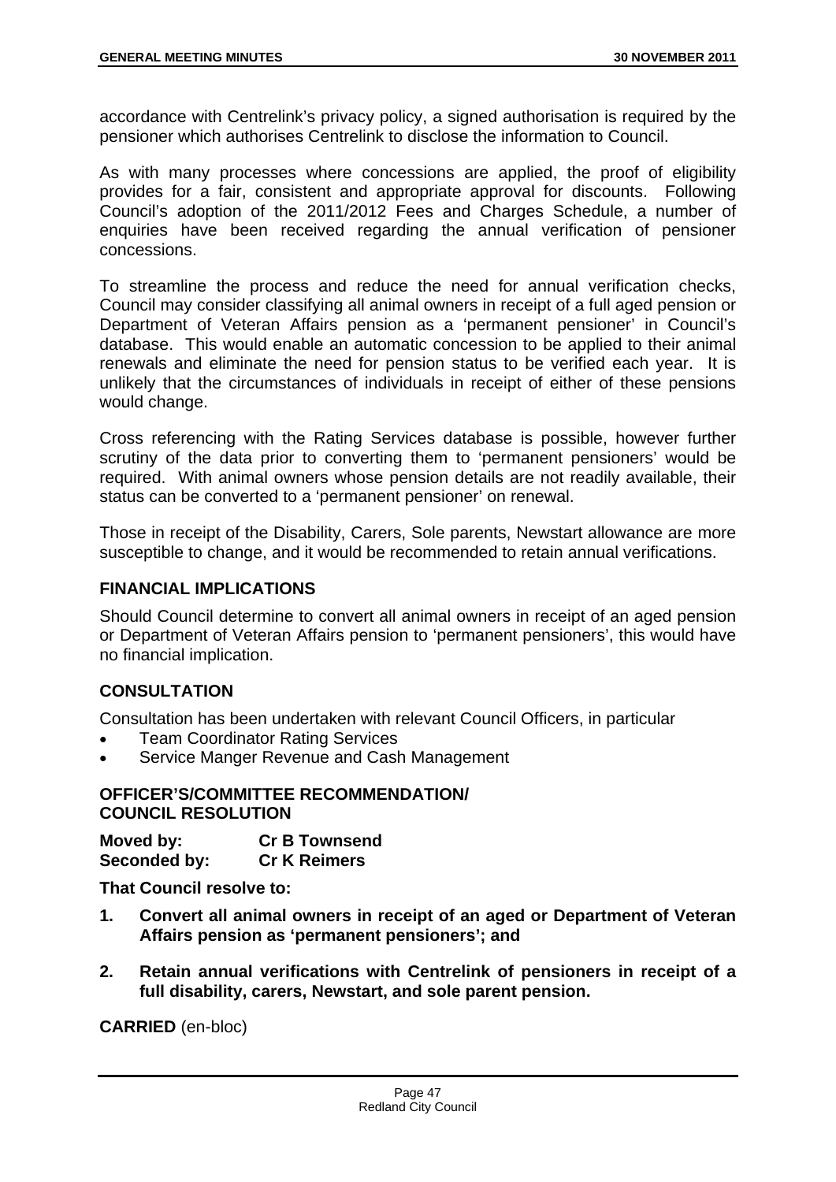accordance with Centrelink's privacy policy, a signed authorisation is required by the pensioner which authorises Centrelink to disclose the information to Council.

As with many processes where concessions are applied, the proof of eligibility provides for a fair, consistent and appropriate approval for discounts. Following Council's adoption of the 2011/2012 Fees and Charges Schedule, a number of enquiries have been received regarding the annual verification of pensioner concessions.

To streamline the process and reduce the need for annual verification checks, Council may consider classifying all animal owners in receipt of a full aged pension or Department of Veteran Affairs pension as a 'permanent pensioner' in Council's database. This would enable an automatic concession to be applied to their animal renewals and eliminate the need for pension status to be verified each year. It is unlikely that the circumstances of individuals in receipt of either of these pensions would change.

Cross referencing with the Rating Services database is possible, however further scrutiny of the data prior to converting them to 'permanent pensioners' would be required. With animal owners whose pension details are not readily available, their status can be converted to a 'permanent pensioner' on renewal.

Those in receipt of the Disability, Carers, Sole parents, Newstart allowance are more susceptible to change, and it would be recommended to retain annual verifications.

## FINANCIAL IMPLICATIONS

Should Council determine to convert all animal owners in receipt of an aged pension or Department of Veteran Affairs pension to 'permanent pensioners', this would have no financial implication.

## CONSULTATION

Consultation has been undertaken with relevant Council Officers, in particular

- Team Coordinator Rating Services
- Service Manger Revenue and Cash Management

## OFFICER'S/COMMITTEE RECOMMENDATION/ COUNCIL RESOLUTION

**Moved by:** **Cr B Townsend**
**Seconded by:** **Cr K Reimers**

**That Council resolve to:**

1. **Convert all animal owners in receipt of an aged or Department of Veteran Affairs pension as 'permanent pensioners'; and**
2. **Retain annual verifications with Centrelink of pensioners in receipt of a full disability, carers, Newstart, and sole parent pension.**

**CARRIED** (en-bloc)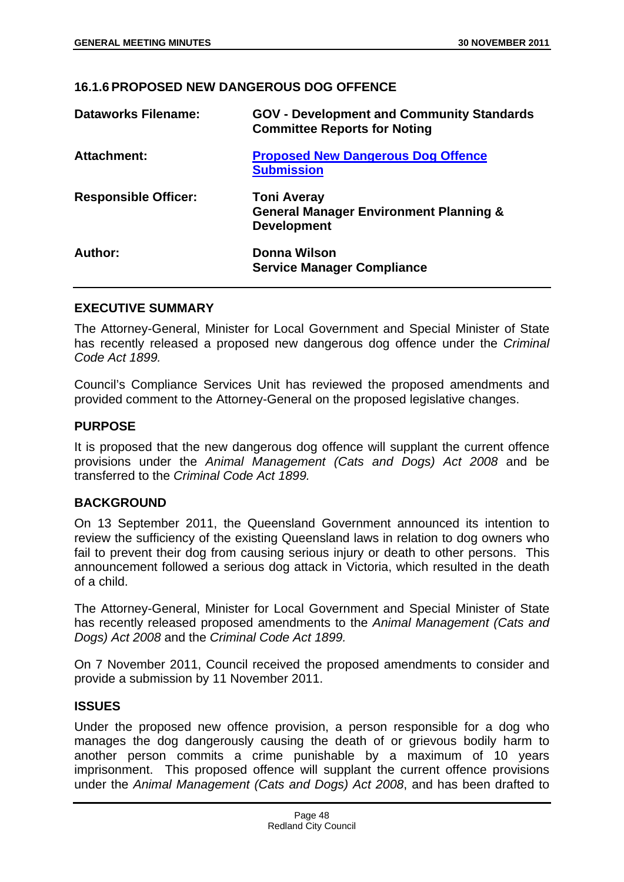### 16.1.6 PROPOSED NEW DANGEROUS DOG OFFENCE

| | |
|---|---|
| **Dataworks Filename:** | **GOV - Development and Community Standards Committee Reports for Noting** |
| **Attachment:** | **Proposed New Dangerous Dog Offence Submission** |
| **Responsible Officer:** | **Toni Averay**<br>**General Manager Environment Planning & Development** |
| **Author:** | **Donna Wilson**<br>**Service Manager Compliance** |

#### EXECUTIVE SUMMARY

The Attorney-General, Minister for Local Government and Special Minister of State has recently released a proposed new dangerous dog offence under the *Criminal Code Act 1899.*

Council's Compliance Services Unit has reviewed the proposed amendments and provided comment to the Attorney-General on the proposed legislative changes.

#### PURPOSE

It is proposed that the new dangerous dog offence will supplant the current offence provisions under the *Animal Management (Cats and Dogs) Act 2008* and be transferred to the *Criminal Code Act 1899.*

#### BACKGROUND

On 13 September 2011, the Queensland Government announced its intention to review the sufficiency of the existing Queensland laws in relation to dog owners who fail to prevent their dog from causing serious injury or death to other persons. This announcement followed a serious dog attack in Victoria, which resulted in the death of a child.

The Attorney-General, Minister for Local Government and Special Minister of State has recently released proposed amendments to the *Animal Management (Cats and Dogs) Act 2008* and the *Criminal Code Act 1899.*

On 7 November 2011, Council received the proposed amendments to consider and provide a submission by 11 November 2011.

#### ISSUES

Under the proposed new offence provision, a person responsible for a dog who manages the dog dangerously causing the death of or grievous bodily harm to another person commits a crime punishable by a maximum of 10 years imprisonment. This proposed offence will supplant the current offence provisions under the *Animal Management (Cats and Dogs) Act 2008*, and has been drafted to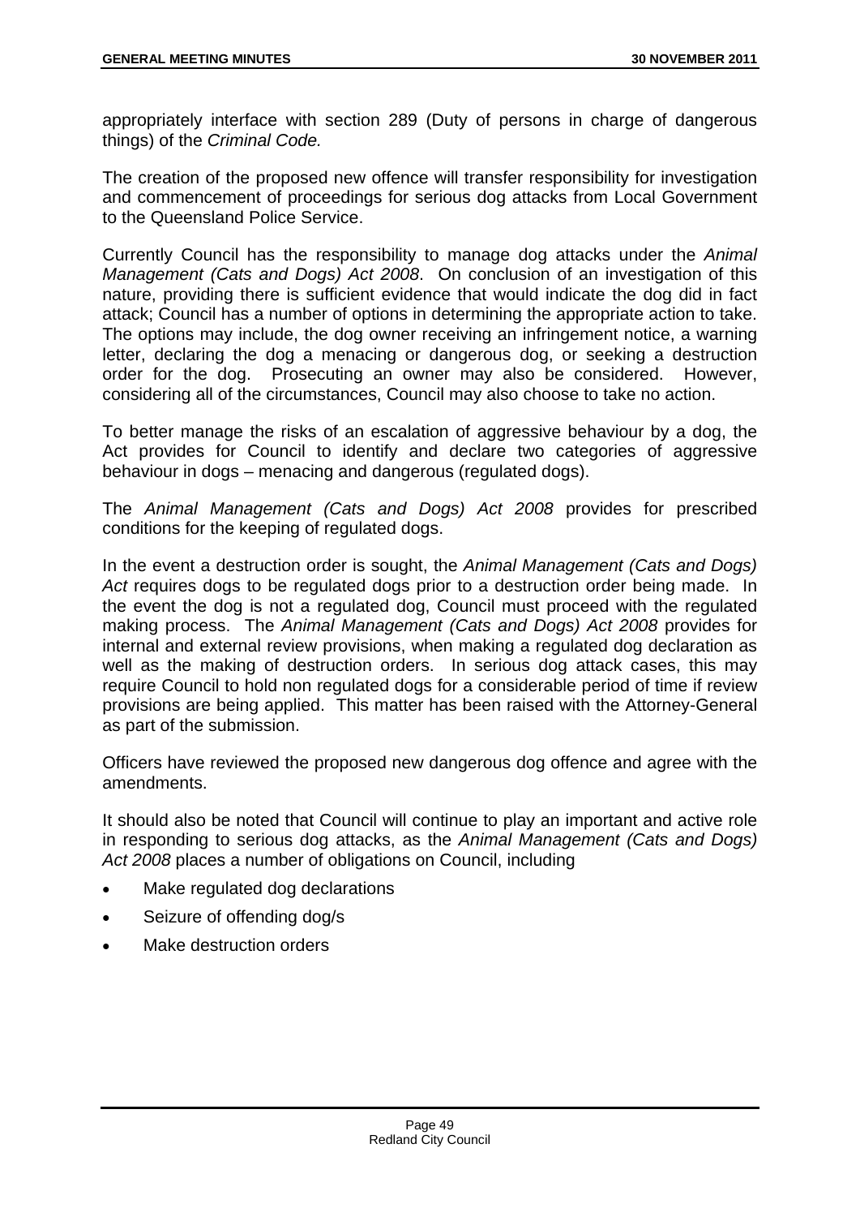appropriately interface with section 289 (Duty of persons in charge of dangerous things) of the *Criminal Code.*

The creation of the proposed new offence will transfer responsibility for investigation and commencement of proceedings for serious dog attacks from Local Government to the Queensland Police Service.

Currently Council has the responsibility to manage dog attacks under the *Animal Management (Cats and Dogs) Act 2008*. On conclusion of an investigation of this nature, providing there is sufficient evidence that would indicate the dog did in fact attack; Council has a number of options in determining the appropriate action to take. The options may include, the dog owner receiving an infringement notice, a warning letter, declaring the dog a menacing or dangerous dog, or seeking a destruction order for the dog. Prosecuting an owner may also be considered. However, considering all of the circumstances, Council may also choose to take no action.

To better manage the risks of an escalation of aggressive behaviour by a dog, the Act provides for Council to identify and declare two categories of aggressive behaviour in dogs – menacing and dangerous (regulated dogs).

The *Animal Management (Cats and Dogs) Act 2008* provides for prescribed conditions for the keeping of regulated dogs.

In the event a destruction order is sought, the *Animal Management (Cats and Dogs) Act* requires dogs to be regulated dogs prior to a destruction order being made. In the event the dog is not a regulated dog, Council must proceed with the regulated making process. The *Animal Management (Cats and Dogs) Act 2008* provides for internal and external review provisions, when making a regulated dog declaration as well as the making of destruction orders. In serious dog attack cases, this may require Council to hold non regulated dogs for a considerable period of time if review provisions are being applied. This matter has been raised with the Attorney-General as part of the submission.

Officers have reviewed the proposed new dangerous dog offence and agree with the amendments.

It should also be noted that Council will continue to play an important and active role in responding to serious dog attacks, as the *Animal Management (Cats and Dogs) Act 2008* places a number of obligations on Council, including

- Make regulated dog declarations
- Seizure of offending dog/s
- Make destruction orders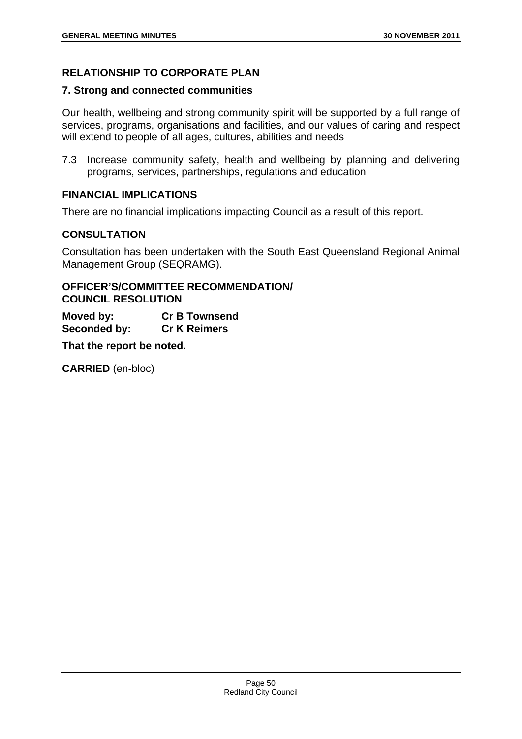## RELATIONSHIP TO CORPORATE PLAN

### 7. Strong and connected communities

Our health, wellbeing and strong community spirit will be supported by a full range of services, programs, organisations and facilities, and our values of caring and respect will extend to people of all ages, cultures, abilities and needs

7.3 Increase community safety, health and wellbeing by planning and delivering programs, services, partnerships, regulations and education

## FINANCIAL IMPLICATIONS

There are no financial implications impacting Council as a result of this report.

## CONSULTATION

Consultation has been undertaken with the South East Queensland Regional Animal Management Group (SEQRAMG).

## OFFICER'S/COMMITTEE RECOMMENDATION/ COUNCIL RESOLUTION

**Moved by:** **Cr B Townsend**
**Seconded by:** **Cr K Reimers**

**That the report be noted.**

**CARRIED** (en-bloc)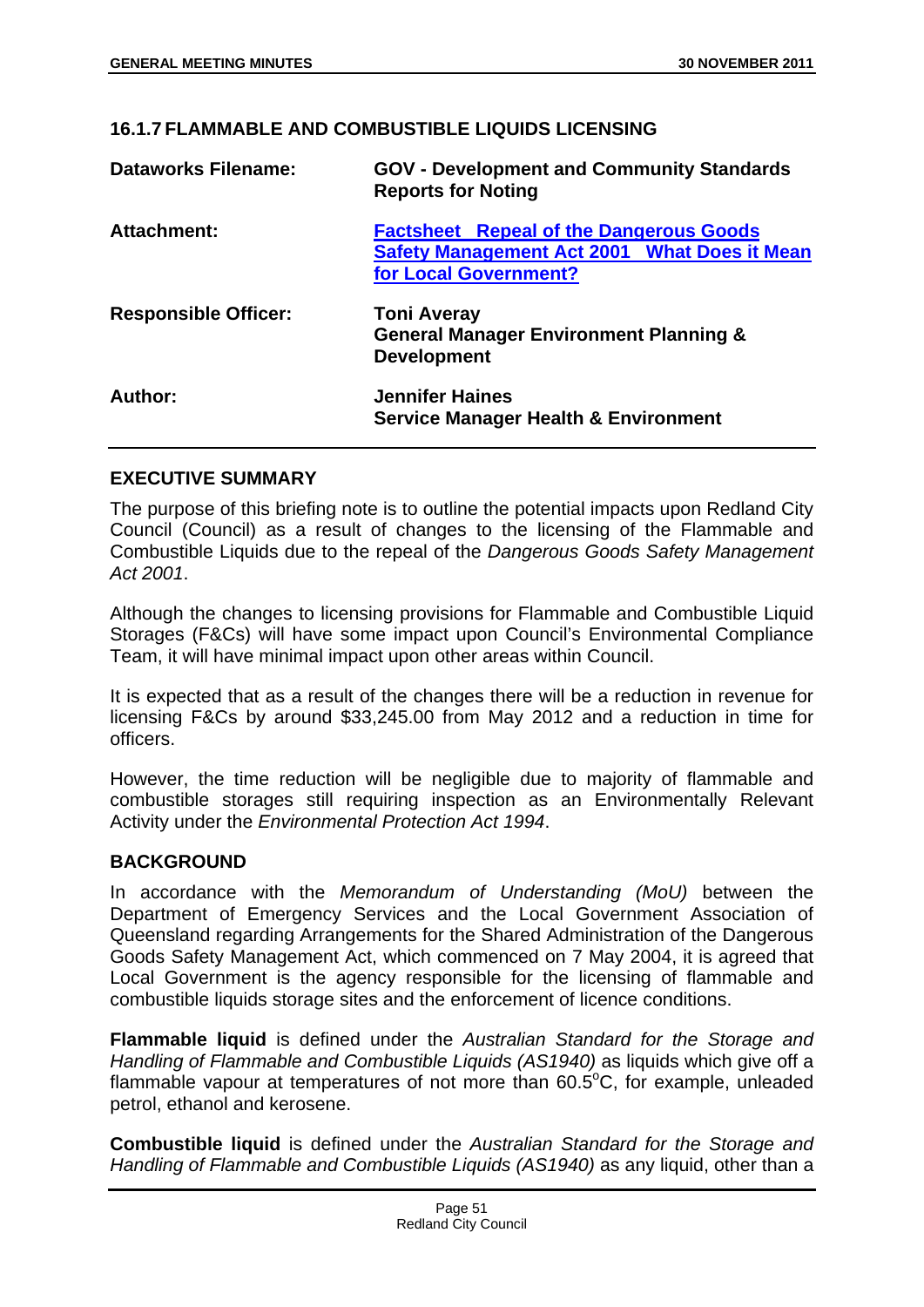### 16.1.7 FLAMMABLE AND COMBUSTIBLE LIQUIDS LICENSING

| | |
|---|---|
| **Dataworks Filename:** | **GOV - Development and Community Standards Reports for Noting** |
| **Attachment:** | **Factsheet Repeal of the Dangerous Goods Safety Management Act 2001 What Does it Mean for Local Government?** |
| **Responsible Officer:** | **Toni Averay**<br>**General Manager Environment Planning & Development** |
| **Author:** | **Jennifer Haines**<br>**Service Manager Health & Environment** |

## EXECUTIVE SUMMARY

The purpose of this briefing note is to outline the potential impacts upon Redland City Council (Council) as a result of changes to the licensing of the Flammable and Combustible Liquids due to the repeal of the *Dangerous Goods Safety Management Act 2001*.

Although the changes to licensing provisions for Flammable and Combustible Liquid Storages (F&Cs) will have some impact upon Council's Environmental Compliance Team, it will have minimal impact upon other areas within Council.

It is expected that as a result of the changes there will be a reduction in revenue for licensing F&Cs by around $33,245.00 from May 2012 and a reduction in time for officers.

However, the time reduction will be negligible due to majority of flammable and combustible storages still requiring inspection as an Environmentally Relevant Activity under the *Environmental Protection Act 1994*.

## BACKGROUND

In accordance with the *Memorandum of Understanding (MoU)* between the Department of Emergency Services and the Local Government Association of Queensland regarding Arrangements for the Shared Administration of the Dangerous Goods Safety Management Act, which commenced on 7 May 2004, it is agreed that Local Government is the agency responsible for the licensing of flammable and combustible liquids storage sites and the enforcement of licence conditions.

**Flammable liquid** is defined under the *Australian Standard for the Storage and Handling of Flammable and Combustible Liquids (AS1940)* as liquids which give off a flammable vapour at temperatures of not more than 60.5°C, for example, unleaded petrol, ethanol and kerosene.

**Combustible liquid** is defined under the *Australian Standard for the Storage and Handling of Flammable and Combustible Liquids (AS1940)* as any liquid, other than a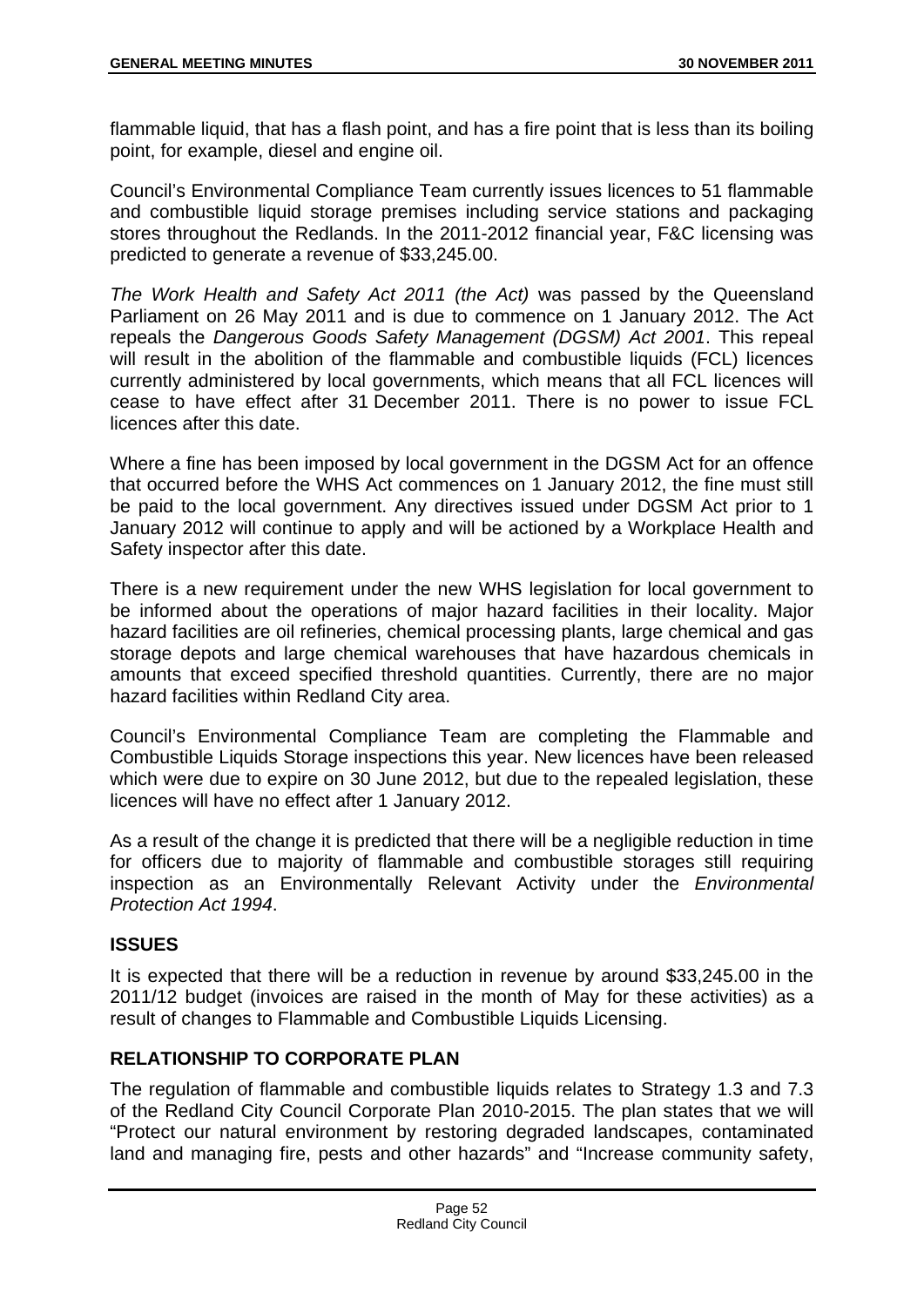flammable liquid, that has a flash point, and has a fire point that is less than its boiling point, for example, diesel and engine oil.

Council's Environmental Compliance Team currently issues licences to 51 flammable and combustible liquid storage premises including service stations and packaging stores throughout the Redlands. In the 2011-2012 financial year, F&C licensing was predicted to generate a revenue of $33,245.00.

*The Work Health and Safety Act 2011 (the Act)* was passed by the Queensland Parliament on 26 May 2011 and is due to commence on 1 January 2012. The Act repeals the *Dangerous Goods Safety Management (DGSM) Act 2001*. This repeal will result in the abolition of the flammable and combustible liquids (FCL) licences currently administered by local governments, which means that all FCL licences will cease to have effect after 31 December 2011. There is no power to issue FCL licences after this date.

Where a fine has been imposed by local government in the DGSM Act for an offence that occurred before the WHS Act commences on 1 January 2012, the fine must still be paid to the local government. Any directives issued under DGSM Act prior to 1 January 2012 will continue to apply and will be actioned by a Workplace Health and Safety inspector after this date.

There is a new requirement under the new WHS legislation for local government to be informed about the operations of major hazard facilities in their locality. Major hazard facilities are oil refineries, chemical processing plants, large chemical and gas storage depots and large chemical warehouses that have hazardous chemicals in amounts that exceed specified threshold quantities. Currently, there are no major hazard facilities within Redland City area.

Council's Environmental Compliance Team are completing the Flammable and Combustible Liquids Storage inspections this year. New licences have been released which were due to expire on 30 June 2012, but due to the repealed legislation, these licences will have no effect after 1 January 2012.

As a result of the change it is predicted that there will be a negligible reduction in time for officers due to majority of flammable and combustible storages still requiring inspection as an Environmentally Relevant Activity under the *Environmental Protection Act 1994*.

## ISSUES

It is expected that there will be a reduction in revenue by around $33,245.00 in the 2011/12 budget (invoices are raised in the month of May for these activities) as a result of changes to Flammable and Combustible Liquids Licensing.

## RELATIONSHIP TO CORPORATE PLAN

The regulation of flammable and combustible liquids relates to Strategy 1.3 and 7.3 of the Redland City Council Corporate Plan 2010-2015. The plan states that we will "Protect our natural environment by restoring degraded landscapes, contaminated land and managing fire, pests and other hazards" and "Increase community safety,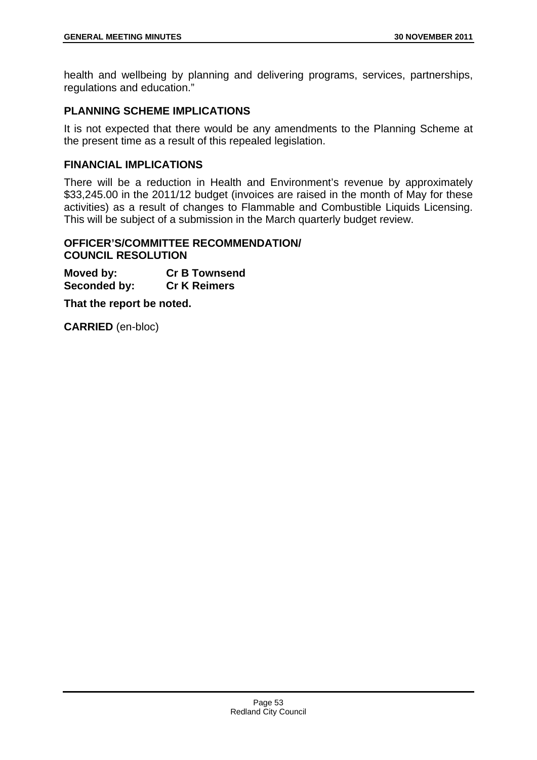health and wellbeing by planning and delivering programs, services, partnerships, regulations and education."

## PLANNING SCHEME IMPLICATIONS

It is not expected that there would be any amendments to the Planning Scheme at the present time as a result of this repealed legislation.

## FINANCIAL IMPLICATIONS

There will be a reduction in Health and Environment's revenue by approximately $33,245.00 in the 2011/12 budget (invoices are raised in the month of May for these activities) as a result of changes to Flammable and Combustible Liquids Licensing. This will be subject of a submission in the March quarterly budget review.

## OFFICER'S/COMMITTEE RECOMMENDATION/ COUNCIL RESOLUTION

**Moved by:** **Cr B Townsend**
**Seconded by:** **Cr K Reimers**

**That the report be noted.**

**CARRIED** (en-bloc)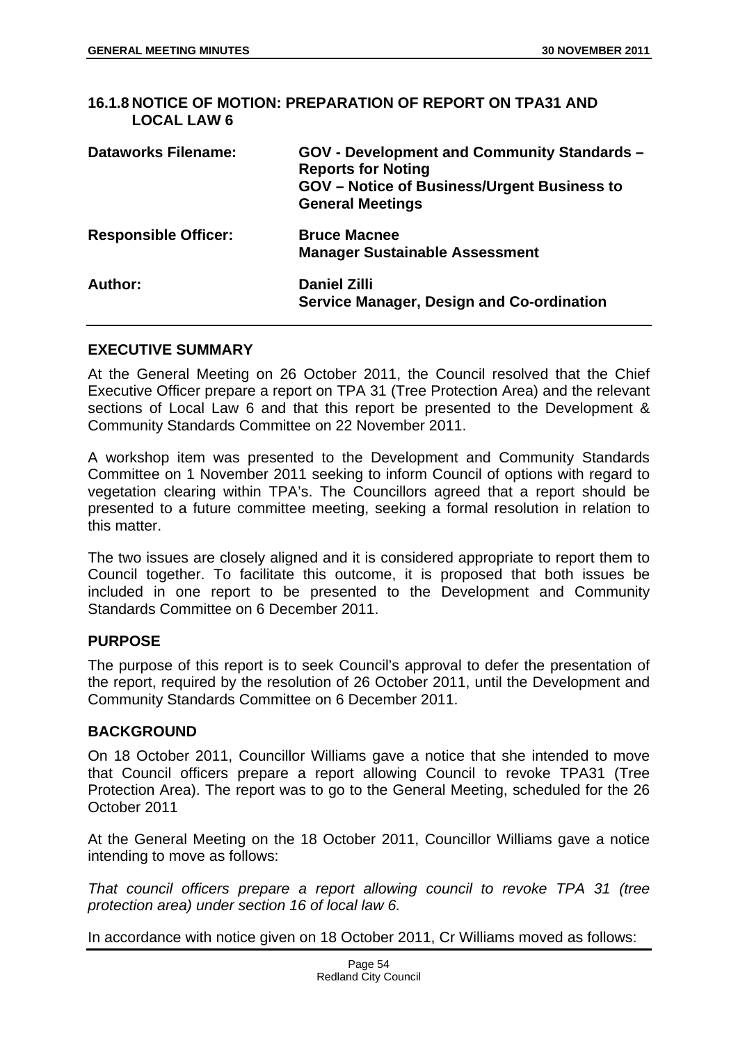## 16.1.8 NOTICE OF MOTION: PREPARATION OF REPORT ON TPA31 AND LOCAL LAW 6

| | |
|---|---|
| **Dataworks Filename:** | **GOV - Development and Community Standards – Reports for Noting**<br>**GOV – Notice of Business/Urgent Business to General Meetings** |
| **Responsible Officer:** | **Bruce Macnee**<br>**Manager Sustainable Assessment** |
| **Author:** | **Daniel Zilli**<br>**Service Manager, Design and Co-ordination** |

### EXECUTIVE SUMMARY

At the General Meeting on 26 October 2011, the Council resolved that the Chief Executive Officer prepare a report on TPA 31 (Tree Protection Area) and the relevant sections of Local Law 6 and that this report be presented to the Development & Community Standards Committee on 22 November 2011.

A workshop item was presented to the Development and Community Standards Committee on 1 November 2011 seeking to inform Council of options with regard to vegetation clearing within TPA's. The Councillors agreed that a report should be presented to a future committee meeting, seeking a formal resolution in relation to this matter.

The two issues are closely aligned and it is considered appropriate to report them to Council together. To facilitate this outcome, it is proposed that both issues be included in one report to be presented to the Development and Community Standards Committee on 6 December 2011.

### PURPOSE

The purpose of this report is to seek Council's approval to defer the presentation of the report, required by the resolution of 26 October 2011, until the Development and Community Standards Committee on 6 December 2011.

### BACKGROUND

On 18 October 2011, Councillor Williams gave a notice that she intended to move that Council officers prepare a report allowing Council to revoke TPA31 (Tree Protection Area). The report was to go to the General Meeting, scheduled for the 26 October 2011

At the General Meeting on the 18 October 2011, Councillor Williams gave a notice intending to move as follows:

*That council officers prepare a report allowing council to revoke TPA 31 (tree protection area) under section 16 of local law 6.*

In accordance with notice given on 18 October 2011, Cr Williams moved as follows: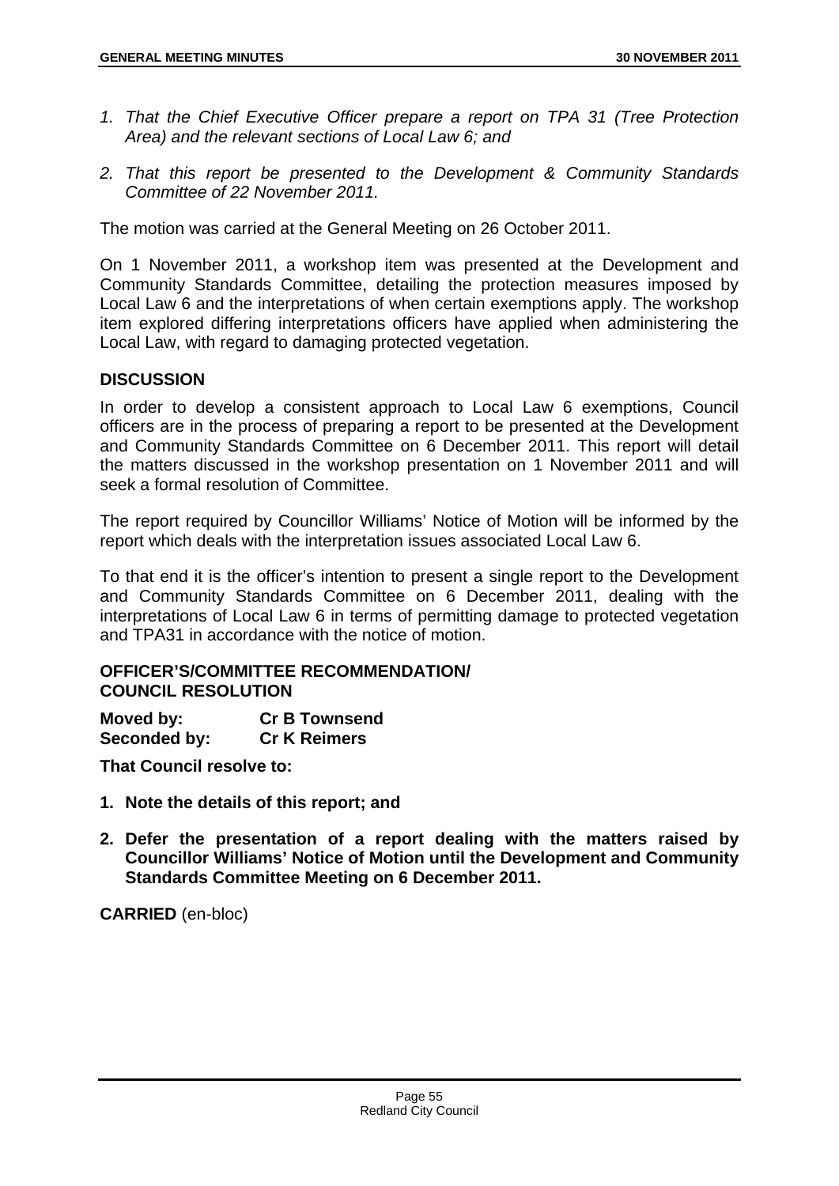1. *That the Chief Executive Officer prepare a report on TPA 31 (Tree Protection Area) and the relevant sections of Local Law 6; and*
2. *That this report be presented to the Development & Community Standards Committee of 22 November 2011.*

The motion was carried at the General Meeting on 26 October 2011.

On 1 November 2011, a workshop item was presented at the Development and Community Standards Committee, detailing the protection measures imposed by Local Law 6 and the interpretations of when certain exemptions apply. The workshop item explored differing interpretations officers have applied when administering the Local Law, with regard to damaging protected vegetation.

### DISCUSSION

In order to develop a consistent approach to Local Law 6 exemptions, Council officers are in the process of preparing a report to be presented at the Development and Community Standards Committee on 6 December 2011. This report will detail the matters discussed in the workshop presentation on 1 November 2011 and will seek a formal resolution of Committee.

The report required by Councillor Williams' Notice of Motion will be informed by the report which deals with the interpretation issues associated Local Law 6.

To that end it is the officer's intention to present a single report to the Development and Community Standards Committee on 6 December 2011, dealing with the interpretations of Local Law 6 in terms of permitting damage to protected vegetation and TPA31 in accordance with the notice of motion.

### OFFICER'S/COMMITTEE RECOMMENDATION/ COUNCIL RESOLUTION

**Moved by:** **Cr B Townsend**
**Seconded by:** **Cr K Reimers**

**That Council resolve to:**

1. **Note the details of this report; and**
2. **Defer the presentation of a report dealing with the matters raised by Councillor Williams' Notice of Motion until the Development and Community Standards Committee Meeting on 6 December 2011.**

**CARRIED** (en-bloc)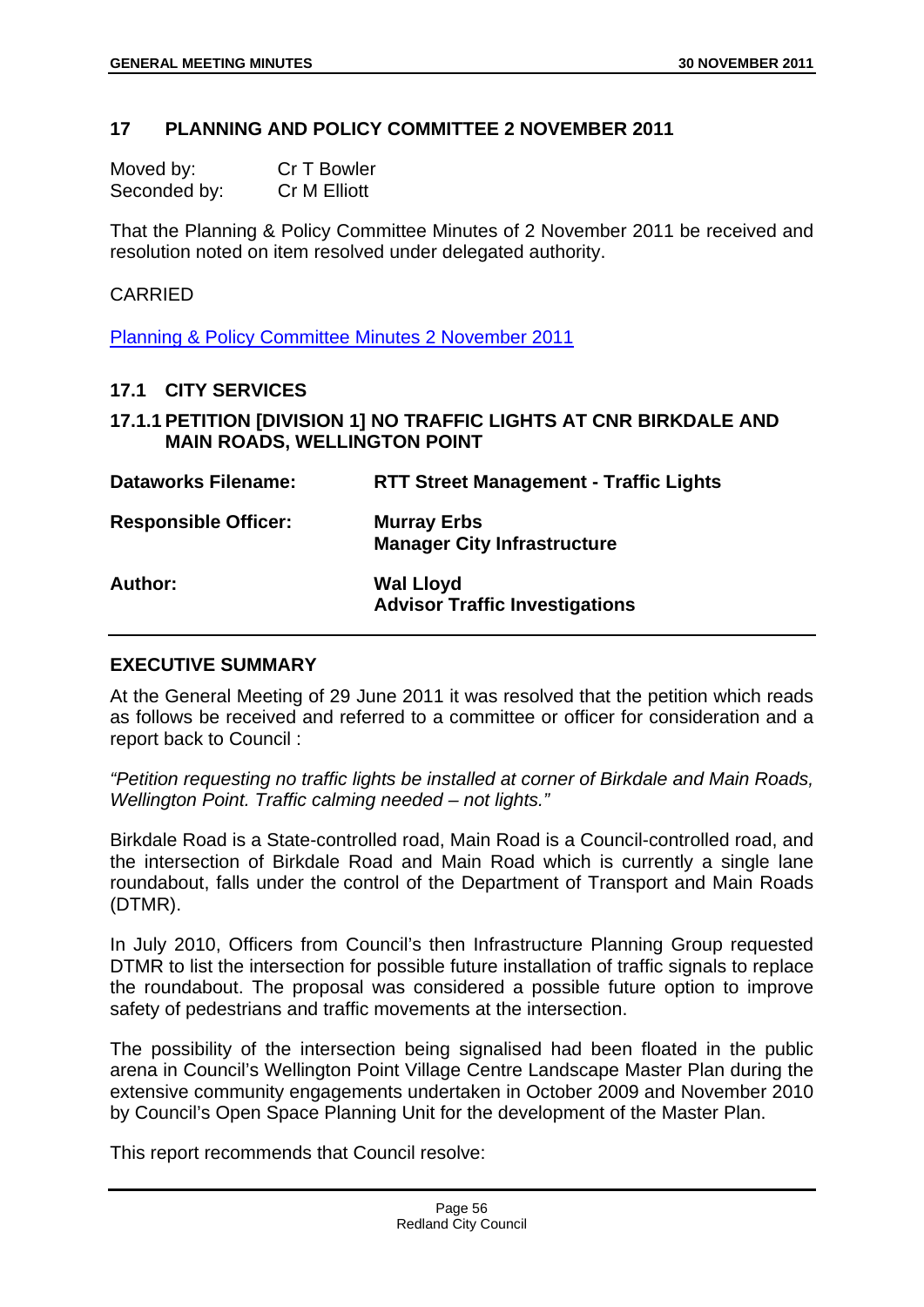## 17 PLANNING AND POLICY COMMITTEE 2 NOVEMBER 2011

Moved by: Cr T Bowler
Seconded by: Cr M Elliott

That the Planning & Policy Committee Minutes of 2 November 2011 be received and resolution noted on item resolved under delegated authority.

CARRIED

[Planning & Policy Committee Minutes 2 November 2011]

### 17.1 CITY SERVICES

### 17.1.1 PETITION [DIVISION 1] NO TRAFFIC LIGHTS AT CNR BIRKDALE AND MAIN ROADS, WELLINGTON POINT

**Dataworks Filename:** **RTT Street Management - Traffic Lights**

**Responsible Officer:** **Murray Erbs**
**Manager City Infrastructure**

**Author:** **Wal Lloyd**
**Advisor Traffic Investigations**

#### EXECUTIVE SUMMARY

At the General Meeting of 29 June 2011 it was resolved that the petition which reads as follows be received and referred to a committee or officer for consideration and a report back to Council :

*"Petition requesting no traffic lights be installed at corner of Birkdale and Main Roads, Wellington Point. Traffic calming needed – not lights."*

Birkdale Road is a State-controlled road, Main Road is a Council-controlled road, and the intersection of Birkdale Road and Main Road which is currently a single lane roundabout, falls under the control of the Department of Transport and Main Roads (DTMR).

In July 2010, Officers from Council's then Infrastructure Planning Group requested DTMR to list the intersection for possible future installation of traffic signals to replace the roundabout. The proposal was considered a possible future option to improve safety of pedestrians and traffic movements at the intersection.

The possibility of the intersection being signalised had been floated in the public arena in Council's Wellington Point Village Centre Landscape Master Plan during the extensive community engagements undertaken in October 2009 and November 2010 by Council's Open Space Planning Unit for the development of the Master Plan.

This report recommends that Council resolve: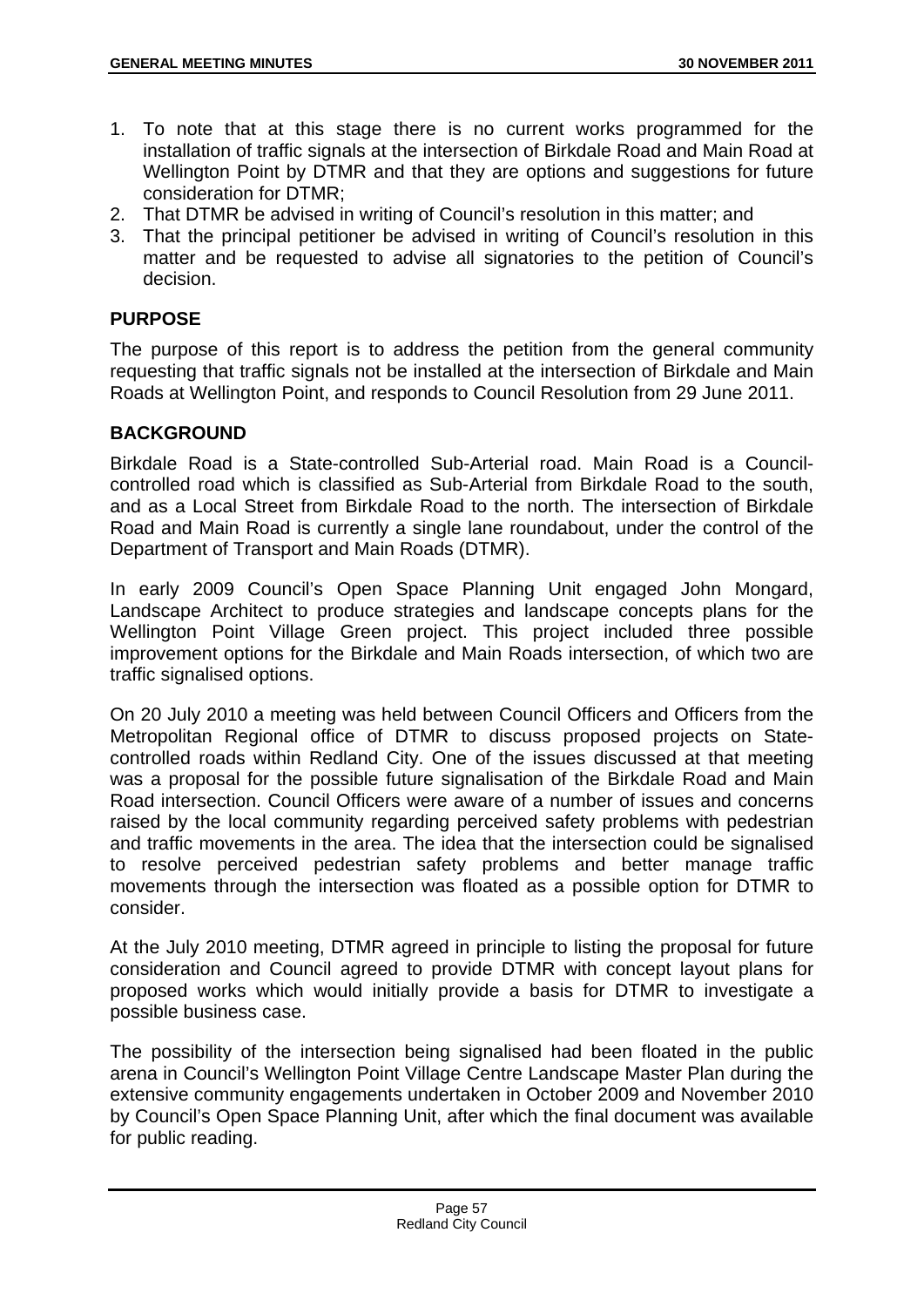1. To note that at this stage there is no current works programmed for the installation of traffic signals at the intersection of Birkdale Road and Main Road at Wellington Point by DTMR and that they are options and suggestions for future consideration for DTMR;
2. That DTMR be advised in writing of Council's resolution in this matter; and
3. That the principal petitioner be advised in writing of Council's resolution in this matter and be requested to advise all signatories to the petition of Council's decision.

## PURPOSE

The purpose of this report is to address the petition from the general community requesting that traffic signals not be installed at the intersection of Birkdale and Main Roads at Wellington Point, and responds to Council Resolution from 29 June 2011.

## BACKGROUND

Birkdale Road is a State-controlled Sub-Arterial road. Main Road is a Council-controlled road which is classified as Sub-Arterial from Birkdale Road to the south, and as a Local Street from Birkdale Road to the north. The intersection of Birkdale Road and Main Road is currently a single lane roundabout, under the control of the Department of Transport and Main Roads (DTMR).

In early 2009 Council's Open Space Planning Unit engaged John Mongard, Landscape Architect to produce strategies and landscape concepts plans for the Wellington Point Village Green project. This project included three possible improvement options for the Birkdale and Main Roads intersection, of which two are traffic signalised options.

On 20 July 2010 a meeting was held between Council Officers and Officers from the Metropolitan Regional office of DTMR to discuss proposed projects on State-controlled roads within Redland City. One of the issues discussed at that meeting was a proposal for the possible future signalisation of the Birkdale Road and Main Road intersection. Council Officers were aware of a number of issues and concerns raised by the local community regarding perceived safety problems with pedestrian and traffic movements in the area. The idea that the intersection could be signalised to resolve perceived pedestrian safety problems and better manage traffic movements through the intersection was floated as a possible option for DTMR to consider.

At the July 2010 meeting, DTMR agreed in principle to listing the proposal for future consideration and Council agreed to provide DTMR with concept layout plans for proposed works which would initially provide a basis for DTMR to investigate a possible business case.

The possibility of the intersection being signalised had been floated in the public arena in Council's Wellington Point Village Centre Landscape Master Plan during the extensive community engagements undertaken in October 2009 and November 2010 by Council's Open Space Planning Unit, after which the final document was available for public reading.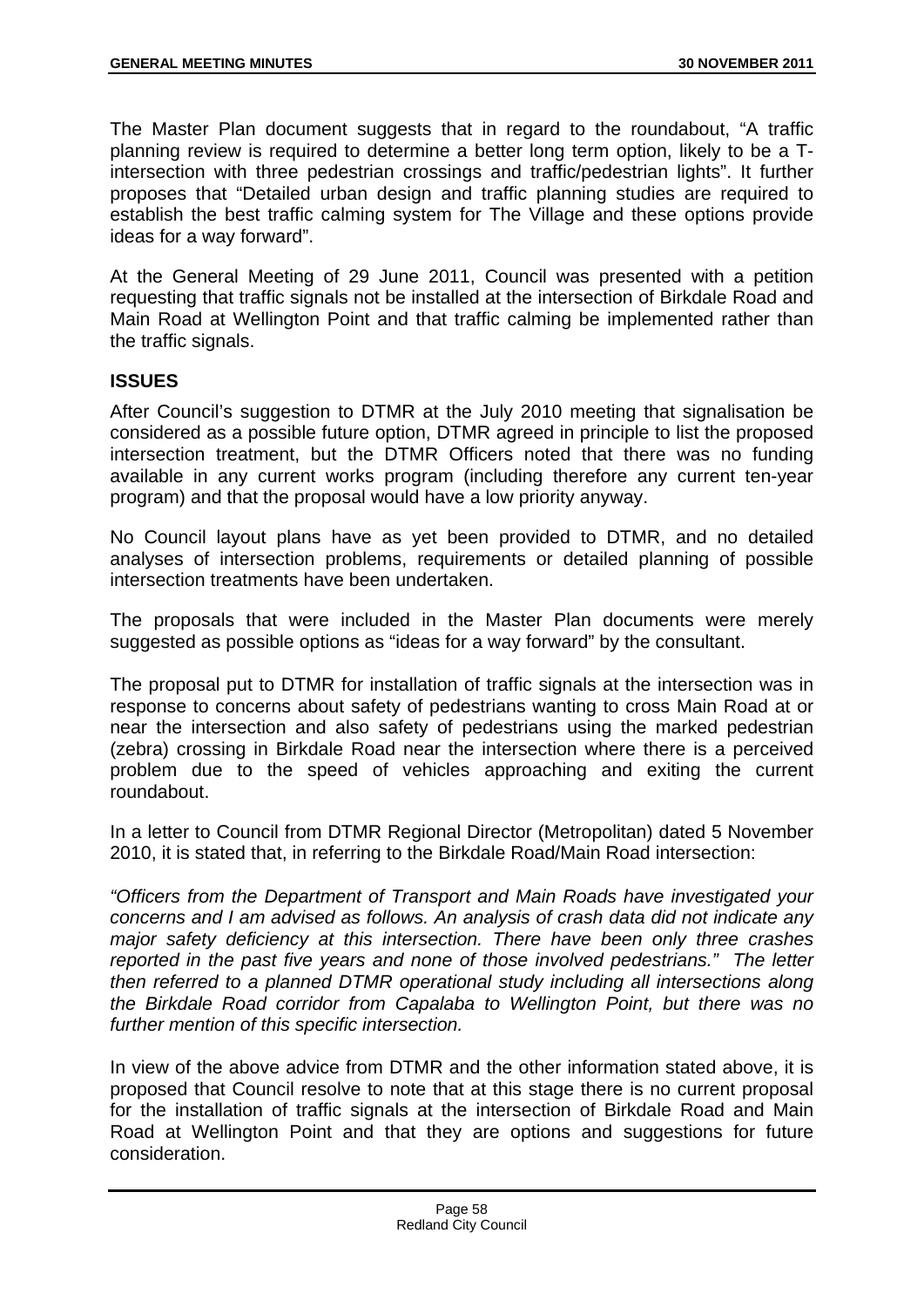The Master Plan document suggests that in regard to the roundabout, "A traffic planning review is required to determine a better long term option, likely to be a T-intersection with three pedestrian crossings and traffic/pedestrian lights". It further proposes that "Detailed urban design and traffic planning studies are required to establish the best traffic calming system for The Village and these options provide ideas for a way forward".

At the General Meeting of 29 June 2011, Council was presented with a petition requesting that traffic signals not be installed at the intersection of Birkdale Road and Main Road at Wellington Point and that traffic calming be implemented rather than the traffic signals.

**ISSUES**

After Council's suggestion to DTMR at the July 2010 meeting that signalisation be considered as a possible future option, DTMR agreed in principle to list the proposed intersection treatment, but the DTMR Officers noted that there was no funding available in any current works program (including therefore any current ten-year program) and that the proposal would have a low priority anyway.

No Council layout plans have as yet been provided to DTMR, and no detailed analyses of intersection problems, requirements or detailed planning of possible intersection treatments have been undertaken.

The proposals that were included in the Master Plan documents were merely suggested as possible options as "ideas for a way forward" by the consultant.

The proposal put to DTMR for installation of traffic signals at the intersection was in response to concerns about safety of pedestrians wanting to cross Main Road at or near the intersection and also safety of pedestrians using the marked pedestrian (zebra) crossing in Birkdale Road near the intersection where there is a perceived problem due to the speed of vehicles approaching and exiting the current roundabout.

In a letter to Council from DTMR Regional Director (Metropolitan) dated 5 November 2010, it is stated that, in referring to the Birkdale Road/Main Road intersection:

*"Officers from the Department of Transport and Main Roads have investigated your concerns and I am advised as follows. An analysis of crash data did not indicate any major safety deficiency at this intersection. There have been only three crashes reported in the past five years and none of those involved pedestrians." The letter then referred to a planned DTMR operational study including all intersections along the Birkdale Road corridor from Capalaba to Wellington Point, but there was no further mention of this specific intersection.*

In view of the above advice from DTMR and the other information stated above, it is proposed that Council resolve to note that at this stage there is no current proposal for the installation of traffic signals at the intersection of Birkdale Road and Main Road at Wellington Point and that they are options and suggestions for future consideration.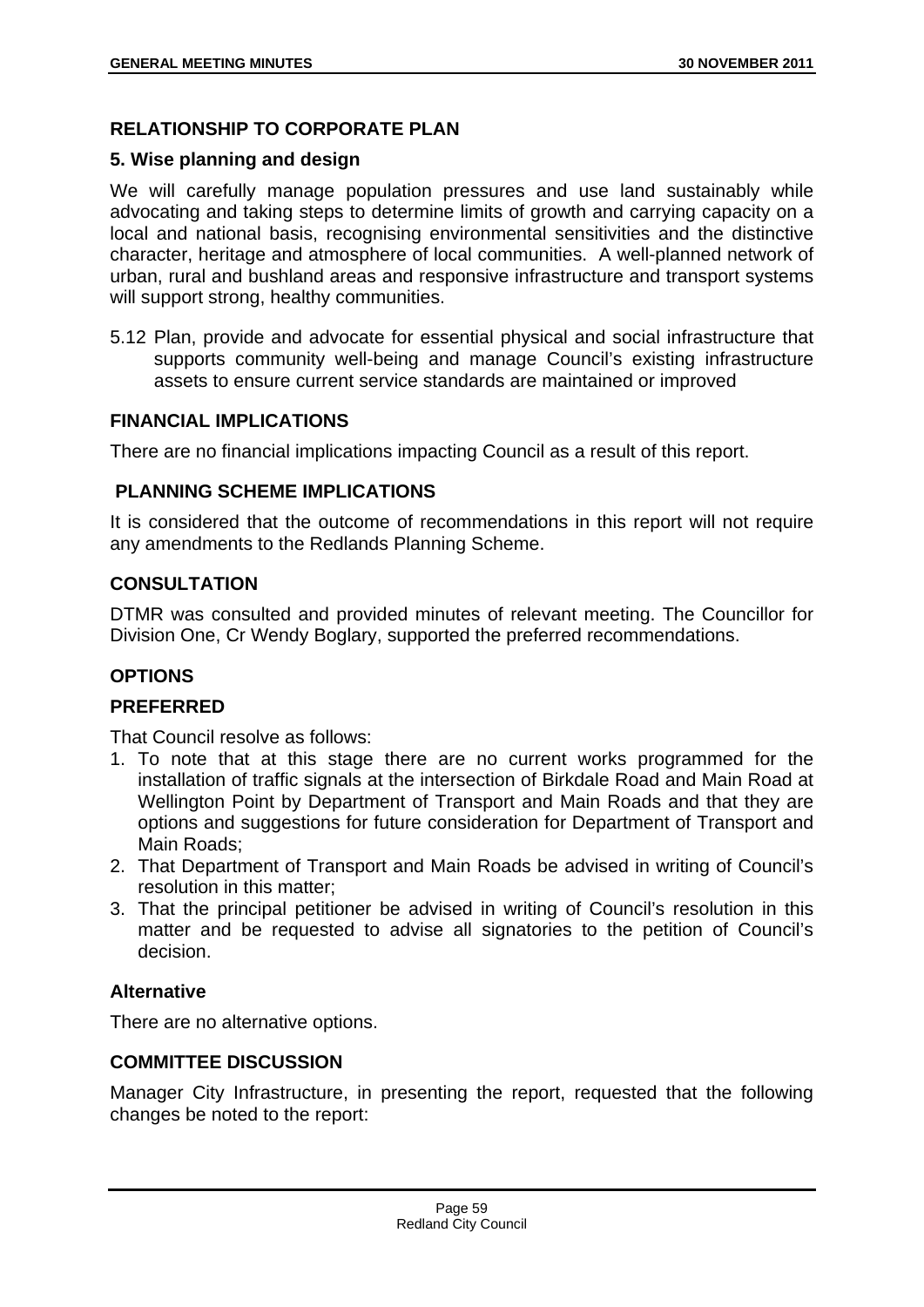## RELATIONSHIP TO CORPORATE PLAN

### 5. Wise planning and design

We will carefully manage population pressures and use land sustainably while advocating and taking steps to determine limits of growth and carrying capacity on a local and national basis, recognising environmental sensitivities and the distinctive character, heritage and atmosphere of local communities. A well-planned network of urban, rural and bushland areas and responsive infrastructure and transport systems will support strong, healthy communities.

5.12 Plan, provide and advocate for essential physical and social infrastructure that supports community well-being and manage Council's existing infrastructure assets to ensure current service standards are maintained or improved

## FINANCIAL IMPLICATIONS

There are no financial implications impacting Council as a result of this report.

## PLANNING SCHEME IMPLICATIONS

It is considered that the outcome of recommendations in this report will not require any amendments to the Redlands Planning Scheme.

## CONSULTATION

DTMR was consulted and provided minutes of relevant meeting. The Councillor for Division One, Cr Wendy Boglary, supported the preferred recommendations.

## OPTIONS

### PREFERRED

That Council resolve as follows:

1. To note that at this stage there are no current works programmed for the installation of traffic signals at the intersection of Birkdale Road and Main Road at Wellington Point by Department of Transport and Main Roads and that they are options and suggestions for future consideration for Department of Transport and Main Roads;
2. That Department of Transport and Main Roads be advised in writing of Council's resolution in this matter;
3. That the principal petitioner be advised in writing of Council's resolution in this matter and be requested to advise all signatories to the petition of Council's decision.

### Alternative

There are no alternative options.

## COMMITTEE DISCUSSION

Manager City Infrastructure, in presenting the report, requested that the following changes be noted to the report: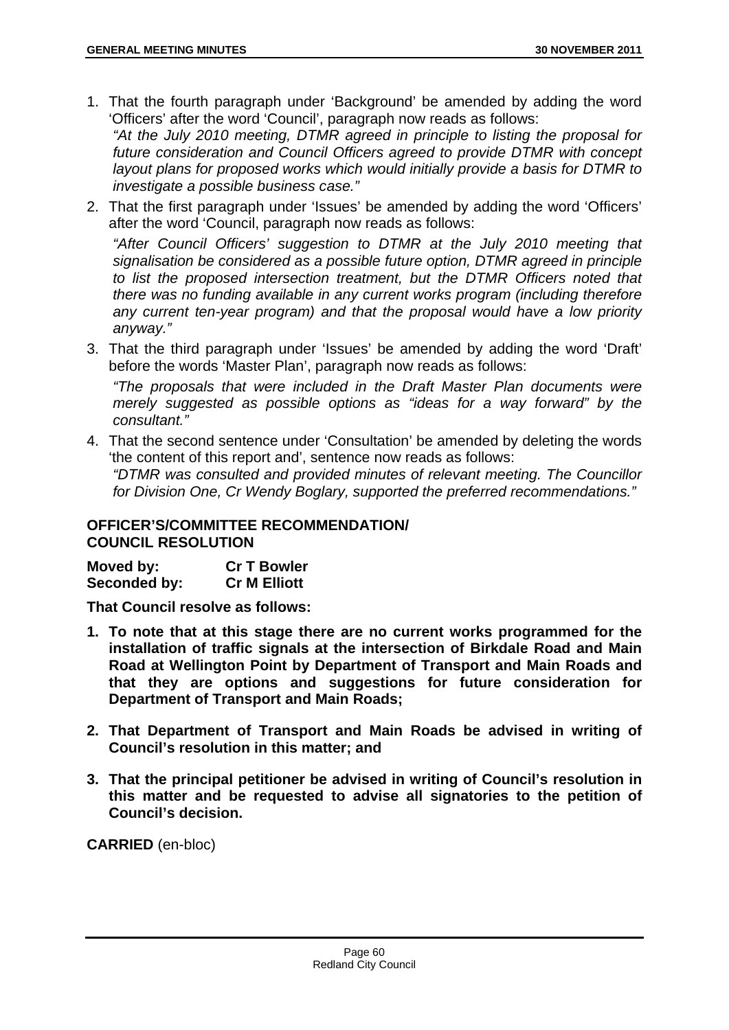1. That the fourth paragraph under 'Background' be amended by adding the word 'Officers' after the word 'Council', paragraph now reads as follows:
   *"At the July 2010 meeting, DTMR agreed in principle to listing the proposal for future consideration and Council Officers agreed to provide DTMR with concept layout plans for proposed works which would initially provide a basis for DTMR to investigate a possible business case."*
2. That the first paragraph under 'Issues' be amended by adding the word 'Officers' after the word 'Council, paragraph now reads as follows:
   *"After Council Officers' suggestion to DTMR at the July 2010 meeting that signalisation be considered as a possible future option, DTMR agreed in principle to list the proposed intersection treatment, but the DTMR Officers noted that there was no funding available in any current works program (including therefore any current ten-year program) and that the proposal would have a low priority anyway."*
3. That the third paragraph under 'Issues' be amended by adding the word 'Draft' before the words 'Master Plan', paragraph now reads as follows:
   *"The proposals that were included in the Draft Master Plan documents were merely suggested as possible options as "ideas for a way forward" by the consultant."*
4. That the second sentence under 'Consultation' be amended by deleting the words 'the content of this report and', sentence now reads as follows:
   *"DTMR was consulted and provided minutes of relevant meeting. The Councillor for Division One, Cr Wendy Boglary, supported the preferred recommendations."*

**OFFICER'S/COMMITTEE RECOMMENDATION/
COUNCIL RESOLUTION**

**Moved by:** **Cr T Bowler**
**Seconded by:** **Cr M Elliott**

**That Council resolve as follows:**

1. **To note that at this stage there are no current works programmed for the installation of traffic signals at the intersection of Birkdale Road and Main Road at Wellington Point by Department of Transport and Main Roads and that they are options and suggestions for future consideration for Department of Transport and Main Roads;**
2. **That Department of Transport and Main Roads be advised in writing of Council's resolution in this matter; and**
3. **That the principal petitioner be advised in writing of Council's resolution in this matter and be requested to advise all signatories to the petition of Council's decision.**

**CARRIED** (en-bloc)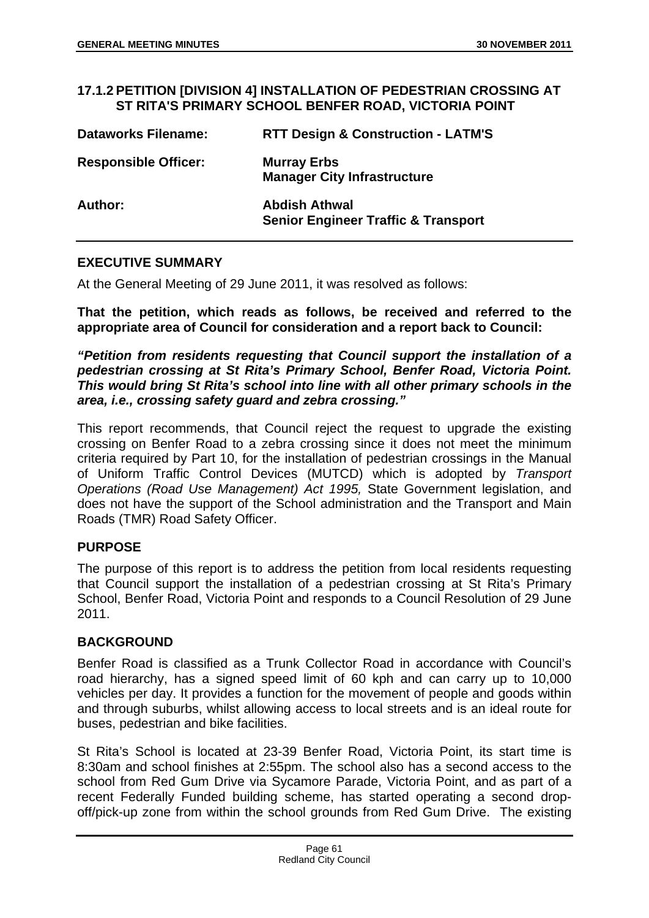## 17.1.2 PETITION [DIVISION 4] INSTALLATION OF PEDESTRIAN CROSSING AT ST RITA'S PRIMARY SCHOOL BENFER ROAD, VICTORIA POINT

| | |
|---|---|
| **Dataworks Filename:** | **RTT Design & Construction - LATM'S** |
| **Responsible Officer:** | **Murray Erbs**<br>**Manager City Infrastructure** |
| **Author:** | **Abdish Athwal**<br>**Senior Engineer Traffic & Transport** |

### EXECUTIVE SUMMARY

At the General Meeting of 29 June 2011, it was resolved as follows:

**That the petition, which reads as follows, be received and referred to the appropriate area of Council for consideration and a report back to Council:**

***"Petition from residents requesting that Council support the installation of a pedestrian crossing at St Rita's Primary School, Benfer Road, Victoria Point. This would bring St Rita's school into line with all other primary schools in the area, i.e., crossing safety guard and zebra crossing."***

This report recommends, that Council reject the request to upgrade the existing crossing on Benfer Road to a zebra crossing since it does not meet the minimum criteria required by Part 10, for the installation of pedestrian crossings in the Manual of Uniform Traffic Control Devices (MUTCD) which is adopted by *Transport Operations (Road Use Management) Act 1995,* State Government legislation, and does not have the support of the School administration and the Transport and Main Roads (TMR) Road Safety Officer.

### PURPOSE

The purpose of this report is to address the petition from local residents requesting that Council support the installation of a pedestrian crossing at St Rita's Primary School, Benfer Road, Victoria Point and responds to a Council Resolution of 29 June 2011.

### BACKGROUND

Benfer Road is classified as a Trunk Collector Road in accordance with Council's road hierarchy, has a signed speed limit of 60 kph and can carry up to 10,000 vehicles per day. It provides a function for the movement of people and goods within and through suburbs, whilst allowing access to local streets and is an ideal route for buses, pedestrian and bike facilities.

St Rita's School is located at 23-39 Benfer Road, Victoria Point, its start time is 8:30am and school finishes at 2:55pm. The school also has a second access to the school from Red Gum Drive via Sycamore Parade, Victoria Point, and as part of a recent Federally Funded building scheme, has started operating a second drop-off/pick-up zone from within the school grounds from Red Gum Drive. The existing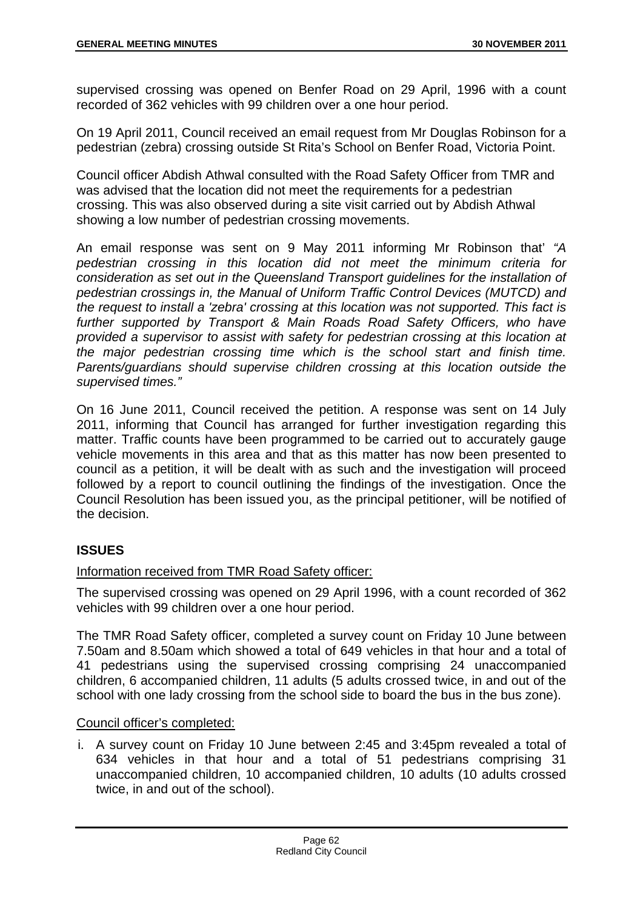supervised crossing was opened on Benfer Road on 29 April, 1996 with a count recorded of 362 vehicles with 99 children over a one hour period.

On 19 April 2011, Council received an email request from Mr Douglas Robinson for a pedestrian (zebra) crossing outside St Rita's School on Benfer Road, Victoria Point.

Council officer Abdish Athwal consulted with the Road Safety Officer from TMR and was advised that the location did not meet the requirements for a pedestrian crossing. This was also observed during a site visit carried out by Abdish Athwal showing a low number of pedestrian crossing movements.

An email response was sent on 9 May 2011 informing Mr Robinson that' *"A pedestrian crossing in this location did not meet the minimum criteria for consideration as set out in the Queensland Transport guidelines for the installation of pedestrian crossings in, the Manual of Uniform Traffic Control Devices (MUTCD) and the request to install a 'zebra' crossing at this location was not supported. This fact is further supported by Transport & Main Roads Road Safety Officers, who have provided a supervisor to assist with safety for pedestrian crossing at this location at the major pedestrian crossing time which is the school start and finish time. Parents/guardians should supervise children crossing at this location outside the supervised times."*

On 16 June 2011, Council received the petition. A response was sent on 14 July 2011, informing that Council has arranged for further investigation regarding this matter. Traffic counts have been programmed to be carried out to accurately gauge vehicle movements in this area and that as this matter has now been presented to council as a petition, it will be dealt with as such and the investigation will proceed followed by a report to council outlining the findings of the investigation. Once the Council Resolution has been issued you, as the principal petitioner, will be notified of the decision.

## ISSUES

Information received from TMR Road Safety officer:

The supervised crossing was opened on 29 April 1996, with a count recorded of 362 vehicles with 99 children over a one hour period.

The TMR Road Safety officer, completed a survey count on Friday 10 June between 7.50am and 8.50am which showed a total of 649 vehicles in that hour and a total of 41 pedestrians using the supervised crossing comprising 24 unaccompanied children, 6 accompanied children, 11 adults (5 adults crossed twice, in and out of the school with one lady crossing from the school side to board the bus in the bus zone).

Council officer's completed:

i. A survey count on Friday 10 June between 2:45 and 3:45pm revealed a total of 634 vehicles in that hour and a total of 51 pedestrians comprising 31 unaccompanied children, 10 accompanied children, 10 adults (10 adults crossed twice, in and out of the school).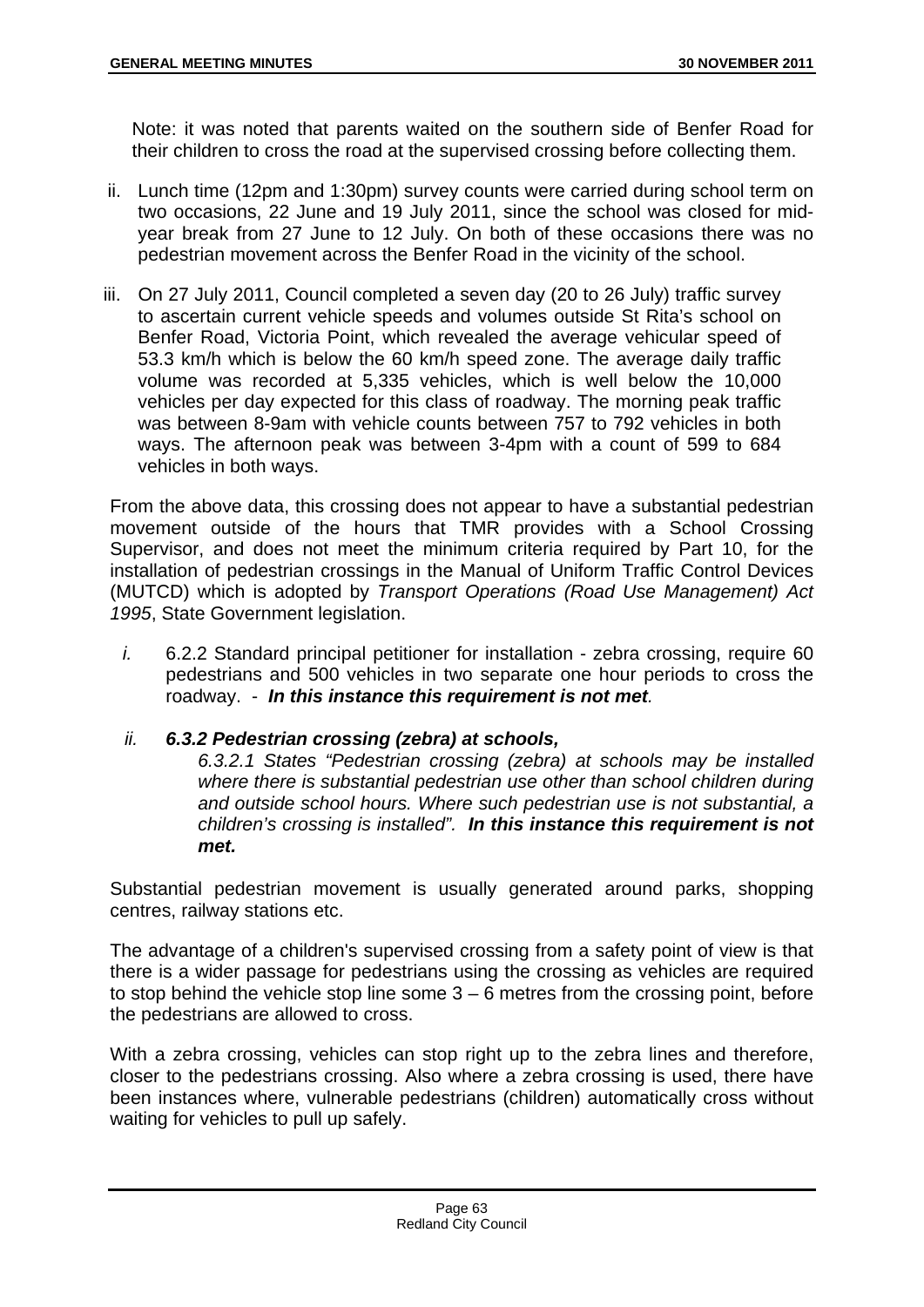Note: it was noted that parents waited on the southern side of Benfer Road for their children to cross the road at the supervised crossing before collecting them.

ii. Lunch time (12pm and 1:30pm) survey counts were carried during school term on two occasions, 22 June and 19 July 2011, since the school was closed for mid-year break from 27 June to 12 July. On both of these occasions there was no pedestrian movement across the Benfer Road in the vicinity of the school.

iii. On 27 July 2011, Council completed a seven day (20 to 26 July) traffic survey to ascertain current vehicle speeds and volumes outside St Rita's school on Benfer Road, Victoria Point, which revealed the average vehicular speed of 53.3 km/h which is below the 60 km/h speed zone. The average daily traffic volume was recorded at 5,335 vehicles, which is well below the 10,000 vehicles per day expected for this class of roadway. The morning peak traffic was between 8-9am with vehicle counts between 757 to 792 vehicles in both ways. The afternoon peak was between 3-4pm with a count of 599 to 684 vehicles in both ways.

From the above data, this crossing does not appear to have a substantial pedestrian movement outside of the hours that TMR provides with a School Crossing Supervisor, and does not meet the minimum criteria required by Part 10, for the installation of pedestrian crossings in the Manual of Uniform Traffic Control Devices (MUTCD) which is adopted by *Transport Operations (Road Use Management) Act 1995*, State Government legislation.

*i.* 6.2.2 Standard principal petitioner for installation - zebra crossing, require 60 pedestrians and 500 vehicles in two separate one hour periods to cross the roadway. - ***In this instance this requirement is not met.***

*ii.* ***6.3.2 Pedestrian crossing (zebra) at schools,***
*6.3.2.1 States "Pedestrian crossing (zebra) at schools may be installed where there is substantial pedestrian use other than school children during and outside school hours. Where such pedestrian use is not substantial, a children's crossing is installed".* ***In this instance this requirement is not met.***

Substantial pedestrian movement is usually generated around parks, shopping centres, railway stations etc.

The advantage of a children's supervised crossing from a safety point of view is that there is a wider passage for pedestrians using the crossing as vehicles are required to stop behind the vehicle stop line some 3 – 6 metres from the crossing point, before the pedestrians are allowed to cross.

With a zebra crossing, vehicles can stop right up to the zebra lines and therefore, closer to the pedestrians crossing. Also where a zebra crossing is used, there have been instances where, vulnerable pedestrians (children) automatically cross without waiting for vehicles to pull up safely.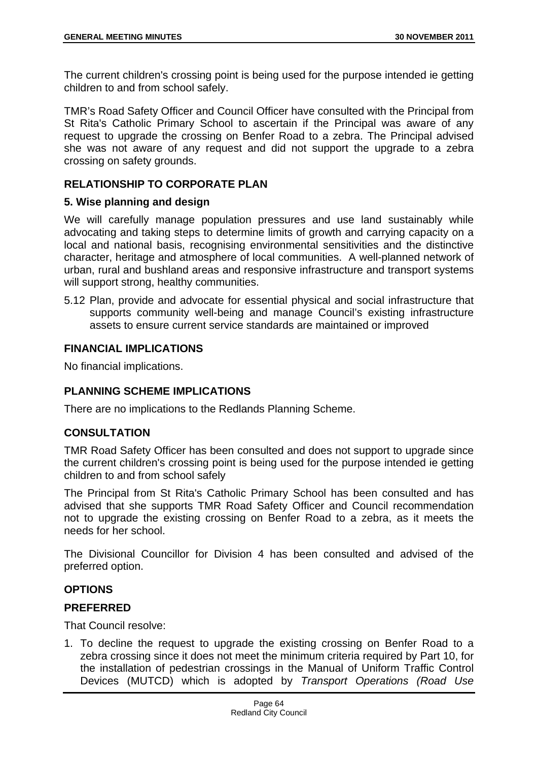The current children's crossing point is being used for the purpose intended ie getting children to and from school safely.

TMR's Road Safety Officer and Council Officer have consulted with the Principal from St Rita's Catholic Primary School to ascertain if the Principal was aware of any request to upgrade the crossing on Benfer Road to a zebra. The Principal advised she was not aware of any request and did not support the upgrade to a zebra crossing on safety grounds.

## RELATIONSHIP TO CORPORATE PLAN

### 5. Wise planning and design

We will carefully manage population pressures and use land sustainably while advocating and taking steps to determine limits of growth and carrying capacity on a local and national basis, recognising environmental sensitivities and the distinctive character, heritage and atmosphere of local communities. A well-planned network of urban, rural and bushland areas and responsive infrastructure and transport systems will support strong, healthy communities.

5.12 Plan, provide and advocate for essential physical and social infrastructure that supports community well-being and manage Council's existing infrastructure assets to ensure current service standards are maintained or improved

## FINANCIAL IMPLICATIONS

No financial implications.

## PLANNING SCHEME IMPLICATIONS

There are no implications to the Redlands Planning Scheme.

## CONSULTATION

TMR Road Safety Officer has been consulted and does not support to upgrade since the current children's crossing point is being used for the purpose intended ie getting children to and from school safely

The Principal from St Rita's Catholic Primary School has been consulted and has advised that she supports TMR Road Safety Officer and Council recommendation not to upgrade the existing crossing on Benfer Road to a zebra, as it meets the needs for her school.

The Divisional Councillor for Division 4 has been consulted and advised of the preferred option.

## OPTIONS

### PREFERRED

That Council resolve:

1. To decline the request to upgrade the existing crossing on Benfer Road to a zebra crossing since it does not meet the minimum criteria required by Part 10, for the installation of pedestrian crossings in the Manual of Uniform Traffic Control Devices (MUTCD) which is adopted by *Transport Operations (Road Use*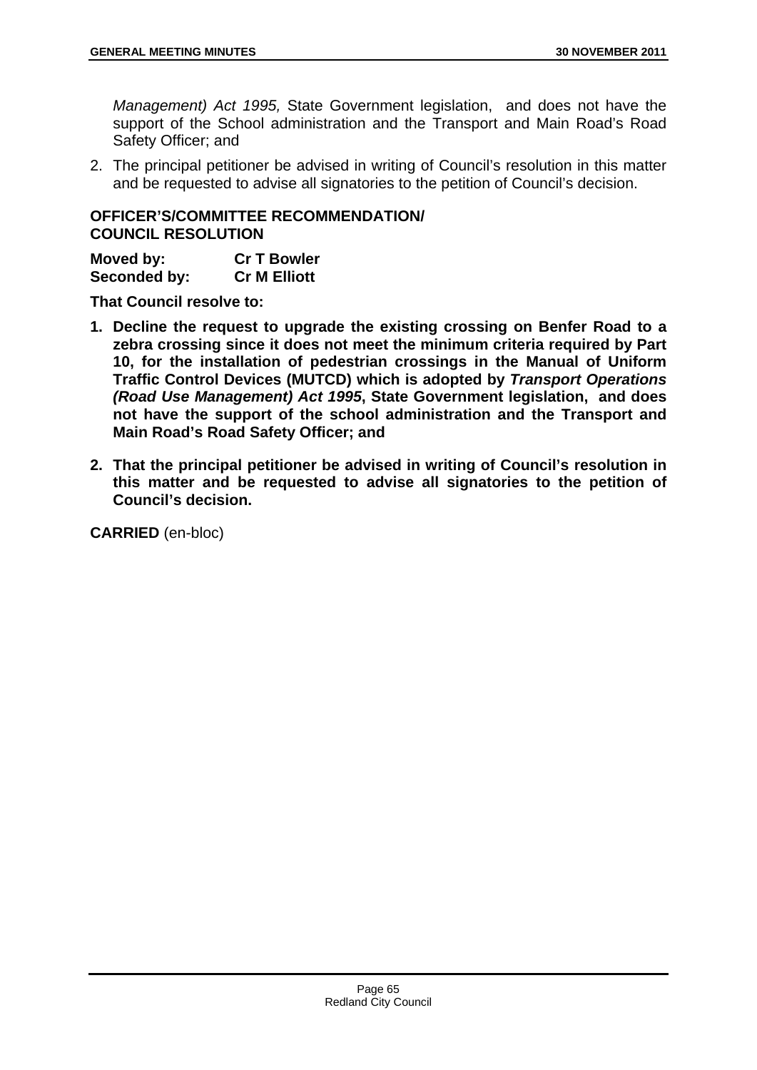*Management) Act 1995,* State Government legislation,  and does not have the support of the School administration and the Transport and Main Road's Road Safety Officer; and

2. The principal petitioner be advised in writing of Council's resolution in this matter and be requested to advise all signatories to the petition of Council's decision.

**OFFICER'S/COMMITTEE RECOMMENDATION/ COUNCIL RESOLUTION**

**Moved by:** **Cr T Bowler**
**Seconded by:** **Cr M Elliott**

**That Council resolve to:**

1. **Decline the request to upgrade the existing crossing on Benfer Road to a zebra crossing since it does not meet the minimum criteria required by Part 10, for the installation of pedestrian crossings in the Manual of Uniform Traffic Control Devices (MUTCD) which is adopted by *Transport Operations (Road Use Management) Act 1995*, State Government legislation,  and does not have the support of the school administration and the Transport and Main Road's Road Safety Officer; and**

2. **That the principal petitioner be advised in writing of Council's resolution in this matter and be requested to advise all signatories to the petition of Council's decision.**

**CARRIED** (en-bloc)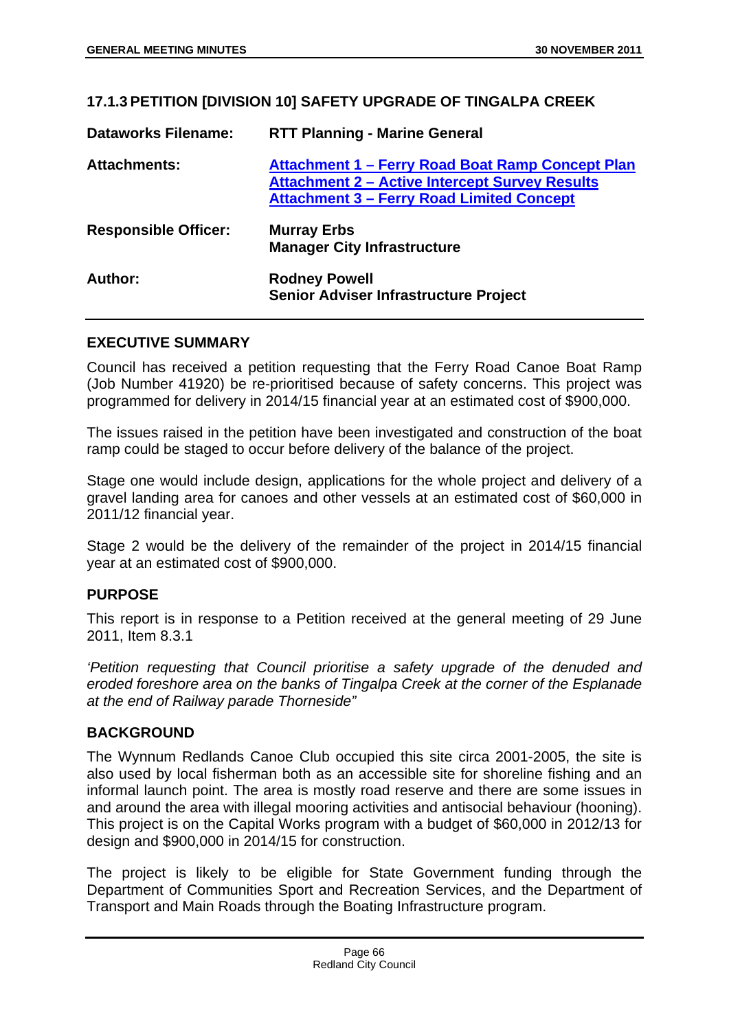### 17.1.3 PETITION [DIVISION 10] SAFETY UPGRADE OF TINGALPA CREEK

| | |
|---|---|
| **Dataworks Filename:** | **RTT Planning - Marine General** |
| **Attachments:** | **Attachment 1 – Ferry Road Boat Ramp Concept Plan**<br>**Attachment 2 – Active Intercept Survey Results**<br>**Attachment 3 – Ferry Road Limited Concept** |
| **Responsible Officer:** | **Murray Erbs**<br>**Manager City Infrastructure** |
| **Author:** | **Rodney Powell**<br>**Senior Adviser Infrastructure Project** |

#### EXECUTIVE SUMMARY

Council has received a petition requesting that the Ferry Road Canoe Boat Ramp (Job Number 41920) be re-prioritised because of safety concerns. This project was programmed for delivery in 2014/15 financial year at an estimated cost of $900,000.

The issues raised in the petition have been investigated and construction of the boat ramp could be staged to occur before delivery of the balance of the project.

Stage one would include design, applications for the whole project and delivery of a gravel landing area for canoes and other vessels at an estimated cost of $60,000 in 2011/12 financial year.

Stage 2 would be the delivery of the remainder of the project in 2014/15 financial year at an estimated cost of $900,000.

#### PURPOSE

This report is in response to a Petition received at the general meeting of 29 June 2011, Item 8.3.1

*'Petition requesting that Council prioritise a safety upgrade of the denuded and eroded foreshore area on the banks of Tingalpa Creek at the corner of the Esplanade at the end of Railway parade Thorneside"*

#### BACKGROUND

The Wynnum Redlands Canoe Club occupied this site circa 2001-2005, the site is also used by local fisherman both as an accessible site for shoreline fishing and an informal launch point. The area is mostly road reserve and there are some issues in and around the area with illegal mooring activities and antisocial behaviour (hooning). This project is on the Capital Works program with a budget of $60,000 in 2012/13 for design and $900,000 in 2014/15 for construction.

The project is likely to be eligible for State Government funding through the Department of Communities Sport and Recreation Services, and the Department of Transport and Main Roads through the Boating Infrastructure program.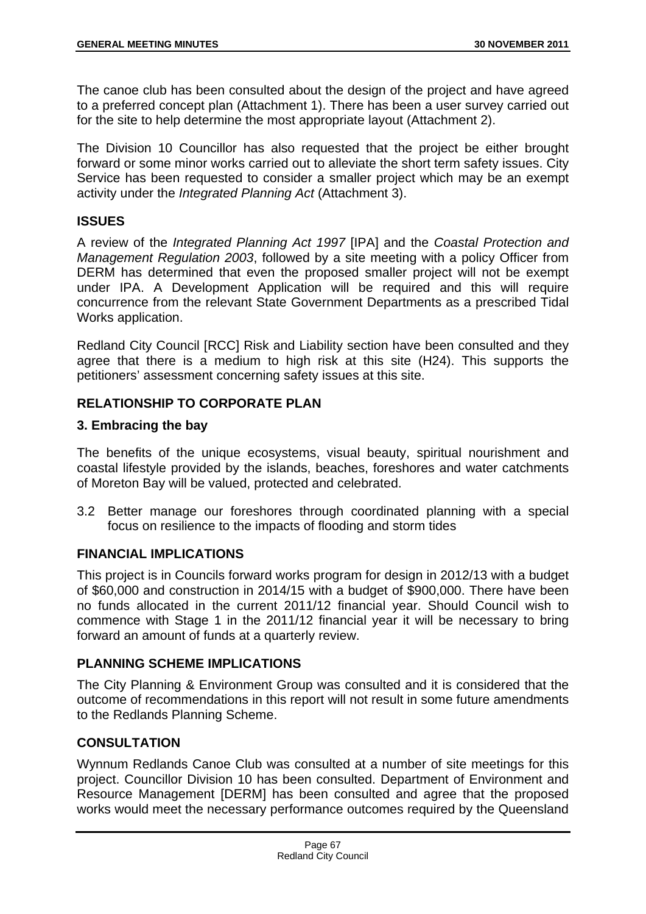The canoe club has been consulted about the design of the project and have agreed to a preferred concept plan (Attachment 1). There has been a user survey carried out for the site to help determine the most appropriate layout (Attachment 2).

The Division 10 Councillor has also requested that the project be either brought forward or some minor works carried out to alleviate the short term safety issues. City Service has been requested to consider a smaller project which may be an exempt activity under the *Integrated Planning Act* (Attachment 3).

## ISSUES

A review of the *Integrated Planning Act 1997* [IPA] and the *Coastal Protection and Management Regulation 2003*, followed by a site meeting with a policy Officer from DERM has determined that even the proposed smaller project will not be exempt under IPA. A Development Application will be required and this will require concurrence from the relevant State Government Departments as a prescribed Tidal Works application.

Redland City Council [RCC] Risk and Liability section have been consulted and they agree that there is a medium to high risk at this site (H24). This supports the petitioners' assessment concerning safety issues at this site.

## RELATIONSHIP TO CORPORATE PLAN

### 3. Embracing the bay

The benefits of the unique ecosystems, visual beauty, spiritual nourishment and coastal lifestyle provided by the islands, beaches, foreshores and water catchments of Moreton Bay will be valued, protected and celebrated.

3.2 Better manage our foreshores through coordinated planning with a special focus on resilience to the impacts of flooding and storm tides

## FINANCIAL IMPLICATIONS

This project is in Councils forward works program for design in 2012/13 with a budget of $60,000 and construction in 2014/15 with a budget of $900,000. There have been no funds allocated in the current 2011/12 financial year. Should Council wish to commence with Stage 1 in the 2011/12 financial year it will be necessary to bring forward an amount of funds at a quarterly review.

## PLANNING SCHEME IMPLICATIONS

The City Planning & Environment Group was consulted and it is considered that the outcome of recommendations in this report will not result in some future amendments to the Redlands Planning Scheme.

## CONSULTATION

Wynnum Redlands Canoe Club was consulted at a number of site meetings for this project. Councillor Division 10 has been consulted. Department of Environment and Resource Management [DERM] has been consulted and agree that the proposed works would meet the necessary performance outcomes required by the Queensland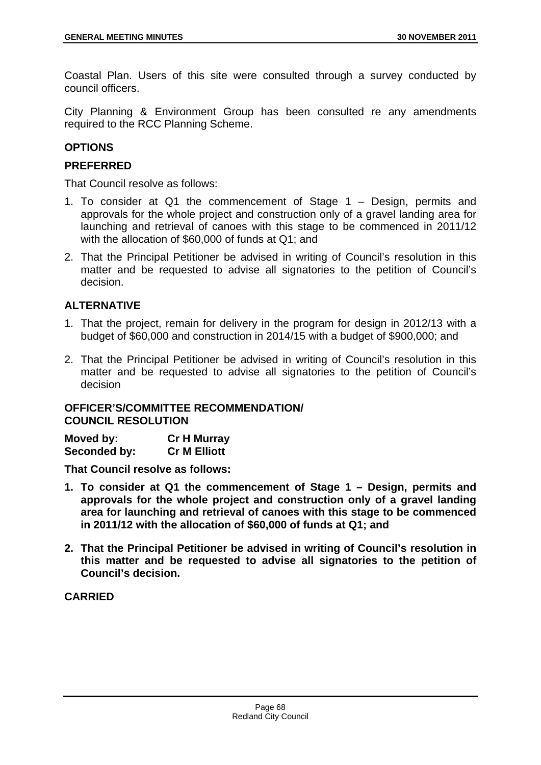Coastal Plan. Users of this site were consulted through a survey conducted by council officers.

City Planning & Environment Group has been consulted re any amendments required to the RCC Planning Scheme.

## OPTIONS

### PREFERRED

That Council resolve as follows:

1. To consider at Q1 the commencement of Stage 1 – Design, permits and approvals for the whole project and construction only of a gravel landing area for launching and retrieval of canoes with this stage to be commenced in 2011/12 with the allocation of $60,000 of funds at Q1; and
2. That the Principal Petitioner be advised in writing of Council's resolution in this matter and be requested to advise all signatories to the petition of Council's decision.

### ALTERNATIVE

1. That the project, remain for delivery in the program for design in 2012/13 with a budget of $60,000 and construction in 2014/15 with a budget of $900,000; and
2. That the Principal Petitioner be advised in writing of Council's resolution in this matter and be requested to advise all signatories to the petition of Council's decision

## OFFICER'S/COMMITTEE RECOMMENDATION/ COUNCIL RESOLUTION

**Moved by:** **Cr H Murray**
**Seconded by:** **Cr M Elliott**

**That Council resolve as follows:**

1. **To consider at Q1 the commencement of Stage 1 – Design, permits and approvals for the whole project and construction only of a gravel landing area for launching and retrieval of canoes with this stage to be commenced in 2011/12 with the allocation of $60,000 of funds at Q1; and**
2. **That the Principal Petitioner be advised in writing of Council's resolution in this matter and be requested to advise all signatories to the petition of Council's decision.**

**CARRIED**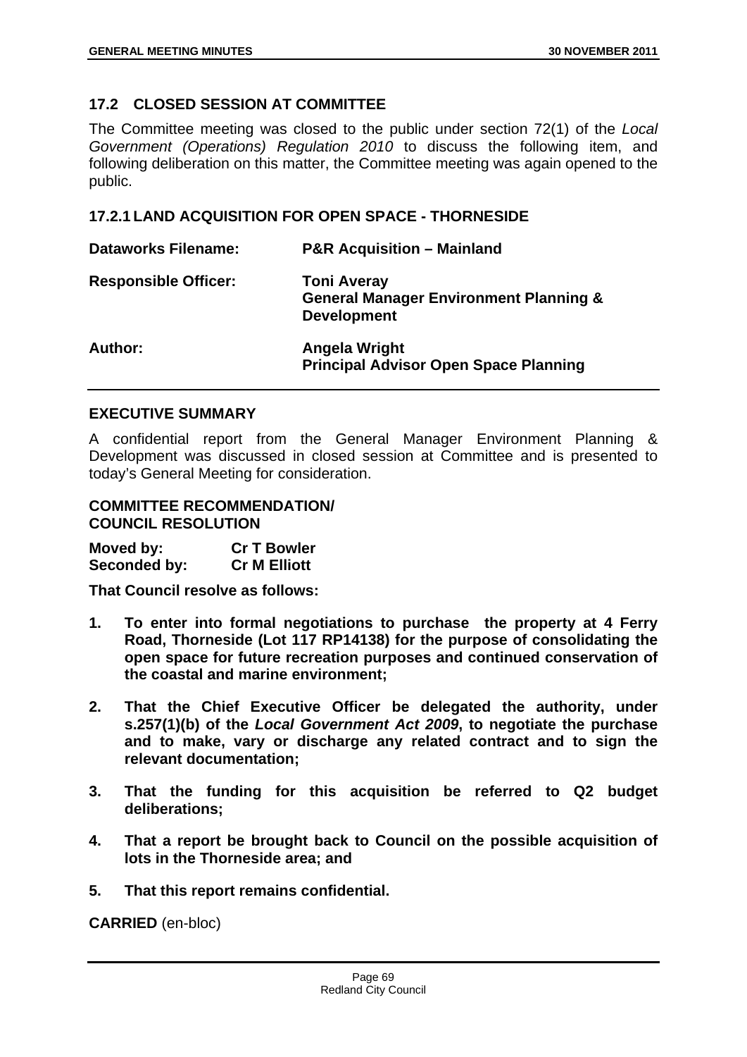## 17.2 CLOSED SESSION AT COMMITTEE

The Committee meeting was closed to the public under section 72(1) of the *Local Government (Operations) Regulation 2010* to discuss the following item, and following deliberation on this matter, the Committee meeting was again opened to the public.

### 17.2.1 LAND ACQUISITION FOR OPEN SPACE - THORNESIDE

| | |
|---|---|
| **Dataworks Filename:** | **P&R Acquisition – Mainland** |
| **Responsible Officer:** | **Toni Averay**<br>**General Manager Environment Planning & Development** |
| **Author:** | **Angela Wright**<br>**Principal Advisor Open Space Planning** |

**EXECUTIVE SUMMARY**

A confidential report from the General Manager Environment Planning & Development was discussed in closed session at Committee and is presented to today's General Meeting for consideration.

**COMMITTEE RECOMMENDATION/**
**COUNCIL RESOLUTION**

**Moved by: Cr T Bowler**
**Seconded by: Cr M Elliott**

**That Council resolve as follows:**

1. **To enter into formal negotiations to purchase the property at 4 Ferry Road, Thorneside (Lot 117 RP14138) for the purpose of consolidating the open space for future recreation purposes and continued conservation of the coastal and marine environment;**
2. **That the Chief Executive Officer be delegated the authority, under s.257(1)(b) of the *Local Government Act 2009*, to negotiate the purchase and to make, vary or discharge any related contract and to sign the relevant documentation;**
3. **That the funding for this acquisition be referred to Q2 budget deliberations;**
4. **That a report be brought back to Council on the possible acquisition of lots in the Thorneside area; and**
5. **That this report remains confidential.**

**CARRIED** (en-bloc)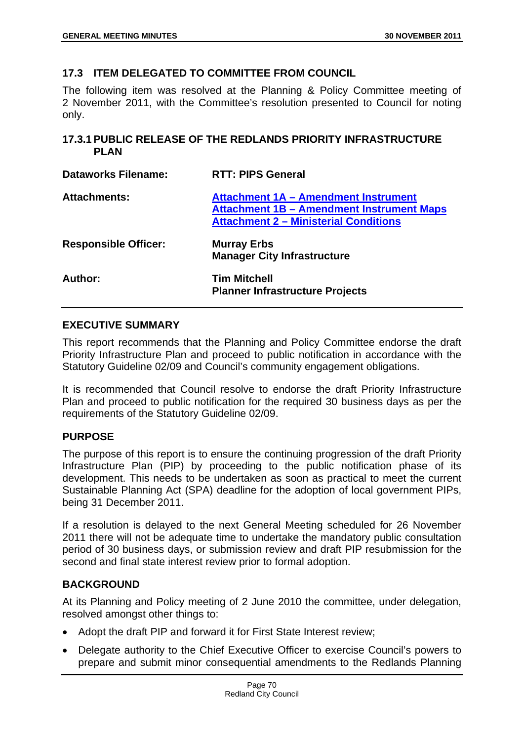## 17.3 ITEM DELEGATED TO COMMITTEE FROM COUNCIL

The following item was resolved at the Planning & Policy Committee meeting of 2 November 2011, with the Committee's resolution presented to Council for noting only.

### 17.3.1 PUBLIC RELEASE OF THE REDLANDS PRIORITY INFRASTRUCTURE PLAN

| | |
|---|---|
| **Dataworks Filename:** | **RTT: PIPS General** |
| **Attachments:** | **Attachment 1A – Amendment Instrument**<br>**Attachment 1B – Amendment Instrument Maps**<br>**Attachment 2 – Ministerial Conditions** |
| **Responsible Officer:** | **Murray Erbs**<br>**Manager City Infrastructure** |
| **Author:** | **Tim Mitchell**<br>**Planner Infrastructure Projects** |

#### EXECUTIVE SUMMARY

This report recommends that the Planning and Policy Committee endorse the draft Priority Infrastructure Plan and proceed to public notification in accordance with the Statutory Guideline 02/09 and Council's community engagement obligations.

It is recommended that Council resolve to endorse the draft Priority Infrastructure Plan and proceed to public notification for the required 30 business days as per the requirements of the Statutory Guideline 02/09.

#### PURPOSE

The purpose of this report is to ensure the continuing progression of the draft Priority Infrastructure Plan (PIP) by proceeding to the public notification phase of its development. This needs to be undertaken as soon as practical to meet the current Sustainable Planning Act (SPA) deadline for the adoption of local government PIPs, being 31 December 2011.

If a resolution is delayed to the next General Meeting scheduled for 26 November 2011 there will not be adequate time to undertake the mandatory public consultation period of 30 business days, or submission review and draft PIP resubmission for the second and final state interest review prior to formal adoption.

#### BACKGROUND

At its Planning and Policy meeting of 2 June 2010 the committee, under delegation, resolved amongst other things to:

- Adopt the draft PIP and forward it for First State Interest review;
- Delegate authority to the Chief Executive Officer to exercise Council's powers to prepare and submit minor consequential amendments to the Redlands Planning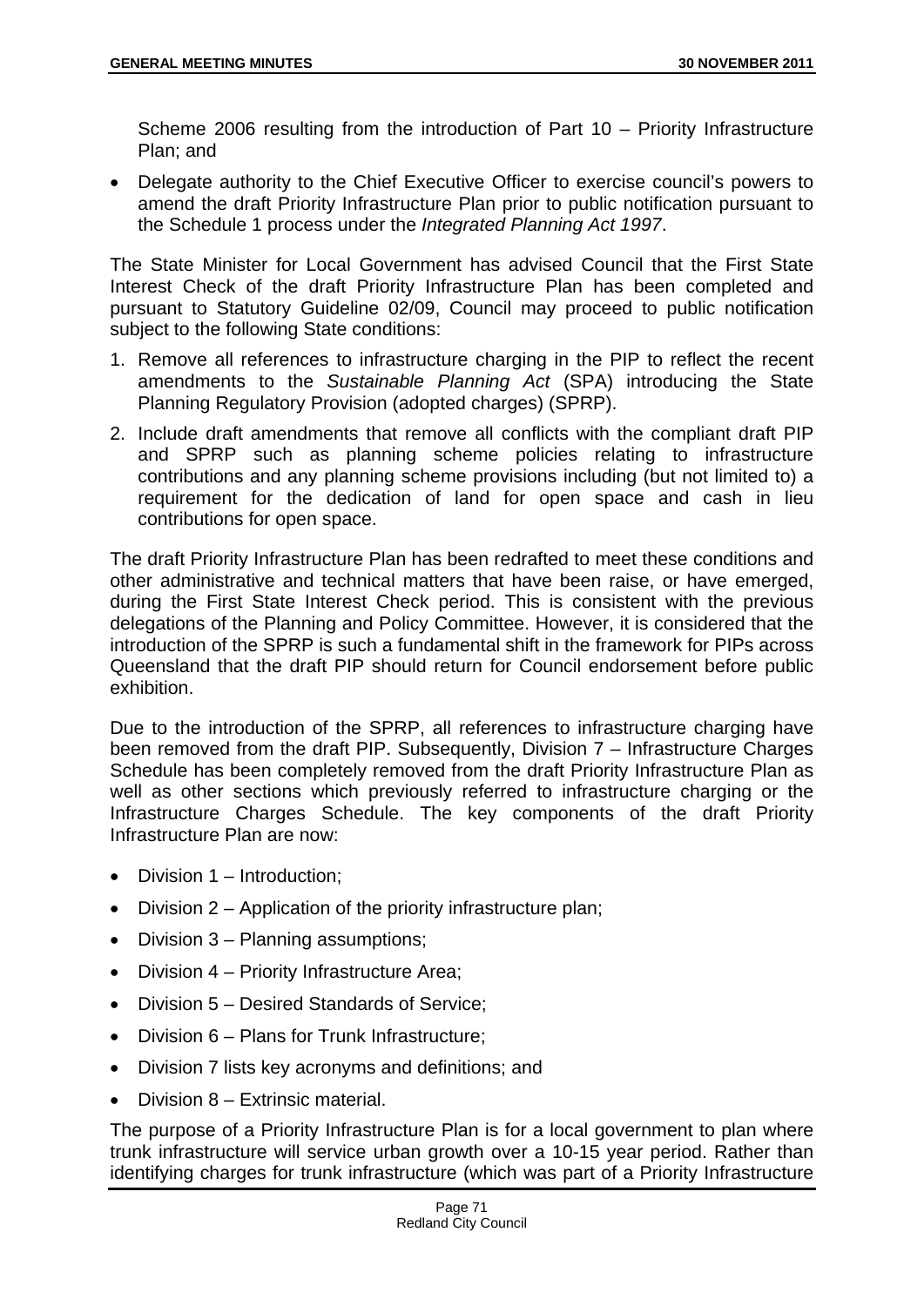Scheme 2006 resulting from the introduction of Part 10 – Priority Infrastructure Plan; and

- Delegate authority to the Chief Executive Officer to exercise council's powers to amend the draft Priority Infrastructure Plan prior to public notification pursuant to the Schedule 1 process under the *Integrated Planning Act 1997*.

The State Minister for Local Government has advised Council that the First State Interest Check of the draft Priority Infrastructure Plan has been completed and pursuant to Statutory Guideline 02/09, Council may proceed to public notification subject to the following State conditions:

1. Remove all references to infrastructure charging in the PIP to reflect the recent amendments to the *Sustainable Planning Act* (SPA) introducing the State Planning Regulatory Provision (adopted charges) (SPRP).
2. Include draft amendments that remove all conflicts with the compliant draft PIP and SPRP such as planning scheme policies relating to infrastructure contributions and any planning scheme provisions including (but not limited to) a requirement for the dedication of land for open space and cash in lieu contributions for open space.

The draft Priority Infrastructure Plan has been redrafted to meet these conditions and other administrative and technical matters that have been raise, or have emerged, during the First State Interest Check period. This is consistent with the previous delegations of the Planning and Policy Committee. However, it is considered that the introduction of the SPRP is such a fundamental shift in the framework for PIPs across Queensland that the draft PIP should return for Council endorsement before public exhibition.

Due to the introduction of the SPRP, all references to infrastructure charging have been removed from the draft PIP. Subsequently, Division 7 – Infrastructure Charges Schedule has been completely removed from the draft Priority Infrastructure Plan as well as other sections which previously referred to infrastructure charging or the Infrastructure Charges Schedule. The key components of the draft Priority Infrastructure Plan are now:

- Division 1 – Introduction;
- Division 2 – Application of the priority infrastructure plan;
- Division 3 – Planning assumptions;
- Division 4 – Priority Infrastructure Area;
- Division 5 – Desired Standards of Service;
- Division 6 – Plans for Trunk Infrastructure;
- Division 7 lists key acronyms and definitions; and
- Division 8 – Extrinsic material.

The purpose of a Priority Infrastructure Plan is for a local government to plan where trunk infrastructure will service urban growth over a 10-15 year period. Rather than identifying charges for trunk infrastructure (which was part of a Priority Infrastructure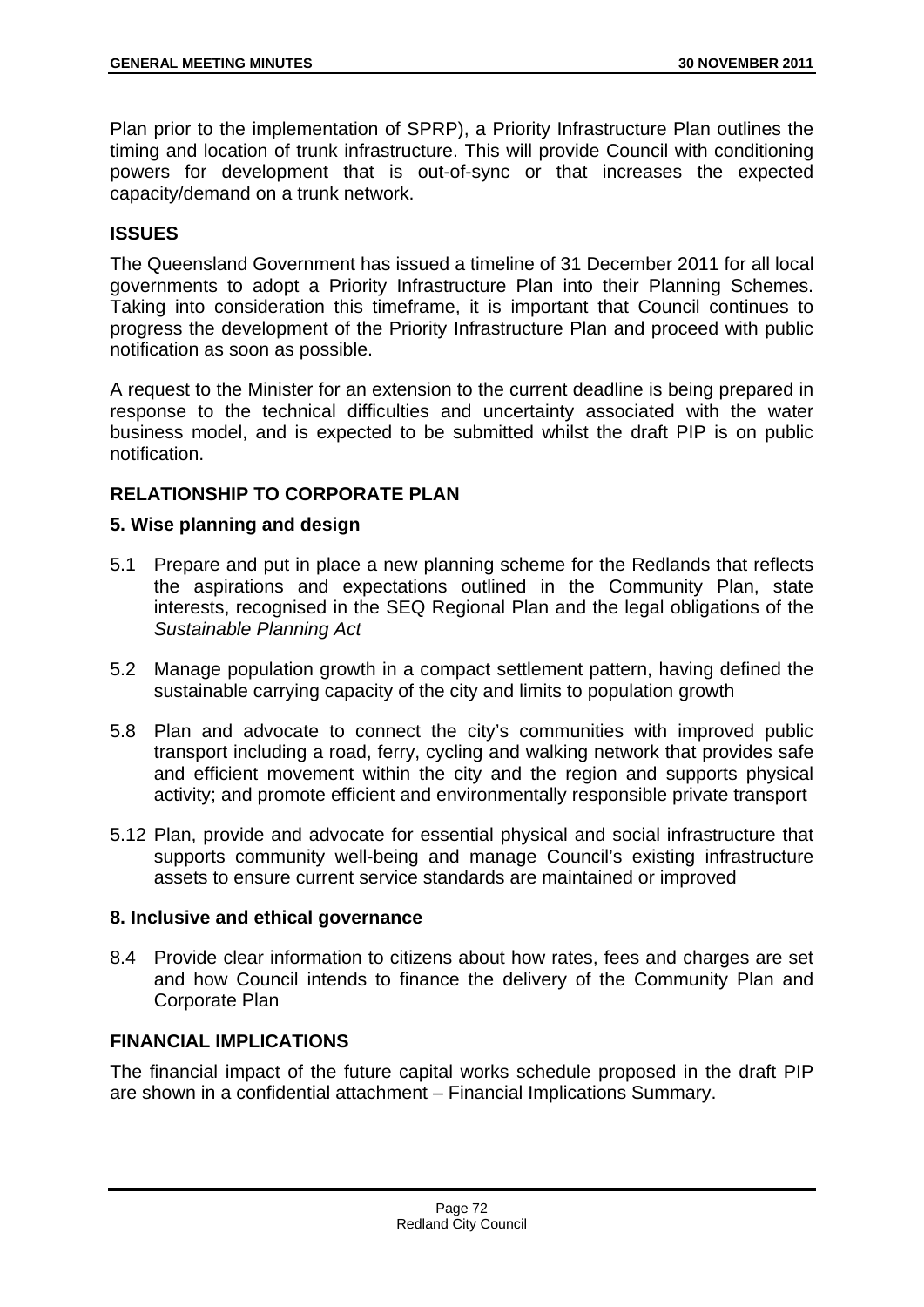Plan prior to the implementation of SPRP), a Priority Infrastructure Plan outlines the timing and location of trunk infrastructure. This will provide Council with conditioning powers for development that is out-of-sync or that increases the expected capacity/demand on a trunk network.

## ISSUES

The Queensland Government has issued a timeline of 31 December 2011 for all local governments to adopt a Priority Infrastructure Plan into their Planning Schemes. Taking into consideration this timeframe, it is important that Council continues to progress the development of the Priority Infrastructure Plan and proceed with public notification as soon as possible.

A request to the Minister for an extension to the current deadline is being prepared in response to the technical difficulties and uncertainty associated with the water business model, and is expected to be submitted whilst the draft PIP is on public notification.

## RELATIONSHIP TO CORPORATE PLAN

### 5. Wise planning and design

5.1 Prepare and put in place a new planning scheme for the Redlands that reflects the aspirations and expectations outlined in the Community Plan, state interests, recognised in the SEQ Regional Plan and the legal obligations of the *Sustainable Planning Act*

5.2 Manage population growth in a compact settlement pattern, having defined the sustainable carrying capacity of the city and limits to population growth

5.8 Plan and advocate to connect the city's communities with improved public transport including a road, ferry, cycling and walking network that provides safe and efficient movement within the city and the region and supports physical activity; and promote efficient and environmentally responsible private transport

5.12 Plan, provide and advocate for essential physical and social infrastructure that supports community well-being and manage Council's existing infrastructure assets to ensure current service standards are maintained or improved

### 8. Inclusive and ethical governance

8.4 Provide clear information to citizens about how rates, fees and charges are set and how Council intends to finance the delivery of the Community Plan and Corporate Plan

## FINANCIAL IMPLICATIONS

The financial impact of the future capital works schedule proposed in the draft PIP are shown in a confidential attachment – Financial Implications Summary.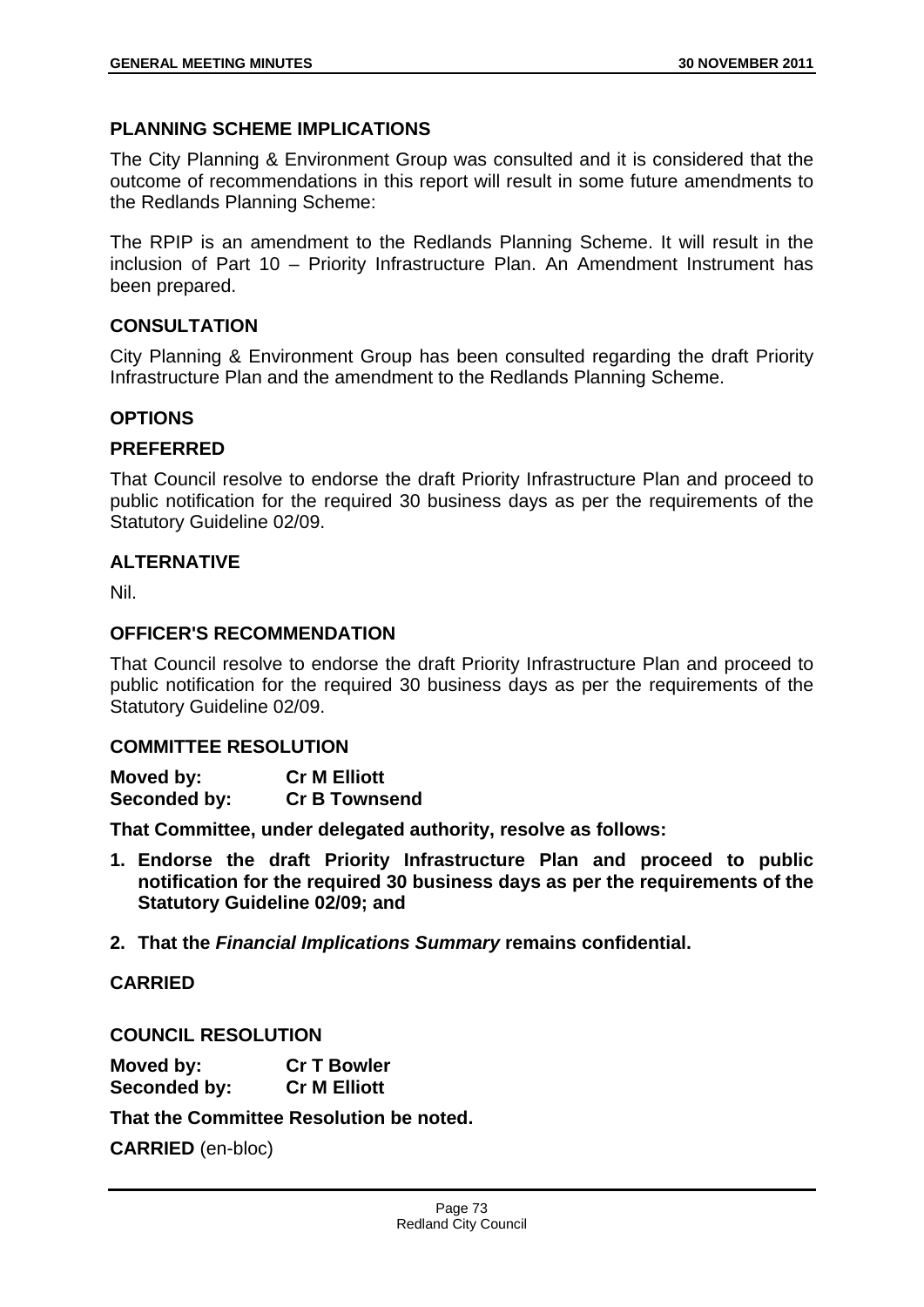## PLANNING SCHEME IMPLICATIONS

The City Planning & Environment Group was consulted and it is considered that the outcome of recommendations in this report will result in some future amendments to the Redlands Planning Scheme:

The RPIP is an amendment to the Redlands Planning Scheme. It will result in the inclusion of Part 10 – Priority Infrastructure Plan. An Amendment Instrument has been prepared.

## CONSULTATION

City Planning & Environment Group has been consulted regarding the draft Priority Infrastructure Plan and the amendment to the Redlands Planning Scheme.

## OPTIONS

### PREFERRED

That Council resolve to endorse the draft Priority Infrastructure Plan and proceed to public notification for the required 30 business days as per the requirements of the Statutory Guideline 02/09.

### ALTERNATIVE

Nil.

## OFFICER'S RECOMMENDATION

That Council resolve to endorse the draft Priority Infrastructure Plan and proceed to public notification for the required 30 business days as per the requirements of the Statutory Guideline 02/09.

## COMMITTEE RESOLUTION

**Moved by:** **Cr M Elliott**
**Seconded by:** **Cr B Townsend**

**That Committee, under delegated authority, resolve as follows:**

1. **Endorse the draft Priority Infrastructure Plan and proceed to public notification for the required 30 business days as per the requirements of the Statutory Guideline 02/09; and**
2. **That the *Financial Implications Summary* remains confidential.**

**CARRIED**

## COUNCIL RESOLUTION

**Moved by:** **Cr T Bowler**
**Seconded by:** **Cr M Elliott**

**That the Committee Resolution be noted.**

**CARRIED** (en-bloc)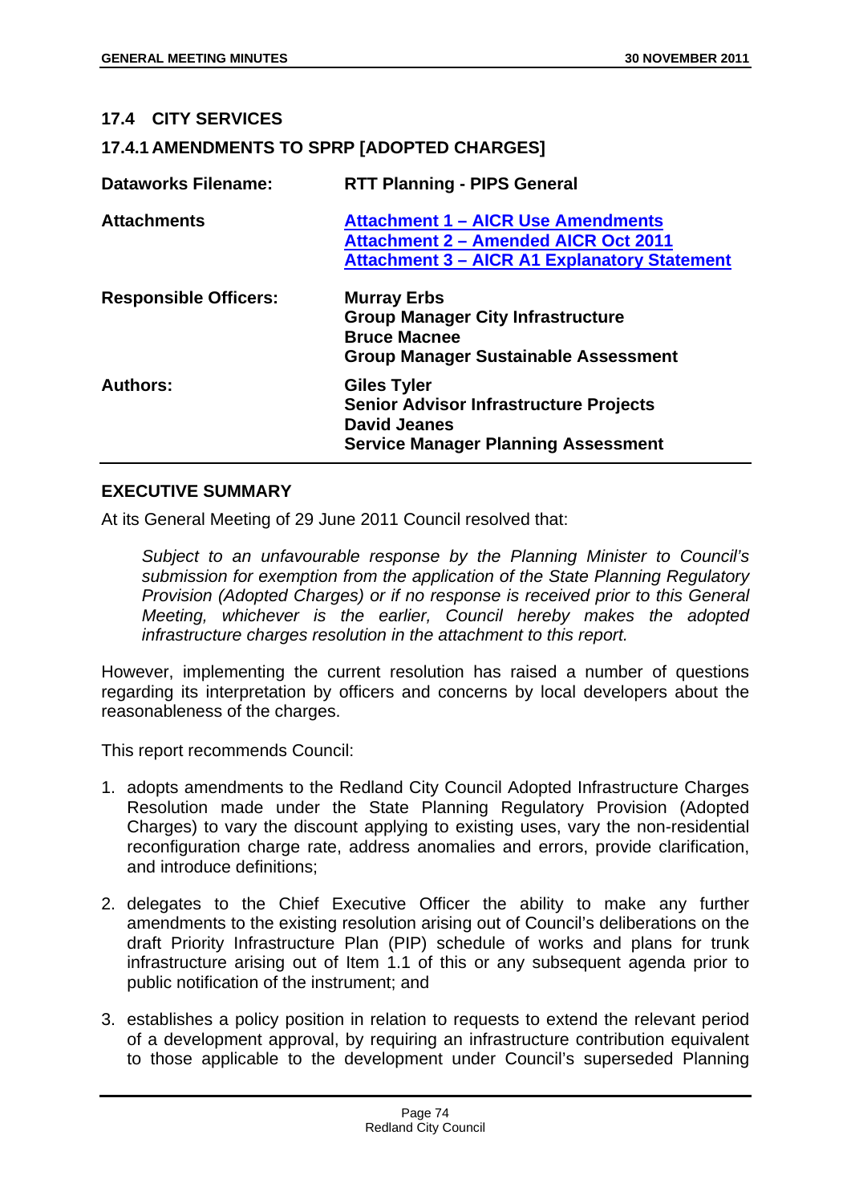## 17.4 CITY SERVICES

### 17.4.1 AMENDMENTS TO SPRP [ADOPTED CHARGES]

| | |
|---|---|
| **Dataworks Filename:** | **RTT Planning - PIPS General** |
| **Attachments** | **Attachment 1 – AICR Use Amendments**<br>**Attachment 2 – Amended AICR Oct 2011**<br>**Attachment 3 – AICR A1 Explanatory Statement** |
| **Responsible Officers:** | **Murray Erbs**<br>**Group Manager City Infrastructure**<br>**Bruce Macnee**<br>**Group Manager Sustainable Assessment** |
| **Authors:** | **Giles Tyler**<br>**Senior Advisor Infrastructure Projects**<br>**David Jeanes**<br>**Service Manager Planning Assessment** |

### EXECUTIVE SUMMARY

At its General Meeting of 29 June 2011 Council resolved that:

> *Subject to an unfavourable response by the Planning Minister to Council's submission for exemption from the application of the State Planning Regulatory Provision (Adopted Charges) or if no response is received prior to this General Meeting, whichever is the earlier, Council hereby makes the adopted infrastructure charges resolution in the attachment to this report.*

However, implementing the current resolution has raised a number of questions regarding its interpretation by officers and concerns by local developers about the reasonableness of the charges.

This report recommends Council:

1. adopts amendments to the Redland City Council Adopted Infrastructure Charges Resolution made under the State Planning Regulatory Provision (Adopted Charges) to vary the discount applying to existing uses, vary the non-residential reconfiguration charge rate, address anomalies and errors, provide clarification, and introduce definitions;

2. delegates to the Chief Executive Officer the ability to make any further amendments to the existing resolution arising out of Council's deliberations on the draft Priority Infrastructure Plan (PIP) schedule of works and plans for trunk infrastructure arising out of Item 1.1 of this or any subsequent agenda prior to public notification of the instrument; and

3. establishes a policy position in relation to requests to extend the relevant period of a development approval, by requiring an infrastructure contribution equivalent to those applicable to the development under Council's superseded Planning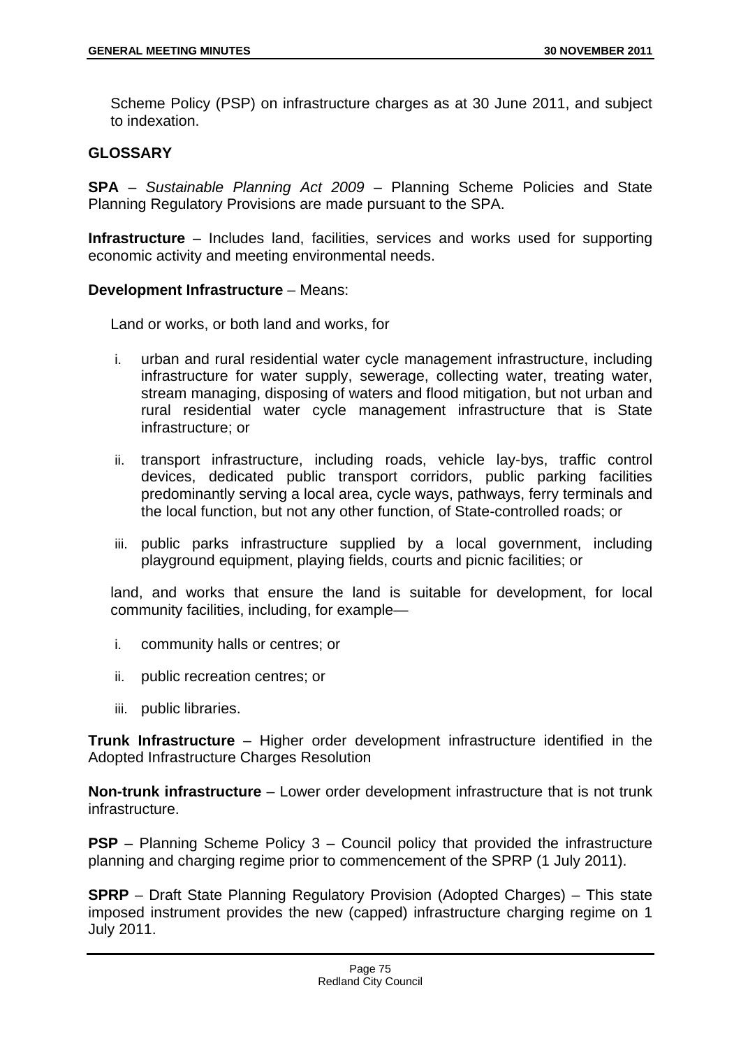Scheme Policy (PSP) on infrastructure charges as at 30 June 2011, and subject to indexation.

## GLOSSARY

**SPA** – *Sustainable Planning Act 2009* – Planning Scheme Policies and State Planning Regulatory Provisions are made pursuant to the SPA.

**Infrastructure** – Includes land, facilities, services and works used for supporting economic activity and meeting environmental needs.

**Development Infrastructure** – Means:

Land or works, or both land and works, for

i. urban and rural residential water cycle management infrastructure, including infrastructure for water supply, sewerage, collecting water, treating water, stream managing, disposing of waters and flood mitigation, but not urban and rural residential water cycle management infrastructure that is State infrastructure; or

ii. transport infrastructure, including roads, vehicle lay-bys, traffic control devices, dedicated public transport corridors, public parking facilities predominantly serving a local area, cycle ways, pathways, ferry terminals and the local function, but not any other function, of State-controlled roads; or

iii. public parks infrastructure supplied by a local government, including playground equipment, playing fields, courts and picnic facilities; or

land, and works that ensure the land is suitable for development, for local community facilities, including, for example—

i. community halls or centres; or

ii. public recreation centres; or

iii. public libraries.

**Trunk Infrastructure** – Higher order development infrastructure identified in the Adopted Infrastructure Charges Resolution

**Non-trunk infrastructure** – Lower order development infrastructure that is not trunk infrastructure.

**PSP** – Planning Scheme Policy 3 – Council policy that provided the infrastructure planning and charging regime prior to commencement of the SPRP (1 July 2011).

**SPRP** – Draft State Planning Regulatory Provision (Adopted Charges) – This state imposed instrument provides the new (capped) infrastructure charging regime on 1 July 2011.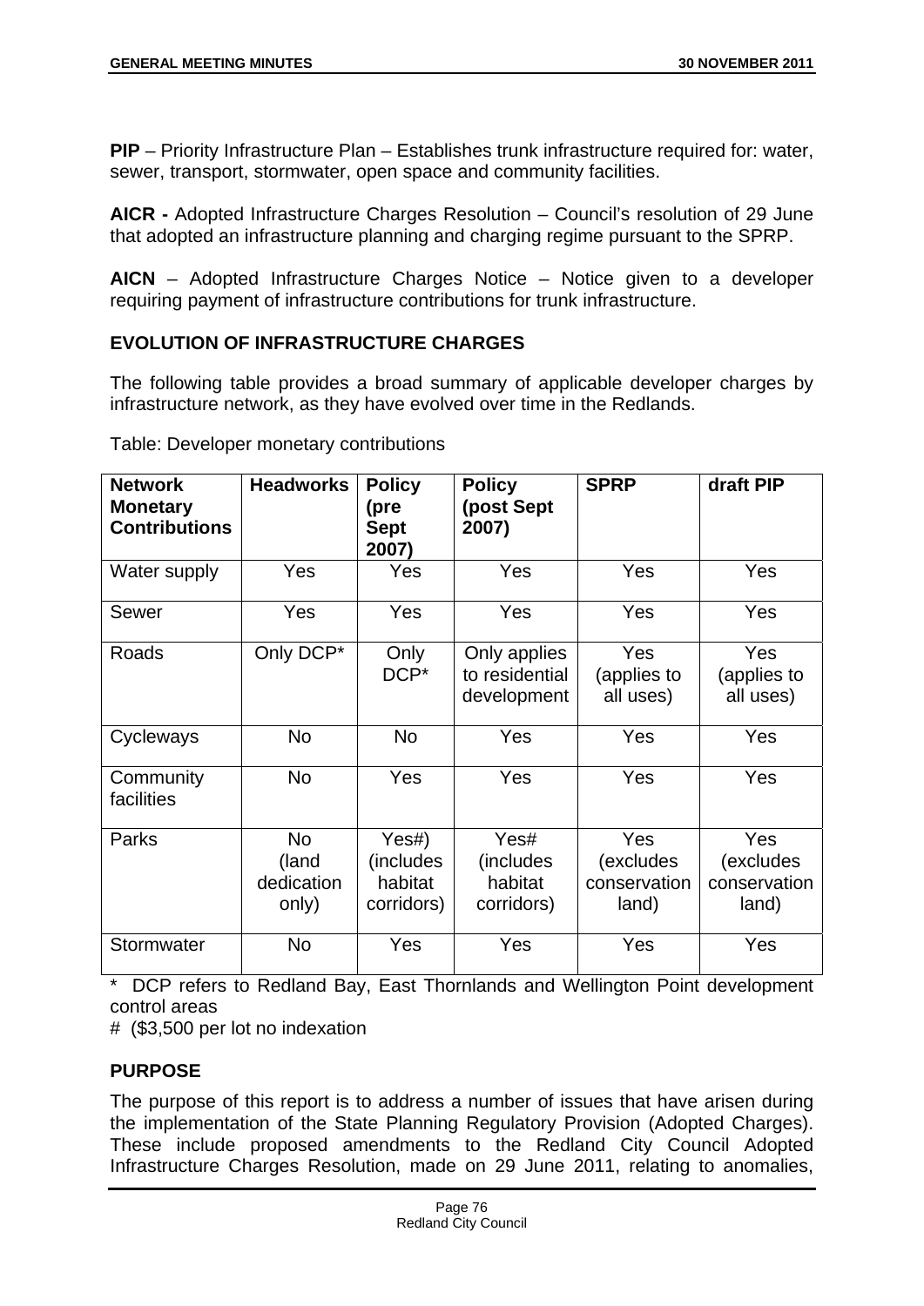**PIP** – Priority Infrastructure Plan – Establishes trunk infrastructure required for: water, sewer, transport, stormwater, open space and community facilities.

**AICR -** Adopted Infrastructure Charges Resolution – Council's resolution of 29 June that adopted an infrastructure planning and charging regime pursuant to the SPRP.

**AICN** – Adopted Infrastructure Charges Notice – Notice given to a developer requiring payment of infrastructure contributions for trunk infrastructure.

## EVOLUTION OF INFRASTRUCTURE CHARGES

The following table provides a broad summary of applicable developer charges by infrastructure network, as they have evolved over time in the Redlands.

Table: Developer monetary contributions

| Network Monetary Contributions | Headworks | Policy (pre Sept 2007) | Policy (post Sept 2007) | SPRP | draft PIP |
|---|---|---|---|---|---|
| Water supply | Yes | Yes | Yes | Yes | Yes |
| Sewer | Yes | Yes | Yes | Yes | Yes |
| Roads | Only DCP* | Only DCP* | Only applies to residential development | Yes (applies to all uses) | Yes (applies to all uses) |
| Cycleways | No | No | Yes | Yes | Yes |
| Community facilities | No | Yes | Yes | Yes | Yes |
| Parks | No (land dedication only) | Yes#) (includes habitat corridors) | Yes# (includes habitat corridors) | Yes (excludes conservation land) | Yes (excludes conservation land) |
| Stormwater | No | Yes | Yes | Yes | Yes |

\* DCP refers to Redland Bay, East Thornlands and Wellington Point development control areas

\# ($3,500 per lot no indexation

## PURPOSE

The purpose of this report is to address a number of issues that have arisen during the implementation of the State Planning Regulatory Provision (Adopted Charges). These include proposed amendments to the Redland City Council Adopted Infrastructure Charges Resolution, made on 29 June 2011, relating to anomalies,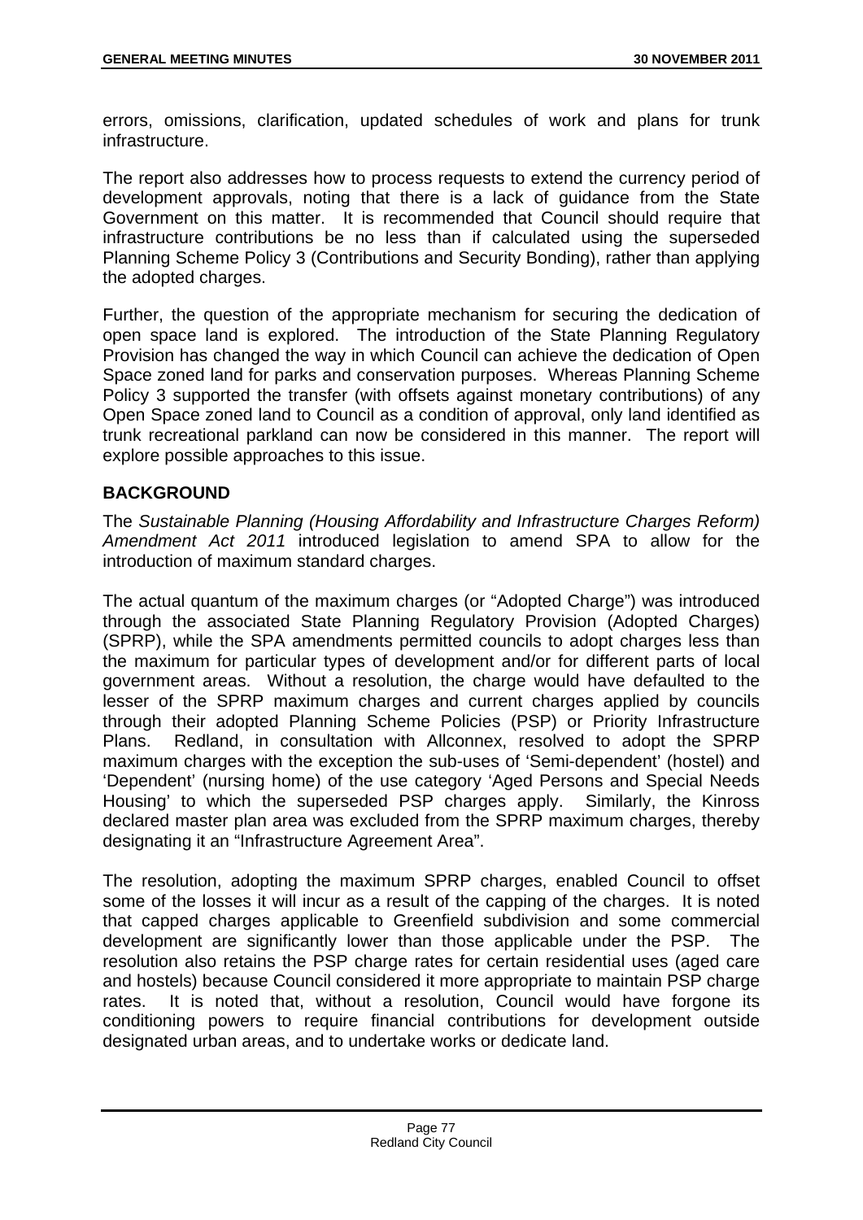errors, omissions, clarification, updated schedules of work and plans for trunk infrastructure.

The report also addresses how to process requests to extend the currency period of development approvals, noting that there is a lack of guidance from the State Government on this matter. It is recommended that Council should require that infrastructure contributions be no less than if calculated using the superseded Planning Scheme Policy 3 (Contributions and Security Bonding), rather than applying the adopted charges.

Further, the question of the appropriate mechanism for securing the dedication of open space land is explored. The introduction of the State Planning Regulatory Provision has changed the way in which Council can achieve the dedication of Open Space zoned land for parks and conservation purposes. Whereas Planning Scheme Policy 3 supported the transfer (with offsets against monetary contributions) of any Open Space zoned land to Council as a condition of approval, only land identified as trunk recreational parkland can now be considered in this manner. The report will explore possible approaches to this issue.

## BACKGROUND

The *Sustainable Planning (Housing Affordability and Infrastructure Charges Reform) Amendment Act 2011* introduced legislation to amend SPA to allow for the introduction of maximum standard charges.

The actual quantum of the maximum charges (or "Adopted Charge") was introduced through the associated State Planning Regulatory Provision (Adopted Charges) (SPRP), while the SPA amendments permitted councils to adopt charges less than the maximum for particular types of development and/or for different parts of local government areas. Without a resolution, the charge would have defaulted to the lesser of the SPRP maximum charges and current charges applied by councils through their adopted Planning Scheme Policies (PSP) or Priority Infrastructure Plans. Redland, in consultation with Allconnex, resolved to adopt the SPRP maximum charges with the exception the sub-uses of 'Semi-dependent' (hostel) and 'Dependent' (nursing home) of the use category 'Aged Persons and Special Needs Housing' to which the superseded PSP charges apply. Similarly, the Kinross declared master plan area was excluded from the SPRP maximum charges, thereby designating it an "Infrastructure Agreement Area".

The resolution, adopting the maximum SPRP charges, enabled Council to offset some of the losses it will incur as a result of the capping of the charges. It is noted that capped charges applicable to Greenfield subdivision and some commercial development are significantly lower than those applicable under the PSP. The resolution also retains the PSP charge rates for certain residential uses (aged care and hostels) because Council considered it more appropriate to maintain PSP charge rates. It is noted that, without a resolution, Council would have forgone its conditioning powers to require financial contributions for development outside designated urban areas, and to undertake works or dedicate land.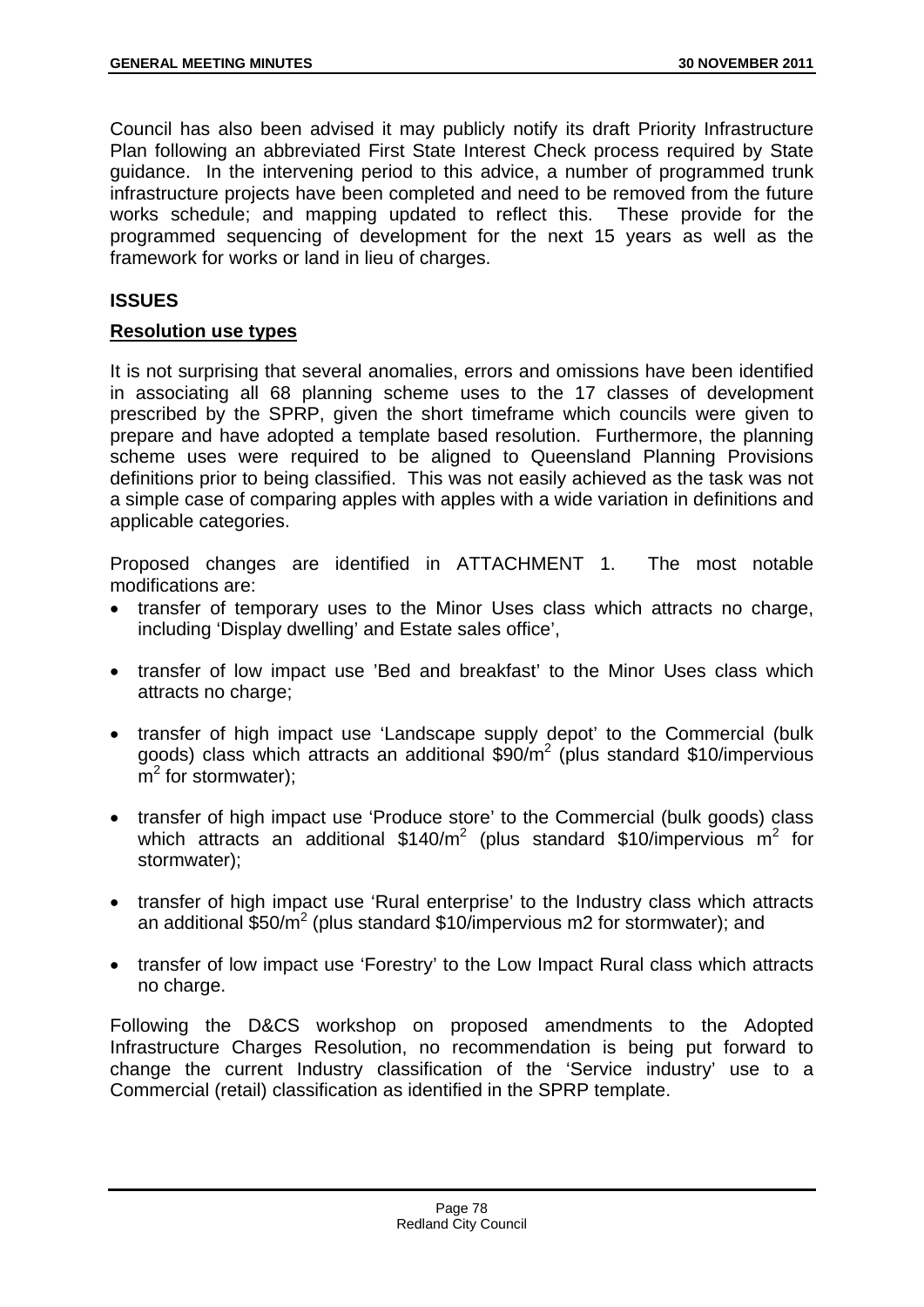Council has also been advised it may publicly notify its draft Priority Infrastructure Plan following an abbreviated First State Interest Check process required by State guidance. In the intervening period to this advice, a number of programmed trunk infrastructure projects have been completed and need to be removed from the future works schedule; and mapping updated to reflect this. These provide for the programmed sequencing of development for the next 15 years as well as the framework for works or land in lieu of charges.

## ISSUES

### Resolution use types

It is not surprising that several anomalies, errors and omissions have been identified in associating all 68 planning scheme uses to the 17 classes of development prescribed by the SPRP, given the short timeframe which councils were given to prepare and have adopted a template based resolution. Furthermore, the planning scheme uses were required to be aligned to Queensland Planning Provisions definitions prior to being classified. This was not easily achieved as the task was not a simple case of comparing apples with apples with a wide variation in definitions and applicable categories.

Proposed changes are identified in ATTACHMENT 1. The most notable modifications are:

- transfer of temporary uses to the Minor Uses class which attracts no charge, including 'Display dwelling' and Estate sales office',
- transfer of low impact use 'Bed and breakfast' to the Minor Uses class which attracts no charge;
- transfer of high impact use 'Landscape supply depot' to the Commercial (bulk goods) class which attracts an additional \$90/m$^2$ (plus standard \$10/impervious m$^2$ for stormwater);
- transfer of high impact use 'Produce store' to the Commercial (bulk goods) class which attracts an additional \$140/m$^2$ (plus standard \$10/impervious m$^2$ for stormwater);
- transfer of high impact use 'Rural enterprise' to the Industry class which attracts an additional \$50/m$^2$ (plus standard \$10/impervious m2 for stormwater); and
- transfer of low impact use 'Forestry' to the Low Impact Rural class which attracts no charge.

Following the D&CS workshop on proposed amendments to the Adopted Infrastructure Charges Resolution, no recommendation is being put forward to change the current Industry classification of the 'Service industry' use to a Commercial (retail) classification as identified in the SPRP template.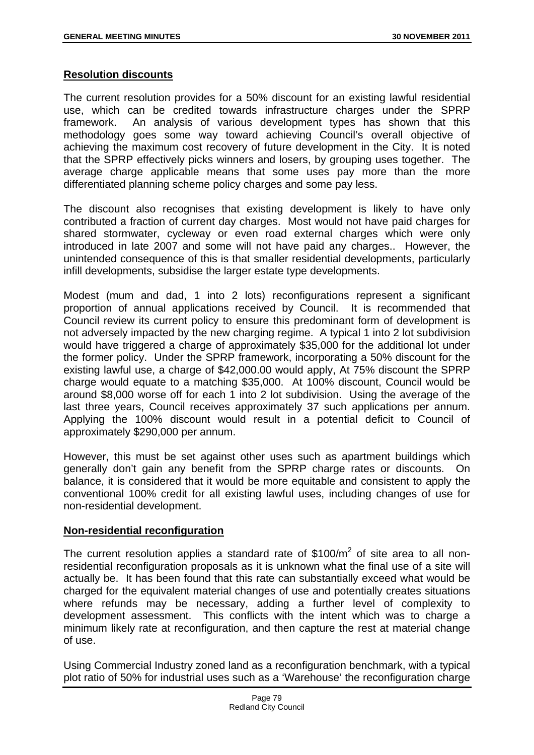## Resolution discounts

The current resolution provides for a 50% discount for an existing lawful residential use, which can be credited towards infrastructure charges under the SPRP framework. An analysis of various development types has shown that this methodology goes some way toward achieving Council's overall objective of achieving the maximum cost recovery of future development in the City. It is noted that the SPRP effectively picks winners and losers, by grouping uses together. The average charge applicable means that some uses pay more than the more differentiated planning scheme policy charges and some pay less.

The discount also recognises that existing development is likely to have only contributed a fraction of current day charges. Most would not have paid charges for shared stormwater, cycleway or even road external charges which were only introduced in late 2007 and some will not have paid any charges.. However, the unintended consequence of this is that smaller residential developments, particularly infill developments, subsidise the larger estate type developments.

Modest (mum and dad, 1 into 2 lots) reconfigurations represent a significant proportion of annual applications received by Council. It is recommended that Council review its current policy to ensure this predominant form of development is not adversely impacted by the new charging regime. A typical 1 into 2 lot subdivision would have triggered a charge of approximately $35,000 for the additional lot under the former policy. Under the SPRP framework, incorporating a 50% discount for the existing lawful use, a charge of $42,000.00 would apply, At 75% discount the SPRP charge would equate to a matching $35,000. At 100% discount, Council would be around $8,000 worse off for each 1 into 2 lot subdivision. Using the average of the last three years, Council receives approximately 37 such applications per annum. Applying the 100% discount would result in a potential deficit to Council of approximately $290,000 per annum.

However, this must be set against other uses such as apartment buildings which generally don't gain any benefit from the SPRP charge rates or discounts. On balance, it is considered that it would be more equitable and consistent to apply the conventional 100% credit for all existing lawful uses, including changes of use for non-residential development.

## Non-residential reconfiguration

The current resolution applies a standard rate of $100/m$^2$ of site area to all non-residential reconfiguration proposals as it is unknown what the final use of a site will actually be. It has been found that this rate can substantially exceed what would be charged for the equivalent material changes of use and potentially creates situations where refunds may be necessary, adding a further level of complexity to development assessment. This conflicts with the intent which was to charge a minimum likely rate at reconfiguration, and then capture the rest at material change of use.

Using Commercial Industry zoned land as a reconfiguration benchmark, with a typical plot ratio of 50% for industrial uses such as a 'Warehouse' the reconfiguration charge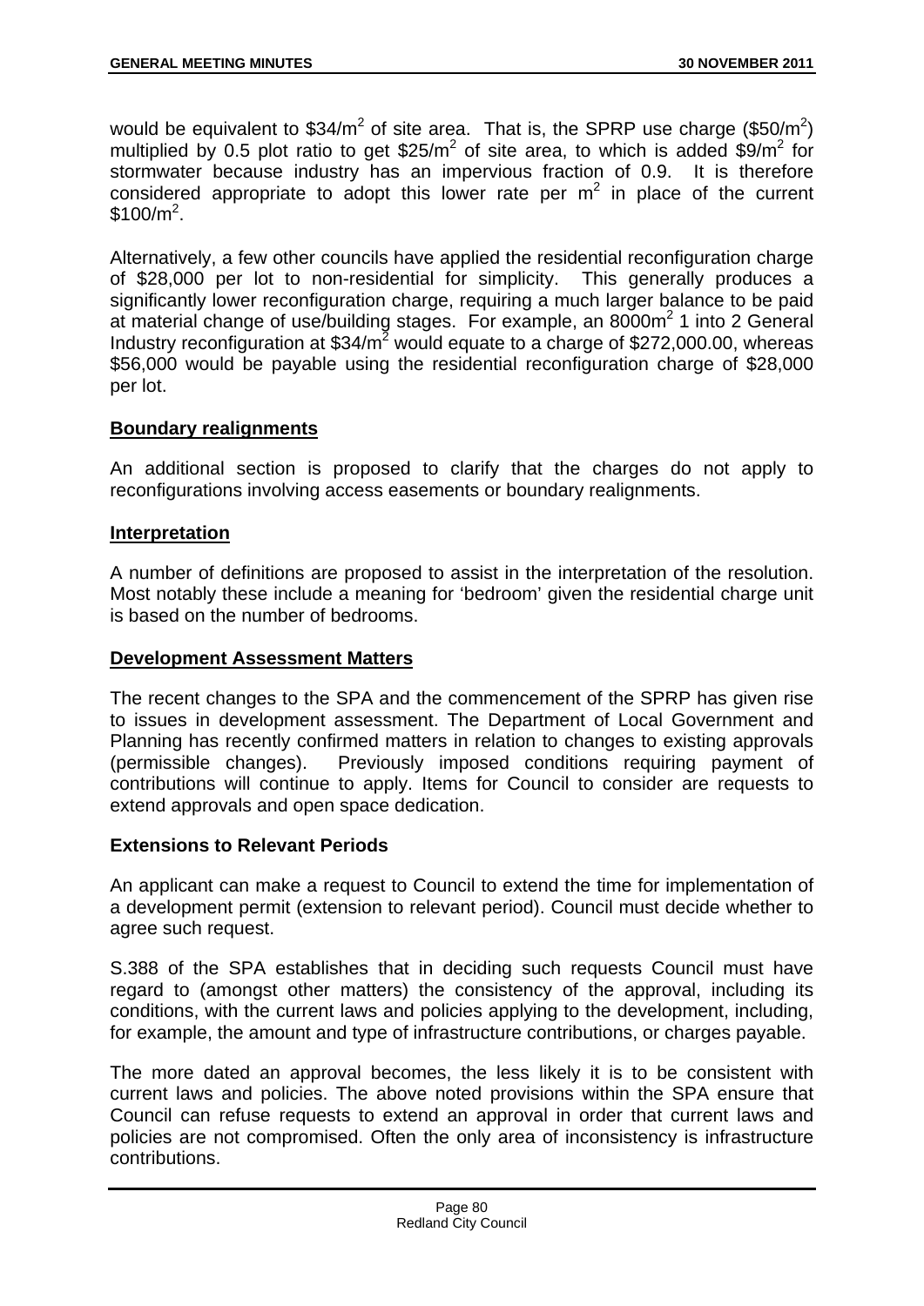would be equivalent to $34/m$^2$ of site area. That is, the SPRP use charge ($50/m$^2$) multiplied by 0.5 plot ratio to get $25/m$^2$ of site area, to which is added $9/m$^2$ for stormwater because industry has an impervious fraction of 0.9. It is therefore considered appropriate to adopt this lower rate per m$^2$ in place of the current $100/m$^2$.

Alternatively, a few other councils have applied the residential reconfiguration charge of $28,000 per lot to non-residential for simplicity. This generally produces a significantly lower reconfiguration charge, requiring a much larger balance to be paid at material change of use/building stages. For example, an 8000m$^2$ 1 into 2 General Industry reconfiguration at $34/m$^2$ would equate to a charge of $272,000.00, whereas $56,000 would be payable using the residential reconfiguration charge of $28,000 per lot.

**Boundary realignments**

An additional section is proposed to clarify that the charges do not apply to reconfigurations involving access easements or boundary realignments.

**Interpretation**

A number of definitions are proposed to assist in the interpretation of the resolution. Most notably these include a meaning for 'bedroom' given the residential charge unit is based on the number of bedrooms.

**Development Assessment Matters**

The recent changes to the SPA and the commencement of the SPRP has given rise to issues in development assessment. The Department of Local Government and Planning has recently confirmed matters in relation to changes to existing approvals (permissible changes). Previously imposed conditions requiring payment of contributions will continue to apply. Items for Council to consider are requests to extend approvals and open space dedication.

**Extensions to Relevant Periods**

An applicant can make a request to Council to extend the time for implementation of a development permit (extension to relevant period). Council must decide whether to agree such request.

S.388 of the SPA establishes that in deciding such requests Council must have regard to (amongst other matters) the consistency of the approval, including its conditions, with the current laws and policies applying to the development, including, for example, the amount and type of infrastructure contributions, or charges payable.

The more dated an approval becomes, the less likely it is to be consistent with current laws and policies. The above noted provisions within the SPA ensure that Council can refuse requests to extend an approval in order that current laws and policies are not compromised. Often the only area of inconsistency is infrastructure contributions.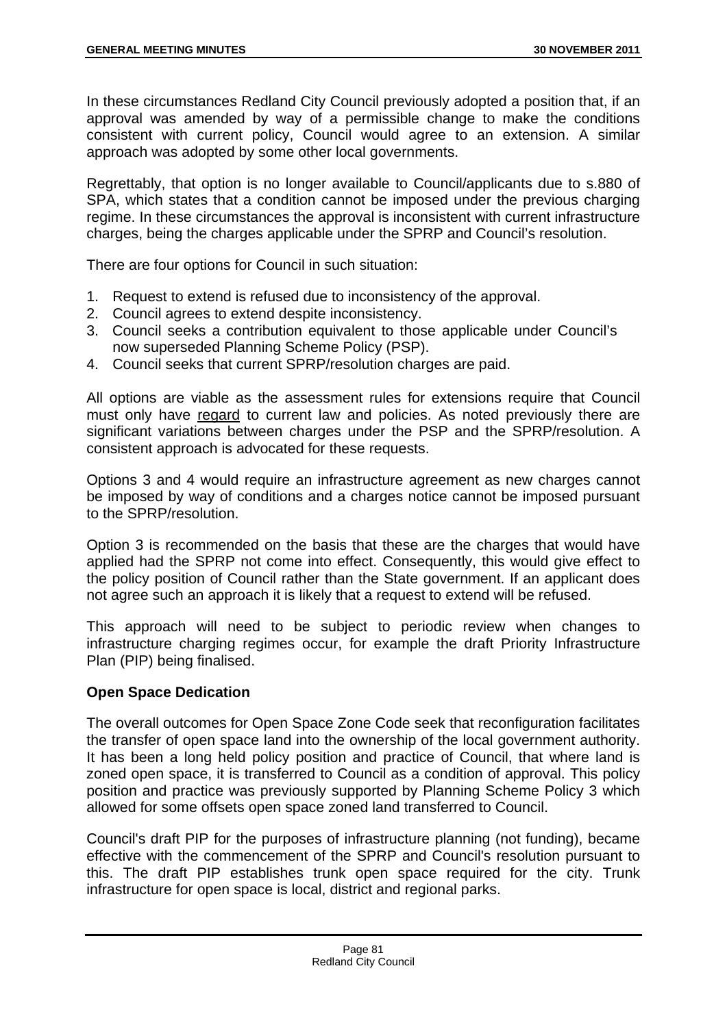In these circumstances Redland City Council previously adopted a position that, if an approval was amended by way of a permissible change to make the conditions consistent with current policy, Council would agree to an extension. A similar approach was adopted by some other local governments.

Regrettably, that option is no longer available to Council/applicants due to s.880 of SPA, which states that a condition cannot be imposed under the previous charging regime. In these circumstances the approval is inconsistent with current infrastructure charges, being the charges applicable under the SPRP and Council's resolution.

There are four options for Council in such situation:

1. Request to extend is refused due to inconsistency of the approval.
2. Council agrees to extend despite inconsistency.
3. Council seeks a contribution equivalent to those applicable under Council's now superseded Planning Scheme Policy (PSP).
4. Council seeks that current SPRP/resolution charges are paid.

All options are viable as the assessment rules for extensions require that Council must only have regard to current law and policies. As noted previously there are significant variations between charges under the PSP and the SPRP/resolution. A consistent approach is advocated for these requests.

Options 3 and 4 would require an infrastructure agreement as new charges cannot be imposed by way of conditions and a charges notice cannot be imposed pursuant to the SPRP/resolution.

Option 3 is recommended on the basis that these are the charges that would have applied had the SPRP not come into effect. Consequently, this would give effect to the policy position of Council rather than the State government. If an applicant does not agree such an approach it is likely that a request to extend will be refused.

This approach will need to be subject to periodic review when changes to infrastructure charging regimes occur, for example the draft Priority Infrastructure Plan (PIP) being finalised.

**Open Space Dedication**

The overall outcomes for Open Space Zone Code seek that reconfiguration facilitates the transfer of open space land into the ownership of the local government authority. It has been a long held policy position and practice of Council, that where land is zoned open space, it is transferred to Council as a condition of approval. This policy position and practice was previously supported by Planning Scheme Policy 3 which allowed for some offsets open space zoned land transferred to Council.

Council's draft PIP for the purposes of infrastructure planning (not funding), became effective with the commencement of the SPRP and Council's resolution pursuant to this. The draft PIP establishes trunk open space required for the city. Trunk infrastructure for open space is local, district and regional parks.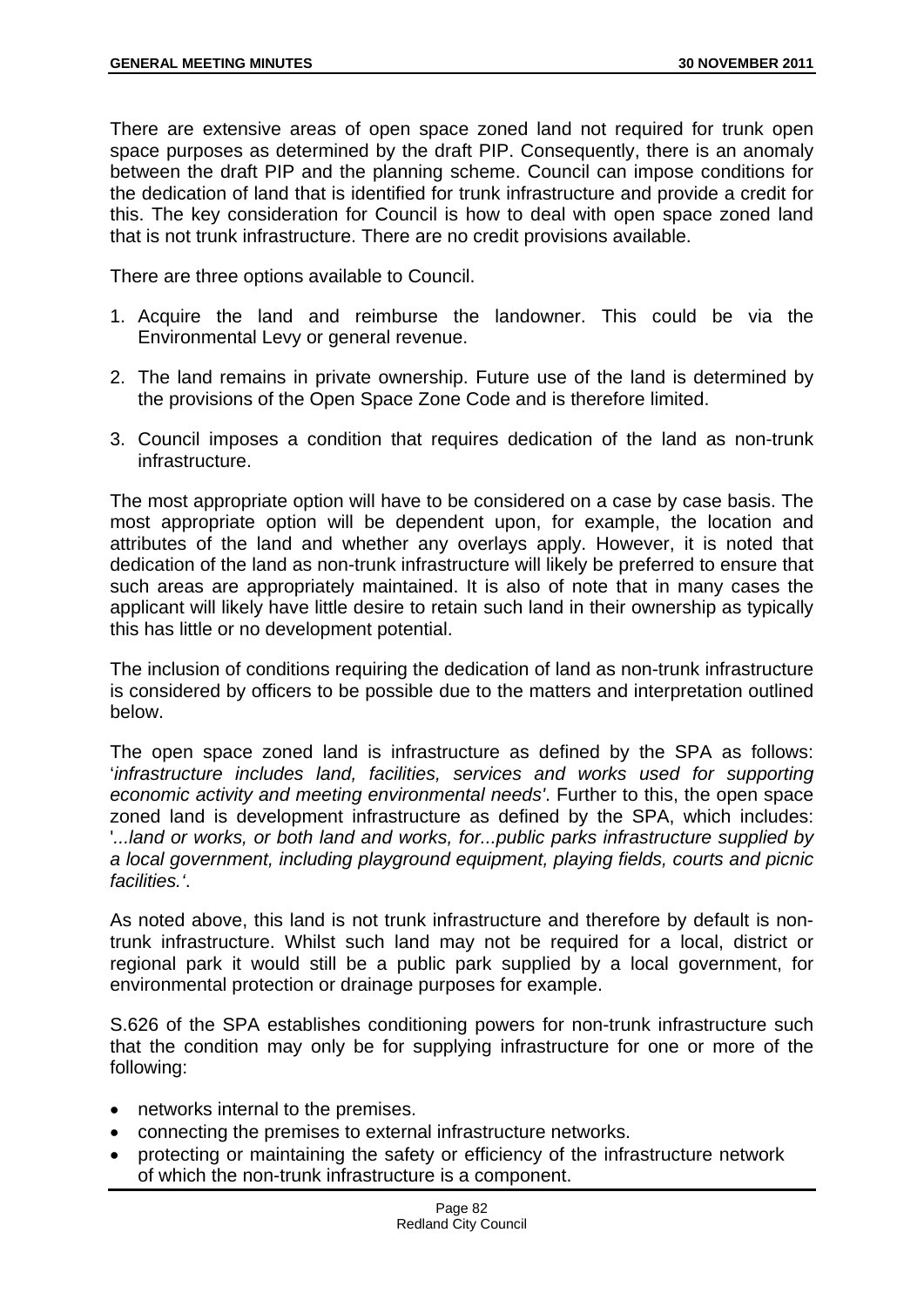There are extensive areas of open space zoned land not required for trunk open space purposes as determined by the draft PIP. Consequently, there is an anomaly between the draft PIP and the planning scheme. Council can impose conditions for the dedication of land that is identified for trunk infrastructure and provide a credit for this. The key consideration for Council is how to deal with open space zoned land that is not trunk infrastructure. There are no credit provisions available.

There are three options available to Council.

1. Acquire the land and reimburse the landowner. This could be via the Environmental Levy or general revenue.
2. The land remains in private ownership. Future use of the land is determined by the provisions of the Open Space Zone Code and is therefore limited.
3. Council imposes a condition that requires dedication of the land as non-trunk infrastructure.

The most appropriate option will have to be considered on a case by case basis. The most appropriate option will be dependent upon, for example, the location and attributes of the land and whether any overlays apply. However, it is noted that dedication of the land as non-trunk infrastructure will likely be preferred to ensure that such areas are appropriately maintained. It is also of note that in many cases the applicant will likely have little desire to retain such land in their ownership as typically this has little or no development potential.

The inclusion of conditions requiring the dedication of land as non-trunk infrastructure is considered by officers to be possible due to the matters and interpretation outlined below.

The open space zoned land is infrastructure as defined by the SPA as follows: '*infrastructure includes land, facilities, services and works used for supporting economic activity and meeting environmental needs'*. Further to this, the open space zoned land is development infrastructure as defined by the SPA, which includes: '*...land or works, or both land and works, for...public parks infrastructure supplied by a local government, including playground equipment, playing fields, courts and picnic facilities.'*.

As noted above, this land is not trunk infrastructure and therefore by default is non-trunk infrastructure. Whilst such land may not be required for a local, district or regional park it would still be a public park supplied by a local government, for environmental protection or drainage purposes for example.

S.626 of the SPA establishes conditioning powers for non-trunk infrastructure such that the condition may only be for supplying infrastructure for one or more of the following:

- networks internal to the premises.
- connecting the premises to external infrastructure networks.
- protecting or maintaining the safety or efficiency of the infrastructure network of which the non-trunk infrastructure is a component.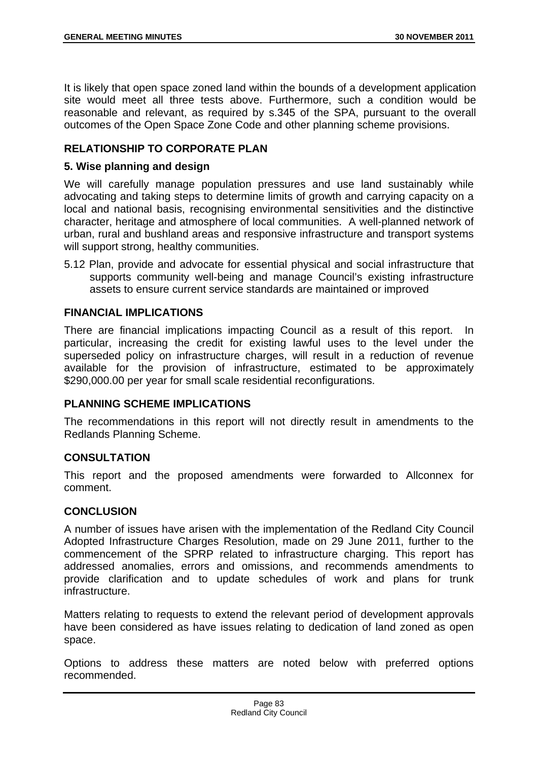It is likely that open space zoned land within the bounds of a development application site would meet all three tests above. Furthermore, such a condition would be reasonable and relevant, as required by s.345 of the SPA, pursuant to the overall outcomes of the Open Space Zone Code and other planning scheme provisions.

## RELATIONSHIP TO CORPORATE PLAN

### 5. Wise planning and design

We will carefully manage population pressures and use land sustainably while advocating and taking steps to determine limits of growth and carrying capacity on a local and national basis, recognising environmental sensitivities and the distinctive character, heritage and atmosphere of local communities. A well-planned network of urban, rural and bushland areas and responsive infrastructure and transport systems will support strong, healthy communities.

5.12 Plan, provide and advocate for essential physical and social infrastructure that supports community well-being and manage Council's existing infrastructure assets to ensure current service standards are maintained or improved

## FINANCIAL IMPLICATIONS

There are financial implications impacting Council as a result of this report. In particular, increasing the credit for existing lawful uses to the level under the superseded policy on infrastructure charges, will result in a reduction of revenue available for the provision of infrastructure, estimated to be approximately $290,000.00 per year for small scale residential reconfigurations.

## PLANNING SCHEME IMPLICATIONS

The recommendations in this report will not directly result in amendments to the Redlands Planning Scheme.

## CONSULTATION

This report and the proposed amendments were forwarded to Allconnex for comment.

## CONCLUSION

A number of issues have arisen with the implementation of the Redland City Council Adopted Infrastructure Charges Resolution, made on 29 June 2011, further to the commencement of the SPRP related to infrastructure charging. This report has addressed anomalies, errors and omissions, and recommends amendments to provide clarification and to update schedules of work and plans for trunk infrastructure.

Matters relating to requests to extend the relevant period of development approvals have been considered as have issues relating to dedication of land zoned as open space.

Options to address these matters are noted below with preferred options recommended.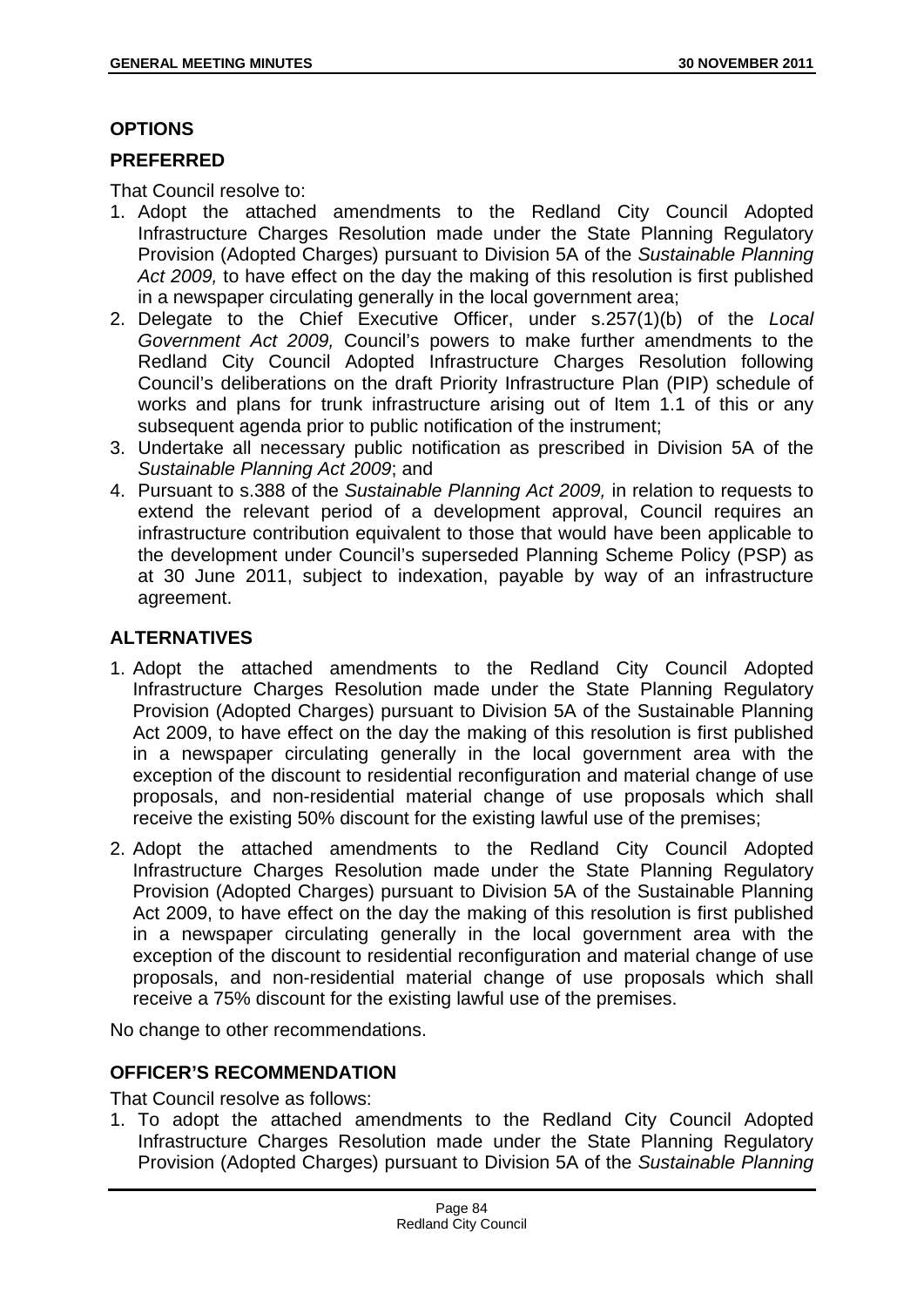## OPTIONS

### PREFERRED

That Council resolve to:

1. Adopt the attached amendments to the Redland City Council Adopted Infrastructure Charges Resolution made under the State Planning Regulatory Provision (Adopted Charges) pursuant to Division 5A of the *Sustainable Planning Act 2009,* to have effect on the day the making of this resolution is first published in a newspaper circulating generally in the local government area;
2. Delegate to the Chief Executive Officer, under s.257(1)(b) of the *Local Government Act 2009,* Council's powers to make further amendments to the Redland City Council Adopted Infrastructure Charges Resolution following Council's deliberations on the draft Priority Infrastructure Plan (PIP) schedule of works and plans for trunk infrastructure arising out of Item 1.1 of this or any subsequent agenda prior to public notification of the instrument;
3. Undertake all necessary public notification as prescribed in Division 5A of the *Sustainable Planning Act 2009*; and
4. Pursuant to s.388 of the *Sustainable Planning Act 2009,* in relation to requests to extend the relevant period of a development approval, Council requires an infrastructure contribution equivalent to those that would have been applicable to the development under Council's superseded Planning Scheme Policy (PSP) as at 30 June 2011, subject to indexation, payable by way of an infrastructure agreement.

### ALTERNATIVES

1. Adopt the attached amendments to the Redland City Council Adopted Infrastructure Charges Resolution made under the State Planning Regulatory Provision (Adopted Charges) pursuant to Division 5A of the Sustainable Planning Act 2009, to have effect on the day the making of this resolution is first published in a newspaper circulating generally in the local government area with the exception of the discount to residential reconfiguration and material change of use proposals, and non-residential material change of use proposals which shall receive the existing 50% discount for the existing lawful use of the premises;
2. Adopt the attached amendments to the Redland City Council Adopted Infrastructure Charges Resolution made under the State Planning Regulatory Provision (Adopted Charges) pursuant to Division 5A of the Sustainable Planning Act 2009, to have effect on the day the making of this resolution is first published in a newspaper circulating generally in the local government area with the exception of the discount to residential reconfiguration and material change of use proposals, and non-residential material change of use proposals which shall receive a 75% discount for the existing lawful use of the premises.

No change to other recommendations.

## OFFICER'S RECOMMENDATION

That Council resolve as follows:

1. To adopt the attached amendments to the Redland City Council Adopted Infrastructure Charges Resolution made under the State Planning Regulatory Provision (Adopted Charges) pursuant to Division 5A of the *Sustainable Planning*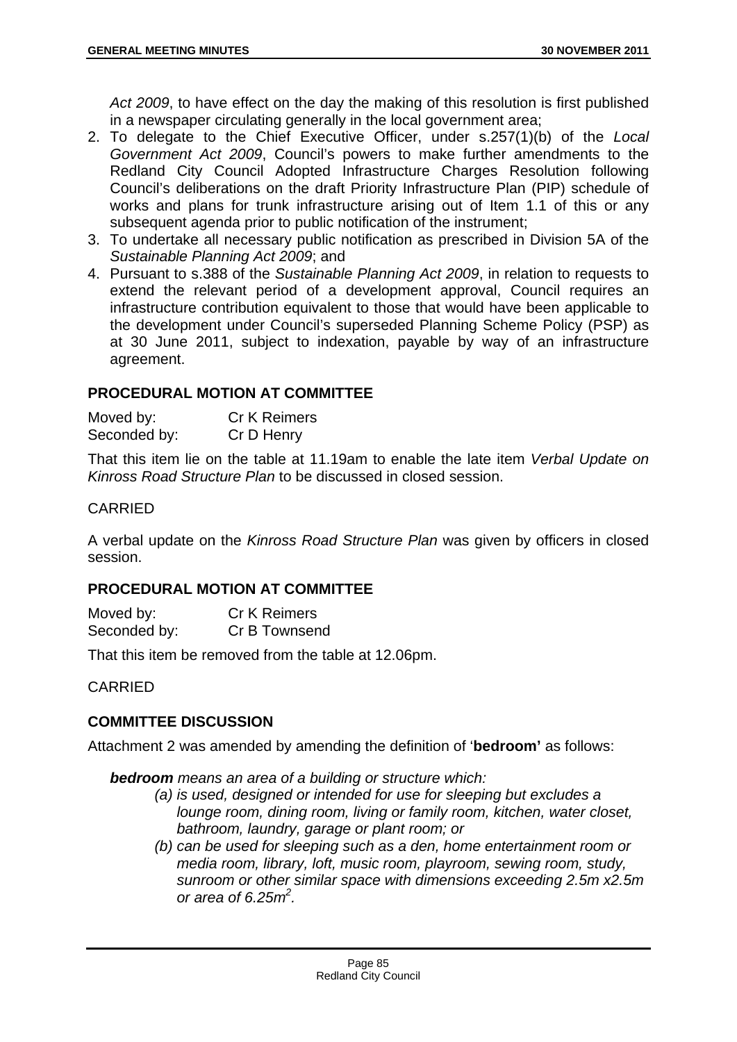*Act 2009*, to have effect on the day the making of this resolution is first published in a newspaper circulating generally in the local government area;

2. To delegate to the Chief Executive Officer, under s.257(1)(b) of the *Local Government Act 2009*, Council's powers to make further amendments to the Redland City Council Adopted Infrastructure Charges Resolution following Council's deliberations on the draft Priority Infrastructure Plan (PIP) schedule of works and plans for trunk infrastructure arising out of Item 1.1 of this or any subsequent agenda prior to public notification of the instrument;
3. To undertake all necessary public notification as prescribed in Division 5A of the *Sustainable Planning Act 2009*; and
4. Pursuant to s.388 of the *Sustainable Planning Act 2009*, in relation to requests to extend the relevant period of a development approval, Council requires an infrastructure contribution equivalent to those that would have been applicable to the development under Council's superseded Planning Scheme Policy (PSP) as at 30 June 2011, subject to indexation, payable by way of an infrastructure agreement.

## PROCEDURAL MOTION AT COMMITTEE

Moved by: Cr K Reimers
Seconded by: Cr D Henry

That this item lie on the table at 11.19am to enable the late item *Verbal Update on Kinross Road Structure Plan* to be discussed in closed session.

CARRIED

A verbal update on the *Kinross Road Structure Plan* was given by officers in closed session.

## PROCEDURAL MOTION AT COMMITTEE

Moved by: Cr K Reimers
Seconded by: Cr B Townsend

That this item be removed from the table at 12.06pm.

CARRIED

## COMMITTEE DISCUSSION

Attachment 2 was amended by amending the definition of '**bedroom'** as follows:

***bedroom*** *means an area of a building or structure which:*

*(a) is used, designed or intended for use for sleeping but excludes a lounge room, dining room, living or family room, kitchen, water closet, bathroom, laundry, garage or plant room; or*

*(b) can be used for sleeping such as a den, home entertainment room or media room, library, loft, music room, playroom, sewing room, study, sunroom or other similar space with dimensions exceeding 2.5m x2.5m or area of 6.25m$^2$.*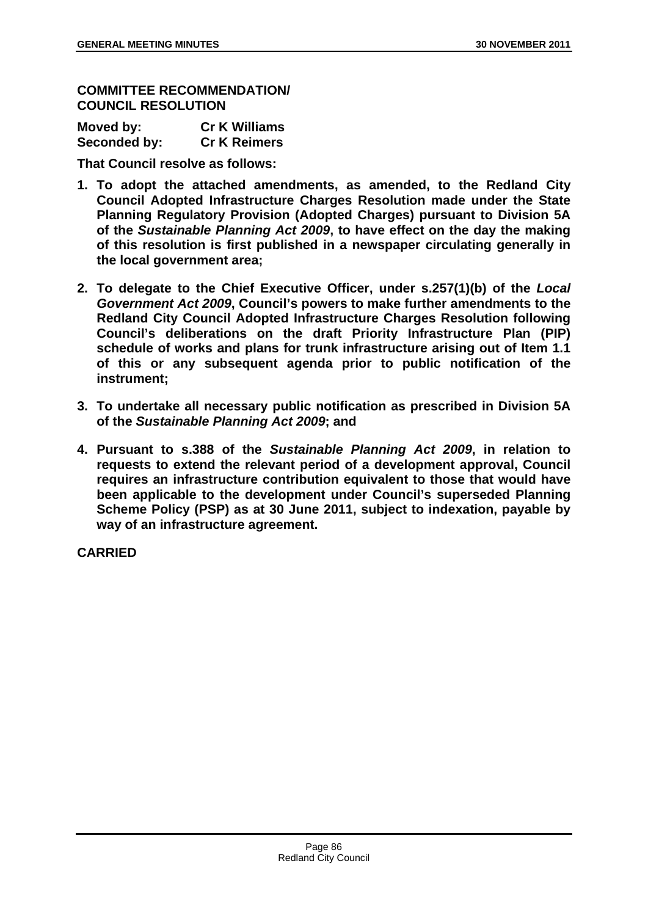**COMMITTEE RECOMMENDATION/ COUNCIL RESOLUTION**

**Moved by: Cr K Williams**
**Seconded by: Cr K Reimers**

**That Council resolve as follows:**

1. **To adopt the attached amendments, as amended, to the Redland City Council Adopted Infrastructure Charges Resolution made under the State Planning Regulatory Provision (Adopted Charges) pursuant to Division 5A of the *Sustainable Planning Act 2009*, to have effect on the day the making of this resolution is first published in a newspaper circulating generally in the local government area;**

2. **To delegate to the Chief Executive Officer, under s.257(1)(b) of the *Local Government Act 2009*, Council's powers to make further amendments to the Redland City Council Adopted Infrastructure Charges Resolution following Council's deliberations on the draft Priority Infrastructure Plan (PIP) schedule of works and plans for trunk infrastructure arising out of Item 1.1 of this or any subsequent agenda prior to public notification of the instrument;**

3. **To undertake all necessary public notification as prescribed in Division 5A of the *Sustainable Planning Act 2009*; and**

4. **Pursuant to s.388 of the *Sustainable Planning Act 2009*, in relation to requests to extend the relevant period of a development approval, Council requires an infrastructure contribution equivalent to those that would have been applicable to the development under Council's superseded Planning Scheme Policy (PSP) as at 30 June 2011, subject to indexation, payable by way of an infrastructure agreement.**

**CARRIED**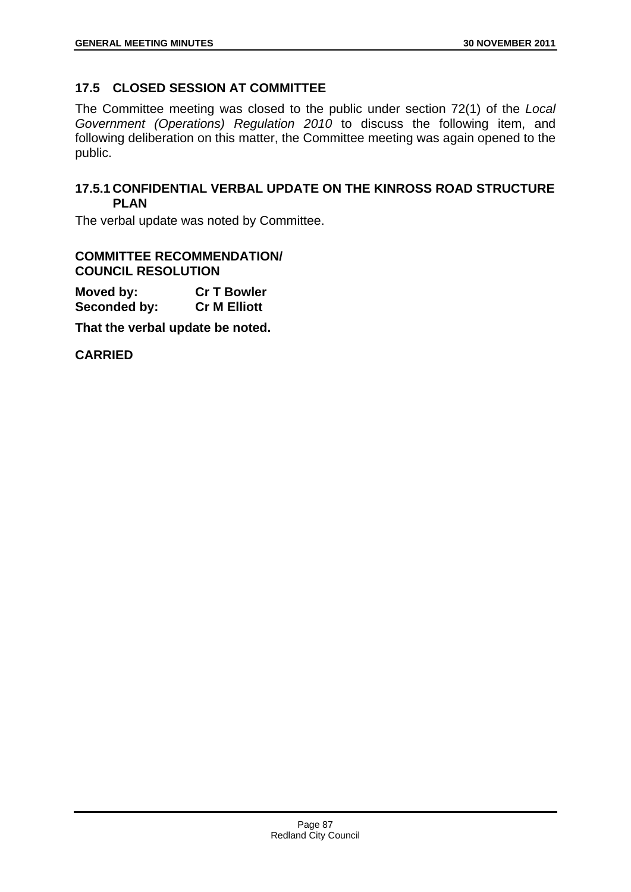## 17.5 CLOSED SESSION AT COMMITTEE

The Committee meeting was closed to the public under section 72(1) of the *Local Government (Operations) Regulation 2010* to discuss the following item, and following deliberation on this matter, the Committee meeting was again opened to the public.

### 17.5.1 CONFIDENTIAL VERBAL UPDATE ON THE KINROSS ROAD STRUCTURE PLAN

The verbal update was noted by Committee.

**COMMITTEE RECOMMENDATION/ COUNCIL RESOLUTION**

**Moved by:** **Cr T Bowler**
**Seconded by:** **Cr M Elliott**

**That the verbal update be noted.**

**CARRIED**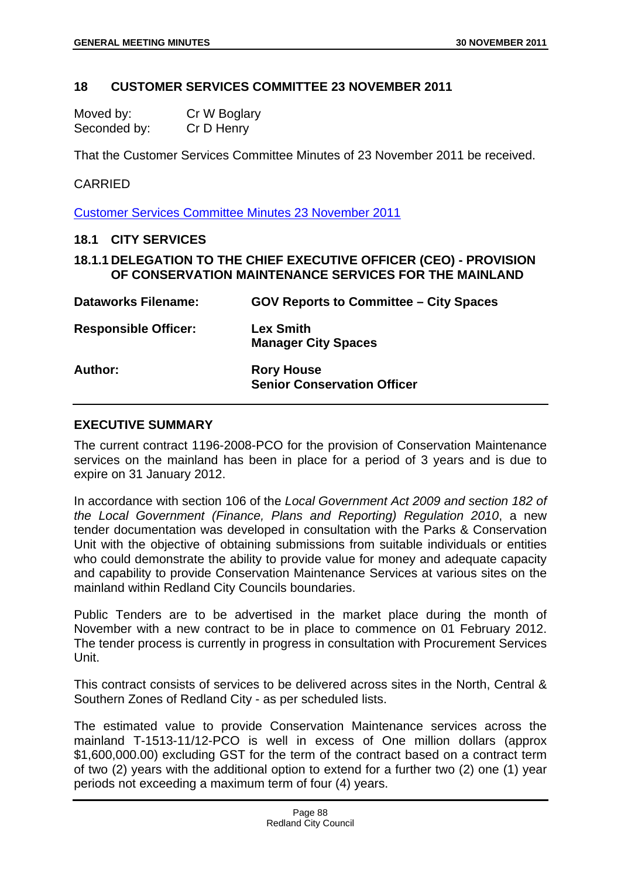## 18 CUSTOMER SERVICES COMMITTEE 23 NOVEMBER 2011

| | |
|---|---|
| Moved by: | Cr W Boglary |
| Seconded by: | Cr D Henry |

That the Customer Services Committee Minutes of 23 November 2011 be received.

CARRIED

Customer Services Committee Minutes 23 November 2011

### 18.1 CITY SERVICES

### 18.1.1 DELEGATION TO THE CHIEF EXECUTIVE OFFICER (CEO) - PROVISION OF CONSERVATION MAINTENANCE SERVICES FOR THE MAINLAND

| | |
|---|---|
| **Dataworks Filename:** | **GOV Reports to Committee – City Spaces** |
| **Responsible Officer:** | **Lex Smith**<br>**Manager City Spaces** |
| **Author:** | **Rory House**<br>**Senior Conservation Officer** |

#### EXECUTIVE SUMMARY

The current contract 1196-2008-PCO for the provision of Conservation Maintenance services on the mainland has been in place for a period of 3 years and is due to expire on 31 January 2012.

In accordance with section 106 of the *Local Government Act 2009 and section 182 of the Local Government (Finance, Plans and Reporting) Regulation 2010*, a new tender documentation was developed in consultation with the Parks & Conservation Unit with the objective of obtaining submissions from suitable individuals or entities who could demonstrate the ability to provide value for money and adequate capacity and capability to provide Conservation Maintenance Services at various sites on the mainland within Redland City Councils boundaries.

Public Tenders are to be advertised in the market place during the month of November with a new contract to be in place to commence on 01 February 2012. The tender process is currently in progress in consultation with Procurement Services Unit.

This contract consists of services to be delivered across sites in the North, Central & Southern Zones of Redland City - as per scheduled lists.

The estimated value to provide Conservation Maintenance services across the mainland T-1513-11/12-PCO is well in excess of One million dollars (approx $1,600,000.00) excluding GST for the term of the contract based on a contract term of two (2) years with the additional option to extend for a further two (2) one (1) year periods not exceeding a maximum term of four (4) years.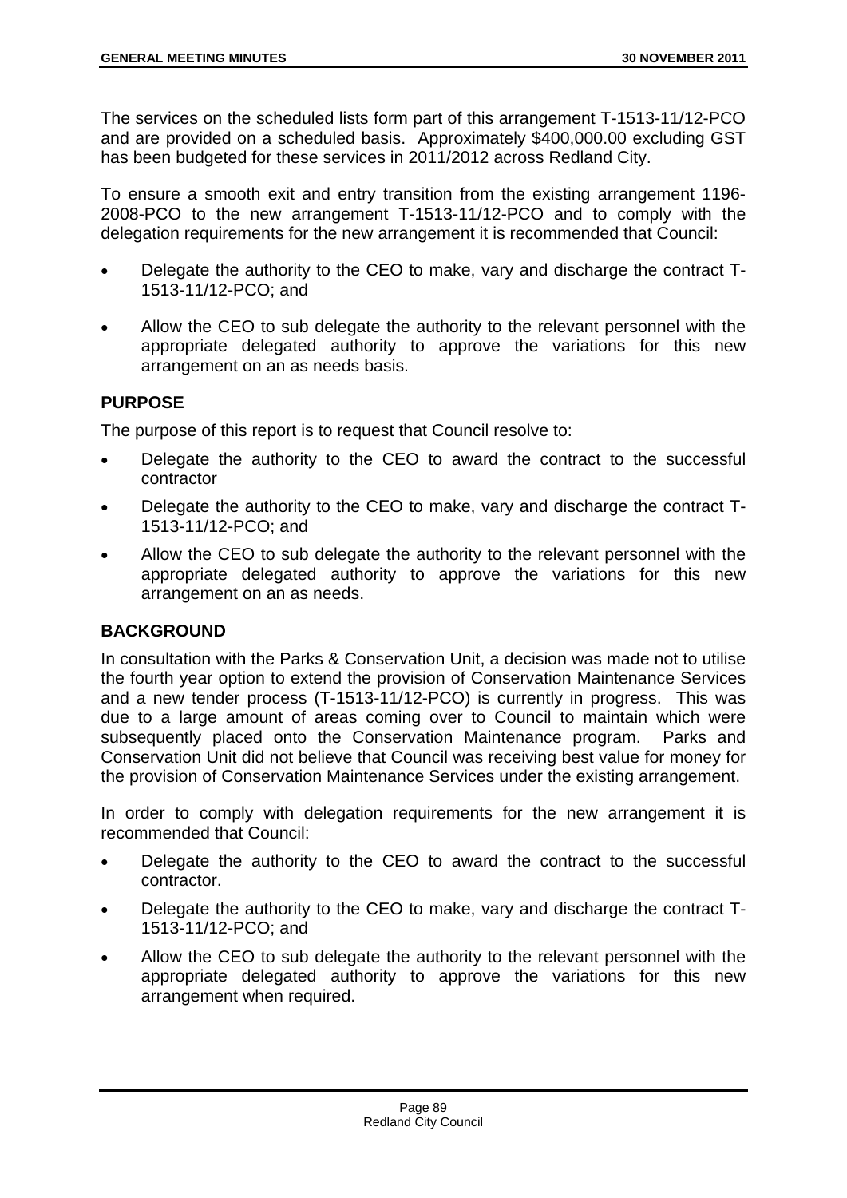The services on the scheduled lists form part of this arrangement T-1513-11/12-PCO and are provided on a scheduled basis. Approximately $400,000.00 excluding GST has been budgeted for these services in 2011/2012 across Redland City.

To ensure a smooth exit and entry transition from the existing arrangement 1196-2008-PCO to the new arrangement T-1513-11/12-PCO and to comply with the delegation requirements for the new arrangement it is recommended that Council:

- Delegate the authority to the CEO to make, vary and discharge the contract T-1513-11/12-PCO; and
- Allow the CEO to sub delegate the authority to the relevant personnel with the appropriate delegated authority to approve the variations for this new arrangement on an as needs basis.

## PURPOSE

The purpose of this report is to request that Council resolve to:

- Delegate the authority to the CEO to award the contract to the successful contractor
- Delegate the authority to the CEO to make, vary and discharge the contract T-1513-11/12-PCO; and
- Allow the CEO to sub delegate the authority to the relevant personnel with the appropriate delegated authority to approve the variations for this new arrangement on an as needs.

## BACKGROUND

In consultation with the Parks & Conservation Unit, a decision was made not to utilise the fourth year option to extend the provision of Conservation Maintenance Services and a new tender process (T-1513-11/12-PCO) is currently in progress. This was due to a large amount of areas coming over to Council to maintain which were subsequently placed onto the Conservation Maintenance program. Parks and Conservation Unit did not believe that Council was receiving best value for money for the provision of Conservation Maintenance Services under the existing arrangement.

In order to comply with delegation requirements for the new arrangement it is recommended that Council:

- Delegate the authority to the CEO to award the contract to the successful contractor.
- Delegate the authority to the CEO to make, vary and discharge the contract T-1513-11/12-PCO; and
- Allow the CEO to sub delegate the authority to the relevant personnel with the appropriate delegated authority to approve the variations for this new arrangement when required.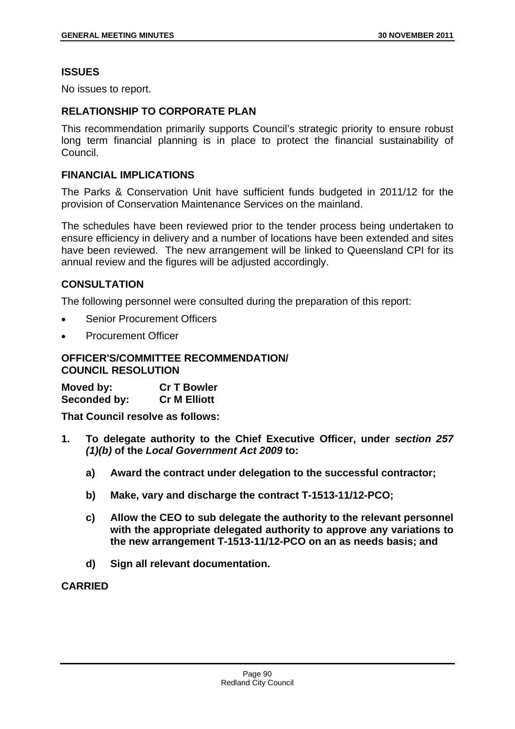## ISSUES

No issues to report.

## RELATIONSHIP TO CORPORATE PLAN

This recommendation primarily supports Council's strategic priority to ensure robust long term financial planning is in place to protect the financial sustainability of Council.

## FINANCIAL IMPLICATIONS

The Parks & Conservation Unit have sufficient funds budgeted in 2011/12 for the provision of Conservation Maintenance Services on the mainland.

The schedules have been reviewed prior to the tender process being undertaken to ensure efficiency in delivery and a number of locations have been extended and sites have been reviewed. The new arrangement will be linked to Queensland CPI for its annual review and the figures will be adjusted accordingly.

## CONSULTATION

The following personnel were consulted during the preparation of this report:

- Senior Procurement Officers
- Procurement Officer

## OFFICER'S/COMMITTEE RECOMMENDATION/ COUNCIL RESOLUTION

**Moved by:** **Cr T Bowler**
**Seconded by:** **Cr M Elliott**

**That Council resolve as follows:**

1. **To delegate authority to the Chief Executive Officer, under *section 257 (1)(b)* of the *Local Government Act 2009* to:**

   a) **Award the contract under delegation to the successful contractor;**

   b) **Make, vary and discharge the contract T-1513-11/12-PCO;**

   c) **Allow the CEO to sub delegate the authority to the relevant personnel with the appropriate delegated authority to approve any variations to the new arrangement T-1513-11/12-PCO on an as needs basis; and**

   d) **Sign all relevant documentation.**

**CARRIED**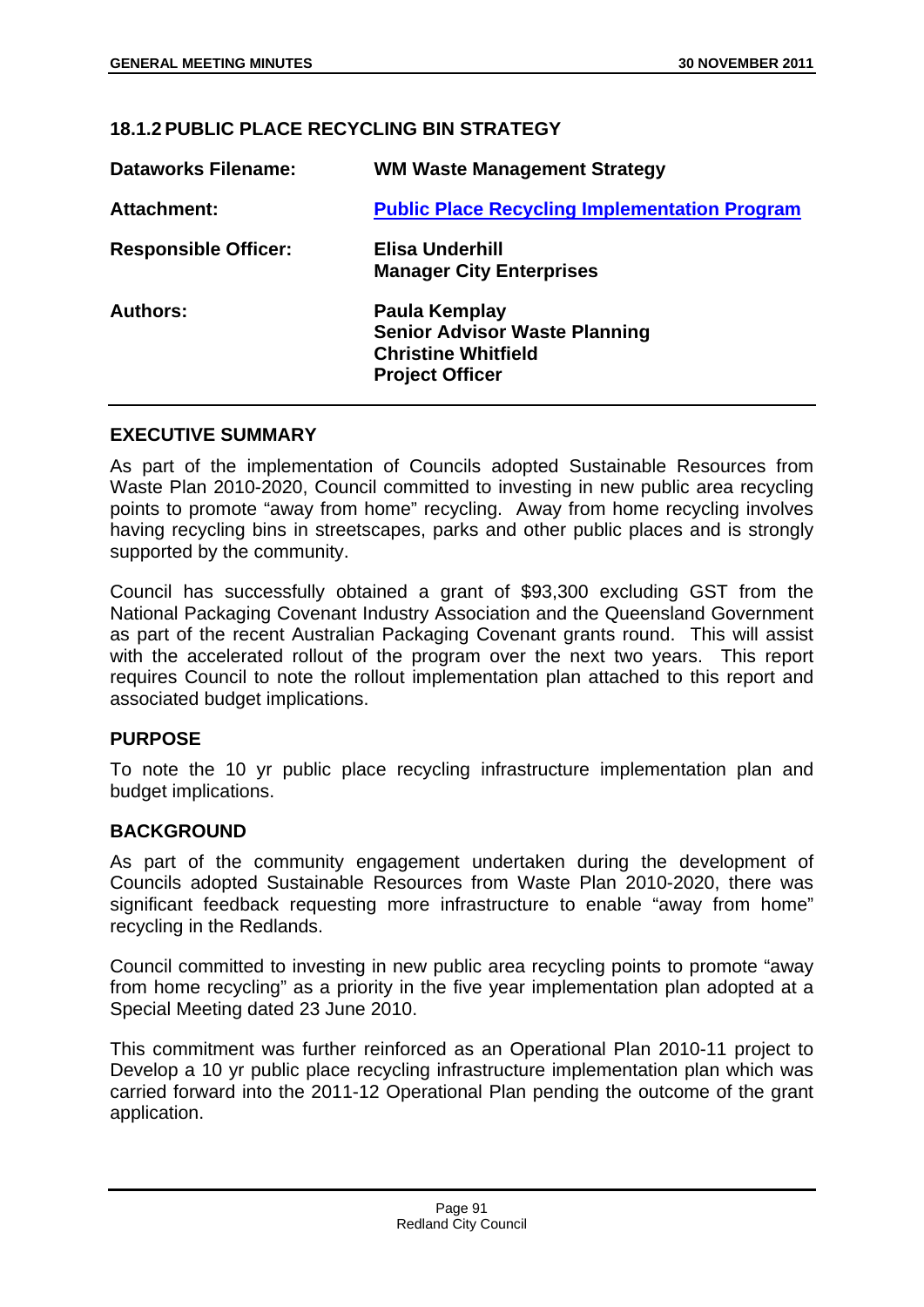### 18.1.2 PUBLIC PLACE RECYCLING BIN STRATEGY

| | |
|---|---|
| **Dataworks Filename:** | **WM Waste Management Strategy** |
| **Attachment:** | **Public Place Recycling Implementation Program** |
| **Responsible Officer:** | **Elisa Underhill**<br>**Manager City Enterprises** |
| **Authors:** | **Paula Kemplay**<br>**Senior Advisor Waste Planning**<br>**Christine Whitfield**<br>**Project Officer** |

## EXECUTIVE SUMMARY

As part of the implementation of Councils adopted Sustainable Resources from Waste Plan 2010-2020, Council committed to investing in new public area recycling points to promote "away from home" recycling. Away from home recycling involves having recycling bins in streetscapes, parks and other public places and is strongly supported by the community.

Council has successfully obtained a grant of $93,300 excluding GST from the National Packaging Covenant Industry Association and the Queensland Government as part of the recent Australian Packaging Covenant grants round. This will assist with the accelerated rollout of the program over the next two years. This report requires Council to note the rollout implementation plan attached to this report and associated budget implications.

## PURPOSE

To note the 10 yr public place recycling infrastructure implementation plan and budget implications.

## BACKGROUND

As part of the community engagement undertaken during the development of Councils adopted Sustainable Resources from Waste Plan 2010-2020, there was significant feedback requesting more infrastructure to enable "away from home" recycling in the Redlands.

Council committed to investing in new public area recycling points to promote "away from home recycling" as a priority in the five year implementation plan adopted at a Special Meeting dated 23 June 2010.

This commitment was further reinforced as an Operational Plan 2010-11 project to Develop a 10 yr public place recycling infrastructure implementation plan which was carried forward into the 2011-12 Operational Plan pending the outcome of the grant application.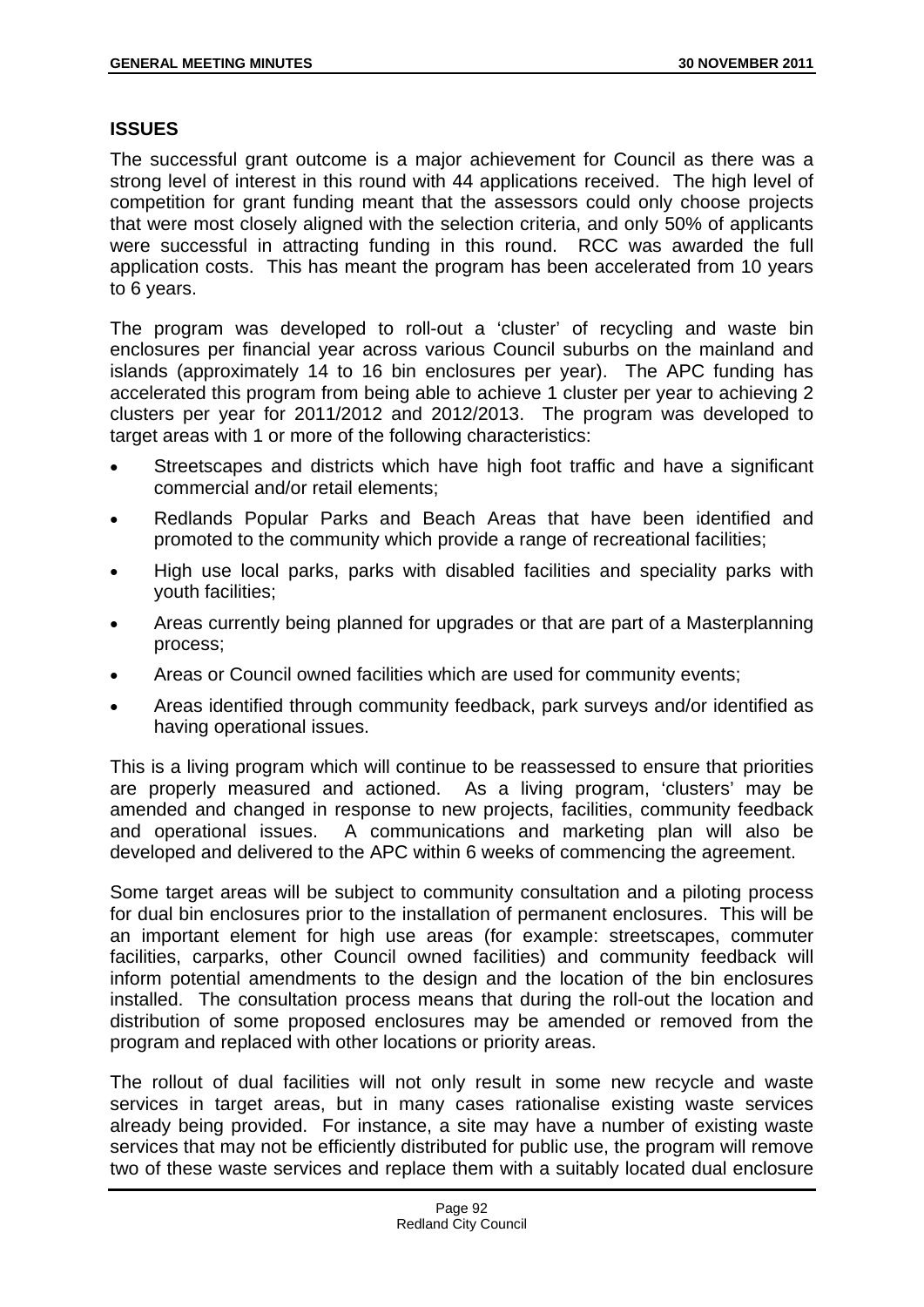## ISSUES

The successful grant outcome is a major achievement for Council as there was a strong level of interest in this round with 44 applications received. The high level of competition for grant funding meant that the assessors could only choose projects that were most closely aligned with the selection criteria, and only 50% of applicants were successful in attracting funding in this round. RCC was awarded the full application costs. This has meant the program has been accelerated from 10 years to 6 years.

The program was developed to roll-out a 'cluster' of recycling and waste bin enclosures per financial year across various Council suburbs on the mainland and islands (approximately 14 to 16 bin enclosures per year). The APC funding has accelerated this program from being able to achieve 1 cluster per year to achieving 2 clusters per year for 2011/2012 and 2012/2013. The program was developed to target areas with 1 or more of the following characteristics:

- Streetscapes and districts which have high foot traffic and have a significant commercial and/or retail elements;
- Redlands Popular Parks and Beach Areas that have been identified and promoted to the community which provide a range of recreational facilities;
- High use local parks, parks with disabled facilities and speciality parks with youth facilities;
- Areas currently being planned for upgrades or that are part of a Masterplanning process;
- Areas or Council owned facilities which are used for community events;
- Areas identified through community feedback, park surveys and/or identified as having operational issues.

This is a living program which will continue to be reassessed to ensure that priorities are properly measured and actioned. As a living program, 'clusters' may be amended and changed in response to new projects, facilities, community feedback and operational issues. A communications and marketing plan will also be developed and delivered to the APC within 6 weeks of commencing the agreement.

Some target areas will be subject to community consultation and a piloting process for dual bin enclosures prior to the installation of permanent enclosures. This will be an important element for high use areas (for example: streetscapes, commuter facilities, carparks, other Council owned facilities) and community feedback will inform potential amendments to the design and the location of the bin enclosures installed. The consultation process means that during the roll-out the location and distribution of some proposed enclosures may be amended or removed from the program and replaced with other locations or priority areas.

The rollout of dual facilities will not only result in some new recycle and waste services in target areas, but in many cases rationalise existing waste services already being provided. For instance, a site may have a number of existing waste services that may not be efficiently distributed for public use, the program will remove two of these waste services and replace them with a suitably located dual enclosure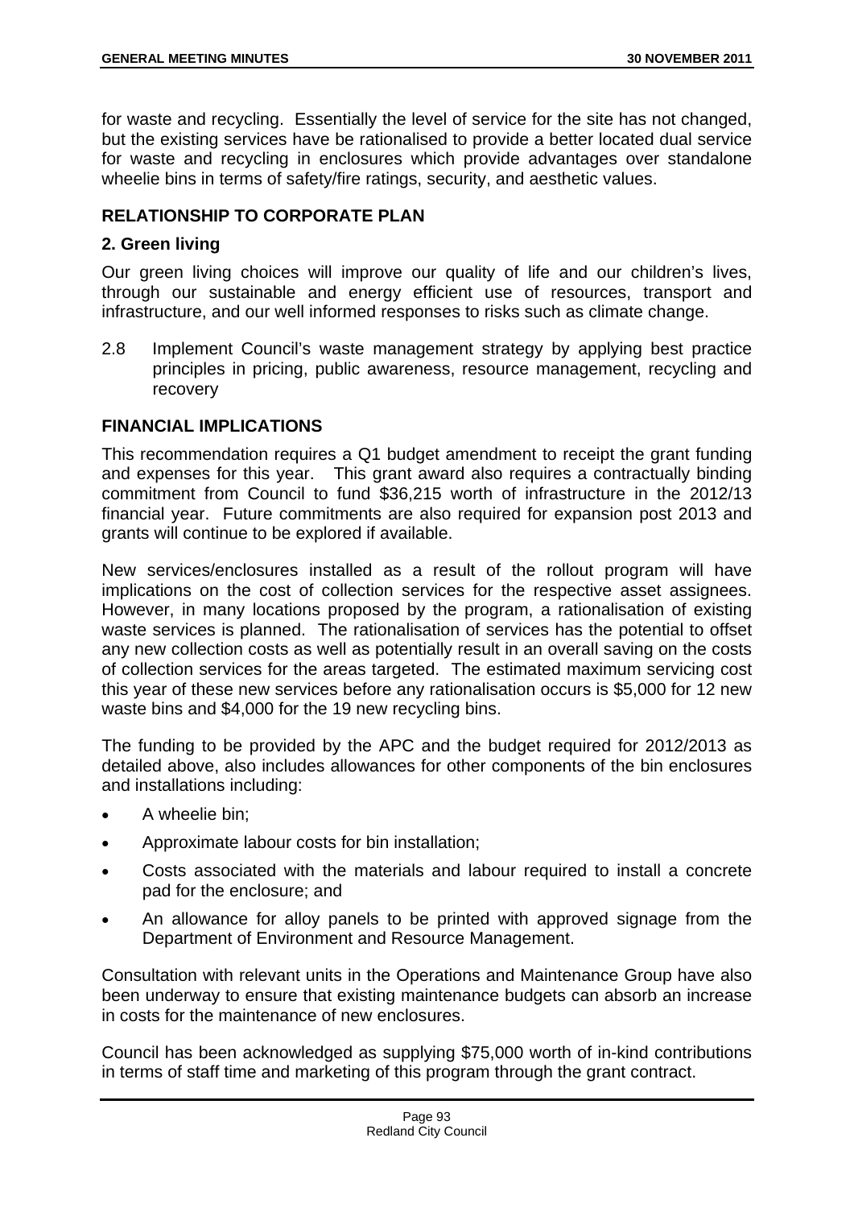for waste and recycling. Essentially the level of service for the site has not changed, but the existing services have be rationalised to provide a better located dual service for waste and recycling in enclosures which provide advantages over standalone wheelie bins in terms of safety/fire ratings, security, and aesthetic values.

## RELATIONSHIP TO CORPORATE PLAN

### 2. Green living

Our green living choices will improve our quality of life and our children's lives, through our sustainable and energy efficient use of resources, transport and infrastructure, and our well informed responses to risks such as climate change.

2.8 Implement Council's waste management strategy by applying best practice principles in pricing, public awareness, resource management, recycling and recovery

## FINANCIAL IMPLICATIONS

This recommendation requires a Q1 budget amendment to receipt the grant funding and expenses for this year. This grant award also requires a contractually binding commitment from Council to fund $36,215 worth of infrastructure in the 2012/13 financial year. Future commitments are also required for expansion post 2013 and grants will continue to be explored if available.

New services/enclosures installed as a result of the rollout program will have implications on the cost of collection services for the respective asset assignees. However, in many locations proposed by the program, a rationalisation of existing waste services is planned. The rationalisation of services has the potential to offset any new collection costs as well as potentially result in an overall saving on the costs of collection services for the areas targeted. The estimated maximum servicing cost this year of these new services before any rationalisation occurs is $5,000 for 12 new waste bins and $4,000 for the 19 new recycling bins.

The funding to be provided by the APC and the budget required for 2012/2013 as detailed above, also includes allowances for other components of the bin enclosures and installations including:

- A wheelie bin;
- Approximate labour costs for bin installation;
- Costs associated with the materials and labour required to install a concrete pad for the enclosure; and
- An allowance for alloy panels to be printed with approved signage from the Department of Environment and Resource Management.

Consultation with relevant units in the Operations and Maintenance Group have also been underway to ensure that existing maintenance budgets can absorb an increase in costs for the maintenance of new enclosures.

Council has been acknowledged as supplying $75,000 worth of in-kind contributions in terms of staff time and marketing of this program through the grant contract.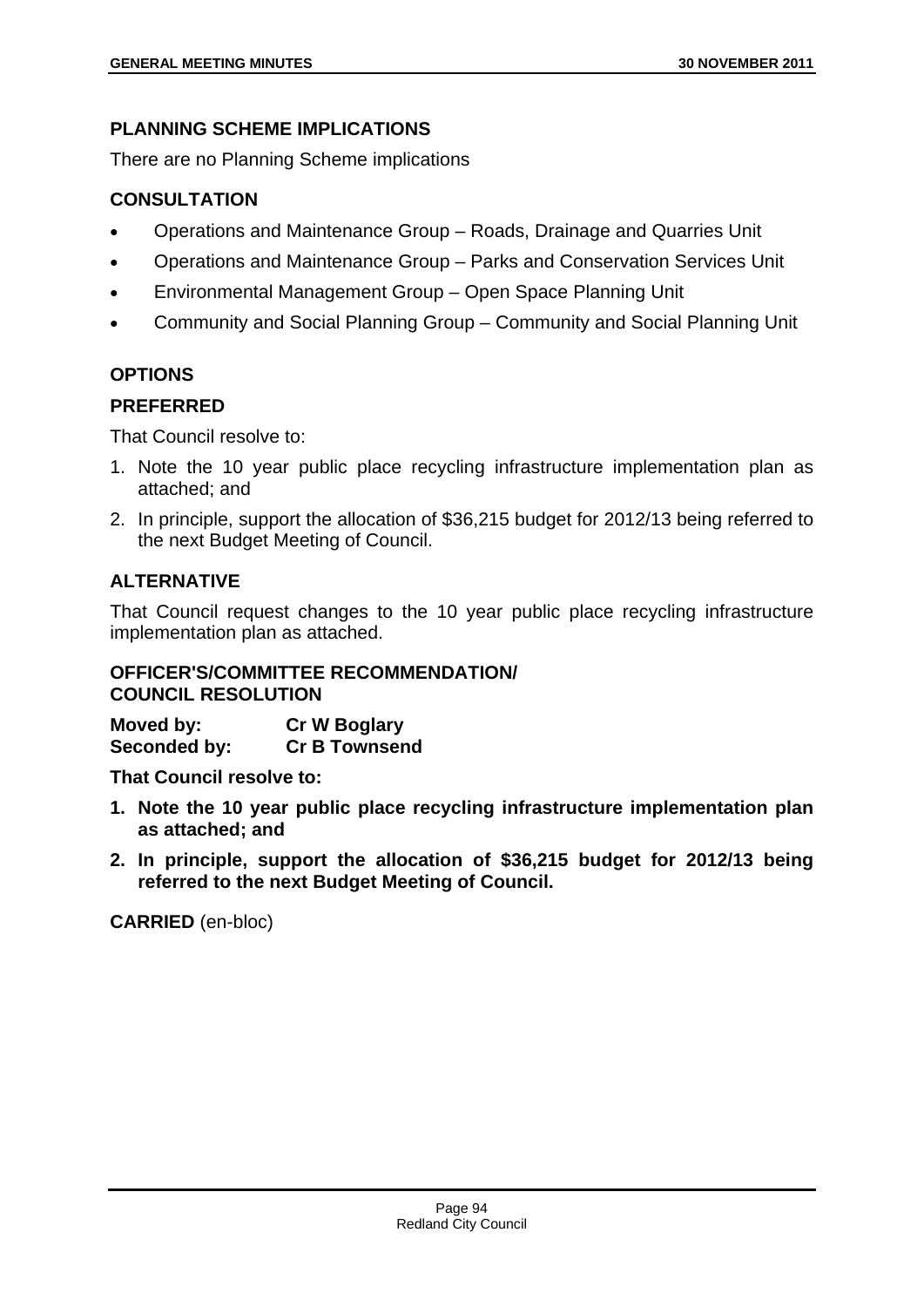### PLANNING SCHEME IMPLICATIONS

There are no Planning Scheme implications

### CONSULTATION

- Operations and Maintenance Group – Roads, Drainage and Quarries Unit
- Operations and Maintenance Group – Parks and Conservation Services Unit
- Environmental Management Group – Open Space Planning Unit
- Community and Social Planning Group – Community and Social Planning Unit

### OPTIONS

### PREFERRED

That Council resolve to:

1. Note the 10 year public place recycling infrastructure implementation plan as attached; and
2. In principle, support the allocation of $36,215 budget for 2012/13 being referred to the next Budget Meeting of Council.

### ALTERNATIVE

That Council request changes to the 10 year public place recycling infrastructure implementation plan as attached.

### OFFICER'S/COMMITTEE RECOMMENDATION/ COUNCIL RESOLUTION

**Moved by:** **Cr W Boglary**
**Seconded by:** **Cr B Townsend**

**That Council resolve to:**

1. **Note the 10 year public place recycling infrastructure implementation plan as attached; and**
2. **In principle, support the allocation of $36,215 budget for 2012/13 being referred to the next Budget Meeting of Council.**

**CARRIED** (en-bloc)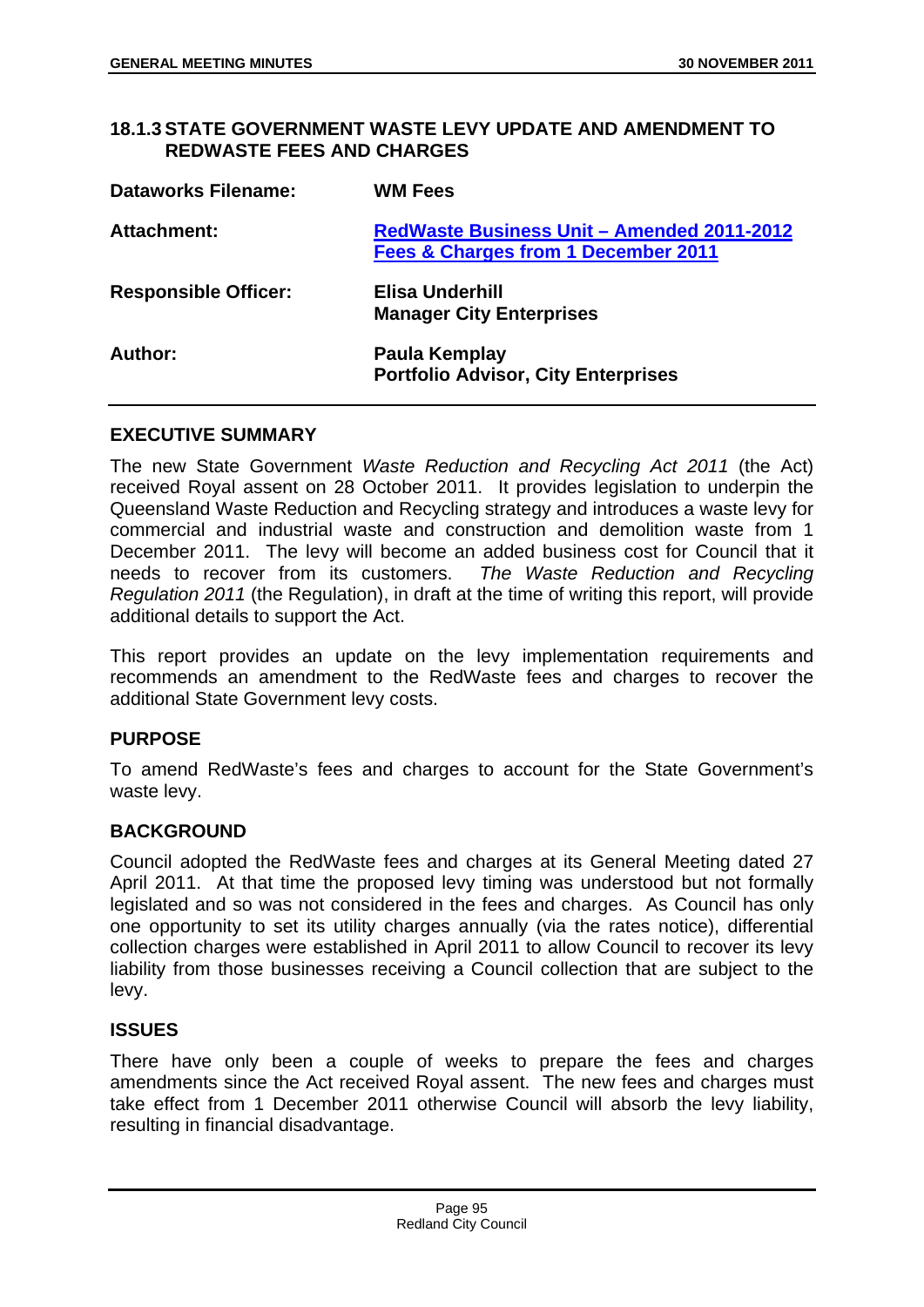### 18.1.3 STATE GOVERNMENT WASTE LEVY UPDATE AND AMENDMENT TO REDWASTE FEES AND CHARGES

| | |
|---|---|
| **Dataworks Filename:** | **WM Fees** |
| **Attachment:** | **RedWaste Business Unit – Amended 2011-2012 Fees & Charges from 1 December 2011** |
| **Responsible Officer:** | **Elisa Underhill**<br>**Manager City Enterprises** |
| **Author:** | **Paula Kemplay**<br>**Portfolio Advisor, City Enterprises** |

#### EXECUTIVE SUMMARY

The new State Government *Waste Reduction and Recycling Act 2011* (the Act) received Royal assent on 28 October 2011. It provides legislation to underpin the Queensland Waste Reduction and Recycling strategy and introduces a waste levy for commercial and industrial waste and construction and demolition waste from 1 December 2011. The levy will become an added business cost for Council that it needs to recover from its customers. *The Waste Reduction and Recycling Regulation 2011* (the Regulation), in draft at the time of writing this report, will provide additional details to support the Act.

This report provides an update on the levy implementation requirements and recommends an amendment to the RedWaste fees and charges to recover the additional State Government levy costs.

#### PURPOSE

To amend RedWaste's fees and charges to account for the State Government's waste levy.

#### BACKGROUND

Council adopted the RedWaste fees and charges at its General Meeting dated 27 April 2011. At that time the proposed levy timing was understood but not formally legislated and so was not considered in the fees and charges. As Council has only one opportunity to set its utility charges annually (via the rates notice), differential collection charges were established in April 2011 to allow Council to recover its levy liability from those businesses receiving a Council collection that are subject to the levy.

#### ISSUES

There have only been a couple of weeks to prepare the fees and charges amendments since the Act received Royal assent. The new fees and charges must take effect from 1 December 2011 otherwise Council will absorb the levy liability, resulting in financial disadvantage.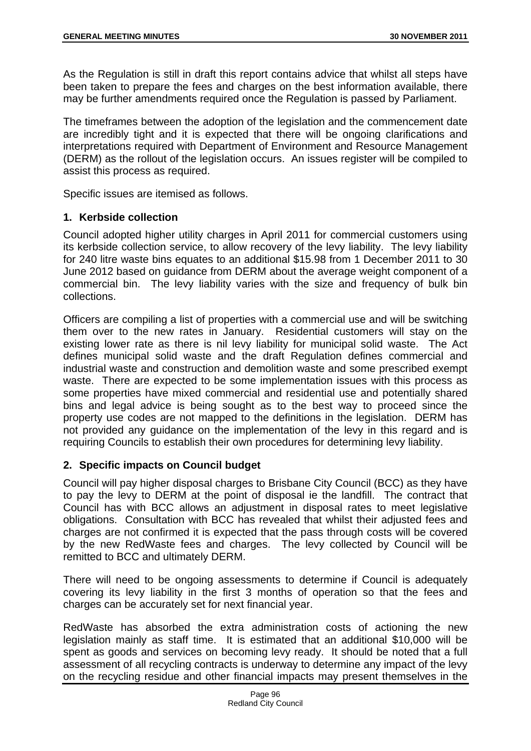As the Regulation is still in draft this report contains advice that whilst all steps have been taken to prepare the fees and charges on the best information available, there may be further amendments required once the Regulation is passed by Parliament.

The timeframes between the adoption of the legislation and the commencement date are incredibly tight and it is expected that there will be ongoing clarifications and interpretations required with Department of Environment and Resource Management (DERM) as the rollout of the legislation occurs. An issues register will be compiled to assist this process as required.

Specific issues are itemised as follows.

### 1. Kerbside collection

Council adopted higher utility charges in April 2011 for commercial customers using its kerbside collection service, to allow recovery of the levy liability. The levy liability for 240 litre waste bins equates to an additional $15.98 from 1 December 2011 to 30 June 2012 based on guidance from DERM about the average weight component of a commercial bin. The levy liability varies with the size and frequency of bulk bin collections.

Officers are compiling a list of properties with a commercial use and will be switching them over to the new rates in January. Residential customers will stay on the existing lower rate as there is nil levy liability for municipal solid waste. The Act defines municipal solid waste and the draft Regulation defines commercial and industrial waste and construction and demolition waste and some prescribed exempt waste. There are expected to be some implementation issues with this process as some properties have mixed commercial and residential use and potentially shared bins and legal advice is being sought as to the best way to proceed since the property use codes are not mapped to the definitions in the legislation. DERM has not provided any guidance on the implementation of the levy in this regard and is requiring Councils to establish their own procedures for determining levy liability.

### 2. Specific impacts on Council budget

Council will pay higher disposal charges to Brisbane City Council (BCC) as they have to pay the levy to DERM at the point of disposal ie the landfill. The contract that Council has with BCC allows an adjustment in disposal rates to meet legislative obligations. Consultation with BCC has revealed that whilst their adjusted fees and charges are not confirmed it is expected that the pass through costs will be covered by the new RedWaste fees and charges. The levy collected by Council will be remitted to BCC and ultimately DERM.

There will need to be ongoing assessments to determine if Council is adequately covering its levy liability in the first 3 months of operation so that the fees and charges can be accurately set for next financial year.

RedWaste has absorbed the extra administration costs of actioning the new legislation mainly as staff time. It is estimated that an additional $10,000 will be spent as goods and services on becoming levy ready. It should be noted that a full assessment of all recycling contracts is underway to determine any impact of the levy on the recycling residue and other financial impacts may present themselves in the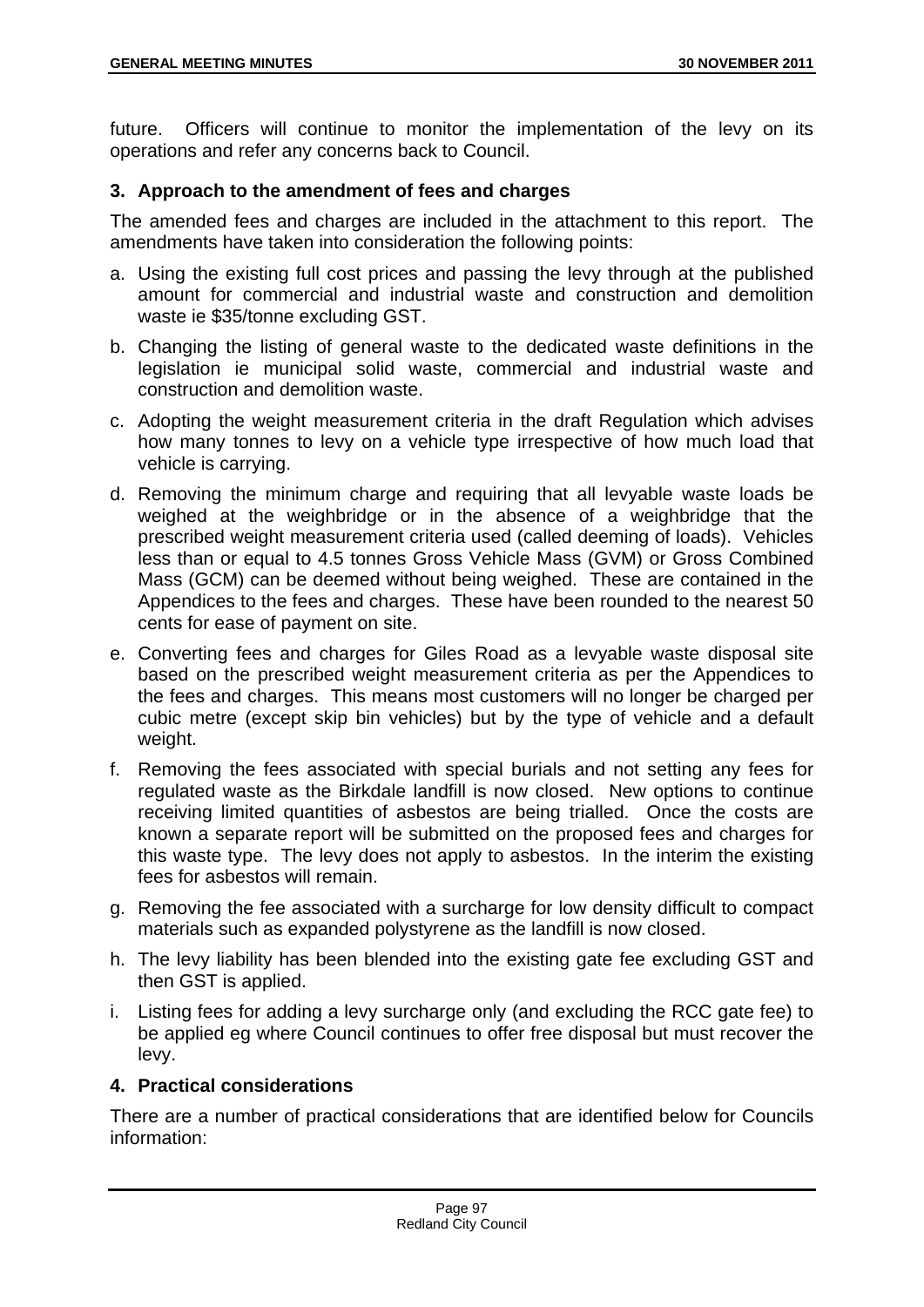future. Officers will continue to monitor the implementation of the levy on its operations and refer any concerns back to Council.

## 3. Approach to the amendment of fees and charges

The amended fees and charges are included in the attachment to this report. The amendments have taken into consideration the following points:

a. Using the existing full cost prices and passing the levy through at the published amount for commercial and industrial waste and construction and demolition waste ie $35/tonne excluding GST.

b. Changing the listing of general waste to the dedicated waste definitions in the legislation ie municipal solid waste, commercial and industrial waste and construction and demolition waste.

c. Adopting the weight measurement criteria in the draft Regulation which advises how many tonnes to levy on a vehicle type irrespective of how much load that vehicle is carrying.

d. Removing the minimum charge and requiring that all levyable waste loads be weighed at the weighbridge or in the absence of a weighbridge that the prescribed weight measurement criteria used (called deeming of loads). Vehicles less than or equal to 4.5 tonnes Gross Vehicle Mass (GVM) or Gross Combined Mass (GCM) can be deemed without being weighed. These are contained in the Appendices to the fees and charges. These have been rounded to the nearest 50 cents for ease of payment on site.

e. Converting fees and charges for Giles Road as a levyable waste disposal site based on the prescribed weight measurement criteria as per the Appendices to the fees and charges. This means most customers will no longer be charged per cubic metre (except skip bin vehicles) but by the type of vehicle and a default weight.

f. Removing the fees associated with special burials and not setting any fees for regulated waste as the Birkdale landfill is now closed. New options to continue receiving limited quantities of asbestos are being trialled. Once the costs are known a separate report will be submitted on the proposed fees and charges for this waste type. The levy does not apply to asbestos. In the interim the existing fees for asbestos will remain.

g. Removing the fee associated with a surcharge for low density difficult to compact materials such as expanded polystyrene as the landfill is now closed.

h. The levy liability has been blended into the existing gate fee excluding GST and then GST is applied.

i. Listing fees for adding a levy surcharge only (and excluding the RCC gate fee) to be applied eg where Council continues to offer free disposal but must recover the levy.

## 4. Practical considerations

There are a number of practical considerations that are identified below for Councils information: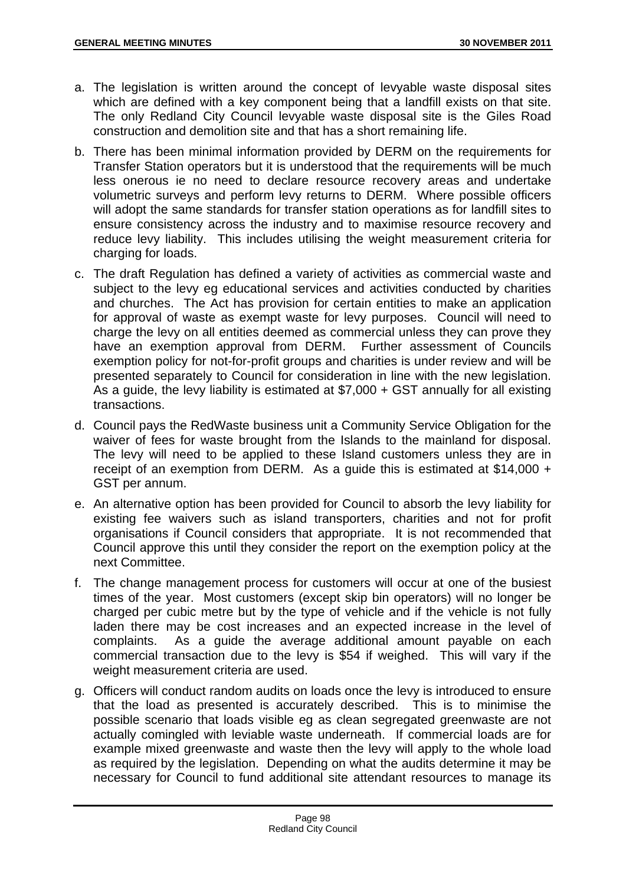a. The legislation is written around the concept of levyable waste disposal sites which are defined with a key component being that a landfill exists on that site. The only Redland City Council levyable waste disposal site is the Giles Road construction and demolition site and that has a short remaining life.

b. There has been minimal information provided by DERM on the requirements for Transfer Station operators but it is understood that the requirements will be much less onerous ie no need to declare resource recovery areas and undertake volumetric surveys and perform levy returns to DERM. Where possible officers will adopt the same standards for transfer station operations as for landfill sites to ensure consistency across the industry and to maximise resource recovery and reduce levy liability. This includes utilising the weight measurement criteria for charging for loads.

c. The draft Regulation has defined a variety of activities as commercial waste and subject to the levy eg educational services and activities conducted by charities and churches. The Act has provision for certain entities to make an application for approval of waste as exempt waste for levy purposes. Council will need to charge the levy on all entities deemed as commercial unless they can prove they have an exemption approval from DERM. Further assessment of Councils exemption policy for not-for-profit groups and charities is under review and will be presented separately to Council for consideration in line with the new legislation. As a guide, the levy liability is estimated at $7,000 + GST annually for all existing transactions.

d. Council pays the RedWaste business unit a Community Service Obligation for the waiver of fees for waste brought from the Islands to the mainland for disposal. The levy will need to be applied to these Island customers unless they are in receipt of an exemption from DERM. As a guide this is estimated at $14,000 + GST per annum.

e. An alternative option has been provided for Council to absorb the levy liability for existing fee waivers such as island transporters, charities and not for profit organisations if Council considers that appropriate. It is not recommended that Council approve this until they consider the report on the exemption policy at the next Committee.

f. The change management process for customers will occur at one of the busiest times of the year. Most customers (except skip bin operators) will no longer be charged per cubic metre but by the type of vehicle and if the vehicle is not fully laden there may be cost increases and an expected increase in the level of complaints. As a guide the average additional amount payable on each commercial transaction due to the levy is $54 if weighed. This will vary if the weight measurement criteria are used.

g. Officers will conduct random audits on loads once the levy is introduced to ensure that the load as presented is accurately described. This is to minimise the possible scenario that loads visible eg as clean segregated greenwaste are not actually comingled with leviable waste underneath. If commercial loads are for example mixed greenwaste and waste then the levy will apply to the whole load as required by the legislation. Depending on what the audits determine it may be necessary for Council to fund additional site attendant resources to manage its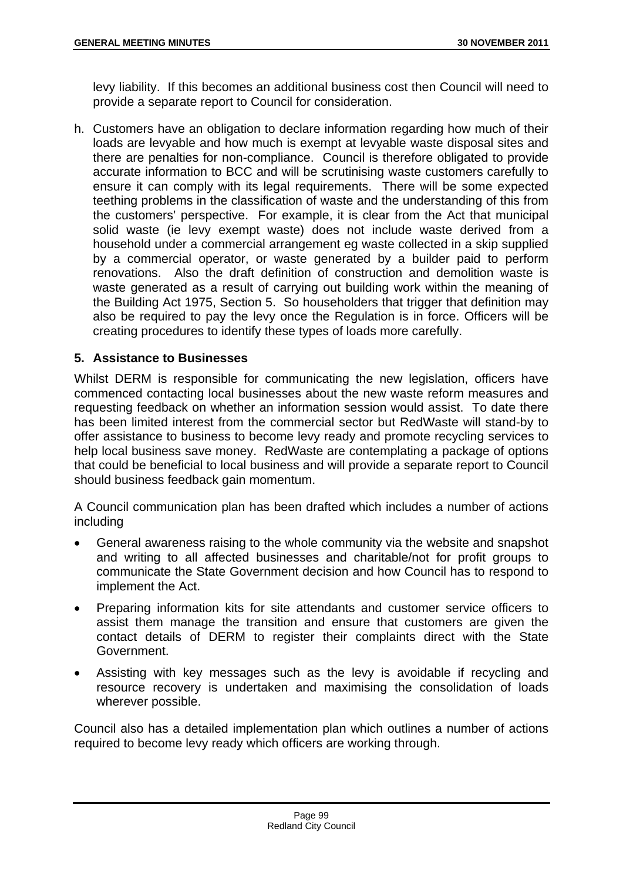levy liability. If this becomes an additional business cost then Council will need to provide a separate report to Council for consideration.

h. Customers have an obligation to declare information regarding how much of their loads are levyable and how much is exempt at levyable waste disposal sites and there are penalties for non-compliance. Council is therefore obligated to provide accurate information to BCC and will be scrutinising waste customers carefully to ensure it can comply with its legal requirements. There will be some expected teething problems in the classification of waste and the understanding of this from the customers' perspective. For example, it is clear from the Act that municipal solid waste (ie levy exempt waste) does not include waste derived from a household under a commercial arrangement eg waste collected in a skip supplied by a commercial operator, or waste generated by a builder paid to perform renovations. Also the draft definition of construction and demolition waste is waste generated as a result of carrying out building work within the meaning of the Building Act 1975, Section 5. So householders that trigger that definition may also be required to pay the levy once the Regulation is in force. Officers will be creating procedures to identify these types of loads more carefully.

### 5. Assistance to Businesses

Whilst DERM is responsible for communicating the new legislation, officers have commenced contacting local businesses about the new waste reform measures and requesting feedback on whether an information session would assist. To date there has been limited interest from the commercial sector but RedWaste will stand-by to offer assistance to business to become levy ready and promote recycling services to help local business save money. RedWaste are contemplating a package of options that could be beneficial to local business and will provide a separate report to Council should business feedback gain momentum.

A Council communication plan has been drafted which includes a number of actions including

- General awareness raising to the whole community via the website and snapshot and writing to all affected businesses and charitable/not for profit groups to communicate the State Government decision and how Council has to respond to implement the Act.
- Preparing information kits for site attendants and customer service officers to assist them manage the transition and ensure that customers are given the contact details of DERM to register their complaints direct with the State Government.
- Assisting with key messages such as the levy is avoidable if recycling and resource recovery is undertaken and maximising the consolidation of loads wherever possible.

Council also has a detailed implementation plan which outlines a number of actions required to become levy ready which officers are working through.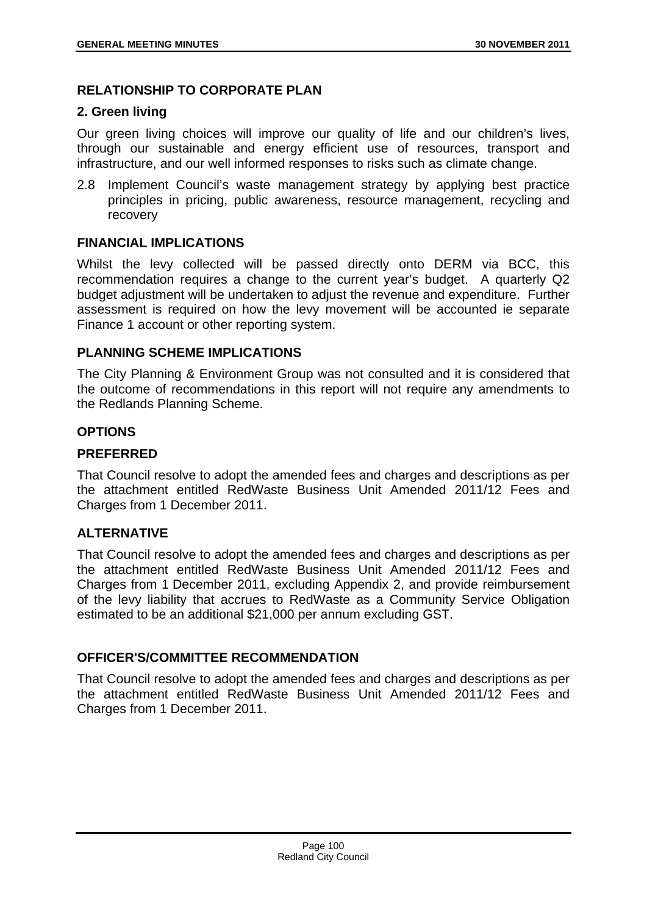## RELATIONSHIP TO CORPORATE PLAN

### 2. Green living

Our green living choices will improve our quality of life and our children's lives, through our sustainable and energy efficient use of resources, transport and infrastructure, and our well informed responses to risks such as climate change.

2.8 Implement Council's waste management strategy by applying best practice principles in pricing, public awareness, resource management, recycling and recovery

## FINANCIAL IMPLICATIONS

Whilst the levy collected will be passed directly onto DERM via BCC, this recommendation requires a change to the current year's budget. A quarterly Q2 budget adjustment will be undertaken to adjust the revenue and expenditure. Further assessment is required on how the levy movement will be accounted ie separate Finance 1 account or other reporting system.

## PLANNING SCHEME IMPLICATIONS

The City Planning & Environment Group was not consulted and it is considered that the outcome of recommendations in this report will not require any amendments to the Redlands Planning Scheme.

## OPTIONS

### PREFERRED

That Council resolve to adopt the amended fees and charges and descriptions as per the attachment entitled RedWaste Business Unit Amended 2011/12 Fees and Charges from 1 December 2011.

### ALTERNATIVE

That Council resolve to adopt the amended fees and charges and descriptions as per the attachment entitled RedWaste Business Unit Amended 2011/12 Fees and Charges from 1 December 2011, excluding Appendix 2, and provide reimbursement of the levy liability that accrues to RedWaste as a Community Service Obligation estimated to be an additional $21,000 per annum excluding GST.

## OFFICER'S/COMMITTEE RECOMMENDATION

That Council resolve to adopt the amended fees and charges and descriptions as per the attachment entitled RedWaste Business Unit Amended 2011/12 Fees and Charges from 1 December 2011.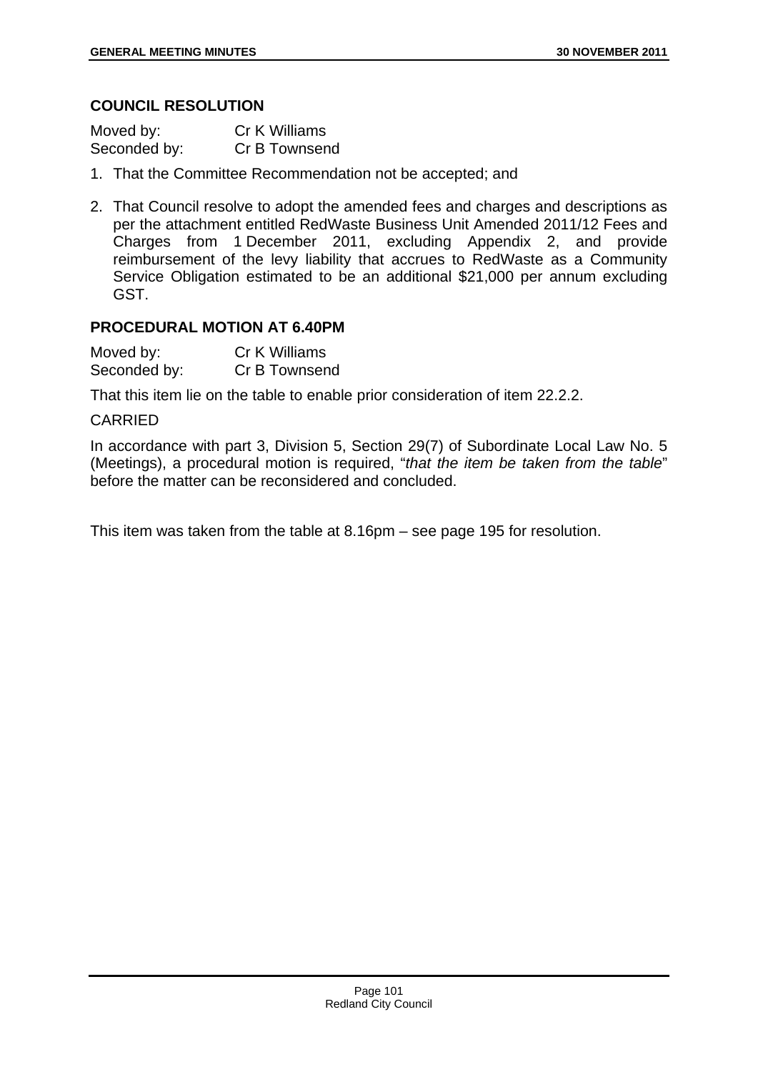### COUNCIL RESOLUTION

Moved by: Cr K Williams
Seconded by: Cr B Townsend

1. That the Committee Recommendation not be accepted; and

2. That Council resolve to adopt the amended fees and charges and descriptions as per the attachment entitled RedWaste Business Unit Amended 2011/12 Fees and Charges from 1 December 2011, excluding Appendix 2, and provide reimbursement of the levy liability that accrues to RedWaste as a Community Service Obligation estimated to be an additional $21,000 per annum excluding GST.

### PROCEDURAL MOTION AT 6.40PM

Moved by: Cr K Williams
Seconded by: Cr B Townsend

That this item lie on the table to enable prior consideration of item 22.2.2.

CARRIED

In accordance with part 3, Division 5, Section 29(7) of Subordinate Local Law No. 5 (Meetings), a procedural motion is required, "*that the item be taken from the table*" before the matter can be reconsidered and concluded.

This item was taken from the table at 8.16pm – see page 195 for resolution.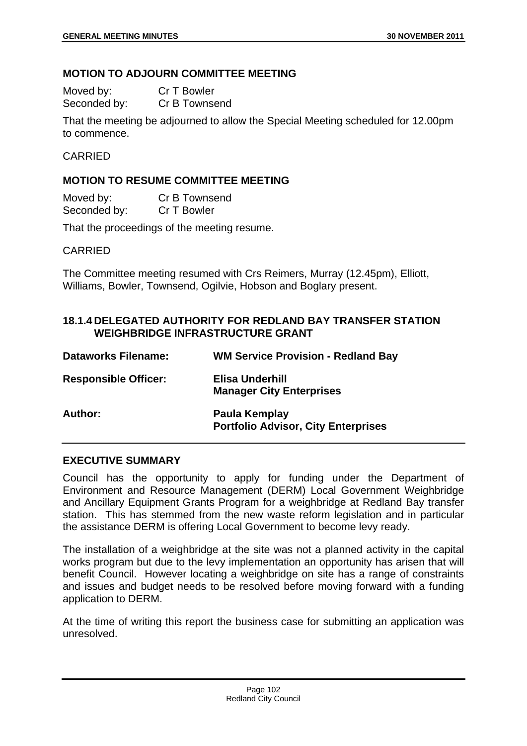### MOTION TO ADJOURN COMMITTEE MEETING

Moved by: Cr T Bowler
Seconded by: Cr B Townsend

That the meeting be adjourned to allow the Special Meeting scheduled for 12.00pm to commence.

CARRIED

### MOTION TO RESUME COMMITTEE MEETING

Moved by: Cr B Townsend
Seconded by: Cr T Bowler

That the proceedings of the meeting resume.

CARRIED

The Committee meeting resumed with Crs Reimers, Murray (12.45pm), Elliott, Williams, Bowler, Townsend, Ogilvie, Hobson and Boglary present.

### 18.1.4 DELEGATED AUTHORITY FOR REDLAND BAY TRANSFER STATION WEIGHBRIDGE INFRASTRUCTURE GRANT

| | |
|---|---|
| **Dataworks Filename:** | **WM Service Provision - Redland Bay** |
| **Responsible Officer:** | **Elisa Underhill**<br>**Manager City Enterprises** |
| **Author:** | **Paula Kemplay**<br>**Portfolio Advisor, City Enterprises** |

### EXECUTIVE SUMMARY

Council has the opportunity to apply for funding under the Department of Environment and Resource Management (DERM) Local Government Weighbridge and Ancillary Equipment Grants Program for a weighbridge at Redland Bay transfer station. This has stemmed from the new waste reform legislation and in particular the assistance DERM is offering Local Government to become levy ready.

The installation of a weighbridge at the site was not a planned activity in the capital works program but due to the levy implementation an opportunity has arisen that will benefit Council. However locating a weighbridge on site has a range of constraints and issues and budget needs to be resolved before moving forward with a funding application to DERM.

At the time of writing this report the business case for submitting an application was unresolved.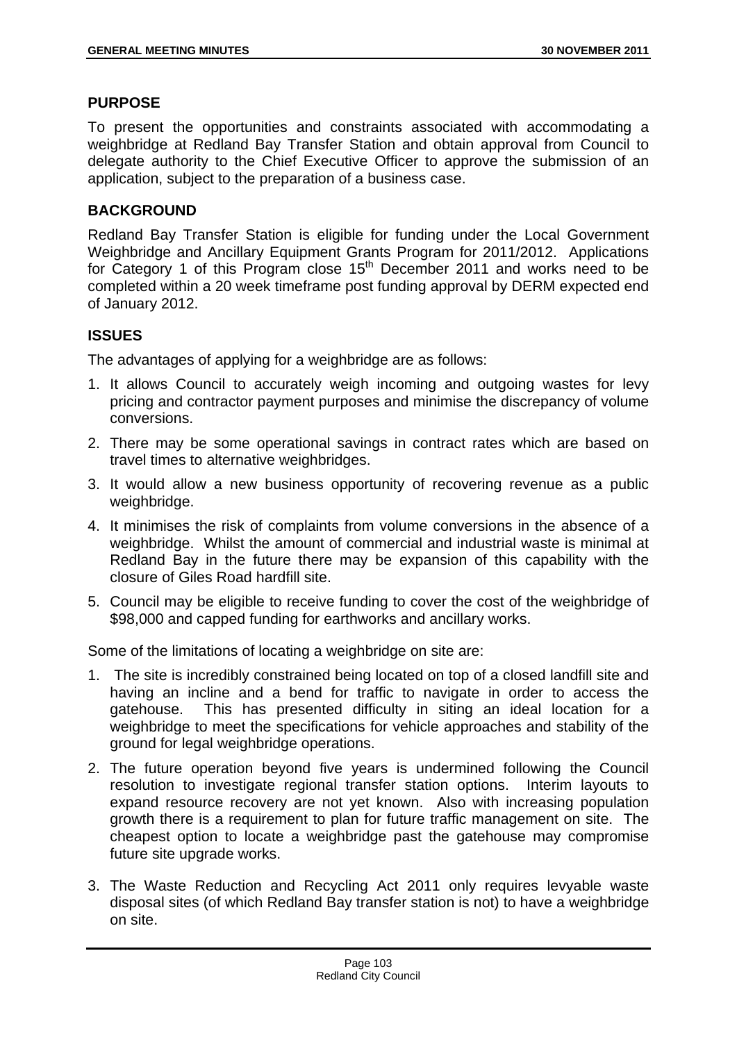## PURPOSE

To present the opportunities and constraints associated with accommodating a weighbridge at Redland Bay Transfer Station and obtain approval from Council to delegate authority to the Chief Executive Officer to approve the submission of an application, subject to the preparation of a business case.

## BACKGROUND

Redland Bay Transfer Station is eligible for funding under the Local Government Weighbridge and Ancillary Equipment Grants Program for 2011/2012. Applications for Category 1 of this Program close 15th December 2011 and works need to be completed within a 20 week timeframe post funding approval by DERM expected end of January 2012.

## ISSUES

The advantages of applying for a weighbridge are as follows:

1. It allows Council to accurately weigh incoming and outgoing wastes for levy pricing and contractor payment purposes and minimise the discrepancy of volume conversions.
2. There may be some operational savings in contract rates which are based on travel times to alternative weighbridges.
3. It would allow a new business opportunity of recovering revenue as a public weighbridge.
4. It minimises the risk of complaints from volume conversions in the absence of a weighbridge. Whilst the amount of commercial and industrial waste is minimal at Redland Bay in the future there may be expansion of this capability with the closure of Giles Road hardfill site.
5. Council may be eligible to receive funding to cover the cost of the weighbridge of \$98,000 and capped funding for earthworks and ancillary works.

Some of the limitations of locating a weighbridge on site are:

1. The site is incredibly constrained being located on top of a closed landfill site and having an incline and a bend for traffic to navigate in order to access the gatehouse. This has presented difficulty in siting an ideal location for a weighbridge to meet the specifications for vehicle approaches and stability of the ground for legal weighbridge operations.
2. The future operation beyond five years is undermined following the Council resolution to investigate regional transfer station options. Interim layouts to expand resource recovery are not yet known. Also with increasing population growth there is a requirement to plan for future traffic management on site. The cheapest option to locate a weighbridge past the gatehouse may compromise future site upgrade works.
3. The Waste Reduction and Recycling Act 2011 only requires levyable waste disposal sites (of which Redland Bay transfer station is not) to have a weighbridge on site.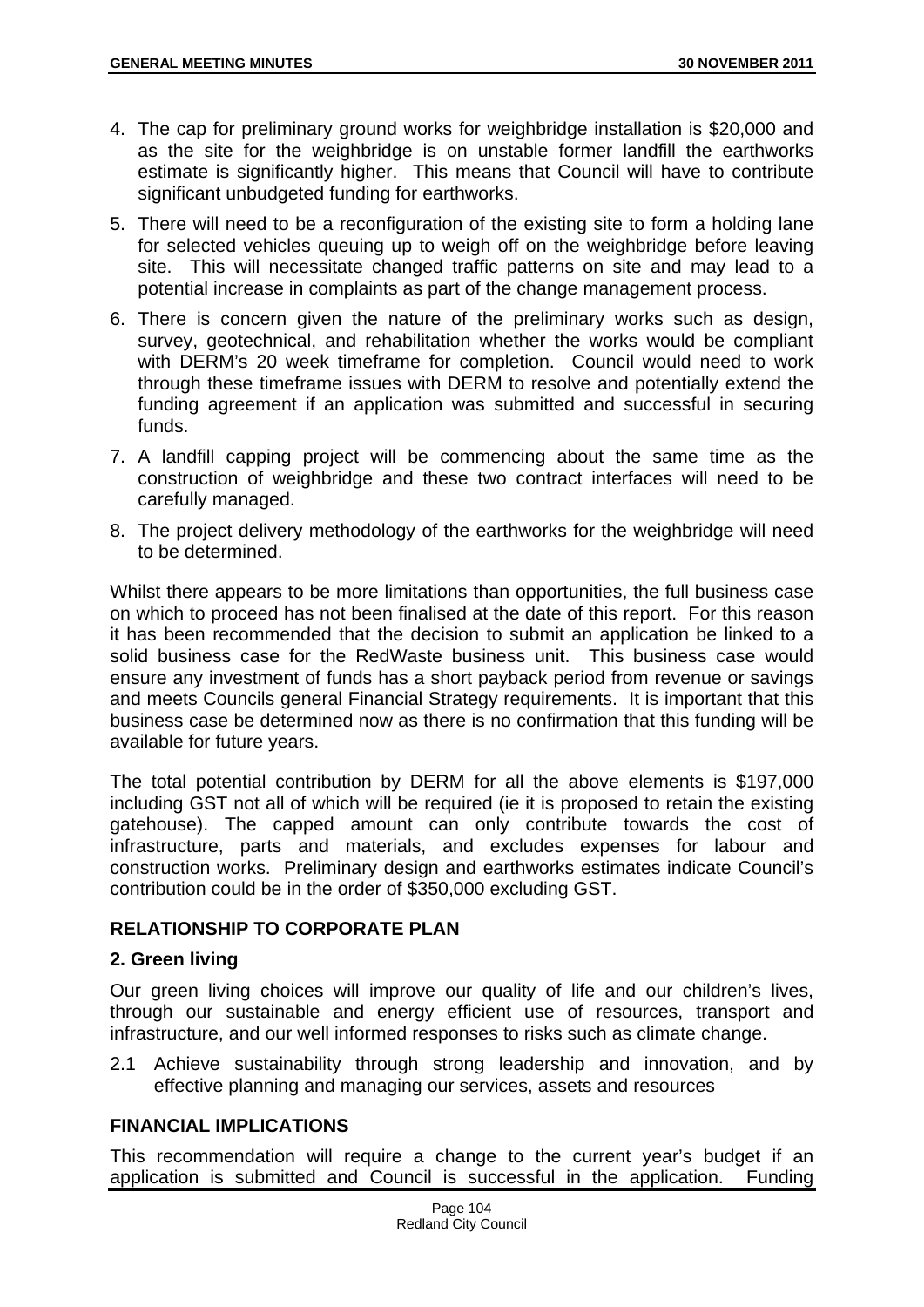4. The cap for preliminary ground works for weighbridge installation is $20,000 and as the site for the weighbridge is on unstable former landfill the earthworks estimate is significantly higher. This means that Council will have to contribute significant unbudgeted funding for earthworks.
5. There will need to be a reconfiguration of the existing site to form a holding lane for selected vehicles queuing up to weigh off on the weighbridge before leaving site. This will necessitate changed traffic patterns on site and may lead to a potential increase in complaints as part of the change management process.
6. There is concern given the nature of the preliminary works such as design, survey, geotechnical, and rehabilitation whether the works would be compliant with DERM's 20 week timeframe for completion. Council would need to work through these timeframe issues with DERM to resolve and potentially extend the funding agreement if an application was submitted and successful in securing funds.
7. A landfill capping project will be commencing about the same time as the construction of weighbridge and these two contract interfaces will need to be carefully managed.
8. The project delivery methodology of the earthworks for the weighbridge will need to be determined.

Whilst there appears to be more limitations than opportunities, the full business case on which to proceed has not been finalised at the date of this report. For this reason it has been recommended that the decision to submit an application be linked to a solid business case for the RedWaste business unit. This business case would ensure any investment of funds has a short payback period from revenue or savings and meets Councils general Financial Strategy requirements. It is important that this business case be determined now as there is no confirmation that this funding will be available for future years.

The total potential contribution by DERM for all the above elements is $197,000 including GST not all of which will be required (ie it is proposed to retain the existing gatehouse). The capped amount can only contribute towards the cost of infrastructure, parts and materials, and excludes expenses for labour and construction works. Preliminary design and earthworks estimates indicate Council's contribution could be in the order of $350,000 excluding GST.

## RELATIONSHIP TO CORPORATE PLAN

### 2. Green living

Our green living choices will improve our quality of life and our children's lives, through our sustainable and energy efficient use of resources, transport and infrastructure, and our well informed responses to risks such as climate change.

2.1 Achieve sustainability through strong leadership and innovation, and by effective planning and managing our services, assets and resources

## FINANCIAL IMPLICATIONS

This recommendation will require a change to the current year's budget if an application is submitted and Council is successful in the application. Funding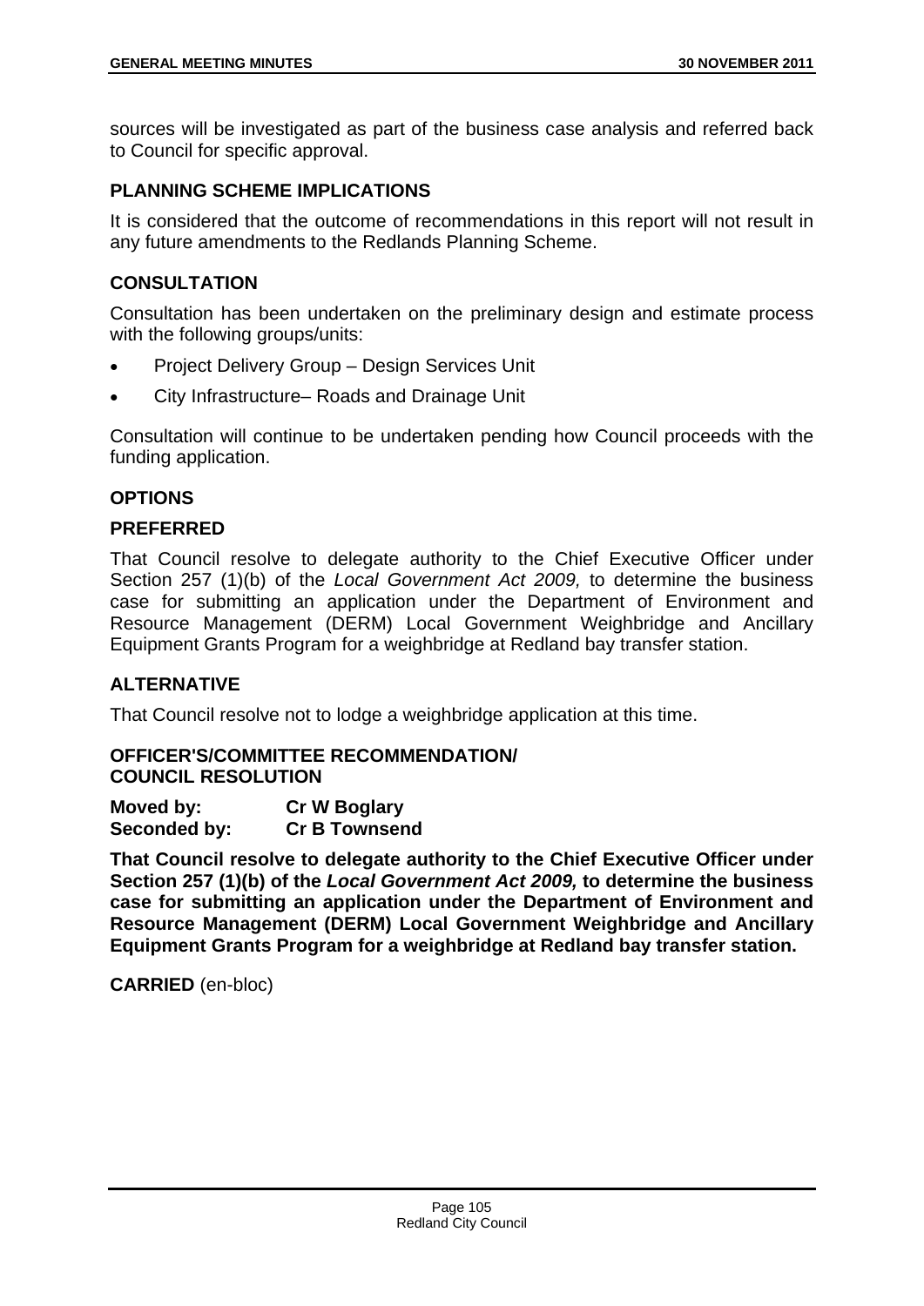sources will be investigated as part of the business case analysis and referred back to Council for specific approval.

## PLANNING SCHEME IMPLICATIONS

It is considered that the outcome of recommendations in this report will not result in any future amendments to the Redlands Planning Scheme.

## CONSULTATION

Consultation has been undertaken on the preliminary design and estimate process with the following groups/units:

- Project Delivery Group – Design Services Unit
- City Infrastructure– Roads and Drainage Unit

Consultation will continue to be undertaken pending how Council proceeds with the funding application.

## OPTIONS

### PREFERRED

That Council resolve to delegate authority to the Chief Executive Officer under Section 257 (1)(b) of the *Local Government Act 2009,* to determine the business case for submitting an application under the Department of Environment and Resource Management (DERM) Local Government Weighbridge and Ancillary Equipment Grants Program for a weighbridge at Redland bay transfer station.

### ALTERNATIVE

That Council resolve not to lodge a weighbridge application at this time.

### OFFICER'S/COMMITTEE RECOMMENDATION/ COUNCIL RESOLUTION

**Moved by:** **Cr W Boglary**
**Seconded by:** **Cr B Townsend**

**That Council resolve to delegate authority to the Chief Executive Officer under Section 257 (1)(b) of the *Local Government Act 2009,* to determine the business case for submitting an application under the Department of Environment and Resource Management (DERM) Local Government Weighbridge and Ancillary Equipment Grants Program for a weighbridge at Redland bay transfer station.**

**CARRIED** (en-bloc)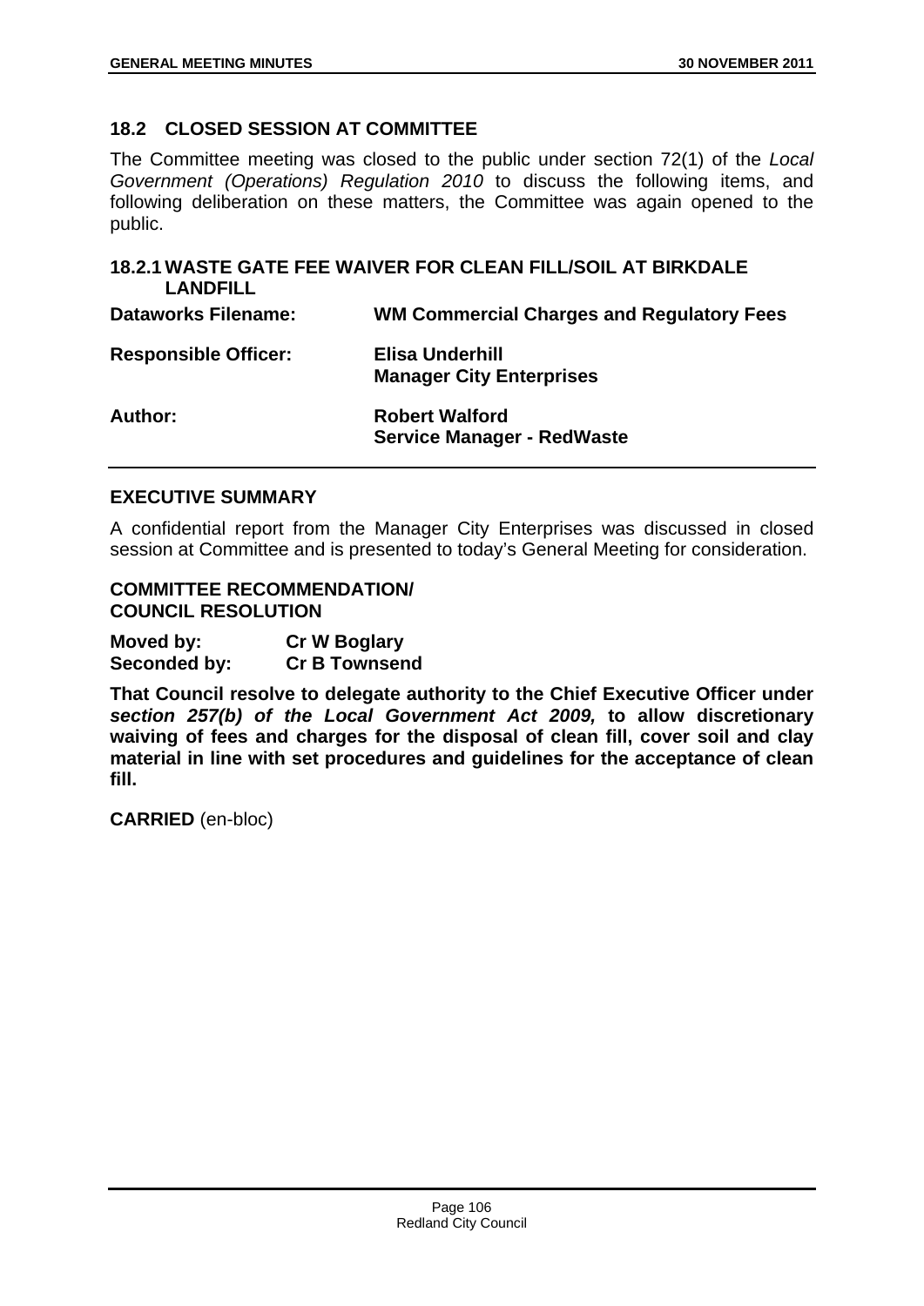## 18.2 CLOSED SESSION AT COMMITTEE

The Committee meeting was closed to the public under section 72(1) of the *Local Government (Operations) Regulation 2010* to discuss the following items, and following deliberation on these matters, the Committee was again opened to the public.

### 18.2.1 WASTE GATE FEE WAIVER FOR CLEAN FILL/SOIL AT BIRKDALE LANDFILL

| | |
|---|---|
| **Dataworks Filename:** | **WM Commercial Charges and Regulatory Fees** |
| **Responsible Officer:** | **Elisa Underhill**<br>**Manager City Enterprises** |
| **Author:** | **Robert Walford**<br>**Service Manager - RedWaste** |

#### EXECUTIVE SUMMARY

A confidential report from the Manager City Enterprises was discussed in closed session at Committee and is presented to today's General Meeting for consideration.

#### COMMITTEE RECOMMENDATION/ COUNCIL RESOLUTION

**Moved by:** **Cr W Boglary**
**Seconded by:** **Cr B Townsend**

**That Council resolve to delegate authority to the Chief Executive Officer under *section 257(b) of the Local Government Act 2009,* to allow discretionary waiving of fees and charges for the disposal of clean fill, cover soil and clay material in line with set procedures and guidelines for the acceptance of clean fill.**

**CARRIED** (en-bloc)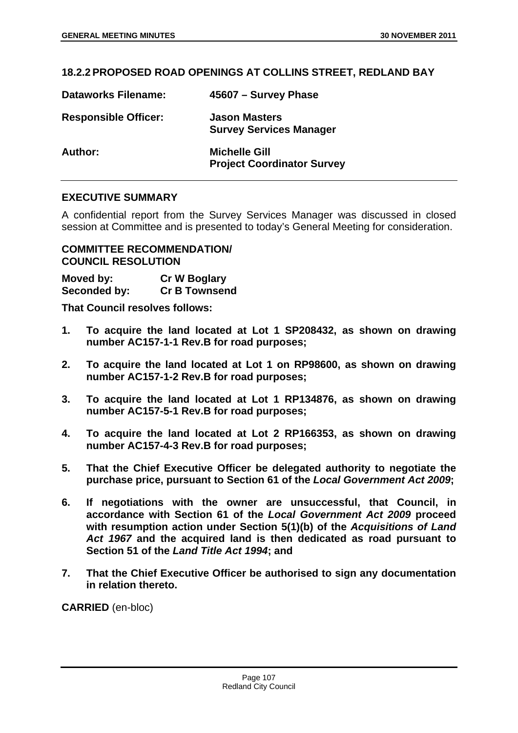## 18.2.2 PROPOSED ROAD OPENINGS AT COLLINS STREET, REDLAND BAY

**Dataworks Filename:** **45607 – Survey Phase**

**Responsible Officer:** **Jason Masters**
**Survey Services Manager**

**Author:** **Michelle Gill**
**Project Coordinator Survey**

### EXECUTIVE SUMMARY

A confidential report from the Survey Services Manager was discussed in closed session at Committee and is presented to today's General Meeting for consideration.

### COMMITTEE RECOMMENDATION/ COUNCIL RESOLUTION

**Moved by:** **Cr W Boglary**
**Seconded by:** **Cr B Townsend**

**That Council resolves follows:**

1. **To acquire the land located at Lot 1 SP208432, as shown on drawing number AC157-1-1 Rev.B for road purposes;**
2. **To acquire the land located at Lot 1 on RP98600, as shown on drawing number AC157-1-2 Rev.B for road purposes;**
3. **To acquire the land located at Lot 1 RP134876, as shown on drawing number AC157-5-1 Rev.B for road purposes;**
4. **To acquire the land located at Lot 2 RP166353, as shown on drawing number AC157-4-3 Rev.B for road purposes;**
5. **That the Chief Executive Officer be delegated authority to negotiate the purchase price, pursuant to Section 61 of the *Local Government Act 2009*;**
6. **If negotiations with the owner are unsuccessful, that Council, in accordance with Section 61 of the *Local Government Act 2009* proceed with resumption action under Section 5(1)(b) of the *Acquisitions of Land Act 1967* and the acquired land is then dedicated as road pursuant to Section 51 of the *Land Title Act 1994*; and**
7. **That the Chief Executive Officer be authorised to sign any documentation in relation thereto.**

**CARRIED** (en-bloc)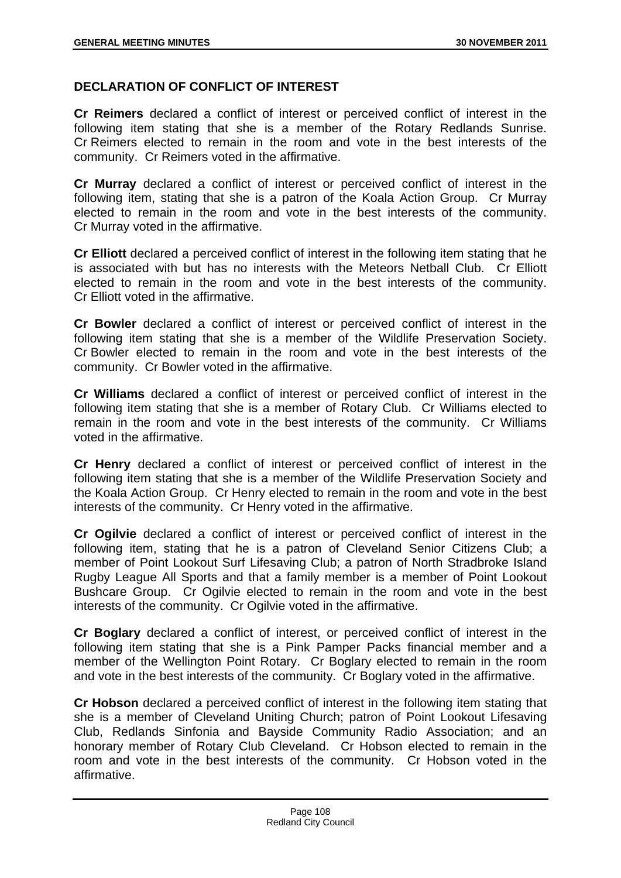## DECLARATION OF CONFLICT OF INTEREST

**Cr Reimers** declared a conflict of interest or perceived conflict of interest in the following item stating that she is a member of the Rotary Redlands Sunrise. Cr Reimers elected to remain in the room and vote in the best interests of the community. Cr Reimers voted in the affirmative.

**Cr Murray** declared a conflict of interest or perceived conflict of interest in the following item, stating that she is a patron of the Koala Action Group. Cr Murray elected to remain in the room and vote in the best interests of the community. Cr Murray voted in the affirmative.

**Cr Elliott** declared a perceived conflict of interest in the following item stating that he is associated with but has no interests with the Meteors Netball Club. Cr Elliott elected to remain in the room and vote in the best interests of the community. Cr Elliott voted in the affirmative.

**Cr Bowler** declared a conflict of interest or perceived conflict of interest in the following item stating that she is a member of the Wildlife Preservation Society. Cr Bowler elected to remain in the room and vote in the best interests of the community. Cr Bowler voted in the affirmative.

**Cr Williams** declared a conflict of interest or perceived conflict of interest in the following item stating that she is a member of Rotary Club. Cr Williams elected to remain in the room and vote in the best interests of the community. Cr Williams voted in the affirmative.

**Cr Henry** declared a conflict of interest or perceived conflict of interest in the following item stating that she is a member of the Wildlife Preservation Society and the Koala Action Group. Cr Henry elected to remain in the room and vote in the best interests of the community. Cr Henry voted in the affirmative.

**Cr Ogilvie** declared a conflict of interest or perceived conflict of interest in the following item, stating that he is a patron of Cleveland Senior Citizens Club; a member of Point Lookout Surf Lifesaving Club; a patron of North Stradbroke Island Rugby League All Sports and that a family member is a member of Point Lookout Bushcare Group. Cr Ogilvie elected to remain in the room and vote in the best interests of the community. Cr Ogilvie voted in the affirmative.

**Cr Boglary** declared a conflict of interest, or perceived conflict of interest in the following item stating that she is a Pink Pamper Packs financial member and a member of the Wellington Point Rotary. Cr Boglary elected to remain in the room and vote in the best interests of the community. Cr Boglary voted in the affirmative.

**Cr Hobson** declared a perceived conflict of interest in the following item stating that she is a member of Cleveland Uniting Church; patron of Point Lookout Lifesaving Club, Redlands Sinfonia and Bayside Community Radio Association; and an honorary member of Rotary Club Cleveland. Cr Hobson elected to remain in the room and vote in the best interests of the community. Cr Hobson voted in the affirmative.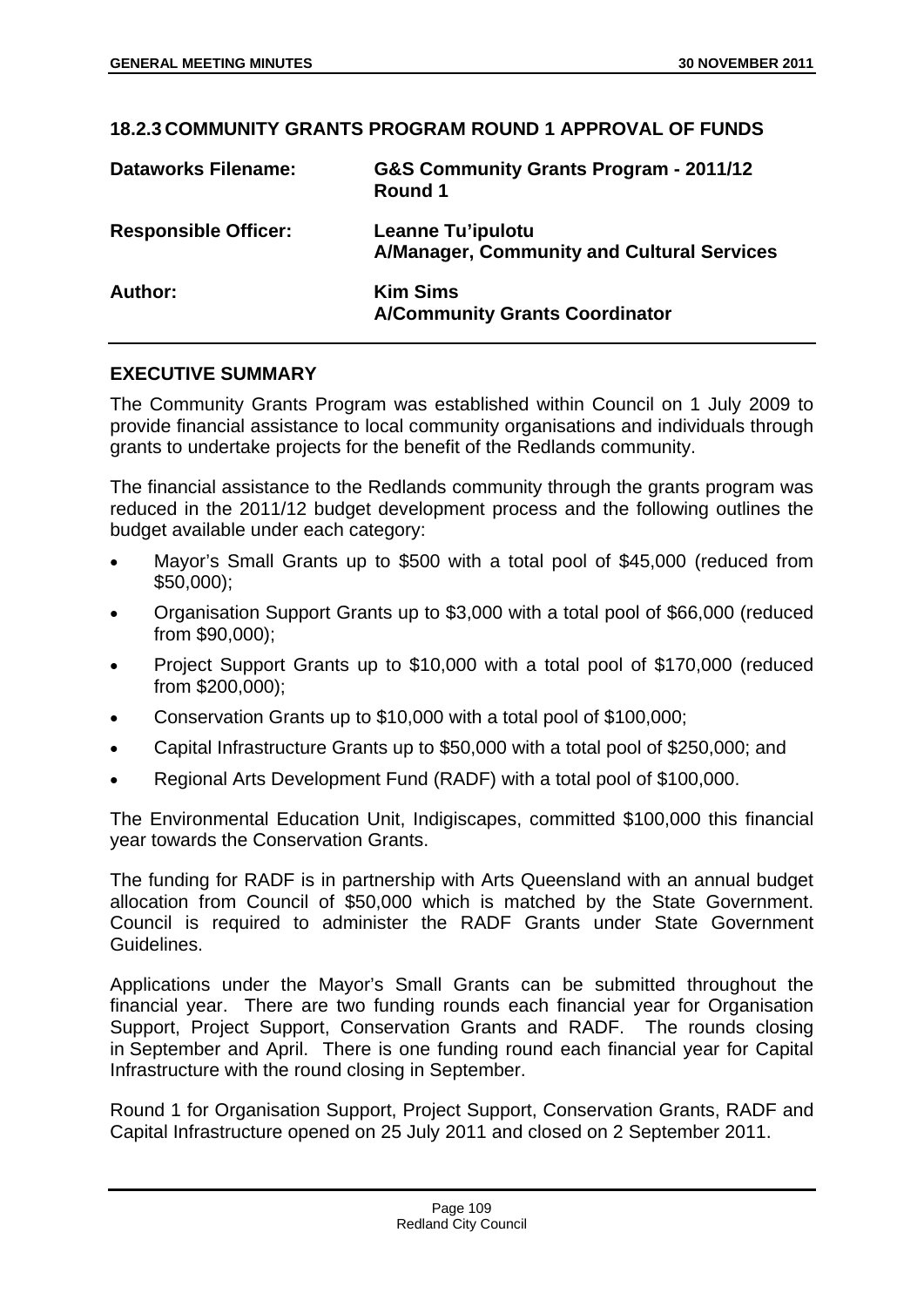## 18.2.3 COMMUNITY GRANTS PROGRAM ROUND 1 APPROVAL OF FUNDS

| | |
|---|---|
| **Dataworks Filename:** | **G&S Community Grants Program - 2011/12 Round 1** |
| **Responsible Officer:** | **Leanne Tu'ipulotu A/Manager, Community and Cultural Services** |
| **Author:** | **Kim Sims A/Community Grants Coordinator** |

### EXECUTIVE SUMMARY

The Community Grants Program was established within Council on 1 July 2009 to provide financial assistance to local community organisations and individuals through grants to undertake projects for the benefit of the Redlands community.

The financial assistance to the Redlands community through the grants program was reduced in the 2011/12 budget development process and the following outlines the budget available under each category:

- Mayor's Small Grants up to $500 with a total pool of $45,000 (reduced from $50,000);
- Organisation Support Grants up to $3,000 with a total pool of $66,000 (reduced from $90,000);
- Project Support Grants up to $10,000 with a total pool of $170,000 (reduced from $200,000);
- Conservation Grants up to $10,000 with a total pool of $100,000;
- Capital Infrastructure Grants up to $50,000 with a total pool of $250,000; and
- Regional Arts Development Fund (RADF) with a total pool of $100,000.

The Environmental Education Unit, Indigiscapes, committed $100,000 this financial year towards the Conservation Grants.

The funding for RADF is in partnership with Arts Queensland with an annual budget allocation from Council of $50,000 which is matched by the State Government. Council is required to administer the RADF Grants under State Government Guidelines.

Applications under the Mayor's Small Grants can be submitted throughout the financial year. There are two funding rounds each financial year for Organisation Support, Project Support, Conservation Grants and RADF. The rounds closing in September and April. There is one funding round each financial year for Capital Infrastructure with the round closing in September.

Round 1 for Organisation Support, Project Support, Conservation Grants, RADF and Capital Infrastructure opened on 25 July 2011 and closed on 2 September 2011.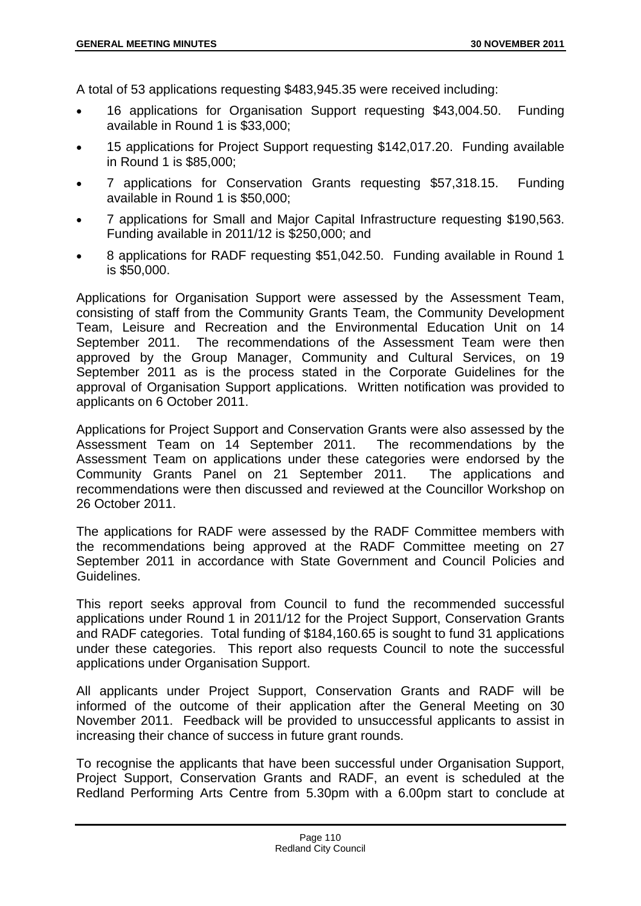A total of 53 applications requesting $483,945.35 were received including:

- 16 applications for Organisation Support requesting $43,004.50. Funding available in Round 1 is $33,000;
- 15 applications for Project Support requesting $142,017.20. Funding available in Round 1 is $85,000;
- 7 applications for Conservation Grants requesting $57,318.15. Funding available in Round 1 is $50,000;
- 7 applications for Small and Major Capital Infrastructure requesting $190,563. Funding available in 2011/12 is $250,000; and
- 8 applications for RADF requesting $51,042.50. Funding available in Round 1 is $50,000.

Applications for Organisation Support were assessed by the Assessment Team, consisting of staff from the Community Grants Team, the Community Development Team, Leisure and Recreation and the Environmental Education Unit on 14 September 2011. The recommendations of the Assessment Team were then approved by the Group Manager, Community and Cultural Services, on 19 September 2011 as is the process stated in the Corporate Guidelines for the approval of Organisation Support applications. Written notification was provided to applicants on 6 October 2011.

Applications for Project Support and Conservation Grants were also assessed by the Assessment Team on 14 September 2011. The recommendations by the Assessment Team on applications under these categories were endorsed by the Community Grants Panel on 21 September 2011. The applications and recommendations were then discussed and reviewed at the Councillor Workshop on 26 October 2011.

The applications for RADF were assessed by the RADF Committee members with the recommendations being approved at the RADF Committee meeting on 27 September 2011 in accordance with State Government and Council Policies and Guidelines.

This report seeks approval from Council to fund the recommended successful applications under Round 1 in 2011/12 for the Project Support, Conservation Grants and RADF categories. Total funding of $184,160.65 is sought to fund 31 applications under these categories. This report also requests Council to note the successful applications under Organisation Support.

All applicants under Project Support, Conservation Grants and RADF will be informed of the outcome of their application after the General Meeting on 30 November 2011. Feedback will be provided to unsuccessful applicants to assist in increasing their chance of success in future grant rounds.

To recognise the applicants that have been successful under Organisation Support, Project Support, Conservation Grants and RADF, an event is scheduled at the Redland Performing Arts Centre from 5.30pm with a 6.00pm start to conclude at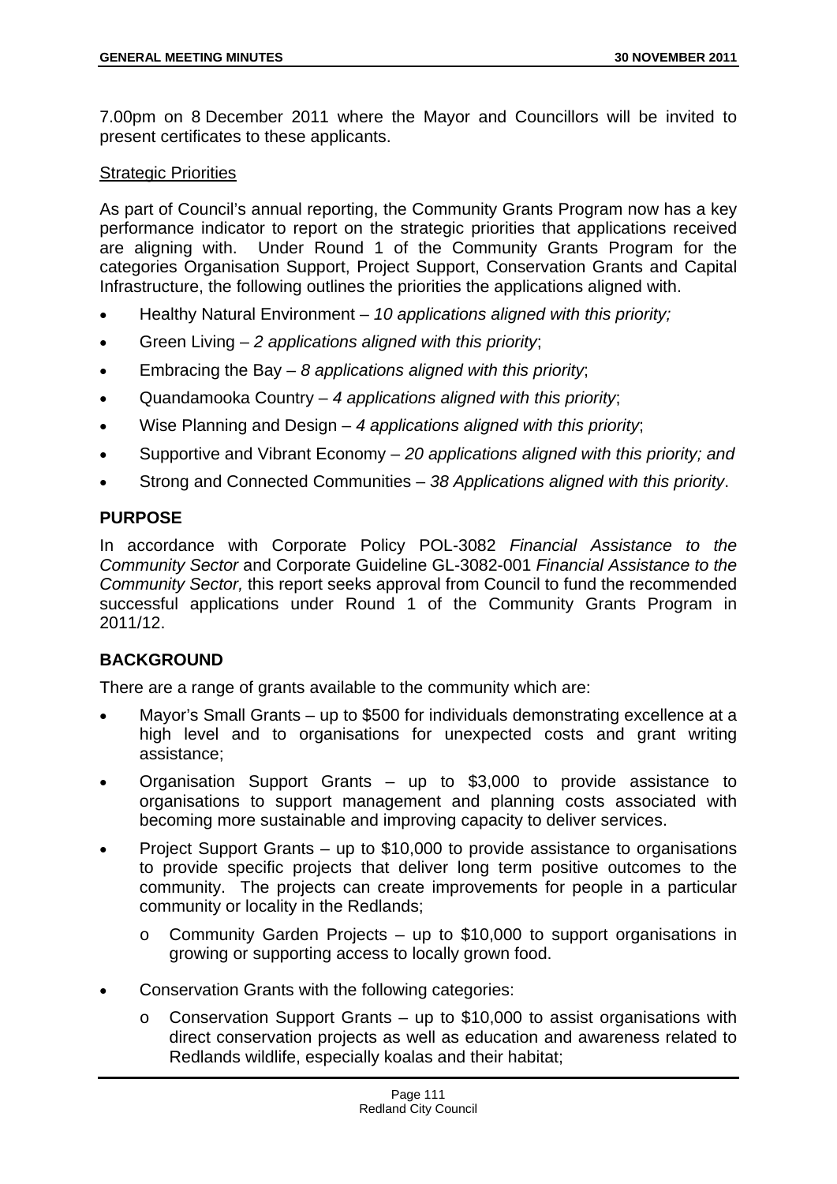7.00pm on 8 December 2011 where the Mayor and Councillors will be invited to present certificates to these applicants.

Strategic Priorities

As part of Council's annual reporting, the Community Grants Program now has a key performance indicator to report on the strategic priorities that applications received are aligning with. Under Round 1 of the Community Grants Program for the categories Organisation Support, Project Support, Conservation Grants and Capital Infrastructure, the following outlines the priorities the applications aligned with.

- Healthy Natural Environment – *10 applications aligned with this priority;*
- Green Living – *2 applications aligned with this priority*;
- Embracing the Bay – *8 applications aligned with this priority*;
- Quandamooka Country – *4 applications aligned with this priority*;
- Wise Planning and Design – *4 applications aligned with this priority*;
- Supportive and Vibrant Economy – *20 applications aligned with this priority; and*
- Strong and Connected Communities – *38 Applications aligned with this priority*.

## PURPOSE

In accordance with Corporate Policy POL-3082 *Financial Assistance to the Community Sector* and Corporate Guideline GL-3082-001 *Financial Assistance to the Community Sector,* this report seeks approval from Council to fund the recommended successful applications under Round 1 of the Community Grants Program in 2011/12.

## BACKGROUND

There are a range of grants available to the community which are:

- Mayor's Small Grants – up to $500 for individuals demonstrating excellence at a high level and to organisations for unexpected costs and grant writing assistance;
- Organisation Support Grants – up to $3,000 to provide assistance to organisations to support management and planning costs associated with becoming more sustainable and improving capacity to deliver services.
- Project Support Grants – up to $10,000 to provide assistance to organisations to provide specific projects that deliver long term positive outcomes to the community. The projects can create improvements for people in a particular community or locality in the Redlands;
  - Community Garden Projects – up to $10,000 to support organisations in growing or supporting access to locally grown food.
- Conservation Grants with the following categories:
  - Conservation Support Grants – up to $10,000 to assist organisations with direct conservation projects as well as education and awareness related to Redlands wildlife, especially koalas and their habitat;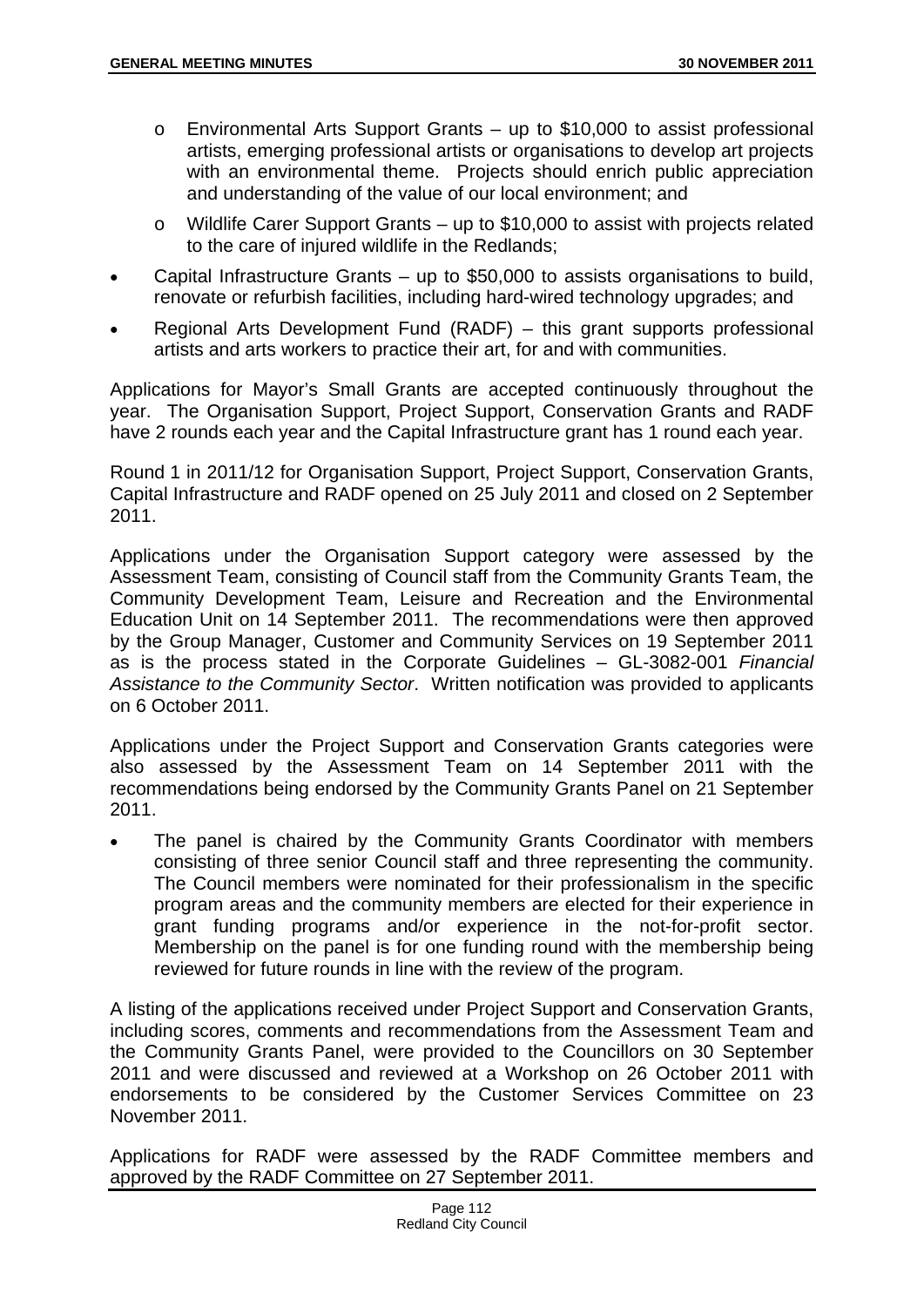- Environmental Arts Support Grants – up to $10,000 to assist professional artists, emerging professional artists or organisations to develop art projects with an environmental theme. Projects should enrich public appreciation and understanding of the value of our local environment; and
  - Wildlife Carer Support Grants – up to $10,000 to assist with projects related to the care of injured wildlife in the Redlands;
- Capital Infrastructure Grants – up to $50,000 to assists organisations to build, renovate or refurbish facilities, including hard-wired technology upgrades; and
- Regional Arts Development Fund (RADF) – this grant supports professional artists and arts workers to practice their art, for and with communities.

Applications for Mayor's Small Grants are accepted continuously throughout the year. The Organisation Support, Project Support, Conservation Grants and RADF have 2 rounds each year and the Capital Infrastructure grant has 1 round each year.

Round 1 in 2011/12 for Organisation Support, Project Support, Conservation Grants, Capital Infrastructure and RADF opened on 25 July 2011 and closed on 2 September 2011.

Applications under the Organisation Support category were assessed by the Assessment Team, consisting of Council staff from the Community Grants Team, the Community Development Team, Leisure and Recreation and the Environmental Education Unit on 14 September 2011. The recommendations were then approved by the Group Manager, Customer and Community Services on 19 September 2011 as is the process stated in the Corporate Guidelines – GL-3082-001 *Financial Assistance to the Community Sector*. Written notification was provided to applicants on 6 October 2011.

Applications under the Project Support and Conservation Grants categories were also assessed by the Assessment Team on 14 September 2011 with the recommendations being endorsed by the Community Grants Panel on 21 September 2011.

- The panel is chaired by the Community Grants Coordinator with members consisting of three senior Council staff and three representing the community. The Council members were nominated for their professionalism in the specific program areas and the community members are elected for their experience in grant funding programs and/or experience in the not-for-profit sector. Membership on the panel is for one funding round with the membership being reviewed for future rounds in line with the review of the program.

A listing of the applications received under Project Support and Conservation Grants, including scores, comments and recommendations from the Assessment Team and the Community Grants Panel, were provided to the Councillors on 30 September 2011 and were discussed and reviewed at a Workshop on 26 October 2011 with endorsements to be considered by the Customer Services Committee on 23 November 2011.

Applications for RADF were assessed by the RADF Committee members and approved by the RADF Committee on 27 September 2011.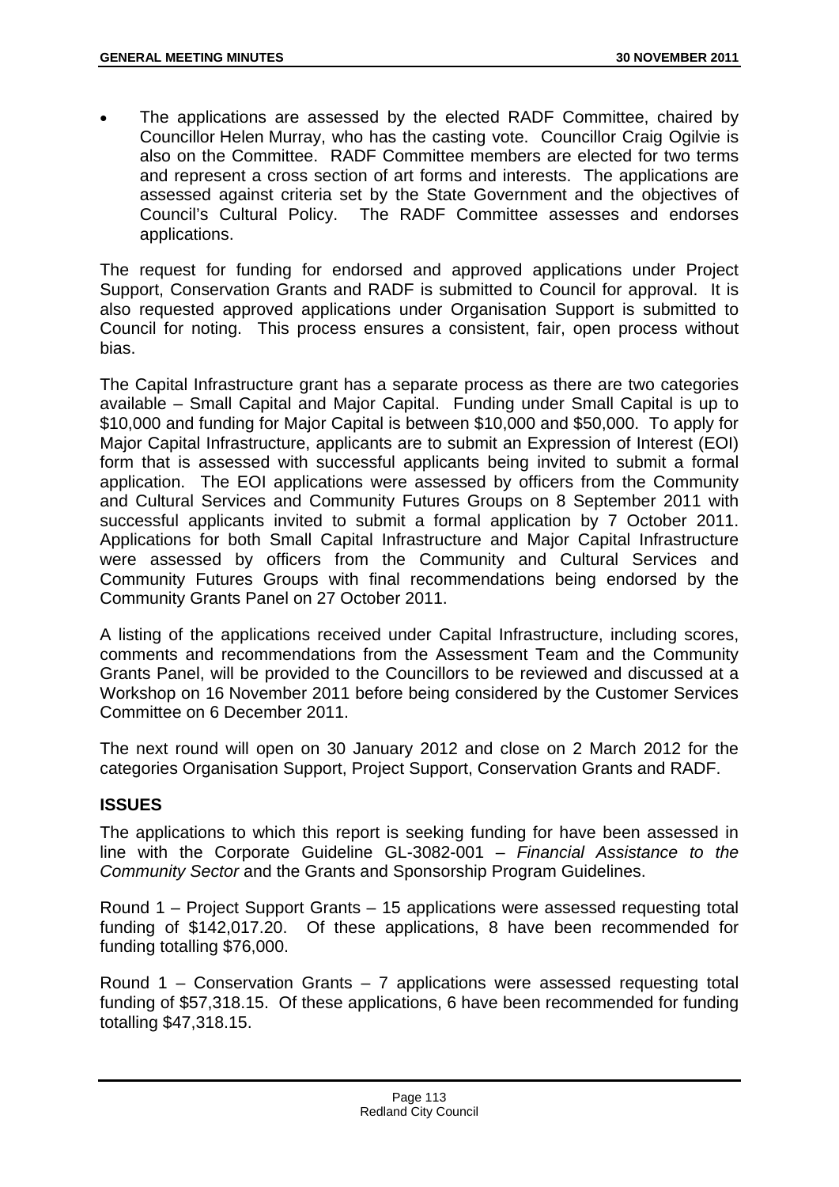- The applications are assessed by the elected RADF Committee, chaired by Councillor Helen Murray, who has the casting vote. Councillor Craig Ogilvie is also on the Committee. RADF Committee members are elected for two terms and represent a cross section of art forms and interests. The applications are assessed against criteria set by the State Government and the objectives of Council's Cultural Policy. The RADF Committee assesses and endorses applications.

The request for funding for endorsed and approved applications under Project Support, Conservation Grants and RADF is submitted to Council for approval. It is also requested approved applications under Organisation Support is submitted to Council for noting. This process ensures a consistent, fair, open process without bias.

The Capital Infrastructure grant has a separate process as there are two categories available – Small Capital and Major Capital. Funding under Small Capital is up to $10,000 and funding for Major Capital is between $10,000 and $50,000. To apply for Major Capital Infrastructure, applicants are to submit an Expression of Interest (EOI) form that is assessed with successful applicants being invited to submit a formal application. The EOI applications were assessed by officers from the Community and Cultural Services and Community Futures Groups on 8 September 2011 with successful applicants invited to submit a formal application by 7 October 2011. Applications for both Small Capital Infrastructure and Major Capital Infrastructure were assessed by officers from the Community and Cultural Services and Community Futures Groups with final recommendations being endorsed by the Community Grants Panel on 27 October 2011.

A listing of the applications received under Capital Infrastructure, including scores, comments and recommendations from the Assessment Team and the Community Grants Panel, will be provided to the Councillors to be reviewed and discussed at a Workshop on 16 November 2011 before being considered by the Customer Services Committee on 6 December 2011.

The next round will open on 30 January 2012 and close on 2 March 2012 for the categories Organisation Support, Project Support, Conservation Grants and RADF.

## ISSUES

The applications to which this report is seeking funding for have been assessed in line with the Corporate Guideline GL-3082-001 – *Financial Assistance to the Community Sector* and the Grants and Sponsorship Program Guidelines.

Round 1 – Project Support Grants – 15 applications were assessed requesting total funding of $142,017.20. Of these applications, 8 have been recommended for funding totalling $76,000.

Round 1 – Conservation Grants – 7 applications were assessed requesting total funding of $57,318.15. Of these applications, 6 have been recommended for funding totalling $47,318.15.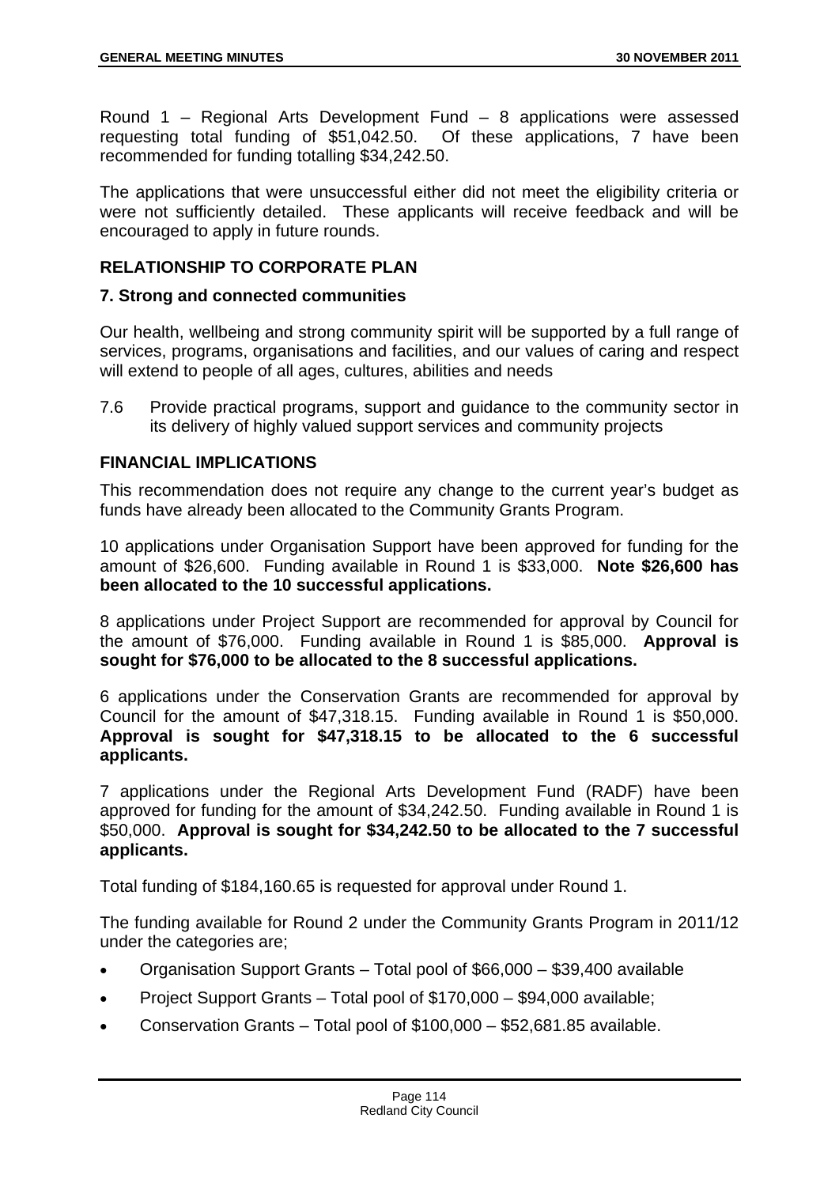Round 1 – Regional Arts Development Fund – 8 applications were assessed requesting total funding of $51,042.50. Of these applications, 7 have been recommended for funding totalling $34,242.50.

The applications that were unsuccessful either did not meet the eligibility criteria or were not sufficiently detailed. These applicants will receive feedback and will be encouraged to apply in future rounds.

## RELATIONSHIP TO CORPORATE PLAN

### 7. Strong and connected communities

Our health, wellbeing and strong community spirit will be supported by a full range of services, programs, organisations and facilities, and our values of caring and respect will extend to people of all ages, cultures, abilities and needs

7.6 Provide practical programs, support and guidance to the community sector in its delivery of highly valued support services and community projects

## FINANCIAL IMPLICATIONS

This recommendation does not require any change to the current year's budget as funds have already been allocated to the Community Grants Program.

10 applications under Organisation Support have been approved for funding for the amount of $26,600. Funding available in Round 1 is $33,000. **Note $26,600 has been allocated to the 10 successful applications.**

8 applications under Project Support are recommended for approval by Council for the amount of $76,000. Funding available in Round 1 is $85,000. **Approval is sought for $76,000 to be allocated to the 8 successful applications.**

6 applications under the Conservation Grants are recommended for approval by Council for the amount of $47,318.15. Funding available in Round 1 is $50,000. **Approval is sought for $47,318.15 to be allocated to the 6 successful applicants.**

7 applications under the Regional Arts Development Fund (RADF) have been approved for funding for the amount of $34,242.50. Funding available in Round 1 is $50,000. **Approval is sought for $34,242.50 to be allocated to the 7 successful applicants.**

Total funding of $184,160.65 is requested for approval under Round 1.

The funding available for Round 2 under the Community Grants Program in 2011/12 under the categories are;

- Organisation Support Grants – Total pool of $66,000 – $39,400 available
- Project Support Grants – Total pool of $170,000 – $94,000 available;
- Conservation Grants – Total pool of $100,000 – $52,681.85 available.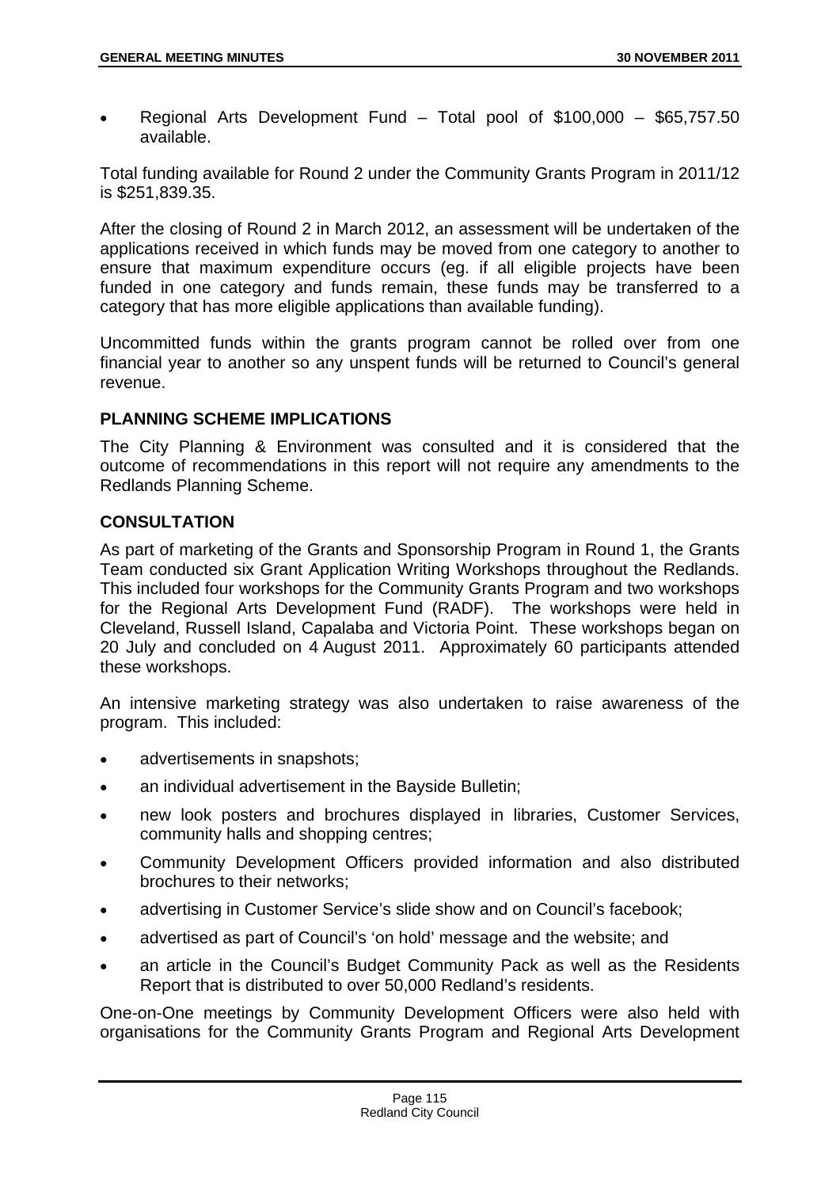- Regional Arts Development Fund – Total pool of $100,000 – $65,757.50 available.

Total funding available for Round 2 under the Community Grants Program in 2011/12 is $251,839.35.

After the closing of Round 2 in March 2012, an assessment will be undertaken of the applications received in which funds may be moved from one category to another to ensure that maximum expenditure occurs (eg. if all eligible projects have been funded in one category and funds remain, these funds may be transferred to a category that has more eligible applications than available funding).

Uncommitted funds within the grants program cannot be rolled over from one financial year to another so any unspent funds will be returned to Council's general revenue.

## PLANNING SCHEME IMPLICATIONS

The City Planning & Environment was consulted and it is considered that the outcome of recommendations in this report will not require any amendments to the Redlands Planning Scheme.

## CONSULTATION

As part of marketing of the Grants and Sponsorship Program in Round 1, the Grants Team conducted six Grant Application Writing Workshops throughout the Redlands. This included four workshops for the Community Grants Program and two workshops for the Regional Arts Development Fund (RADF). The workshops were held in Cleveland, Russell Island, Capalaba and Victoria Point. These workshops began on 20 July and concluded on 4 August 2011. Approximately 60 participants attended these workshops.

An intensive marketing strategy was also undertaken to raise awareness of the program. This included:

- advertisements in snapshots;
- an individual advertisement in the Bayside Bulletin;
- new look posters and brochures displayed in libraries, Customer Services, community halls and shopping centres;
- Community Development Officers provided information and also distributed brochures to their networks;
- advertising in Customer Service's slide show and on Council's facebook;
- advertised as part of Council's 'on hold' message and the website; and
- an article in the Council's Budget Community Pack as well as the Residents Report that is distributed to over 50,000 Redland's residents.

One-on-One meetings by Community Development Officers were also held with organisations for the Community Grants Program and Regional Arts Development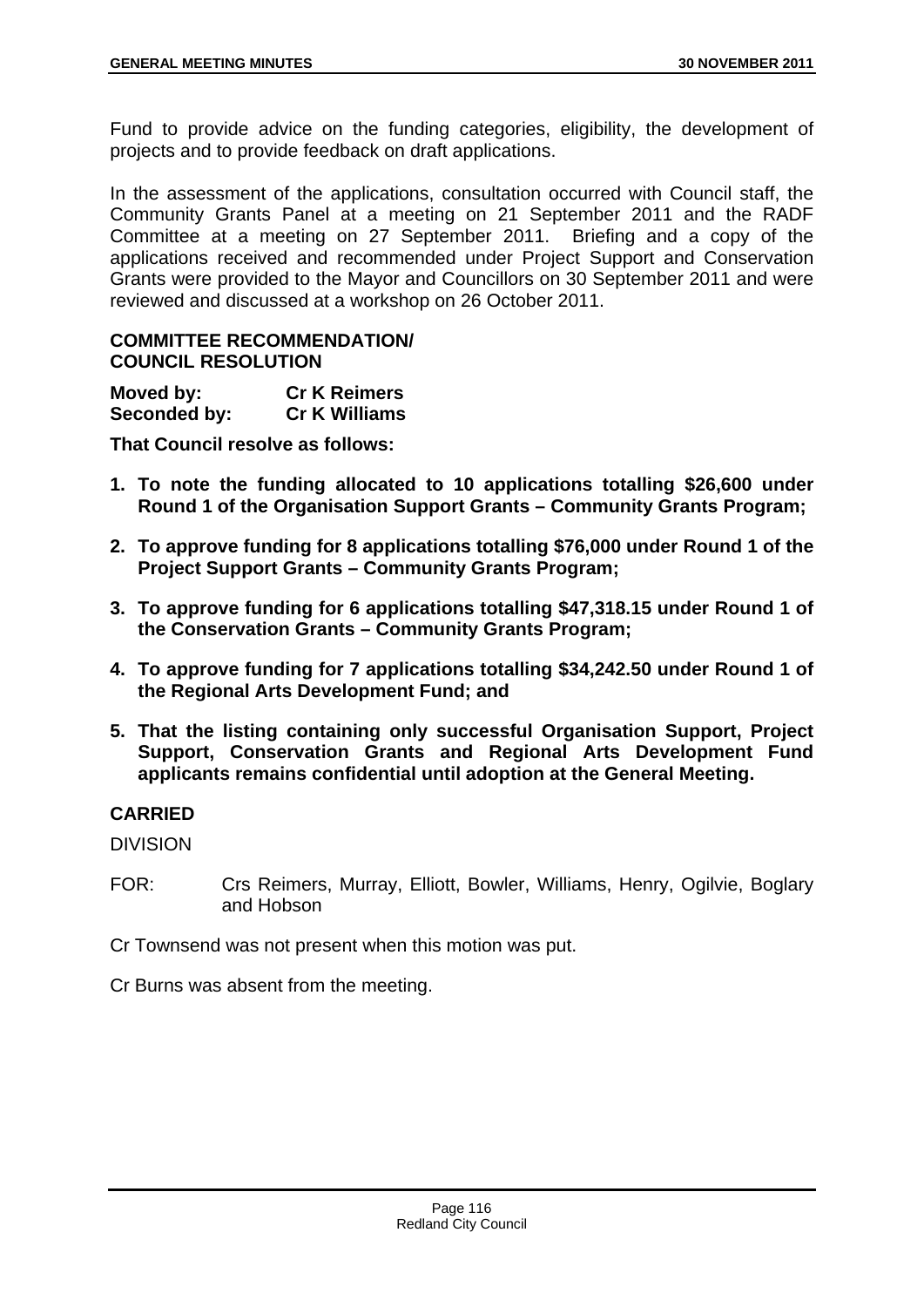Fund to provide advice on the funding categories, eligibility, the development of projects and to provide feedback on draft applications.

In the assessment of the applications, consultation occurred with Council staff, the Community Grants Panel at a meeting on 21 September 2011 and the RADF Committee at a meeting on 27 September 2011. Briefing and a copy of the applications received and recommended under Project Support and Conservation Grants were provided to the Mayor and Councillors on 30 September 2011 and were reviewed and discussed at a workshop on 26 October 2011.

**COMMITTEE RECOMMENDATION/**
**COUNCIL RESOLUTION**

**Moved by: Cr K Reimers**
**Seconded by: Cr K Williams**

**That Council resolve as follows:**

1. **To note the funding allocated to 10 applications totalling $26,600 under Round 1 of the Organisation Support Grants – Community Grants Program;**
2. **To approve funding for 8 applications totalling $76,000 under Round 1 of the Project Support Grants – Community Grants Program;**
3. **To approve funding for 6 applications totalling $47,318.15 under Round 1 of the Conservation Grants – Community Grants Program;**
4. **To approve funding for 7 applications totalling $34,242.50 under Round 1 of the Regional Arts Development Fund; and**
5. **That the listing containing only successful Organisation Support, Project Support, Conservation Grants and Regional Arts Development Fund applicants remains confidential until adoption at the General Meeting.**

**CARRIED**

DIVISION

FOR: Crs Reimers, Murray, Elliott, Bowler, Williams, Henry, Ogilvie, Boglary and Hobson

Cr Townsend was not present when this motion was put.

Cr Burns was absent from the meeting.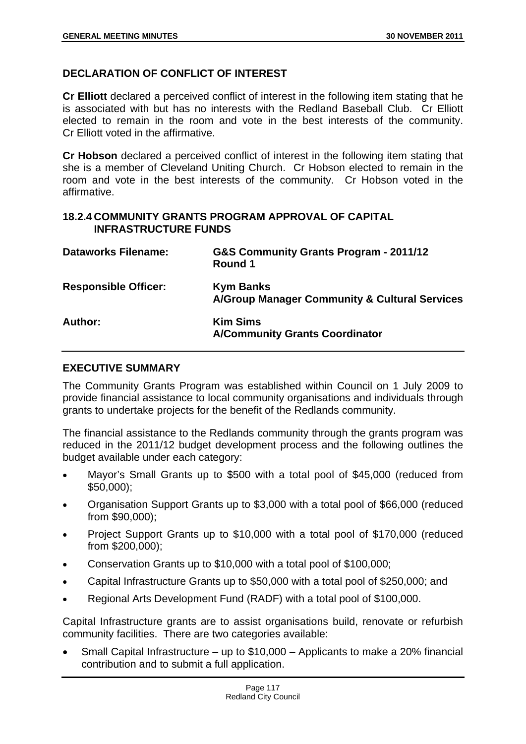## DECLARATION OF CONFLICT OF INTEREST

**Cr Elliott** declared a perceived conflict of interest in the following item stating that he is associated with but has no interests with the Redland Baseball Club. Cr Elliott elected to remain in the room and vote in the best interests of the community. Cr Elliott voted in the affirmative.

**Cr Hobson** declared a perceived conflict of interest in the following item stating that she is a member of Cleveland Uniting Church. Cr Hobson elected to remain in the room and vote in the best interests of the community. Cr Hobson voted in the affirmative.

## 18.2.4 COMMUNITY GRANTS PROGRAM APPROVAL OF CAPITAL INFRASTRUCTURE FUNDS

| | |
|---|---|
| **Dataworks Filename:** | **G&S Community Grants Program - 2011/12 Round 1** |
| **Responsible Officer:** | **Kym Banks**<br>**A/Group Manager Community & Cultural Services** |
| **Author:** | **Kim Sims**<br>**A/Community Grants Coordinator** |

## EXECUTIVE SUMMARY

The Community Grants Program was established within Council on 1 July 2009 to provide financial assistance to local community organisations and individuals through grants to undertake projects for the benefit of the Redlands community.

The financial assistance to the Redlands community through the grants program was reduced in the 2011/12 budget development process and the following outlines the budget available under each category:

- Mayor's Small Grants up to $500 with a total pool of $45,000 (reduced from $50,000);
- Organisation Support Grants up to $3,000 with a total pool of $66,000 (reduced from $90,000);
- Project Support Grants up to $10,000 with a total pool of $170,000 (reduced from $200,000);
- Conservation Grants up to $10,000 with a total pool of $100,000;
- Capital Infrastructure Grants up to $50,000 with a total pool of $250,000; and
- Regional Arts Development Fund (RADF) with a total pool of $100,000.

Capital Infrastructure grants are to assist organisations build, renovate or refurbish community facilities. There are two categories available:

- Small Capital Infrastructure – up to $10,000 – Applicants to make a 20% financial contribution and to submit a full application.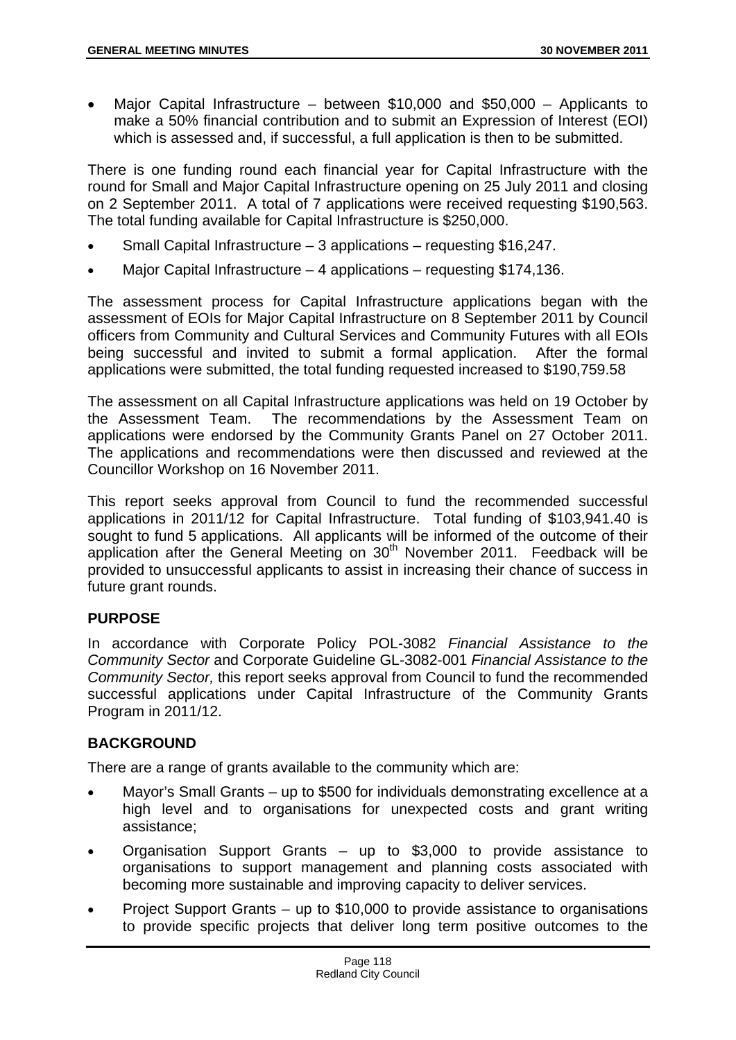- Major Capital Infrastructure – between $10,000 and $50,000 – Applicants to make a 50% financial contribution and to submit an Expression of Interest (EOI) which is assessed and, if successful, a full application is then to be submitted.

There is one funding round each financial year for Capital Infrastructure with the round for Small and Major Capital Infrastructure opening on 25 July 2011 and closing on 2 September 2011. A total of 7 applications were received requesting $190,563. The total funding available for Capital Infrastructure is $250,000.

- Small Capital Infrastructure – 3 applications – requesting $16,247.
- Major Capital Infrastructure – 4 applications – requesting $174,136.

The assessment process for Capital Infrastructure applications began with the assessment of EOIs for Major Capital Infrastructure on 8 September 2011 by Council officers from Community and Cultural Services and Community Futures with all EOIs being successful and invited to submit a formal application. After the formal applications were submitted, the total funding requested increased to $190,759.58

The assessment on all Capital Infrastructure applications was held on 19 October by the Assessment Team. The recommendations by the Assessment Team on applications were endorsed by the Community Grants Panel on 27 October 2011. The applications and recommendations were then discussed and reviewed at the Councillor Workshop on 16 November 2011.

This report seeks approval from Council to fund the recommended successful applications in 2011/12 for Capital Infrastructure. Total funding of $103,941.40 is sought to fund 5 applications. All applicants will be informed of the outcome of their application after the General Meeting on 30th November 2011. Feedback will be provided to unsuccessful applicants to assist in increasing their chance of success in future grant rounds.

## PURPOSE

In accordance with Corporate Policy POL-3082 *Financial Assistance to the Community Sector* and Corporate Guideline GL-3082-001 *Financial Assistance to the Community Sector,* this report seeks approval from Council to fund the recommended successful applications under Capital Infrastructure of the Community Grants Program in 2011/12.

## BACKGROUND

There are a range of grants available to the community which are:

- Mayor's Small Grants – up to $500 for individuals demonstrating excellence at a high level and to organisations for unexpected costs and grant writing assistance;
- Organisation Support Grants – up to $3,000 to provide assistance to organisations to support management and planning costs associated with becoming more sustainable and improving capacity to deliver services.
- Project Support Grants – up to $10,000 to provide assistance to organisations to provide specific projects that deliver long term positive outcomes to the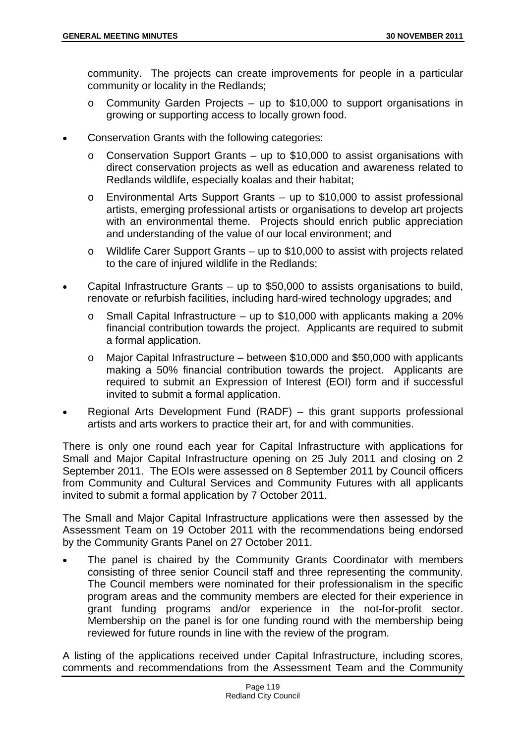community. The projects can create improvements for people in a particular community or locality in the Redlands;

  - Community Garden Projects – up to $10,000 to support organisations in growing or supporting access to locally grown food.

- Conservation Grants with the following categories:
  - Conservation Support Grants – up to $10,000 to assist organisations with direct conservation projects as well as education and awareness related to Redlands wildlife, especially koalas and their habitat;
  - Environmental Arts Support Grants – up to $10,000 to assist professional artists, emerging professional artists or organisations to develop art projects with an environmental theme. Projects should enrich public appreciation and understanding of the value of our local environment; and
  - Wildlife Carer Support Grants – up to $10,000 to assist with projects related to the care of injured wildlife in the Redlands;
- Capital Infrastructure Grants – up to $50,000 to assists organisations to build, renovate or refurbish facilities, including hard-wired technology upgrades; and
  - Small Capital Infrastructure – up to $10,000 with applicants making a 20% financial contribution towards the project. Applicants are required to submit a formal application.
  - Major Capital Infrastructure – between $10,000 and $50,000 with applicants making a 50% financial contribution towards the project. Applicants are required to submit an Expression of Interest (EOI) form and if successful invited to submit a formal application.
- Regional Arts Development Fund (RADF) – this grant supports professional artists and arts workers to practice their art, for and with communities.

There is only one round each year for Capital Infrastructure with applications for Small and Major Capital Infrastructure opening on 25 July 2011 and closing on 2 September 2011. The EOIs were assessed on 8 September 2011 by Council officers from Community and Cultural Services and Community Futures with all applicants invited to submit a formal application by 7 October 2011.

The Small and Major Capital Infrastructure applications were then assessed by the Assessment Team on 19 October 2011 with the recommendations being endorsed by the Community Grants Panel on 27 October 2011.

- The panel is chaired by the Community Grants Coordinator with members consisting of three senior Council staff and three representing the community. The Council members were nominated for their professionalism in the specific program areas and the community members are elected for their experience in grant funding programs and/or experience in the not-for-profit sector. Membership on the panel is for one funding round with the membership being reviewed for future rounds in line with the review of the program.

A listing of the applications received under Capital Infrastructure, including scores, comments and recommendations from the Assessment Team and the Community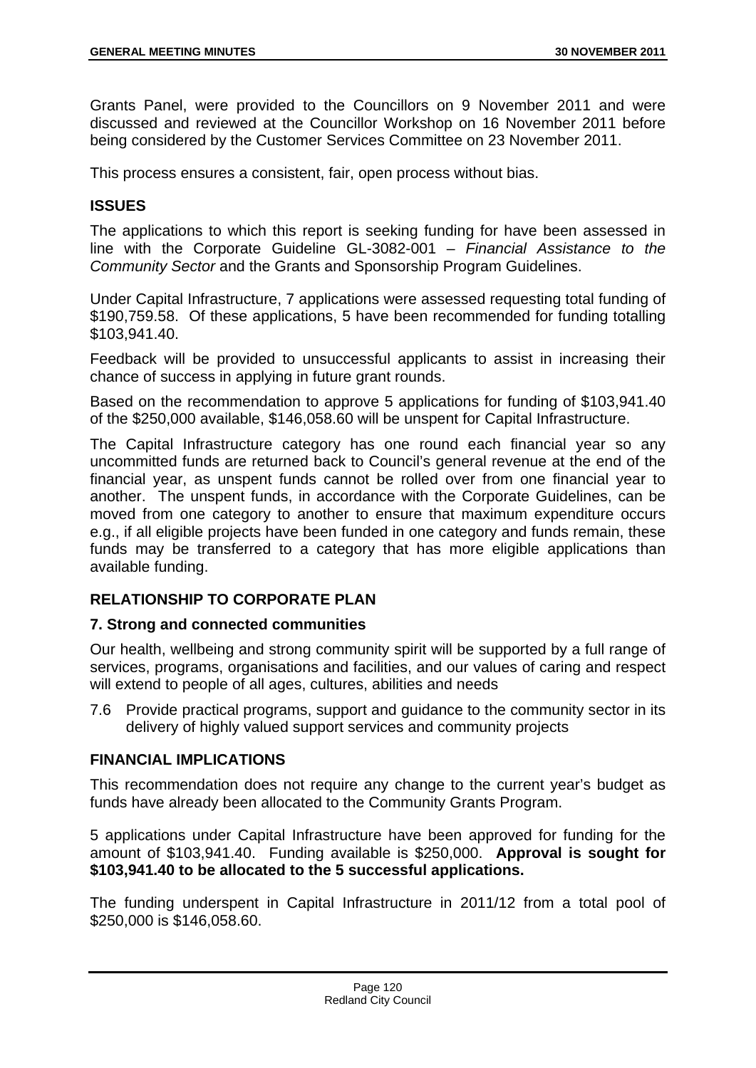Grants Panel, were provided to the Councillors on 9 November 2011 and were discussed and reviewed at the Councillor Workshop on 16 November 2011 before being considered by the Customer Services Committee on 23 November 2011.

This process ensures a consistent, fair, open process without bias.

## ISSUES

The applications to which this report is seeking funding for have been assessed in line with the Corporate Guideline GL-3082-001 – *Financial Assistance to the Community Sector* and the Grants and Sponsorship Program Guidelines.

Under Capital Infrastructure, 7 applications were assessed requesting total funding of $190,759.58. Of these applications, 5 have been recommended for funding totalling $103,941.40.

Feedback will be provided to unsuccessful applicants to assist in increasing their chance of success in applying in future grant rounds.

Based on the recommendation to approve 5 applications for funding of $103,941.40 of the $250,000 available, $146,058.60 will be unspent for Capital Infrastructure.

The Capital Infrastructure category has one round each financial year so any uncommitted funds are returned back to Council's general revenue at the end of the financial year, as unspent funds cannot be rolled over from one financial year to another. The unspent funds, in accordance with the Corporate Guidelines, can be moved from one category to another to ensure that maximum expenditure occurs e.g., if all eligible projects have been funded in one category and funds remain, these funds may be transferred to a category that has more eligible applications than available funding.

## RELATIONSHIP TO CORPORATE PLAN

### 7. Strong and connected communities

Our health, wellbeing and strong community spirit will be supported by a full range of services, programs, organisations and facilities, and our values of caring and respect will extend to people of all ages, cultures, abilities and needs

7.6 Provide practical programs, support and guidance to the community sector in its delivery of highly valued support services and community projects

## FINANCIAL IMPLICATIONS

This recommendation does not require any change to the current year's budget as funds have already been allocated to the Community Grants Program.

5 applications under Capital Infrastructure have been approved for funding for the amount of $103,941.40. Funding available is $250,000. **Approval is sought for $103,941.40 to be allocated to the 5 successful applications.**

The funding underspent in Capital Infrastructure in 2011/12 from a total pool of $250,000 is $146,058.60.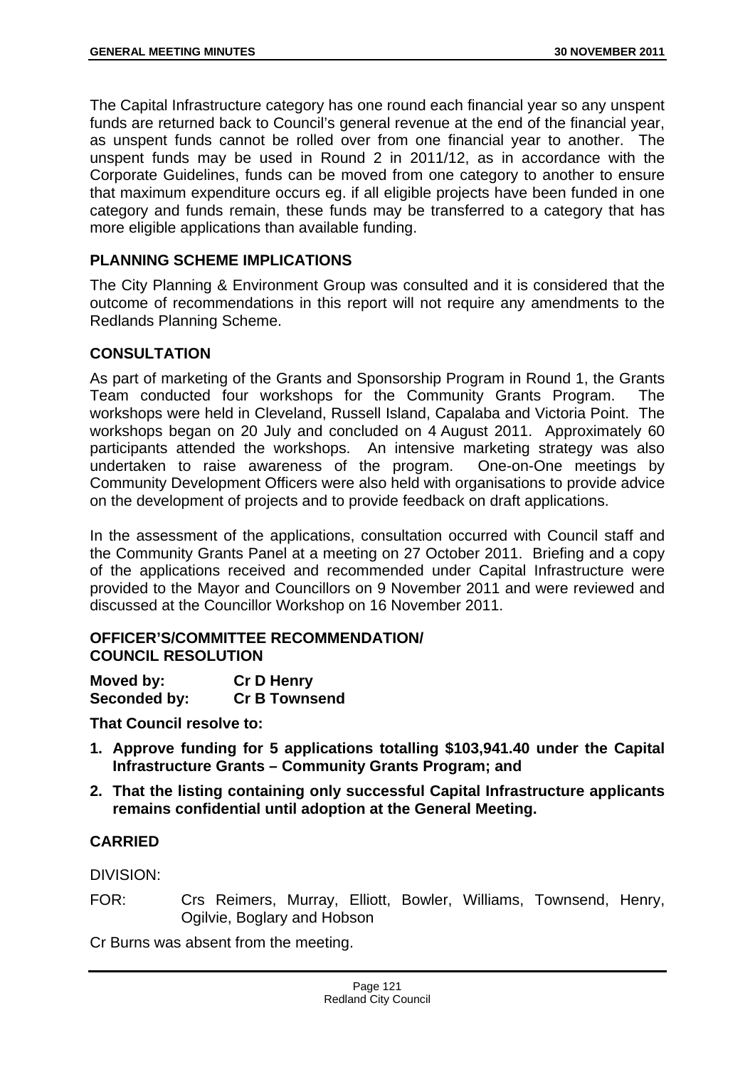The Capital Infrastructure category has one round each financial year so any unspent funds are returned back to Council's general revenue at the end of the financial year, as unspent funds cannot be rolled over from one financial year to another. The unspent funds may be used in Round 2 in 2011/12, as in accordance with the Corporate Guidelines, funds can be moved from one category to another to ensure that maximum expenditure occurs eg. if all eligible projects have been funded in one category and funds remain, these funds may be transferred to a category that has more eligible applications than available funding.

## PLANNING SCHEME IMPLICATIONS

The City Planning & Environment Group was consulted and it is considered that the outcome of recommendations in this report will not require any amendments to the Redlands Planning Scheme.

## CONSULTATION

As part of marketing of the Grants and Sponsorship Program in Round 1, the Grants Team conducted four workshops for the Community Grants Program. The workshops were held in Cleveland, Russell Island, Capalaba and Victoria Point. The workshops began on 20 July and concluded on 4 August 2011. Approximately 60 participants attended the workshops. An intensive marketing strategy was also undertaken to raise awareness of the program. One-on-One meetings by Community Development Officers were also held with organisations to provide advice on the development of projects and to provide feedback on draft applications.

In the assessment of the applications, consultation occurred with Council staff and the Community Grants Panel at a meeting on 27 October 2011. Briefing and a copy of the applications received and recommended under Capital Infrastructure were provided to the Mayor and Councillors on 9 November 2011 and were reviewed and discussed at the Councillor Workshop on 16 November 2011.

## OFFICER'S/COMMITTEE RECOMMENDATION/ COUNCIL RESOLUTION

**Moved by:** **Cr D Henry**
**Seconded by:** **Cr B Townsend**

**That Council resolve to:**

1. **Approve funding for 5 applications totalling $103,941.40 under the Capital Infrastructure Grants – Community Grants Program; and**
2. **That the listing containing only successful Capital Infrastructure applicants remains confidential until adoption at the General Meeting.**

## CARRIED

DIVISION:

FOR: Crs Reimers, Murray, Elliott, Bowler, Williams, Townsend, Henry, Ogilvie, Boglary and Hobson

Cr Burns was absent from the meeting.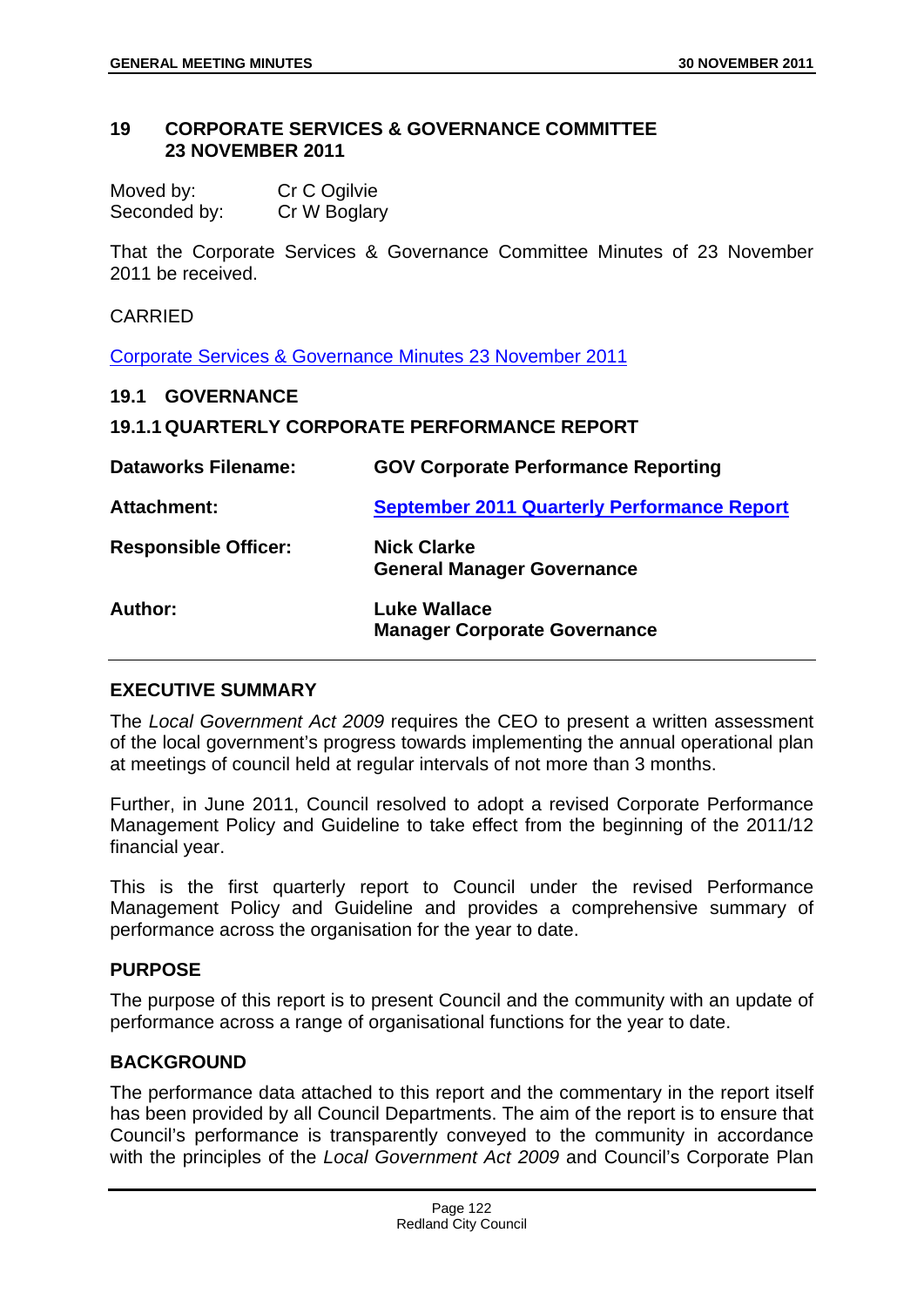## 19 CORPORATE SERVICES & GOVERNANCE COMMITTEE 23 NOVEMBER 2011

Moved by: Cr C Ogilvie
Seconded by: Cr W Boglary

That the Corporate Services & Governance Committee Minutes of 23 November 2011 be received.

CARRIED

Corporate Services & Governance Minutes 23 November 2011

### 19.1 GOVERNANCE

#### 19.1.1 QUARTERLY CORPORATE PERFORMANCE REPORT

| | |
|---|---|
| **Dataworks Filename:** | **GOV Corporate Performance Reporting** |
| **Attachment:** | **September 2011 Quarterly Performance Report** |
| **Responsible Officer:** | **Nick Clarke**<br>**General Manager Governance** |
| **Author:** | **Luke Wallace**<br>**Manager Corporate Governance** |

**EXECUTIVE SUMMARY**

The *Local Government Act 2009* requires the CEO to present a written assessment of the local government's progress towards implementing the annual operational plan at meetings of council held at regular intervals of not more than 3 months.

Further, in June 2011, Council resolved to adopt a revised Corporate Performance Management Policy and Guideline to take effect from the beginning of the 2011/12 financial year.

This is the first quarterly report to Council under the revised Performance Management Policy and Guideline and provides a comprehensive summary of performance across the organisation for the year to date.

**PURPOSE**

The purpose of this report is to present Council and the community with an update of performance across a range of organisational functions for the year to date.

**BACKGROUND**

The performance data attached to this report and the commentary in the report itself has been provided by all Council Departments. The aim of the report is to ensure that Council's performance is transparently conveyed to the community in accordance with the principles of the *Local Government Act 2009* and Council's Corporate Plan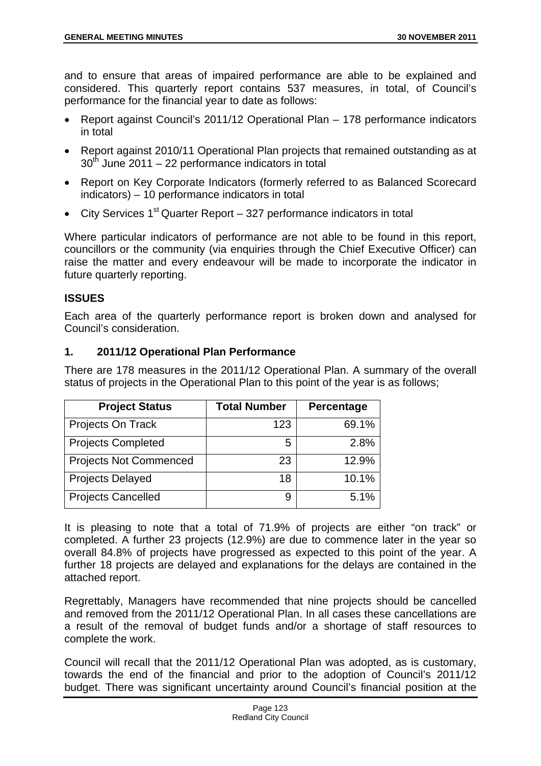and to ensure that areas of impaired performance are able to be explained and considered. This quarterly report contains 537 measures, in total, of Council's performance for the financial year to date as follows:

- Report against Council's 2011/12 Operational Plan – 178 performance indicators in total
- Report against 2010/11 Operational Plan projects that remained outstanding as at 30th June 2011 – 22 performance indicators in total
- Report on Key Corporate Indicators (formerly referred to as Balanced Scorecard indicators) – 10 performance indicators in total
- City Services 1st Quarter Report – 327 performance indicators in total

Where particular indicators of performance are not able to be found in this report, councillors or the community (via enquiries through the Chief Executive Officer) can raise the matter and every endeavour will be made to incorporate the indicator in future quarterly reporting.

## ISSUES

Each area of the quarterly performance report is broken down and analysed for Council's consideration.

### 1. 2011/12 Operational Plan Performance

There are 178 measures in the 2011/12 Operational Plan. A summary of the overall status of projects in the Operational Plan to this point of the year is as follows;

| Project Status | Total Number | Percentage |
|---|---:|---:|
| Projects On Track | 123 | 69.1% |
| Projects Completed | 5 | 2.8% |
| Projects Not Commenced | 23 | 12.9% |
| Projects Delayed | 18 | 10.1% |
| Projects Cancelled | 9 | 5.1% |

It is pleasing to note that a total of 71.9% of projects are either "on track" or completed. A further 23 projects (12.9%) are due to commence later in the year so overall 84.8% of projects have progressed as expected to this point of the year. A further 18 projects are delayed and explanations for the delays are contained in the attached report.

Regrettably, Managers have recommended that nine projects should be cancelled and removed from the 2011/12 Operational Plan. In all cases these cancellations are a result of the removal of budget funds and/or a shortage of staff resources to complete the work.

Council will recall that the 2011/12 Operational Plan was adopted, as is customary, towards the end of the financial and prior to the adoption of Council's 2011/12 budget. There was significant uncertainty around Council's financial position at the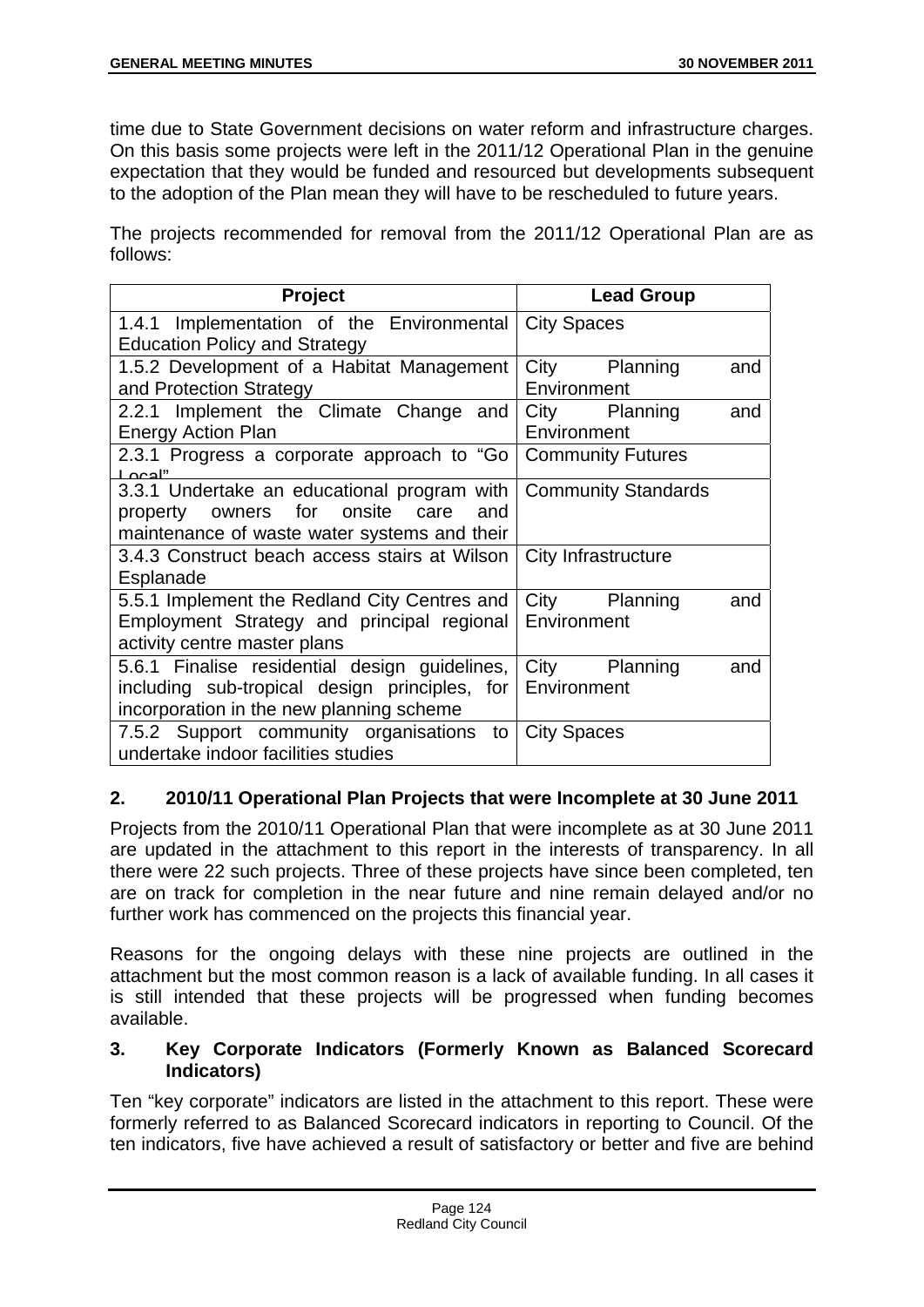time due to State Government decisions on water reform and infrastructure charges. On this basis some projects were left in the 2011/12 Operational Plan in the genuine expectation that they would be funded and resourced but developments subsequent to the adoption of the Plan mean they will have to be rescheduled to future years.

The projects recommended for removal from the 2011/12 Operational Plan are as follows:

| Project | Lead Group |
|---|---|
| 1.4.1 Implementation of the Environmental Education Policy and Strategy | City Spaces |
| 1.5.2 Development of a Habitat Management and Protection Strategy | City Planning and Environment |
| 2.2.1 Implement the Climate Change and Energy Action Plan | City Planning and Environment |
| 2.3.1 Progress a corporate approach to "Go Local" | Community Futures |
| 3.3.1 Undertake an educational program with property owners for onsite care and maintenance of waste water systems and their | Community Standards |
| 3.4.3 Construct beach access stairs at Wilson Esplanade | City Infrastructure |
| 5.5.1 Implement the Redland City Centres and Employment Strategy and principal regional activity centre master plans | City Planning and Environment |
| 5.6.1 Finalise residential design guidelines, including sub-tropical design principles, for incorporation in the new planning scheme | City Planning and Environment |
| 7.5.2 Support community organisations to undertake indoor facilities studies | City Spaces |

## 2. 2010/11 Operational Plan Projects that were Incomplete at 30 June 2011

Projects from the 2010/11 Operational Plan that were incomplete as at 30 June 2011 are updated in the attachment to this report in the interests of transparency. In all there were 22 such projects. Three of these projects have since been completed, ten are on track for completion in the near future and nine remain delayed and/or no further work has commenced on the projects this financial year.

Reasons for the ongoing delays with these nine projects are outlined in the attachment but the most common reason is a lack of available funding. In all cases it is still intended that these projects will be progressed when funding becomes available.

## 3. Key Corporate Indicators (Formerly Known as Balanced Scorecard Indicators)

Ten "key corporate" indicators are listed in the attachment to this report. These were formerly referred to as Balanced Scorecard indicators in reporting to Council. Of the ten indicators, five have achieved a result of satisfactory or better and five are behind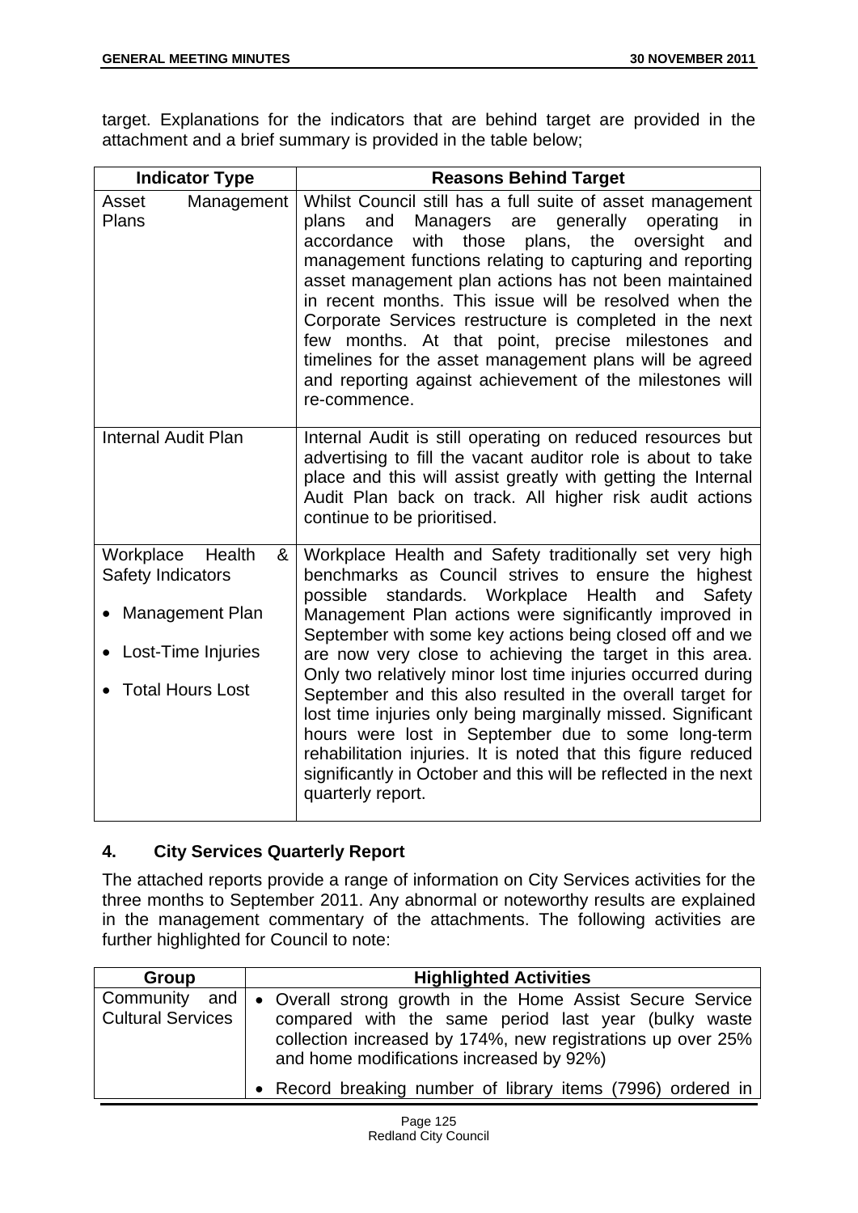target. Explanations for the indicators that are behind target are provided in the attachment and a brief summary is provided in the table below;

| Indicator Type | Reasons Behind Target |
|---|---|
| Asset Management Plans | Whilst Council still has a full suite of asset management plans and Managers are generally operating in accordance with those plans, the oversight and management functions relating to capturing and reporting asset management plan actions has not been maintained in recent months. This issue will be resolved when the Corporate Services restructure is completed in the next few months. At that point, precise milestones and timelines for the asset management plans will be agreed and reporting against achievement of the milestones will re-commence. |
| Internal Audit Plan | Internal Audit is still operating on reduced resources but advertising to fill the vacant auditor role is about to take place and this will assist greatly with getting the Internal Audit Plan back on track. All higher risk audit actions continue to be prioritised. |
| Workplace Health & Safety Indicators<br>• Management Plan<br>• Lost-Time Injuries<br>• Total Hours Lost | Workplace Health and Safety traditionally set very high benchmarks as Council strives to ensure the highest possible standards. Workplace Health and Safety Management Plan actions were significantly improved in September with some key actions being closed off and we are now very close to achieving the target in this area. Only two relatively minor lost time injuries occurred during September and this also resulted in the overall target for lost time injuries only being marginally missed. Significant hours were lost in September due to some long-term rehabilitation injuries. It is noted that this figure reduced significantly in October and this will be reflected in the next quarterly report. |

## 4. City Services Quarterly Report

The attached reports provide a range of information on City Services activities for the three months to September 2011. Any abnormal or noteworthy results are explained in the management commentary of the attachments. The following activities are further highlighted for Council to note:

| Group | Highlighted Activities |
|---|---|
| Community and Cultural Services | • Overall strong growth in the Home Assist Secure Service compared with the same period last year (bulky waste collection increased by 174%, new registrations up over 25% and home modifications increased by 92%)<br>• Record breaking number of library items (7996) ordered in |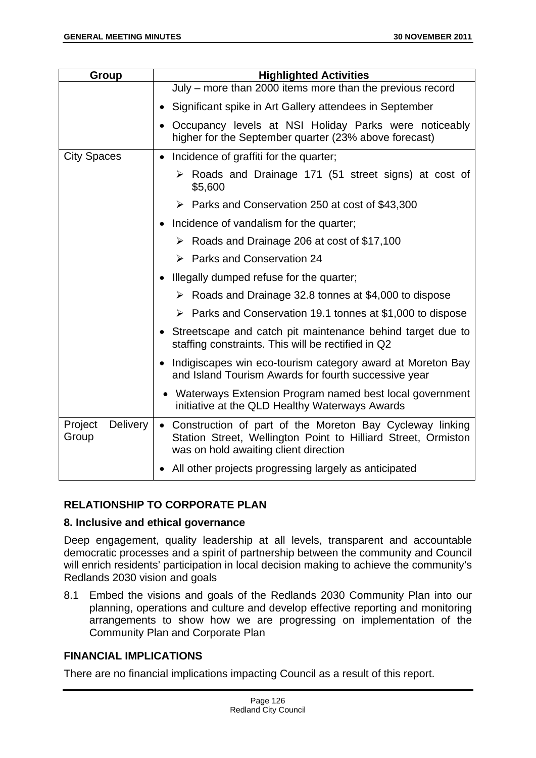| Group | Highlighted Activities |
|---|---|
| | July – more than 2000 items more than the previous record<br>• Significant spike in Art Gallery attendees in September<br>• Occupancy levels at NSI Holiday Parks were noticeably higher for the September quarter (23% above forecast) |
| City Spaces | • Incidence of graffiti for the quarter;<br>➢ Roads and Drainage 171 (51 street signs) at cost of \$5,600<br>➢ Parks and Conservation 250 at cost of \$43,300<br>• Incidence of vandalism for the quarter;<br>➢ Roads and Drainage 206 at cost of \$17,100<br>➢ Parks and Conservation 24<br>• Illegally dumped refuse for the quarter;<br>➢ Roads and Drainage 32.8 tonnes at \$4,000 to dispose<br>➢ Parks and Conservation 19.1 tonnes at \$1,000 to dispose<br>• Streetscape and catch pit maintenance behind target due to staffing constraints. This will be rectified in Q2<br>• Indigiscapes win eco-tourism category award at Moreton Bay and Island Tourism Awards for fourth successive year<br>• Waterways Extension Program named best local government initiative at the QLD Healthy Waterways Awards |
| Project Delivery Group | • Construction of part of the Moreton Bay Cycleway linking Station Street, Wellington Point to Hilliard Street, Ormiston was on hold awaiting client direction<br>• All other projects progressing largely as anticipated |

## RELATIONSHIP TO CORPORATE PLAN

### 8. Inclusive and ethical governance

Deep engagement, quality leadership at all levels, transparent and accountable democratic processes and a spirit of partnership between the community and Council will enrich residents' participation in local decision making to achieve the community's Redlands 2030 vision and goals

8.1 Embed the visions and goals of the Redlands 2030 Community Plan into our planning, operations and culture and develop effective reporting and monitoring arrangements to show how we are progressing on implementation of the Community Plan and Corporate Plan

## FINANCIAL IMPLICATIONS

There are no financial implications impacting Council as a result of this report.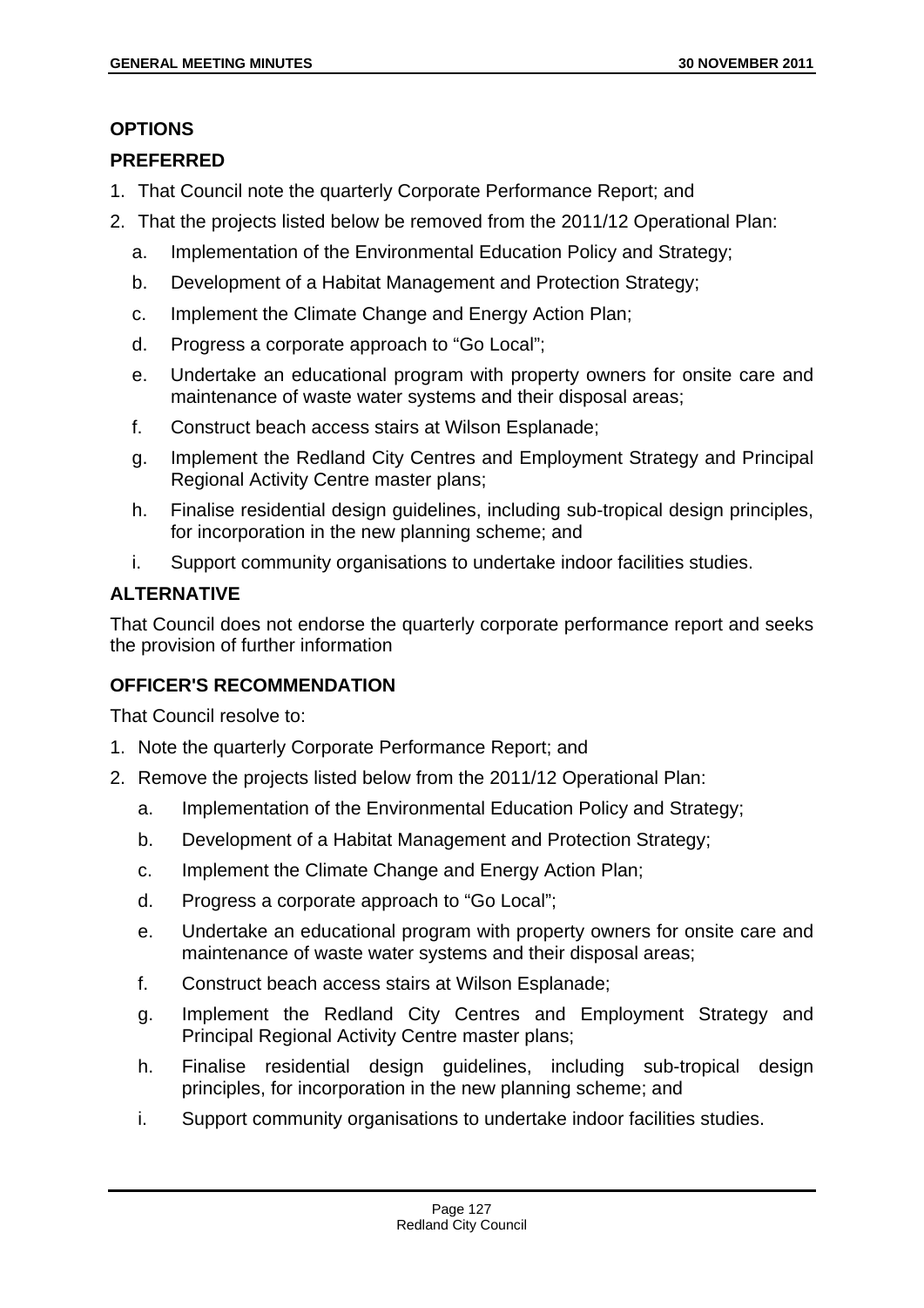## OPTIONS

### PREFERRED

1. That Council note the quarterly Corporate Performance Report; and
2. That the projects listed below be removed from the 2011/12 Operational Plan:
   a. Implementation of the Environmental Education Policy and Strategy;
   b. Development of a Habitat Management and Protection Strategy;
   c. Implement the Climate Change and Energy Action Plan;
   d. Progress a corporate approach to "Go Local";
   e. Undertake an educational program with property owners for onsite care and maintenance of waste water systems and their disposal areas;
   f. Construct beach access stairs at Wilson Esplanade;
   g. Implement the Redland City Centres and Employment Strategy and Principal Regional Activity Centre master plans;
   h. Finalise residential design guidelines, including sub-tropical design principles, for incorporation in the new planning scheme; and
   i. Support community organisations to undertake indoor facilities studies.

### ALTERNATIVE

That Council does not endorse the quarterly corporate performance report and seeks the provision of further information

## OFFICER'S RECOMMENDATION

That Council resolve to:

1. Note the quarterly Corporate Performance Report; and
2. Remove the projects listed below from the 2011/12 Operational Plan:
   a. Implementation of the Environmental Education Policy and Strategy;
   b. Development of a Habitat Management and Protection Strategy;
   c. Implement the Climate Change and Energy Action Plan;
   d. Progress a corporate approach to "Go Local";
   e. Undertake an educational program with property owners for onsite care and maintenance of waste water systems and their disposal areas;
   f. Construct beach access stairs at Wilson Esplanade;
   g. Implement the Redland City Centres and Employment Strategy and Principal Regional Activity Centre master plans;
   h. Finalise residential design guidelines, including sub-tropical design principles, for incorporation in the new planning scheme; and
   i. Support community organisations to undertake indoor facilities studies.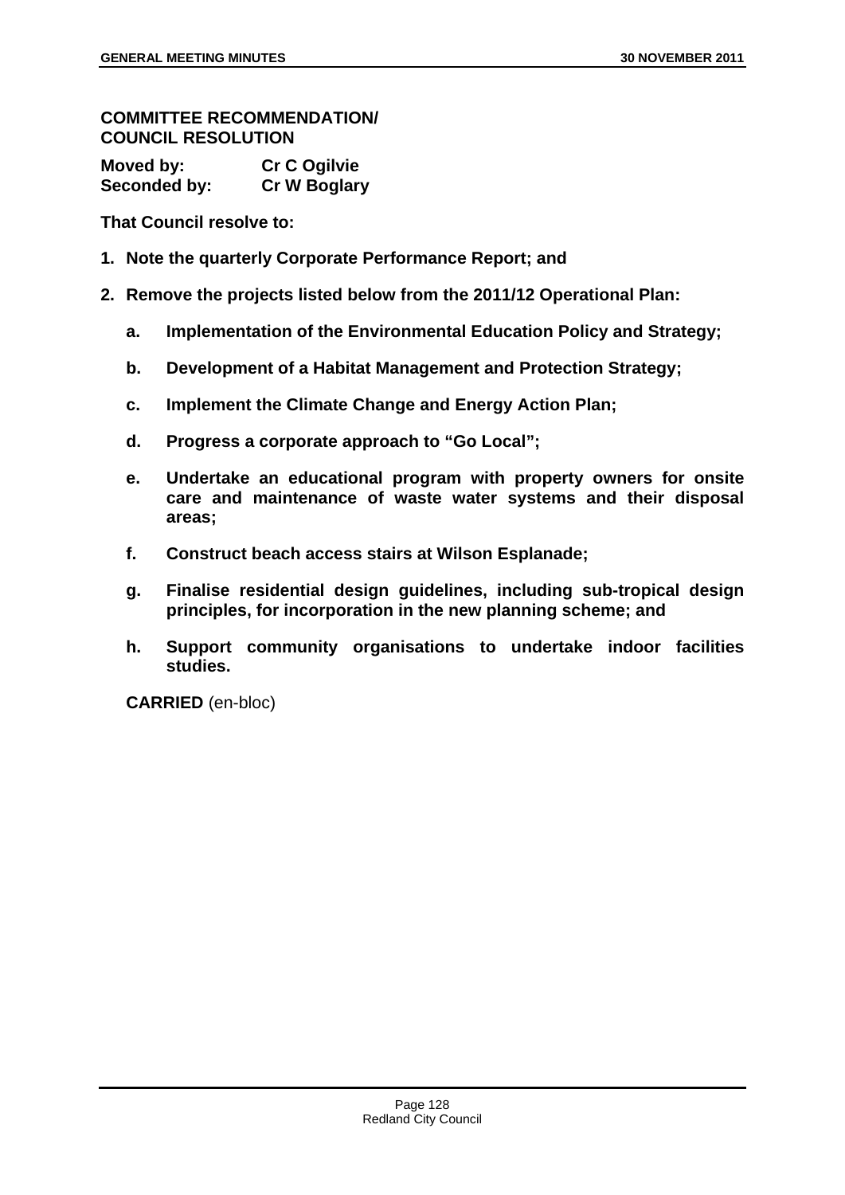**COMMITTEE RECOMMENDATION/ COUNCIL RESOLUTION**

**Moved by:** **Cr C Ogilvie**
**Seconded by:** **Cr W Boglary**

**That Council resolve to:**

1. **Note the quarterly Corporate Performance Report; and**
2. **Remove the projects listed below from the 2011/12 Operational Plan:**
   a. **Implementation of the Environmental Education Policy and Strategy;**
   b. **Development of a Habitat Management and Protection Strategy;**
   c. **Implement the Climate Change and Energy Action Plan;**
   d. **Progress a corporate approach to "Go Local";**
   e. **Undertake an educational program with property owners for onsite care and maintenance of waste water systems and their disposal areas;**
   f. **Construct beach access stairs at Wilson Esplanade;**
   g. **Finalise residential design guidelines, including sub-tropical design principles, for incorporation in the new planning scheme; and**
   h. **Support community organisations to undertake indoor facilities studies.**

**CARRIED** (en-bloc)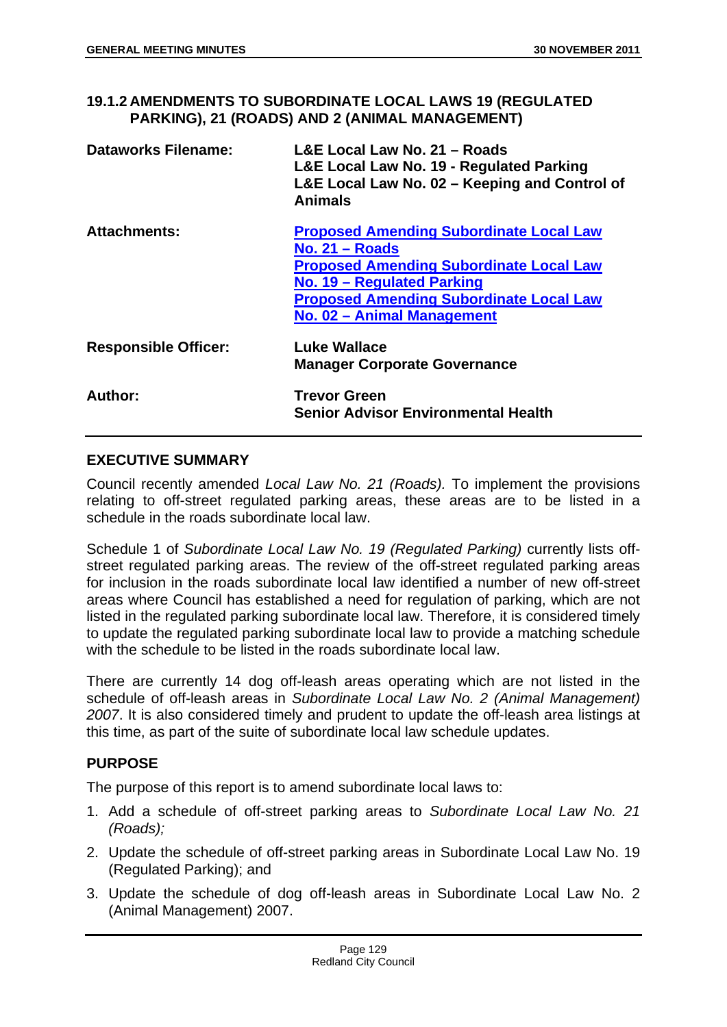### 19.1.2 AMENDMENTS TO SUBORDINATE LOCAL LAWS 19 (REGULATED PARKING), 21 (ROADS) AND 2 (ANIMAL MANAGEMENT)

| | |
|---|---|
| **Dataworks Filename:** | **L&E Local Law No. 21 – Roads**<br>**L&E Local Law No. 19 - Regulated Parking**<br>**L&E Local Law No. 02 – Keeping and Control of Animals** |
| **Attachments:** | **Proposed Amending Subordinate Local Law No. 21 – Roads**<br>**Proposed Amending Subordinate Local Law No. 19 – Regulated Parking**<br>**Proposed Amending Subordinate Local Law No. 02 – Animal Management** |
| **Responsible Officer:** | **Luke Wallace**<br>**Manager Corporate Governance** |
| **Author:** | **Trevor Green**<br>**Senior Advisor Environmental Health** |

**EXECUTIVE SUMMARY**

Council recently amended *Local Law No. 21 (Roads).* To implement the provisions relating to off-street regulated parking areas, these areas are to be listed in a schedule in the roads subordinate local law.

Schedule 1 of *Subordinate Local Law No. 19 (Regulated Parking)* currently lists off-street regulated parking areas. The review of the off-street regulated parking areas for inclusion in the roads subordinate local law identified a number of new off-street areas where Council has established a need for regulation of parking, which are not listed in the regulated parking subordinate local law. Therefore, it is considered timely to update the regulated parking subordinate local law to provide a matching schedule with the schedule to be listed in the roads subordinate local law.

There are currently 14 dog off-leash areas operating which are not listed in the schedule of off-leash areas in *Subordinate Local Law No. 2 (Animal Management) 2007*. It is also considered timely and prudent to update the off-leash area listings at this time, as part of the suite of subordinate local law schedule updates.

**PURPOSE**

The purpose of this report is to amend subordinate local laws to:

1. Add a schedule of off-street parking areas to *Subordinate Local Law No. 21 (Roads);*
2. Update the schedule of off-street parking areas in Subordinate Local Law No. 19 (Regulated Parking); and
3. Update the schedule of dog off-leash areas in Subordinate Local Law No. 2 (Animal Management) 2007.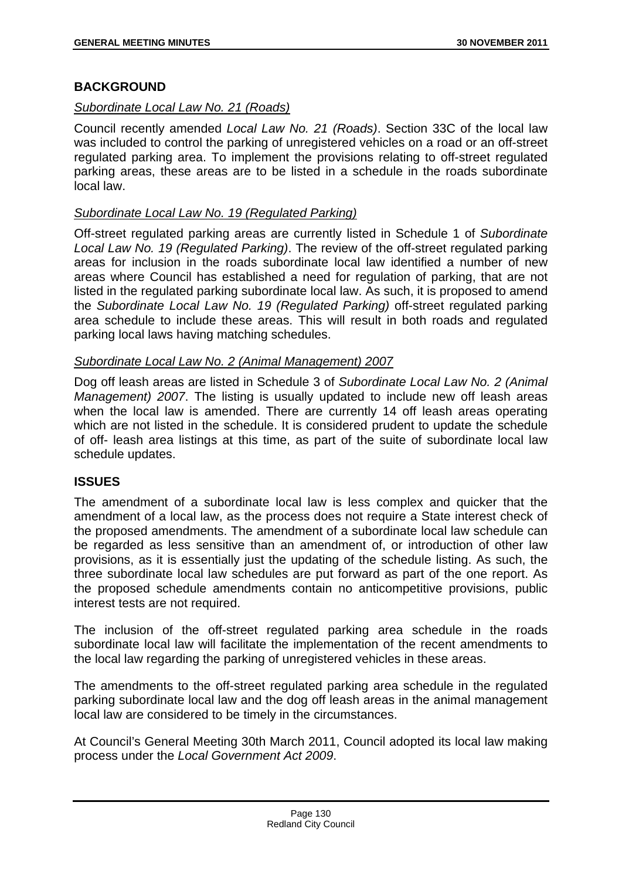## BACKGROUND

*Subordinate Local Law No. 21 (Roads)*

Council recently amended *Local Law No. 21 (Roads)*. Section 33C of the local law was included to control the parking of unregistered vehicles on a road or an off-street regulated parking area. To implement the provisions relating to off-street regulated parking areas, these areas are to be listed in a schedule in the roads subordinate local law.

*Subordinate Local Law No. 19 (Regulated Parking)*

Off-street regulated parking areas are currently listed in Schedule 1 of *Subordinate Local Law No. 19 (Regulated Parking)*. The review of the off-street regulated parking areas for inclusion in the roads subordinate local law identified a number of new areas where Council has established a need for regulation of parking, that are not listed in the regulated parking subordinate local law. As such, it is proposed to amend the *Subordinate Local Law No. 19 (Regulated Parking)* off-street regulated parking area schedule to include these areas. This will result in both roads and regulated parking local laws having matching schedules.

*Subordinate Local Law No. 2 (Animal Management) 2007*

Dog off leash areas are listed in Schedule 3 of *Subordinate Local Law No. 2 (Animal Management) 2007*. The listing is usually updated to include new off leash areas when the local law is amended. There are currently 14 off leash areas operating which are not listed in the schedule. It is considered prudent to update the schedule of off- leash area listings at this time, as part of the suite of subordinate local law schedule updates.

## ISSUES

The amendment of a subordinate local law is less complex and quicker that the amendment of a local law, as the process does not require a State interest check of the proposed amendments. The amendment of a subordinate local law schedule can be regarded as less sensitive than an amendment of, or introduction of other law provisions, as it is essentially just the updating of the schedule listing. As such, the three subordinate local law schedules are put forward as part of the one report. As the proposed schedule amendments contain no anticompetitive provisions, public interest tests are not required.

The inclusion of the off-street regulated parking area schedule in the roads subordinate local law will facilitate the implementation of the recent amendments to the local law regarding the parking of unregistered vehicles in these areas.

The amendments to the off-street regulated parking area schedule in the regulated parking subordinate local law and the dog off leash areas in the animal management local law are considered to be timely in the circumstances.

At Council's General Meeting 30th March 2011, Council adopted its local law making process under the *Local Government Act 2009*.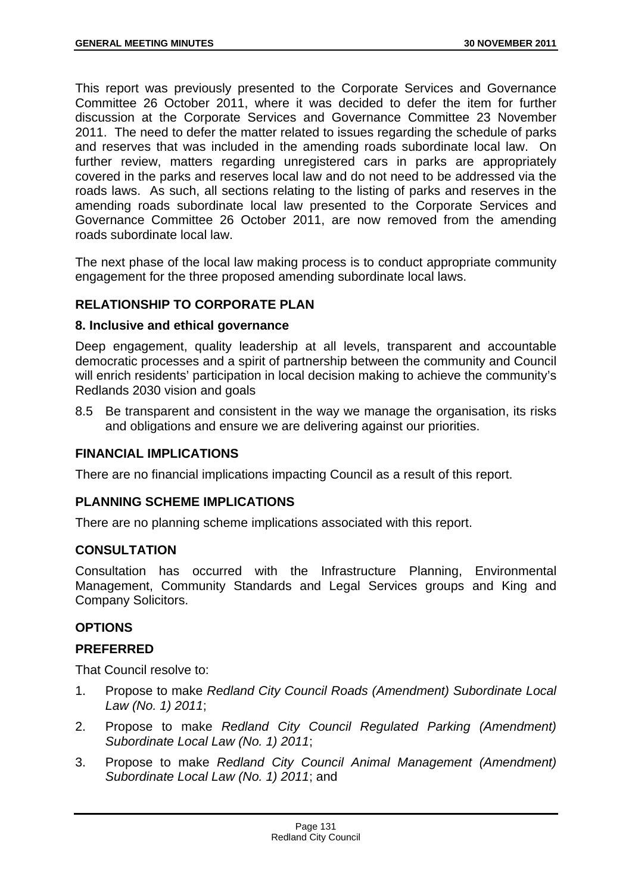This report was previously presented to the Corporate Services and Governance Committee 26 October 2011, where it was decided to defer the item for further discussion at the Corporate Services and Governance Committee 23 November 2011. The need to defer the matter related to issues regarding the schedule of parks and reserves that was included in the amending roads subordinate local law. On further review, matters regarding unregistered cars in parks are appropriately covered in the parks and reserves local law and do not need to be addressed via the roads laws. As such, all sections relating to the listing of parks and reserves in the amending roads subordinate local law presented to the Corporate Services and Governance Committee 26 October 2011, are now removed from the amending roads subordinate local law.

The next phase of the local law making process is to conduct appropriate community engagement for the three proposed amending subordinate local laws.

## RELATIONSHIP TO CORPORATE PLAN

### 8. Inclusive and ethical governance

Deep engagement, quality leadership at all levels, transparent and accountable democratic processes and a spirit of partnership between the community and Council will enrich residents' participation in local decision making to achieve the community's Redlands 2030 vision and goals

8.5 Be transparent and consistent in the way we manage the organisation, its risks and obligations and ensure we are delivering against our priorities.

## FINANCIAL IMPLICATIONS

There are no financial implications impacting Council as a result of this report.

## PLANNING SCHEME IMPLICATIONS

There are no planning scheme implications associated with this report.

## CONSULTATION

Consultation has occurred with the Infrastructure Planning, Environmental Management, Community Standards and Legal Services groups and King and Company Solicitors.

## OPTIONS

### PREFERRED

That Council resolve to:

1. Propose to make *Redland City Council Roads (Amendment) Subordinate Local Law (No. 1) 2011*;
2. Propose to make *Redland City Council Regulated Parking (Amendment) Subordinate Local Law (No. 1) 2011*;
3. Propose to make *Redland City Council Animal Management (Amendment) Subordinate Local Law (No. 1) 2011*; and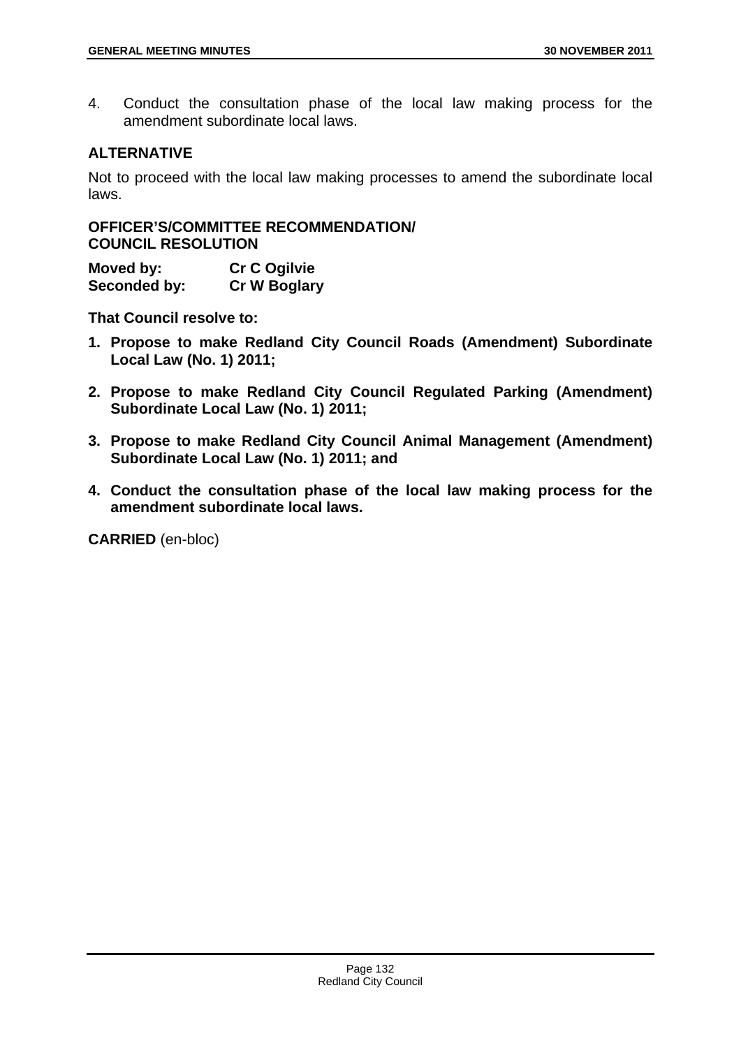4. Conduct the consultation phase of the local law making process for the amendment subordinate local laws.

## ALTERNATIVE

Not to proceed with the local law making processes to amend the subordinate local laws.

## OFFICER'S/COMMITTEE RECOMMENDATION/ COUNCIL RESOLUTION

| **Moved by:** | **Cr C Ogilvie** |
|---|---|
| **Seconded by:** | **Cr W Boglary** |

**That Council resolve to:**

1. **Propose to make Redland City Council Roads (Amendment) Subordinate Local Law (No. 1) 2011;**
2. **Propose to make Redland City Council Regulated Parking (Amendment) Subordinate Local Law (No. 1) 2011;**
3. **Propose to make Redland City Council Animal Management (Amendment) Subordinate Local Law (No. 1) 2011; and**
4. **Conduct the consultation phase of the local law making process for the amendment subordinate local laws.**

**CARRIED** (en-bloc)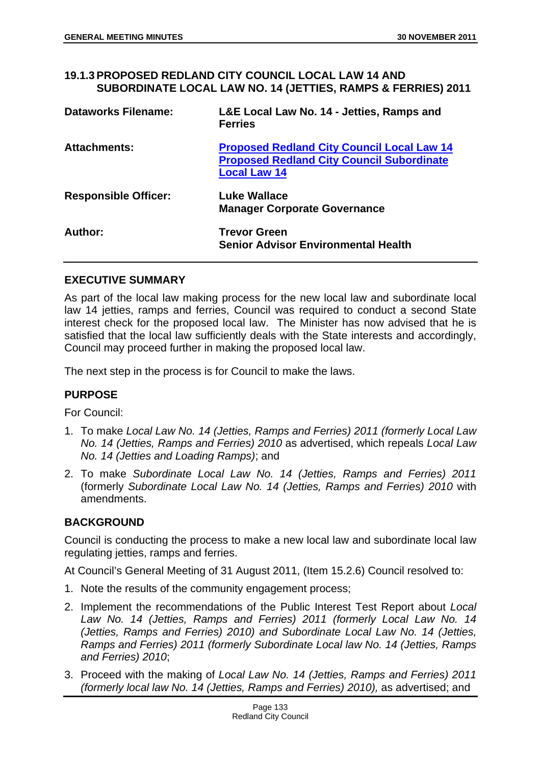### 19.1.3 PROPOSED REDLAND CITY COUNCIL LOCAL LAW 14 AND SUBORDINATE LOCAL LAW NO. 14 (JETTIES, RAMPS & FERRIES) 2011

| | |
|---|---|
| **Dataworks Filename:** | **L&E Local Law No. 14 - Jetties, Ramps and Ferries** |
| **Attachments:** | **Proposed Redland City Council Local Law 14**<br>**Proposed Redland City Council Subordinate Local Law 14** |
| **Responsible Officer:** | **Luke Wallace**<br>**Manager Corporate Governance** |
| **Author:** | **Trevor Green**<br>**Senior Advisor Environmental Health** |

#### EXECUTIVE SUMMARY

As part of the local law making process for the new local law and subordinate local law 14 jetties, ramps and ferries, Council was required to conduct a second State interest check for the proposed local law. The Minister has now advised that he is satisfied that the local law sufficiently deals with the State interests and accordingly, Council may proceed further in making the proposed local law.

The next step in the process is for Council to make the laws.

#### PURPOSE

For Council:

1. To make *Local Law No. 14 (Jetties, Ramps and Ferries) 2011 (formerly Local Law No. 14 (Jetties, Ramps and Ferries) 2010* as advertised, which repeals *Local Law No. 14 (Jetties and Loading Ramps)*; and
2. To make *Subordinate Local Law No. 14 (Jetties, Ramps and Ferries) 2011* (formerly *Subordinate Local Law No. 14 (Jetties, Ramps and Ferries) 2010* with amendments.

#### BACKGROUND

Council is conducting the process to make a new local law and subordinate local law regulating jetties, ramps and ferries.

At Council's General Meeting of 31 August 2011, (Item 15.2.6) Council resolved to:

1. Note the results of the community engagement process;
2. Implement the recommendations of the Public Interest Test Report about *Local Law No. 14 (Jetties, Ramps and Ferries) 2011 (formerly Local Law No. 14 (Jetties, Ramps and Ferries) 2010) and Subordinate Local Law No. 14 (Jetties, Ramps and Ferries) 2011 (formerly Subordinate Local law No. 14 (Jetties, Ramps and Ferries) 2010*;
3. Proceed with the making of *Local Law No. 14 (Jetties, Ramps and Ferries) 2011 (formerly local law No. 14 (Jetties, Ramps and Ferries) 2010),* as advertised; and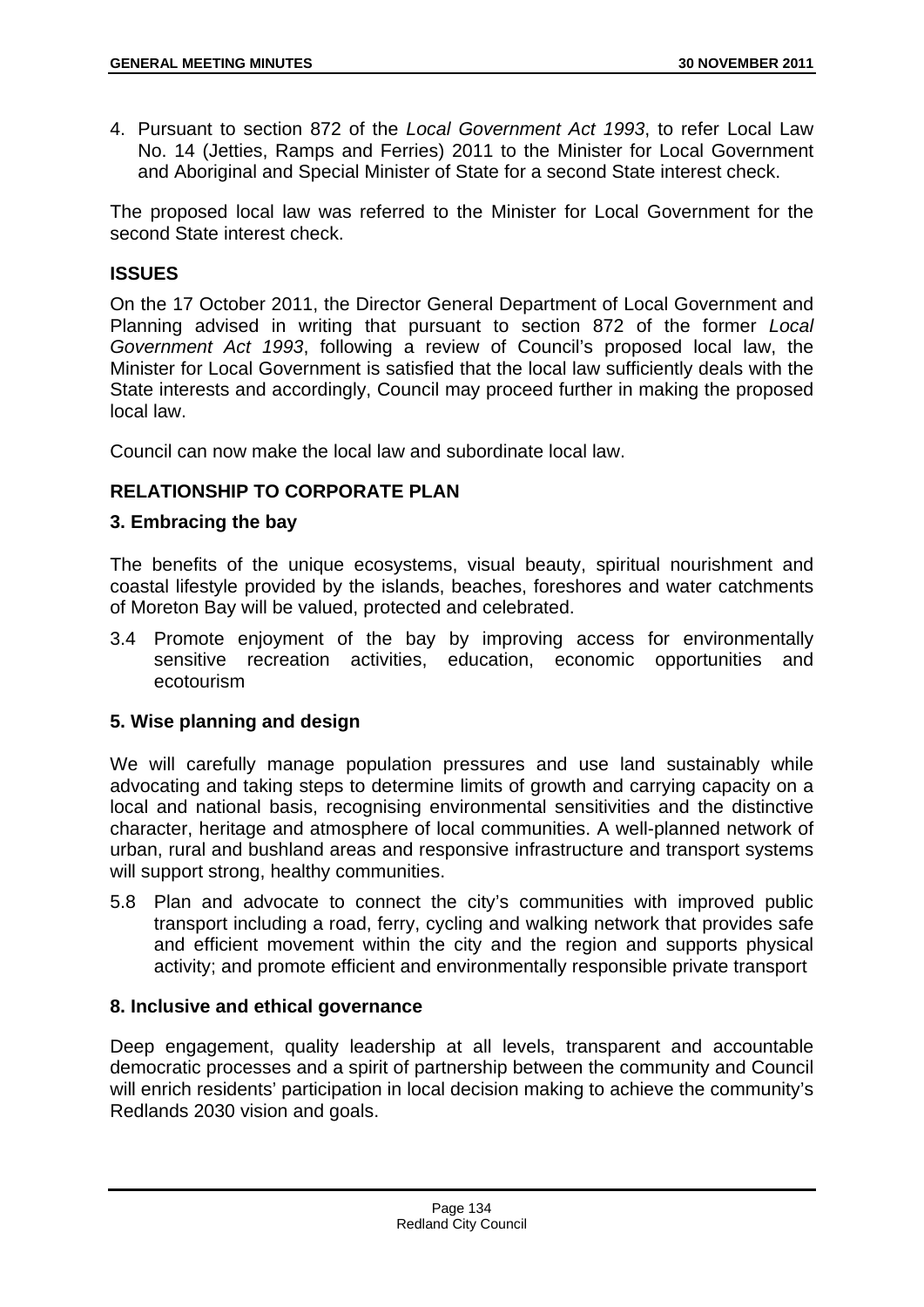4. Pursuant to section 872 of the *Local Government Act 1993*, to refer Local Law No. 14 (Jetties, Ramps and Ferries) 2011 to the Minister for Local Government and Aboriginal and Special Minister of State for a second State interest check.

The proposed local law was referred to the Minister for Local Government for the second State interest check.

## ISSUES

On the 17 October 2011, the Director General Department of Local Government and Planning advised in writing that pursuant to section 872 of the former *Local Government Act 1993*, following a review of Council's proposed local law, the Minister for Local Government is satisfied that the local law sufficiently deals with the State interests and accordingly, Council may proceed further in making the proposed local law.

Council can now make the local law and subordinate local law.

## RELATIONSHIP TO CORPORATE PLAN

### 3. Embracing the bay

The benefits of the unique ecosystems, visual beauty, spiritual nourishment and coastal lifestyle provided by the islands, beaches, foreshores and water catchments of Moreton Bay will be valued, protected and celebrated.

3.4 Promote enjoyment of the bay by improving access for environmentally sensitive recreation activities, education, economic opportunities and ecotourism

### 5. Wise planning and design

We will carefully manage population pressures and use land sustainably while advocating and taking steps to determine limits of growth and carrying capacity on a local and national basis, recognising environmental sensitivities and the distinctive character, heritage and atmosphere of local communities. A well-planned network of urban, rural and bushland areas and responsive infrastructure and transport systems will support strong, healthy communities.

5.8 Plan and advocate to connect the city's communities with improved public transport including a road, ferry, cycling and walking network that provides safe and efficient movement within the city and the region and supports physical activity; and promote efficient and environmentally responsible private transport

### 8. Inclusive and ethical governance

Deep engagement, quality leadership at all levels, transparent and accountable democratic processes and a spirit of partnership between the community and Council will enrich residents' participation in local decision making to achieve the community's Redlands 2030 vision and goals.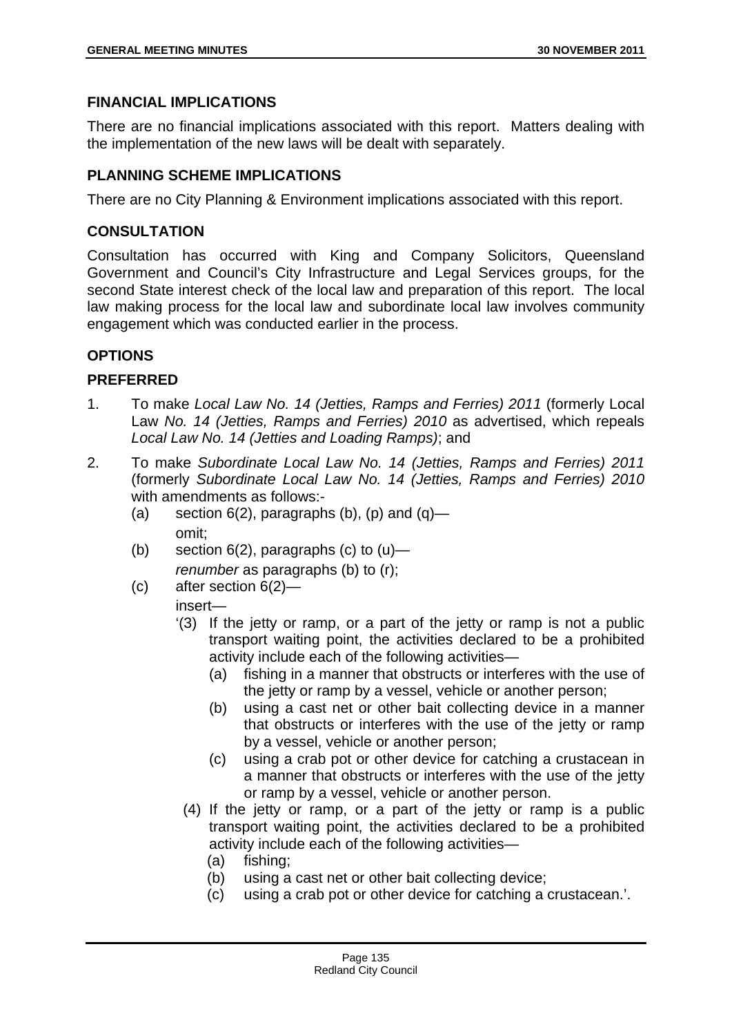## FINANCIAL IMPLICATIONS

There are no financial implications associated with this report. Matters dealing with the implementation of the new laws will be dealt with separately.

## PLANNING SCHEME IMPLICATIONS

There are no City Planning & Environment implications associated with this report.

## CONSULTATION

Consultation has occurred with King and Company Solicitors, Queensland Government and Council's City Infrastructure and Legal Services groups, for the second State interest check of the local law and preparation of this report. The local law making process for the local law and subordinate local law involves community engagement which was conducted earlier in the process.

## OPTIONS

### PREFERRED

1. To make *Local Law No. 14 (Jetties, Ramps and Ferries) 2011* (formerly Local Law *No. 14 (Jetties, Ramps and Ferries) 2010* as advertised, which repeals *Local Law No. 14 (Jetties and Loading Ramps)*; and

2. To make *Subordinate Local Law No. 14 (Jetties, Ramps and Ferries) 2011* (formerly *Subordinate Local Law No. 14 (Jetties, Ramps and Ferries) 2010* with amendments as follows:-
   (a) section 6(2), paragraphs (b), (p) and (q)—
   omit;
   (b) section 6(2), paragraphs (c) to (u)—
   *renumber* as paragraphs (b) to (r);
   (c) after section 6(2)—
   insert—
   '(3) If the jetty or ramp, or a part of the jetty or ramp is not a public transport waiting point, the activities declared to be a prohibited activity include each of the following activities—
   (a) fishing in a manner that obstructs or interferes with the use of the jetty or ramp by a vessel, vehicle or another person;
   (b) using a cast net or other bait collecting device in a manner that obstructs or interferes with the use of the jetty or ramp by a vessel, vehicle or another person;
   (c) using a crab pot or other device for catching a crustacean in a manner that obstructs or interferes with the use of the jetty or ramp by a vessel, vehicle or another person.
   (4) If the jetty or ramp, or a part of the jetty or ramp is a public transport waiting point, the activities declared to be a prohibited activity include each of the following activities—
   (a) fishing;
   (b) using a cast net or other bait collecting device;
   (c) using a crab pot or other device for catching a crustacean.'.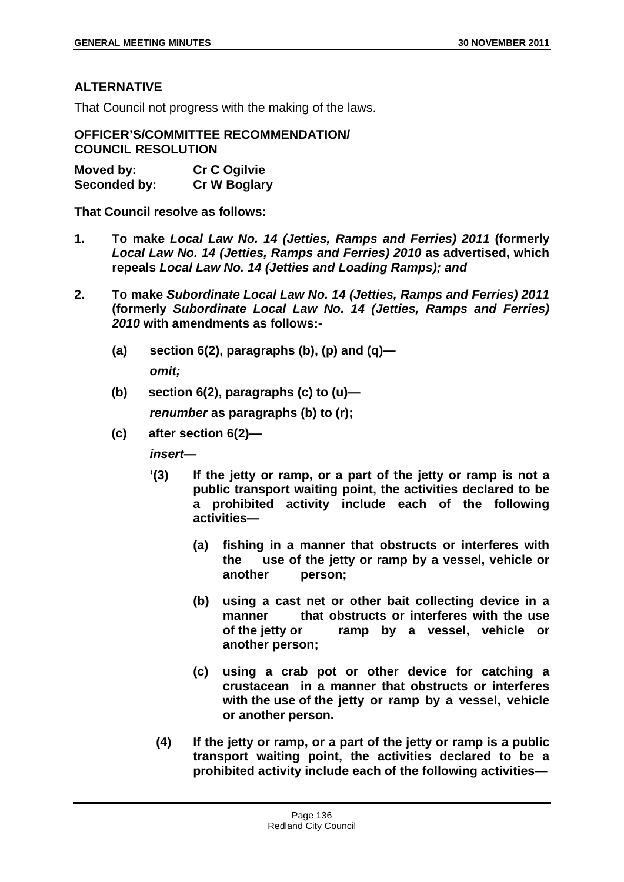## ALTERNATIVE

That Council not progress with the making of the laws.

## OFFICER'S/COMMITTEE RECOMMENDATION/ COUNCIL RESOLUTION

**Moved by:** **Cr C Ogilvie**
**Seconded by:** **Cr W Boglary**

**That Council resolve as follows:**

1. **To make *Local Law No. 14 (Jetties, Ramps and Ferries) 2011* (formerly *Local Law No. 14 (Jetties, Ramps and Ferries) 2010* as advertised, which repeals *Local Law No. 14 (Jetties and Loading Ramps); and***

2. **To make *Subordinate Local Law No. 14 (Jetties, Ramps and Ferries) 2011* (formerly *Subordinate Local Law No. 14 (Jetties, Ramps and Ferries) 2010* with amendments as follows:-**

   **(a) section 6(2), paragraphs (b), (p) and (q)—**

   ***omit;***

   **(b) section 6(2), paragraphs (c) to (u)—**

   ***renumber* as paragraphs (b) to (r);**

   **(c) after section 6(2)—**

   ***insert—***

   **'(3) If the jetty or ramp, or a part of the jetty or ramp is not a public transport waiting point, the activities declared to be a prohibited activity include each of the following activities—**

   **(a) fishing in a manner that obstructs or interferes with the use of the jetty or ramp by a vessel, vehicle or another person;**

   **(b) using a cast net or other bait collecting device in a manner that obstructs or interferes with the use of the jetty or ramp by a vessel, vehicle or another person;**

   **(c) using a crab pot or other device for catching a crustacean in a manner that obstructs or interferes with the use of the jetty or ramp by a vessel, vehicle or another person.**

   **(4) If the jetty or ramp, or a part of the jetty or ramp is a public transport waiting point, the activities declared to be a prohibited activity include each of the following activities—**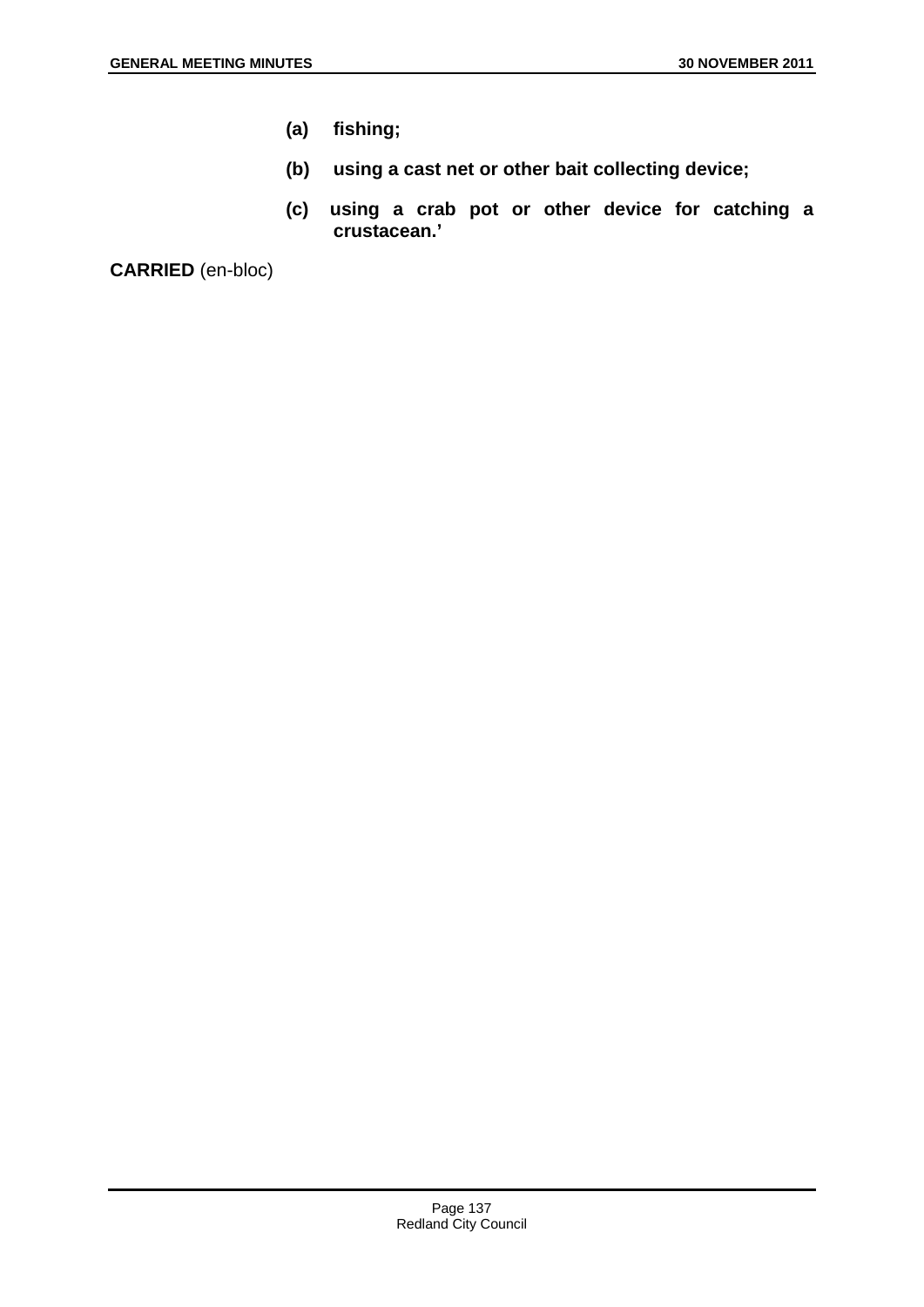**(a) fishing;**

**(b) using a cast net or other bait collecting device;**

**(c) using a crab pot or other device for catching a crustacean.'**

**CARRIED** (en-bloc)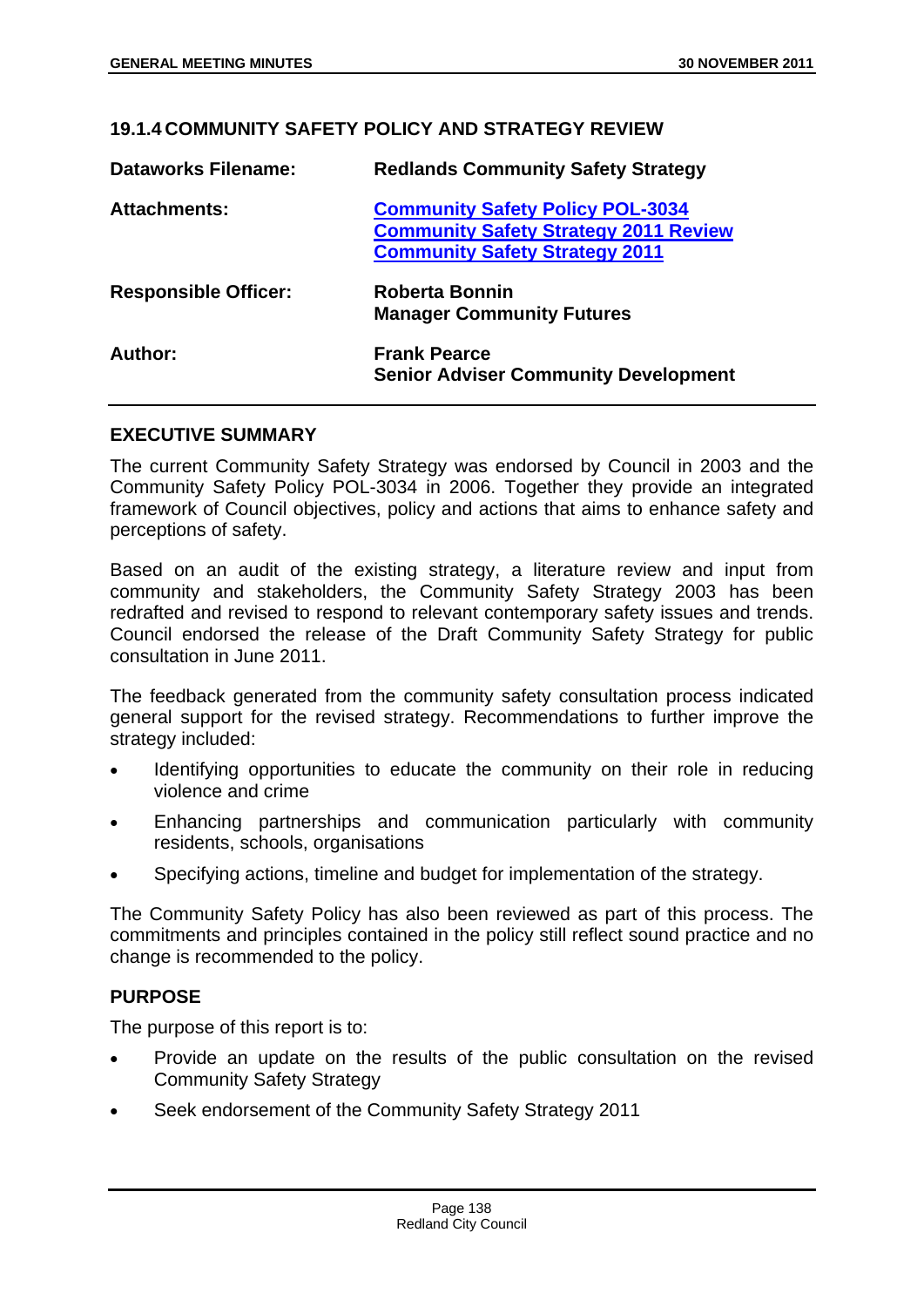### 19.1.4 COMMUNITY SAFETY POLICY AND STRATEGY REVIEW

| | |
|---|---|
| **Dataworks Filename:** | **Redlands Community Safety Strategy** |
| **Attachments:** | **Community Safety Policy POL-3034**<br>**Community Safety Strategy 2011 Review**<br>**Community Safety Strategy 2011** |
| **Responsible Officer:** | **Roberta Bonnin**<br>**Manager Community Futures** |
| **Author:** | **Frank Pearce**<br>**Senior Adviser Community Development** |

#### EXECUTIVE SUMMARY

The current Community Safety Strategy was endorsed by Council in 2003 and the Community Safety Policy POL-3034 in 2006. Together they provide an integrated framework of Council objectives, policy and actions that aims to enhance safety and perceptions of safety.

Based on an audit of the existing strategy, a literature review and input from community and stakeholders, the Community Safety Strategy 2003 has been redrafted and revised to respond to relevant contemporary safety issues and trends. Council endorsed the release of the Draft Community Safety Strategy for public consultation in June 2011.

The feedback generated from the community safety consultation process indicated general support for the revised strategy. Recommendations to further improve the strategy included:

- Identifying opportunities to educate the community on their role in reducing violence and crime
- Enhancing partnerships and communication particularly with community residents, schools, organisations
- Specifying actions, timeline and budget for implementation of the strategy.

The Community Safety Policy has also been reviewed as part of this process. The commitments and principles contained in the policy still reflect sound practice and no change is recommended to the policy.

#### PURPOSE

The purpose of this report is to:

- Provide an update on the results of the public consultation on the revised Community Safety Strategy
- Seek endorsement of the Community Safety Strategy 2011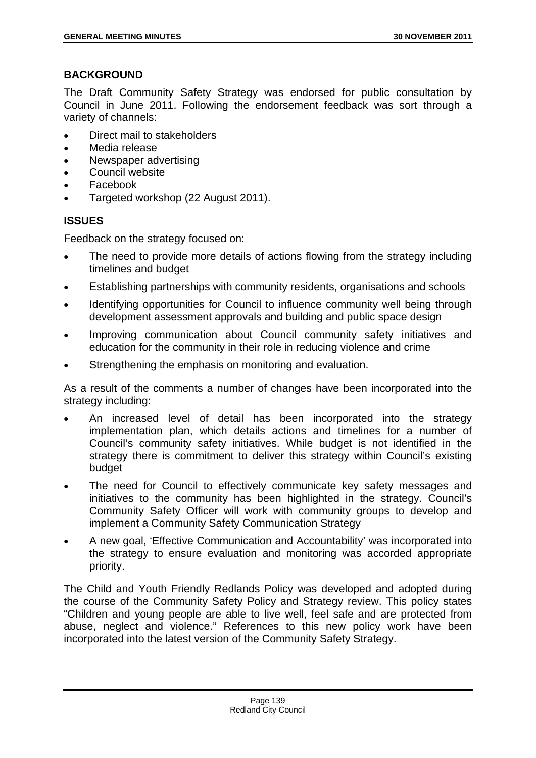## BACKGROUND

The Draft Community Safety Strategy was endorsed for public consultation by Council in June 2011. Following the endorsement feedback was sort through a variety of channels:

- Direct mail to stakeholders
- Media release
- Newspaper advertising
- Council website
- Facebook
- Targeted workshop (22 August 2011).

## ISSUES

Feedback on the strategy focused on:

- The need to provide more details of actions flowing from the strategy including timelines and budget
- Establishing partnerships with community residents, organisations and schools
- Identifying opportunities for Council to influence community well being through development assessment approvals and building and public space design
- Improving communication about Council community safety initiatives and education for the community in their role in reducing violence and crime
- Strengthening the emphasis on monitoring and evaluation.

As a result of the comments a number of changes have been incorporated into the strategy including:

- An increased level of detail has been incorporated into the strategy implementation plan, which details actions and timelines for a number of Council's community safety initiatives. While budget is not identified in the strategy there is commitment to deliver this strategy within Council's existing budget
- The need for Council to effectively communicate key safety messages and initiatives to the community has been highlighted in the strategy. Council's Community Safety Officer will work with community groups to develop and implement a Community Safety Communication Strategy
- A new goal, 'Effective Communication and Accountability' was incorporated into the strategy to ensure evaluation and monitoring was accorded appropriate priority.

The Child and Youth Friendly Redlands Policy was developed and adopted during the course of the Community Safety Policy and Strategy review. This policy states "Children and young people are able to live well, feel safe and are protected from abuse, neglect and violence." References to this new policy work have been incorporated into the latest version of the Community Safety Strategy.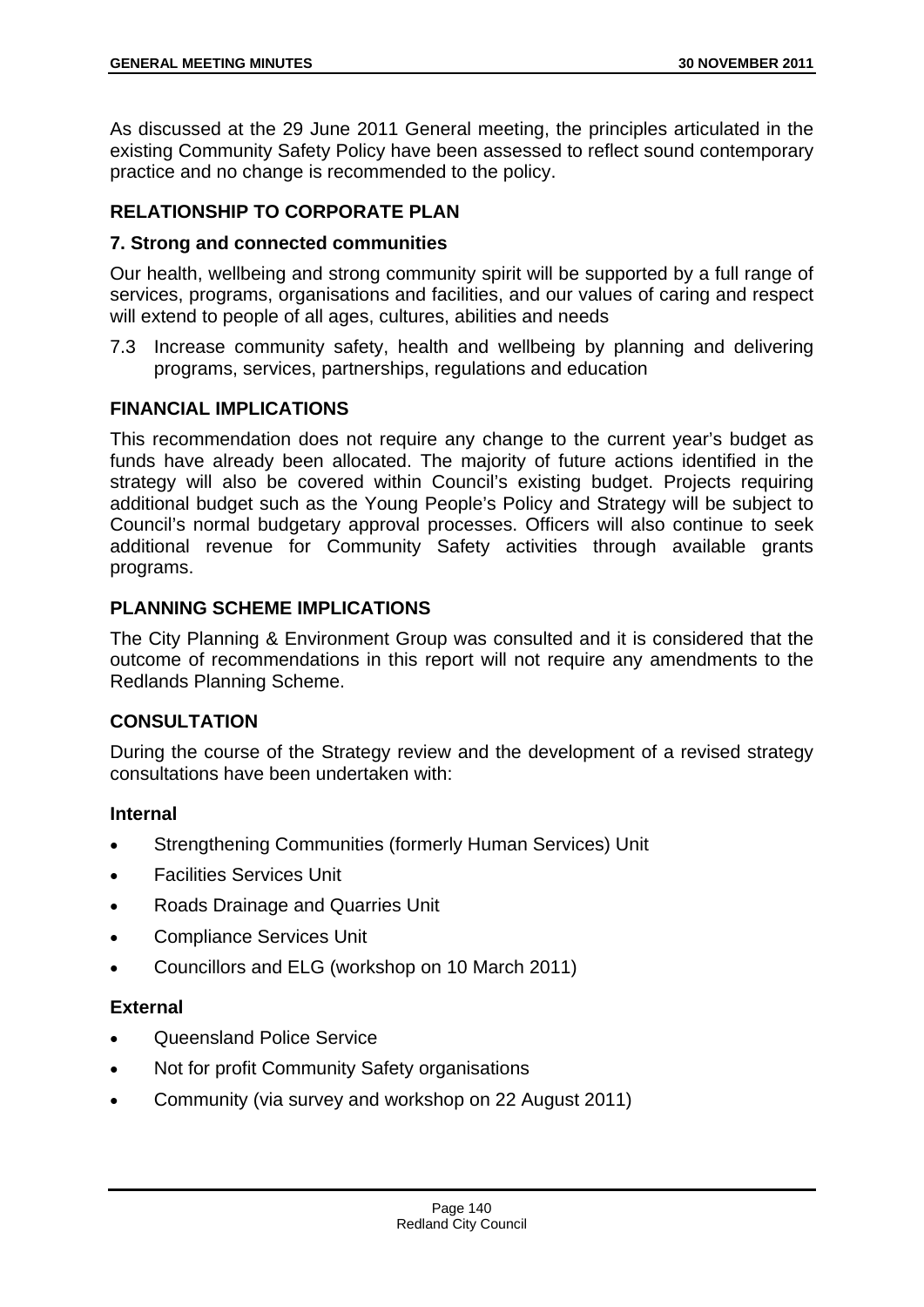As discussed at the 29 June 2011 General meeting, the principles articulated in the existing Community Safety Policy have been assessed to reflect sound contemporary practice and no change is recommended to the policy.

## RELATIONSHIP TO CORPORATE PLAN

### 7. Strong and connected communities

Our health, wellbeing and strong community spirit will be supported by a full range of services, programs, organisations and facilities, and our values of caring and respect will extend to people of all ages, cultures, abilities and needs

7.3 Increase community safety, health and wellbeing by planning and delivering programs, services, partnerships, regulations and education

## FINANCIAL IMPLICATIONS

This recommendation does not require any change to the current year's budget as funds have already been allocated. The majority of future actions identified in the strategy will also be covered within Council's existing budget. Projects requiring additional budget such as the Young People's Policy and Strategy will be subject to Council's normal budgetary approval processes. Officers will also continue to seek additional revenue for Community Safety activities through available grants programs.

## PLANNING SCHEME IMPLICATIONS

The City Planning & Environment Group was consulted and it is considered that the outcome of recommendations in this report will not require any amendments to the Redlands Planning Scheme.

## CONSULTATION

During the course of the Strategy review and the development of a revised strategy consultations have been undertaken with:

### Internal

- Strengthening Communities (formerly Human Services) Unit
- Facilities Services Unit
- Roads Drainage and Quarries Unit
- Compliance Services Unit
- Councillors and ELG (workshop on 10 March 2011)

### External

- Queensland Police Service
- Not for profit Community Safety organisations
- Community (via survey and workshop on 22 August 2011)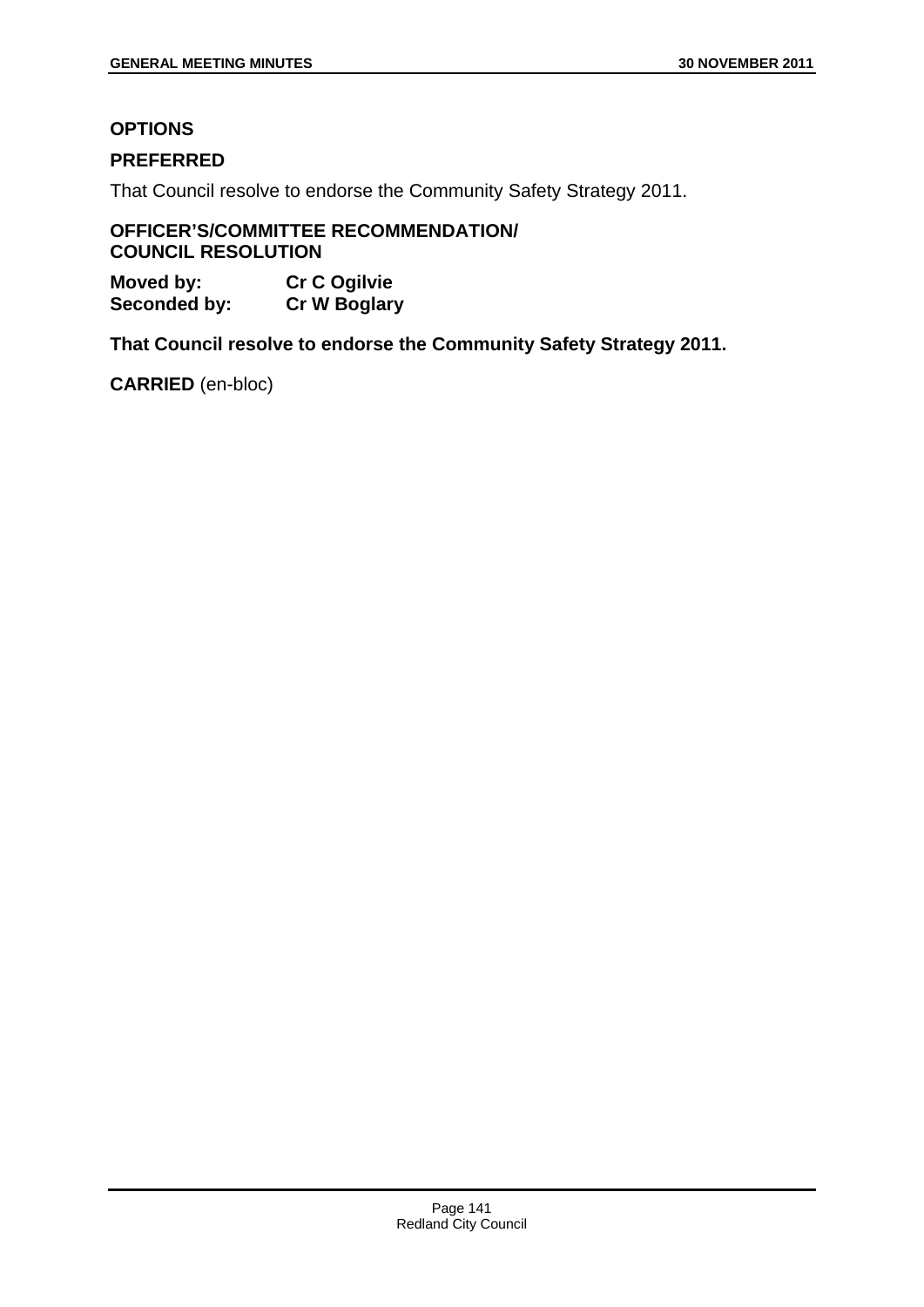**OPTIONS**

**PREFERRED**

That Council resolve to endorse the Community Safety Strategy 2011.

**OFFICER'S/COMMITTEE RECOMMENDATION/ COUNCIL RESOLUTION**

**Moved by:** **Cr C Ogilvie**
**Seconded by:** **Cr W Boglary**

**That Council resolve to endorse the Community Safety Strategy 2011.**

**CARRIED** (en-bloc)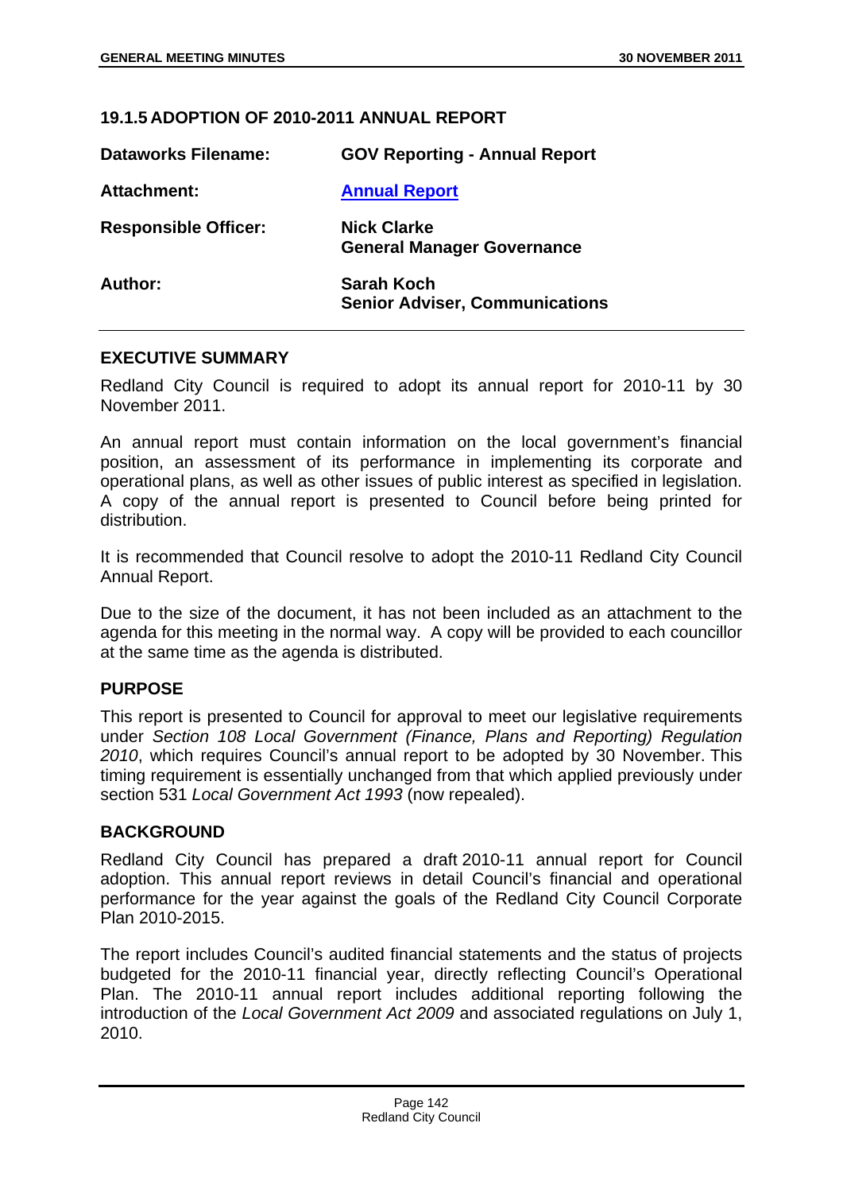## 19.1.5 ADOPTION OF 2010-2011 ANNUAL REPORT

| | |
|---|---|
| **Dataworks Filename:** | **GOV Reporting - Annual Report** |
| **Attachment:** | **Annual Report** |
| **Responsible Officer:** | **Nick Clarke**<br>**General Manager Governance** |
| **Author:** | **Sarah Koch**<br>**Senior Adviser, Communications** |

### EXECUTIVE SUMMARY

Redland City Council is required to adopt its annual report for 2010-11 by 30 November 2011.

An annual report must contain information on the local government's financial position, an assessment of its performance in implementing its corporate and operational plans, as well as other issues of public interest as specified in legislation. A copy of the annual report is presented to Council before being printed for distribution.

It is recommended that Council resolve to adopt the 2010-11 Redland City Council Annual Report.

Due to the size of the document, it has not been included as an attachment to the agenda for this meeting in the normal way. A copy will be provided to each councillor at the same time as the agenda is distributed.

### PURPOSE

This report is presented to Council for approval to meet our legislative requirements under *Section 108 Local Government (Finance, Plans and Reporting) Regulation 2010*, which requires Council's annual report to be adopted by 30 November. This timing requirement is essentially unchanged from that which applied previously under section 531 *Local Government Act 1993* (now repealed).

### BACKGROUND

Redland City Council has prepared a draft 2010-11 annual report for Council adoption. This annual report reviews in detail Council's financial and operational performance for the year against the goals of the Redland City Council Corporate Plan 2010-2015.

The report includes Council's audited financial statements and the status of projects budgeted for the 2010-11 financial year, directly reflecting Council's Operational Plan. The 2010-11 annual report includes additional reporting following the introduction of the *Local Government Act 2009* and associated regulations on July 1, 2010.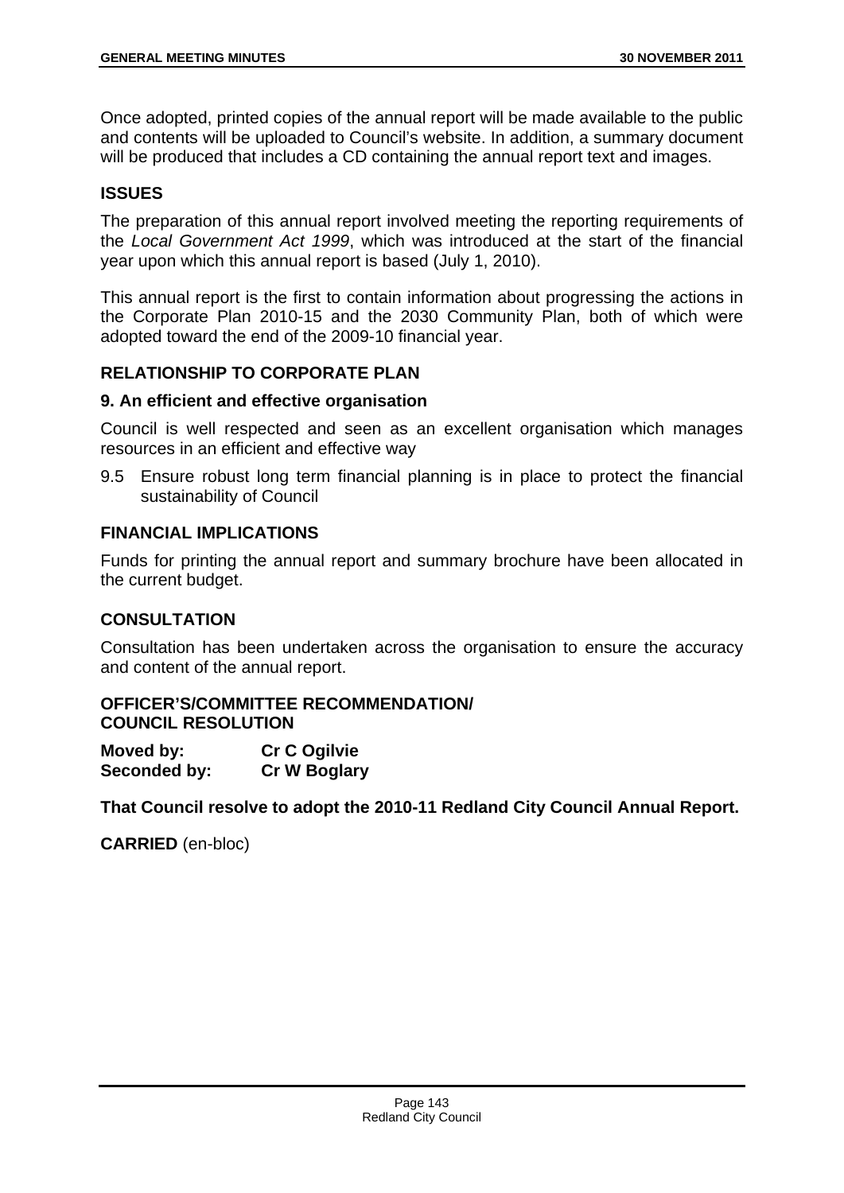Once adopted, printed copies of the annual report will be made available to the public and contents will be uploaded to Council's website. In addition, a summary document will be produced that includes a CD containing the annual report text and images.

## ISSUES

The preparation of this annual report involved meeting the reporting requirements of the *Local Government Act 1999*, which was introduced at the start of the financial year upon which this annual report is based (July 1, 2010).

This annual report is the first to contain information about progressing the actions in the Corporate Plan 2010-15 and the 2030 Community Plan, both of which were adopted toward the end of the 2009-10 financial year.

## RELATIONSHIP TO CORPORATE PLAN

### 9. An efficient and effective organisation

Council is well respected and seen as an excellent organisation which manages resources in an efficient and effective way

9.5 Ensure robust long term financial planning is in place to protect the financial sustainability of Council

## FINANCIAL IMPLICATIONS

Funds for printing the annual report and summary brochure have been allocated in the current budget.

## CONSULTATION

Consultation has been undertaken across the organisation to ensure the accuracy and content of the annual report.

## OFFICER'S/COMMITTEE RECOMMENDATION/ COUNCIL RESOLUTION

**Moved by:** **Cr C Ogilvie**
**Seconded by:** **Cr W Boglary**

**That Council resolve to adopt the 2010-11 Redland City Council Annual Report.**

**CARRIED** (en-bloc)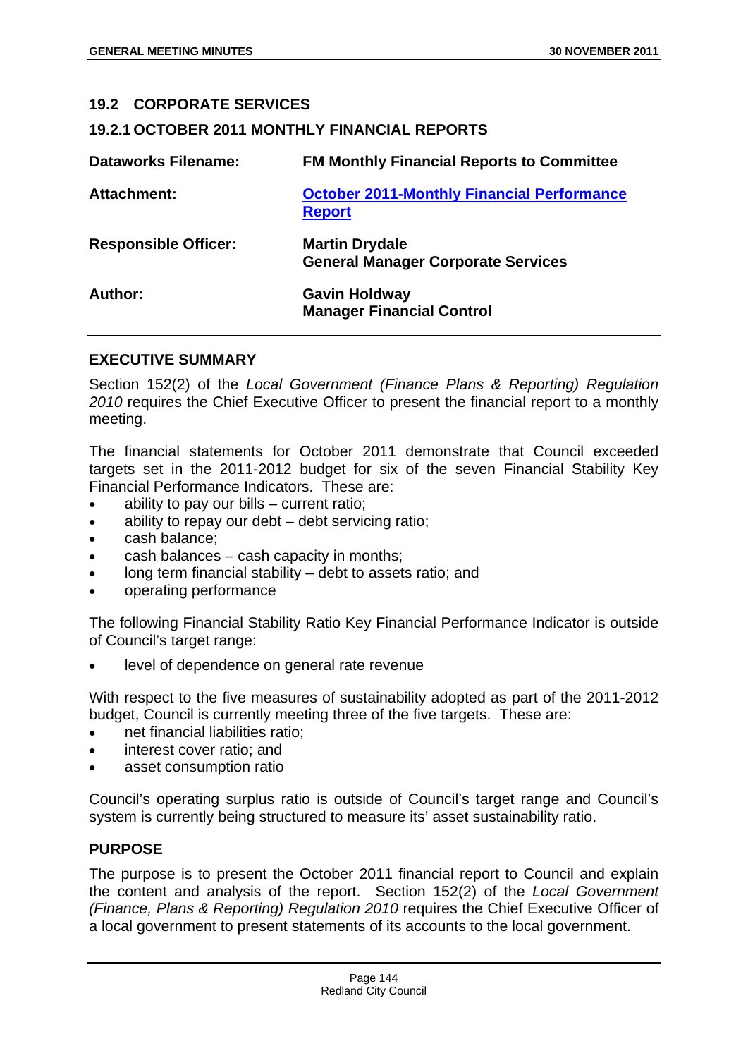## 19.2 CORPORATE SERVICES

### 19.2.1 OCTOBER 2011 MONTHLY FINANCIAL REPORTS

| | |
|---|---|
| **Dataworks Filename:** | **FM Monthly Financial Reports to Committee** |
| **Attachment:** | **October 2011-Monthly Financial Performance Report** |
| **Responsible Officer:** | **Martin Drydale**<br>**General Manager Corporate Services** |
| **Author:** | **Gavin Holdway**<br>**Manager Financial Control** |

### EXECUTIVE SUMMARY

Section 152(2) of the *Local Government (Finance Plans & Reporting) Regulation 2010* requires the Chief Executive Officer to present the financial report to a monthly meeting.

The financial statements for October 2011 demonstrate that Council exceeded targets set in the 2011-2012 budget for six of the seven Financial Stability Key Financial Performance Indicators. These are:

- ability to pay our bills – current ratio;
- ability to repay our debt – debt servicing ratio;
- cash balance;
- cash balances – cash capacity in months;
- long term financial stability – debt to assets ratio; and
- operating performance

The following Financial Stability Ratio Key Financial Performance Indicator is outside of Council's target range:

- level of dependence on general rate revenue

With respect to the five measures of sustainability adopted as part of the 2011-2012 budget, Council is currently meeting three of the five targets. These are:

- net financial liabilities ratio;
- interest cover ratio; and
- asset consumption ratio

Council's operating surplus ratio is outside of Council's target range and Council's system is currently being structured to measure its' asset sustainability ratio.

### PURPOSE

The purpose is to present the October 2011 financial report to Council and explain the content and analysis of the report. Section 152(2) of the *Local Government (Finance, Plans & Reporting) Regulation 2010* requires the Chief Executive Officer of a local government to present statements of its accounts to the local government.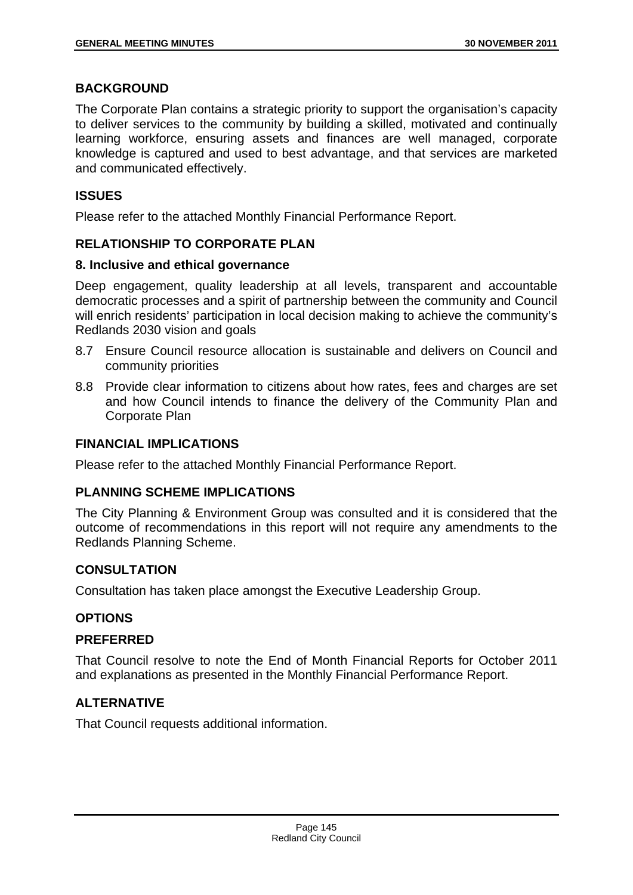## BACKGROUND

The Corporate Plan contains a strategic priority to support the organisation's capacity to deliver services to the community by building a skilled, motivated and continually learning workforce, ensuring assets and finances are well managed, corporate knowledge is captured and used to best advantage, and that services are marketed and communicated effectively.

## ISSUES

Please refer to the attached Monthly Financial Performance Report.

## RELATIONSHIP TO CORPORATE PLAN

### 8. Inclusive and ethical governance

Deep engagement, quality leadership at all levels, transparent and accountable democratic processes and a spirit of partnership between the community and Council will enrich residents' participation in local decision making to achieve the community's Redlands 2030 vision and goals

8.7 Ensure Council resource allocation is sustainable and delivers on Council and community priorities

8.8 Provide clear information to citizens about how rates, fees and charges are set and how Council intends to finance the delivery of the Community Plan and Corporate Plan

## FINANCIAL IMPLICATIONS

Please refer to the attached Monthly Financial Performance Report.

## PLANNING SCHEME IMPLICATIONS

The City Planning & Environment Group was consulted and it is considered that the outcome of recommendations in this report will not require any amendments to the Redlands Planning Scheme.

## CONSULTATION

Consultation has taken place amongst the Executive Leadership Group.

## OPTIONS

### PREFERRED

That Council resolve to note the End of Month Financial Reports for October 2011 and explanations as presented in the Monthly Financial Performance Report.

### ALTERNATIVE

That Council requests additional information.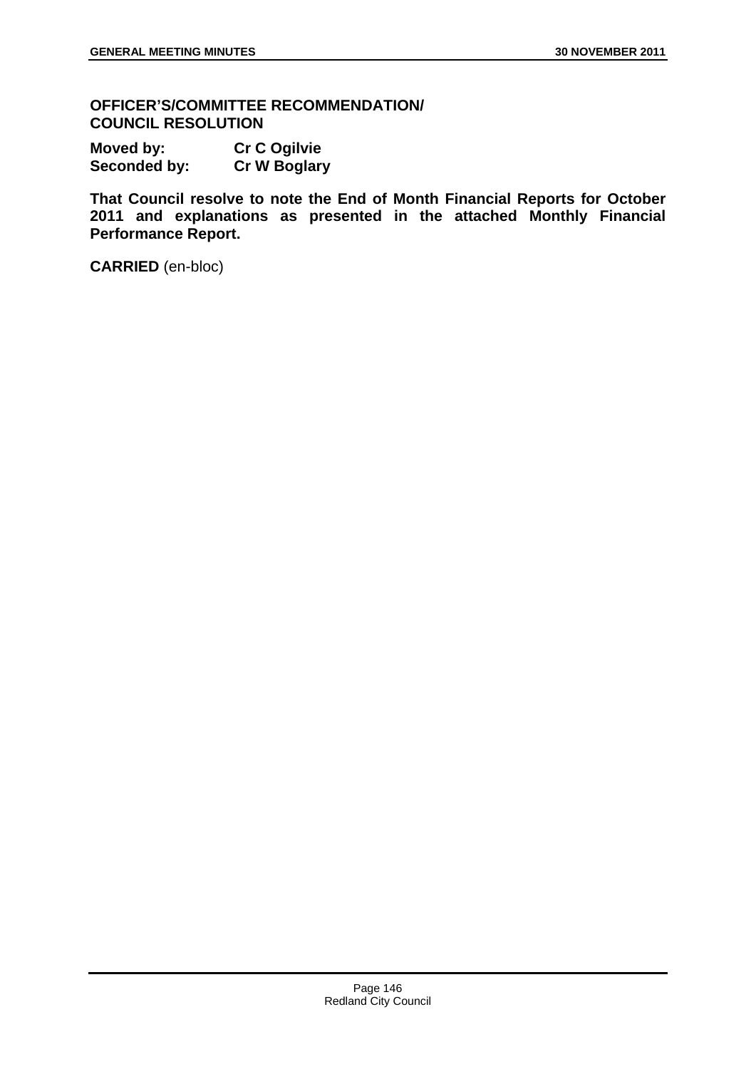**OFFICER'S/COMMITTEE RECOMMENDATION/ COUNCIL RESOLUTION**

**Moved by:** **Cr C Ogilvie**
**Seconded by:** **Cr W Boglary**

**That Council resolve to note the End of Month Financial Reports for October 2011 and explanations as presented in the attached Monthly Financial Performance Report.**

**CARRIED** (en-bloc)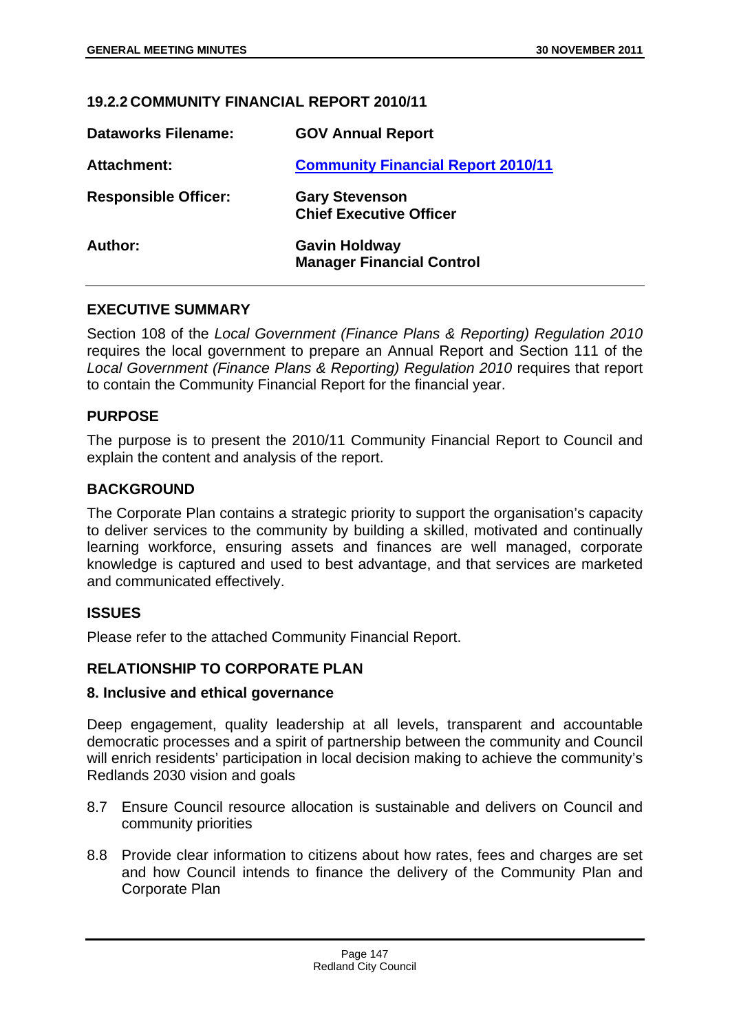## 19.2.2 COMMUNITY FINANCIAL REPORT 2010/11

| | |
|---|---|
| **Dataworks Filename:** | **GOV Annual Report** |
| **Attachment:** | **Community Financial Report 2010/11** |
| **Responsible Officer:** | **Gary Stevenson**<br>**Chief Executive Officer** |
| **Author:** | **Gavin Holdway**<br>**Manager Financial Control** |

### EXECUTIVE SUMMARY

Section 108 of the *Local Government (Finance Plans & Reporting) Regulation 2010* requires the local government to prepare an Annual Report and Section 111 of the *Local Government (Finance Plans & Reporting) Regulation 2010* requires that report to contain the Community Financial Report for the financial year.

### PURPOSE

The purpose is to present the 2010/11 Community Financial Report to Council and explain the content and analysis of the report.

### BACKGROUND

The Corporate Plan contains a strategic priority to support the organisation's capacity to deliver services to the community by building a skilled, motivated and continually learning workforce, ensuring assets and finances are well managed, corporate knowledge is captured and used to best advantage, and that services are marketed and communicated effectively.

### ISSUES

Please refer to the attached Community Financial Report.

### RELATIONSHIP TO CORPORATE PLAN

#### 8. Inclusive and ethical governance

Deep engagement, quality leadership at all levels, transparent and accountable democratic processes and a spirit of partnership between the community and Council will enrich residents' participation in local decision making to achieve the community's Redlands 2030 vision and goals

8.7 Ensure Council resource allocation is sustainable and delivers on Council and community priorities

8.8 Provide clear information to citizens about how rates, fees and charges are set and how Council intends to finance the delivery of the Community Plan and Corporate Plan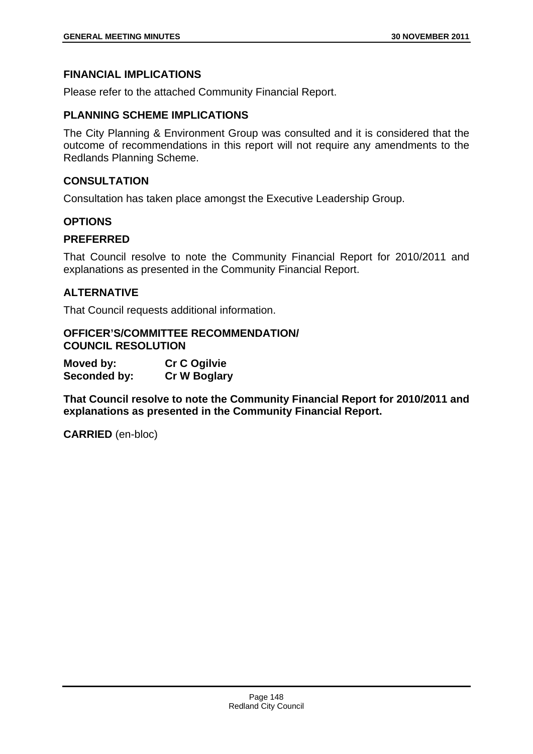## FINANCIAL IMPLICATIONS

Please refer to the attached Community Financial Report.

## PLANNING SCHEME IMPLICATIONS

The City Planning & Environment Group was consulted and it is considered that the outcome of recommendations in this report will not require any amendments to the Redlands Planning Scheme.

## CONSULTATION

Consultation has taken place amongst the Executive Leadership Group.

## OPTIONS

## PREFERRED

That Council resolve to note the Community Financial Report for 2010/2011 and explanations as presented in the Community Financial Report.

## ALTERNATIVE

That Council requests additional information.

## OFFICER'S/COMMITTEE RECOMMENDATION/ COUNCIL RESOLUTION

**Moved by:** **Cr C Ogilvie**
**Seconded by:** **Cr W Boglary**

**That Council resolve to note the Community Financial Report for 2010/2011 and explanations as presented in the Community Financial Report.**

**CARRIED** (en-bloc)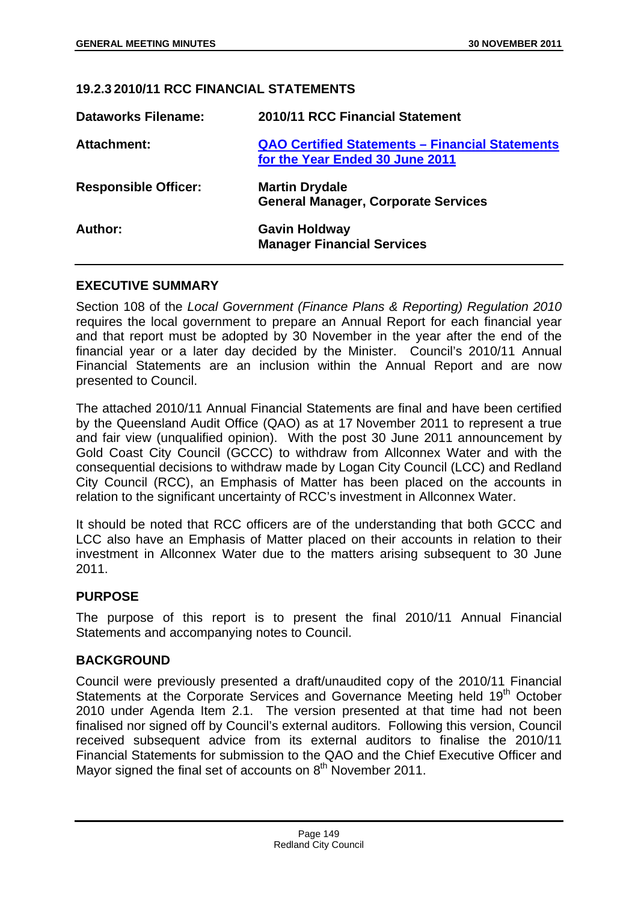### 19.2.3 2010/11 RCC FINANCIAL STATEMENTS

| | |
|---|---|
| **Dataworks Filename:** | **2010/11 RCC Financial Statement** |
| **Attachment:** | **QAO Certified Statements – Financial Statements for the Year Ended 30 June 2011** |
| **Responsible Officer:** | **Martin Drydale**<br>**General Manager, Corporate Services** |
| **Author:** | **Gavin Holdway**<br>**Manager Financial Services** |

## EXECUTIVE SUMMARY

Section 108 of the *Local Government (Finance Plans & Reporting) Regulation 2010* requires the local government to prepare an Annual Report for each financial year and that report must be adopted by 30 November in the year after the end of the financial year or a later day decided by the Minister. Council's 2010/11 Annual Financial Statements are an inclusion within the Annual Report and are now presented to Council.

The attached 2010/11 Annual Financial Statements are final and have been certified by the Queensland Audit Office (QAO) as at 17 November 2011 to represent a true and fair view (unqualified opinion). With the post 30 June 2011 announcement by Gold Coast City Council (GCCC) to withdraw from Allconnex Water and with the consequential decisions to withdraw made by Logan City Council (LCC) and Redland City Council (RCC), an Emphasis of Matter has been placed on the accounts in relation to the significant uncertainty of RCC's investment in Allconnex Water.

It should be noted that RCC officers are of the understanding that both GCCC and LCC also have an Emphasis of Matter placed on their accounts in relation to their investment in Allconnex Water due to the matters arising subsequent to 30 June 2011.

## PURPOSE

The purpose of this report is to present the final 2010/11 Annual Financial Statements and accompanying notes to Council.

## BACKGROUND

Council were previously presented a draft/unaudited copy of the 2010/11 Financial Statements at the Corporate Services and Governance Meeting held 19th October 2010 under Agenda Item 2.1. The version presented at that time had not been finalised nor signed off by Council's external auditors. Following this version, Council received subsequent advice from its external auditors to finalise the 2010/11 Financial Statements for submission to the QAO and the Chief Executive Officer and Mayor signed the final set of accounts on 8th November 2011.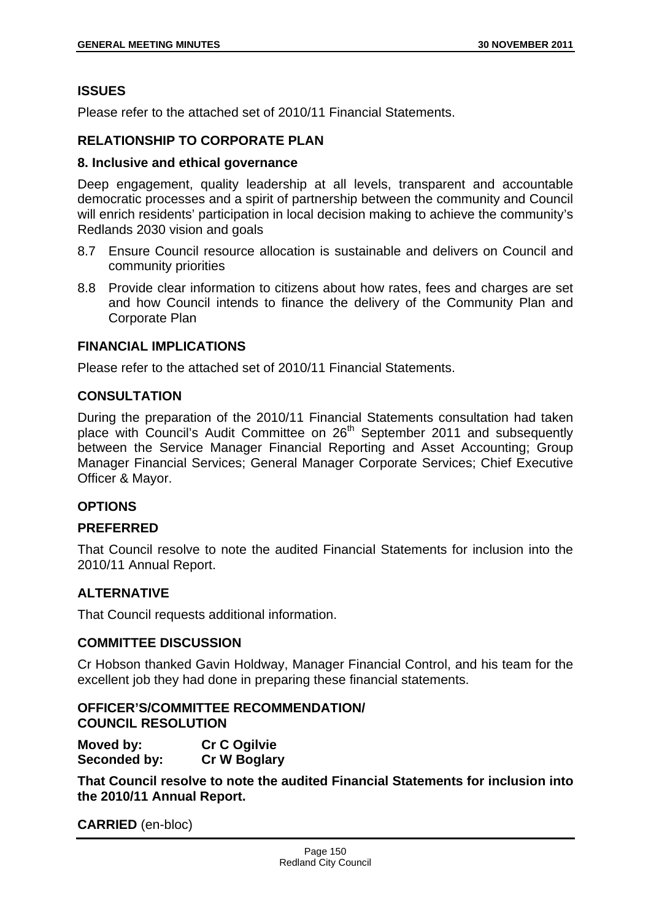## ISSUES

Please refer to the attached set of 2010/11 Financial Statements.

## RELATIONSHIP TO CORPORATE PLAN

### 8. Inclusive and ethical governance

Deep engagement, quality leadership at all levels, transparent and accountable democratic processes and a spirit of partnership between the community and Council will enrich residents' participation in local decision making to achieve the community's Redlands 2030 vision and goals

8.7 Ensure Council resource allocation is sustainable and delivers on Council and community priorities

8.8 Provide clear information to citizens about how rates, fees and charges are set and how Council intends to finance the delivery of the Community Plan and Corporate Plan

## FINANCIAL IMPLICATIONS

Please refer to the attached set of 2010/11 Financial Statements.

## CONSULTATION

During the preparation of the 2010/11 Financial Statements consultation had taken place with Council's Audit Committee on 26th September 2011 and subsequently between the Service Manager Financial Reporting and Asset Accounting; Group Manager Financial Services; General Manager Corporate Services; Chief Executive Officer & Mayor.

## OPTIONS

### PREFERRED

That Council resolve to note the audited Financial Statements for inclusion into the 2010/11 Annual Report.

### ALTERNATIVE

That Council requests additional information.

## COMMITTEE DISCUSSION

Cr Hobson thanked Gavin Holdway, Manager Financial Control, and his team for the excellent job they had done in preparing these financial statements.

## OFFICER'S/COMMITTEE RECOMMENDATION/ COUNCIL RESOLUTION

**Moved by:** **Cr C Ogilvie**
**Seconded by:** **Cr W Boglary**

**That Council resolve to note the audited Financial Statements for inclusion into the 2010/11 Annual Report.**

**CARRIED** (en-bloc)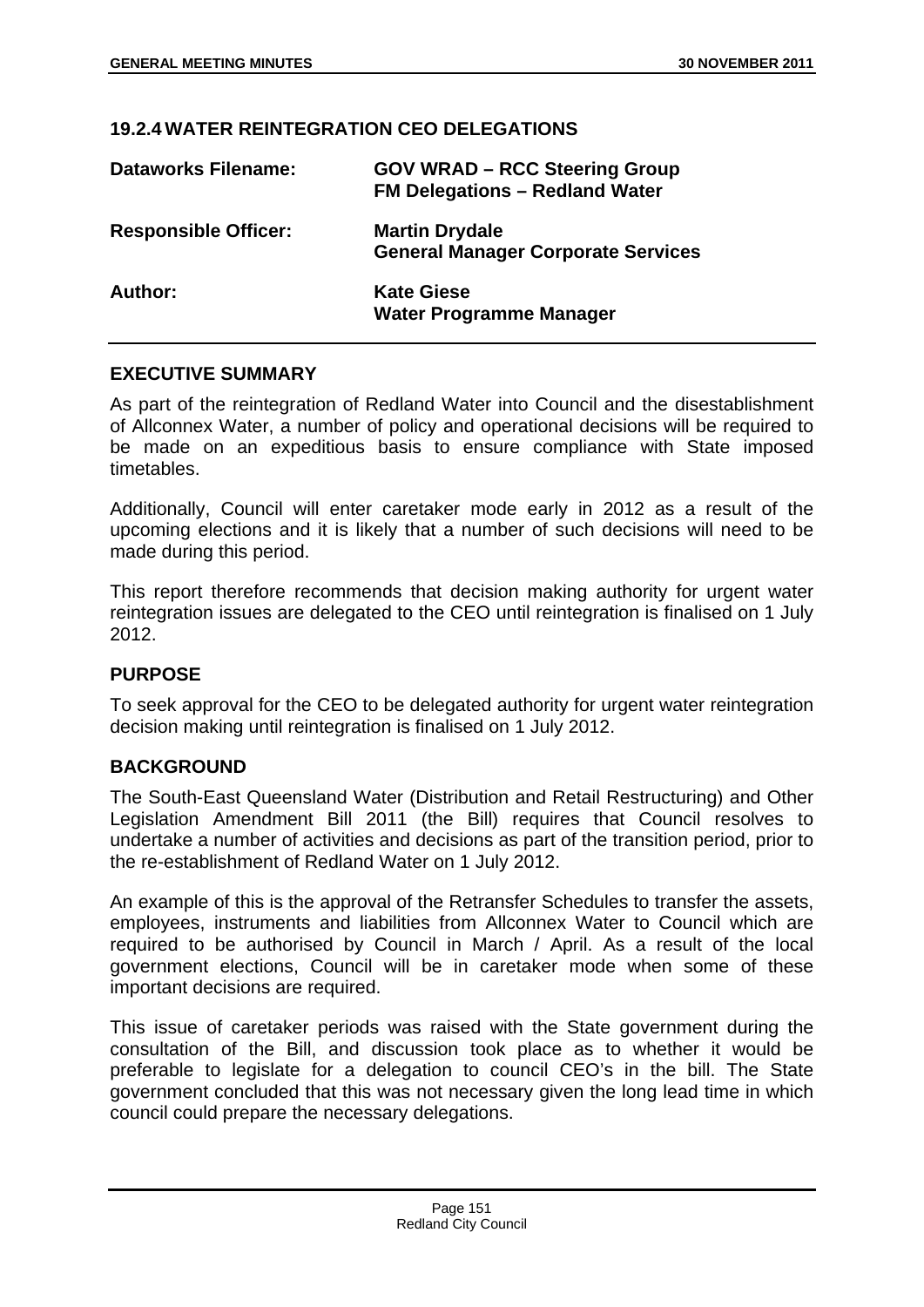### 19.2.4 WATER REINTEGRATION CEO DELEGATIONS

| | |
|---|---|
| **Dataworks Filename:** | **GOV WRAD – RCC Steering Group**<br>**FM Delegations – Redland Water** |
| **Responsible Officer:** | **Martin Drydale**<br>**General Manager Corporate Services** |
| **Author:** | **Kate Giese**<br>**Water Programme Manager** |

#### EXECUTIVE SUMMARY

As part of the reintegration of Redland Water into Council and the disestablishment of Allconnex Water, a number of policy and operational decisions will be required to be made on an expeditious basis to ensure compliance with State imposed timetables.

Additionally, Council will enter caretaker mode early in 2012 as a result of the upcoming elections and it is likely that a number of such decisions will need to be made during this period.

This report therefore recommends that decision making authority for urgent water reintegration issues are delegated to the CEO until reintegration is finalised on 1 July 2012.

#### PURPOSE

To seek approval for the CEO to be delegated authority for urgent water reintegration decision making until reintegration is finalised on 1 July 2012.

#### BACKGROUND

The South-East Queensland Water (Distribution and Retail Restructuring) and Other Legislation Amendment Bill 2011 (the Bill) requires that Council resolves to undertake a number of activities and decisions as part of the transition period, prior to the re-establishment of Redland Water on 1 July 2012.

An example of this is the approval of the Retransfer Schedules to transfer the assets, employees, instruments and liabilities from Allconnex Water to Council which are required to be authorised by Council in March / April. As a result of the local government elections, Council will be in caretaker mode when some of these important decisions are required.

This issue of caretaker periods was raised with the State government during the consultation of the Bill, and discussion took place as to whether it would be preferable to legislate for a delegation to council CEO's in the bill. The State government concluded that this was not necessary given the long lead time in which council could prepare the necessary delegations.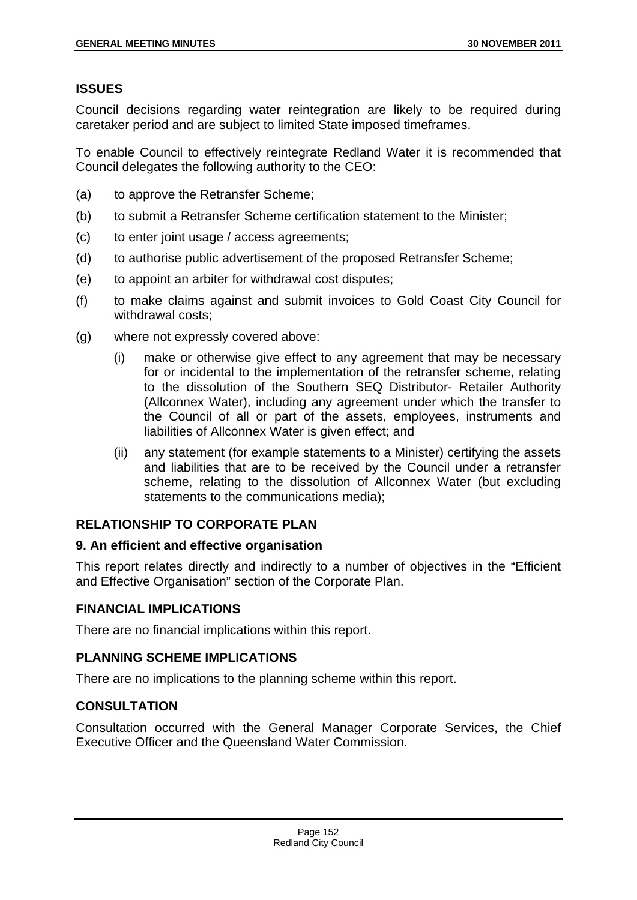## ISSUES

Council decisions regarding water reintegration are likely to be required during caretaker period and are subject to limited State imposed timeframes.

To enable Council to effectively reintegrate Redland Water it is recommended that Council delegates the following authority to the CEO:

(a) to approve the Retransfer Scheme;

(b) to submit a Retransfer Scheme certification statement to the Minister;

(c) to enter joint usage / access agreements;

(d) to authorise public advertisement of the proposed Retransfer Scheme;

(e) to appoint an arbiter for withdrawal cost disputes;

(f) to make claims against and submit invoices to Gold Coast City Council for withdrawal costs;

(g) where not expressly covered above:

   (i) make or otherwise give effect to any agreement that may be necessary for or incidental to the implementation of the retransfer scheme, relating to the dissolution of the Southern SEQ Distributor- Retailer Authority (Allconnex Water), including any agreement under which the transfer to the Council of all or part of the assets, employees, instruments and liabilities of Allconnex Water is given effect; and

   (ii) any statement (for example statements to a Minister) certifying the assets and liabilities that are to be received by the Council under a retransfer scheme, relating to the dissolution of Allconnex Water (but excluding statements to the communications media);

## RELATIONSHIP TO CORPORATE PLAN

### 9. An efficient and effective organisation

This report relates directly and indirectly to a number of objectives in the "Efficient and Effective Organisation" section of the Corporate Plan.

## FINANCIAL IMPLICATIONS

There are no financial implications within this report.

## PLANNING SCHEME IMPLICATIONS

There are no implications to the planning scheme within this report.

## CONSULTATION

Consultation occurred with the General Manager Corporate Services, the Chief Executive Officer and the Queensland Water Commission.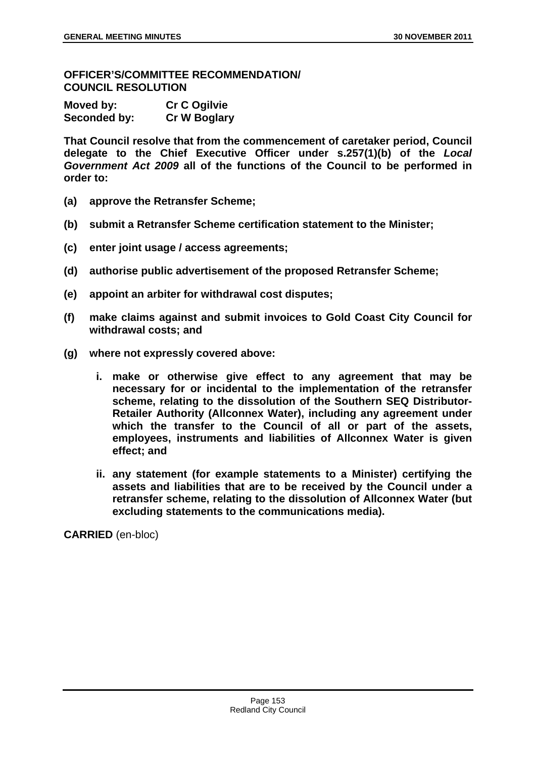**OFFICER'S/COMMITTEE RECOMMENDATION/ COUNCIL RESOLUTION**

**Moved by:** **Cr C Ogilvie**
**Seconded by:** **Cr W Boglary**

**That Council resolve that from the commencement of caretaker period, Council delegate to the Chief Executive Officer under s.257(1)(b) of the *Local Government Act 2009* all of the functions of the Council to be performed in order to:**

**(a) approve the Retransfer Scheme;**

**(b) submit a Retransfer Scheme certification statement to the Minister;**

**(c) enter joint usage / access agreements;**

**(d) authorise public advertisement of the proposed Retransfer Scheme;**

**(e) appoint an arbiter for withdrawal cost disputes;**

**(f) make claims against and submit invoices to Gold Coast City Council for withdrawal costs; and**

**(g) where not expressly covered above:**

**i. make or otherwise give effect to any agreement that may be necessary for or incidental to the implementation of the retransfer scheme, relating to the dissolution of the Southern SEQ Distributor-Retailer Authority (Allconnex Water), including any agreement under which the transfer to the Council of all or part of the assets, employees, instruments and liabilities of Allconnex Water is given effect; and**

**ii. any statement (for example statements to a Minister) certifying the assets and liabilities that are to be received by the Council under a retransfer scheme, relating to the dissolution of Allconnex Water (but excluding statements to the communications media).**

**CARRIED** (en-bloc)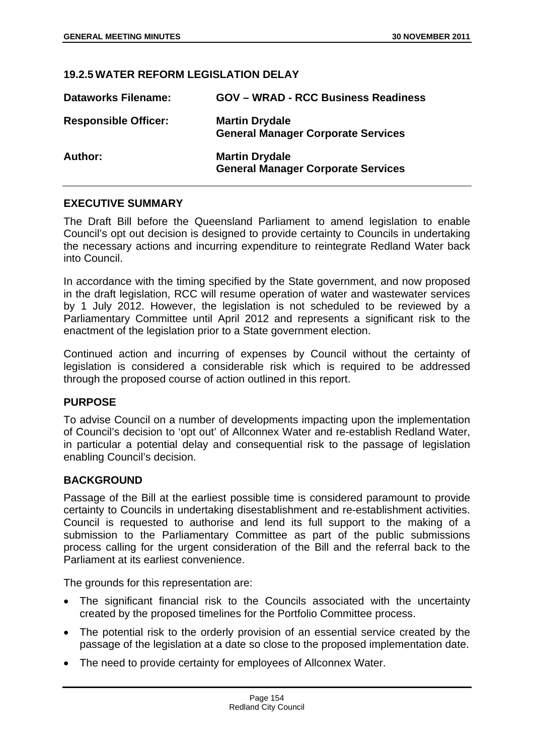## 19.2.5 WATER REFORM LEGISLATION DELAY

| | |
|---|---|
| **Dataworks Filename:** | **GOV – WRAD - RCC Business Readiness** |
| **Responsible Officer:** | **Martin Drydale**<br>**General Manager Corporate Services** |
| **Author:** | **Martin Drydale**<br>**General Manager Corporate Services** |

### EXECUTIVE SUMMARY

The Draft Bill before the Queensland Parliament to amend legislation to enable Council's opt out decision is designed to provide certainty to Councils in undertaking the necessary actions and incurring expenditure to reintegrate Redland Water back into Council.

In accordance with the timing specified by the State government, and now proposed in the draft legislation, RCC will resume operation of water and wastewater services by 1 July 2012. However, the legislation is not scheduled to be reviewed by a Parliamentary Committee until April 2012 and represents a significant risk to the enactment of the legislation prior to a State government election.

Continued action and incurring of expenses by Council without the certainty of legislation is considered a considerable risk which is required to be addressed through the proposed course of action outlined in this report.

### PURPOSE

To advise Council on a number of developments impacting upon the implementation of Council's decision to 'opt out' of Allconnex Water and re-establish Redland Water, in particular a potential delay and consequential risk to the passage of legislation enabling Council's decision.

### BACKGROUND

Passage of the Bill at the earliest possible time is considered paramount to provide certainty to Councils in undertaking disestablishment and re-establishment activities. Council is requested to authorise and lend its full support to the making of a submission to the Parliamentary Committee as part of the public submissions process calling for the urgent consideration of the Bill and the referral back to the Parliament at its earliest convenience.

The grounds for this representation are:

- The significant financial risk to the Councils associated with the uncertainty created by the proposed timelines for the Portfolio Committee process.
- The potential risk to the orderly provision of an essential service created by the passage of the legislation at a date so close to the proposed implementation date.
- The need to provide certainty for employees of Allconnex Water.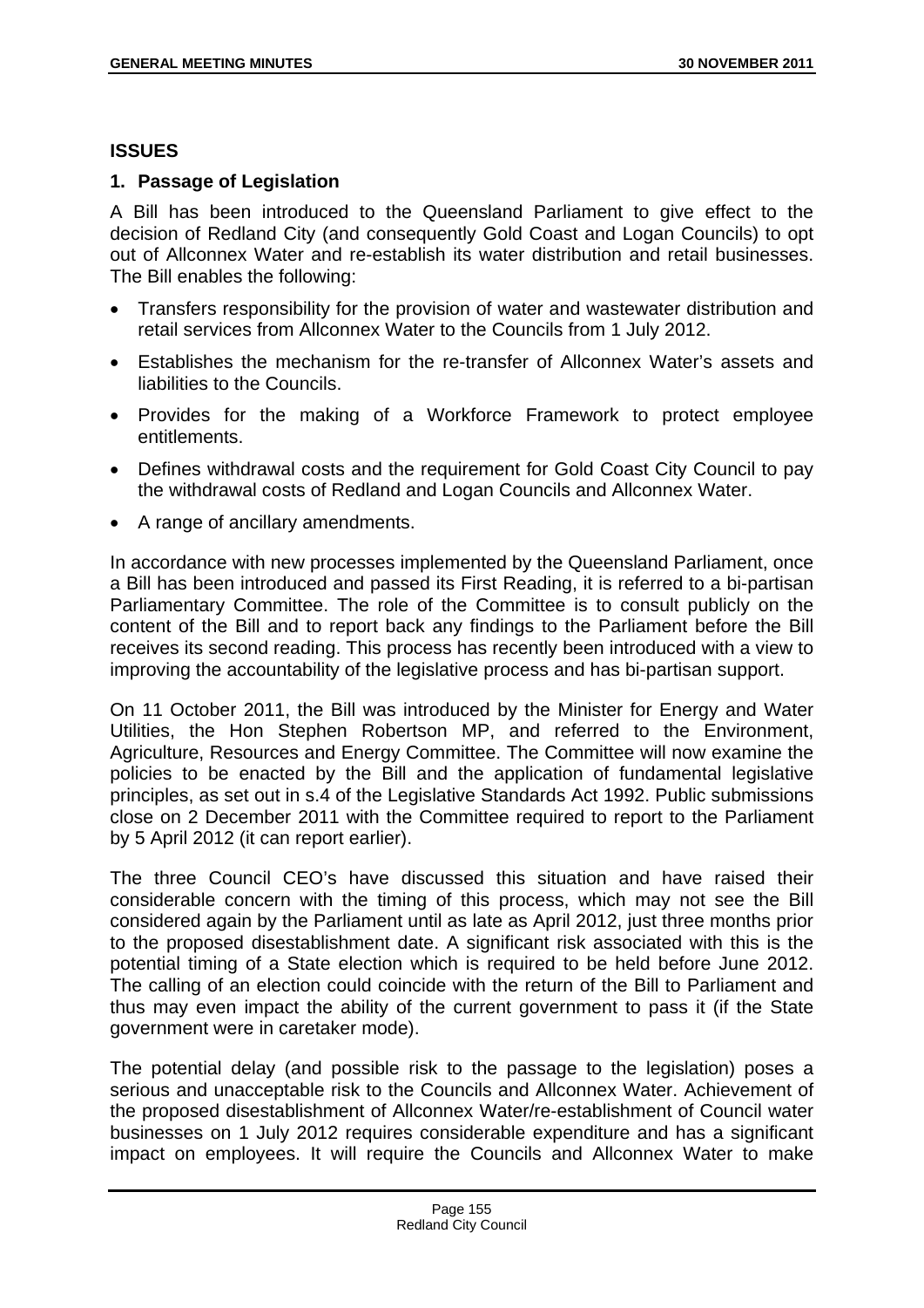## ISSUES

### 1. Passage of Legislation

A Bill has been introduced to the Queensland Parliament to give effect to the decision of Redland City (and consequently Gold Coast and Logan Councils) to opt out of Allconnex Water and re-establish its water distribution and retail businesses. The Bill enables the following:

- Transfers responsibility for the provision of water and wastewater distribution and retail services from Allconnex Water to the Councils from 1 July 2012.
- Establishes the mechanism for the re-transfer of Allconnex Water's assets and liabilities to the Councils.
- Provides for the making of a Workforce Framework to protect employee entitlements.
- Defines withdrawal costs and the requirement for Gold Coast City Council to pay the withdrawal costs of Redland and Logan Councils and Allconnex Water.
- A range of ancillary amendments.

In accordance with new processes implemented by the Queensland Parliament, once a Bill has been introduced and passed its First Reading, it is referred to a bi-partisan Parliamentary Committee. The role of the Committee is to consult publicly on the content of the Bill and to report back any findings to the Parliament before the Bill receives its second reading. This process has recently been introduced with a view to improving the accountability of the legislative process and has bi-partisan support.

On 11 October 2011, the Bill was introduced by the Minister for Energy and Water Utilities, the Hon Stephen Robertson MP, and referred to the Environment, Agriculture, Resources and Energy Committee. The Committee will now examine the policies to be enacted by the Bill and the application of fundamental legislative principles, as set out in s.4 of the Legislative Standards Act 1992. Public submissions close on 2 December 2011 with the Committee required to report to the Parliament by 5 April 2012 (it can report earlier).

The three Council CEO's have discussed this situation and have raised their considerable concern with the timing of this process, which may not see the Bill considered again by the Parliament until as late as April 2012, just three months prior to the proposed disestablishment date. A significant risk associated with this is the potential timing of a State election which is required to be held before June 2012. The calling of an election could coincide with the return of the Bill to Parliament and thus may even impact the ability of the current government to pass it (if the State government were in caretaker mode).

The potential delay (and possible risk to the passage to the legislation) poses a serious and unacceptable risk to the Councils and Allconnex Water. Achievement of the proposed disestablishment of Allconnex Water/re-establishment of Council water businesses on 1 July 2012 requires considerable expenditure and has a significant impact on employees. It will require the Councils and Allconnex Water to make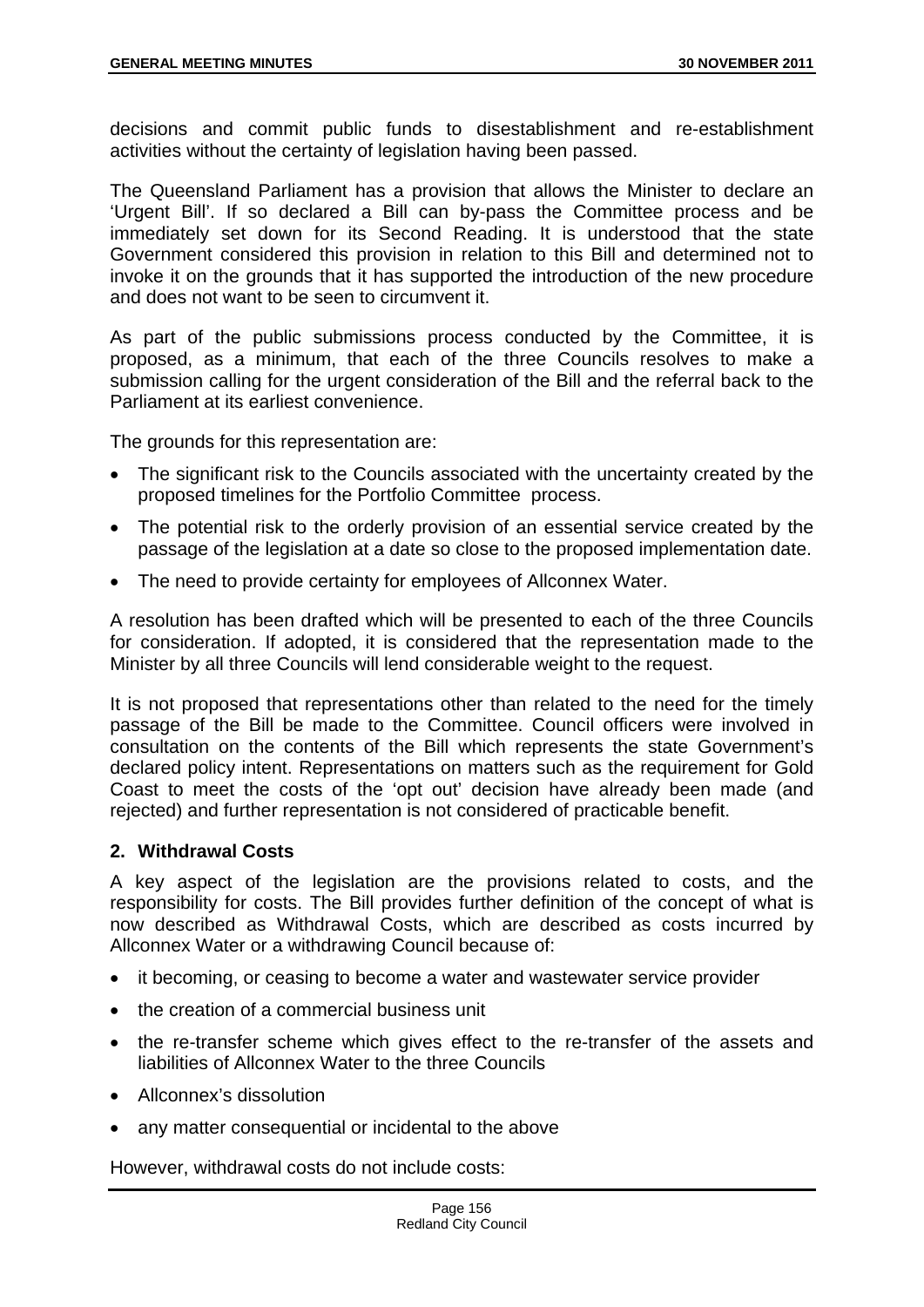decisions and commit public funds to disestablishment and re-establishment activities without the certainty of legislation having been passed.

The Queensland Parliament has a provision that allows the Minister to declare an 'Urgent Bill'. If so declared a Bill can by-pass the Committee process and be immediately set down for its Second Reading. It is understood that the state Government considered this provision in relation to this Bill and determined not to invoke it on the grounds that it has supported the introduction of the new procedure and does not want to be seen to circumvent it.

As part of the public submissions process conducted by the Committee, it is proposed, as a minimum, that each of the three Councils resolves to make a submission calling for the urgent consideration of the Bill and the referral back to the Parliament at its earliest convenience.

The grounds for this representation are:

- The significant risk to the Councils associated with the uncertainty created by the proposed timelines for the Portfolio Committee process.
- The potential risk to the orderly provision of an essential service created by the passage of the legislation at a date so close to the proposed implementation date.
- The need to provide certainty for employees of Allconnex Water.

A resolution has been drafted which will be presented to each of the three Councils for consideration. If adopted, it is considered that the representation made to the Minister by all three Councils will lend considerable weight to the request.

It is not proposed that representations other than related to the need for the timely passage of the Bill be made to the Committee. Council officers were involved in consultation on the contents of the Bill which represents the state Government's declared policy intent. Representations on matters such as the requirement for Gold Coast to meet the costs of the 'opt out' decision have already been made (and rejected) and further representation is not considered of practicable benefit.

**2. Withdrawal Costs**

A key aspect of the legislation are the provisions related to costs, and the responsibility for costs. The Bill provides further definition of the concept of what is now described as Withdrawal Costs, which are described as costs incurred by Allconnex Water or a withdrawing Council because of:

- it becoming, or ceasing to become a water and wastewater service provider
- the creation of a commercial business unit
- the re-transfer scheme which gives effect to the re-transfer of the assets and liabilities of Allconnex Water to the three Councils
- Allconnex's dissolution
- any matter consequential or incidental to the above

However, withdrawal costs do not include costs: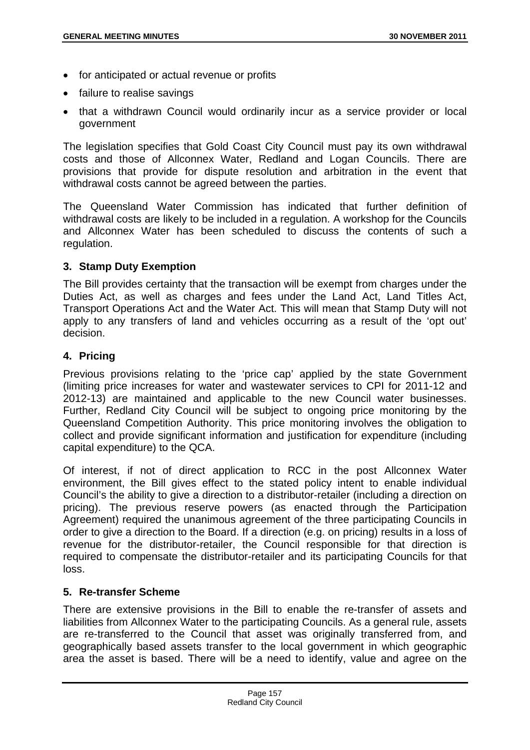- for anticipated or actual revenue or profits
- failure to realise savings
- that a withdrawn Council would ordinarily incur as a service provider or local government

The legislation specifies that Gold Coast City Council must pay its own withdrawal costs and those of Allconnex Water, Redland and Logan Councils. There are provisions that provide for dispute resolution and arbitration in the event that withdrawal costs cannot be agreed between the parties.

The Queensland Water Commission has indicated that further definition of withdrawal costs are likely to be included in a regulation. A workshop for the Councils and Allconnex Water has been scheduled to discuss the contents of such a regulation.

### 3. Stamp Duty Exemption

The Bill provides certainty that the transaction will be exempt from charges under the Duties Act, as well as charges and fees under the Land Act, Land Titles Act, Transport Operations Act and the Water Act. This will mean that Stamp Duty will not apply to any transfers of land and vehicles occurring as a result of the 'opt out' decision.

### 4. Pricing

Previous provisions relating to the 'price cap' applied by the state Government (limiting price increases for water and wastewater services to CPI for 2011-12 and 2012-13) are maintained and applicable to the new Council water businesses. Further, Redland City Council will be subject to ongoing price monitoring by the Queensland Competition Authority. This price monitoring involves the obligation to collect and provide significant information and justification for expenditure (including capital expenditure) to the QCA.

Of interest, if not of direct application to RCC in the post Allconnex Water environment, the Bill gives effect to the stated policy intent to enable individual Council's the ability to give a direction to a distributor-retailer (including a direction on pricing). The previous reserve powers (as enacted through the Participation Agreement) required the unanimous agreement of the three participating Councils in order to give a direction to the Board. If a direction (e.g. on pricing) results in a loss of revenue for the distributor-retailer, the Council responsible for that direction is required to compensate the distributor-retailer and its participating Councils for that loss.

### 5. Re-transfer Scheme

There are extensive provisions in the Bill to enable the re-transfer of assets and liabilities from Allconnex Water to the participating Councils. As a general rule, assets are re-transferred to the Council that asset was originally transferred from, and geographically based assets transfer to the local government in which geographic area the asset is based. There will be a need to identify, value and agree on the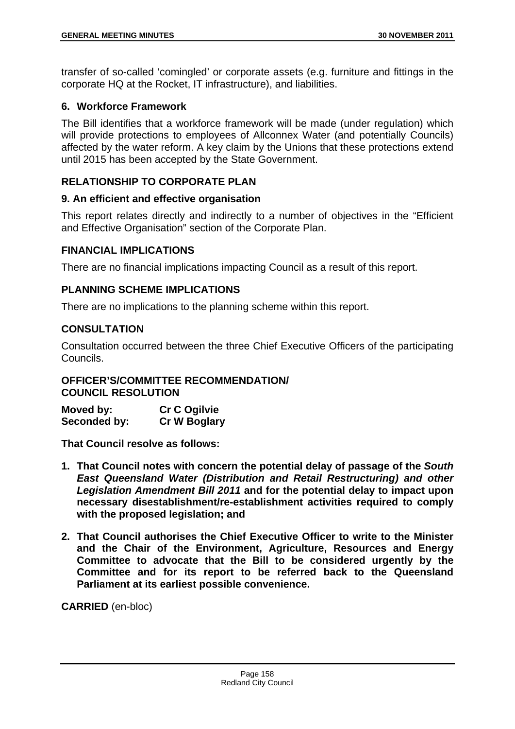transfer of so-called 'comingled' or corporate assets (e.g. furniture and fittings in the corporate HQ at the Rocket, IT infrastructure), and liabilities.

### 6. Workforce Framework

The Bill identifies that a workforce framework will be made (under regulation) which will provide protections to employees of Allconnex Water (and potentially Councils) affected by the water reform. A key claim by the Unions that these protections extend until 2015 has been accepted by the State Government.

## RELATIONSHIP TO CORPORATE PLAN

### 9. An efficient and effective organisation

This report relates directly and indirectly to a number of objectives in the "Efficient and Effective Organisation" section of the Corporate Plan.

## FINANCIAL IMPLICATIONS

There are no financial implications impacting Council as a result of this report.

## PLANNING SCHEME IMPLICATIONS

There are no implications to the planning scheme within this report.

## CONSULTATION

Consultation occurred between the three Chief Executive Officers of the participating Councils.

## OFFICER'S/COMMITTEE RECOMMENDATION/ COUNCIL RESOLUTION

**Moved by:** **Cr C Ogilvie**
**Seconded by:** **Cr W Boglary**

**That Council resolve as follows:**

1. **That Council notes with concern the potential delay of passage of the *South East Queensland Water (Distribution and Retail Restructuring) and other Legislation Amendment Bill 2011* and for the potential delay to impact upon necessary disestablishment/re-establishment activities required to comply with the proposed legislation; and**
2. **That Council authorises the Chief Executive Officer to write to the Minister and the Chair of the Environment, Agriculture, Resources and Energy Committee to advocate that the Bill to be considered urgently by the Committee and for its report to be referred back to the Queensland Parliament at its earliest possible convenience.**

**CARRIED** (en-bloc)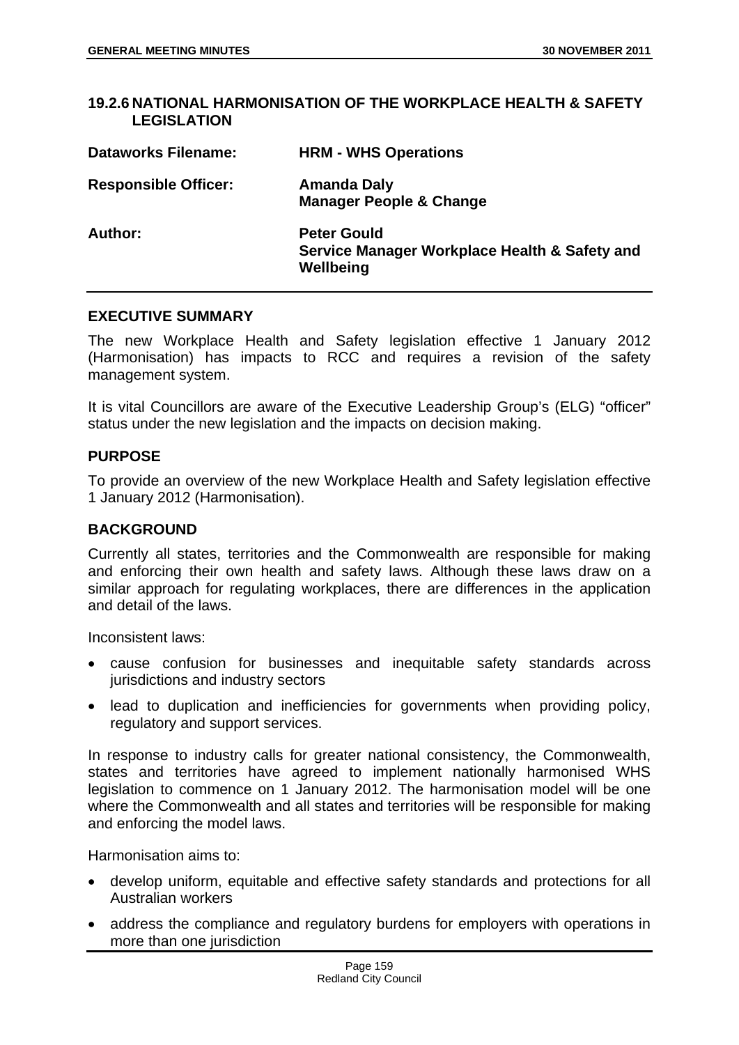## 19.2.6 NATIONAL HARMONISATION OF THE WORKPLACE HEALTH & SAFETY LEGISLATION

| | |
|---|---|
| **Dataworks Filename:** | **HRM - WHS Operations** |
| **Responsible Officer:** | **Amanda Daly**<br>**Manager People & Change** |
| **Author:** | **Peter Gould**<br>**Service Manager Workplace Health & Safety and Wellbeing** |

### EXECUTIVE SUMMARY

The new Workplace Health and Safety legislation effective 1 January 2012 (Harmonisation) has impacts to RCC and requires a revision of the safety management system.

It is vital Councillors are aware of the Executive Leadership Group's (ELG) "officer" status under the new legislation and the impacts on decision making.

### PURPOSE

To provide an overview of the new Workplace Health and Safety legislation effective 1 January 2012 (Harmonisation).

### BACKGROUND

Currently all states, territories and the Commonwealth are responsible for making and enforcing their own health and safety laws. Although these laws draw on a similar approach for regulating workplaces, there are differences in the application and detail of the laws.

Inconsistent laws:

- cause confusion for businesses and inequitable safety standards across jurisdictions and industry sectors
- lead to duplication and inefficiencies for governments when providing policy, regulatory and support services.

In response to industry calls for greater national consistency, the Commonwealth, states and territories have agreed to implement nationally harmonised WHS legislation to commence on 1 January 2012. The harmonisation model will be one where the Commonwealth and all states and territories will be responsible for making and enforcing the model laws.

Harmonisation aims to:

- develop uniform, equitable and effective safety standards and protections for all Australian workers
- address the compliance and regulatory burdens for employers with operations in more than one jurisdiction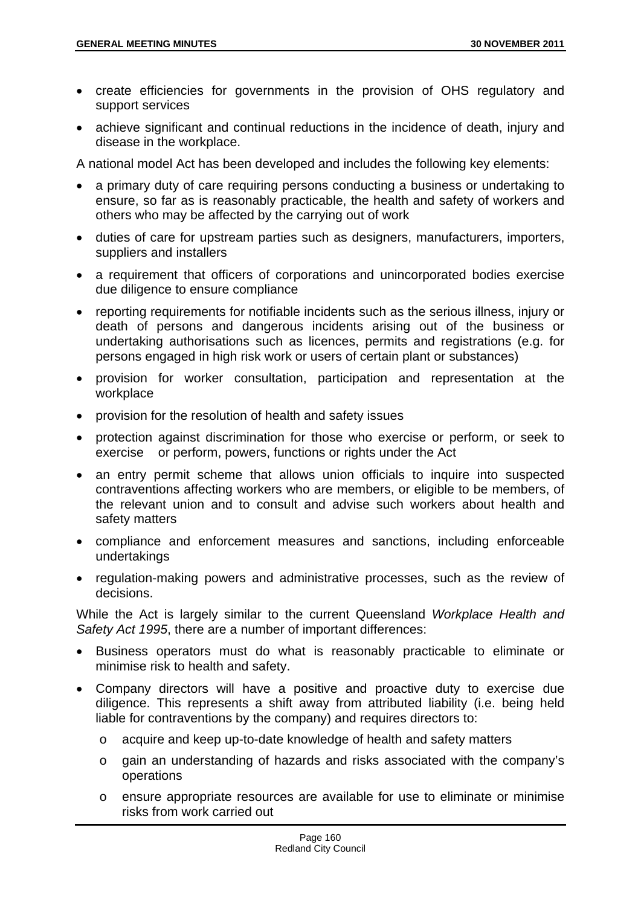- create efficiencies for governments in the provision of OHS regulatory and support services
- achieve significant and continual reductions in the incidence of death, injury and disease in the workplace.

A national model Act has been developed and includes the following key elements:

- a primary duty of care requiring persons conducting a business or undertaking to ensure, so far as is reasonably practicable, the health and safety of workers and others who may be affected by the carrying out of work
- duties of care for upstream parties such as designers, manufacturers, importers, suppliers and installers
- a requirement that officers of corporations and unincorporated bodies exercise due diligence to ensure compliance
- reporting requirements for notifiable incidents such as the serious illness, injury or death of persons and dangerous incidents arising out of the business or undertaking authorisations such as licences, permits and registrations (e.g. for persons engaged in high risk work or users of certain plant or substances)
- provision for worker consultation, participation and representation at the workplace
- provision for the resolution of health and safety issues
- protection against discrimination for those who exercise or perform, or seek to exercise or perform, powers, functions or rights under the Act
- an entry permit scheme that allows union officials to inquire into suspected contraventions affecting workers who are members, or eligible to be members, of the relevant union and to consult and advise such workers about health and safety matters
- compliance and enforcement measures and sanctions, including enforceable undertakings
- regulation-making powers and administrative processes, such as the review of decisions.

While the Act is largely similar to the current Queensland *Workplace Health and Safety Act 1995*, there are a number of important differences:

- Business operators must do what is reasonably practicable to eliminate or minimise risk to health and safety.
- Company directors will have a positive and proactive duty to exercise due diligence. This represents a shift away from attributed liability (i.e. being held liable for contraventions by the company) and requires directors to:
  - acquire and keep up-to-date knowledge of health and safety matters
  - gain an understanding of hazards and risks associated with the company's operations
  - ensure appropriate resources are available for use to eliminate or minimise risks from work carried out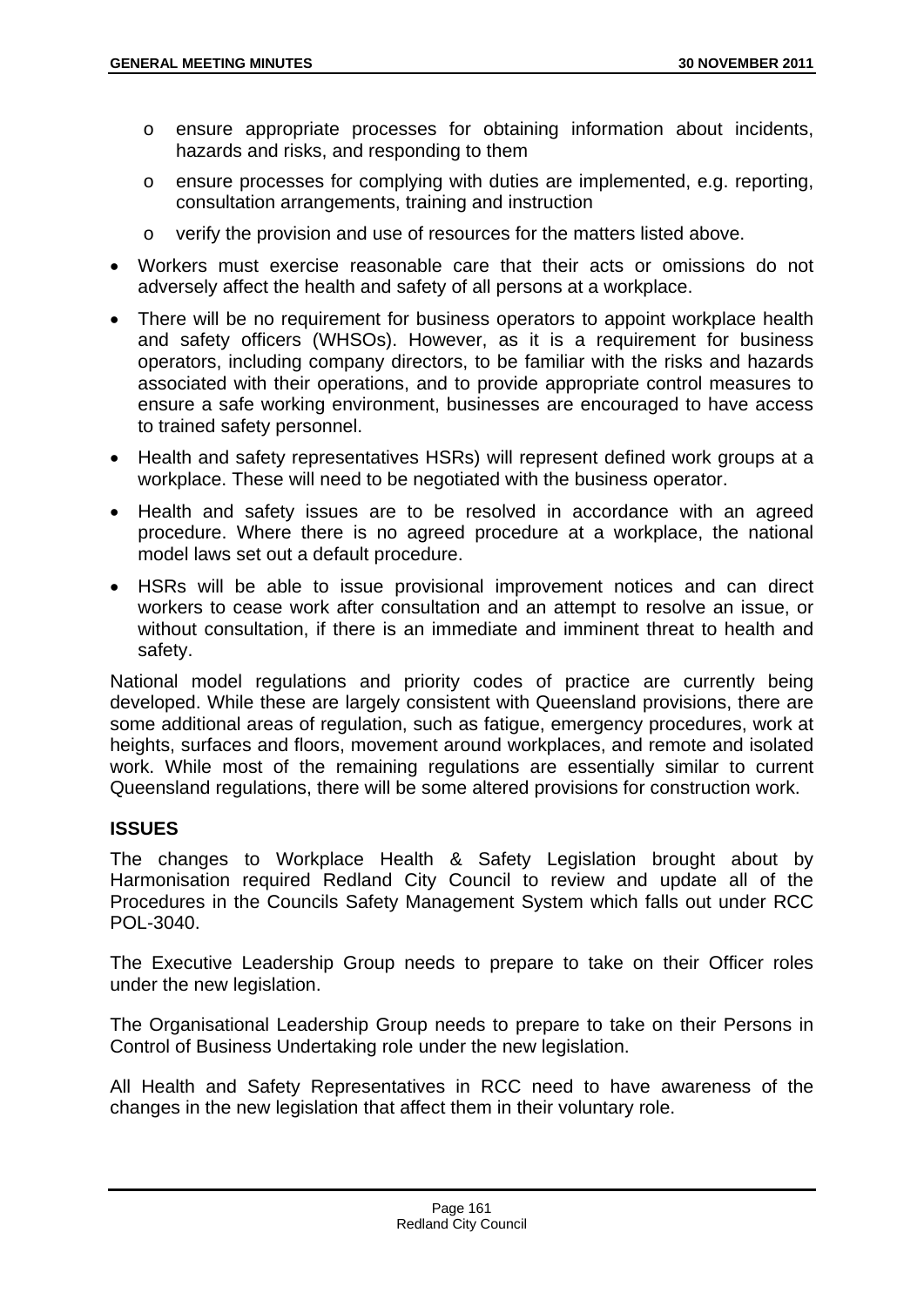- ensure appropriate processes for obtaining information about incidents, hazards and risks, and responding to them
  - ensure processes for complying with duties are implemented, e.g. reporting, consultation arrangements, training and instruction
  - verify the provision and use of resources for the matters listed above.

- Workers must exercise reasonable care that their acts or omissions do not adversely affect the health and safety of all persons at a workplace.
- There will be no requirement for business operators to appoint workplace health and safety officers (WHSOs). However, as it is a requirement for business operators, including company directors, to be familiar with the risks and hazards associated with their operations, and to provide appropriate control measures to ensure a safe working environment, businesses are encouraged to have access to trained safety personnel.
- Health and safety representatives HSRs) will represent defined work groups at a workplace. These will need to be negotiated with the business operator.
- Health and safety issues are to be resolved in accordance with an agreed procedure. Where there is no agreed procedure at a workplace, the national model laws set out a default procedure.
- HSRs will be able to issue provisional improvement notices and can direct workers to cease work after consultation and an attempt to resolve an issue, or without consultation, if there is an immediate and imminent threat to health and safety.

National model regulations and priority codes of practice are currently being developed. While these are largely consistent with Queensland provisions, there are some additional areas of regulation, such as fatigue, emergency procedures, work at heights, surfaces and floors, movement around workplaces, and remote and isolated work. While most of the remaining regulations are essentially similar to current Queensland regulations, there will be some altered provisions for construction work.

**ISSUES**

The changes to Workplace Health & Safety Legislation brought about by Harmonisation required Redland City Council to review and update all of the Procedures in the Councils Safety Management System which falls out under RCC POL-3040.

The Executive Leadership Group needs to prepare to take on their Officer roles under the new legislation.

The Organisational Leadership Group needs to prepare to take on their Persons in Control of Business Undertaking role under the new legislation.

All Health and Safety Representatives in RCC need to have awareness of the changes in the new legislation that affect them in their voluntary role.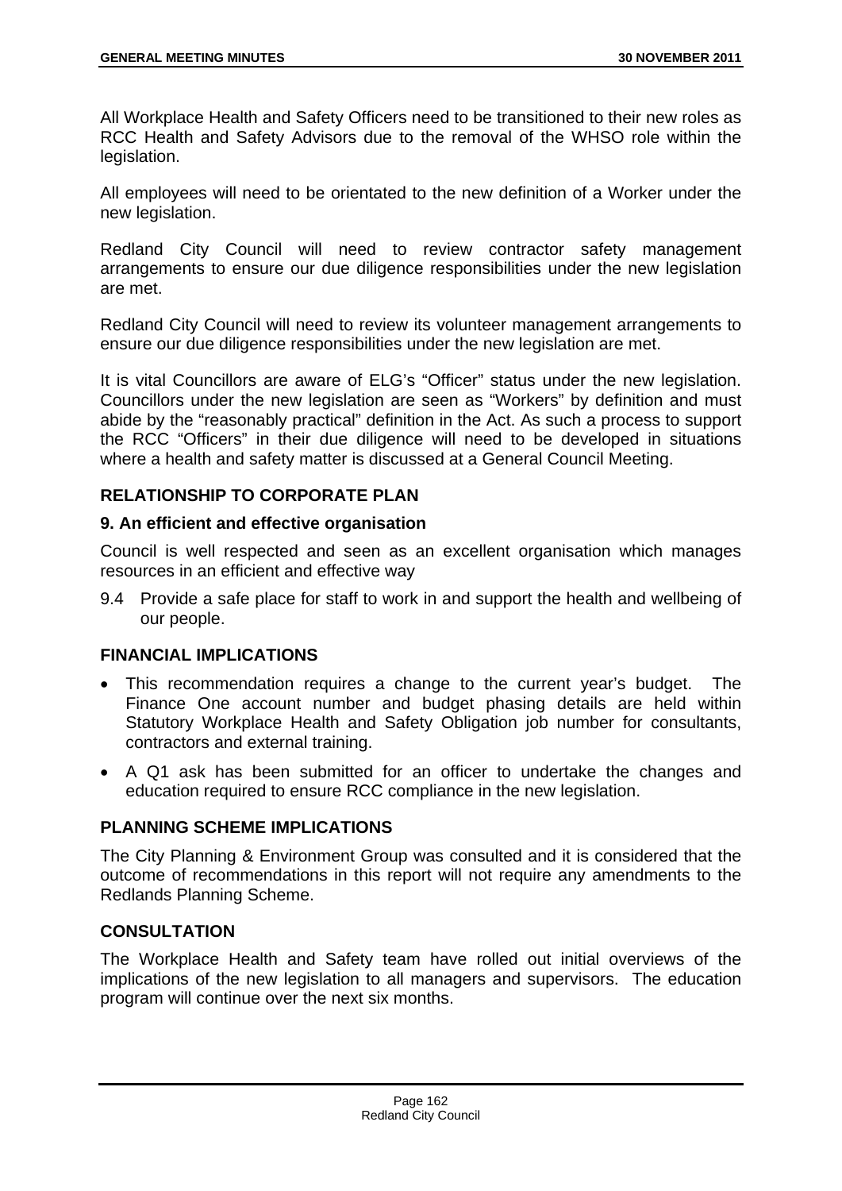All Workplace Health and Safety Officers need to be transitioned to their new roles as RCC Health and Safety Advisors due to the removal of the WHSO role within the legislation.

All employees will need to be orientated to the new definition of a Worker under the new legislation.

Redland City Council will need to review contractor safety management arrangements to ensure our due diligence responsibilities under the new legislation are met.

Redland City Council will need to review its volunteer management arrangements to ensure our due diligence responsibilities under the new legislation are met.

It is vital Councillors are aware of ELG's "Officer" status under the new legislation. Councillors under the new legislation are seen as "Workers" by definition and must abide by the "reasonably practical" definition in the Act. As such a process to support the RCC "Officers" in their due diligence will need to be developed in situations where a health and safety matter is discussed at a General Council Meeting.

## RELATIONSHIP TO CORPORATE PLAN

### 9. An efficient and effective organisation

Council is well respected and seen as an excellent organisation which manages resources in an efficient and effective way

9.4 Provide a safe place for staff to work in and support the health and wellbeing of our people.

## FINANCIAL IMPLICATIONS

- This recommendation requires a change to the current year's budget. The Finance One account number and budget phasing details are held within Statutory Workplace Health and Safety Obligation job number for consultants, contractors and external training.
- A Q1 ask has been submitted for an officer to undertake the changes and education required to ensure RCC compliance in the new legislation.

## PLANNING SCHEME IMPLICATIONS

The City Planning & Environment Group was consulted and it is considered that the outcome of recommendations in this report will not require any amendments to the Redlands Planning Scheme.

## CONSULTATION

The Workplace Health and Safety team have rolled out initial overviews of the implications of the new legislation to all managers and supervisors. The education program will continue over the next six months.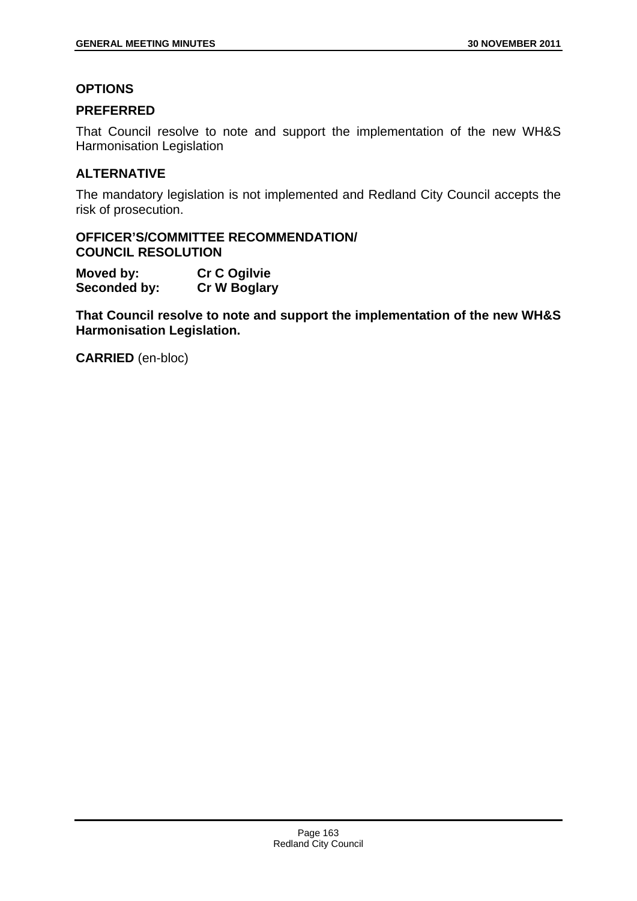## OPTIONS

### PREFERRED

That Council resolve to note and support the implementation of the new WH&S Harmonisation Legislation

### ALTERNATIVE

The mandatory legislation is not implemented and Redland City Council accepts the risk of prosecution.

**OFFICER'S/COMMITTEE RECOMMENDATION/
COUNCIL RESOLUTION**

**Moved by:** **Cr C Ogilvie**
**Seconded by:** **Cr W Boglary**

**That Council resolve to note and support the implementation of the new WH&S Harmonisation Legislation.**

**CARRIED** (en-bloc)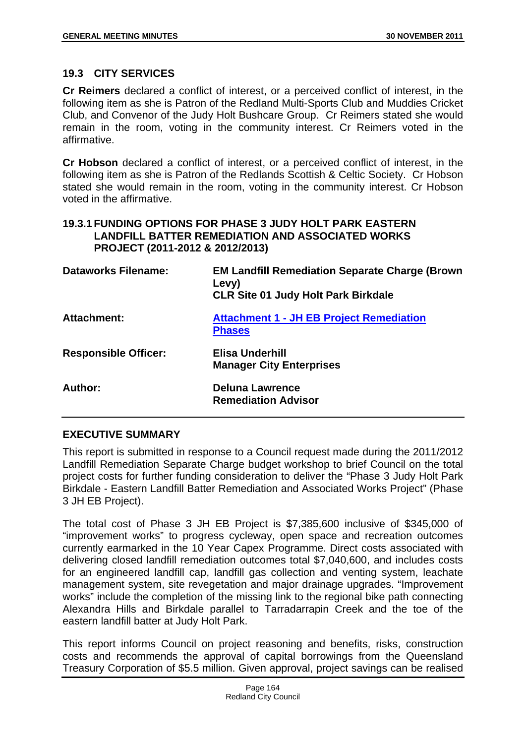## 19.3 CITY SERVICES

**Cr Reimers** declared a conflict of interest, or a perceived conflict of interest, in the following item as she is Patron of the Redland Multi-Sports Club and Muddies Cricket Club, and Convenor of the Judy Holt Bushcare Group. Cr Reimers stated she would remain in the room, voting in the community interest. Cr Reimers voted in the affirmative.

**Cr Hobson** declared a conflict of interest, or a perceived conflict of interest, in the following item as she is Patron of the Redlands Scottish & Celtic Society. Cr Hobson stated she would remain in the room, voting in the community interest. Cr Hobson voted in the affirmative.

### 19.3.1 FUNDING OPTIONS FOR PHASE 3 JUDY HOLT PARK EASTERN LANDFILL BATTER REMEDIATION AND ASSOCIATED WORKS PROJECT (2011-2012 & 2012/2013)

| | |
|---|---|
| **Dataworks Filename:** | **EM Landfill Remediation Separate Charge (Brown Levy)**<br>**CLR Site 01 Judy Holt Park Birkdale** |
| **Attachment:** | **Attachment 1 - JH EB Project Remediation Phases** |
| **Responsible Officer:** | **Elisa Underhill**<br>**Manager City Enterprises** |
| **Author:** | **Deluna Lawrence**<br>**Remediation Advisor** |

## EXECUTIVE SUMMARY

This report is submitted in response to a Council request made during the 2011/2012 Landfill Remediation Separate Charge budget workshop to brief Council on the total project costs for further funding consideration to deliver the "Phase 3 Judy Holt Park Birkdale - Eastern Landfill Batter Remediation and Associated Works Project" (Phase 3 JH EB Project).

The total cost of Phase 3 JH EB Project is $7,385,600 inclusive of $345,000 of "improvement works" to progress cycleway, open space and recreation outcomes currently earmarked in the 10 Year Capex Programme. Direct costs associated with delivering closed landfill remediation outcomes total $7,040,600, and includes costs for an engineered landfill cap, landfill gas collection and venting system, leachate management system, site revegetation and major drainage upgrades. "Improvement works" include the completion of the missing link to the regional bike path connecting Alexandra Hills and Birkdale parallel to Tarradarrapin Creek and the toe of the eastern landfill batter at Judy Holt Park.

This report informs Council on project reasoning and benefits, risks, construction costs and recommends the approval of capital borrowings from the Queensland Treasury Corporation of $5.5 million. Given approval, project savings can be realised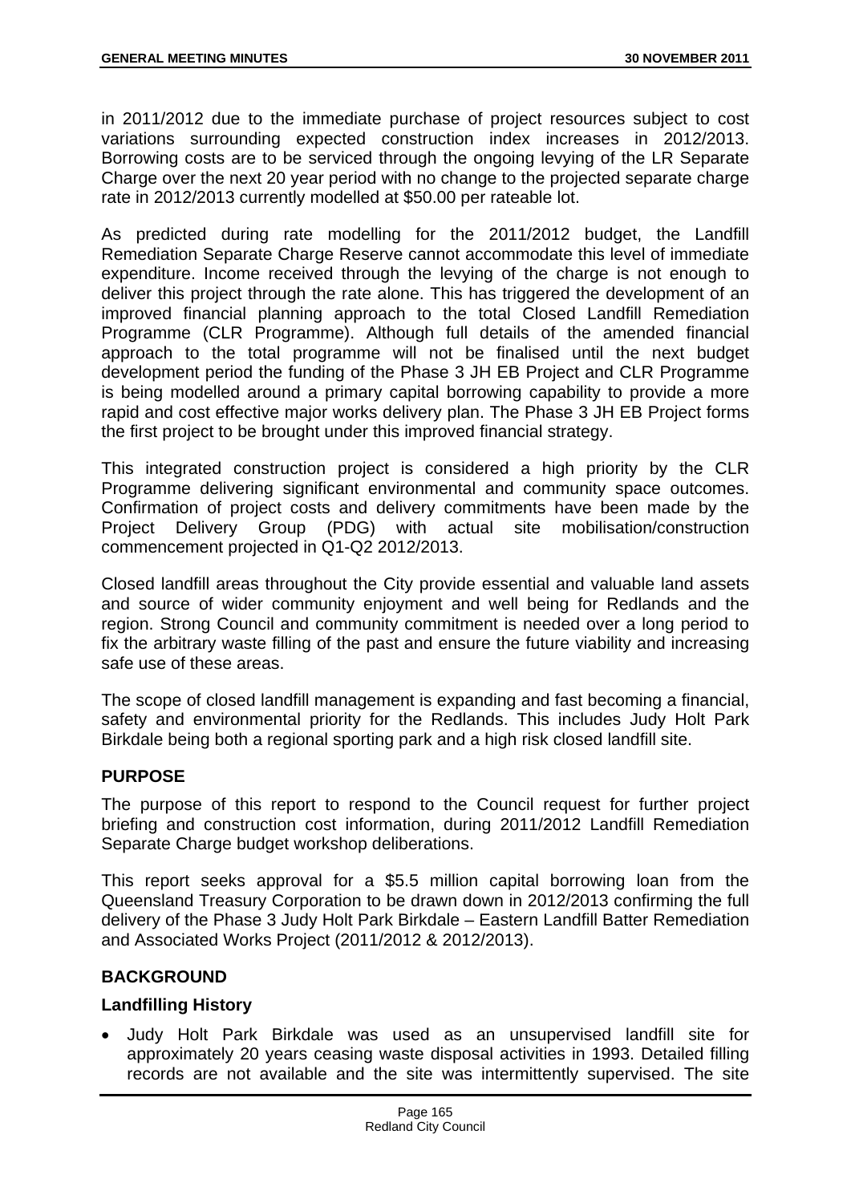in 2011/2012 due to the immediate purchase of project resources subject to cost variations surrounding expected construction index increases in 2012/2013. Borrowing costs are to be serviced through the ongoing levying of the LR Separate Charge over the next 20 year period with no change to the projected separate charge rate in 2012/2013 currently modelled at $50.00 per rateable lot.

As predicted during rate modelling for the 2011/2012 budget, the Landfill Remediation Separate Charge Reserve cannot accommodate this level of immediate expenditure. Income received through the levying of the charge is not enough to deliver this project through the rate alone. This has triggered the development of an improved financial planning approach to the total Closed Landfill Remediation Programme (CLR Programme). Although full details of the amended financial approach to the total programme will not be finalised until the next budget development period the funding of the Phase 3 JH EB Project and CLR Programme is being modelled around a primary capital borrowing capability to provide a more rapid and cost effective major works delivery plan. The Phase 3 JH EB Project forms the first project to be brought under this improved financial strategy.

This integrated construction project is considered a high priority by the CLR Programme delivering significant environmental and community space outcomes. Confirmation of project costs and delivery commitments have been made by the Project Delivery Group (PDG) with actual site mobilisation/construction commencement projected in Q1-Q2 2012/2013.

Closed landfill areas throughout the City provide essential and valuable land assets and source of wider community enjoyment and well being for Redlands and the region. Strong Council and community commitment is needed over a long period to fix the arbitrary waste filling of the past and ensure the future viability and increasing safe use of these areas.

The scope of closed landfill management is expanding and fast becoming a financial, safety and environmental priority for the Redlands. This includes Judy Holt Park Birkdale being both a regional sporting park and a high risk closed landfill site.

## PURPOSE

The purpose of this report to respond to the Council request for further project briefing and construction cost information, during 2011/2012 Landfill Remediation Separate Charge budget workshop deliberations.

This report seeks approval for a $5.5 million capital borrowing loan from the Queensland Treasury Corporation to be drawn down in 2012/2013 confirming the full delivery of the Phase 3 Judy Holt Park Birkdale – Eastern Landfill Batter Remediation and Associated Works Project (2011/2012 & 2012/2013).

## BACKGROUND

### Landfilling History

- Judy Holt Park Birkdale was used as an unsupervised landfill site for approximately 20 years ceasing waste disposal activities in 1993. Detailed filling records are not available and the site was intermittently supervised. The site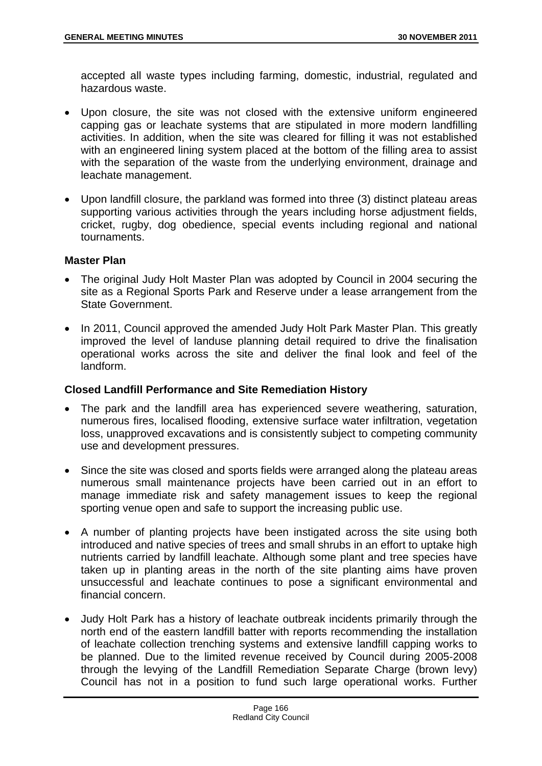accepted all waste types including farming, domestic, industrial, regulated and hazardous waste.

- Upon closure, the site was not closed with the extensive uniform engineered capping gas or leachate systems that are stipulated in more modern landfilling activities. In addition, when the site was cleared for filling it was not established with an engineered lining system placed at the bottom of the filling area to assist with the separation of the waste from the underlying environment, drainage and leachate management.
- Upon landfill closure, the parkland was formed into three (3) distinct plateau areas supporting various activities through the years including horse adjustment fields, cricket, rugby, dog obedience, special events including regional and national tournaments.

**Master Plan**

- The original Judy Holt Master Plan was adopted by Council in 2004 securing the site as a Regional Sports Park and Reserve under a lease arrangement from the State Government.
- In 2011, Council approved the amended Judy Holt Park Master Plan. This greatly improved the level of landuse planning detail required to drive the finalisation operational works across the site and deliver the final look and feel of the landform.

**Closed Landfill Performance and Site Remediation History**

- The park and the landfill area has experienced severe weathering, saturation, numerous fires, localised flooding, extensive surface water infiltration, vegetation loss, unapproved excavations and is consistently subject to competing community use and development pressures.
- Since the site was closed and sports fields were arranged along the plateau areas numerous small maintenance projects have been carried out in an effort to manage immediate risk and safety management issues to keep the regional sporting venue open and safe to support the increasing public use.
- A number of planting projects have been instigated across the site using both introduced and native species of trees and small shrubs in an effort to uptake high nutrients carried by landfill leachate. Although some plant and tree species have taken up in planting areas in the north of the site planting aims have proven unsuccessful and leachate continues to pose a significant environmental and financial concern.
- Judy Holt Park has a history of leachate outbreak incidents primarily through the north end of the eastern landfill batter with reports recommending the installation of leachate collection trenching systems and extensive landfill capping works to be planned. Due to the limited revenue received by Council during 2005-2008 through the levying of the Landfill Remediation Separate Charge (brown levy) Council has not in a position to fund such large operational works. Further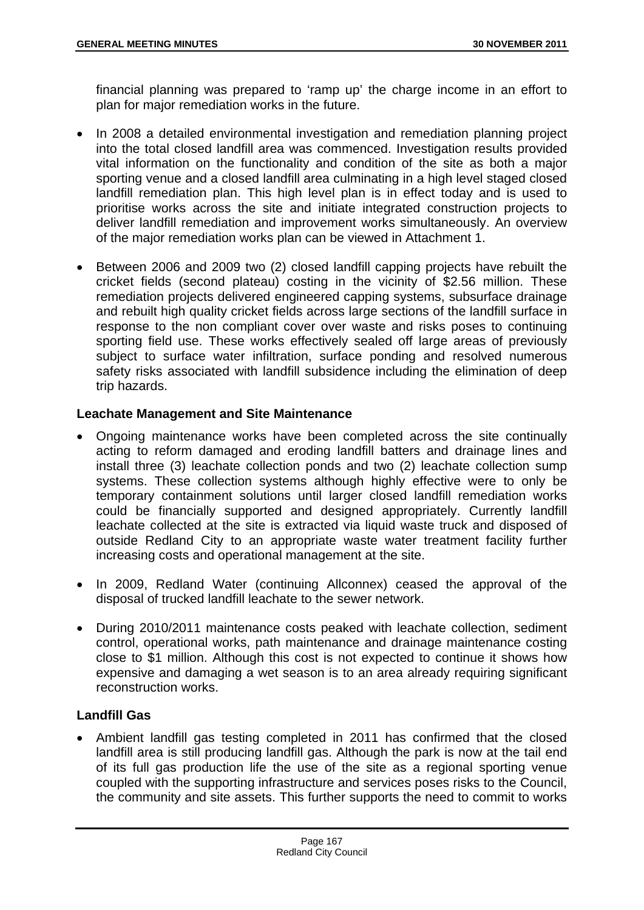financial planning was prepared to 'ramp up' the charge income in an effort to plan for major remediation works in the future.

- In 2008 a detailed environmental investigation and remediation planning project into the total closed landfill area was commenced. Investigation results provided vital information on the functionality and condition of the site as both a major sporting venue and a closed landfill area culminating in a high level staged closed landfill remediation plan. This high level plan is in effect today and is used to prioritise works across the site and initiate integrated construction projects to deliver landfill remediation and improvement works simultaneously. An overview of the major remediation works plan can be viewed in Attachment 1.

- Between 2006 and 2009 two (2) closed landfill capping projects have rebuilt the cricket fields (second plateau) costing in the vicinity of $2.56 million. These remediation projects delivered engineered capping systems, subsurface drainage and rebuilt high quality cricket fields across large sections of the landfill surface in response to the non compliant cover over waste and risks poses to continuing sporting field use. These works effectively sealed off large areas of previously subject to surface water infiltration, surface ponding and resolved numerous safety risks associated with landfill subsidence including the elimination of deep trip hazards.

**Leachate Management and Site Maintenance**

- Ongoing maintenance works have been completed across the site continually acting to reform damaged and eroding landfill batters and drainage lines and install three (3) leachate collection ponds and two (2) leachate collection sump systems. These collection systems although highly effective were to only be temporary containment solutions until larger closed landfill remediation works could be financially supported and designed appropriately. Currently landfill leachate collected at the site is extracted via liquid waste truck and disposed of outside Redland City to an appropriate waste water treatment facility further increasing costs and operational management at the site.

- In 2009, Redland Water (continuing Allconnex) ceased the approval of the disposal of trucked landfill leachate to the sewer network.

- During 2010/2011 maintenance costs peaked with leachate collection, sediment control, operational works, path maintenance and drainage maintenance costing close to $1 million. Although this cost is not expected to continue it shows how expensive and damaging a wet season is to an area already requiring significant reconstruction works.

**Landfill Gas**

- Ambient landfill gas testing completed in 2011 has confirmed that the closed landfill area is still producing landfill gas. Although the park is now at the tail end of its full gas production life the use of the site as a regional sporting venue coupled with the supporting infrastructure and services poses risks to the Council, the community and site assets. This further supports the need to commit to works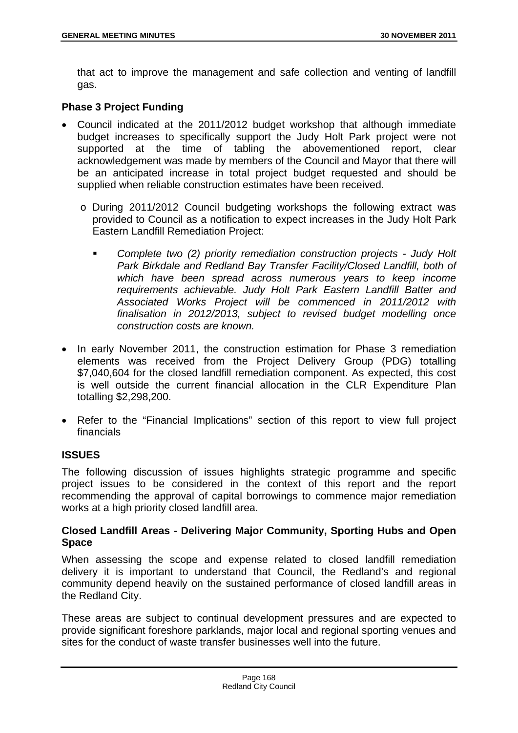that act to improve the management and safe collection and venting of landfill gas.

**Phase 3 Project Funding**

- Council indicated at the 2011/2012 budget workshop that although immediate budget increases to specifically support the Judy Holt Park project were not supported at the time of tabling the abovementioned report, clear acknowledgement was made by members of the Council and Mayor that there will be an anticipated increase in total project budget requested and should be supplied when reliable construction estimates have been received.
  - During 2011/2012 Council budgeting workshops the following extract was provided to Council as a notification to expect increases in the Judy Holt Park Eastern Landfill Remediation Project:
    - *Complete two (2) priority remediation construction projects - Judy Holt Park Birkdale and Redland Bay Transfer Facility/Closed Landfill, both of which have been spread across numerous years to keep income requirements achievable. Judy Holt Park Eastern Landfill Batter and Associated Works Project will be commenced in 2011/2012 with finalisation in 2012/2013, subject to revised budget modelling once construction costs are known.*
- In early November 2011, the construction estimation for Phase 3 remediation elements was received from the Project Delivery Group (PDG) totalling $7,040,604 for the closed landfill remediation component. As expected, this cost is well outside the current financial allocation in the CLR Expenditure Plan totalling $2,298,200.
- Refer to the "Financial Implications" section of this report to view full project financials

## ISSUES

The following discussion of issues highlights strategic programme and specific project issues to be considered in the context of this report and the report recommending the approval of capital borrowings to commence major remediation works at a high priority closed landfill area.

**Closed Landfill Areas - Delivering Major Community, Sporting Hubs and Open Space**

When assessing the scope and expense related to closed landfill remediation delivery it is important to understand that Council, the Redland's and regional community depend heavily on the sustained performance of closed landfill areas in the Redland City.

These areas are subject to continual development pressures and are expected to provide significant foreshore parklands, major local and regional sporting venues and sites for the conduct of waste transfer businesses well into the future.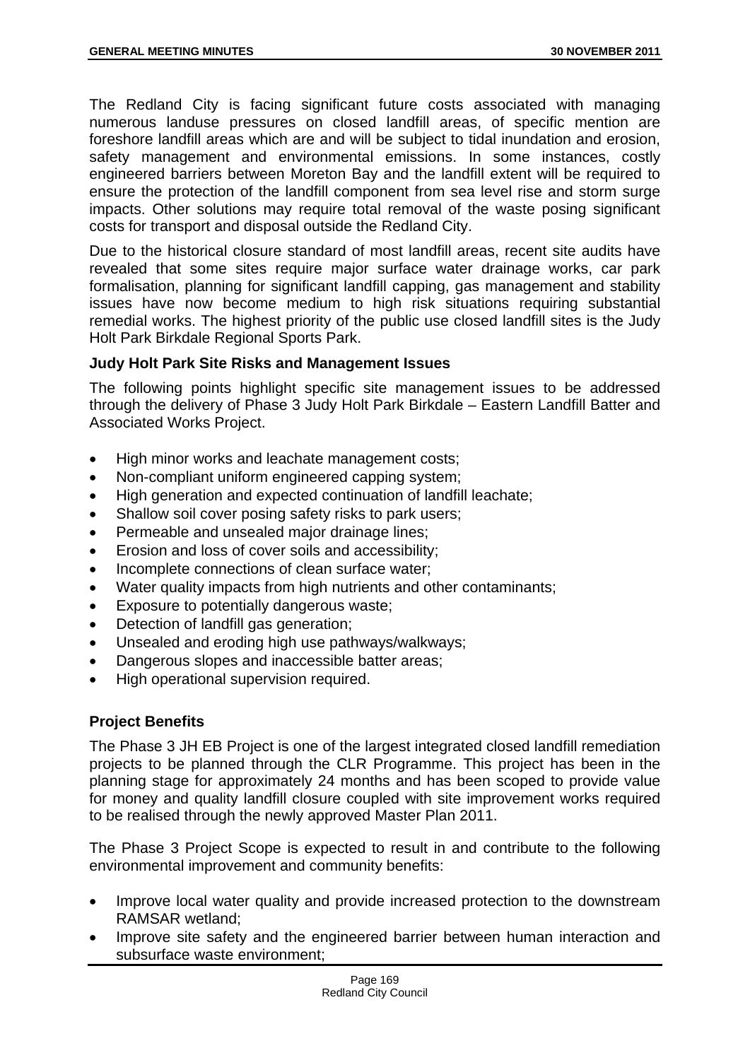The Redland City is facing significant future costs associated with managing numerous landuse pressures on closed landfill areas, of specific mention are foreshore landfill areas which are and will be subject to tidal inundation and erosion, safety management and environmental emissions. In some instances, costly engineered barriers between Moreton Bay and the landfill extent will be required to ensure the protection of the landfill component from sea level rise and storm surge impacts. Other solutions may require total removal of the waste posing significant costs for transport and disposal outside the Redland City.

Due to the historical closure standard of most landfill areas, recent site audits have revealed that some sites require major surface water drainage works, car park formalisation, planning for significant landfill capping, gas management and stability issues have now become medium to high risk situations requiring substantial remedial works. The highest priority of the public use closed landfill sites is the Judy Holt Park Birkdale Regional Sports Park.

**Judy Holt Park Site Risks and Management Issues**

The following points highlight specific site management issues to be addressed through the delivery of Phase 3 Judy Holt Park Birkdale – Eastern Landfill Batter and Associated Works Project.

- High minor works and leachate management costs;
- Non-compliant uniform engineered capping system;
- High generation and expected continuation of landfill leachate;
- Shallow soil cover posing safety risks to park users;
- Permeable and unsealed major drainage lines;
- Erosion and loss of cover soils and accessibility;
- Incomplete connections of clean surface water;
- Water quality impacts from high nutrients and other contaminants;
- Exposure to potentially dangerous waste;
- Detection of landfill gas generation;
- Unsealed and eroding high use pathways/walkways;
- Dangerous slopes and inaccessible batter areas;
- High operational supervision required.

**Project Benefits**

The Phase 3 JH EB Project is one of the largest integrated closed landfill remediation projects to be planned through the CLR Programme. This project has been in the planning stage for approximately 24 months and has been scoped to provide value for money and quality landfill closure coupled with site improvement works required to be realised through the newly approved Master Plan 2011.

The Phase 3 Project Scope is expected to result in and contribute to the following environmental improvement and community benefits:

- Improve local water quality and provide increased protection to the downstream RAMSAR wetland;
- Improve site safety and the engineered barrier between human interaction and subsurface waste environment;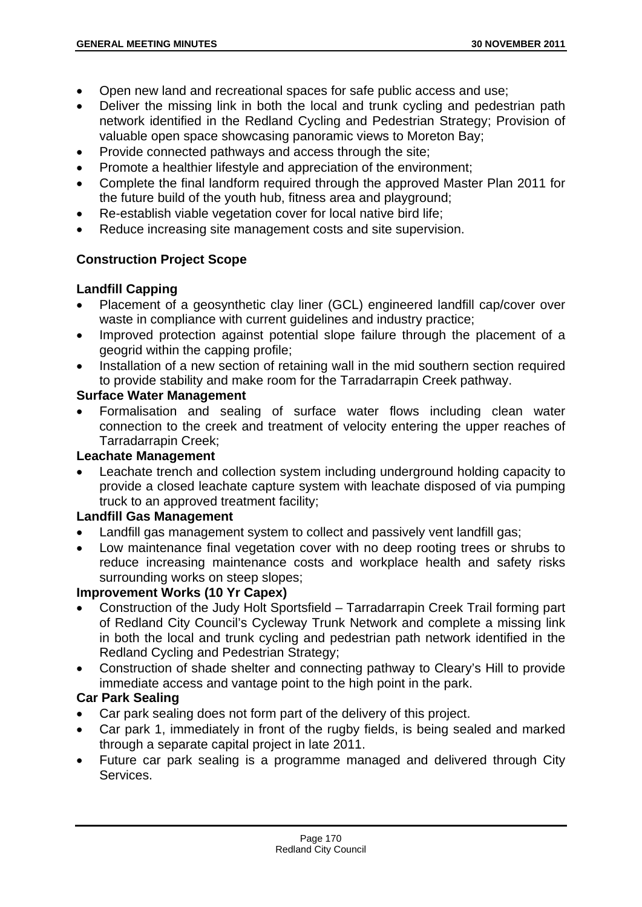- Open new land and recreational spaces for safe public access and use;
- Deliver the missing link in both the local and trunk cycling and pedestrian path network identified in the Redland Cycling and Pedestrian Strategy; Provision of valuable open space showcasing panoramic views to Moreton Bay;
- Provide connected pathways and access through the site;
- Promote a healthier lifestyle and appreciation of the environment;
- Complete the final landform required through the approved Master Plan 2011 for the future build of the youth hub, fitness area and playground;
- Re-establish viable vegetation cover for local native bird life;
- Reduce increasing site management costs and site supervision.

**Construction Project Scope**

**Landfill Capping**

- Placement of a geosynthetic clay liner (GCL) engineered landfill cap/cover over waste in compliance with current guidelines and industry practice;
- Improved protection against potential slope failure through the placement of a geogrid within the capping profile;
- Installation of a new section of retaining wall in the mid southern section required to provide stability and make room for the Tarradarrapin Creek pathway.

**Surface Water Management**

- Formalisation and sealing of surface water flows including clean water connection to the creek and treatment of velocity entering the upper reaches of Tarradarrapin Creek;

**Leachate Management**

- Leachate trench and collection system including underground holding capacity to provide a closed leachate capture system with leachate disposed of via pumping truck to an approved treatment facility;

**Landfill Gas Management**

- Landfill gas management system to collect and passively vent landfill gas;
- Low maintenance final vegetation cover with no deep rooting trees or shrubs to reduce increasing maintenance costs and workplace health and safety risks surrounding works on steep slopes;

**Improvement Works (10 Yr Capex)**

- Construction of the Judy Holt Sportsfield – Tarradarrapin Creek Trail forming part of Redland City Council's Cycleway Trunk Network and complete a missing link in both the local and trunk cycling and pedestrian path network identified in the Redland Cycling and Pedestrian Strategy;
- Construction of shade shelter and connecting pathway to Cleary's Hill to provide immediate access and vantage point to the high point in the park.

**Car Park Sealing**

- Car park sealing does not form part of the delivery of this project.
- Car park 1, immediately in front of the rugby fields, is being sealed and marked through a separate capital project in late 2011.
- Future car park sealing is a programme managed and delivered through City Services.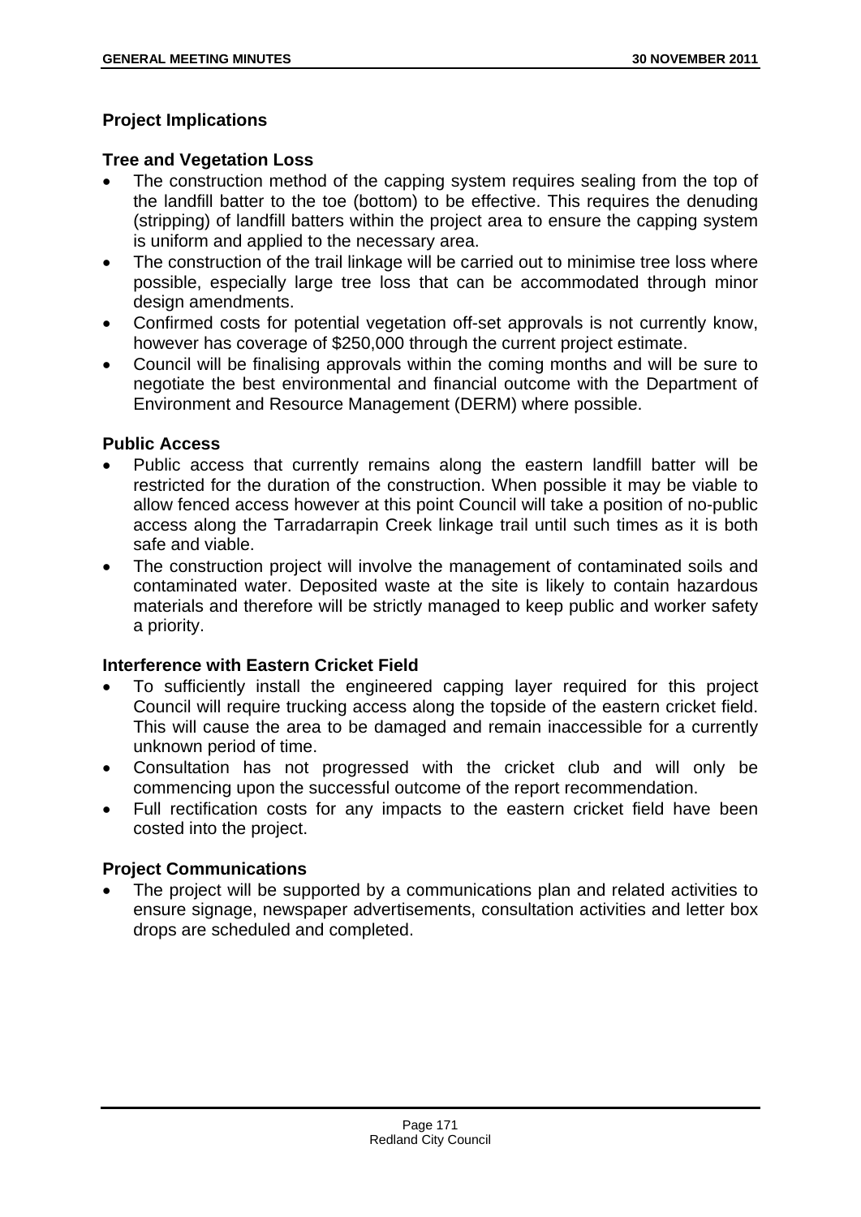## Project Implications

### Tree and Vegetation Loss

- The construction method of the capping system requires sealing from the top of the landfill batter to the toe (bottom) to be effective. This requires the denuding (stripping) of landfill batters within the project area to ensure the capping system is uniform and applied to the necessary area.
- The construction of the trail linkage will be carried out to minimise tree loss where possible, especially large tree loss that can be accommodated through minor design amendments.
- Confirmed costs for potential vegetation off-set approvals is not currently know, however has coverage of $250,000 through the current project estimate.
- Council will be finalising approvals within the coming months and will be sure to negotiate the best environmental and financial outcome with the Department of Environment and Resource Management (DERM) where possible.

### Public Access

- Public access that currently remains along the eastern landfill batter will be restricted for the duration of the construction. When possible it may be viable to allow fenced access however at this point Council will take a position of no-public access along the Tarradarrapin Creek linkage trail until such times as it is both safe and viable.
- The construction project will involve the management of contaminated soils and contaminated water. Deposited waste at the site is likely to contain hazardous materials and therefore will be strictly managed to keep public and worker safety a priority.

### Interference with Eastern Cricket Field

- To sufficiently install the engineered capping layer required for this project Council will require trucking access along the topside of the eastern cricket field. This will cause the area to be damaged and remain inaccessible for a currently unknown period of time.
- Consultation has not progressed with the cricket club and will only be commencing upon the successful outcome of the report recommendation.
- Full rectification costs for any impacts to the eastern cricket field have been costed into the project.

### Project Communications

- The project will be supported by a communications plan and related activities to ensure signage, newspaper advertisements, consultation activities and letter box drops are scheduled and completed.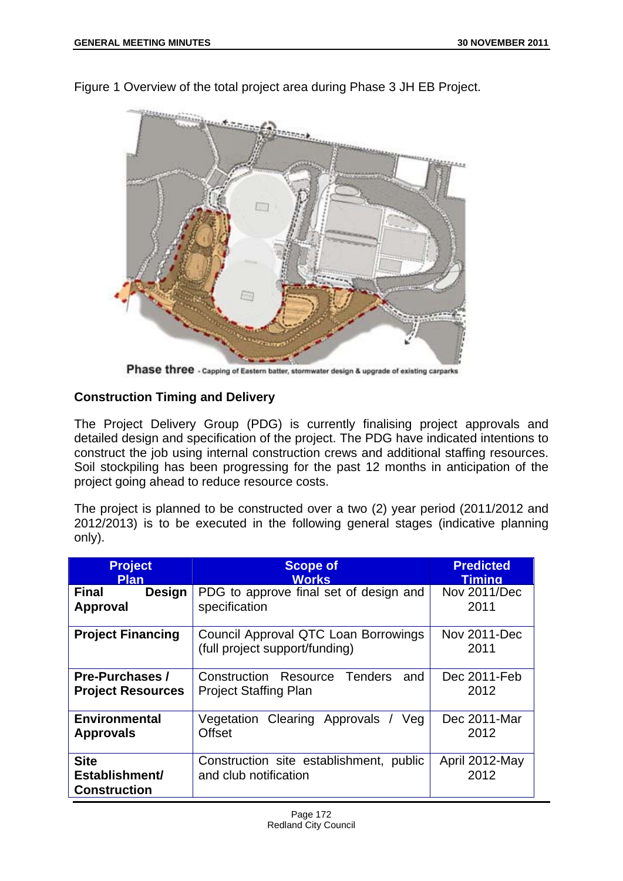Figure 1 Overview of the total project area during Phase 3 JH EB Project.

Phase three - Capping of Eastern batter, stormwater design & upgrade of existing carparks

**Construction Timing and Delivery**

The Project Delivery Group (PDG) is currently finalising project approvals and detailed design and specification of the project. The PDG have indicated intentions to construct the job using internal construction crews and additional staffing resources. Soil stockpiling has been progressing for the past 12 months in anticipation of the project going ahead to reduce resource costs.

The project is planned to be constructed over a two (2) year period (2011/2012 and 2012/2013) is to be executed in the following general stages (indicative planning only).

| Project Plan | Scope of Works | Predicted Timing |
|---|---|---|
| **Final Design Approval** | PDG to approve final set of design and specification | Nov 2011/Dec 2011 |
| **Project Financing** | Council Approval QTC Loan Borrowings (full project support/funding) | Nov 2011-Dec 2011 |
| **Pre-Purchases / Project Resources** | Construction Resource Tenders and Project Staffing Plan | Dec 2011-Feb 2012 |
| **Environmental Approvals** | Vegetation Clearing Approvals / Veg Offset | Dec 2011-Mar 2012 |
| **Site Establishment/ Construction** | Construction site establishment, public and club notification | April 2012-May 2012 |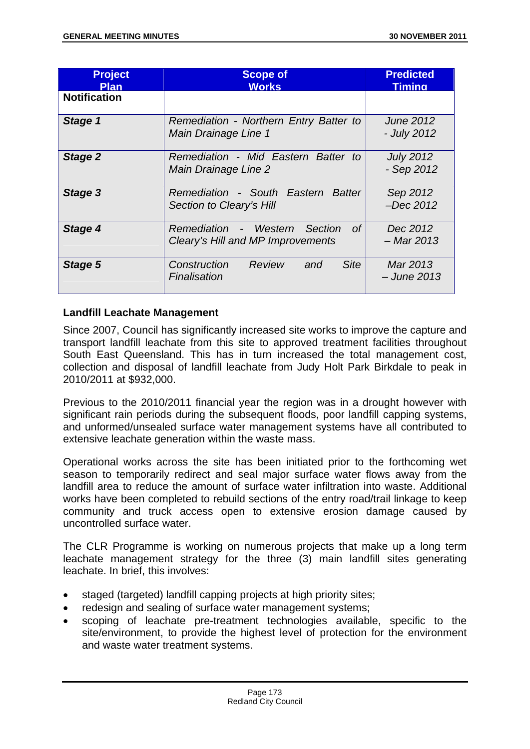| Project Plan | Scope of Works | Predicted Timing |
|---|---|---|
| **Notification** | | |
| ***Stage 1*** | *Remediation - Northern Entry Batter to Main Drainage Line 1* | *June 2012 - July 2012* |
| ***Stage 2*** | *Remediation - Mid Eastern Batter to Main Drainage Line 2* | *July 2012 - Sep 2012* |
| ***Stage 3*** | *Remediation - South Eastern Batter Section to Cleary's Hill* | *Sep 2012 –Dec 2012* |
| ***Stage 4*** | *Remediation - Western Section of Cleary's Hill and MP Improvements* | *Dec 2012 – Mar 2013* |
| ***Stage 5*** | *Construction Review and Site Finalisation* | *Mar 2013 – June 2013* |

**Landfill Leachate Management**

Since 2007, Council has significantly increased site works to improve the capture and transport landfill leachate from this site to approved treatment facilities throughout South East Queensland. This has in turn increased the total management cost, collection and disposal of landfill leachate from Judy Holt Park Birkdale to peak in 2010/2011 at $932,000.

Previous to the 2010/2011 financial year the region was in a drought however with significant rain periods during the subsequent floods, poor landfill capping systems, and unformed/unsealed surface water management systems have all contributed to extensive leachate generation within the waste mass.

Operational works across the site has been initiated prior to the forthcoming wet season to temporarily redirect and seal major surface water flows away from the landfill area to reduce the amount of surface water infiltration into waste. Additional works have been completed to rebuild sections of the entry road/trail linkage to keep community and truck access open to extensive erosion damage caused by uncontrolled surface water.

The CLR Programme is working on numerous projects that make up a long term leachate management strategy for the three (3) main landfill sites generating leachate. In brief, this involves:

- staged (targeted) landfill capping projects at high priority sites;
- redesign and sealing of surface water management systems;
- scoping of leachate pre-treatment technologies available, specific to the site/environment, to provide the highest level of protection for the environment and waste water treatment systems.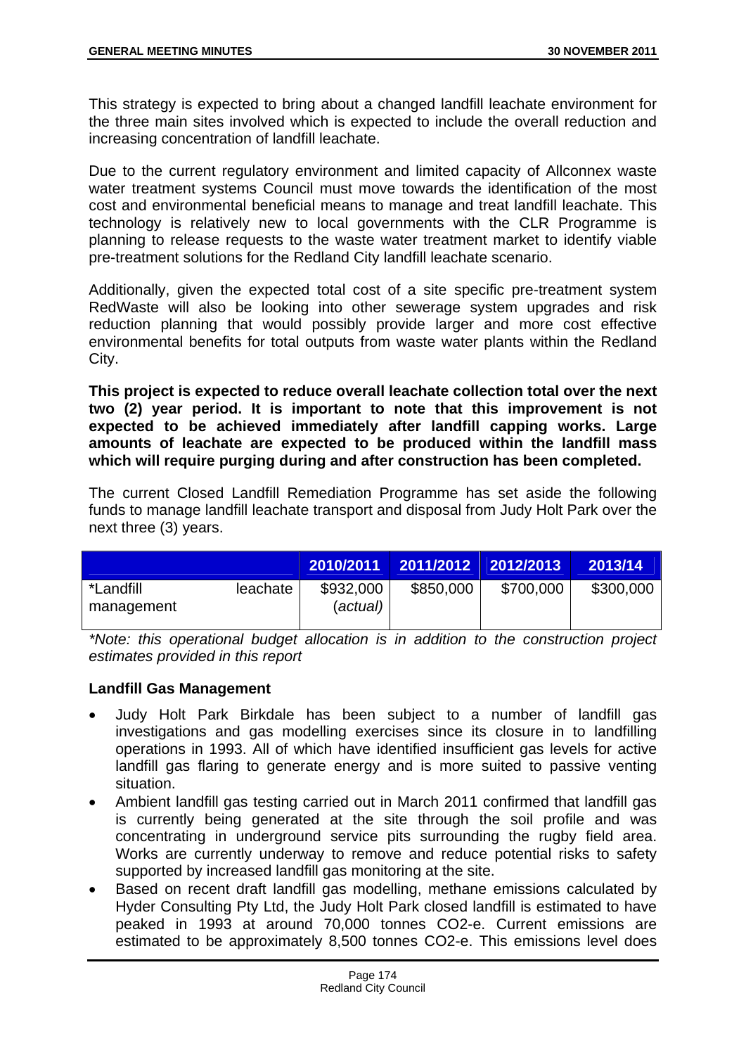This strategy is expected to bring about a changed landfill leachate environment for the three main sites involved which is expected to include the overall reduction and increasing concentration of landfill leachate.

Due to the current regulatory environment and limited capacity of Allconnex waste water treatment systems Council must move towards the identification of the most cost and environmental beneficial means to manage and treat landfill leachate. This technology is relatively new to local governments with the CLR Programme is planning to release requests to the waste water treatment market to identify viable pre-treatment solutions for the Redland City landfill leachate scenario.

Additionally, given the expected total cost of a site specific pre-treatment system RedWaste will also be looking into other sewerage system upgrades and risk reduction planning that would possibly provide larger and more cost effective environmental benefits for total outputs from waste water plants within the Redland City.

**This project is expected to reduce overall leachate collection total over the next two (2) year period. It is important to note that this improvement is not expected to be achieved immediately after landfill capping works. Large amounts of leachate are expected to be produced within the landfill mass which will require purging during and after construction has been completed.**

The current Closed Landfill Remediation Programme has set aside the following funds to manage landfill leachate transport and disposal from Judy Holt Park over the next three (3) years.

| | 2010/2011 | 2011/2012 | 2012/2013 | 2013/14 |
|---|---|---|---|---|
| *Landfill leachate management | $932,000 (*actual*) | $850,000 | $700,000 | $300,000 |

*\*Note: this operational budget allocation is in addition to the construction project estimates provided in this report*

**Landfill Gas Management**

- Judy Holt Park Birkdale has been subject to a number of landfill gas investigations and gas modelling exercises since its closure in to landfilling operations in 1993. All of which have identified insufficient gas levels for active landfill gas flaring to generate energy and is more suited to passive venting situation.
- Ambient landfill gas testing carried out in March 2011 confirmed that landfill gas is currently being generated at the site through the soil profile and was concentrating in underground service pits surrounding the rugby field area. Works are currently underway to remove and reduce potential risks to safety supported by increased landfill gas monitoring at the site.
- Based on recent draft landfill gas modelling, methane emissions calculated by Hyder Consulting Pty Ltd, the Judy Holt Park closed landfill is estimated to have peaked in 1993 at around 70,000 tonnes $CO_2$-e. Current emissions are estimated to be approximately 8,500 tonnes $CO_2$-e. This emissions level does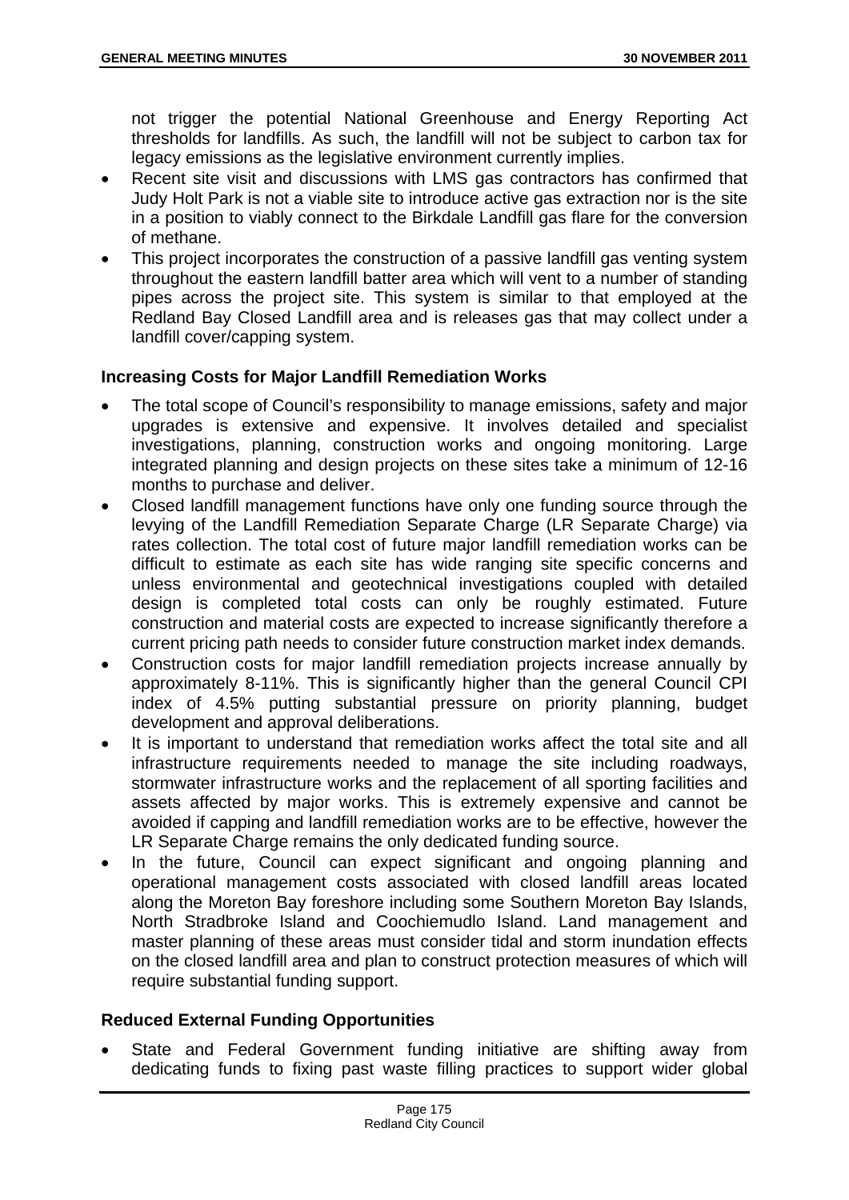not trigger the potential National Greenhouse and Energy Reporting Act thresholds for landfills. As such, the landfill will not be subject to carbon tax for legacy emissions as the legislative environment currently implies.

- Recent site visit and discussions with LMS gas contractors has confirmed that Judy Holt Park is not a viable site to introduce active gas extraction nor is the site in a position to viably connect to the Birkdale Landfill gas flare for the conversion of methane.
- This project incorporates the construction of a passive landfill gas venting system throughout the eastern landfill batter area which will vent to a number of standing pipes across the project site. This system is similar to that employed at the Redland Bay Closed Landfill area and is releases gas that may collect under a landfill cover/capping system.

**Increasing Costs for Major Landfill Remediation Works**

- The total scope of Council's responsibility to manage emissions, safety and major upgrades is extensive and expensive. It involves detailed and specialist investigations, planning, construction works and ongoing monitoring. Large integrated planning and design projects on these sites take a minimum of 12-16 months to purchase and deliver.
- Closed landfill management functions have only one funding source through the levying of the Landfill Remediation Separate Charge (LR Separate Charge) via rates collection. The total cost of future major landfill remediation works can be difficult to estimate as each site has wide ranging site specific concerns and unless environmental and geotechnical investigations coupled with detailed design is completed total costs can only be roughly estimated. Future construction and material costs are expected to increase significantly therefore a current pricing path needs to consider future construction market index demands.
- Construction costs for major landfill remediation projects increase annually by approximately 8-11%. This is significantly higher than the general Council CPI index of 4.5% putting substantial pressure on priority planning, budget development and approval deliberations.
- It is important to understand that remediation works affect the total site and all infrastructure requirements needed to manage the site including roadways, stormwater infrastructure works and the replacement of all sporting facilities and assets affected by major works. This is extremely expensive and cannot be avoided if capping and landfill remediation works are to be effective, however the LR Separate Charge remains the only dedicated funding source.
- In the future, Council can expect significant and ongoing planning and operational management costs associated with closed landfill areas located along the Moreton Bay foreshore including some Southern Moreton Bay Islands, North Stradbroke Island and Coochiemudlo Island. Land management and master planning of these areas must consider tidal and storm inundation effects on the closed landfill area and plan to construct protection measures of which will require substantial funding support.

**Reduced External Funding Opportunities**

- State and Federal Government funding initiative are shifting away from dedicating funds to fixing past waste filling practices to support wider global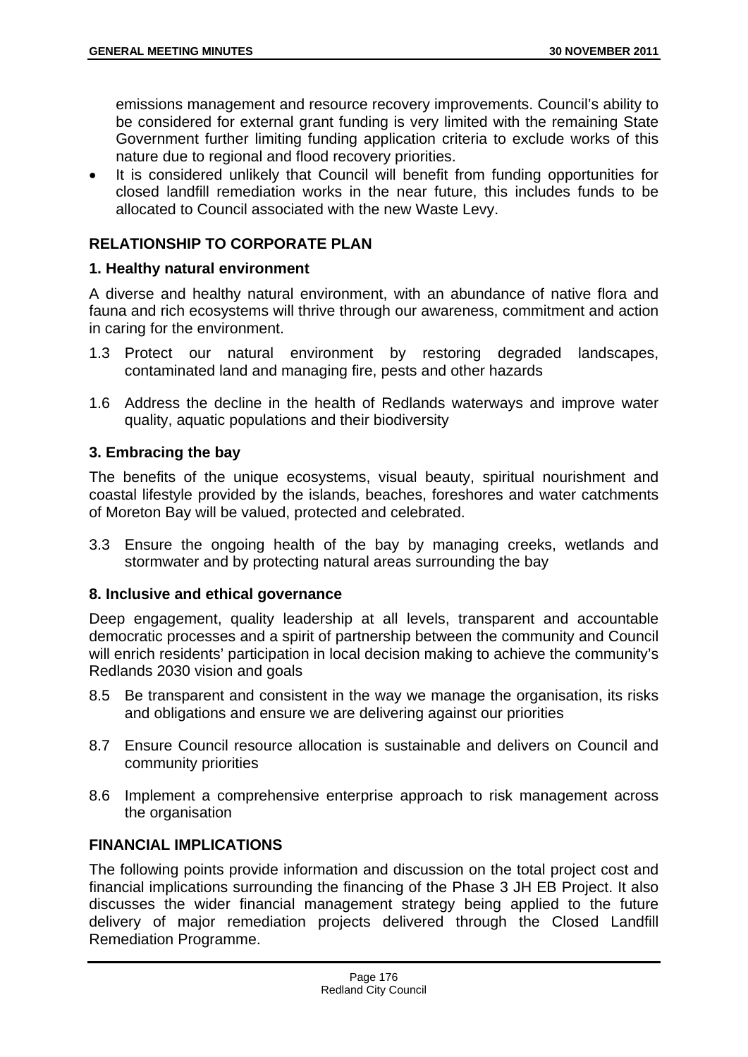emissions management and resource recovery improvements. Council's ability to be considered for external grant funding is very limited with the remaining State Government further limiting funding application criteria to exclude works of this nature due to regional and flood recovery priorities.

- It is considered unlikely that Council will benefit from funding opportunities for closed landfill remediation works in the near future, this includes funds to be allocated to Council associated with the new Waste Levy.

## RELATIONSHIP TO CORPORATE PLAN

### 1. Healthy natural environment

A diverse and healthy natural environment, with an abundance of native flora and fauna and rich ecosystems will thrive through our awareness, commitment and action in caring for the environment.

1.3 Protect our natural environment by restoring degraded landscapes, contaminated land and managing fire, pests and other hazards

1.6 Address the decline in the health of Redlands waterways and improve water quality, aquatic populations and their biodiversity

### 3. Embracing the bay

The benefits of the unique ecosystems, visual beauty, spiritual nourishment and coastal lifestyle provided by the islands, beaches, foreshores and water catchments of Moreton Bay will be valued, protected and celebrated.

3.3 Ensure the ongoing health of the bay by managing creeks, wetlands and stormwater and by protecting natural areas surrounding the bay

### 8. Inclusive and ethical governance

Deep engagement, quality leadership at all levels, transparent and accountable democratic processes and a spirit of partnership between the community and Council will enrich residents' participation in local decision making to achieve the community's Redlands 2030 vision and goals

8.5 Be transparent and consistent in the way we manage the organisation, its risks and obligations and ensure we are delivering against our priorities

8.7 Ensure Council resource allocation is sustainable and delivers on Council and community priorities

8.6 Implement a comprehensive enterprise approach to risk management across the organisation

## FINANCIAL IMPLICATIONS

The following points provide information and discussion on the total project cost and financial implications surrounding the financing of the Phase 3 JH EB Project. It also discusses the wider financial management strategy being applied to the future delivery of major remediation projects delivered through the Closed Landfill Remediation Programme.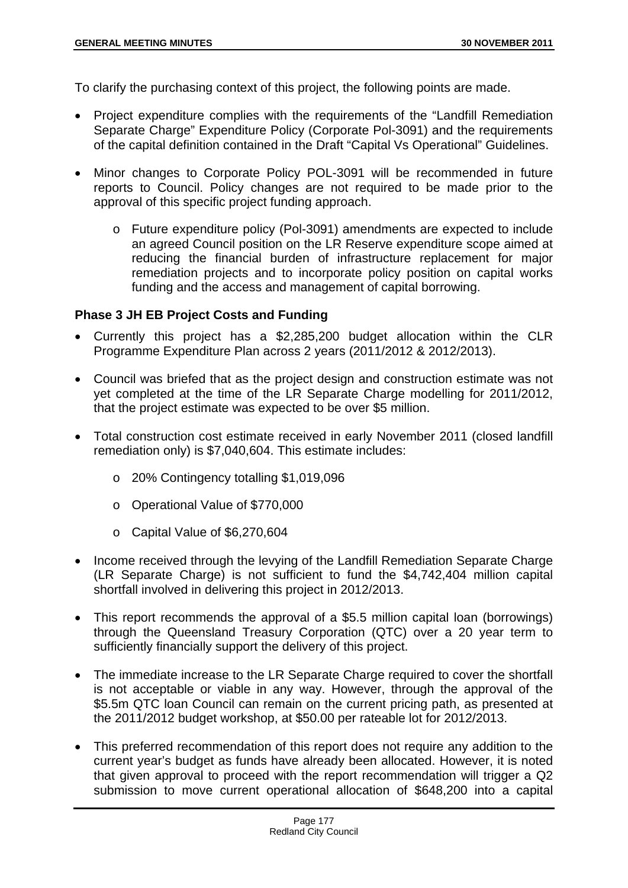To clarify the purchasing context of this project, the following points are made.

- Project expenditure complies with the requirements of the "Landfill Remediation Separate Charge" Expenditure Policy (Corporate Pol-3091) and the requirements of the capital definition contained in the Draft "Capital Vs Operational" Guidelines.

- Minor changes to Corporate Policy POL-3091 will be recommended in future reports to Council. Policy changes are not required to be made prior to the approval of this specific project funding approach.

  - Future expenditure policy (Pol-3091) amendments are expected to include an agreed Council position on the LR Reserve expenditure scope aimed at reducing the financial burden of infrastructure replacement for major remediation projects and to incorporate policy position on capital works funding and the access and management of capital borrowing.

**Phase 3 JH EB Project Costs and Funding**

- Currently this project has a $2,285,200 budget allocation within the CLR Programme Expenditure Plan across 2 years (2011/2012 & 2012/2013).

- Council was briefed that as the project design and construction estimate was not yet completed at the time of the LR Separate Charge modelling for 2011/2012, that the project estimate was expected to be over $5 million.

- Total construction cost estimate received in early November 2011 (closed landfill remediation only) is $7,040,604. This estimate includes:

  - 20% Contingency totalling $1,019,096

  - Operational Value of $770,000

  - Capital Value of $6,270,604

- Income received through the levying of the Landfill Remediation Separate Charge (LR Separate Charge) is not sufficient to fund the $4,742,404 million capital shortfall involved in delivering this project in 2012/2013.

- This report recommends the approval of a $5.5 million capital loan (borrowings) through the Queensland Treasury Corporation (QTC) over a 20 year term to sufficiently financially support the delivery of this project.

- The immediate increase to the LR Separate Charge required to cover the shortfall is not acceptable or viable in any way. However, through the approval of the $5.5m QTC loan Council can remain on the current pricing path, as presented at the 2011/2012 budget workshop, at $50.00 per rateable lot for 2012/2013.

- This preferred recommendation of this report does not require any addition to the current year's budget as funds have already been allocated. However, it is noted that given approval to proceed with the report recommendation will trigger a Q2 submission to move current operational allocation of $648,200 into a capital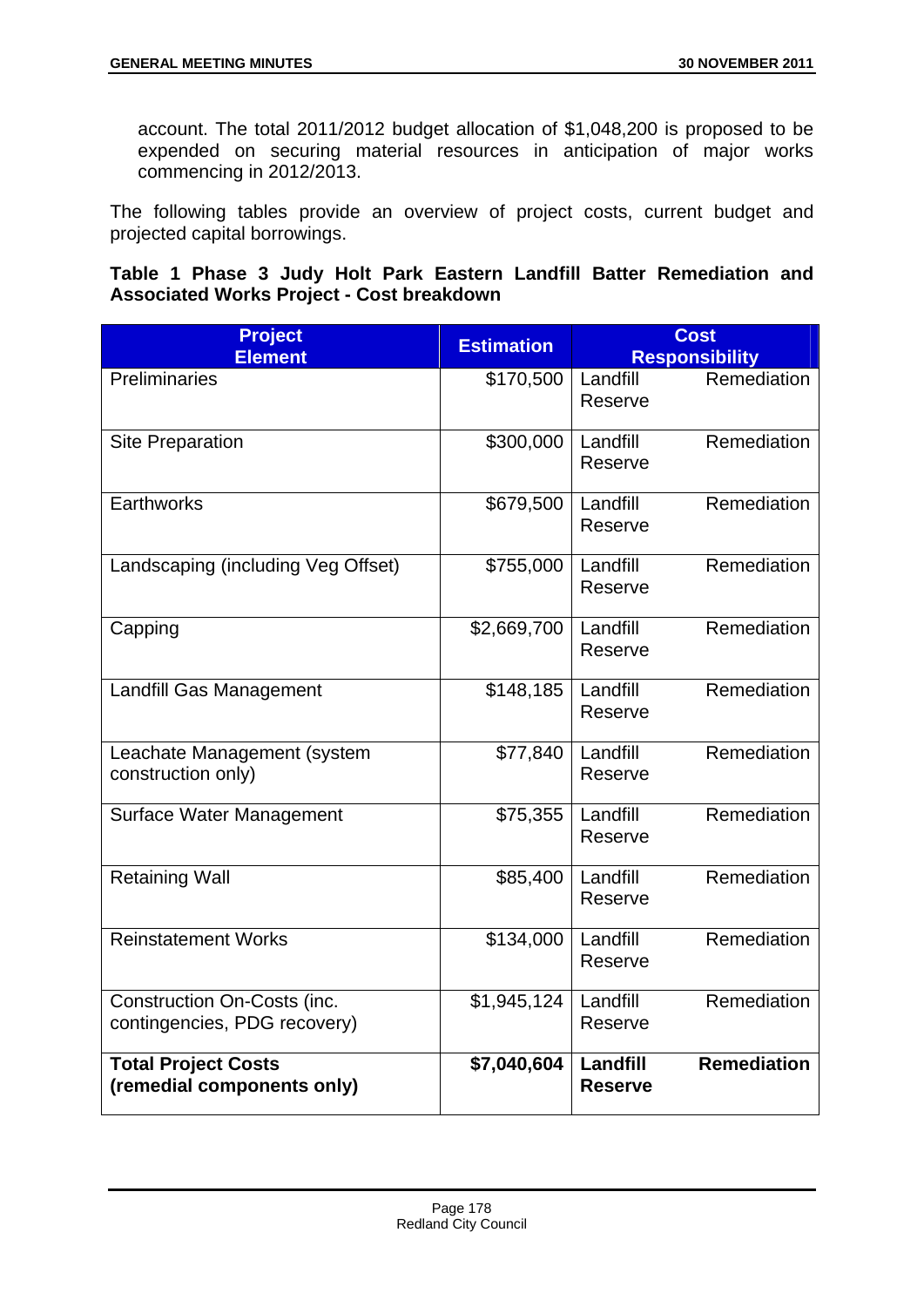account. The total 2011/2012 budget allocation of $1,048,200 is proposed to be expended on securing material resources in anticipation of major works commencing in 2012/2013.

The following tables provide an overview of project costs, current budget and projected capital borrowings.

**Table 1 Phase 3 Judy Holt Park Eastern Landfill Batter Remediation and Associated Works Project - Cost breakdown**

| Project Element | Estimation | Cost Responsibility |
|---|---|---|
| Preliminaries | $170,500 | Landfill Remediation Reserve |
| Site Preparation | $300,000 | Landfill Remediation Reserve |
| Earthworks | $679,500 | Landfill Remediation Reserve |
| Landscaping (including Veg Offset) | $755,000 | Landfill Remediation Reserve |
| Capping | $2,669,700 | Landfill Remediation Reserve |
| Landfill Gas Management | $148,185 | Landfill Remediation Reserve |
| Leachate Management (system construction only) | $77,840 | Landfill Remediation Reserve |
| Surface Water Management | $75,355 | Landfill Remediation Reserve |
| Retaining Wall | $85,400 | Landfill Remediation Reserve |
| Reinstatement Works | $134,000 | Landfill Remediation Reserve |
| Construction On-Costs (inc. contingencies, PDG recovery) | $1,945,124 | Landfill Remediation Reserve |
| **Total Project Costs (remedial components only)** | **$7,040,604** | **Landfill Remediation Reserve** |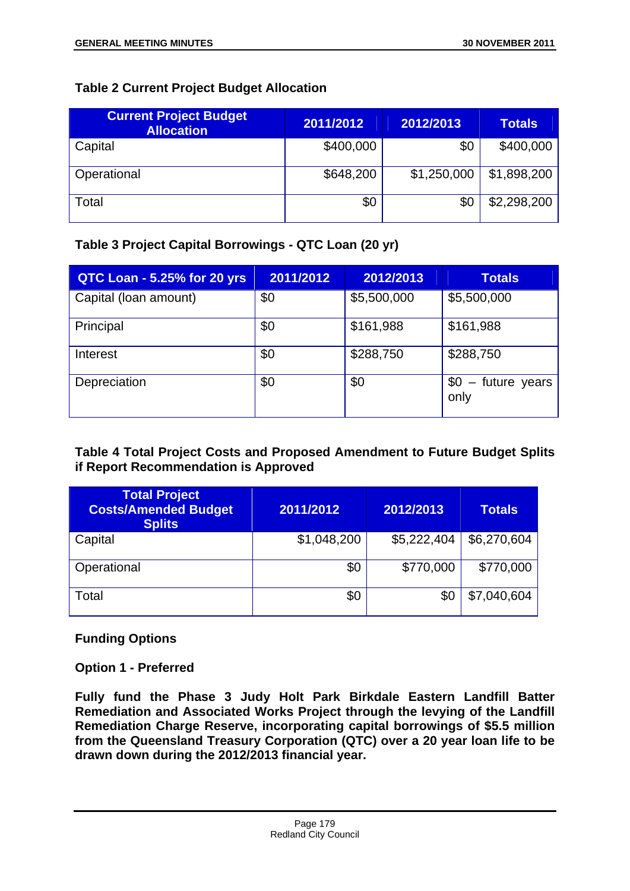**Table 2 Current Project Budget Allocation**

| Current Project Budget Allocation | 2011/2012 | 2012/2013 | Totals |
|---|---|---|---|
| Capital | $400,000 | $0 | $400,000 |
| Operational | $648,200 | $1,250,000 | $1,898,200 |
| Total | $0 | $0 | $2,298,200 |

**Table 3 Project Capital Borrowings - QTC Loan (20 yr)**

| QTC Loan - 5.25% for 20 yrs | 2011/2012 | 2012/2013 | Totals |
|---|---|---|---|
| Capital (loan amount) | $0 | $5,500,000 | $5,500,000 |
| Principal | $0 | $161,988 | $161,988 |
| Interest | $0 | $288,750 | $288,750 |
| Depreciation | $0 | $0 | $0 – future years only |

**Table 4 Total Project Costs and Proposed Amendment to Future Budget Splits if Report Recommendation is Approved**

| Total Project Costs/Amended Budget Splits | 2011/2012 | 2012/2013 | Totals |
|---|---|---|---|
| Capital | $1,048,200 | $5,222,404 | $6,270,604 |
| Operational | $0 | $770,000 | $770,000 |
| Total | $0 | $0 | $7,040,604 |

**Funding Options**

**Option 1 - Preferred**

**Fully fund the Phase 3 Judy Holt Park Birkdale Eastern Landfill Batter Remediation and Associated Works Project through the levying of the Landfill Remediation Charge Reserve, incorporating capital borrowings of $5.5 million from the Queensland Treasury Corporation (QTC) over a 20 year loan life to be drawn down during the 2012/2013 financial year.**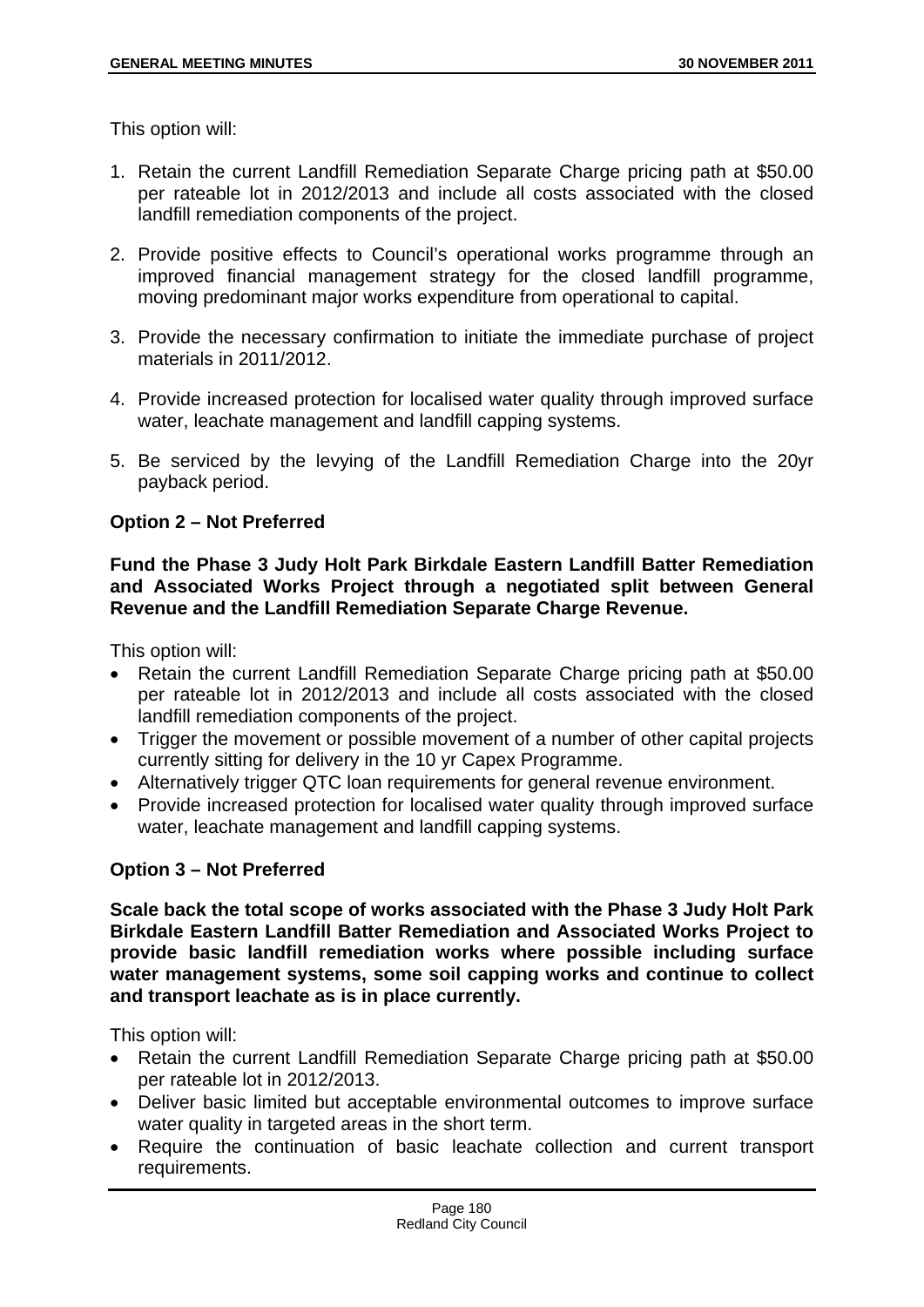This option will:

1. Retain the current Landfill Remediation Separate Charge pricing path at $50.00 per rateable lot in 2012/2013 and include all costs associated with the closed landfill remediation components of the project.

2. Provide positive effects to Council's operational works programme through an improved financial management strategy for the closed landfill programme, moving predominant major works expenditure from operational to capital.

3. Provide the necessary confirmation to initiate the immediate purchase of project materials in 2011/2012.

4. Provide increased protection for localised water quality through improved surface water, leachate management and landfill capping systems.

5. Be serviced by the levying of the Landfill Remediation Charge into the 20yr payback period.

**Option 2 – Not Preferred**

**Fund the Phase 3 Judy Holt Park Birkdale Eastern Landfill Batter Remediation and Associated Works Project through a negotiated split between General Revenue and the Landfill Remediation Separate Charge Revenue.**

This option will:

- Retain the current Landfill Remediation Separate Charge pricing path at $50.00 per rateable lot in 2012/2013 and include all costs associated with the closed landfill remediation components of the project.
- Trigger the movement or possible movement of a number of other capital projects currently sitting for delivery in the 10 yr Capex Programme.
- Alternatively trigger QTC loan requirements for general revenue environment.
- Provide increased protection for localised water quality through improved surface water, leachate management and landfill capping systems.

**Option 3 – Not Preferred**

**Scale back the total scope of works associated with the Phase 3 Judy Holt Park Birkdale Eastern Landfill Batter Remediation and Associated Works Project to provide basic landfill remediation works where possible including surface water management systems, some soil capping works and continue to collect and transport leachate as is in place currently.**

This option will:

- Retain the current Landfill Remediation Separate Charge pricing path at $50.00 per rateable lot in 2012/2013.
- Deliver basic limited but acceptable environmental outcomes to improve surface water quality in targeted areas in the short term.
- Require the continuation of basic leachate collection and current transport requirements.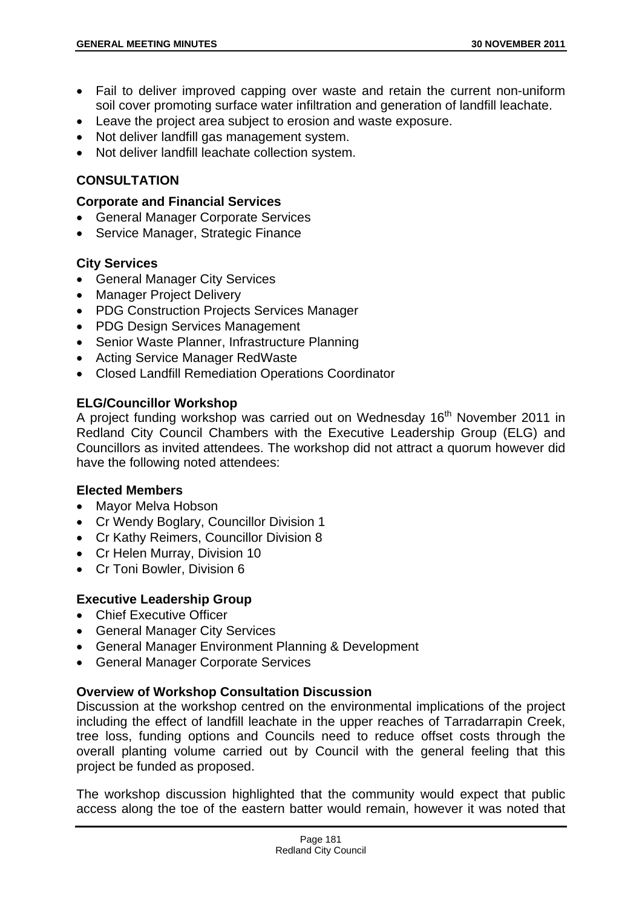- Fail to deliver improved capping over waste and retain the current non-uniform soil cover promoting surface water infiltration and generation of landfill leachate.
- Leave the project area subject to erosion and waste exposure.
- Not deliver landfill gas management system.
- Not deliver landfill leachate collection system.

## CONSULTATION

### Corporate and Financial Services

- General Manager Corporate Services
- Service Manager, Strategic Finance

### City Services

- General Manager City Services
- Manager Project Delivery
- PDG Construction Projects Services Manager
- PDG Design Services Management
- Senior Waste Planner, Infrastructure Planning
- Acting Service Manager RedWaste
- Closed Landfill Remediation Operations Coordinator

### ELG/Councillor Workshop

A project funding workshop was carried out on Wednesday 16th November 2011 in Redland City Council Chambers with the Executive Leadership Group (ELG) and Councillors as invited attendees. The workshop did not attract a quorum however did have the following noted attendees:

### Elected Members

- Mayor Melva Hobson
- Cr Wendy Boglary, Councillor Division 1
- Cr Kathy Reimers, Councillor Division 8
- Cr Helen Murray, Division 10
- Cr Toni Bowler, Division 6

### Executive Leadership Group

- Chief Executive Officer
- General Manager City Services
- General Manager Environment Planning & Development
- General Manager Corporate Services

### Overview of Workshop Consultation Discussion

Discussion at the workshop centred on the environmental implications of the project including the effect of landfill leachate in the upper reaches of Tarradarrapin Creek, tree loss, funding options and Councils need to reduce offset costs through the overall planting volume carried out by Council with the general feeling that this project be funded as proposed.

The workshop discussion highlighted that the community would expect that public access along the toe of the eastern batter would remain, however it was noted that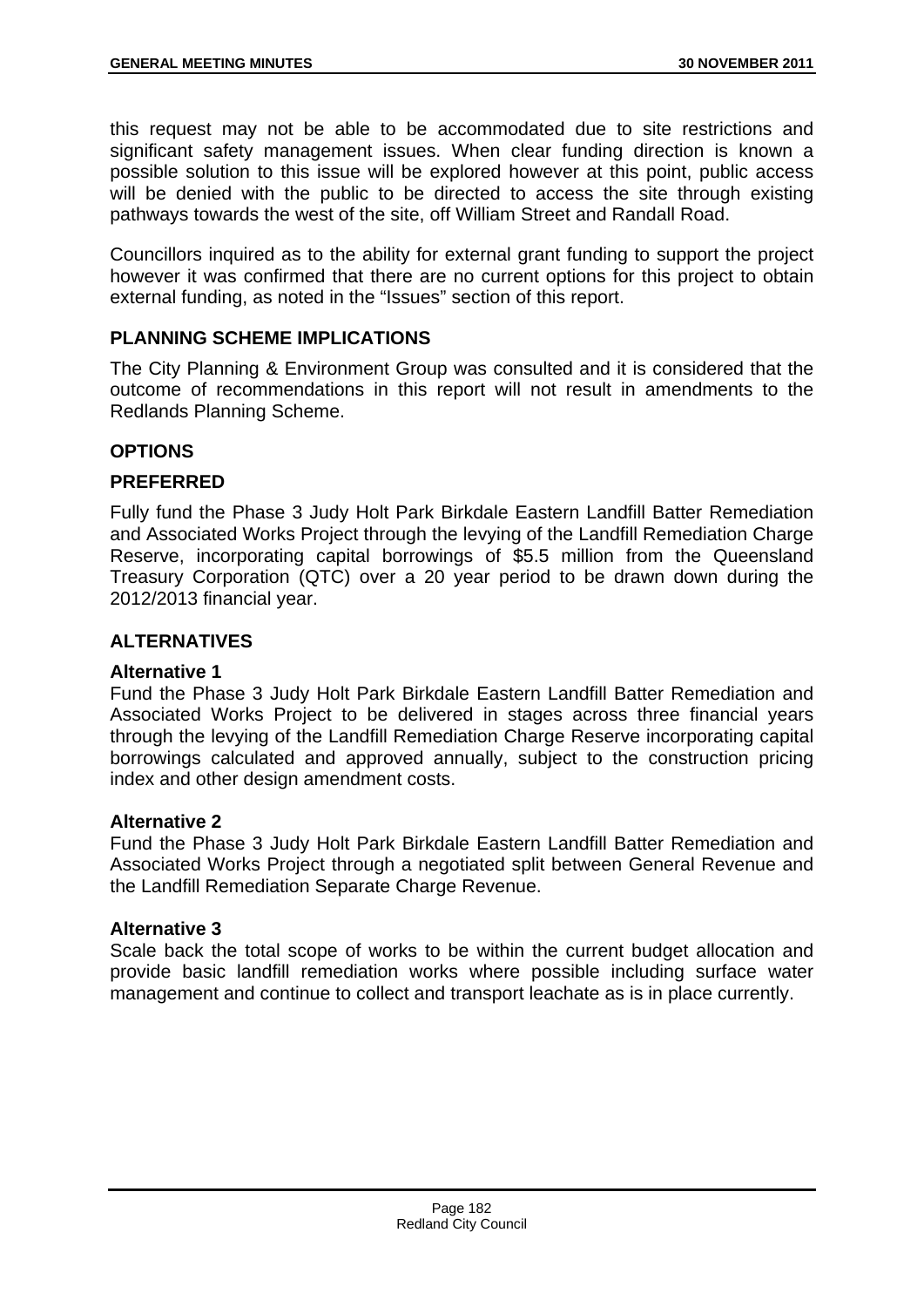this request may not be able to be accommodated due to site restrictions and significant safety management issues. When clear funding direction is known a possible solution to this issue will be explored however at this point, public access will be denied with the public to be directed to access the site through existing pathways towards the west of the site, off William Street and Randall Road.

Councillors inquired as to the ability for external grant funding to support the project however it was confirmed that there are no current options for this project to obtain external funding, as noted in the "Issues" section of this report.

## PLANNING SCHEME IMPLICATIONS

The City Planning & Environment Group was consulted and it is considered that the outcome of recommendations in this report will not result in amendments to the Redlands Planning Scheme.

## OPTIONS

## PREFERRED

Fully fund the Phase 3 Judy Holt Park Birkdale Eastern Landfill Batter Remediation and Associated Works Project through the levying of the Landfill Remediation Charge Reserve, incorporating capital borrowings of $5.5 million from the Queensland Treasury Corporation (QTC) over a 20 year period to be drawn down during the 2012/2013 financial year.

## ALTERNATIVES

**Alternative 1**

Fund the Phase 3 Judy Holt Park Birkdale Eastern Landfill Batter Remediation and Associated Works Project to be delivered in stages across three financial years through the levying of the Landfill Remediation Charge Reserve incorporating capital borrowings calculated and approved annually, subject to the construction pricing index and other design amendment costs.

**Alternative 2**

Fund the Phase 3 Judy Holt Park Birkdale Eastern Landfill Batter Remediation and Associated Works Project through a negotiated split between General Revenue and the Landfill Remediation Separate Charge Revenue.

**Alternative 3**

Scale back the total scope of works to be within the current budget allocation and provide basic landfill remediation works where possible including surface water management and continue to collect and transport leachate as is in place currently.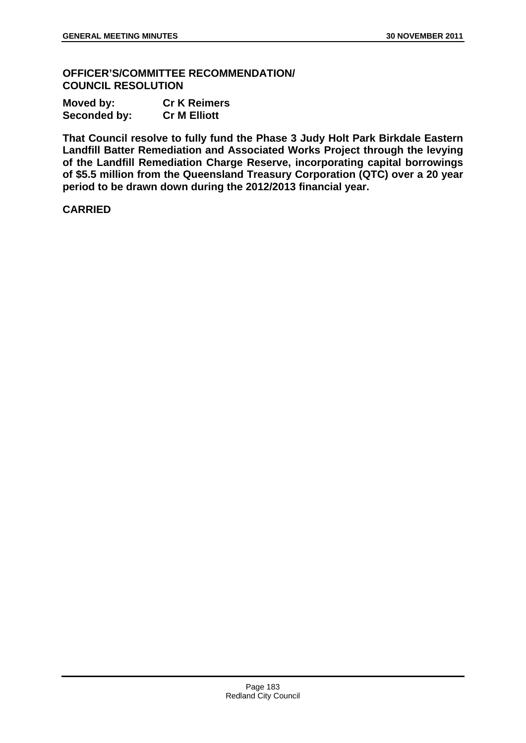**OFFICER'S/COMMITTEE RECOMMENDATION/
COUNCIL RESOLUTION**

**Moved by:** **Cr K Reimers**
**Seconded by:** **Cr M Elliott**

**That Council resolve to fully fund the Phase 3 Judy Holt Park Birkdale Eastern Landfill Batter Remediation and Associated Works Project through the levying of the Landfill Remediation Charge Reserve, incorporating capital borrowings of $5.5 million from the Queensland Treasury Corporation (QTC) over a 20 year period to be drawn down during the 2012/2013 financial year.**

**CARRIED**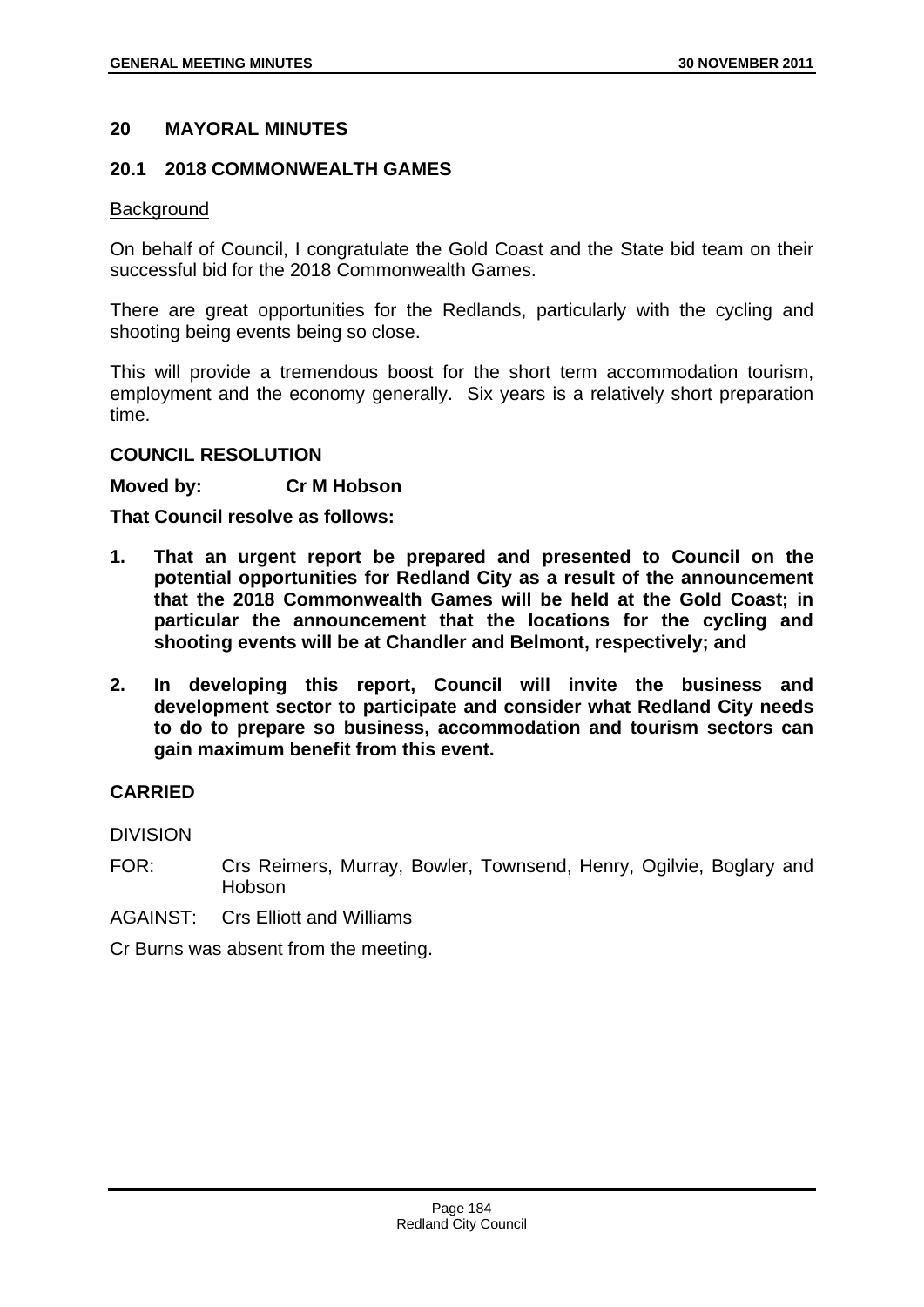## 20 MAYORAL MINUTES

### 20.1 2018 COMMONWEALTH GAMES

Background

On behalf of Council, I congratulate the Gold Coast and the State bid team on their successful bid for the 2018 Commonwealth Games.

There are great opportunities for the Redlands, particularly with the cycling and shooting being events being so close.

This will provide a tremendous boost for the short term accommodation tourism, employment and the economy generally. Six years is a relatively short preparation time.

**COUNCIL RESOLUTION**

**Moved by: Cr M Hobson**

**That Council resolve as follows:**

1. **That an urgent report be prepared and presented to Council on the potential opportunities for Redland City as a result of the announcement that the 2018 Commonwealth Games will be held at the Gold Coast; in particular the announcement that the locations for the cycling and shooting events will be at Chandler and Belmont, respectively; and**
2. **In developing this report, Council will invite the business and development sector to participate and consider what Redland City needs to do to prepare so business, accommodation and tourism sectors can gain maximum benefit from this event.**

**CARRIED**

DIVISION

FOR: Crs Reimers, Murray, Bowler, Townsend, Henry, Ogilvie, Boglary and Hobson

AGAINST: Crs Elliott and Williams

Cr Burns was absent from the meeting.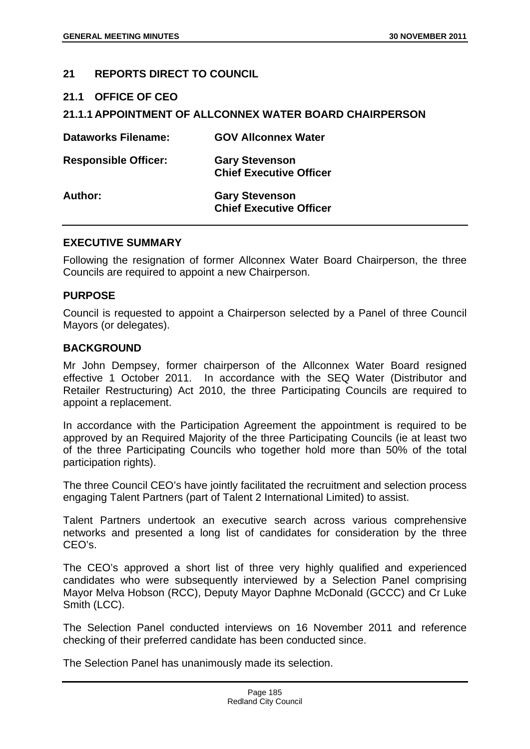## 21 REPORTS DIRECT TO COUNCIL

### 21.1 OFFICE OF CEO

### 21.1.1 APPOINTMENT OF ALLCONNEX WATER BOARD CHAIRPERSON

| | |
|---|---|
| **Dataworks Filename:** | **GOV Allconnex Water** |
| **Responsible Officer:** | **Gary Stevenson**<br>**Chief Executive Officer** |
| **Author:** | **Gary Stevenson**<br>**Chief Executive Officer** |

**EXECUTIVE SUMMARY**

Following the resignation of former Allconnex Water Board Chairperson, the three Councils are required to appoint a new Chairperson.

**PURPOSE**

Council is requested to appoint a Chairperson selected by a Panel of three Council Mayors (or delegates).

**BACKGROUND**

Mr John Dempsey, former chairperson of the Allconnex Water Board resigned effective 1 October 2011. In accordance with the SEQ Water (Distributor and Retailer Restructuring) Act 2010, the three Participating Councils are required to appoint a replacement.

In accordance with the Participation Agreement the appointment is required to be approved by an Required Majority of the three Participating Councils (ie at least two of the three Participating Councils who together hold more than 50% of the total participation rights).

The three Council CEO's have jointly facilitated the recruitment and selection process engaging Talent Partners (part of Talent 2 International Limited) to assist.

Talent Partners undertook an executive search across various comprehensive networks and presented a long list of candidates for consideration by the three CEO's.

The CEO's approved a short list of three very highly qualified and experienced candidates who were subsequently interviewed by a Selection Panel comprising Mayor Melva Hobson (RCC), Deputy Mayor Daphne McDonald (GCCC) and Cr Luke Smith (LCC).

The Selection Panel conducted interviews on 16 November 2011 and reference checking of their preferred candidate has been conducted since.

The Selection Panel has unanimously made its selection.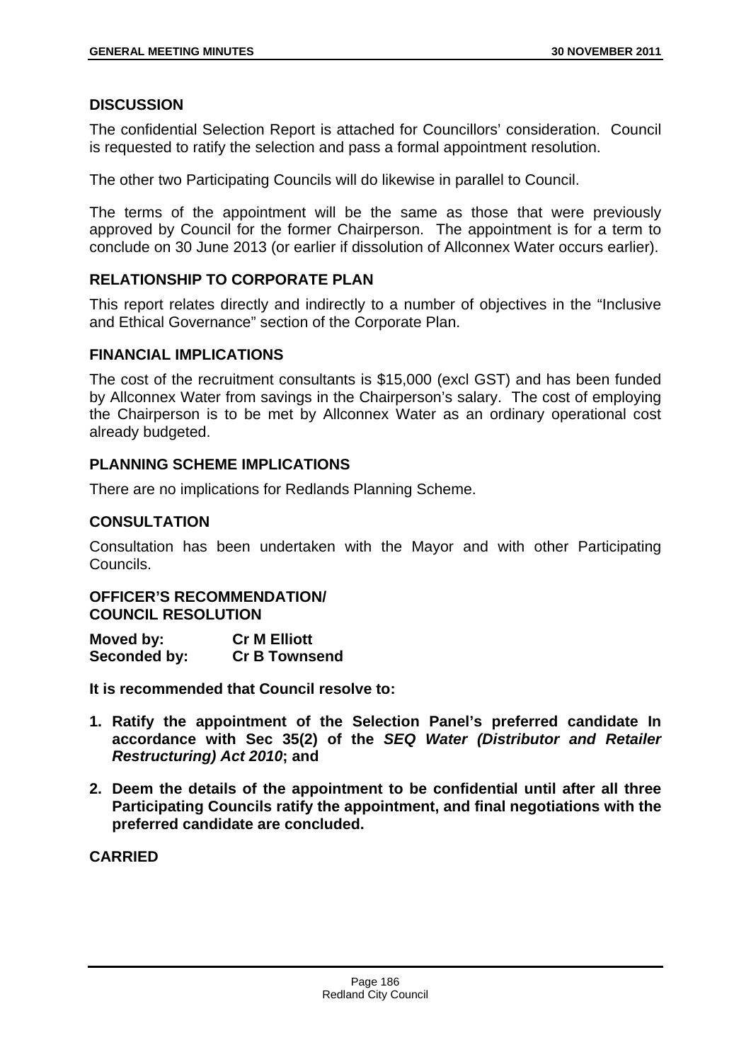## DISCUSSION

The confidential Selection Report is attached for Councillors' consideration. Council is requested to ratify the selection and pass a formal appointment resolution.

The other two Participating Councils will do likewise in parallel to Council.

The terms of the appointment will be the same as those that were previously approved by Council for the former Chairperson. The appointment is for a term to conclude on 30 June 2013 (or earlier if dissolution of Allconnex Water occurs earlier).

## RELATIONSHIP TO CORPORATE PLAN

This report relates directly and indirectly to a number of objectives in the "Inclusive and Ethical Governance" section of the Corporate Plan.

## FINANCIAL IMPLICATIONS

The cost of the recruitment consultants is $15,000 (excl GST) and has been funded by Allconnex Water from savings in the Chairperson's salary. The cost of employing the Chairperson is to be met by Allconnex Water as an ordinary operational cost already budgeted.

## PLANNING SCHEME IMPLICATIONS

There are no implications for Redlands Planning Scheme.

## CONSULTATION

Consultation has been undertaken with the Mayor and with other Participating Councils.

**OFFICER'S RECOMMENDATION/**
**COUNCIL RESOLUTION**

| | |
|---|---|
| **Moved by:** | **Cr M Elliott** |
| **Seconded by:** | **Cr B Townsend** |

**It is recommended that Council resolve to:**

1. **Ratify the appointment of the Selection Panel's preferred candidate In accordance with Sec 35(2) of the *SEQ Water (Distributor and Retailer Restructuring) Act 2010*; and**
2. **Deem the details of the appointment to be confidential until after all three Participating Councils ratify the appointment, and final negotiations with the preferred candidate are concluded.**

**CARRIED**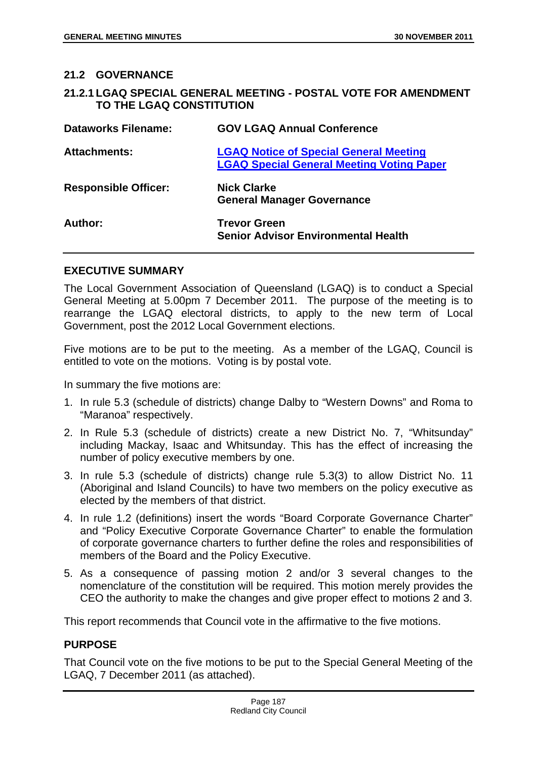## 21.2 GOVERNANCE

### 21.2.1 LGAQ SPECIAL GENERAL MEETING - POSTAL VOTE FOR AMENDMENT TO THE LGAQ CONSTITUTION

| | |
|---|---|
| **Dataworks Filename:** | **GOV LGAQ Annual Conference** |
| **Attachments:** | **LGAQ Notice of Special General Meeting**<br>**LGAQ Special General Meeting Voting Paper** |
| **Responsible Officer:** | **Nick Clarke**<br>**General Manager Governance** |
| **Author:** | **Trevor Green**<br>**Senior Advisor Environmental Health** |

**EXECUTIVE SUMMARY**

The Local Government Association of Queensland (LGAQ) is to conduct a Special General Meeting at 5.00pm 7 December 2011. The purpose of the meeting is to rearrange the LGAQ electoral districts, to apply to the new term of Local Government, post the 2012 Local Government elections.

Five motions are to be put to the meeting. As a member of the LGAQ, Council is entitled to vote on the motions. Voting is by postal vote.

In summary the five motions are:

1. In rule 5.3 (schedule of districts) change Dalby to "Western Downs" and Roma to "Maranoa" respectively.
2. In Rule 5.3 (schedule of districts) create a new District No. 7, "Whitsunday" including Mackay, Isaac and Whitsunday. This has the effect of increasing the number of policy executive members by one.
3. In rule 5.3 (schedule of districts) change rule 5.3(3) to allow District No. 11 (Aboriginal and Island Councils) to have two members on the policy executive as elected by the members of that district.
4. In rule 1.2 (definitions) insert the words "Board Corporate Governance Charter" and "Policy Executive Corporate Governance Charter" to enable the formulation of corporate governance charters to further define the roles and responsibilities of members of the Board and the Policy Executive.
5. As a consequence of passing motion 2 and/or 3 several changes to the nomenclature of the constitution will be required. This motion merely provides the CEO the authority to make the changes and give proper effect to motions 2 and 3.

This report recommends that Council vote in the affirmative to the five motions.

**PURPOSE**

That Council vote on the five motions to be put to the Special General Meeting of the LGAQ, 7 December 2011 (as attached).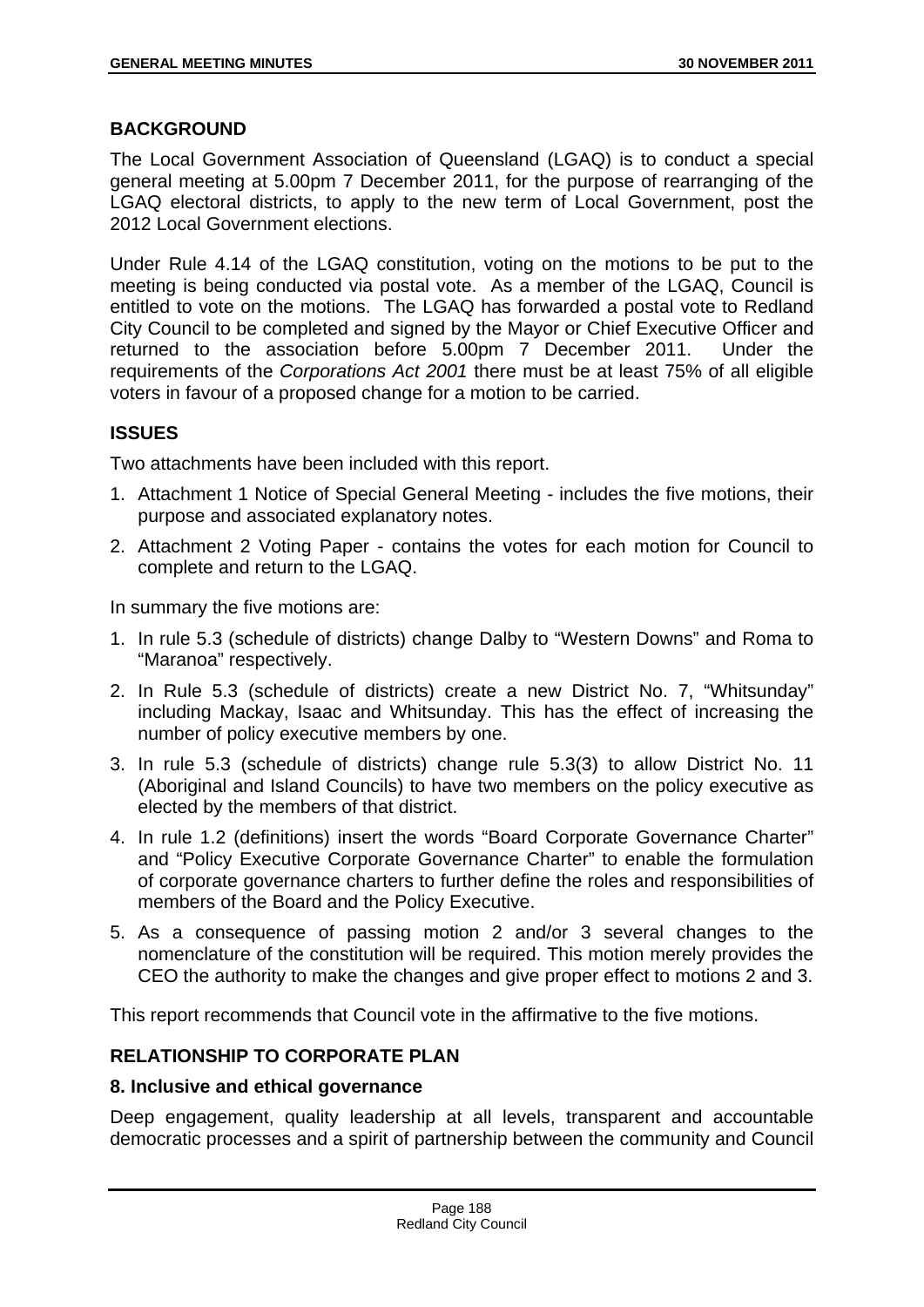## BACKGROUND

The Local Government Association of Queensland (LGAQ) is to conduct a special general meeting at 5.00pm 7 December 2011, for the purpose of rearranging of the LGAQ electoral districts, to apply to the new term of Local Government, post the 2012 Local Government elections.

Under Rule 4.14 of the LGAQ constitution, voting on the motions to be put to the meeting is being conducted via postal vote. As a member of the LGAQ, Council is entitled to vote on the motions. The LGAQ has forwarded a postal vote to Redland City Council to be completed and signed by the Mayor or Chief Executive Officer and returned to the association before 5.00pm 7 December 2011. Under the requirements of the *Corporations Act 2001* there must be at least 75% of all eligible voters in favour of a proposed change for a motion to be carried.

## ISSUES

Two attachments have been included with this report.

1. Attachment 1 Notice of Special General Meeting - includes the five motions, their purpose and associated explanatory notes.
2. Attachment 2 Voting Paper - contains the votes for each motion for Council to complete and return to the LGAQ.

In summary the five motions are:

1. In rule 5.3 (schedule of districts) change Dalby to "Western Downs" and Roma to "Maranoa" respectively.
2. In Rule 5.3 (schedule of districts) create a new District No. 7, "Whitsunday" including Mackay, Isaac and Whitsunday. This has the effect of increasing the number of policy executive members by one.
3. In rule 5.3 (schedule of districts) change rule 5.3(3) to allow District No. 11 (Aboriginal and Island Councils) to have two members on the policy executive as elected by the members of that district.
4. In rule 1.2 (definitions) insert the words "Board Corporate Governance Charter" and "Policy Executive Corporate Governance Charter" to enable the formulation of corporate governance charters to further define the roles and responsibilities of members of the Board and the Policy Executive.
5. As a consequence of passing motion 2 and/or 3 several changes to the nomenclature of the constitution will be required. This motion merely provides the CEO the authority to make the changes and give proper effect to motions 2 and 3.

This report recommends that Council vote in the affirmative to the five motions.

## RELATIONSHIP TO CORPORATE PLAN

### 8. Inclusive and ethical governance

Deep engagement, quality leadership at all levels, transparent and accountable democratic processes and a spirit of partnership between the community and Council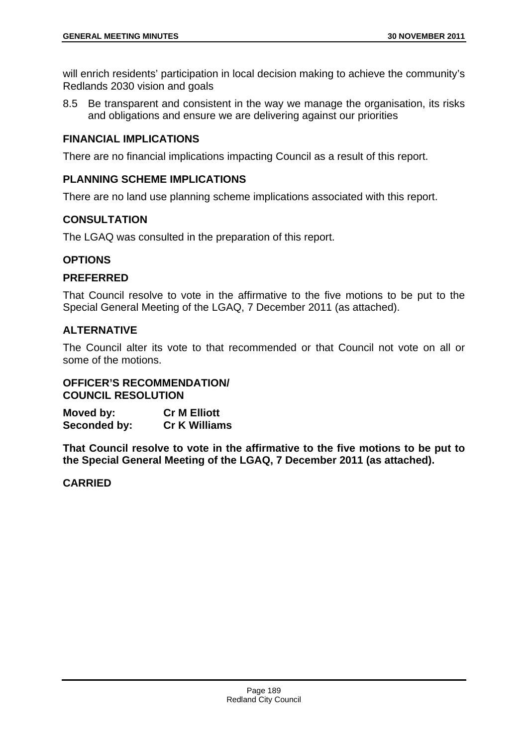will enrich residents' participation in local decision making to achieve the community's Redlands 2030 vision and goals

8.5 Be transparent and consistent in the way we manage the organisation, its risks and obligations and ensure we are delivering against our priorities

## FINANCIAL IMPLICATIONS

There are no financial implications impacting Council as a result of this report.

## PLANNING SCHEME IMPLICATIONS

There are no land use planning scheme implications associated with this report.

## CONSULTATION

The LGAQ was consulted in the preparation of this report.

## OPTIONS

## PREFERRED

That Council resolve to vote in the affirmative to the five motions to be put to the Special General Meeting of the LGAQ, 7 December 2011 (as attached).

## ALTERNATIVE

The Council alter its vote to that recommended or that Council not vote on all or some of the motions.

**OFFICER'S RECOMMENDATION/**
**COUNCIL RESOLUTION**

**Moved by: Cr M Elliott**
**Seconded by: Cr K Williams**

**That Council resolve to vote in the affirmative to the five motions to be put to the Special General Meeting of the LGAQ, 7 December 2011 (as attached).**

**CARRIED**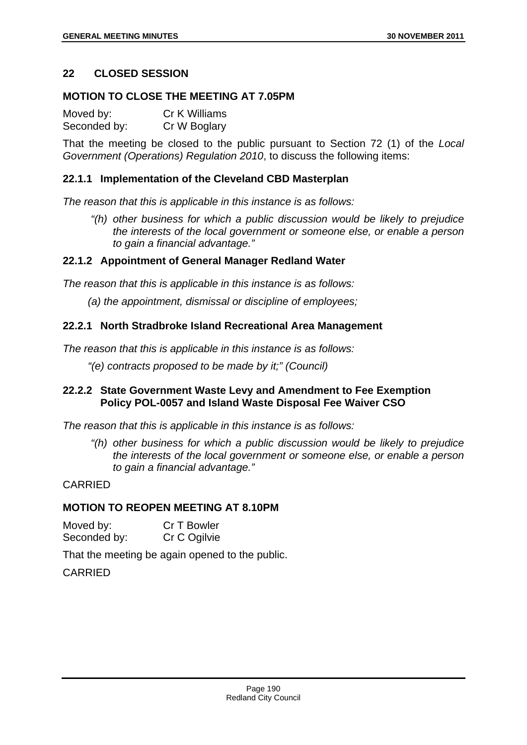## 22 CLOSED SESSION

### MOTION TO CLOSE THE MEETING AT 7.05PM

Moved by: Cr K Williams
Seconded by: Cr W Boglary

That the meeting be closed to the public pursuant to Section 72 (1) of the *Local Government (Operations) Regulation 2010*, to discuss the following items:

### 22.1.1 Implementation of the Cleveland CBD Masterplan

*The reason that this is applicable in this instance is as follows:*

> *"(h) other business for which a public discussion would be likely to prejudice the interests of the local government or someone else, or enable a person to gain a financial advantage."*

### 22.1.2 Appointment of General Manager Redland Water

*The reason that this is applicable in this instance is as follows:*

> *(a) the appointment, dismissal or discipline of employees;*

### 22.2.1 North Stradbroke Island Recreational Area Management

*The reason that this is applicable in this instance is as follows:*

> *"(e) contracts proposed to be made by it;" (Council)*

### 22.2.2 State Government Waste Levy and Amendment to Fee Exemption Policy POL-0057 and Island Waste Disposal Fee Waiver CSO

*The reason that this is applicable in this instance is as follows:*

> *"(h) other business for which a public discussion would be likely to prejudice the interests of the local government or someone else, or enable a person to gain a financial advantage."*

CARRIED

### MOTION TO REOPEN MEETING AT 8.10PM

Moved by: Cr T Bowler
Seconded by: Cr C Ogilvie

That the meeting be again opened to the public.

CARRIED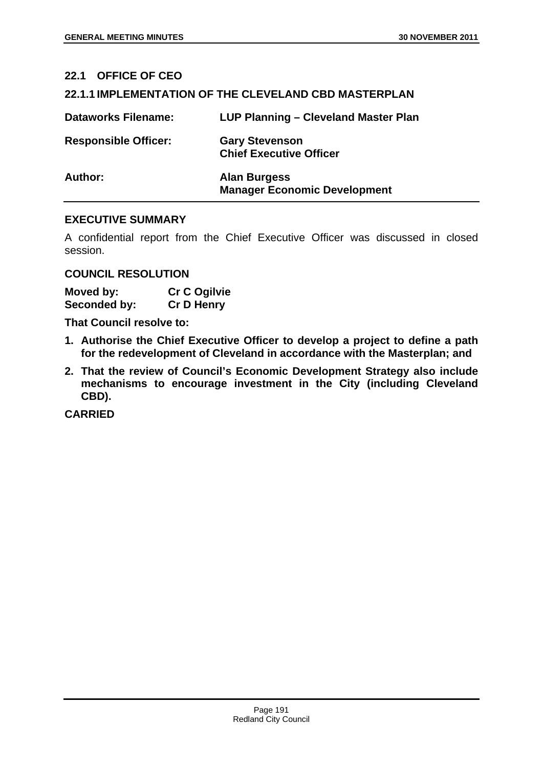## 22.1 OFFICE OF CEO

### 22.1.1 IMPLEMENTATION OF THE CLEVELAND CBD MASTERPLAN

| | |
|---|---|
| **Dataworks Filename:** | **LUP Planning – Cleveland Master Plan** |
| **Responsible Officer:** | **Gary Stevenson**<br>**Chief Executive Officer** |
| **Author:** | **Alan Burgess**<br>**Manager Economic Development** |

### EXECUTIVE SUMMARY

A confidential report from the Chief Executive Officer was discussed in closed session.

### COUNCIL RESOLUTION

**Moved by:** **Cr C Ogilvie**
**Seconded by:** **Cr D Henry**

**That Council resolve to:**

1. **Authorise the Chief Executive Officer to develop a project to define a path for the redevelopment of Cleveland in accordance with the Masterplan; and**
2. **That the review of Council's Economic Development Strategy also include mechanisms to encourage investment in the City (including Cleveland CBD).**

**CARRIED**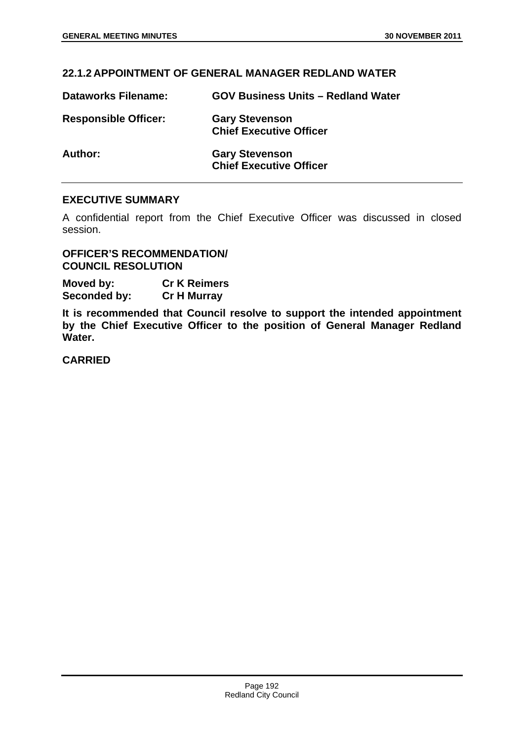## 22.1.2 APPOINTMENT OF GENERAL MANAGER REDLAND WATER

**Dataworks Filename:** **GOV Business Units – Redland Water**

**Responsible Officer:** **Gary Stevenson**
**Chief Executive Officer**

**Author:** **Gary Stevenson**
**Chief Executive Officer**

### EXECUTIVE SUMMARY

A confidential report from the Chief Executive Officer was discussed in closed session.

### OFFICER'S RECOMMENDATION/ COUNCIL RESOLUTION

**Moved by:** **Cr K Reimers**
**Seconded by:** **Cr H Murray**

**It is recommended that Council resolve to support the intended appointment by the Chief Executive Officer to the position of General Manager Redland Water.**

**CARRIED**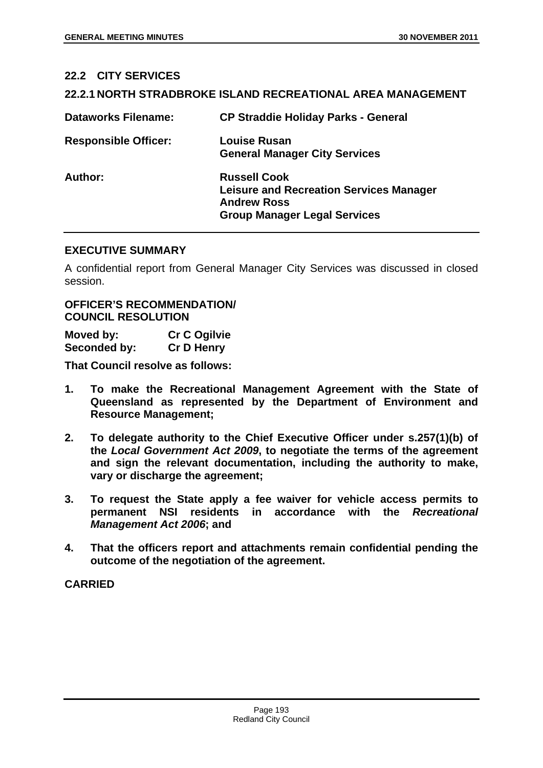## 22.2 CITY SERVICES

### 22.2.1 NORTH STRADBROKE ISLAND RECREATIONAL AREA MANAGEMENT

| | |
|---|---|
| **Dataworks Filename:** | **CP Straddie Holiday Parks - General** |
| **Responsible Officer:** | **Louise Rusan**<br>**General Manager City Services** |
| **Author:** | **Russell Cook**<br>**Leisure and Recreation Services Manager**<br>**Andrew Ross**<br>**Group Manager Legal Services** |

**EXECUTIVE SUMMARY**

A confidential report from General Manager City Services was discussed in closed session.

**OFFICER'S RECOMMENDATION/ COUNCIL RESOLUTION**

**Moved by:** **Cr C Ogilvie**
**Seconded by:** **Cr D Henry**

**That Council resolve as follows:**

1. **To make the Recreational Management Agreement with the State of Queensland as represented by the Department of Environment and Resource Management;**

2. **To delegate authority to the Chief Executive Officer under s.257(1)(b) of the *Local Government Act 2009*, to negotiate the terms of the agreement and sign the relevant documentation, including the authority to make, vary or discharge the agreement;**

3. **To request the State apply a fee waiver for vehicle access permits to permanent NSI residents in accordance with the *Recreational Management Act 2006*; and**

4. **That the officers report and attachments remain confidential pending the outcome of the negotiation of the agreement.**

**CARRIED**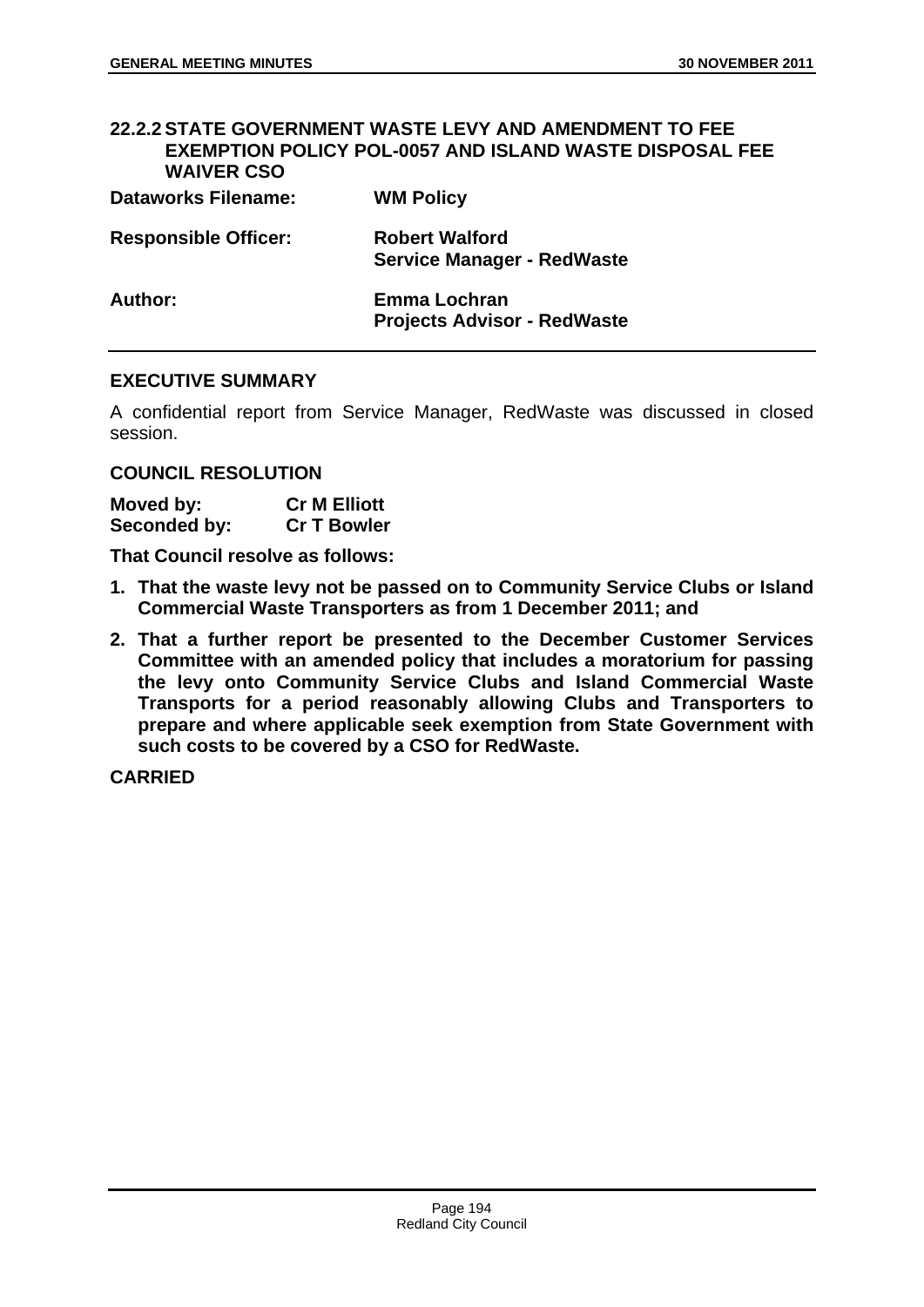## 22.2.2 STATE GOVERNMENT WASTE LEVY AND AMENDMENT TO FEE EXEMPTION POLICY POL-0057 AND ISLAND WASTE DISPOSAL FEE WAIVER CSO

| | |
|---|---|
| **Dataworks Filename:** | **WM Policy** |
| **Responsible Officer:** | **Robert Walford**<br>**Service Manager - RedWaste** |
| **Author:** | **Emma Lochran**<br>**Projects Advisor - RedWaste** |

### EXECUTIVE SUMMARY

A confidential report from Service Manager, RedWaste was discussed in closed session.

### COUNCIL RESOLUTION

| | |
|---|---|
| **Moved by:** | **Cr M Elliott** |
| **Seconded by:** | **Cr T Bowler** |

**That Council resolve as follows:**

1. **That the waste levy not be passed on to Community Service Clubs or Island Commercial Waste Transporters as from 1 December 2011; and**
2. **That a further report be presented to the December Customer Services Committee with an amended policy that includes a moratorium for passing the levy onto Community Service Clubs and Island Commercial Waste Transports for a period reasonably allowing Clubs and Transporters to prepare and where applicable seek exemption from State Government with such costs to be covered by a CSO for RedWaste.**

**CARRIED**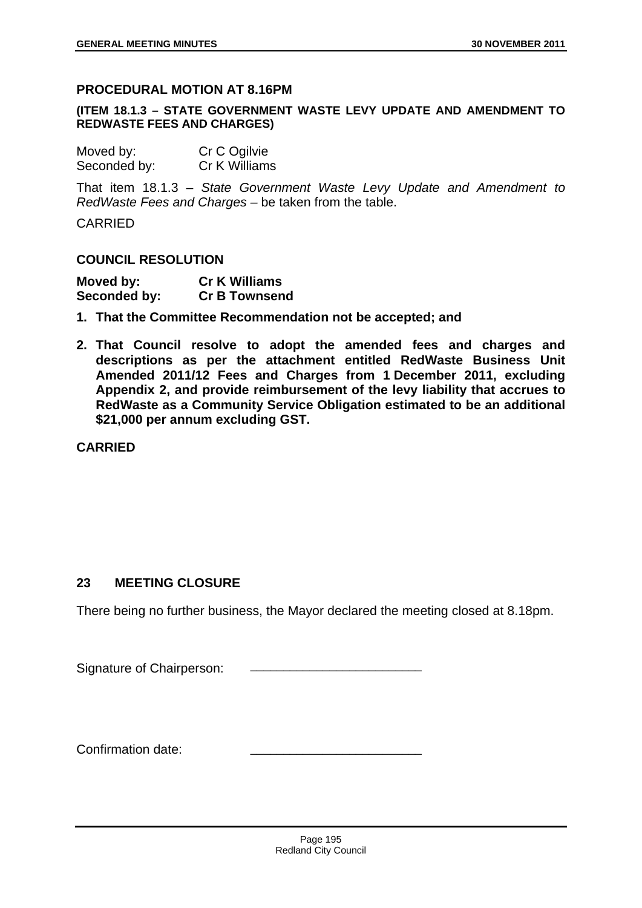### PROCEDURAL MOTION AT 8.16PM

**(ITEM 18.1.3 – STATE GOVERNMENT WASTE LEVY UPDATE AND AMENDMENT TO REDWASTE FEES AND CHARGES)**

Moved by: Cr C Ogilvie
Seconded by: Cr K Williams

That item 18.1.3 – *State Government Waste Levy Update and Amendment to RedWaste Fees and Charges* – be taken from the table.

CARRIED

### COUNCIL RESOLUTION

**Moved by: Cr K Williams**
**Seconded by: Cr B Townsend**

1. **That the Committee Recommendation not be accepted; and**
2. **That Council resolve to adopt the amended fees and charges and descriptions as per the attachment entitled RedWaste Business Unit Amended 2011/12 Fees and Charges from 1 December 2011, excluding Appendix 2, and provide reimbursement of the levy liability that accrues to RedWaste as a Community Service Obligation estimated to be an additional $21,000 per annum excluding GST.**

**CARRIED**

## 23 MEETING CLOSURE

There being no further business, the Mayor declared the meeting closed at 8.18pm.

Signature of Chairperson: ________________________

Confirmation date: ________________________